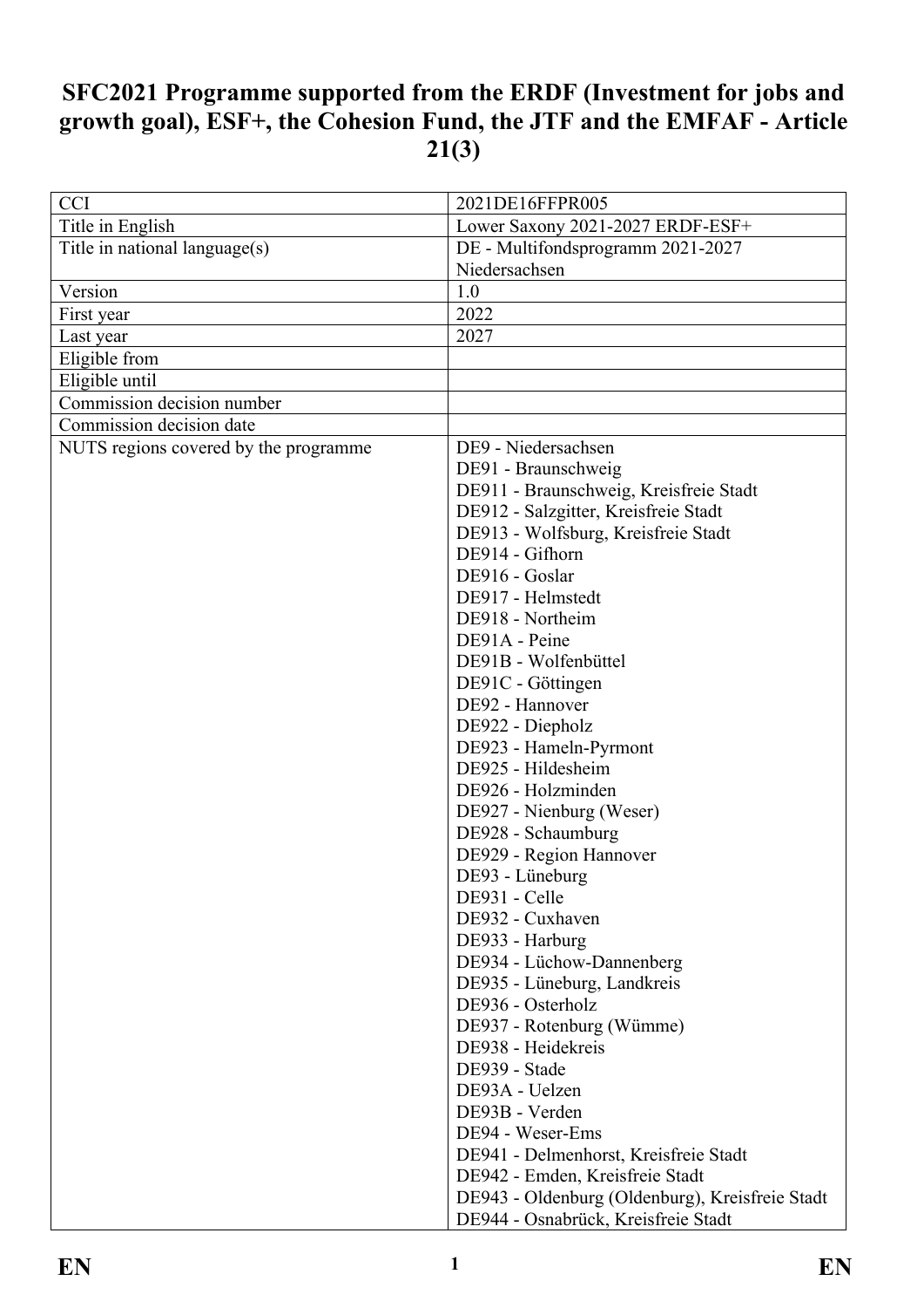# SFC2021 Programme supported from the ERDF (Investment for jobs and growth goal), ESF+, the Cohesion Fund, the JTF and the EMFAF - Article 21(3)

| | |
|---|---|
| CCI | 2021DE16FFPR005 |
| Title in English | Lower Saxony 2021-2027 ERDF-ESF+ |
| Title in national language(s) | DE - Multifondsprogramm 2021-2027 Niedersachsen |
| Version | 1.0 |
| First year | 2022 |
| Last year | 2027 |
| Eligible from | |
| Eligible until | |
| Commission decision number | |
| Commission decision date | |
| NUTS regions covered by the programme | DE9 - Niedersachsen<br>DE91 - Braunschweig<br>DE911 - Braunschweig, Kreisfreie Stadt<br>DE912 - Salzgitter, Kreisfreie Stadt<br>DE913 - Wolfsburg, Kreisfreie Stadt<br>DE914 - Gifhorn<br>DE916 - Goslar<br>DE917 - Helmstedt<br>DE918 - Northeim<br>DE91A - Peine<br>DE91B - Wolfenbüttel<br>DE91C - Göttingen<br>DE92 - Hannover<br>DE922 - Diepholz<br>DE923 - Hameln-Pyrmont<br>DE925 - Hildesheim<br>DE926 - Holzminden<br>DE927 - Nienburg (Weser)<br>DE928 - Schaumburg<br>DE929 - Region Hannover<br>DE93 - Lüneburg<br>DE931 - Celle<br>DE932 - Cuxhaven<br>DE933 - Harburg<br>DE934 - Lüchow-Dannenberg<br>DE935 - Lüneburg, Landkreis<br>DE936 - Osterholz<br>DE937 - Rotenburg (Wümme)<br>DE938 - Heidekreis<br>DE939 - Stade<br>DE93A - Uelzen<br>DE93B - Verden<br>DE94 - Weser-Ems<br>DE941 - Delmenhorst, Kreisfreie Stadt<br>DE942 - Emden, Kreisfreie Stadt<br>DE943 - Oldenburg (Oldenburg), Kreisfreie Stadt<br>DE944 - Osnabrück, Kreisfreie Stadt |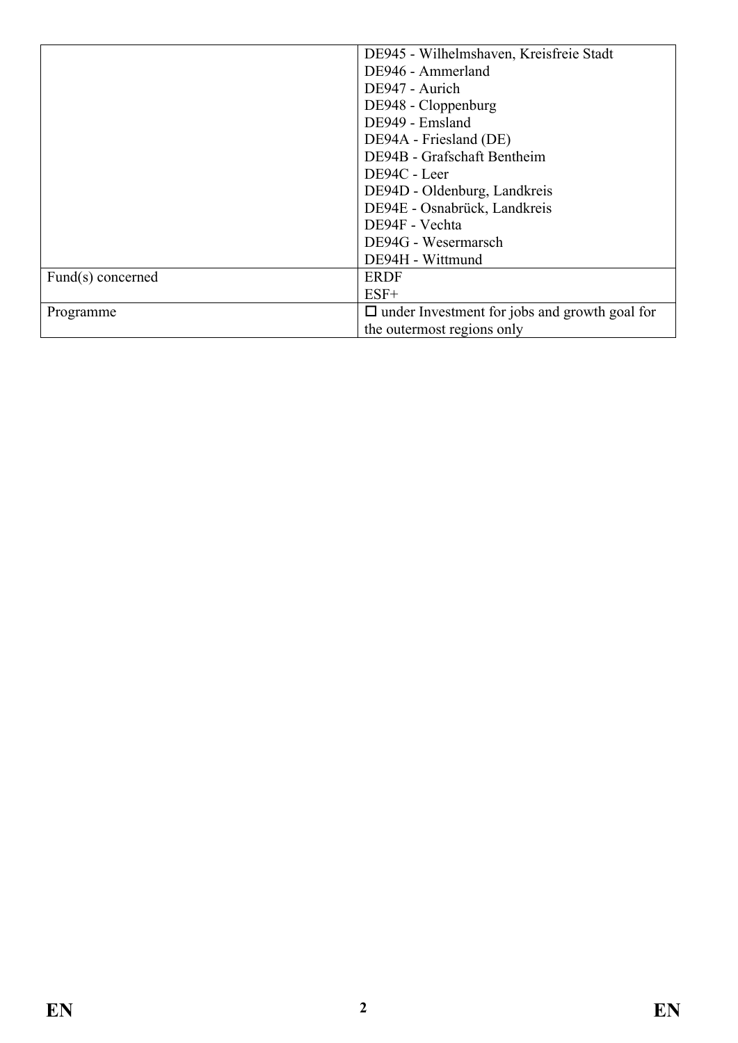| | |
|---|---|
| | DE945 - Wilhelmshaven, Kreisfreie Stadt<br>DE946 - Ammerland<br>DE947 - Aurich<br>DE948 - Cloppenburg<br>DE949 - Emsland<br>DE94A - Friesland (DE)<br>DE94B - Grafschaft Bentheim<br>DE94C - Leer<br>DE94D - Oldenburg, Landkreis<br>DE94E - Osnabrück, Landkreis<br>DE94F - Vechta<br>DE94G - Wesermarsch<br>DE94H - Wittmund |
| Fund(s) concerned | ERDF<br>ESF+ |
| Programme | ☐ under Investment for jobs and growth goal for the outermost regions only |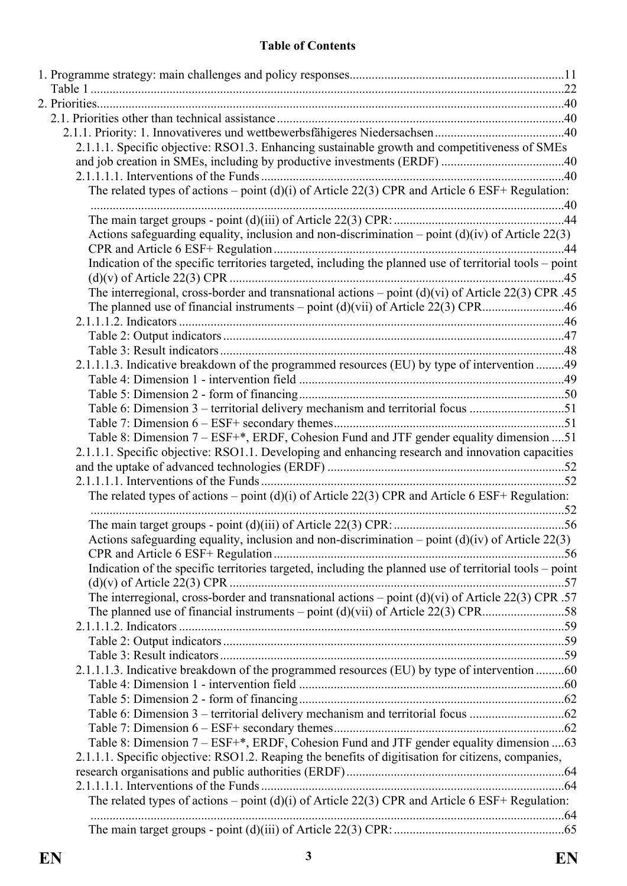**Table of Contents**

1. Programme strategy: main challenges and policy responses....................................................................11
   Table 1 ....................................................................................................................................................22
2. Priorities...................................................................................................................................................40
   2.1. Priorities other than technical assistance ..........................................................................................40
      2.1.1. Priority: 1. Innovativeres und wettbewerbsfähigeres Niedersachsen .........................................40
         2.1.1.1. Specific objective: RSO1.3. Enhancing sustainable growth and competitiveness of SMEs and job creation in SMEs, including by productive investments (ERDF) .......................................40
         2.1.1.1.1. Interventions of the Funds ...............................................................................................40
            The related types of actions – point (d)(i) of Article 22(3) CPR and Article 6 ESF+ Regulation: ....................................................................................................................................................40
            The main target groups - point (d)(iii) of Article 22(3) CPR: ......................................................44
            Actions safeguarding equality, inclusion and non-discrimination – point (d)(iv) of Article 22(3) CPR and Article 6 ESF+ Regulation ...........................................................................................44
            Indication of the specific territories targeted, including the planned use of territorial tools – point (d)(v) of Article 22(3) CPR .........................................................................................................45
            The interregional, cross-border and transnational actions – point (d)(vi) of Article 22(3) CPR .45
            The planned use of financial instruments – point (d)(vii) of Article 22(3) CPR..........................46
         2.1.1.1.2. Indicators ........................................................................................................................46
            Table 2: Output indicators ...........................................................................................................47
            Table 3: Result indicators ............................................................................................................48
         2.1.1.1.3. Indicative breakdown of the programmed resources (EU) by type of intervention .........49
            Table 4: Dimension 1 - intervention field ...................................................................................49
            Table 5: Dimension 2 - form of financing ...................................................................................50
            Table 6: Dimension 3 – territorial delivery mechanism and territorial focus ..............................51
            Table 7: Dimension 6 – ESF+ secondary themes........................................................................51
            Table 8: Dimension 7 – ESF+*, ERDF, Cohesion Fund and JTF gender equality dimension ....51
         2.1.1.1. Specific objective: RSO1.1. Developing and enhancing research and innovation capacities and the uptake of advanced technologies (ERDF) ..........................................................................52
         2.1.1.1.1. Interventions of the Funds ...............................................................................................52
            The related types of actions – point (d)(i) of Article 22(3) CPR and Article 6 ESF+ Regulation: ....................................................................................................................................................52
            The main target groups - point (d)(iii) of Article 22(3) CPR: ......................................................56
            Actions safeguarding equality, inclusion and non-discrimination – point (d)(iv) of Article 22(3) CPR and Article 6 ESF+ Regulation ...........................................................................................56
            Indication of the specific territories targeted, including the planned use of territorial tools – point (d)(v) of Article 22(3) CPR .........................................................................................................57
            The interregional, cross-border and transnational actions – point (d)(vi) of Article 22(3) CPR .57
            The planned use of financial instruments – point (d)(vii) of Article 22(3) CPR..........................58
         2.1.1.1.2. Indicators ........................................................................................................................59
            Table 2: Output indicators ...........................................................................................................59
            Table 3: Result indicators ............................................................................................................59
         2.1.1.1.3. Indicative breakdown of the programmed resources (EU) by type of intervention .........60
            Table 4: Dimension 1 - intervention field ...................................................................................60
            Table 5: Dimension 2 - form of financing ...................................................................................62
            Table 6: Dimension 3 – territorial delivery mechanism and territorial focus ..............................62
            Table 7: Dimension 6 – ESF+ secondary themes........................................................................62
            Table 8: Dimension 7 – ESF+*, ERDF, Cohesion Fund and JTF gender equality dimension ....63
         2.1.1.1. Specific objective: RSO1.2. Reaping the benefits of digitisation for citizens, companies, research organisations and public authorities (ERDF) ....................................................................64
         2.1.1.1.1. Interventions of the Funds ...............................................................................................64
            The related types of actions – point (d)(i) of Article 22(3) CPR and Article 6 ESF+ Regulation: ....................................................................................................................................................64
            The main target groups - point (d)(iii) of Article 22(3) CPR: ......................................................65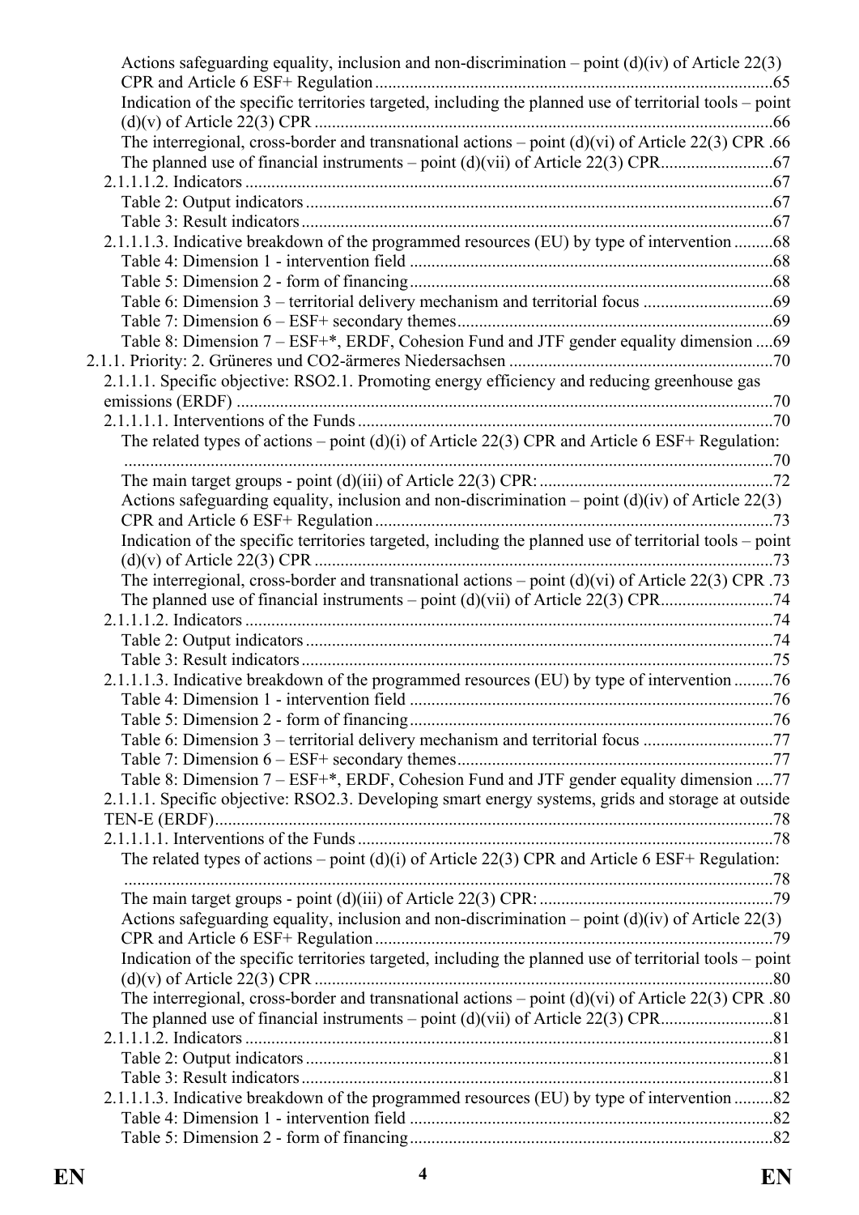Actions safeguarding equality, inclusion and non-discrimination – point (d)(iv) of Article 22(3) CPR and Article 6 ESF+ Regulation ....65
Indication of the specific territories targeted, including the planned use of territorial tools – point (d)(v) of Article 22(3) CPR ....66
The interregional, cross-border and transnational actions – point (d)(vi) of Article 22(3) CPR .66
The planned use of financial instruments – point (d)(vii) of Article 22(3) CPR....67
2.1.1.1.2. Indicators ....67
Table 2: Output indicators ....67
Table 3: Result indicators ....67
2.1.1.1.3. Indicative breakdown of the programmed resources (EU) by type of intervention ....68
Table 4: Dimension 1 - intervention field ....68
Table 5: Dimension 2 - form of financing ....68
Table 6: Dimension 3 – territorial delivery mechanism and territorial focus ....69
Table 7: Dimension 6 – ESF+ secondary themes ....69
Table 8: Dimension 7 – ESF+*, ERDF, Cohesion Fund and JTF gender equality dimension ....69
2.1.1. Priority: 2. Grüneres und CO2-ärmeres Niedersachsen ....70
2.1.1.1. Specific objective: RSO2.1. Promoting energy efficiency and reducing greenhouse gas emissions (ERDF) ....70
2.1.1.1.1. Interventions of the Funds ....70
The related types of actions – point (d)(i) of Article 22(3) CPR and Article 6 ESF+ Regulation: ....70
The main target groups - point (d)(iii) of Article 22(3) CPR: ....72
Actions safeguarding equality, inclusion and non-discrimination – point (d)(iv) of Article 22(3) CPR and Article 6 ESF+ Regulation ....73
Indication of the specific territories targeted, including the planned use of territorial tools – point (d)(v) of Article 22(3) CPR ....73
The interregional, cross-border and transnational actions – point (d)(vi) of Article 22(3) CPR .73
The planned use of financial instruments – point (d)(vii) of Article 22(3) CPR....74
2.1.1.1.2. Indicators ....74
Table 2: Output indicators ....74
Table 3: Result indicators ....75
2.1.1.1.3. Indicative breakdown of the programmed resources (EU) by type of intervention ....76
Table 4: Dimension 1 - intervention field ....76
Table 5: Dimension 2 - form of financing ....76
Table 6: Dimension 3 – territorial delivery mechanism and territorial focus ....77
Table 7: Dimension 6 – ESF+ secondary themes ....77
Table 8: Dimension 7 – ESF+*, ERDF, Cohesion Fund and JTF gender equality dimension ....77
2.1.1.1. Specific objective: RSO2.3. Developing smart energy systems, grids and storage at outside TEN-E (ERDF) ....78
2.1.1.1.1. Interventions of the Funds ....78
The related types of actions – point (d)(i) of Article 22(3) CPR and Article 6 ESF+ Regulation: ....78
The main target groups - point (d)(iii) of Article 22(3) CPR: ....79
Actions safeguarding equality, inclusion and non-discrimination – point (d)(iv) of Article 22(3) CPR and Article 6 ESF+ Regulation ....79
Indication of the specific territories targeted, including the planned use of territorial tools – point (d)(v) of Article 22(3) CPR ....80
The interregional, cross-border and transnational actions – point (d)(vi) of Article 22(3) CPR .80
The planned use of financial instruments – point (d)(vii) of Article 22(3) CPR....81
2.1.1.1.2. Indicators ....81
Table 2: Output indicators ....81
Table 3: Result indicators ....81
2.1.1.1.3. Indicative breakdown of the programmed resources (EU) by type of intervention ....82
Table 4: Dimension 1 - intervention field ....82
Table 5: Dimension 2 - form of financing ....82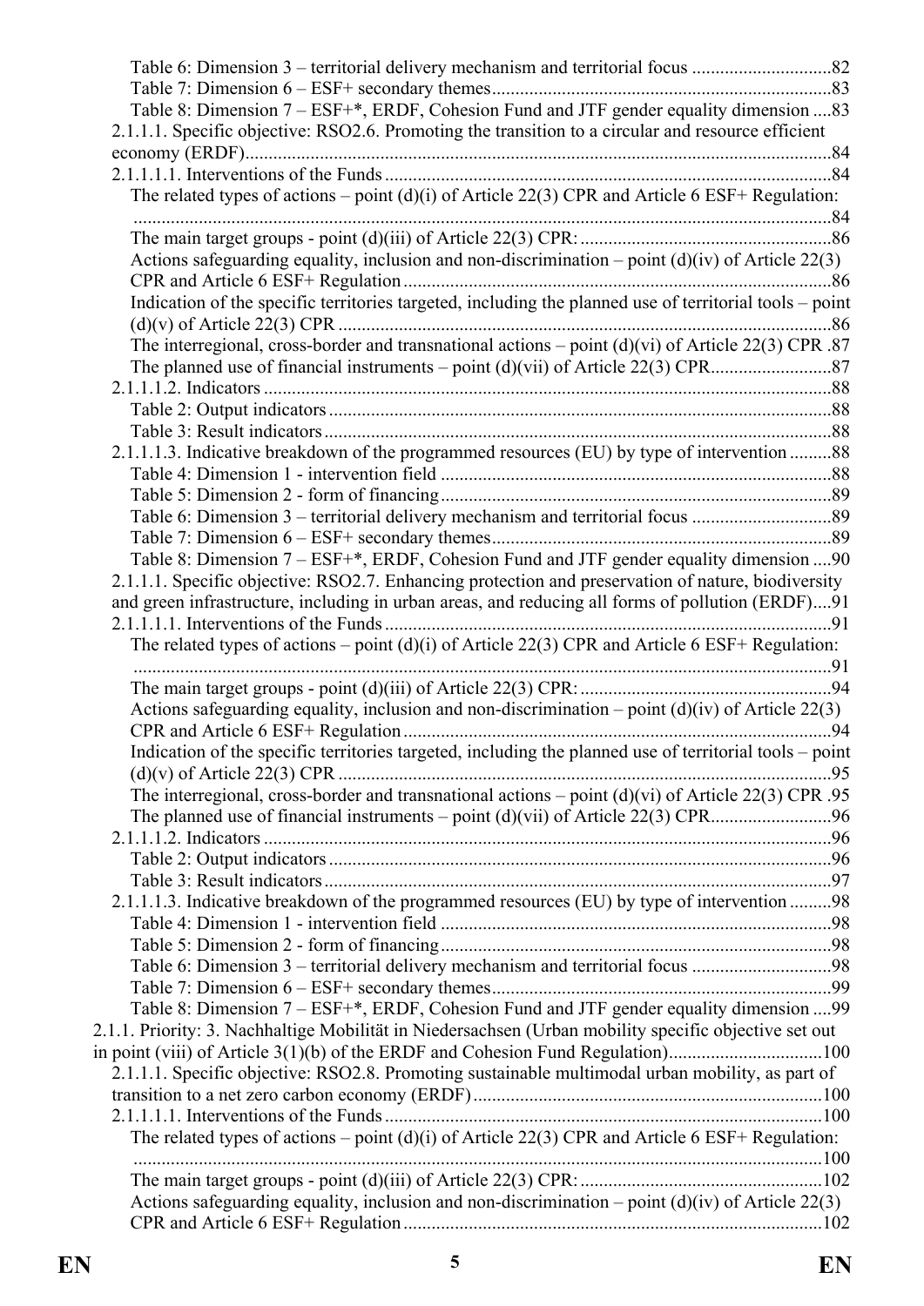Table 6: Dimension 3 – territorial delivery mechanism and territorial focus .............................82
Table 7: Dimension 6 – ESF+ secondary themes........................................................................83
Table 8: Dimension 7 – ESF+*, ERDF, Cohesion Fund and JTF gender equality dimension ....83
2.1.1.1. Specific objective: RSO2.6. Promoting the transition to a circular and resource efficient economy (ERDF)..............................................................................................................................84
2.1.1.1.1. Interventions of the Funds ...............................................................................................84
The related types of actions – point (d)(i) of Article 22(3) CPR and Article 6 ESF+ Regulation: .....................................................................................................................................................84
The main target groups - point (d)(iii) of Article 22(3) CPR: ......................................................86
Actions safeguarding equality, inclusion and non-discrimination – point (d)(iv) of Article 22(3) CPR and Article 6 ESF+ Regulation ...........................................................................................86
Indication of the specific territories targeted, including the planned use of territorial tools – point (d)(v) of Article 22(3) CPR .........................................................................................................86
The interregional, cross-border and transnational actions – point (d)(vi) of Article 22(3) CPR .87
The planned use of financial instruments – point (d)(vii) of Article 22(3) CPR..........................87
2.1.1.1.2. Indicators .........................................................................................................................88
Table 2: Output indicators ...........................................................................................................88
Table 3: Result indicators ............................................................................................................88
2.1.1.1.3. Indicative breakdown of the programmed resources (EU) by type of intervention .........88
Table 4: Dimension 1 - intervention field ...................................................................................88
Table 5: Dimension 2 - form of financing...................................................................................89
Table 6: Dimension 3 – territorial delivery mechanism and territorial focus .............................89
Table 7: Dimension 6 – ESF+ secondary themes........................................................................89
Table 8: Dimension 7 – ESF+*, ERDF, Cohesion Fund and JTF gender equality dimension ....90
2.1.1.1. Specific objective: RSO2.7. Enhancing protection and preservation of nature, biodiversity and green infrastructure, including in urban areas, and reducing all forms of pollution (ERDF)....91
2.1.1.1.1. Interventions of the Funds ...............................................................................................91
The related types of actions – point (d)(i) of Article 22(3) CPR and Article 6 ESF+ Regulation: .....................................................................................................................................................91
The main target groups - point (d)(iii) of Article 22(3) CPR: ......................................................94
Actions safeguarding equality, inclusion and non-discrimination – point (d)(iv) of Article 22(3) CPR and Article 6 ESF+ Regulation ...........................................................................................94
Indication of the specific territories targeted, including the planned use of territorial tools – point (d)(v) of Article 22(3) CPR .........................................................................................................95
The interregional, cross-border and transnational actions – point (d)(vi) of Article 22(3) CPR .95
The planned use of financial instruments – point (d)(vii) of Article 22(3) CPR..........................96
2.1.1.1.2. Indicators .........................................................................................................................96
Table 2: Output indicators ...........................................................................................................96
Table 3: Result indicators ............................................................................................................97
2.1.1.1.3. Indicative breakdown of the programmed resources (EU) by type of intervention .........98
Table 4: Dimension 1 - intervention field ...................................................................................98
Table 5: Dimension 2 - form of financing...................................................................................98
Table 6: Dimension 3 – territorial delivery mechanism and territorial focus .............................98
Table 7: Dimension 6 – ESF+ secondary themes........................................................................99
Table 8: Dimension 7 – ESF+*, ERDF, Cohesion Fund and JTF gender equality dimension ....99
2.1.1. Priority: 3. Nachhaltige Mobilität in Niedersachsen (Urban mobility specific objective set out in point (viii) of Article 3(1)(b) of the ERDF and Cohesion Fund Regulation)................................100
2.1.1.1. Specific objective: RSO2.8. Promoting sustainable multimodal urban mobility, as part of transition to a net zero carbon economy (ERDF)..........................................................................100
2.1.1.1.1. Interventions of the Funds .............................................................................................100
The related types of actions – point (d)(i) of Article 22(3) CPR and Article 6 ESF+ Regulation: ...................................................................................................................................................100
The main target groups - point (d)(iii) of Article 22(3) CPR: ....................................................102
Actions safeguarding equality, inclusion and non-discrimination – point (d)(iv) of Article 22(3) CPR and Article 6 ESF+ Regulation .........................................................................................102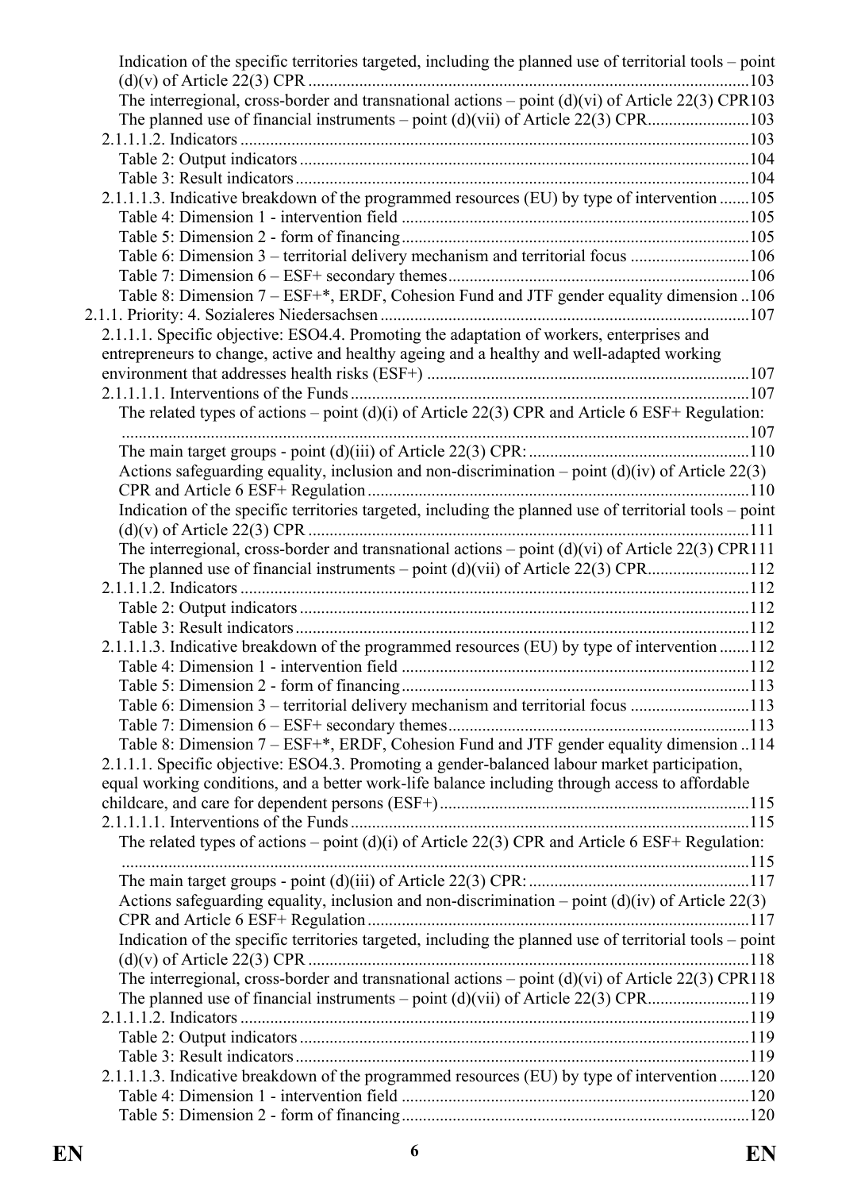Indication of the specific territories targeted, including the planned use of territorial tools – point (d)(v) of Article 22(3) CPR ....... 103
The interregional, cross-border and transnational actions – point (d)(vi) of Article 22(3) CPR 103
The planned use of financial instruments – point (d)(vii) of Article 22(3) CPR ....... 103
2.1.1.1.2. Indicators ....... 103
Table 2: Output indicators ....... 104
Table 3: Result indicators ....... 104
2.1.1.1.3. Indicative breakdown of the programmed resources (EU) by type of intervention ....... 105
Table 4: Dimension 1 - intervention field ....... 105
Table 5: Dimension 2 - form of financing ....... 105
Table 6: Dimension 3 – territorial delivery mechanism and territorial focus ....... 106
Table 7: Dimension 6 – ESF+ secondary themes ....... 106
Table 8: Dimension 7 – ESF+*, ERDF, Cohesion Fund and JTF gender equality dimension ..106
2.1.1. Priority: 4. Sozialeres Niedersachsen ....... 107
2.1.1.1. Specific objective: ESO4.4. Promoting the adaptation of workers, enterprises and entrepreneurs to change, active and healthy ageing and a healthy and well-adapted working environment that addresses health risks (ESF+) ....... 107
2.1.1.1.1. Interventions of the Funds ....... 107
The related types of actions – point (d)(i) of Article 22(3) CPR and Article 6 ESF+ Regulation: ....... 107
The main target groups - point (d)(iii) of Article 22(3) CPR: ....... 110
Actions safeguarding equality, inclusion and non-discrimination – point (d)(iv) of Article 22(3) CPR and Article 6 ESF+ Regulation ....... 110
Indication of the specific territories targeted, including the planned use of territorial tools – point (d)(v) of Article 22(3) CPR ....... 111
The interregional, cross-border and transnational actions – point (d)(vi) of Article 22(3) CPR 111
The planned use of financial instruments – point (d)(vii) of Article 22(3) CPR ....... 112
2.1.1.1.2. Indicators ....... 112
Table 2: Output indicators ....... 112
Table 3: Result indicators ....... 112
2.1.1.1.3. Indicative breakdown of the programmed resources (EU) by type of intervention ....... 112
Table 4: Dimension 1 - intervention field ....... 112
Table 5: Dimension 2 - form of financing ....... 113
Table 6: Dimension 3 – territorial delivery mechanism and territorial focus ....... 113
Table 7: Dimension 6 – ESF+ secondary themes ....... 113
Table 8: Dimension 7 – ESF+*, ERDF, Cohesion Fund and JTF gender equality dimension ..114
2.1.1.1. Specific objective: ESO4.3. Promoting a gender-balanced labour market participation, equal working conditions, and a better work-life balance including through access to affordable childcare, and care for dependent persons (ESF+) ....... 115
2.1.1.1.1. Interventions of the Funds ....... 115
The related types of actions – point (d)(i) of Article 22(3) CPR and Article 6 ESF+ Regulation: ....... 115
The main target groups - point (d)(iii) of Article 22(3) CPR: ....... 117
Actions safeguarding equality, inclusion and non-discrimination – point (d)(iv) of Article 22(3) CPR and Article 6 ESF+ Regulation ....... 117
Indication of the specific territories targeted, including the planned use of territorial tools – point (d)(v) of Article 22(3) CPR ....... 118
The interregional, cross-border and transnational actions – point (d)(vi) of Article 22(3) CPR 118
The planned use of financial instruments – point (d)(vii) of Article 22(3) CPR ....... 119
2.1.1.1.2. Indicators ....... 119
Table 2: Output indicators ....... 119
Table 3: Result indicators ....... 119
2.1.1.1.3. Indicative breakdown of the programmed resources (EU) by type of intervention ....... 120
Table 4: Dimension 1 - intervention field ....... 120
Table 5: Dimension 2 - form of financing ....... 120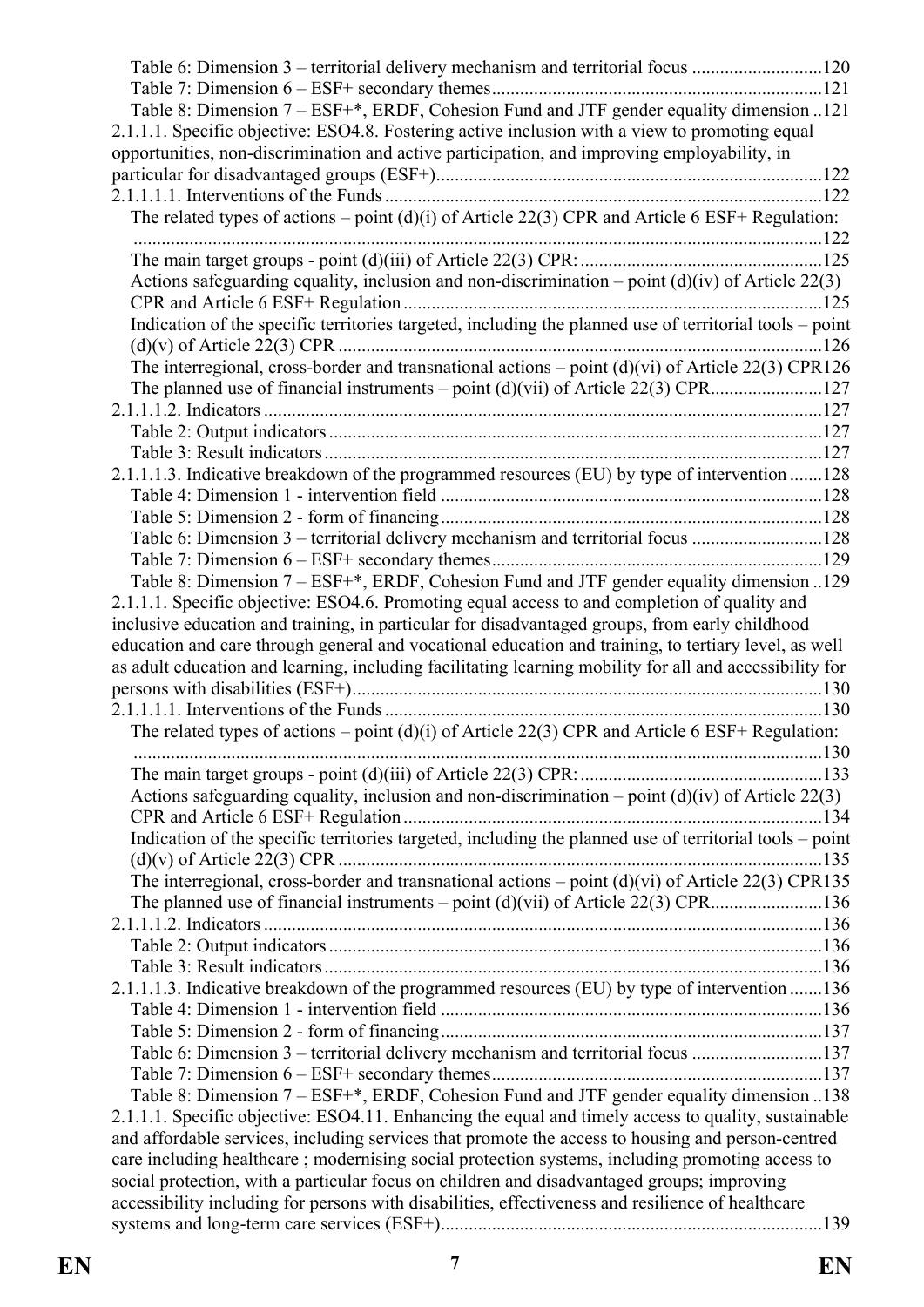Table 6: Dimension 3 – territorial delivery mechanism and territorial focus ............................120
Table 7: Dimension 6 – ESF+ secondary themes......................................................................121
Table 8: Dimension 7 – ESF+*, ERDF, Cohesion Fund and JTF gender equality dimension ..121

2.1.1.1. Specific objective: ESO4.8. Fostering active inclusion with a view to promoting equal opportunities, non-discrimination and active participation, and improving employability, in particular for disadvantaged groups (ESF+)..................................................................................122

2.1.1.1.1. Interventions of the Funds.............................................................................................122

The related types of actions – point (d)(i) of Article 22(3) CPR and Article 6 ESF+ Regulation: ..................................................................................................................................................122

The main target groups - point (d)(iii) of Article 22(3) CPR: ....................................................125

Actions safeguarding equality, inclusion and non-discrimination – point (d)(iv) of Article 22(3) CPR and Article 6 ESF+ Regulation.........................................................................................125

Indication of the specific territories targeted, including the planned use of territorial tools – point (d)(v) of Article 22(3) CPR .......................................................................................................126

The interregional, cross-border and transnational actions – point (d)(vi) of Article 22(3) CPR126

The planned use of financial instruments – point (d)(vii) of Article 22(3) CPR........................127

2.1.1.1.2. Indicators .......................................................................................................................127

Table 2: Output indicators.........................................................................................................127
Table 3: Result indicators..........................................................................................................127

2.1.1.1.3. Indicative breakdown of the programmed resources (EU) by type of intervention .......128

Table 4: Dimension 1 - intervention field .................................................................................128
Table 5: Dimension 2 - form of financing.................................................................................128
Table 6: Dimension 3 – territorial delivery mechanism and territorial focus ............................128
Table 7: Dimension 6 – ESF+ secondary themes......................................................................129
Table 8: Dimension 7 – ESF+*, ERDF, Cohesion Fund and JTF gender equality dimension ..129

2.1.1.1. Specific objective: ESO4.6. Promoting equal access to and completion of quality and inclusive education and training, in particular for disadvantaged groups, from early childhood education and care through general and vocational education and training, to tertiary level, as well as adult education and learning, including facilitating learning mobility for all and accessibility for persons with disabilities (ESF+)....................................................................................................130

2.1.1.1.1. Interventions of the Funds.............................................................................................130

The related types of actions – point (d)(i) of Article 22(3) CPR and Article 6 ESF+ Regulation: ..................................................................................................................................................130

The main target groups - point (d)(iii) of Article 22(3) CPR: ....................................................133

Actions safeguarding equality, inclusion and non-discrimination – point (d)(iv) of Article 22(3) CPR and Article 6 ESF+ Regulation.........................................................................................134

Indication of the specific territories targeted, including the planned use of territorial tools – point (d)(v) of Article 22(3) CPR .......................................................................................................135

The interregional, cross-border and transnational actions – point (d)(vi) of Article 22(3) CPR135

The planned use of financial instruments – point (d)(vii) of Article 22(3) CPR........................136

2.1.1.1.2. Indicators .......................................................................................................................136

Table 2: Output indicators.........................................................................................................136
Table 3: Result indicators..........................................................................................................136

2.1.1.1.3. Indicative breakdown of the programmed resources (EU) by type of intervention .......136

Table 4: Dimension 1 - intervention field .................................................................................136
Table 5: Dimension 2 - form of financing.................................................................................137
Table 6: Dimension 3 – territorial delivery mechanism and territorial focus ............................137
Table 7: Dimension 6 – ESF+ secondary themes......................................................................137
Table 8: Dimension 7 – ESF+*, ERDF, Cohesion Fund and JTF gender equality dimension ..138

2.1.1.1. Specific objective: ESO4.11. Enhancing the equal and timely access to quality, sustainable and affordable services, including services that promote the access to housing and person-centred care including healthcare ; modernising social protection systems, including promoting access to social protection, with a particular focus on children and disadvantaged groups; improving accessibility including for persons with disabilities, effectiveness and resilience of healthcare systems and long-term care services (ESF+).................................................................................139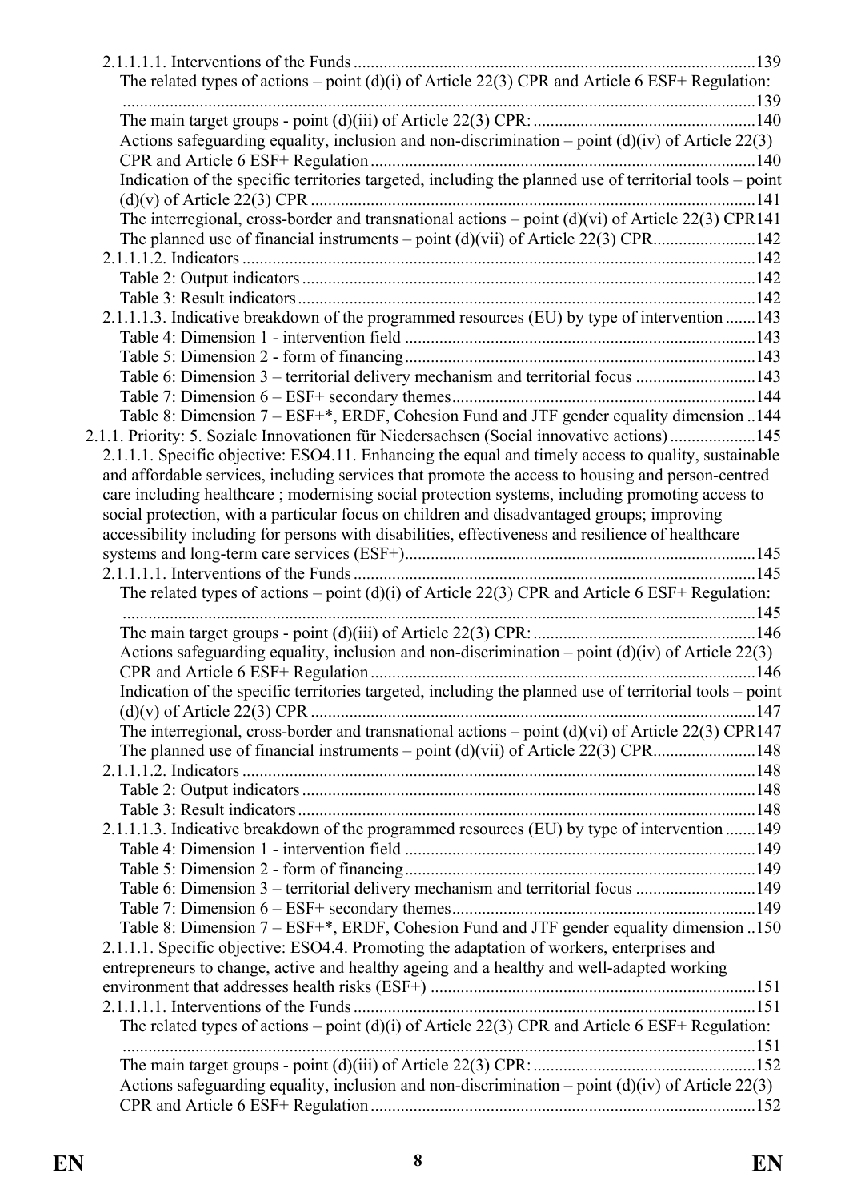2.1.1.1.1. Interventions of the Funds ............................................................................................139
The related types of actions – point (d)(i) of Article 22(3) CPR and Article 6 ESF+ Regulation: ..................................................................................................................................................139
The main target groups - point (d)(iii) of Article 22(3) CPR: ...................................................140
Actions safeguarding equality, inclusion and non-discrimination – point (d)(iv) of Article 22(3) CPR and Article 6 ESF+ Regulation .........................................................................................140
Indication of the specific territories targeted, including the planned use of territorial tools – point (d)(v) of Article 22(3) CPR .......................................................................................................141
The interregional, cross-border and transnational actions – point (d)(vi) of Article 22(3) CPR141
The planned use of financial instruments – point (d)(vii) of Article 22(3) CPR........................142
2.1.1.1.2. Indicators ......................................................................................................................142
Table 2: Output indicators .........................................................................................................142
Table 3: Result indicators ..........................................................................................................142
2.1.1.1.3. Indicative breakdown of the programmed resources (EU) by type of intervention .......143
Table 4: Dimension 1 - intervention field .................................................................................143
Table 5: Dimension 2 - form of financing.................................................................................143
Table 6: Dimension 3 – territorial delivery mechanism and territorial focus ............................143
Table 7: Dimension 6 – ESF+ secondary themes......................................................................144
Table 8: Dimension 7 – ESF+*, ERDF, Cohesion Fund and JTF gender equality dimension ..144
2.1.1. Priority: 5. Soziale Innovationen für Niedersachsen (Social innovative actions) ....................145
2.1.1.1. Specific objective: ESO4.11. Enhancing the equal and timely access to quality, sustainable and affordable services, including services that promote the access to housing and person-centred care including healthcare ; modernising social protection systems, including promoting access to social protection, with a particular focus on children and disadvantaged groups; improving accessibility including for persons with disabilities, effectiveness and resilience of healthcare systems and long-term care services (ESF+).................................................................................145
2.1.1.1.1. Interventions of the Funds ............................................................................................145
The related types of actions – point (d)(i) of Article 22(3) CPR and Article 6 ESF+ Regulation: ..................................................................................................................................................145
The main target groups - point (d)(iii) of Article 22(3) CPR: ...................................................146
Actions safeguarding equality, inclusion and non-discrimination – point (d)(iv) of Article 22(3) CPR and Article 6 ESF+ Regulation .........................................................................................146
Indication of the specific territories targeted, including the planned use of territorial tools – point (d)(v) of Article 22(3) CPR .......................................................................................................147
The interregional, cross-border and transnational actions – point (d)(vi) of Article 22(3) CPR147
The planned use of financial instruments – point (d)(vii) of Article 22(3) CPR........................148
2.1.1.1.2. Indicators ......................................................................................................................148
Table 2: Output indicators .........................................................................................................148
Table 3: Result indicators ..........................................................................................................148
2.1.1.1.3. Indicative breakdown of the programmed resources (EU) by type of intervention .......149
Table 4: Dimension 1 - intervention field .................................................................................149
Table 5: Dimension 2 - form of financing.................................................................................149
Table 6: Dimension 3 – territorial delivery mechanism and territorial focus ............................149
Table 7: Dimension 6 – ESF+ secondary themes......................................................................149
Table 8: Dimension 7 – ESF+*, ERDF, Cohesion Fund and JTF gender equality dimension ..150
2.1.1.1. Specific objective: ESO4.4. Promoting the adaptation of workers, enterprises and entrepreneurs to change, active and healthy ageing and a healthy and well-adapted working environment that addresses health risks (ESF+) ...........................................................................151
2.1.1.1.1. Interventions of the Funds ............................................................................................151
The related types of actions – point (d)(i) of Article 22(3) CPR and Article 6 ESF+ Regulation: ..................................................................................................................................................151
The main target groups - point (d)(iii) of Article 22(3) CPR: ...................................................152
Actions safeguarding equality, inclusion and non-discrimination – point (d)(iv) of Article 22(3) CPR and Article 6 ESF+ Regulation .........................................................................................152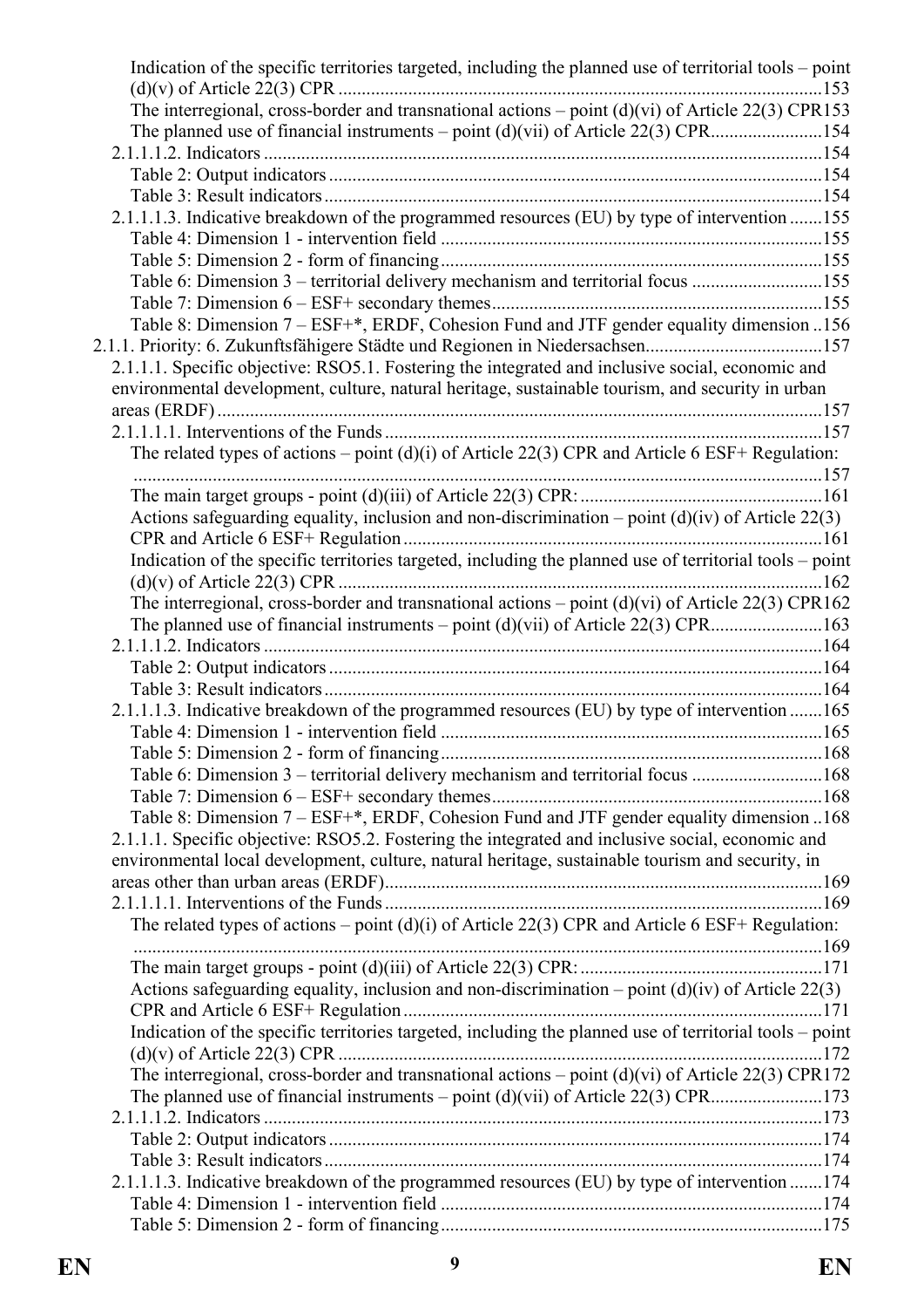Indication of the specific territories targeted, including the planned use of territorial tools – point (d)(v) of Article 22(3) CPR ....... 153
The interregional, cross-border and transnational actions – point (d)(vi) of Article 22(3) CPR 153
The planned use of financial instruments – point (d)(vii) of Article 22(3) CPR ....... 154
2.1.1.1.2. Indicators ....... 154
Table 2: Output indicators ....... 154
Table 3: Result indicators ....... 154
2.1.1.1.3. Indicative breakdown of the programmed resources (EU) by type of intervention ....... 155
Table 4: Dimension 1 - intervention field ....... 155
Table 5: Dimension 2 - form of financing ....... 155
Table 6: Dimension 3 – territorial delivery mechanism and territorial focus ....... 155
Table 7: Dimension 6 – ESF+ secondary themes ....... 155
Table 8: Dimension 7 – ESF+*, ERDF, Cohesion Fund and JTF gender equality dimension ..156
2.1.1. Priority: 6. Zukunftsfähigere Städte und Regionen in Niedersachsen ....... 157
2.1.1.1. Specific objective: RSO5.1. Fostering the integrated and inclusive social, economic and environmental development, culture, natural heritage, sustainable tourism, and security in urban areas (ERDF) ....... 157
2.1.1.1.1. Interventions of the Funds ....... 157
The related types of actions – point (d)(i) of Article 22(3) CPR and Article 6 ESF+ Regulation: ....... 157
The main target groups - point (d)(iii) of Article 22(3) CPR: ....... 161
Actions safeguarding equality, inclusion and non-discrimination – point (d)(iv) of Article 22(3) CPR and Article 6 ESF+ Regulation ....... 161
Indication of the specific territories targeted, including the planned use of territorial tools – point (d)(v) of Article 22(3) CPR ....... 162
The interregional, cross-border and transnational actions – point (d)(vi) of Article 22(3) CPR 162
The planned use of financial instruments – point (d)(vii) of Article 22(3) CPR ....... 163
2.1.1.1.2. Indicators ....... 164
Table 2: Output indicators ....... 164
Table 3: Result indicators ....... 164
2.1.1.1.3. Indicative breakdown of the programmed resources (EU) by type of intervention ....... 165
Table 4: Dimension 1 - intervention field ....... 165
Table 5: Dimension 2 - form of financing ....... 168
Table 6: Dimension 3 – territorial delivery mechanism and territorial focus ....... 168
Table 7: Dimension 6 – ESF+ secondary themes ....... 168
Table 8: Dimension 7 – ESF+*, ERDF, Cohesion Fund and JTF gender equality dimension ..168
2.1.1.1. Specific objective: RSO5.2. Fostering the integrated and inclusive social, economic and environmental local development, culture, natural heritage, sustainable tourism and security, in areas other than urban areas (ERDF) ....... 169
2.1.1.1.1. Interventions of the Funds ....... 169
The related types of actions – point (d)(i) of Article 22(3) CPR and Article 6 ESF+ Regulation: ....... 169
The main target groups - point (d)(iii) of Article 22(3) CPR: ....... 171
Actions safeguarding equality, inclusion and non-discrimination – point (d)(iv) of Article 22(3) CPR and Article 6 ESF+ Regulation ....... 171
Indication of the specific territories targeted, including the planned use of territorial tools – point (d)(v) of Article 22(3) CPR ....... 172
The interregional, cross-border and transnational actions – point (d)(vi) of Article 22(3) CPR 172
The planned use of financial instruments – point (d)(vii) of Article 22(3) CPR ....... 173
2.1.1.1.2. Indicators ....... 173
Table 2: Output indicators ....... 174
Table 3: Result indicators ....... 174
2.1.1.1.3. Indicative breakdown of the programmed resources (EU) by type of intervention ....... 174
Table 4: Dimension 1 - intervention field ....... 174
Table 5: Dimension 2 - form of financing ....... 175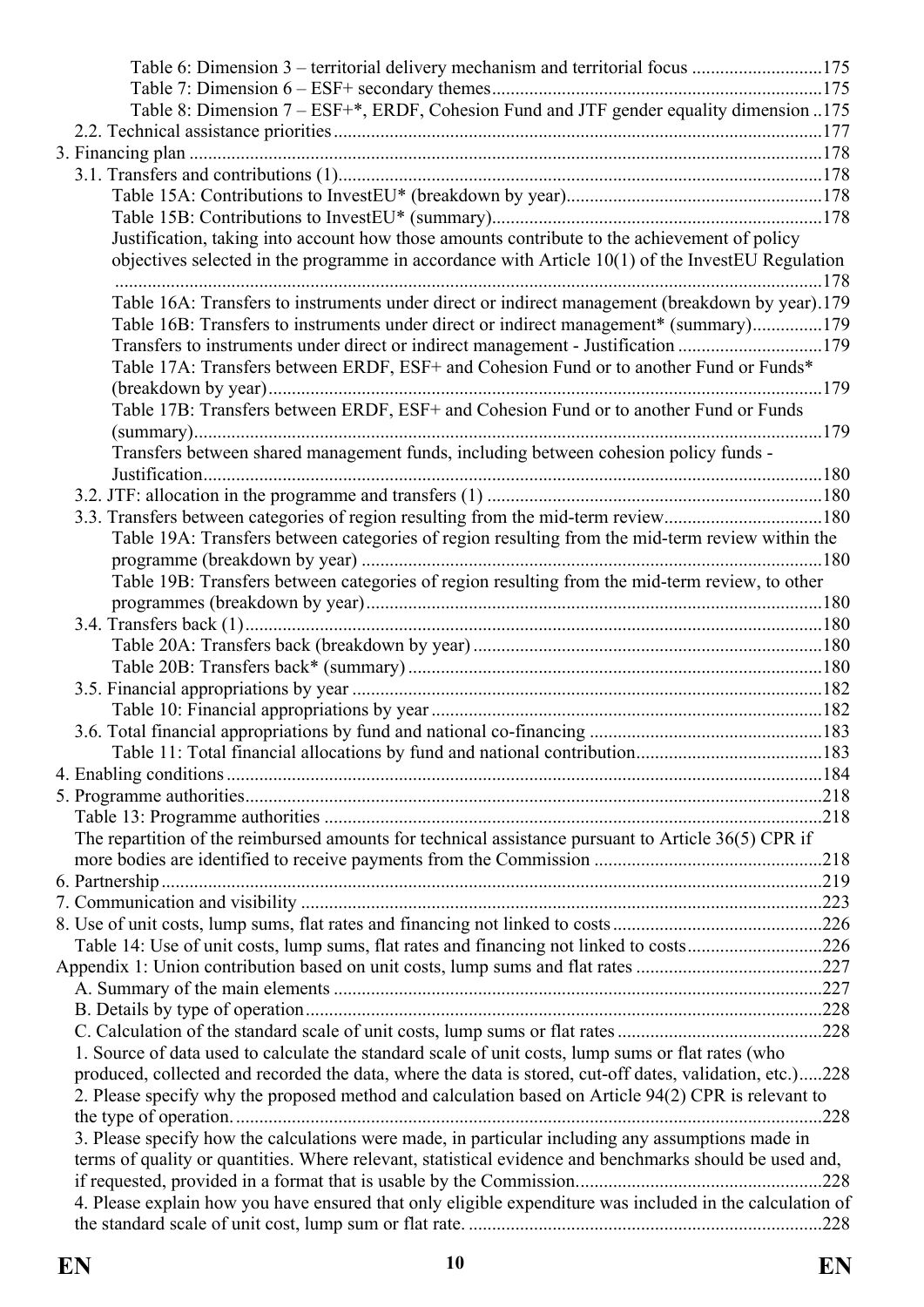Table 6: Dimension 3 – territorial delivery mechanism and territorial focus ............................175
Table 7: Dimension 6 – ESF+ secondary themes......................................................................175
Table 8: Dimension 7 – ESF+*, ERDF, Cohesion Fund and JTF gender equality dimension ..175

2.2. Technical assistance priorities........................................................................................................177

3. Financing plan .......................................................................................................................................178

3.1. Transfers and contributions (1)......................................................................................................178

Table 15A: Contributions to InvestEU* (breakdown by year).......................................................178
Table 15B: Contributions to InvestEU* (summary).......................................................................178
Justification, taking into account how those amounts contribute to the achievement of policy objectives selected in the programme in accordance with Article 10(1) of the InvestEU Regulation ......................................................................................................................................................178
Table 16A: Transfers to instruments under direct or indirect management (breakdown by year).179
Table 16B: Transfers to instruments under direct or indirect management* (summary)...............179
Transfers to instruments under direct or indirect management - Justification ...............................179
Table 17A: Transfers between ERDF, ESF+ and Cohesion Fund or to another Fund or Funds* (breakdown by year).......................................................................................................................179
Table 17B: Transfers between ERDF, ESF+ and Cohesion Fund or to another Fund or Funds (summary)......................................................................................................................................179
Transfers between shared management funds, including between cohesion policy funds - Justification....................................................................................................................................180

3.2. JTF: allocation in the programme and transfers (1) ........................................................................180

3.3. Transfers between categories of region resulting from the mid-term review..................................180

Table 19A: Transfers between categories of region resulting from the mid-term review within the programme (breakdown by year) ..................................................................................................180
Table 19B: Transfers between categories of region resulting from the mid-term review, to other programmes (breakdown by year).................................................................................................180

3.4. Transfers back (1)...........................................................................................................................180

Table 20A: Transfers back (breakdown by year) ...........................................................................180
Table 20B: Transfers back* (summary) .........................................................................................180

3.5. Financial appropriations by year .....................................................................................................182

Table 10: Financial appropriations by year ....................................................................................182

3.6. Total financial appropriations by fund and national co-financing ..................................................183

Table 11: Total financial allocations by fund and national contribution........................................183

4. Enabling conditions ...............................................................................................................................184

5. Programme authorities...........................................................................................................................218

Table 13: Programme authorities ..........................................................................................................218

The repartition of the reimbursed amounts for technical assistance pursuant to Article 36(5) CPR if more bodies are identified to receive payments from the Commission .................................................218

6. Partnership.............................................................................................................................................219

7. Communication and visibility ...............................................................................................................223

8. Use of unit costs, lump sums, flat rates and financing not linked to costs.............................................226

Table 14: Use of unit costs, lump sums, flat rates and financing not linked to costs.............................226

Appendix 1: Union contribution based on unit costs, lump sums and flat rates ........................................227

A. Summary of the main elements ........................................................................................................227

B. Details by type of operation..............................................................................................................228

C. Calculation of the standard scale of unit costs, lump sums or flat rates ............................................228

1. Source of data used to calculate the standard scale of unit costs, lump sums or flat rates (who produced, collected and recorded the data, where the data is stored, cut-off dates, validation, etc.).....228

2. Please specify why the proposed method and calculation based on Article 94(2) CPR is relevant to the type of operation. ............................................................................................................................228

3. Please specify how the calculations were made, in particular including any assumptions made in terms of quality or quantities. Where relevant, statistical evidence and benchmarks should be used and, if requested, provided in a format that is usable by the Commission....................................................228

4. Please explain how you have ensured that only eligible expenditure was included in the calculation of the standard scale of unit cost, lump sum or flat rate. ...........................................................................228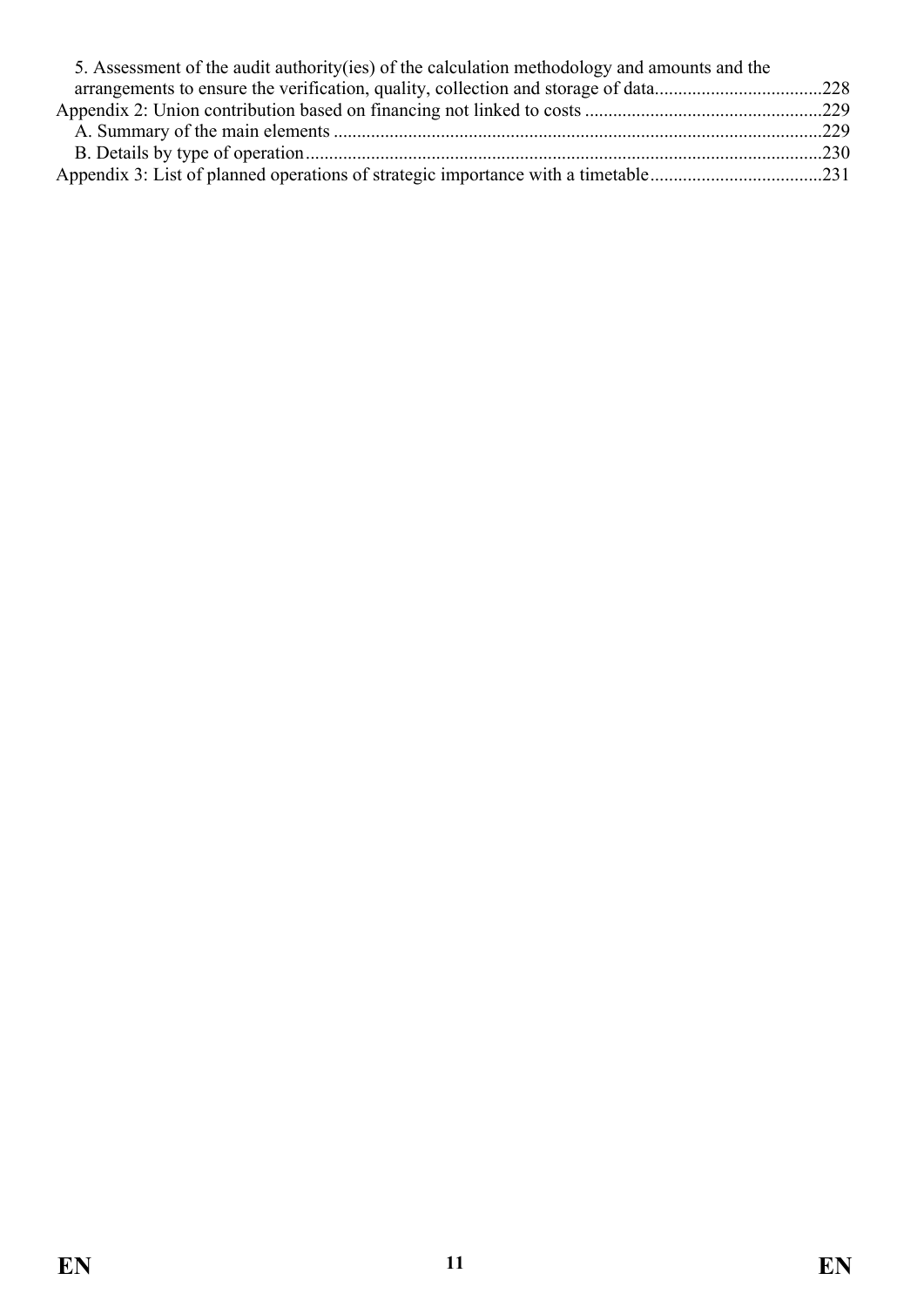5. Assessment of the audit authority(ies) of the calculation methodology and amounts and the arrangements to ensure the verification, quality, collection and storage of data....................................228

Appendix 2: Union contribution based on financing not linked to costs ...................................................229

A. Summary of the main elements ........................................................................................................229

B. Details by type of operation..............................................................................................................230

Appendix 3: List of planned operations of strategic importance with a timetable.....................................231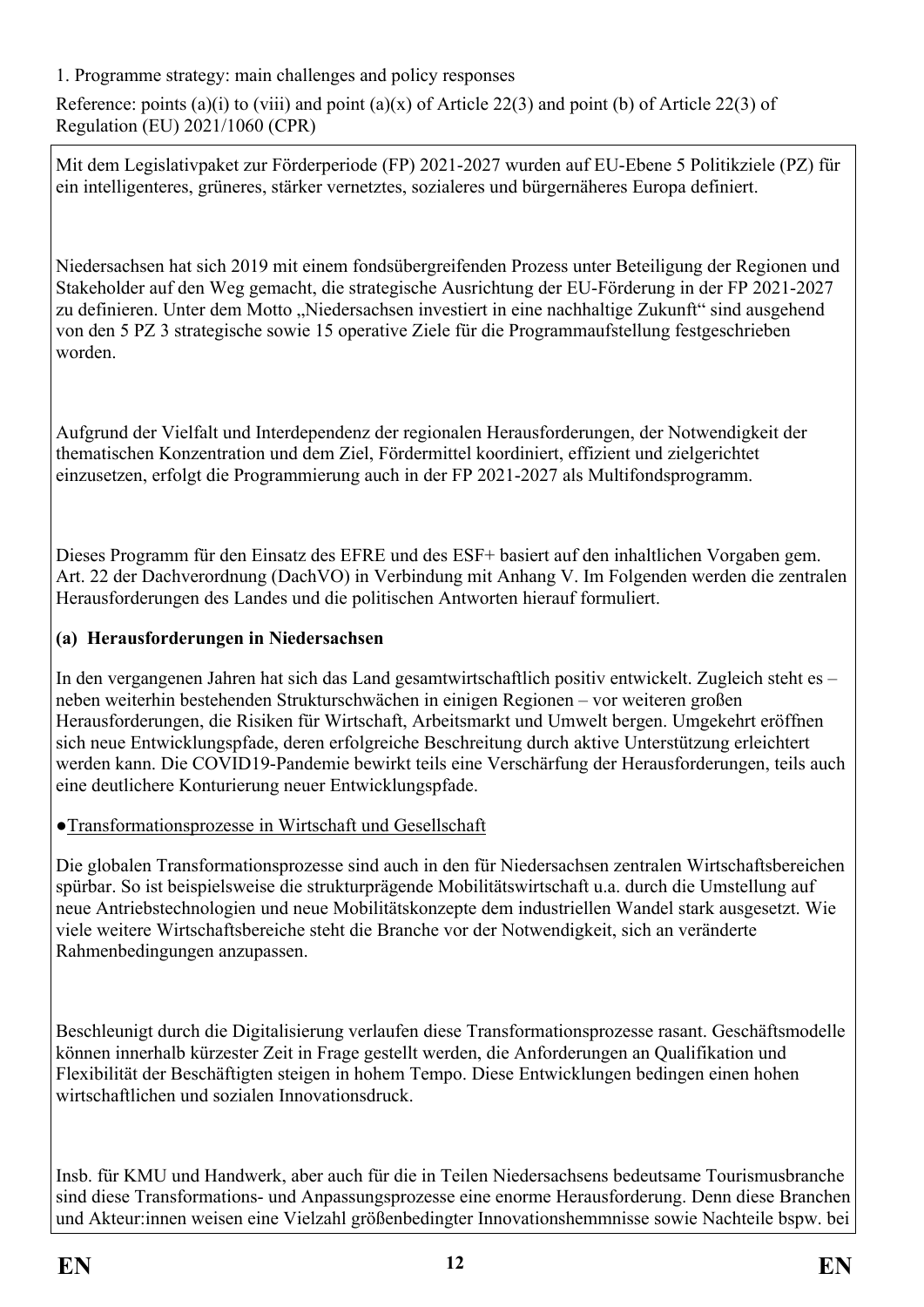1. Programme strategy: main challenges and policy responses

Reference: points (a)(i) to (viii) and point (a)(x) of Article 22(3) and point (b) of Article 22(3) of Regulation (EU) 2021/1060 (CPR)

Mit dem Legislativpaket zur Förderperiode (FP) 2021-2027 wurden auf EU-Ebene 5 Politikziele (PZ) für ein intelligenteres, grüneres, stärker vernetztes, sozialeres und bürgernäheres Europa definiert.

Niedersachsen hat sich 2019 mit einem fondsübergreifenden Prozess unter Beteiligung der Regionen und Stakeholder auf den Weg gemacht, die strategische Ausrichtung der EU-Förderung in der FP 2021-2027 zu definieren. Unter dem Motto „Niedersachsen investiert in eine nachhaltige Zukunft" sind ausgehend von den 5 PZ 3 strategische sowie 15 operative Ziele für die Programmaufstellung festgeschrieben worden.

Aufgrund der Vielfalt und Interdependenz der regionalen Herausforderungen, der Notwendigkeit der thematischen Konzentration und dem Ziel, Fördermittel koordiniert, effizient und zielgerichtet einzusetzen, erfolgt die Programmierung auch in der FP 2021-2027 als Multifondsprogramm.

Dieses Programm für den Einsatz des EFRE und des ESF+ basiert auf den inhaltlichen Vorgaben gem. Art. 22 der Dachverordnung (DachVO) in Verbindung mit Anhang V. Im Folgenden werden die zentralen Herausforderungen des Landes und die politischen Antworten hierauf formuliert.

**(a) Herausforderungen in Niedersachsen**

In den vergangenen Jahren hat sich das Land gesamtwirtschaftlich positiv entwickelt. Zugleich steht es – neben weiterhin bestehenden Strukturschwächen in einigen Regionen – vor weiteren großen Herausforderungen, die Risiken für Wirtschaft, Arbeitsmarkt und Umwelt bergen. Umgekehrt eröffnen sich neue Entwicklungspfade, deren erfolgreiche Beschreitung durch aktive Unterstützung erleichtert werden kann. Die COVID19-Pandemie bewirkt teils eine Verschärfung der Herausforderungen, teils auch eine deutlichere Konturierung neuer Entwicklungspfade.

●Transformationsprozesse in Wirtschaft und Gesellschaft

Die globalen Transformationsprozesse sind auch in den für Niedersachsen zentralen Wirtschaftsbereichen spürbar. So ist beispielsweise die strukturprägende Mobilitätswirtschaft u.a. durch die Umstellung auf neue Antriebstechnologien und neue Mobilitätskonzepte dem industriellen Wandel stark ausgesetzt. Wie viele weitere Wirtschaftsbereiche steht die Branche vor der Notwendigkeit, sich an veränderte Rahmenbedingungen anzupassen.

Beschleunigt durch die Digitalisierung verlaufen diese Transformationsprozesse rasant. Geschäftsmodelle können innerhalb kürzester Zeit in Frage gestellt werden, die Anforderungen an Qualifikation und Flexibilität der Beschäftigten steigen in hohem Tempo. Diese Entwicklungen bedingen einen hohen wirtschaftlichen und sozialen Innovationsdruck.

Insb. für KMU und Handwerk, aber auch für die in Teilen Niedersachsens bedeutsame Tourismusbranche sind diese Transformations- und Anpassungsprozesse eine enorme Herausforderung. Denn diese Branchen und Akteur:innen weisen eine Vielzahl größenbedingter Innovationshemmnisse sowie Nachteile bspw. bei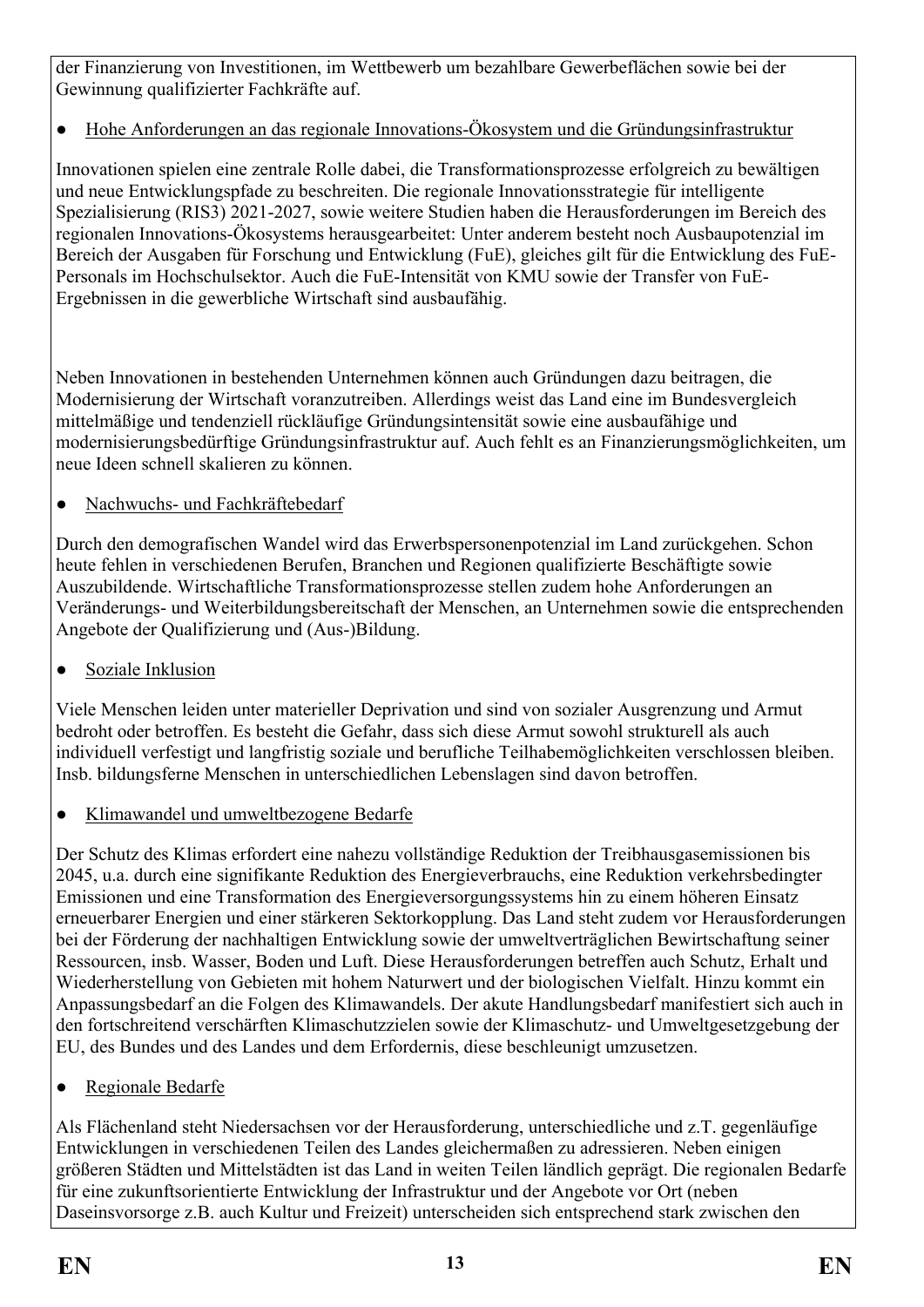der Finanzierung von Investitionen, im Wettbewerb um bezahlbare Gewerbeflächen sowie bei der Gewinnung qualifizierter Fachkräfte auf.

- Hohe Anforderungen an das regionale Innovations-Ökosystem und die Gründungsinfrastruktur

Innovationen spielen eine zentrale Rolle dabei, die Transformationsprozesse erfolgreich zu bewältigen und neue Entwicklungspfade zu beschreiten. Die regionale Innovationsstrategie für intelligente Spezialisierung (RIS3) 2021-2027, sowie weitere Studien haben die Herausforderungen im Bereich des regionalen Innovations-Ökosystems herausgearbeitet: Unter anderem besteht noch Ausbaupotenzial im Bereich der Ausgaben für Forschung und Entwicklung (FuE), gleiches gilt für die Entwicklung des FuE-Personals im Hochschulsektor. Auch die FuE-Intensität von KMU sowie der Transfer von FuE-Ergebnissen in die gewerbliche Wirtschaft sind ausbaufähig.

Neben Innovationen in bestehenden Unternehmen können auch Gründungen dazu beitragen, die Modernisierung der Wirtschaft voranzutreiben. Allerdings weist das Land eine im Bundesvergleich mittelmäßige und tendenziell rückläufige Gründungsintensität sowie eine ausbaufähige und modernisierungsbedürftige Gründungsinfrastruktur auf. Auch fehlt es an Finanzierungsmöglichkeiten, um neue Ideen schnell skalieren zu können.

- Nachwuchs- und Fachkräftebedarf

Durch den demografischen Wandel wird das Erwerbspersonenpotenzial im Land zurückgehen. Schon heute fehlen in verschiedenen Berufen, Branchen und Regionen qualifizierte Beschäftigte sowie Auszubildende. Wirtschaftliche Transformationsprozesse stellen zudem hohe Anforderungen an Veränderungs- und Weiterbildungsbereitschaft der Menschen, an Unternehmen sowie die entsprechenden Angebote der Qualifizierung und (Aus-)Bildung.

- Soziale Inklusion

Viele Menschen leiden unter materieller Deprivation und sind von sozialer Ausgrenzung und Armut bedroht oder betroffen. Es besteht die Gefahr, dass sich diese Armut sowohl strukturell als auch individuell verfestigt und langfristig soziale und berufliche Teilhabemöglichkeiten verschlossen bleiben. Insb. bildungsferne Menschen in unterschiedlichen Lebenslagen sind davon betroffen.

- Klimawandel und umweltbezogene Bedarfe

Der Schutz des Klimas erfordert eine nahezu vollständige Reduktion der Treibhausgasemissionen bis 2045, u.a. durch eine signifikante Reduktion des Energieverbrauchs, eine Reduktion verkehrsbedingter Emissionen und eine Transformation des Energieversorgungssystems hin zu einem höheren Einsatz erneuerbarer Energien und einer stärkeren Sektorkopplung. Das Land steht zudem vor Herausforderungen bei der Förderung der nachhaltigen Entwicklung sowie der umweltverträglichen Bewirtschaftung seiner Ressourcen, insb. Wasser, Boden und Luft. Diese Herausforderungen betreffen auch Schutz, Erhalt und Wiederherstellung von Gebieten mit hohem Naturwert und der biologischen Vielfalt. Hinzu kommt ein Anpassungsbedarf an die Folgen des Klimawandels. Der akute Handlungsbedarf manifestiert sich auch in den fortschreitend verschärften Klimaschutzzielen sowie der Klimaschutz- und Umweltgesetzgebung der EU, des Bundes und des Landes und dem Erfordernis, diese beschleunigt umzusetzen.

- Regionale Bedarfe

Als Flächenland steht Niedersachsen vor der Herausforderung, unterschiedliche und z.T. gegenläufige Entwicklungen in verschiedenen Teilen des Landes gleichermaßen zu adressieren. Neben einigen größeren Städten und Mittelstädten ist das Land in weiten Teilen ländlich geprägt. Die regionalen Bedarfe für eine zukunftsorientierte Entwicklung der Infrastruktur und der Angebote vor Ort (neben Daseinsvorsorge z.B. auch Kultur und Freizeit) unterscheiden sich entsprechend stark zwischen den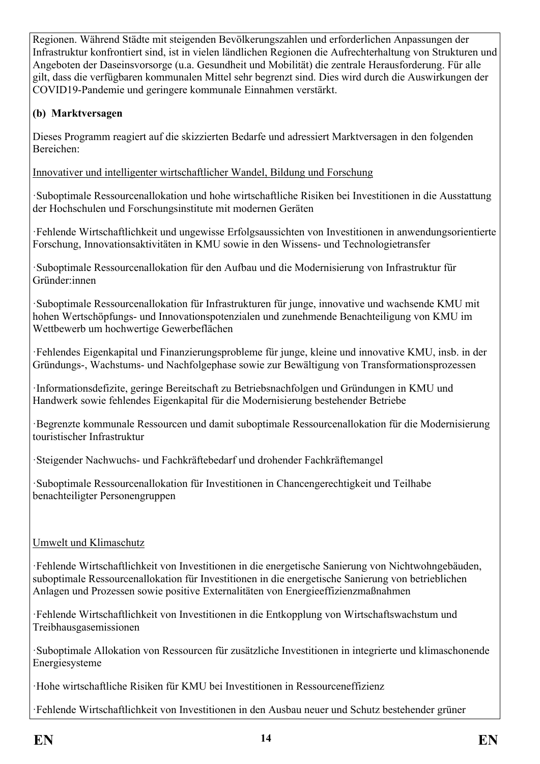Regionen. Während Städte mit steigenden Bevölkerungszahlen und erforderlichen Anpassungen der Infrastruktur konfrontiert sind, ist in vielen ländlichen Regionen die Aufrechterhaltung von Strukturen und Angeboten der Daseinsvorsorge (u.a. Gesundheit und Mobilität) die zentrale Herausforderung. Für alle gilt, dass die verfügbaren kommunalen Mittel sehr begrenzt sind. Dies wird durch die Auswirkungen der COVID19-Pandemie und geringere kommunale Einnahmen verstärkt.

**(b) Marktversagen**

Dieses Programm reagiert auf die skizzierten Bedarfe und adressiert Marktversagen in den folgenden Bereichen:

Innovativer und intelligenter wirtschaftlicher Wandel, Bildung und Forschung

·Suboptimale Ressourcenallokation und hohe wirtschaftliche Risiken bei Investitionen in die Ausstattung der Hochschulen und Forschungsinstitute mit modernen Geräten

·Fehlende Wirtschaftlichkeit und ungewisse Erfolgsaussichten von Investitionen in anwendungsorientierte Forschung, Innovationsaktivitäten in KMU sowie in den Wissens- und Technologietransfer

·Suboptimale Ressourcenallokation für den Aufbau und die Modernisierung von Infrastruktur für Gründer:innen

·Suboptimale Ressourcenallokation für Infrastrukturen für junge, innovative und wachsende KMU mit hohen Wertschöpfungs- und Innovationspotenzialen und zunehmende Benachteiligung von KMU im Wettbewerb um hochwertige Gewerbeflächen

·Fehlendes Eigenkapital und Finanzierungsprobleme für junge, kleine und innovative KMU, insb. in der Gründungs-, Wachstums- und Nachfolgephase sowie zur Bewältigung von Transformationsprozessen

·Informationsdefizite, geringe Bereitschaft zu Betriebsnachfolgen und Gründungen in KMU und Handwerk sowie fehlendes Eigenkapital für die Modernisierung bestehender Betriebe

·Begrenzte kommunale Ressourcen und damit suboptimale Ressourcenallokation für die Modernisierung touristischer Infrastruktur

·Steigender Nachwuchs- und Fachkräftebedarf und drohender Fachkräftemangel

·Suboptimale Ressourcenallokation für Investitionen in Chancengerechtigkeit und Teilhabe benachteiligter Personengruppen

Umwelt und Klimaschutz

·Fehlende Wirtschaftlichkeit von Investitionen in die energetische Sanierung von Nichtwohngebäuden, suboptimale Ressourcenallokation für Investitionen in die energetische Sanierung von betrieblichen Anlagen und Prozessen sowie positive Externalitäten von Energieeffizienzmaßnahmen

·Fehlende Wirtschaftlichkeit von Investitionen in die Entkopplung von Wirtschaftswachstum und Treibhausgasemissionen

·Suboptimale Allokation von Ressourcen für zusätzliche Investitionen in integrierte und klimaschonende Energiesysteme

·Hohe wirtschaftliche Risiken für KMU bei Investitionen in Ressourceneffizienz

·Fehlende Wirtschaftlichkeit von Investitionen in den Ausbau neuer und Schutz bestehender grüner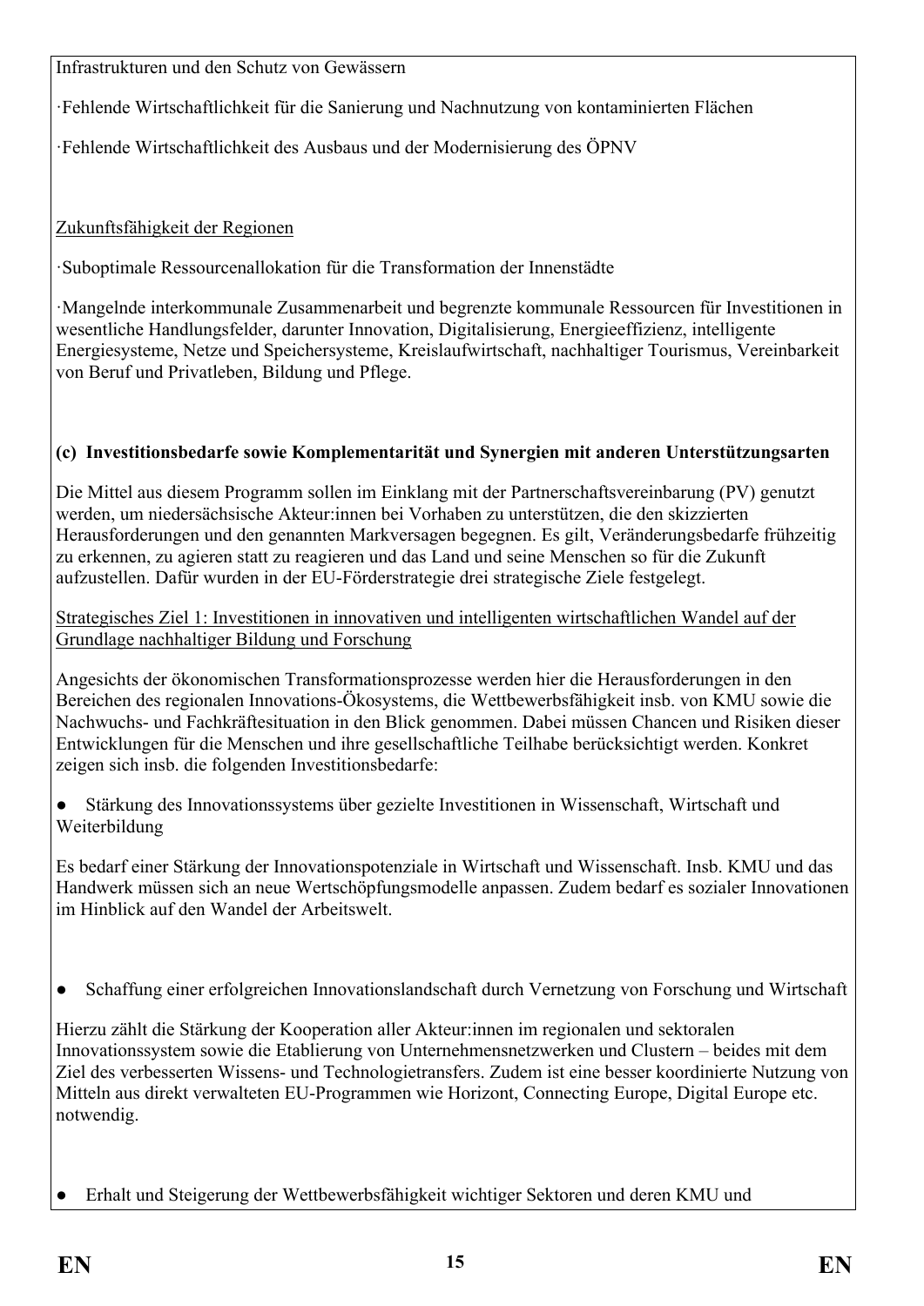Infrastrukturen und den Schutz von Gewässern

·Fehlende Wirtschaftlichkeit für die Sanierung und Nachnutzung von kontaminierten Flächen

·Fehlende Wirtschaftlichkeit des Ausbaus und der Modernisierung des ÖPNV

Zukunftsfähigkeit der Regionen

·Suboptimale Ressourcenallokation für die Transformation der Innenstädte

·Mangelnde interkommunale Zusammenarbeit und begrenzte kommunale Ressourcen für Investitionen in wesentliche Handlungsfelder, darunter Innovation, Digitalisierung, Energieeffizienz, intelligente Energiesysteme, Netze und Speichersysteme, Kreislaufwirtschaft, nachhaltiger Tourismus, Vereinbarkeit von Beruf und Privatleben, Bildung und Pflege.

**(c) Investitionsbedarfe sowie Komplementarität und Synergien mit anderen Unterstützungsarten**

Die Mittel aus diesem Programm sollen im Einklang mit der Partnerschaftsvereinbarung (PV) genutzt werden, um niedersächsische Akteur:innen bei Vorhaben zu unterstützen, die den skizzierten Herausforderungen und den genannten Markversagen begegnen. Es gilt, Veränderungsbedarfe frühzeitig zu erkennen, zu agieren statt zu reagieren und das Land und seine Menschen so für die Zukunft aufzustellen. Dafür wurden in der EU-Förderstrategie drei strategische Ziele festgelegt.

Strategisches Ziel 1: Investitionen in innovativen und intelligenten wirtschaftlichen Wandel auf der Grundlage nachhaltiger Bildung und Forschung

Angesichts der ökonomischen Transformationsprozesse werden hier die Herausforderungen in den Bereichen des regionalen Innovations-Ökosystems, die Wettbewerbsfähigkeit insb. von KMU sowie die Nachwuchs- und Fachkräftesituation in den Blick genommen. Dabei müssen Chancen und Risiken dieser Entwicklungen für die Menschen und ihre gesellschaftliche Teilhabe berücksichtigt werden. Konkret zeigen sich insb. die folgenden Investitionsbedarfe:

● Stärkung des Innovationssystems über gezielte Investitionen in Wissenschaft, Wirtschaft und Weiterbildung

Es bedarf einer Stärkung der Innovationspotenziale in Wirtschaft und Wissenschaft. Insb. KMU und das Handwerk müssen sich an neue Wertschöpfungsmodelle anpassen. Zudem bedarf es sozialer Innovationen im Hinblick auf den Wandel der Arbeitswelt.

● Schaffung einer erfolgreichen Innovationslandschaft durch Vernetzung von Forschung und Wirtschaft

Hierzu zählt die Stärkung der Kooperation aller Akteur:innen im regionalen und sektoralen Innovationssystem sowie die Etablierung von Unternehmensnetzwerken und Clustern – beides mit dem Ziel des verbesserten Wissens- und Technologietransfers. Zudem ist eine besser koordinierte Nutzung von Mitteln aus direkt verwalteten EU-Programmen wie Horizont, Connecting Europe, Digital Europe etc. notwendig.

● Erhalt und Steigerung der Wettbewerbsfähigkeit wichtiger Sektoren und deren KMU und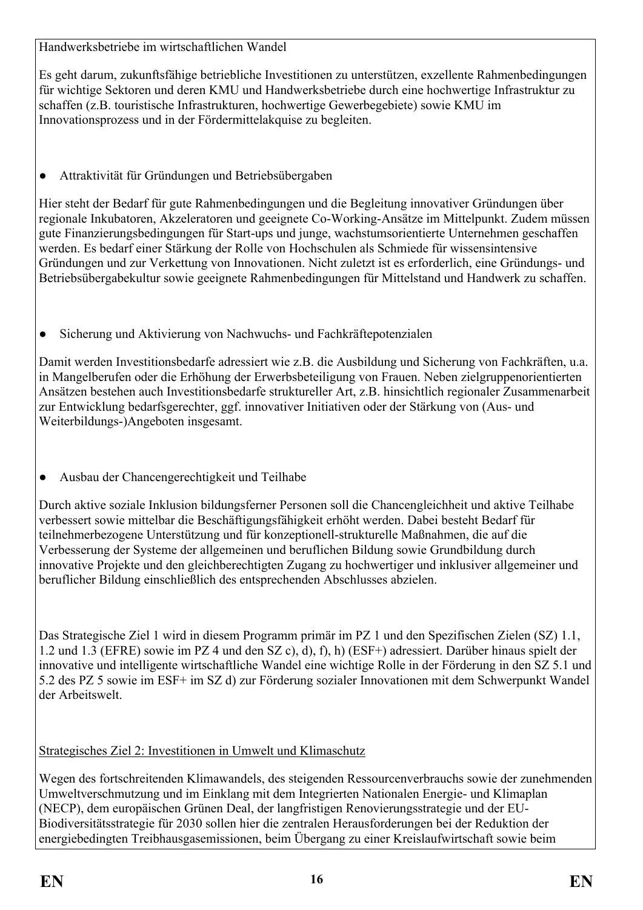Handwerksbetriebe im wirtschaftlichen Wandel

Es geht darum, zukunftsfähige betriebliche Investitionen zu unterstützen, exzellente Rahmenbedingungen für wichtige Sektoren und deren KMU und Handwerksbetriebe durch eine hochwertige Infrastruktur zu schaffen (z.B. touristische Infrastrukturen, hochwertige Gewerbegebiete) sowie KMU im Innovationsprozess und in der Fördermittelakquise zu begleiten.

- Attraktivität für Gründungen und Betriebsübergaben

Hier steht der Bedarf für gute Rahmenbedingungen und die Begleitung innovativer Gründungen über regionale Inkubatoren, Akzeleratoren und geeignete Co-Working-Ansätze im Mittelpunkt. Zudem müssen gute Finanzierungsbedingungen für Start-ups und junge, wachstumsorientierte Unternehmen geschaffen werden. Es bedarf einer Stärkung der Rolle von Hochschulen als Schmiede für wissensintensive Gründungen und zur Verkettung von Innovationen. Nicht zuletzt ist es erforderlich, eine Gründungs- und Betriebsübergabekultur sowie geeignete Rahmenbedingungen für Mittelstand und Handwerk zu schaffen.

- Sicherung und Aktivierung von Nachwuchs- und Fachkräftepotenzialen

Damit werden Investitionsbedarfe adressiert wie z.B. die Ausbildung und Sicherung von Fachkräften, u.a. in Mangelberufen oder die Erhöhung der Erwerbsbeteiligung von Frauen. Neben zielgruppenorientierten Ansätzen bestehen auch Investitionsbedarfe struktureller Art, z.B. hinsichtlich regionaler Zusammenarbeit zur Entwicklung bedarfsgerechter, ggf. innovativer Initiativen oder der Stärkung von (Aus- und Weiterbildungs-)Angeboten insgesamt.

- Ausbau der Chancengerechtigkeit und Teilhabe

Durch aktive soziale Inklusion bildungsferner Personen soll die Chancengleichheit und aktive Teilhabe verbessert sowie mittelbar die Beschäftigungsfähigkeit erhöht werden. Dabei besteht Bedarf für teilnehmerbezogene Unterstützung und für konzeptionell-strukturelle Maßnahmen, die auf die Verbesserung der Systeme der allgemeinen und beruflichen Bildung sowie Grundbildung durch innovative Projekte und den gleichberechtigten Zugang zu hochwertiger und inklusiver allgemeiner und beruflicher Bildung einschließlich des entsprechenden Abschlusses abzielen.

Das Strategische Ziel 1 wird in diesem Programm primär im PZ 1 und den Spezifischen Zielen (SZ) 1.1, 1.2 und 1.3 (EFRE) sowie im PZ 4 und den SZ c), d), f), h) (ESF+) adressiert. Darüber hinaus spielt der innovative und intelligente wirtschaftliche Wandel eine wichtige Rolle in der Förderung in den SZ 5.1 und 5.2 des PZ 5 sowie im ESF+ im SZ d) zur Förderung sozialer Innovationen mit dem Schwerpunkt Wandel der Arbeitswelt.

Strategisches Ziel 2: Investitionen in Umwelt und Klimaschutz

Wegen des fortschreitenden Klimawandels, des steigenden Ressourcenverbrauchs sowie der zunehmenden Umweltverschmutzung und im Einklang mit dem Integrierten Nationalen Energie- und Klimaplan (NECP), dem europäischen Grünen Deal, der langfristigen Renovierungsstrategie und der EU-Biodiversitätsstrategie für 2030 sollen hier die zentralen Herausforderungen bei der Reduktion der energiebedingten Treibhausgasemissionen, beim Übergang zu einer Kreislaufwirtschaft sowie beim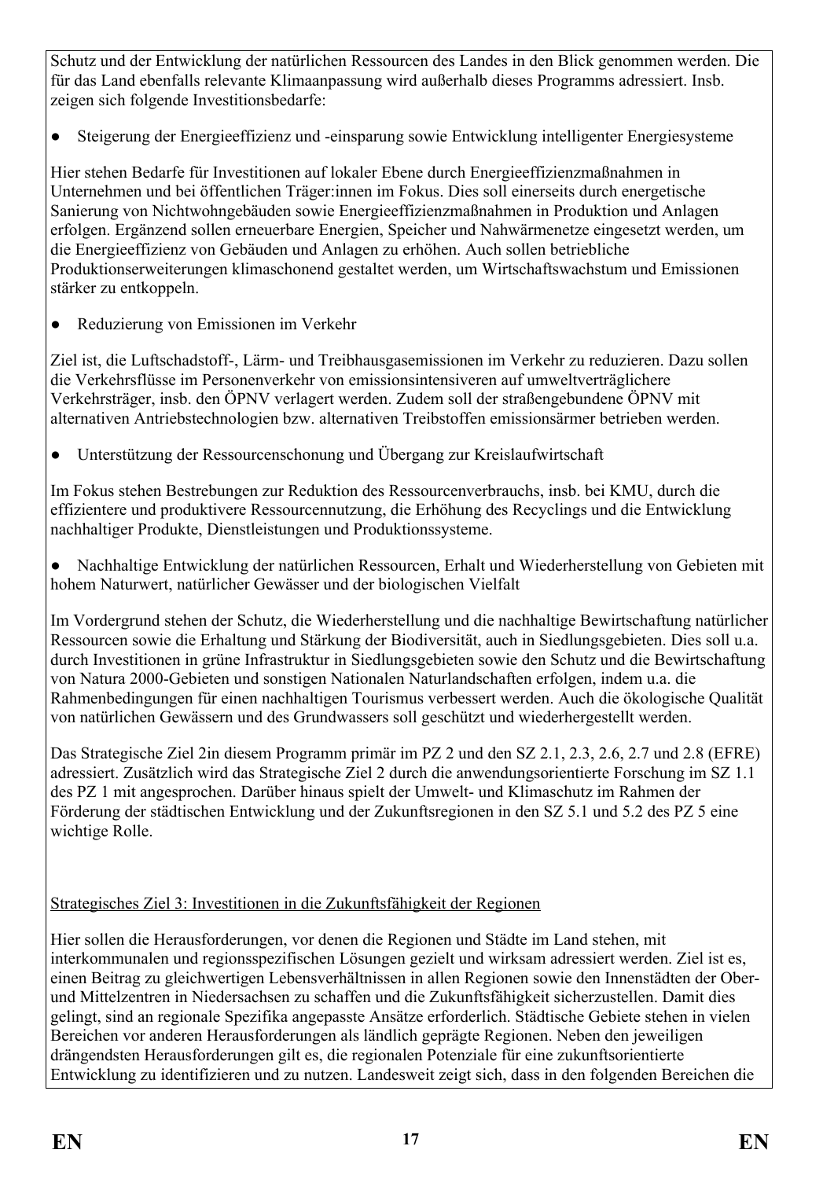Schutz und der Entwicklung der natürlichen Ressourcen des Landes in den Blick genommen werden. Die für das Land ebenfalls relevante Klimaanpassung wird außerhalb dieses Programms adressiert. Insb. zeigen sich folgende Investitionsbedarfe:

- Steigerung der Energieeffizienz und -einsparung sowie Entwicklung intelligenter Energiesysteme

Hier stehen Bedarfe für Investitionen auf lokaler Ebene durch Energieeffizienzmaßnahmen in Unternehmen und bei öffentlichen Träger:innen im Fokus. Dies soll einerseits durch energetische Sanierung von Nichtwohngebäuden sowie Energieeffizienzmaßnahmen in Produktion und Anlagen erfolgen. Ergänzend sollen erneuerbare Energien, Speicher und Nahwärmenetze eingesetzt werden, um die Energieeffizienz von Gebäuden und Anlagen zu erhöhen. Auch sollen betriebliche Produktionserweiterungen klimaschonend gestaltet werden, um Wirtschaftswachstum und Emissionen stärker zu entkoppeln.

- Reduzierung von Emissionen im Verkehr

Ziel ist, die Luftschadstoff-, Lärm- und Treibhausgasemissionen im Verkehr zu reduzieren. Dazu sollen die Verkehrsflüsse im Personenverkehr von emissionsintensiveren auf umweltverträglichere Verkehrsträger, insb. den ÖPNV verlagert werden. Zudem soll der straßengebundene ÖPNV mit alternativen Antriebstechnologien bzw. alternativen Treibstoffen emissionsärmer betrieben werden.

- Unterstützung der Ressourcenschonung und Übergang zur Kreislaufwirtschaft

Im Fokus stehen Bestrebungen zur Reduktion des Ressourcenverbrauchs, insb. bei KMU, durch die effizientere und produktivere Ressourcennutzung, die Erhöhung des Recyclings und die Entwicklung nachhaltiger Produkte, Dienstleistungen und Produktionssysteme.

- Nachhaltige Entwicklung der natürlichen Ressourcen, Erhalt und Wiederherstellung von Gebieten mit hohem Naturwert, natürlicher Gewässer und der biologischen Vielfalt

Im Vordergrund stehen der Schutz, die Wiederherstellung und die nachhaltige Bewirtschaftung natürlicher Ressourcen sowie die Erhaltung und Stärkung der Biodiversität, auch in Siedlungsgebieten. Dies soll u.a. durch Investitionen in grüne Infrastruktur in Siedlungsgebieten sowie den Schutz und die Bewirtschaftung von Natura 2000-Gebieten und sonstigen Nationalen Naturlandschaften erfolgen, indem u.a. die Rahmenbedingungen für einen nachhaltigen Tourismus verbessert werden. Auch die ökologische Qualität von natürlichen Gewässern und des Grundwassers soll geschützt und wiederhergestellt werden.

Das Strategische Ziel 2in diesem Programm primär im PZ 2 und den SZ 2.1, 2.3, 2.6, 2.7 und 2.8 (EFRE) adressiert. Zusätzlich wird das Strategische Ziel 2 durch die anwendungsorientierte Forschung im SZ 1.1 des PZ 1 mit angesprochen. Darüber hinaus spielt der Umwelt- und Klimaschutz im Rahmen der Förderung der städtischen Entwicklung und der Zukunftsregionen in den SZ 5.1 und 5.2 des PZ 5 eine wichtige Rolle.

Strategisches Ziel 3: Investitionen in die Zukunftsfähigkeit der Regionen

Hier sollen die Herausforderungen, vor denen die Regionen und Städte im Land stehen, mit interkommunalen und regionsspezifischen Lösungen gezielt und wirksam adressiert werden. Ziel ist es, einen Beitrag zu gleichwertigen Lebensverhältnissen in allen Regionen sowie den Innenstädten der Ober- und Mittelzentren in Niedersachsen zu schaffen und die Zukunftsfähigkeit sicherzustellen. Damit dies gelingt, sind an regionale Spezifika angepasste Ansätze erforderlich. Städtische Gebiete stehen in vielen Bereichen vor anderen Herausforderungen als ländlich geprägte Regionen. Neben den jeweiligen drängendsten Herausforderungen gilt es, die regionalen Potenziale für eine zukunftsorientierte Entwicklung zu identifizieren und zu nutzen. Landesweit zeigt sich, dass in den folgenden Bereichen die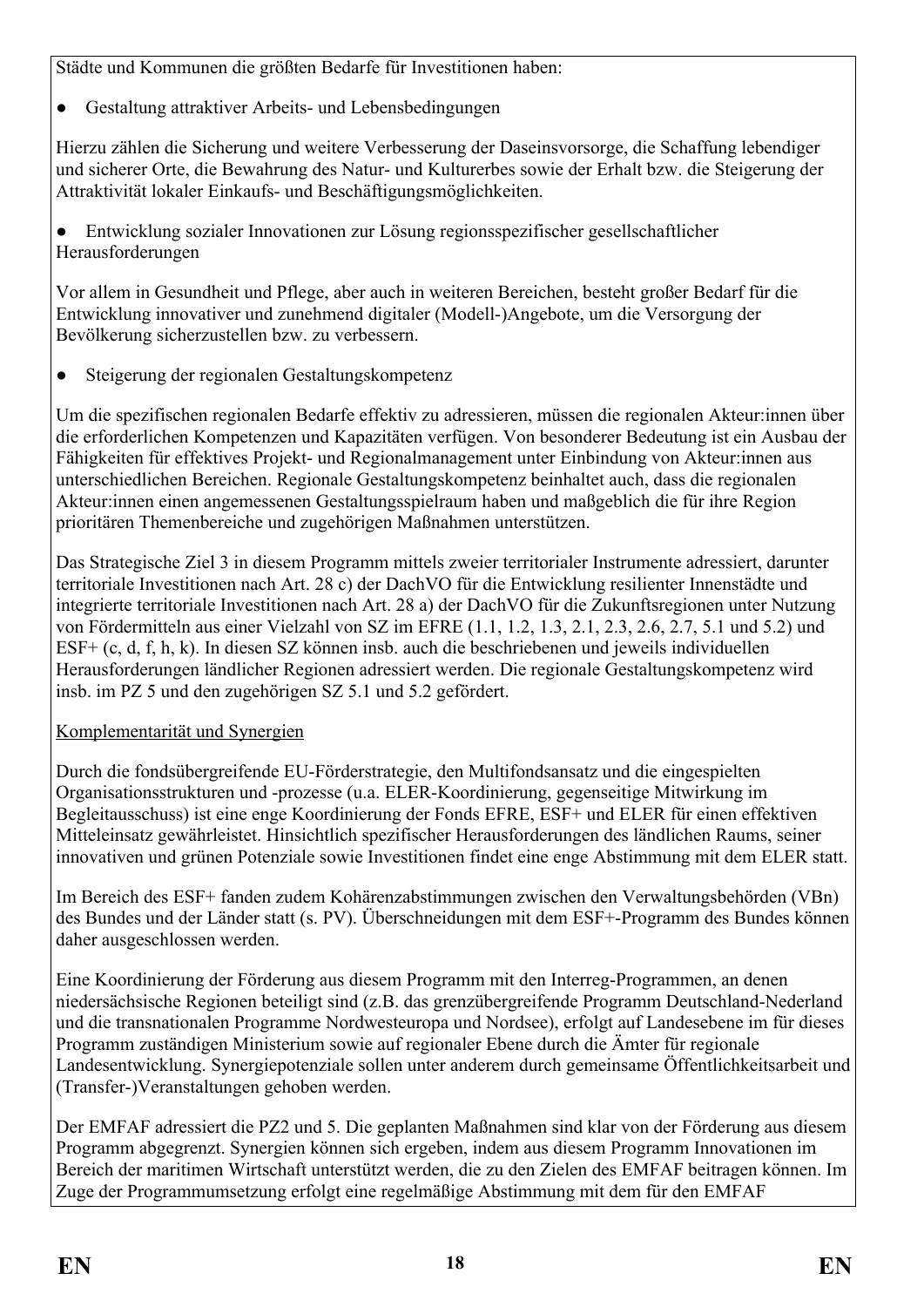Städte und Kommunen die größten Bedarfe für Investitionen haben:

- Gestaltung attraktiver Arbeits- und Lebensbedingungen

Hierzu zählen die Sicherung und weitere Verbesserung der Daseinsvorsorge, die Schaffung lebendiger und sicherer Orte, die Bewahrung des Natur- und Kulturerbes sowie der Erhalt bzw. die Steigerung der Attraktivität lokaler Einkaufs- und Beschäftigungsmöglichkeiten.

- Entwicklung sozialer Innovationen zur Lösung regionsspezifischer gesellschaftlicher Herausforderungen

Vor allem in Gesundheit und Pflege, aber auch in weiteren Bereichen, besteht großer Bedarf für die Entwicklung innovativer und zunehmend digitaler (Modell-)Angebote, um die Versorgung der Bevölkerung sicherzustellen bzw. zu verbessern.

- Steigerung der regionalen Gestaltungskompetenz

Um die spezifischen regionalen Bedarfe effektiv zu adressieren, müssen die regionalen Akteur:innen über die erforderlichen Kompetenzen und Kapazitäten verfügen. Von besonderer Bedeutung ist ein Ausbau der Fähigkeiten für effektives Projekt- und Regionalmanagement unter Einbindung von Akteur:innen aus unterschiedlichen Bereichen. Regionale Gestaltungskompetenz beinhaltet auch, dass die regionalen Akteur:innen einen angemessenen Gestaltungsspielraum haben und maßgeblich die für ihre Region prioritären Themenbereiche und zugehörigen Maßnahmen unterstützen.

Das Strategische Ziel 3 in diesem Programm mittels zweier territorialer Instrumente adressiert, darunter territoriale Investitionen nach Art. 28 c) der DachVO für die Entwicklung resilienter Innenstädte und integrierte territoriale Investitionen nach Art. 28 a) der DachVO für die Zukunftsregionen unter Nutzung von Fördermitteln aus einer Vielzahl von SZ im EFRE (1.1, 1.2, 1.3, 2.1, 2.3, 2.6, 2.7, 5.1 und 5.2) und ESF+ (c, d, f, h, k). In diesen SZ können insb. auch die beschriebenen und jeweils individuellen Herausforderungen ländlicher Regionen adressiert werden. Die regionale Gestaltungskompetenz wird insb. im PZ 5 und den zugehörigen SZ 5.1 und 5.2 gefördert.

Komplementarität und Synergien

Durch die fondsübergreifende EU-Förderstrategie, den Multifondsansatz und die eingespielten Organisationsstrukturen und -prozesse (u.a. ELER-Koordinierung, gegenseitige Mitwirkung im Begleitausschuss) ist eine enge Koordinierung der Fonds EFRE, ESF+ und ELER für einen effektiven Mitteleinsatz gewährleistet. Hinsichtlich spezifischer Herausforderungen des ländlichen Raums, seiner innovativen und grünen Potenziale sowie Investitionen findet eine enge Abstimmung mit dem ELER statt.

Im Bereich des ESF+ fanden zudem Kohärenzabstimmungen zwischen den Verwaltungsbehörden (VBn) des Bundes und der Länder statt (s. PV). Überschneidungen mit dem ESF+-Programm des Bundes können daher ausgeschlossen werden.

Eine Koordinierung der Förderung aus diesem Programm mit den Interreg-Programmen, an denen niedersächsische Regionen beteiligt sind (z.B. das grenzübergreifende Programm Deutschland-Nederland und die transnationalen Programme Nordwesteuropa und Nordsee), erfolgt auf Landesebene im für dieses Programm zuständigen Ministerium sowie auf regionaler Ebene durch die Ämter für regionale Landesentwicklung. Synergiepotenziale sollen unter anderem durch gemeinsame Öffentlichkeitsarbeit und (Transfer-)Veranstaltungen gehoben werden.

Der EMFAF adressiert die PZ2 und 5. Die geplanten Maßnahmen sind klar von der Förderung aus diesem Programm abgegrenzt. Synergien können sich ergeben, indem aus diesem Programm Innovationen im Bereich der maritimen Wirtschaft unterstützt werden, die zu den Zielen des EMFAF beitragen können. Im Zuge der Programmumsetzung erfolgt eine regelmäßige Abstimmung mit dem für den EMFAF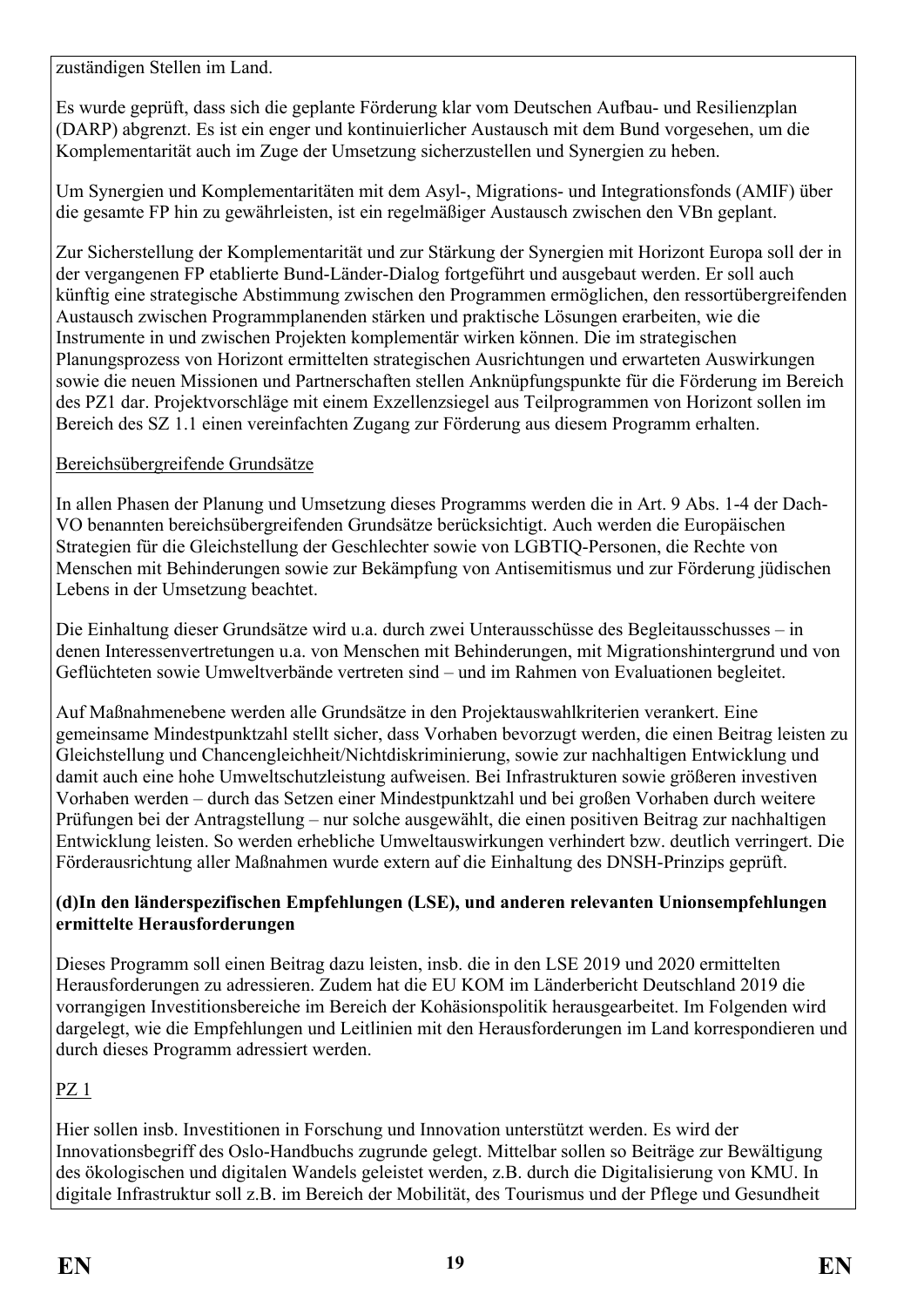zuständigen Stellen im Land.

Es wurde geprüft, dass sich die geplante Förderung klar vom Deutschen Aufbau- und Resilienzplan (DARP) abgrenzt. Es ist ein enger und kontinuierlicher Austausch mit dem Bund vorgesehen, um die Komplementarität auch im Zuge der Umsetzung sicherzustellen und Synergien zu heben.

Um Synergien und Komplementaritäten mit dem Asyl-, Migrations- und Integrationsfonds (AMIF) über die gesamte FP hin zu gewährleisten, ist ein regelmäßiger Austausch zwischen den VBn geplant.

Zur Sicherstellung der Komplementarität und zur Stärkung der Synergien mit Horizont Europa soll der in der vergangenen FP etablierte Bund-Länder-Dialog fortgeführt und ausgebaut werden. Er soll auch künftig eine strategische Abstimmung zwischen den Programmen ermöglichen, den ressortübergreifenden Austausch zwischen Programmplanenden stärken und praktische Lösungen erarbeiten, wie die Instrumente in und zwischen Projekten komplementär wirken können. Die im strategischen Planungsprozess von Horizont ermittelten strategischen Ausrichtungen und erwarteten Auswirkungen sowie die neuen Missionen und Partnerschaften stellen Anknüpfungspunkte für die Förderung im Bereich des PZ1 dar. Projektvorschläge mit einem Exzellenzsiegel aus Teilprogrammen von Horizont sollen im Bereich des SZ 1.1 einen vereinfachten Zugang zur Förderung aus diesem Programm erhalten.

<u>Bereichsübergreifende Grundsätze</u>

In allen Phasen der Planung und Umsetzung dieses Programms werden die in Art. 9 Abs. 1-4 der Dach-VO benannten bereichsübergreifenden Grundsätze berücksichtigt. Auch werden die Europäischen Strategien für die Gleichstellung der Geschlechter sowie von LGBTIQ-Personen, die Rechte von Menschen mit Behinderungen sowie zur Bekämpfung von Antisemitismus und zur Förderung jüdischen Lebens in der Umsetzung beachtet.

Die Einhaltung dieser Grundsätze wird u.a. durch zwei Unterausschüsse des Begleitausschusses – in denen Interessenvertretungen u.a. von Menschen mit Behinderungen, mit Migrationshintergrund und von Geflüchteten sowie Umweltverbände vertreten sind – und im Rahmen von Evaluationen begleitet.

Auf Maßnahmenebene werden alle Grundsätze in den Projektauswahlkriterien verankert. Eine gemeinsame Mindestpunktzahl stellt sicher, dass Vorhaben bevorzugt werden, die einen Beitrag leisten zu Gleichstellung und Chancengleichheit/Nichtdiskriminierung, sowie zur nachhaltigen Entwicklung und damit auch eine hohe Umweltschutzleistung aufweisen. Bei Infrastrukturen sowie größeren investiven Vorhaben werden – durch das Setzen einer Mindestpunktzahl und bei großen Vorhaben durch weitere Prüfungen bei der Antragstellung – nur solche ausgewählt, die einen positiven Beitrag zur nachhaltigen Entwicklung leisten. So werden erhebliche Umweltauswirkungen verhindert bzw. deutlich verringert. Die Förderausrichtung aller Maßnahmen wurde extern auf die Einhaltung des DNSH-Prinzips geprüft.

**(d)In den länderspezifischen Empfehlungen (LSE), und anderen relevanten Unionsempfehlungen ermittelte Herausforderungen**

Dieses Programm soll einen Beitrag dazu leisten, insb. die in den LSE 2019 und 2020 ermittelten Herausforderungen zu adressieren. Zudem hat die EU KOM im Länderbericht Deutschland 2019 die vorrangigen Investitionsbereiche im Bereich der Kohäsionspolitik herausgearbeitet. Im Folgenden wird dargelegt, wie die Empfehlungen und Leitlinien mit den Herausforderungen im Land korrespondieren und durch dieses Programm adressiert werden.

<u>PZ 1</u>

Hier sollen insb. Investitionen in Forschung und Innovation unterstützt werden. Es wird der Innovationsbegriff des Oslo-Handbuchs zugrunde gelegt. Mittelbar sollen so Beiträge zur Bewältigung des ökologischen und digitalen Wandels geleistet werden, z.B. durch die Digitalisierung von KMU. In digitale Infrastruktur soll z.B. im Bereich der Mobilität, des Tourismus und der Pflege und Gesundheit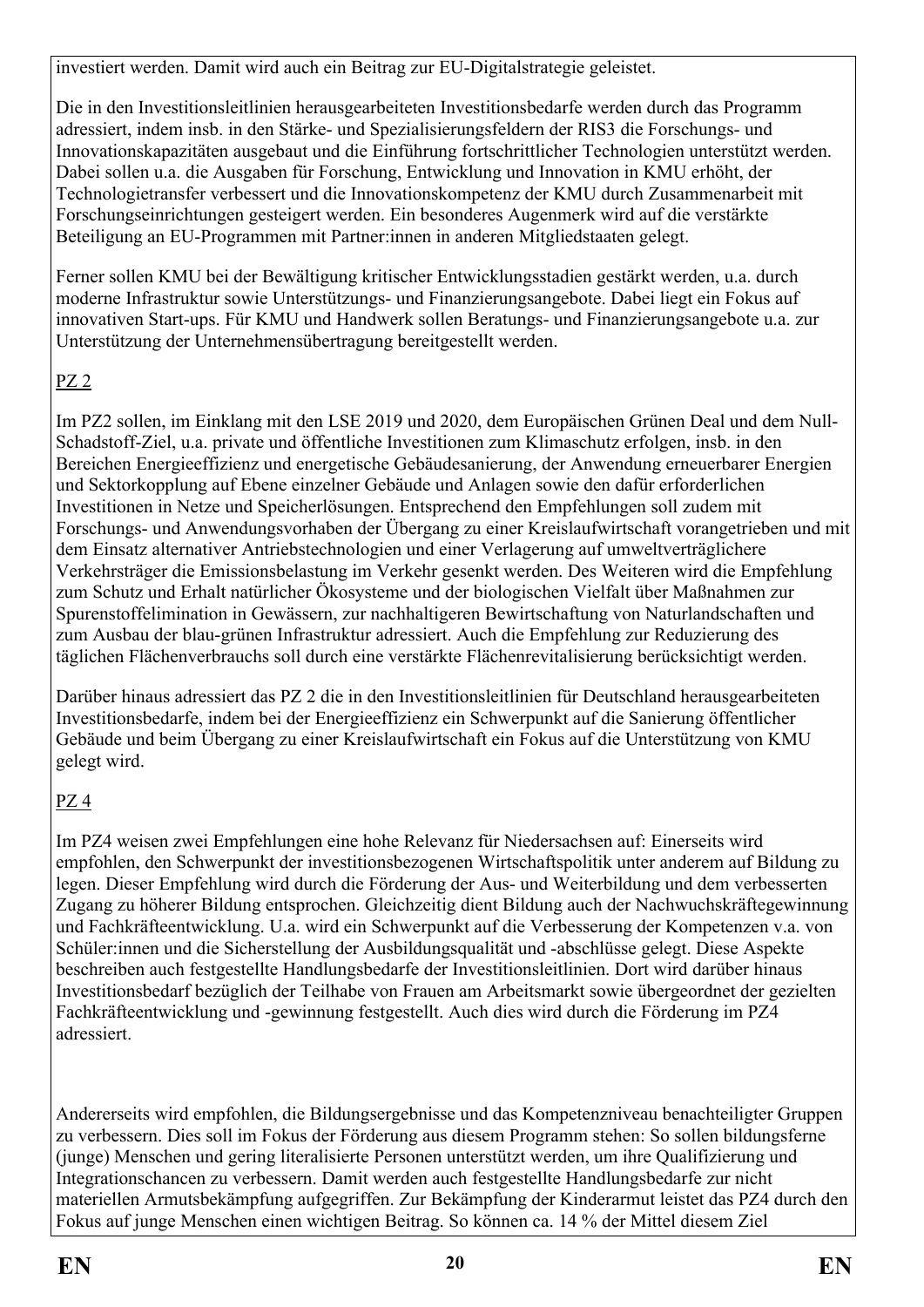investiert werden. Damit wird auch ein Beitrag zur EU-Digitalstrategie geleistet.

Die in den Investitionsleitlinien herausgearbeiteten Investitionsbedarfe werden durch das Programm adressiert, indem insb. in den Stärke- und Spezialisierungsfeldern der RIS3 die Forschungs- und Innovationskapazitäten ausgebaut und die Einführung fortschrittlicher Technologien unterstützt werden. Dabei sollen u.a. die Ausgaben für Forschung, Entwicklung und Innovation in KMU erhöht, der Technologietransfer verbessert und die Innovationskompetenz der KMU durch Zusammenarbeit mit Forschungseinrichtungen gesteigert werden. Ein besonderes Augenmerk wird auf die verstärkte Beteiligung an EU-Programmen mit Partner:innen in anderen Mitgliedstaaten gelegt.

Ferner sollen KMU bei der Bewältigung kritischer Entwicklungsstadien gestärkt werden, u.a. durch moderne Infrastruktur sowie Unterstützungs- und Finanzierungsangebote. Dabei liegt ein Fokus auf innovativen Start-ups. Für KMU und Handwerk sollen Beratungs- und Finanzierungsangebote u.a. zur Unterstützung der Unternehmensübertragung bereitgestellt werden.

PZ 2

Im PZ2 sollen, im Einklang mit den LSE 2019 und 2020, dem Europäischen Grünen Deal und dem Null-Schadstoff-Ziel, u.a. private und öffentliche Investitionen zum Klimaschutz erfolgen, insb. in den Bereichen Energieeffizienz und energetische Gebäudesanierung, der Anwendung erneuerbarer Energien und Sektorkopplung auf Ebene einzelner Gebäude und Anlagen sowie den dafür erforderlichen Investitionen in Netze und Speicherlösungen. Entsprechend den Empfehlungen soll zudem mit Forschungs- und Anwendungsvorhaben der Übergang zu einer Kreislaufwirtschaft vorangetrieben und mit dem Einsatz alternativer Antriebstechnologien und einer Verlagerung auf umweltverträglichere Verkehrsträger die Emissionsbelastung im Verkehr gesenkt werden. Des Weiteren wird die Empfehlung zum Schutz und Erhalt natürlicher Ökosysteme und der biologischen Vielfalt über Maßnahmen zur Spurenstoffelimination in Gewässern, zur nachhaltigeren Bewirtschaftung von Naturlandschaften und zum Ausbau der blau-grünen Infrastruktur adressiert. Auch die Empfehlung zur Reduzierung des täglichen Flächenverbrauchs soll durch eine verstärkte Flächenrevitalisierung berücksichtigt werden.

Darüber hinaus adressiert das PZ 2 die in den Investitionsleitlinien für Deutschland herausgearbeiteten Investitionsbedarfe, indem bei der Energieeffizienz ein Schwerpunkt auf die Sanierung öffentlicher Gebäude und beim Übergang zu einer Kreislaufwirtschaft ein Fokus auf die Unterstützung von KMU gelegt wird.

PZ 4

Im PZ4 weisen zwei Empfehlungen eine hohe Relevanz für Niedersachsen auf: Einerseits wird empfohlen, den Schwerpunkt der investitionsbezogenen Wirtschaftspolitik unter anderem auf Bildung zu legen. Dieser Empfehlung wird durch die Förderung der Aus- und Weiterbildung und dem verbesserten Zugang zu höherer Bildung entsprochen. Gleichzeitig dient Bildung auch der Nachwuchskräftegewinnung und Fachkräfteentwicklung. U.a. wird ein Schwerpunkt auf die Verbesserung der Kompetenzen v.a. von Schüler:innen und die Sicherstellung der Ausbildungsqualität und -abschlüsse gelegt. Diese Aspekte beschreiben auch festgestellte Handlungsbedarfe der Investitionsleitlinien. Dort wird darüber hinaus Investitionsbedarf bezüglich der Teilhabe von Frauen am Arbeitsmarkt sowie übergeordnet der gezielten Fachkräfteentwicklung und -gewinnung festgestellt. Auch dies wird durch die Förderung im PZ4 adressiert.

Andererseits wird empfohlen, die Bildungsergebnisse und das Kompetenzniveau benachteiligter Gruppen zu verbessern. Dies soll im Fokus der Förderung aus diesem Programm stehen: So sollen bildungsferne (junge) Menschen und gering literalisierte Personen unterstützt werden, um ihre Qualifizierung und Integrationschancen zu verbessern. Damit werden auch festgestellte Handlungsbedarfe zur nicht materiellen Armutsbekämpfung aufgegriffen. Zur Bekämpfung der Kinderarmut leistet das PZ4 durch den Fokus auf junge Menschen einen wichtigen Beitrag. So können ca. 14 % der Mittel diesem Ziel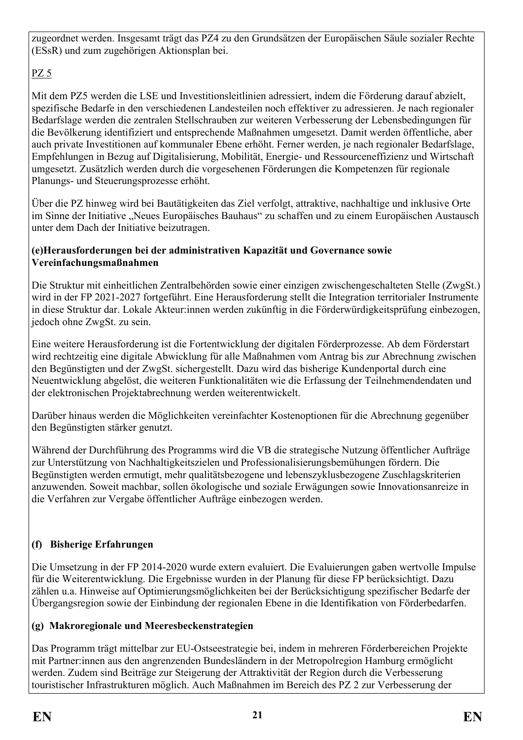zugeordnet werden. Insgesamt trägt das PZ4 zu den Grundsätzen der Europäischen Säule sozialer Rechte (ESsR) und zum zugehörigen Aktionsplan bei.

PZ 5

Mit dem PZ5 werden die LSE und Investitionsleitlinien adressiert, indem die Förderung darauf abzielt, spezifische Bedarfe in den verschiedenen Landesteilen noch effektiver zu adressieren. Je nach regionaler Bedarfslage werden die zentralen Stellschrauben zur weiteren Verbesserung der Lebensbedingungen für die Bevölkerung identifiziert und entsprechende Maßnahmen umgesetzt. Damit werden öffentliche, aber auch private Investitionen auf kommunaler Ebene erhöht. Ferner werden, je nach regionaler Bedarfslage, Empfehlungen in Bezug auf Digitalisierung, Mobilität, Energie- und Ressourceneffizienz und Wirtschaft umgesetzt. Zusätzlich werden durch die vorgesehenen Förderungen die Kompetenzen für regionale Planungs- und Steuerungsprozesse erhöht.

Über die PZ hinweg wird bei Bautätigkeiten das Ziel verfolgt, attraktive, nachhaltige und inklusive Orte im Sinne der Initiative „Neues Europäisches Bauhaus" zu schaffen und zu einem Europäischen Austausch unter dem Dach der Initiative beizutragen.

**(e)Herausforderungen bei der administrativen Kapazität und Governance sowie Vereinfachungsmaßnahmen**

Die Struktur mit einheitlichen Zentralbehörden sowie einer einzigen zwischengeschalteten Stelle (ZwgSt.) wird in der FP 2021-2027 fortgeführt. Eine Herausforderung stellt die Integration territorialer Instrumente in diese Struktur dar. Lokale Akteur:innen werden zukünftig in die Förderwürdigkeitsprüfung einbezogen, jedoch ohne ZwgSt. zu sein.

Eine weitere Herausforderung ist die Fortentwicklung der digitalen Förderprozesse. Ab dem Förderstart wird rechtzeitig eine digitale Abwicklung für alle Maßnahmen vom Antrag bis zur Abrechnung zwischen den Begünstigten und der ZwgSt. sichergestellt. Dazu wird das bisherige Kundenportal durch eine Neuentwicklung abgelöst, die weiteren Funktionalitäten wie die Erfassung der Teilnehmendendaten und der elektronischen Projektabrechnung werden weiterentwickelt.

Darüber hinaus werden die Möglichkeiten vereinfachter Kostenoptionen für die Abrechnung gegenüber den Begünstigten stärker genutzt.

Während der Durchführung des Programms wird die VB die strategische Nutzung öffentlicher Aufträge zur Unterstützung von Nachhaltigkeitszielen und Professionalisierungsbemühungen fördern. Die Begünstigten werden ermutigt, mehr qualitätsbezogene und lebenszyklusbezogene Zuschlagskriterien anzuwenden. Soweit machbar, sollen ökologische und soziale Erwägungen sowie Innovationsanreize in die Verfahren zur Vergabe öffentlicher Aufträge einbezogen werden.

**(f) Bisherige Erfahrungen**

Die Umsetzung in der FP 2014-2020 wurde extern evaluiert. Die Evaluierungen gaben wertvolle Impulse für die Weiterentwicklung. Die Ergebnisse wurden in der Planung für diese FP berücksichtigt. Dazu zählen u.a. Hinweise auf Optimierungsmöglichkeiten bei der Berücksichtigung spezifischer Bedarfe der Übergangsregion sowie der Einbindung der regionalen Ebene in die Identifikation von Förderbedarfen.

**(g) Makroregionale und Meeresbeckenstrategien**

Das Programm trägt mittelbar zur EU-Ostseestrategie bei, indem in mehreren Förderbereichen Projekte mit Partner:innen aus den angrenzenden Bundesländern in der Metropolregion Hamburg ermöglicht werden. Zudem sind Beiträge zur Steigerung der Attraktivität der Region durch die Verbesserung touristischer Infrastrukturen möglich. Auch Maßnahmen im Bereich des PZ 2 zur Verbesserung der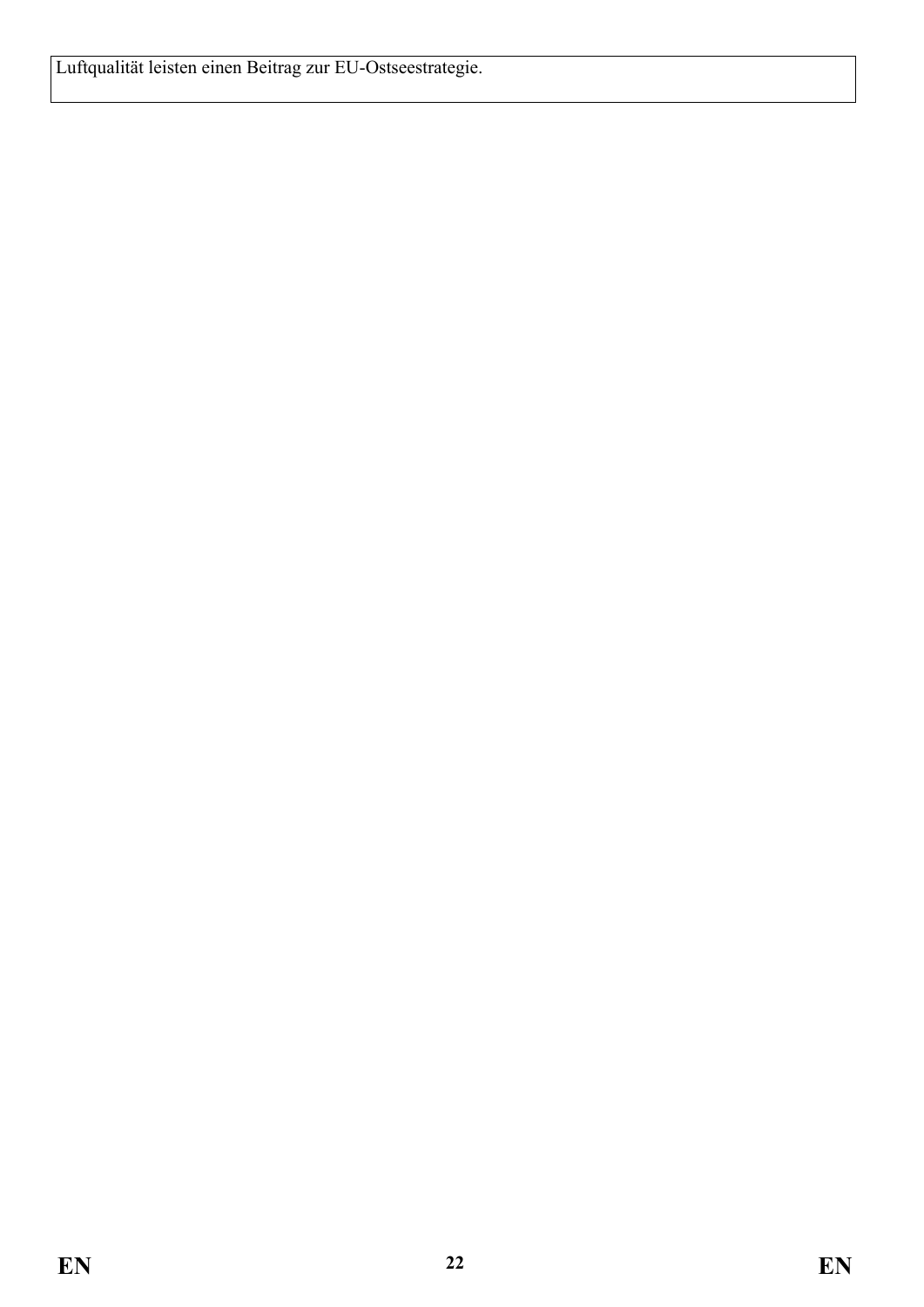| Luftqualität leisten einen Beitrag zur EU-Ostseestrategie. |
| --- |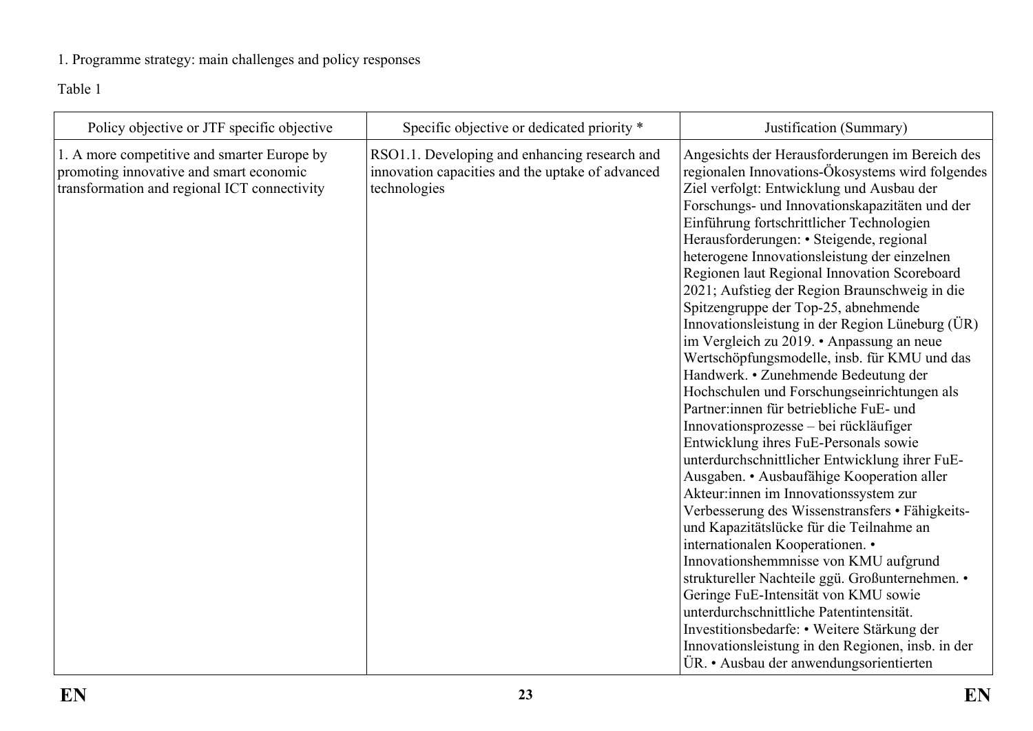1. Programme strategy: main challenges and policy responses

Table 1

| Policy objective or JTF specific objective | Specific objective or dedicated priority * | Justification (Summary) |
| --- | --- | --- |
| 1. A more competitive and smarter Europe by promoting innovative and smart economic transformation and regional ICT connectivity | RSO1.1. Developing and enhancing research and innovation capacities and the uptake of advanced technologies | Angesichts der Herausforderungen im Bereich des regionalen Innovations-Ökosystems wird folgendes Ziel verfolgt: Entwicklung und Ausbau der Forschungs- und Innovationskapazitäten und der Einführung fortschrittlicher Technologien Herausforderungen: • Steigende, regional heterogene Innovationsleistung der einzelnen Regionen laut Regional Innovation Scoreboard 2021; Aufstieg der Region Braunschweig in die Spitzengruppe der Top-25, abnehmende Innovationsleistung in der Region Lüneburg (ÜR) im Vergleich zu 2019. • Anpassung an neue Wertschöpfungsmodelle, insb. für KMU und das Handwerk. • Zunehmende Bedeutung der Hochschulen und Forschungseinrichtungen als Partner:innen für betriebliche FuE- und Innovationsprozesse – bei rückläufiger Entwicklung ihres FuE-Personals sowie unterdurchschnittlicher Entwicklung ihrer FuE-Ausgaben. • Ausbaufähige Kooperation aller Akteur:innen im Innovationssystem zur Verbesserung des Wissenstransfers • Fähigkeits- und Kapazitätslücke für die Teilnahme an internationalen Kooperationen. • Innovationshemmnisse von KMU aufgrund struktureller Nachteile ggü. Großunternehmen. • Geringe FuE-Intensität von KMU sowie unterdurchschnittliche Patentintensität. Investitionsbedarfe: • Weitere Stärkung der Innovationsleistung in den Regionen, insb. in der ÜR. • Ausbau der anwendungsorientierten |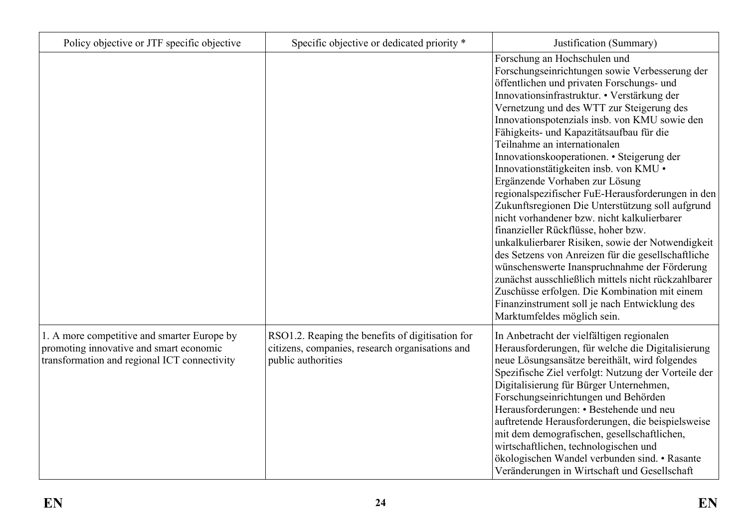| Policy objective or JTF specific objective | Specific objective or dedicated priority * | Justification (Summary) |
|---|---|---|
| | | Forschung an Hochschulen und Forschungseinrichtungen sowie Verbesserung der öffentlichen und privaten Forschungs- und Innovationsinfrastruktur. • Verstärkung der Vernetzung und des WTT zur Steigerung des Innovationspotenzials insb. von KMU sowie den Fähigkeits- und Kapazitätsaufbau für die Teilnahme an internationalen Innovationskooperationen. • Steigerung der Innovationstätigkeiten insb. von KMU • Ergänzende Vorhaben zur Lösung regionalspezifischer FuE-Herausforderungen in den Zukunftsregionen Die Unterstützung soll aufgrund nicht vorhandener bzw. nicht kalkulierbarer finanzieller Rückflüsse, hoher bzw. unkalkulierbarer Risiken, sowie der Notwendigkeit des Setzens von Anreizen für die gesellschaftliche wünschenswerte Inanspruchnahme der Förderung zunächst ausschließlich mittels nicht rückzahlbarer Zuschüsse erfolgen. Die Kombination mit einem Finanzinstrument soll je nach Entwicklung des Marktumfeldes möglich sein. |
| 1. A more competitive and smarter Europe by promoting innovative and smart economic transformation and regional ICT connectivity | RSO1.2. Reaping the benefits of digitisation for citizens, companies, research organisations and public authorities | In Anbetracht der vielfältigen regionalen Herausforderungen, für welche die Digitalisierung neue Lösungsansätze bereithält, wird folgendes Spezifische Ziel verfolgt: Nutzung der Vorteile der Digitalisierung für Bürger Unternehmen, Forschungseinrichtungen und Behörden Herausforderungen: • Bestehende und neu auftretende Herausforderungen, die beispielsweise mit dem demografischen, gesellschaftlichen, wirtschaftlichen, technologischen und ökologischen Wandel verbunden sind. • Rasante Veränderungen in Wirtschaft und Gesellschaft |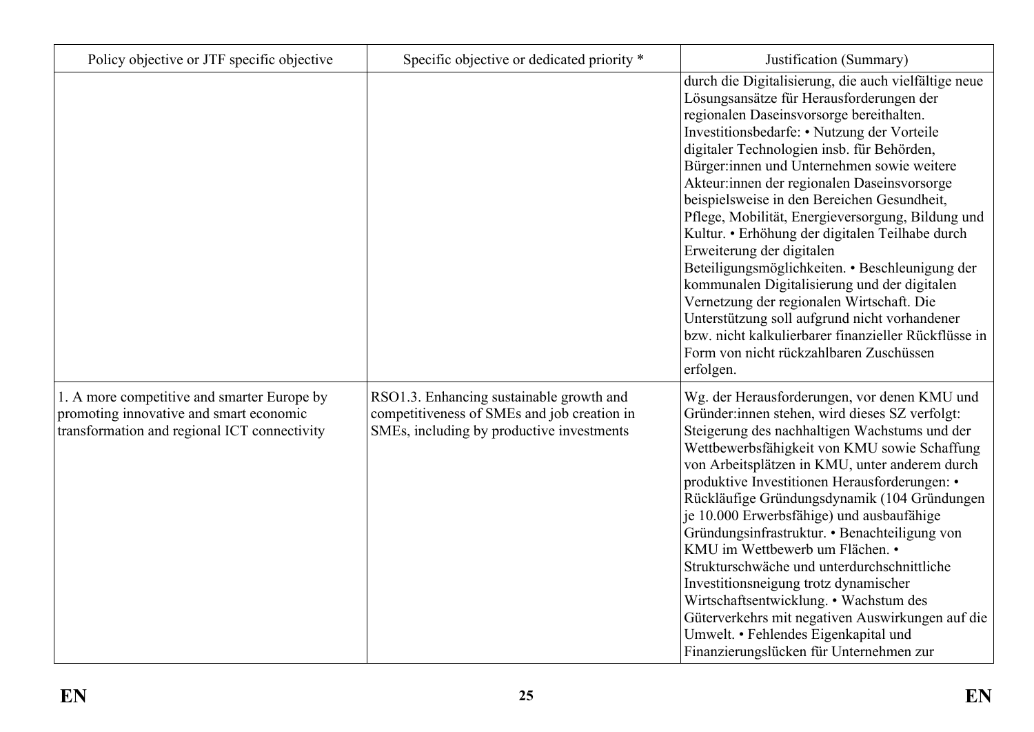| Policy objective or JTF specific objective | Specific objective or dedicated priority * | Justification (Summary) |
|---|---|---|
| | | durch die Digitalisierung, die auch vielfältige neue Lösungsansätze für Herausforderungen der regionalen Daseinsvorsorge bereithalten. Investitionsbedarfe: • Nutzung der Vorteile digitaler Technologien insb. für Behörden, Bürger:innen und Unternehmen sowie weitere Akteur:innen der regionalen Daseinsvorsorge beispielsweise in den Bereichen Gesundheit, Pflege, Mobilität, Energieversorgung, Bildung und Kultur. • Erhöhung der digitalen Teilhabe durch Erweiterung der digitalen Beteiligungsmöglichkeiten. • Beschleunigung der kommunalen Digitalisierung und der digitalen Vernetzung der regionalen Wirtschaft. Die Unterstützung soll aufgrund nicht vorhandener bzw. nicht kalkulierbarer finanzieller Rückflüsse in Form von nicht rückzahlbaren Zuschüssen erfolgen. |
| 1. A more competitive and smarter Europe by promoting innovative and smart economic transformation and regional ICT connectivity | RSO1.3. Enhancing sustainable growth and competitiveness of SMEs and job creation in SMEs, including by productive investments | Wg. der Herausforderungen, vor denen KMU und Gründer:innen stehen, wird dieses SZ verfolgt: Steigerung des nachhaltigen Wachstums und der Wettbewerbsfähigkeit von KMU sowie Schaffung von Arbeitsplätzen in KMU, unter anderem durch produktive Investitionen Herausforderungen: • Rückläufige Gründungsdynamik (104 Gründungen je 10.000 Erwerbsfähige) und ausbaufähige Gründungsinfrastruktur. • Benachteiligung von KMU im Wettbewerb um Flächen. • Strukturschwäche und unterdurchschnittliche Investitionsneigung trotz dynamischer Wirtschaftsentwicklung. • Wachstum des Güterverkehrs mit negativen Auswirkungen auf die Umwelt. • Fehlendes Eigenkapital und Finanzierungslücken für Unternehmen zur |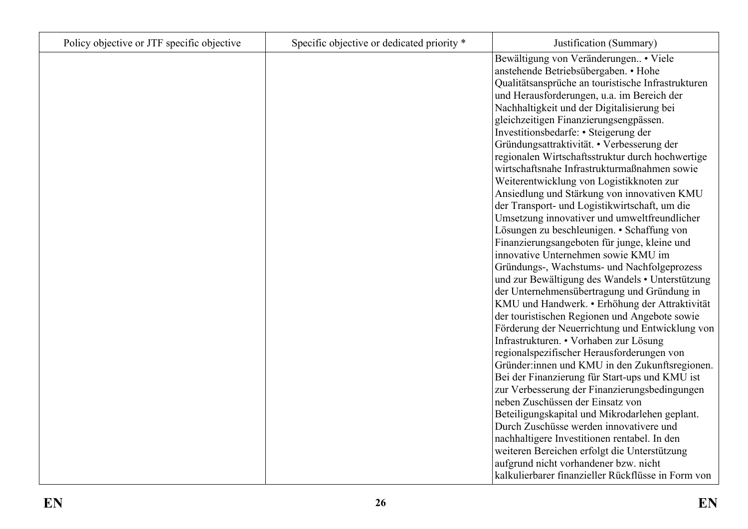| Policy objective or JTF specific objective | Specific objective or dedicated priority * | Justification (Summary) |
| --- | --- | --- |
| | | Bewältigung von Veränderungen.. • Viele anstehende Betriebsübergaben. • Hohe Qualitätsansprüche an touristische Infrastrukturen und Herausforderungen, u.a. im Bereich der Nachhaltigkeit und der Digitalisierung bei gleichzeitigen Finanzierungsengpässen. Investitionsbedarfe: • Steigerung der Gründungsattraktivität. • Verbesserung der regionalen Wirtschaftsstruktur durch hochwertige wirtschaftsnahe Infrastrukturmaßnahmen sowie Weiterentwicklung von Logistikknoten zur Ansiedlung und Stärkung von innovativen KMU der Transport- und Logistikwirtschaft, um die Umsetzung innovativer und umweltfreundlicher Lösungen zu beschleunigen. • Schaffung von Finanzierungsangeboten für junge, kleine und innovative Unternehmen sowie KMU im Gründungs-, Wachstums- und Nachfolgeprozess und zur Bewältigung des Wandels • Unterstützung der Unternehmensübertragung und Gründung in KMU und Handwerk. • Erhöhung der Attraktivität der touristischen Regionen und Angebote sowie Förderung der Neuerrichtung und Entwicklung von Infrastrukturen. • Vorhaben zur Lösung regionalspezifischer Herausforderungen von Gründer:innen und KMU in den Zukunftsregionen. Bei der Finanzierung für Start-ups und KMU ist zur Verbesserung der Finanzierungsbedingungen neben Zuschüssen der Einsatz von Beteiligungskapital und Mikrodarlehen geplant. Durch Zuschüsse werden innovativere und nachhaltigere Investitionen rentabel. In den weiteren Bereichen erfolgt die Unterstützung aufgrund nicht vorhandener bzw. nicht kalkulierbarer finanzieller Rückflüsse in Form von |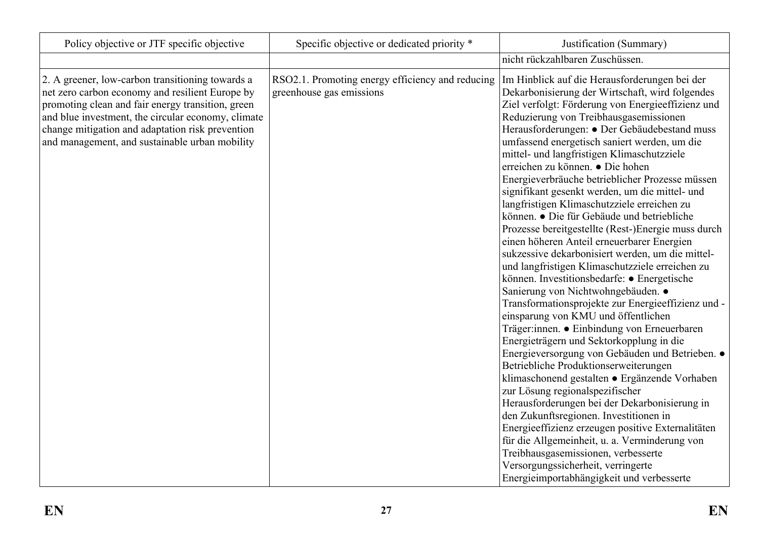| Policy objective or JTF specific objective | Specific objective or dedicated priority * | Justification (Summary) |
|---|---|---|
| | | nicht rückzahlbaren Zuschüssen. |
| 2. A greener, low-carbon transitioning towards a net zero carbon economy and resilient Europe by promoting clean and fair energy transition, green and blue investment, the circular economy, climate change mitigation and adaptation risk prevention and management, and sustainable urban mobility | RSO2.1. Promoting energy efficiency and reducing greenhouse gas emissions | Im Hinblick auf die Herausforderungen bei der Dekarbonisierung der Wirtschaft, wird folgendes Ziel verfolgt: Förderung von Energieeffizienz und Reduzierung von Treibhausgasemissionen Herausforderungen: ● Der Gebäudebestand muss umfassend energetisch saniert werden, um die mittel- und langfristigen Klimaschutzziele erreichen zu können. ● Die hohen Energieverbräuche betrieblicher Prozesse müssen signifikant gesenkt werden, um die mittel- und langfristigen Klimaschutzziele erreichen zu können. ● Die für Gebäude und betriebliche Prozesse bereitgestellte (Rest-)Energie muss durch einen höheren Anteil erneuerbarer Energien sukzessive dekarbonisiert werden, um die mittel- und langfristigen Klimaschutzziele erreichen zu können. Investitionsbedarfe: ● Energetische Sanierung von Nichtwohngebäuden. ● Transformationsprojekte zur Energieeffizienz und -einsparung von KMU und öffentlichen Träger:innen. ● Einbindung von Erneuerbaren Energieträgern und Sektorkopplung in die Energieversorgung von Gebäuden und Betrieben. ● Betriebliche Produktionserweiterungen klimaschonend gestalten ● Ergänzende Vorhaben zur Lösung regionalspezifischer Herausforderungen bei der Dekarbonisierung in den Zukunftsregionen. Investitionen in Energieeffizienz erzeugen positive Externalitäten für die Allgemeinheit, u. a. Verminderung von Treibhausgasemissionen, verbesserte Versorgungssicherheit, verringerte Energieimportabhängigkeit und verbesserte |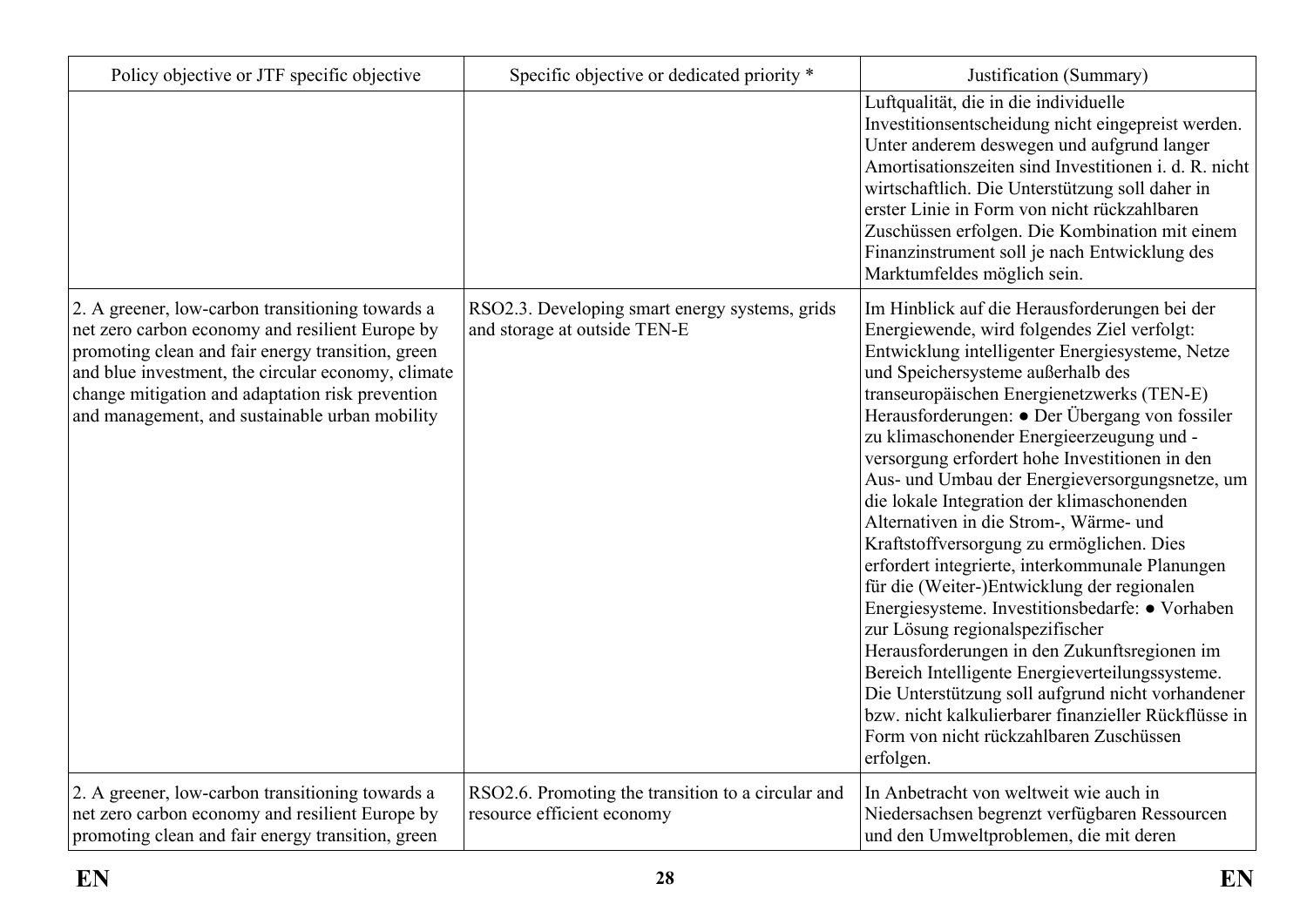| Policy objective or JTF specific objective | Specific objective or dedicated priority * | Justification (Summary) |
| --- | --- | --- |
| | | Luftqualität, die in die individuelle Investitionsentscheidung nicht eingepreist werden. Unter anderem deswegen und aufgrund langer Amortisationszeiten sind Investitionen i. d. R. nicht wirtschaftlich. Die Unterstützung soll daher in erster Linie in Form von nicht rückzahlbaren Zuschüssen erfolgen. Die Kombination mit einem Finanzinstrument soll je nach Entwicklung des Marktumfeldes möglich sein. |
| 2. A greener, low-carbon transitioning towards a net zero carbon economy and resilient Europe by promoting clean and fair energy transition, green and blue investment, the circular economy, climate change mitigation and adaptation risk prevention and management, and sustainable urban mobility | RSO2.3. Developing smart energy systems, grids and storage at outside TEN-E | Im Hinblick auf die Herausforderungen bei der Energiewende, wird folgendes Ziel verfolgt: Entwicklung intelligenter Energiesysteme, Netze und Speichersysteme außerhalb des transeuropäischen Energienetzwerks (TEN-E) Herausforderungen: ● Der Übergang von fossiler zu klimaschonender Energieerzeugung und -versorgung erfordert hohe Investitionen in den Aus- und Umbau der Energieversorgungsnetze, um die lokale Integration der klimaschonenden Alternativen in die Strom-, Wärme- und Kraftstoffversorgung zu ermöglichen. Dies erfordert integrierte, interkommunale Planungen für die (Weiter-)Entwicklung der regionalen Energiesysteme. Investitionsbedarfe: ● Vorhaben zur Lösung regionalspezifischer Herausforderungen in den Zukunftsregionen im Bereich Intelligente Energieverteilungssysteme. Die Unterstützung soll aufgrund nicht vorhandener bzw. nicht kalkulierbarer finanzieller Rückflüsse in Form von nicht rückzahlbaren Zuschüssen erfolgen. |
| 2. A greener, low-carbon transitioning towards a net zero carbon economy and resilient Europe by promoting clean and fair energy transition, green | RSO2.6. Promoting the transition to a circular and resource efficient economy | In Anbetracht von weltweit wie auch in Niedersachsen begrenzt verfügbaren Ressourcen und den Umweltproblemen, die mit deren |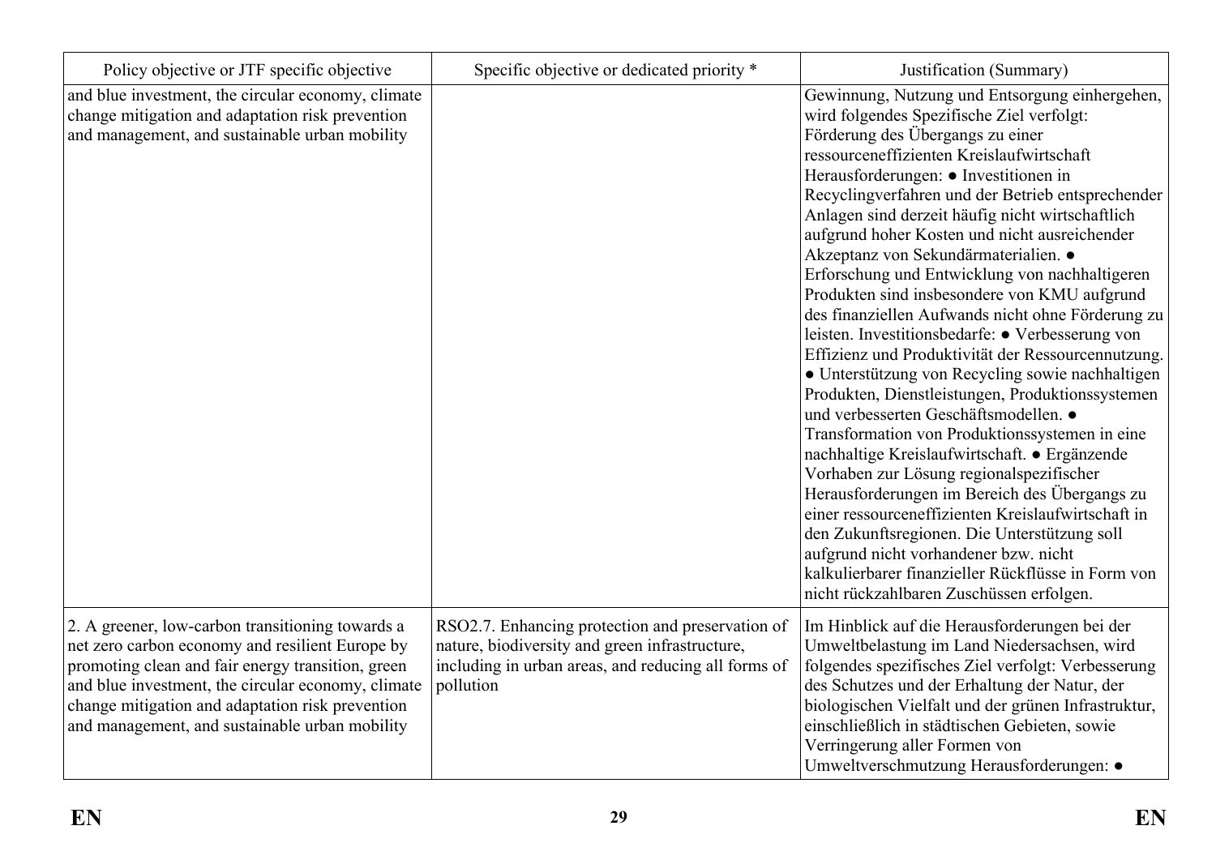| Policy objective or JTF specific objective | Specific objective or dedicated priority * | Justification (Summary) |
|---|---|---|
| and blue investment, the circular economy, climate change mitigation and adaptation risk prevention and management, and sustainable urban mobility | | Gewinnung, Nutzung und Entsorgung einhergehen, wird folgendes Spezifische Ziel verfolgt: Förderung des Übergangs zu einer ressourceneffizienten Kreislaufwirtschaft Herausforderungen: ● Investitionen in Recyclingverfahren und der Betrieb entsprechender Anlagen sind derzeit häufig nicht wirtschaftlich aufgrund hoher Kosten und nicht ausreichender Akzeptanz von Sekundärmaterialien. ● Erforschung und Entwicklung von nachhaltigeren Produkten sind insbesondere von KMU aufgrund des finanziellen Aufwands nicht ohne Förderung zu leisten. Investitionsbedarfe: ● Verbesserung von Effizienz und Produktivität der Ressourcennutzung. ● Unterstützung von Recycling sowie nachhaltigen Produkten, Dienstleistungen, Produktionssystemen und verbesserten Geschäftsmodellen. ● Transformation von Produktionssystemen in eine nachhaltige Kreislaufwirtschaft. ● Ergänzende Vorhaben zur Lösung regionalspezifischer Herausforderungen im Bereich des Übergangs zu einer ressourceneffizienten Kreislaufwirtschaft in den Zukunftsregionen. Die Unterstützung soll aufgrund nicht vorhandener bzw. nicht kalkulierbarer finanzieller Rückflüsse in Form von nicht rückzahlbaren Zuschüssen erfolgen. |
| 2. A greener, low-carbon transitioning towards a net zero carbon economy and resilient Europe by promoting clean and fair energy transition, green and blue investment, the circular economy, climate change mitigation and adaptation risk prevention and management, and sustainable urban mobility | RSO2.7. Enhancing protection and preservation of nature, biodiversity and green infrastructure, including in urban areas, and reducing all forms of pollution | Im Hinblick auf die Herausforderungen bei der Umweltbelastung im Land Niedersachsen, wird folgendes spezifisches Ziel verfolgt: Verbesserung des Schutzes und der Erhaltung der Natur, der biologischen Vielfalt und der grünen Infrastruktur, einschließlich in städtischen Gebieten, sowie Verringerung aller Formen von Umweltverschmutzung Herausforderungen: ● |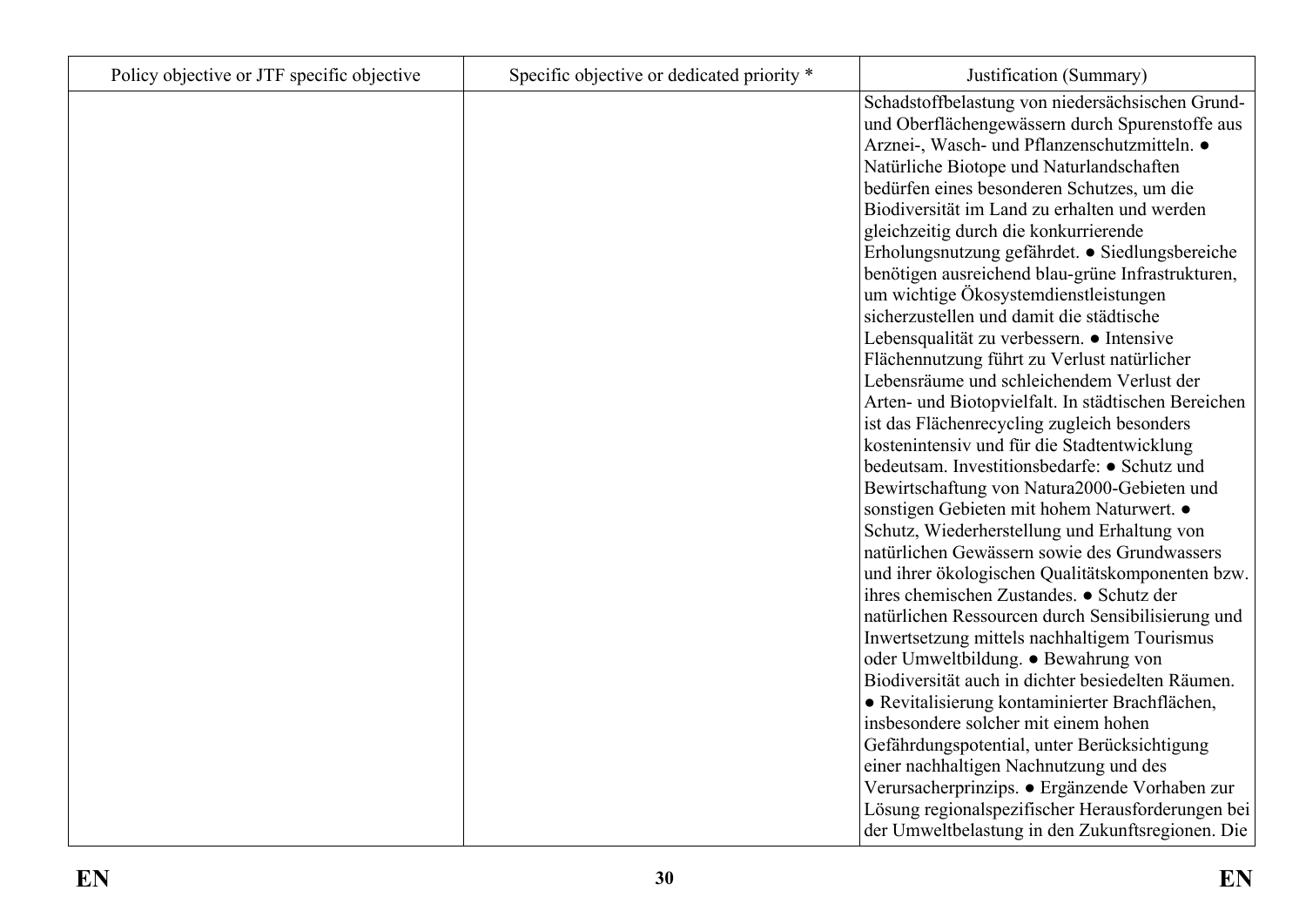| Policy objective or JTF specific objective | Specific objective or dedicated priority * | Justification (Summary) |
| --- | --- | --- |
| | | Schadstoffbelastung von niedersächsischen Grund- und Oberflächengewässern durch Spurenstoffe aus Arznei-, Wasch- und Pflanzenschutzmitteln. ● Natürliche Biotope und Naturlandschaften bedürfen eines besonderen Schutzes, um die Biodiversität im Land zu erhalten und werden gleichzeitig durch die konkurrierende Erholungsnutzung gefährdet. ● Siedlungsbereiche benötigen ausreichend blau-grüne Infrastrukturen, um wichtige Ökosystemdienstleistungen sicherzustellen und damit die städtische Lebensqualität zu verbessern. ● Intensive Flächennutzung führt zu Verlust natürlicher Lebensräume und schleichendem Verlust der Arten- und Biotopvielfalt. In städtischen Bereichen ist das Flächenrecycling zugleich besonders kostenintensiv und für die Stadtentwicklung bedeutsam. Investitionsbedarfe: ● Schutz und Bewirtschaftung von Natura2000-Gebieten und sonstigen Gebieten mit hohem Naturwert. ● Schutz, Wiederherstellung und Erhaltung von natürlichen Gewässern sowie des Grundwassers und ihrer ökologischen Qualitätskomponenten bzw. ihres chemischen Zustandes. ● Schutz der natürlichen Ressourcen durch Sensibilisierung und Inwertsetzung mittels nachhaltigem Tourismus oder Umweltbildung. ● Bewahrung von Biodiversität auch in dichter besiedelten Räumen. ● Revitalisierung kontaminierter Brachflächen, insbesondere solcher mit einem hohen Gefährdungspotential, unter Berücksichtigung einer nachhaltigen Nachnutzung und des Verursacherprinzips. ● Ergänzende Vorhaben zur Lösung regionalspezifischer Herausforderungen bei der Umweltbelastung in den Zukunftsregionen. Die |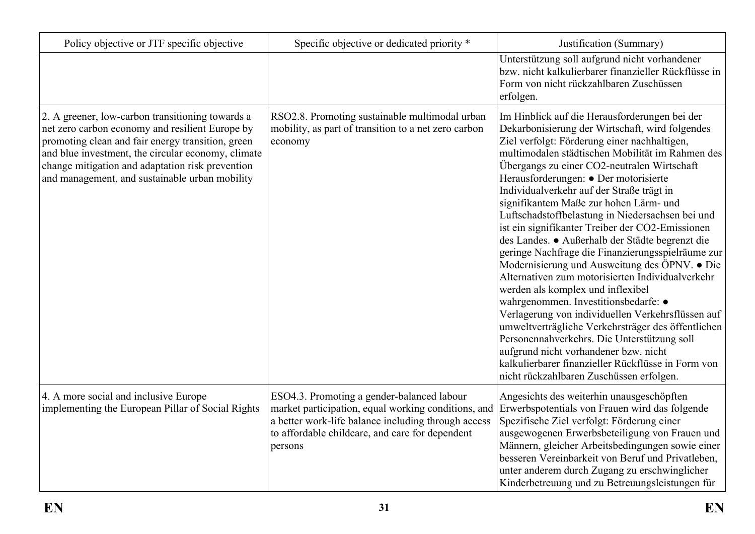| Policy objective or JTF specific objective | Specific objective or dedicated priority * | Justification (Summary) |
|---|---|---|
| | | Unterstützung soll aufgrund nicht vorhandener bzw. nicht kalkulierbarer finanzieller Rückflüsse in Form von nicht rückzahlbaren Zuschüssen erfolgen. |
| 2. A greener, low-carbon transitioning towards a net zero carbon economy and resilient Europe by promoting clean and fair energy transition, green and blue investment, the circular economy, climate change mitigation and adaptation risk prevention and management, and sustainable urban mobility | RSO2.8. Promoting sustainable multimodal urban mobility, as part of transition to a net zero carbon economy | Im Hinblick auf die Herausforderungen bei der Dekarbonisierung der Wirtschaft, wird folgendes Ziel verfolgt: Förderung einer nachhaltigen, multimodalen städtischen Mobilität im Rahmen des Übergangs zu einer CO2-neutralen Wirtschaft Herausforderungen: ● Der motorisierte Individualverkehr auf der Straße trägt in signifikantem Maße zur hohen Lärm- und Luftschadstoffbelastung in Niedersachsen bei und ist ein signifikanter Treiber der CO2-Emissionen des Landes. ● Außerhalb der Städte begrenzt die geringe Nachfrage die Finanzierungsspielräume zur Modernisierung und Ausweitung des ÖPNV. ● Die Alternativen zum motorisierten Individualverkehr werden als komplex und inflexibel wahrgenommen. Investitionsbedarfe: ● Verlagerung von individuellen Verkehrsflüssen auf umweltverträgliche Verkehrsträger des öffentlichen Personennahverkehrs. Die Unterstützung soll aufgrund nicht vorhandener bzw. nicht kalkulierbarer finanzieller Rückflüsse in Form von nicht rückzahlbaren Zuschüssen erfolgen. |
| 4. A more social and inclusive Europe implementing the European Pillar of Social Rights | ESO4.3. Promoting a gender-balanced labour market participation, equal working conditions, and a better work-life balance including through access to affordable childcare, and care for dependent persons | Angesichts des weiterhin unausgeschöpften Erwerbspotentials von Frauen wird das folgende Spezifische Ziel verfolgt: Förderung einer ausgewogenen Erwerbsbeteiligung von Frauen und Männern, gleicher Arbeitsbedingungen sowie einer besseren Vereinbarkeit von Beruf und Privatleben, unter anderem durch Zugang zu erschwinglicher Kinderbetreuung und zu Betreuungsleistungen für |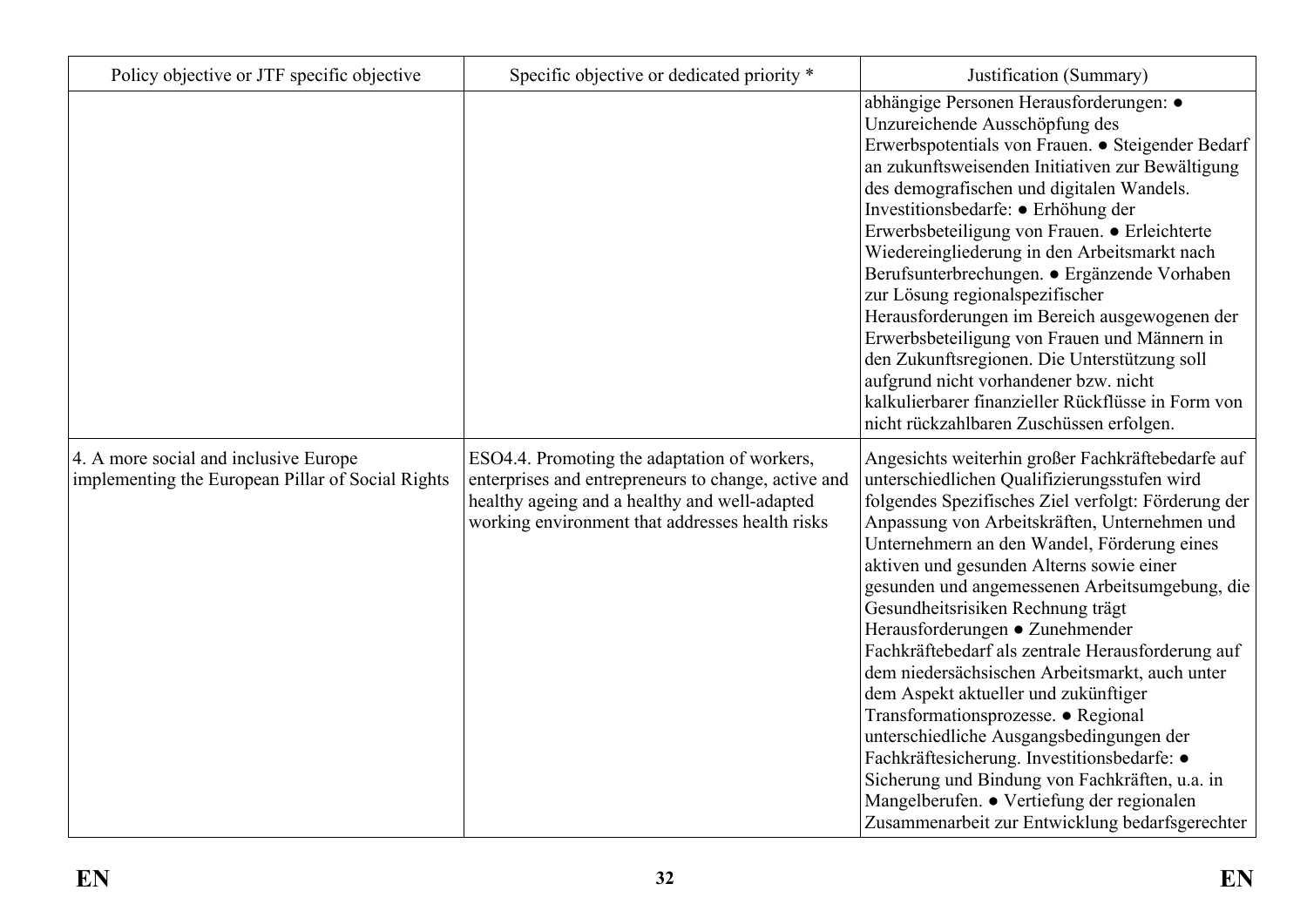| Policy objective or JTF specific objective | Specific objective or dedicated priority * | Justification (Summary) |
| --- | --- | --- |
| | | abhängige Personen Herausforderungen: ● Unzureichende Ausschöpfung des Erwerbspotentials von Frauen. ● Steigender Bedarf an zukunftsweisenden Initiativen zur Bewältigung des demografischen und digitalen Wandels. Investitionsbedarfe: ● Erhöhung der Erwerbsbeteiligung von Frauen. ● Erleichterte Wiedereingliederung in den Arbeitsmarkt nach Berufsunterbrechungen. ● Ergänzende Vorhaben zur Lösung regionalspezifischer Herausforderungen im Bereich ausgewogenen der Erwerbsbeteiligung von Frauen und Männern in den Zukunftsregionen. Die Unterstützung soll aufgrund nicht vorhandener bzw. nicht kalkulierbarer finanzieller Rückflüsse in Form von nicht rückzahlbaren Zuschüssen erfolgen. |
| 4. A more social and inclusive Europe implementing the European Pillar of Social Rights | ESO4.4. Promoting the adaptation of workers, enterprises and entrepreneurs to change, active and healthy ageing and a healthy and well-adapted working environment that addresses health risks | Angesichts weiterhin großer Fachkräftebedarfe auf unterschiedlichen Qualifizierungsstufen wird folgendes Spezifisches Ziel verfolgt: Förderung der Anpassung von Arbeitskräften, Unternehmen und Unternehmern an den Wandel, Förderung eines aktiven und gesunden Alterns sowie einer gesunden und angemessenen Arbeitsumgebung, die Gesundheitsrisiken Rechnung trägt Herausforderungen ● Zunehmender Fachkräftebedarf als zentrale Herausforderung auf dem niedersächsischen Arbeitsmarkt, auch unter dem Aspekt aktueller und zukünftiger Transformationsprozesse. ● Regional unterschiedliche Ausgangsbedingungen der Fachkräftesicherung. Investitionsbedarfe: ● Sicherung und Bindung von Fachkräften, u.a. in Mangelberufen. ● Vertiefung der regionalen Zusammenarbeit zur Entwicklung bedarfsgerechter |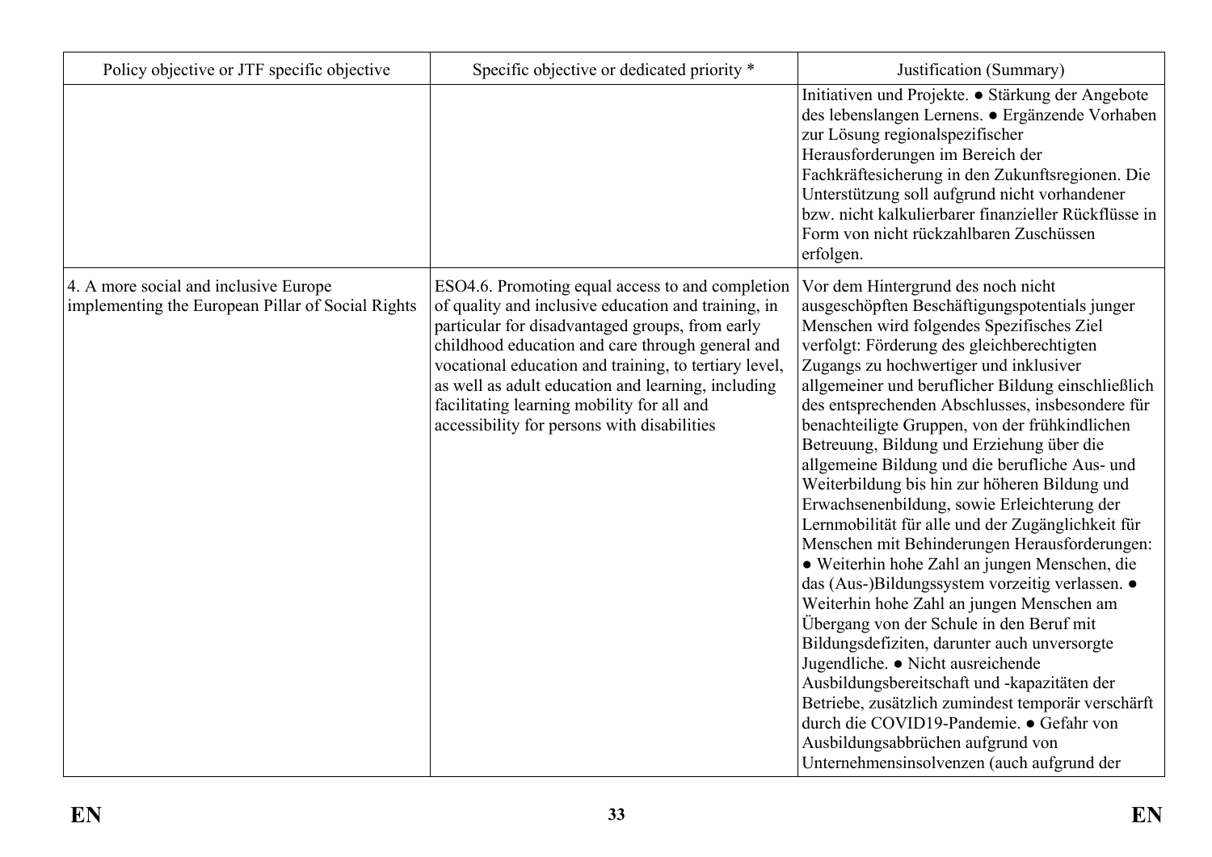| Policy objective or JTF specific objective | Specific objective or dedicated priority * | Justification (Summary) |
| --- | --- | --- |
| | | Initiativen und Projekte. ● Stärkung der Angebote des lebenslangen Lernens. ● Ergänzende Vorhaben zur Lösung regionalspezifischer Herausforderungen im Bereich der Fachkräftesicherung in den Zukunftsregionen. Die Unterstützung soll aufgrund nicht vorhandener bzw. nicht kalkulierbarer finanzieller Rückflüsse in Form von nicht rückzahlbaren Zuschüssen erfolgen. |
| 4. A more social and inclusive Europe implementing the European Pillar of Social Rights | ESO4.6. Promoting equal access to and completion of quality and inclusive education and training, in particular for disadvantaged groups, from early childhood education and care through general and vocational education and training, to tertiary level, as well as adult education and learning, including facilitating learning mobility for all and accessibility for persons with disabilities | Vor dem Hintergrund des noch nicht ausgeschöpften Beschäftigungspotentials junger Menschen wird folgendes Spezifisches Ziel verfolgt: Förderung des gleichberechtigten Zugangs zu hochwertiger und inklusiver allgemeiner und beruflicher Bildung einschließlich des entsprechenden Abschlusses, insbesondere für benachteiligte Gruppen, von der frühkindlichen Betreuung, Bildung und Erziehung über die allgemeine Bildung und die berufliche Aus- und Weiterbildung bis hin zur höheren Bildung und Erwachsenenbildung, sowie Erleichterung der Lernmobilität für alle und der Zugänglichkeit für Menschen mit Behinderungen Herausforderungen: ● Weiterhin hohe Zahl an jungen Menschen, die das (Aus-)Bildungssystem vorzeitig verlassen. ● Weiterhin hohe Zahl an jungen Menschen am Übergang von der Schule in den Beruf mit Bildungsdefiziten, darunter auch unversorgte Jugendliche. ● Nicht ausreichende Ausbildungsbereitschaft und -kapazitäten der Betriebe, zusätzlich zumindest temporär verschärft durch die COVID19-Pandemie. ● Gefahr von Ausbildungsabbrüchen aufgrund von Unternehmensinsolvenzen (auch aufgrund der |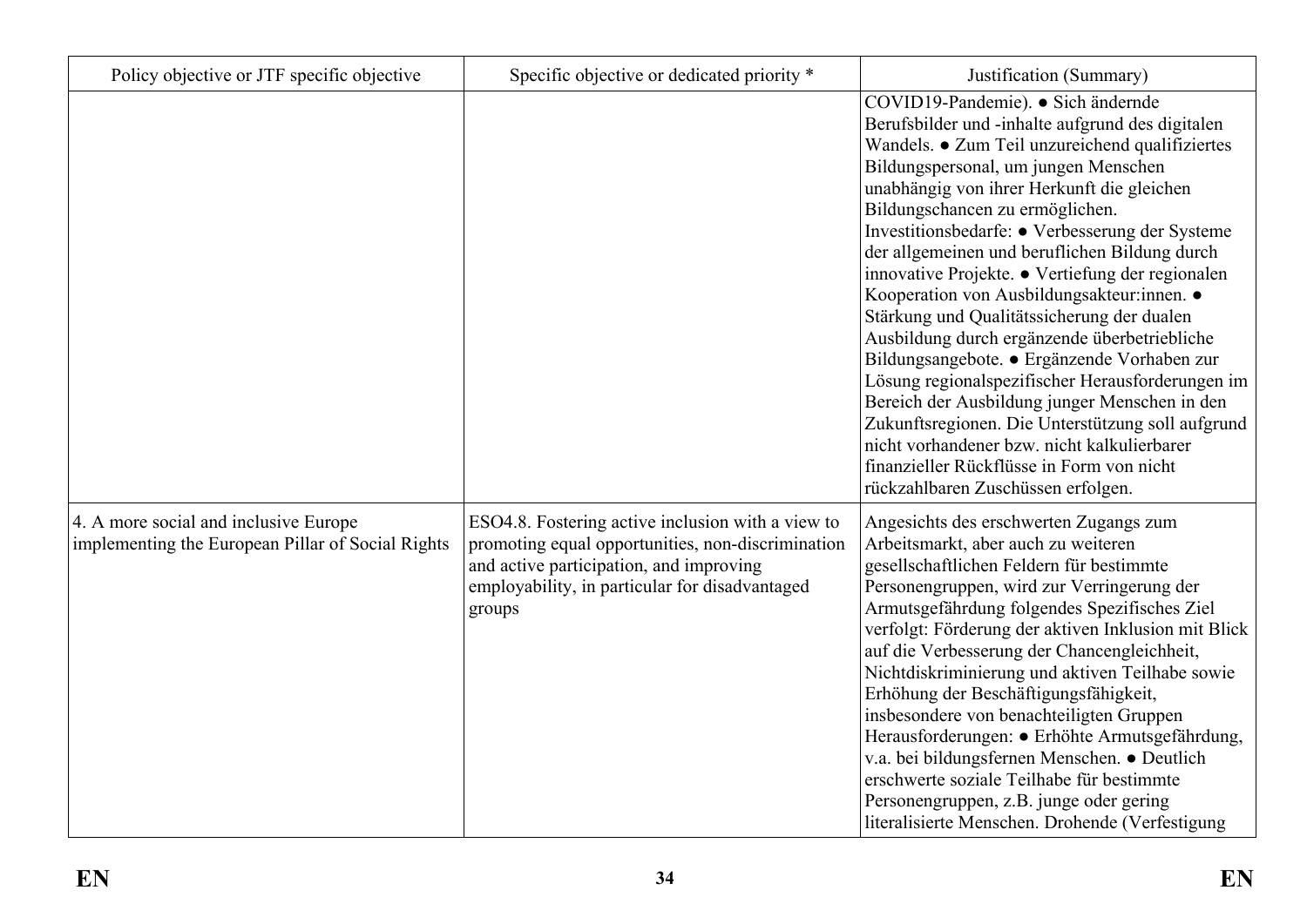| Policy objective or JTF specific objective | Specific objective or dedicated priority * | Justification (Summary) |
|---|---|---|
| | | COVID19-Pandemie). ● Sich ändernde Berufsbilder und -inhalte aufgrund des digitalen Wandels. ● Zum Teil unzureichend qualifiziertes Bildungspersonal, um jungen Menschen unabhängig von ihrer Herkunft die gleichen Bildungschancen zu ermöglichen. Investitionsbedarfe: ● Verbesserung der Systeme der allgemeinen und beruflichen Bildung durch innovative Projekte. ● Vertiefung der regionalen Kooperation von Ausbildungsakteur:innen. ● Stärkung und Qualitätssicherung der dualen Ausbildung durch ergänzende überbetriebliche Bildungsangebote. ● Ergänzende Vorhaben zur Lösung regionalspezifischer Herausforderungen im Bereich der Ausbildung junger Menschen in den Zukunftsregionen. Die Unterstützung soll aufgrund nicht vorhandener bzw. nicht kalkulierbarer finanzieller Rückflüsse in Form von nicht rückzahlbaren Zuschüssen erfolgen. |
| 4. A more social and inclusive Europe implementing the European Pillar of Social Rights | ESO4.8. Fostering active inclusion with a view to promoting equal opportunities, non-discrimination and active participation, and improving employability, in particular for disadvantaged groups | Angesichts des erschwerten Zugangs zum Arbeitsmarkt, aber auch zu weiteren gesellschaftlichen Feldern für bestimmte Personengruppen, wird zur Verringerung der Armutsgefährdung folgendes Spezifisches Ziel verfolgt: Förderung der aktiven Inklusion mit Blick auf die Verbesserung der Chancengleichheit, Nichtdiskriminierung und aktiven Teilhabe sowie Erhöhung der Beschäftigungsfähigkeit, insbesondere von benachteiligten Gruppen Herausforderungen: ● Erhöhte Armutsgefährdung, v.a. bei bildungsfernen Menschen. ● Deutlich erschwerte soziale Teilhabe für bestimmte Personengruppen, z.B. junge oder gering literalisierte Menschen. Drohende (Verfestigung |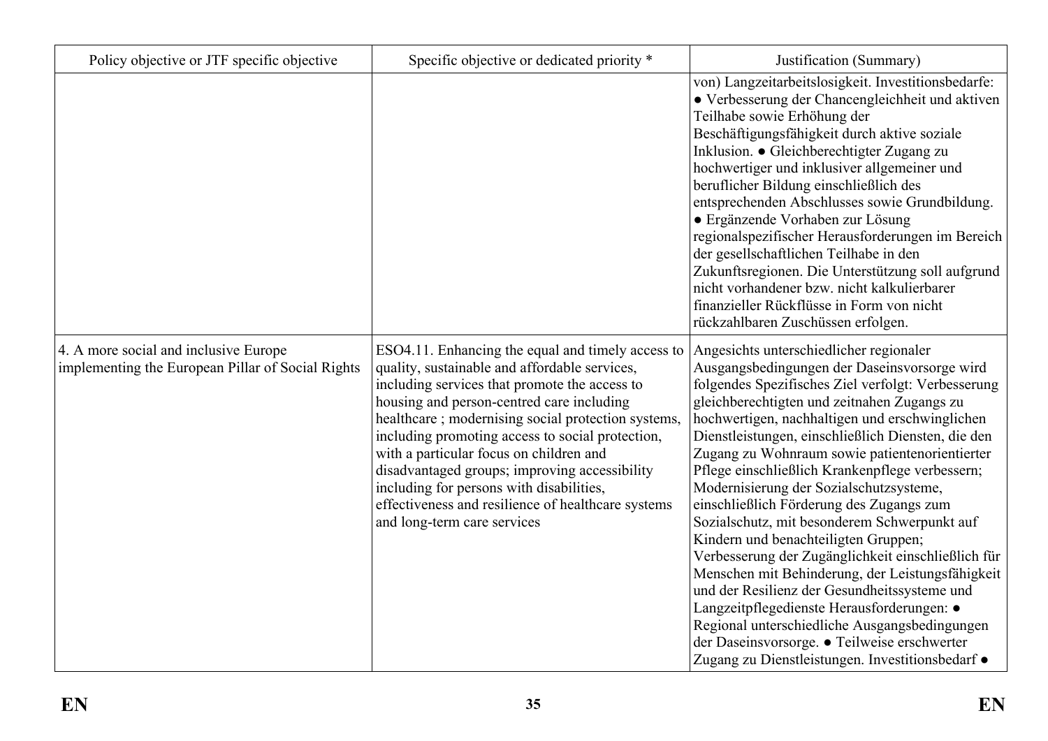| Policy objective or JTF specific objective | Specific objective or dedicated priority * | Justification (Summary) |
|---|---|---|
| | | von) Langzeitarbeitslosigkeit. Investitionsbedarfe: ● Verbesserung der Chancengleichheit und aktiven Teilhabe sowie Erhöhung der Beschäftigungsfähigkeit durch aktive soziale Inklusion. ● Gleichberechtigter Zugang zu hochwertiger und inklusiver allgemeiner und beruflicher Bildung einschließlich des entsprechenden Abschlusses sowie Grundbildung. ● Ergänzende Vorhaben zur Lösung regionalspezifischer Herausforderungen im Bereich der gesellschaftlichen Teilhabe in den Zukunftsregionen. Die Unterstützung soll aufgrund nicht vorhandener bzw. nicht kalkulierbarer finanzieller Rückflüsse in Form von nicht rückzahlbaren Zuschüssen erfolgen. |
| 4. A more social and inclusive Europe implementing the European Pillar of Social Rights | ESO4.11. Enhancing the equal and timely access to quality, sustainable and affordable services, including services that promote the access to housing and person-centred care including healthcare ; modernising social protection systems, including promoting access to social protection, with a particular focus on children and disadvantaged groups; improving accessibility including for persons with disabilities, effectiveness and resilience of healthcare systems and long-term care services | Angesichts unterschiedlicher regionaler Ausgangsbedingungen der Daseinsvorsorge wird folgendes Spezifisches Ziel verfolgt: Verbesserung gleichberechtigten und zeitnahen Zugangs zu hochwertigen, nachhaltigen und erschwinglichen Dienstleistungen, einschließlich Diensten, die den Zugang zu Wohnraum sowie patientenorientierter Pflege einschließlich Krankenpflege verbessern; Modernisierung der Sozialschutzsysteme, einschließlich Förderung des Zugangs zum Sozialschutz, mit besonderem Schwerpunkt auf Kindern und benachteiligten Gruppen; Verbesserung der Zugänglichkeit einschließlich für Menschen mit Behinderung, der Leistungsfähigkeit und der Resilienz der Gesundheitssysteme und Langzeitpflegedienste Herausforderungen: ● Regional unterschiedliche Ausgangsbedingungen der Daseinsvorsorge. ● Teilweise erschwerter Zugang zu Dienstleistungen. Investitionsbedarf ● |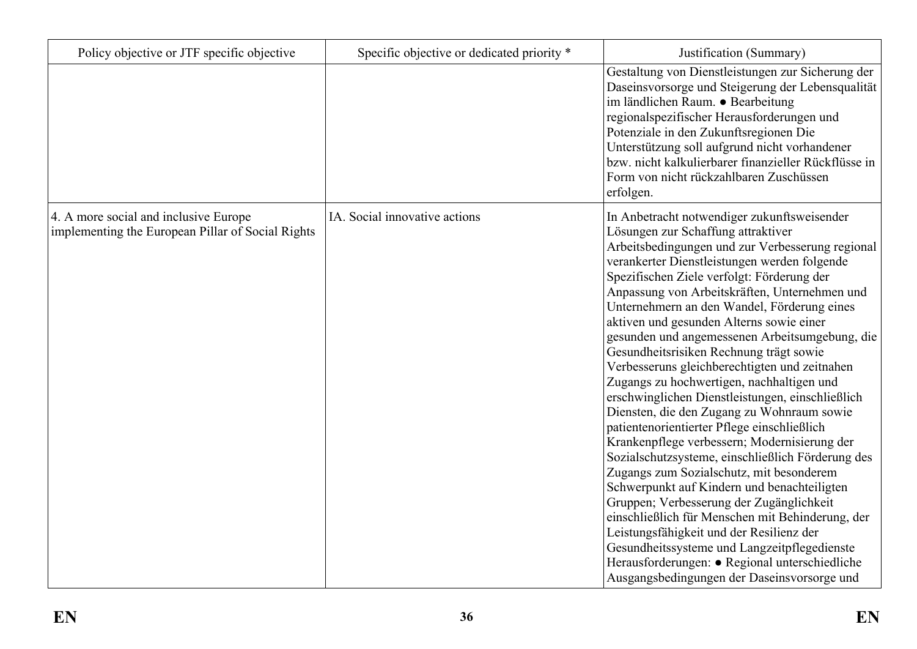| Policy objective or JTF specific objective | Specific objective or dedicated priority * | Justification (Summary) |
|---|---|---|
| | | Gestaltung von Dienstleistungen zur Sicherung der Daseinsvorsorge und Steigerung der Lebensqualität im ländlichen Raum. ● Bearbeitung regionalspezifischer Herausforderungen und Potenziale in den Zukunftsregionen Die Unterstützung soll aufgrund nicht vorhandener bzw. nicht kalkulierbarer finanzieller Rückflüsse in Form von nicht rückzahlbaren Zuschüssen erfolgen. |
| 4. A more social and inclusive Europe implementing the European Pillar of Social Rights | IA. Social innovative actions | In Anbetracht notwendiger zukunftsweisender Lösungen zur Schaffung attraktiver Arbeitsbedingungen und zur Verbesserung regional verankerter Dienstleistungen werden folgende Spezifischen Ziele verfolgt: Förderung der Anpassung von Arbeitskräften, Unternehmen und Unternehmern an den Wandel, Förderung eines aktiven und gesunden Alterns sowie einer gesunden und angemessenen Arbeitsumgebung, die Gesundheitsrisiken Rechnung trägt sowie Verbesseruns gleichberechtigten und zeitnahen Zugangs zu hochwertigen, nachhaltigen und erschwinglichen Dienstleistungen, einschließlich Diensten, die den Zugang zu Wohnraum sowie patientenorientierter Pflege einschließlich Krankenpflege verbessern; Modernisierung der Sozialschutzsysteme, einschließlich Förderung des Zugangs zum Sozialschutz, mit besonderem Schwerpunkt auf Kindern und benachteiligten Gruppen; Verbesserung der Zugänglichkeit einschließlich für Menschen mit Behinderung, der Leistungsfähigkeit und der Resilienz der Gesundheitssysteme und Langzeitpflegedienste Herausforderungen: ● Regional unterschiedliche Ausgangsbedingungen der Daseinsvorsorge und |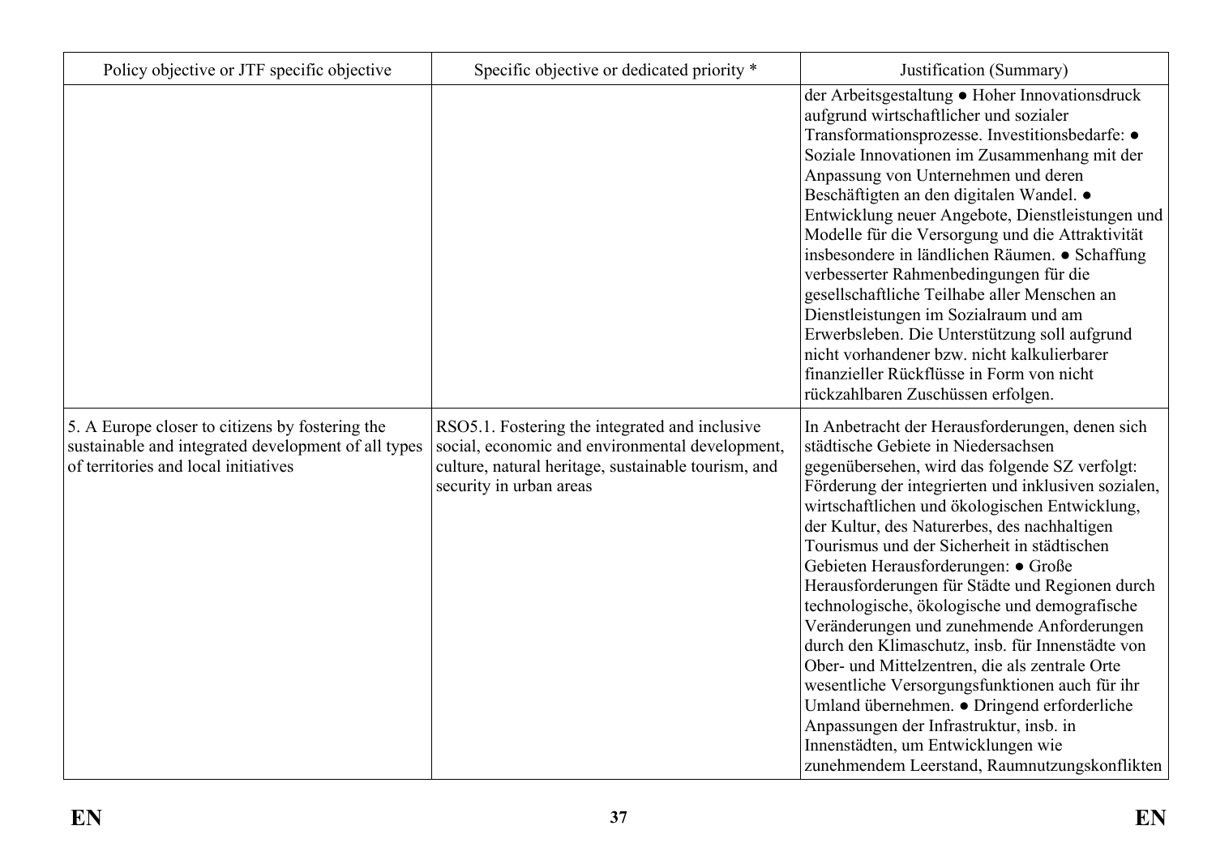| Policy objective or JTF specific objective | Specific objective or dedicated priority * | Justification (Summary) |
| --- | --- | --- |
| | | der Arbeitsgestaltung ● Hoher Innovationsdruck aufgrund wirtschaftlicher und sozialer Transformationsprozesse. Investitionsbedarfe: ● Soziale Innovationen im Zusammenhang mit der Anpassung von Unternehmen und deren Beschäftigten an den digitalen Wandel. ● Entwicklung neuer Angebote, Dienstleistungen und Modelle für die Versorgung und die Attraktivität insbesondere in ländlichen Räumen. ● Schaffung verbesserter Rahmenbedingungen für die gesellschaftliche Teilhabe aller Menschen an Dienstleistungen im Sozialraum und am Erwerbsleben. Die Unterstützung soll aufgrund nicht vorhandener bzw. nicht kalkulierbarer finanzieller Rückflüsse in Form von nicht rückzahlbaren Zuschüssen erfolgen. |
| 5. A Europe closer to citizens by fostering the sustainable and integrated development of all types of territories and local initiatives | RSO5.1. Fostering the integrated and inclusive social, economic and environmental development, culture, natural heritage, sustainable tourism, and security in urban areas | In Anbetracht der Herausforderungen, denen sich städtische Gebiete in Niedersachsen gegenübersehen, wird das folgende SZ verfolgt: Förderung der integrierten und inklusiven sozialen, wirtschaftlichen und ökologischen Entwicklung, der Kultur, des Naturerbes, des nachhaltigen Tourismus und der Sicherheit in städtischen Gebieten Herausforderungen: ● Große Herausforderungen für Städte und Regionen durch technologische, ökologische und demografische Veränderungen und zunehmende Anforderungen durch den Klimaschutz, insb. für Innenstädte von Ober- und Mittelzentren, die als zentrale Orte wesentliche Versorgungsfunktionen auch für ihr Umland übernehmen. ● Dringend erforderliche Anpassungen der Infrastruktur, insb. in Innenstädten, um Entwicklungen wie zunehmendem Leerstand, Raumnutzungskonflikten |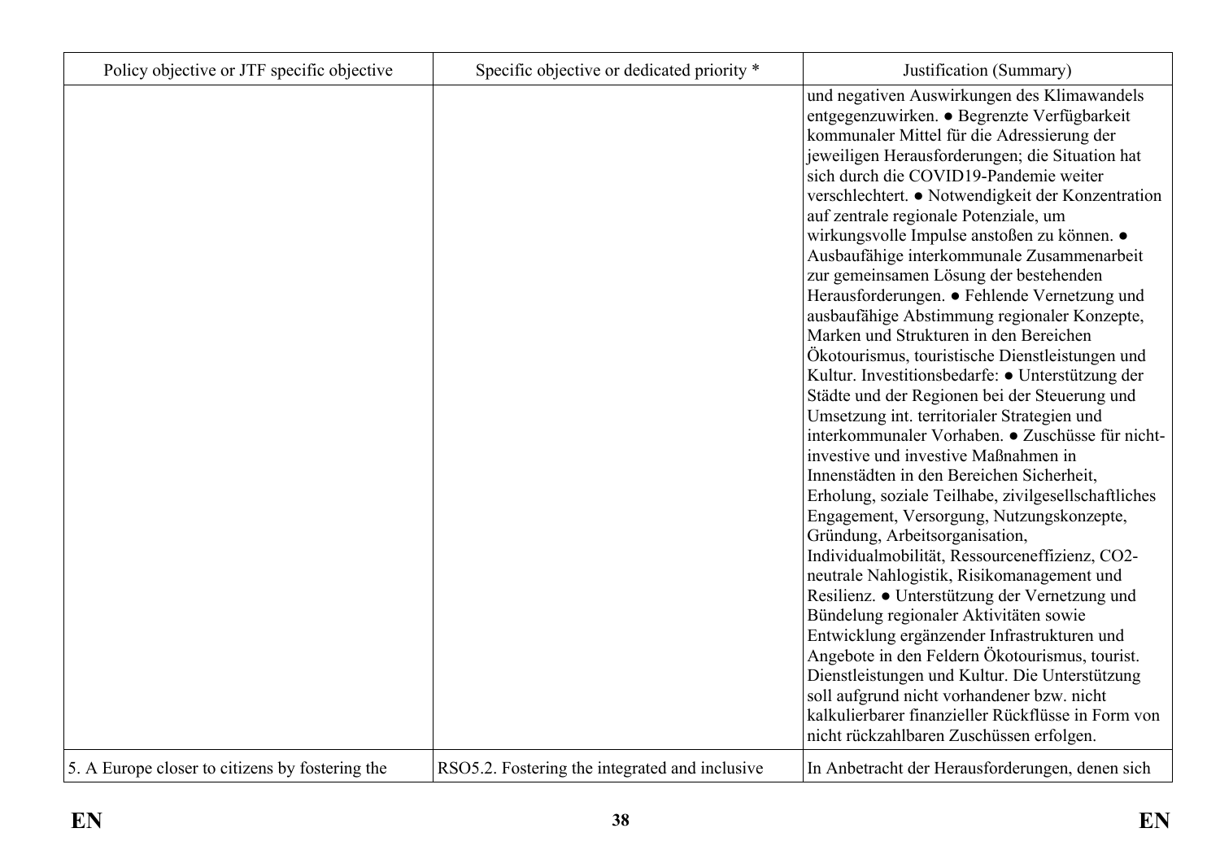| Policy objective or JTF specific objective | Specific objective or dedicated priority * | Justification (Summary) |
|---|---|---|
| | | und negativen Auswirkungen des Klimawandels entgegenzuwirken. ● Begrenzte Verfügbarkeit kommunaler Mittel für die Adressierung der jeweiligen Herausforderungen; die Situation hat sich durch die COVID19-Pandemie weiter verschlechtert. ● Notwendigkeit der Konzentration auf zentrale regionale Potenziale, um wirkungsvolle Impulse anstoßen zu können. ● Ausbaufähige interkommunale Zusammenarbeit zur gemeinsamen Lösung der bestehenden Herausforderungen. ● Fehlende Vernetzung und ausbaufähige Abstimmung regionaler Konzepte, Marken und Strukturen in den Bereichen Ökotourismus, touristische Dienstleistungen und Kultur. Investitionsbedarfe: ● Unterstützung der Städte und der Regionen bei der Steuerung und Umsetzung int. territorialer Strategien und interkommunaler Vorhaben. ● Zuschüsse für nicht-investive und investive Maßnahmen in Innenstädten in den Bereichen Sicherheit, Erholung, soziale Teilhabe, zivilgesellschaftliches Engagement, Versorgung, Nutzungskonzepte, Gründung, Arbeitsorganisation, Individualmobilität, Ressourceneffizienz, CO2-neutrale Nahlogistik, Risikomanagement und Resilienz. ● Unterstützung der Vernetzung und Bündelung regionaler Aktivitäten sowie Entwicklung ergänzender Infrastrukturen und Angebote in den Feldern Ökotourismus, tourist. Dienstleistungen und Kultur. Die Unterstützung soll aufgrund nicht vorhandener bzw. nicht kalkulierbarer finanzieller Rückflüsse in Form von nicht rückzahlbaren Zuschüssen erfolgen. |
| 5. A Europe closer to citizens by fostering the | RSO5.2. Fostering the integrated and inclusive | In Anbetracht der Herausforderungen, denen sich |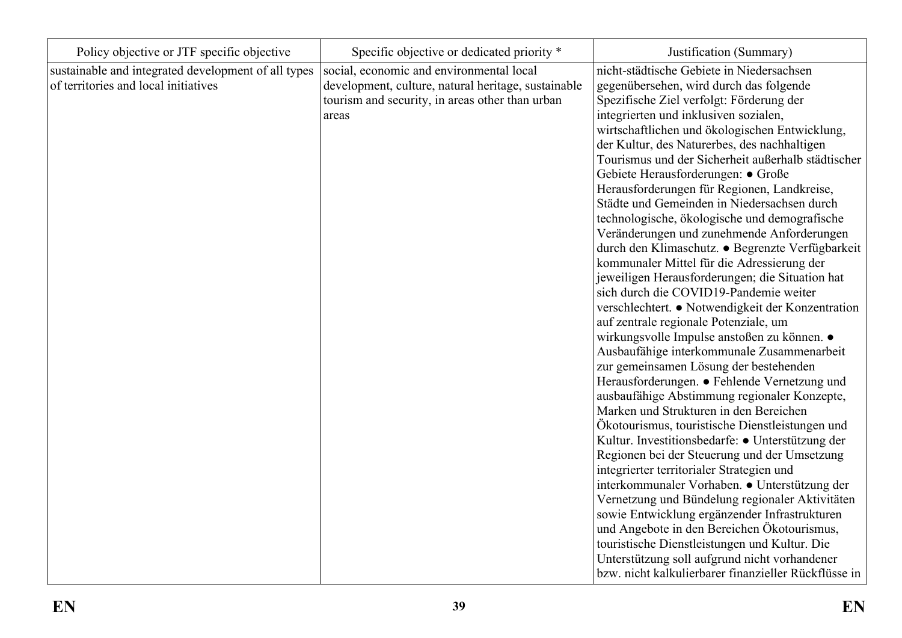| Policy objective or JTF specific objective | Specific objective or dedicated priority * | Justification (Summary) |
| --- | --- | --- |
| sustainable and integrated development of all types of territories and local initiatives | social, economic and environmental local development, culture, natural heritage, sustainable tourism and security, in areas other than urban areas | nicht-städtische Gebiete in Niedersachsen gegenübersehen, wird durch das folgende Spezifische Ziel verfolgt: Förderung der integrierten und inklusiven sozialen, wirtschaftlichen und ökologischen Entwicklung, der Kultur, des Naturerbes, des nachhaltigen Tourismus und der Sicherheit außerhalb städtischer Gebiete Herausforderungen: ● Große Herausforderungen für Regionen, Landkreise, Städte und Gemeinden in Niedersachsen durch technologische, ökologische und demografische Veränderungen und zunehmende Anforderungen durch den Klimaschutz. ● Begrenzte Verfügbarkeit kommunaler Mittel für die Adressierung der jeweiligen Herausforderungen; die Situation hat sich durch die COVID19-Pandemie weiter verschlechtert. ● Notwendigkeit der Konzentration auf zentrale regionale Potenziale, um wirkungsvolle Impulse anstoßen zu können. ● Ausbaufähige interkommunale Zusammenarbeit zur gemeinsamen Lösung der bestehenden Herausforderungen. ● Fehlende Vernetzung und ausbaufähige Abstimmung regionaler Konzepte, Marken und Strukturen in den Bereichen Ökotourismus, touristische Dienstleistungen und Kultur. Investitionsbedarfe: ● Unterstützung der Regionen bei der Steuerung und der Umsetzung integrierter territorialer Strategien und interkommunaler Vorhaben. ● Unterstützung der Vernetzung und Bündelung regionaler Aktivitäten sowie Entwicklung ergänzender Infrastrukturen und Angebote in den Bereichen Ökotourismus, touristische Dienstleistungen und Kultur. Die Unterstützung soll aufgrund nicht vorhandener bzw. nicht kalkulierbarer finanzieller Rückflüsse in |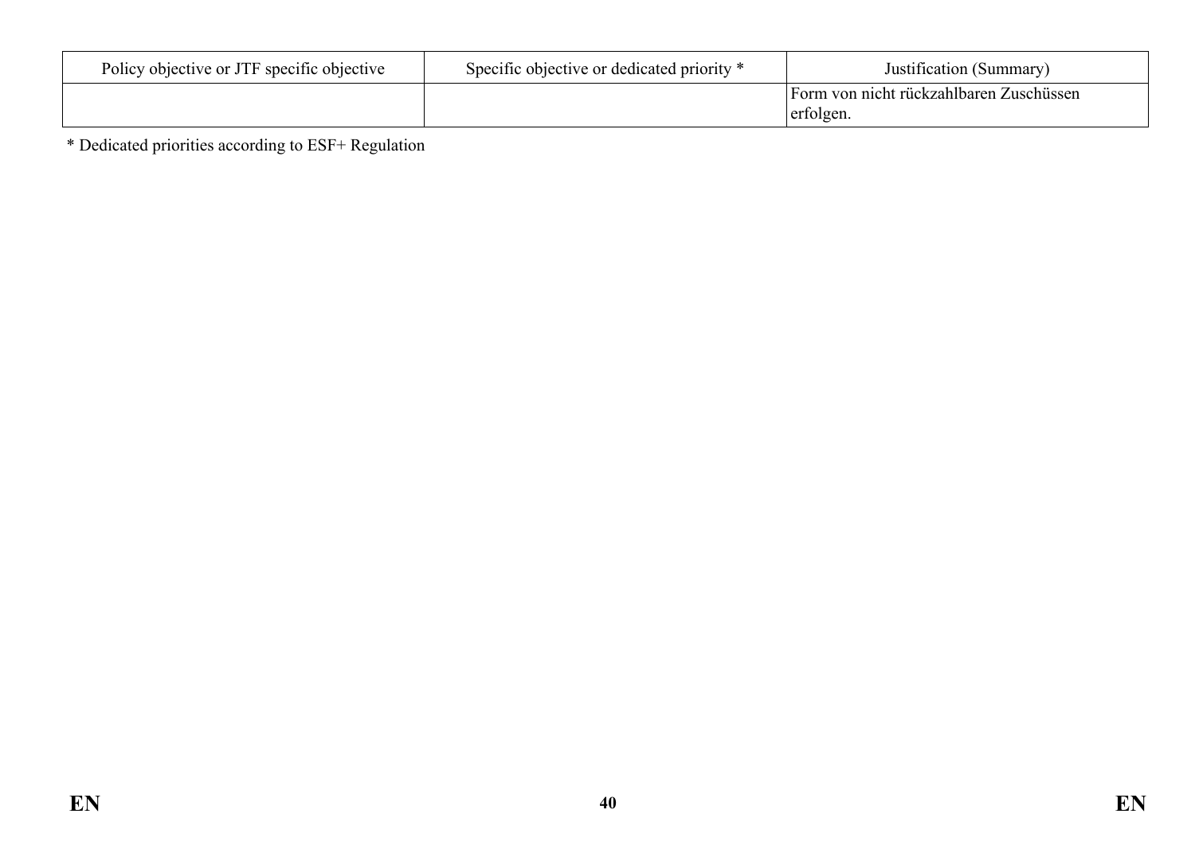| Policy objective or JTF specific objective | Specific objective or dedicated priority * | Justification (Summary) |
| --- | --- | --- |
| | | Form von nicht rückzahlbaren Zuschüssen erfolgen. |

* Dedicated priorities according to ESF+ Regulation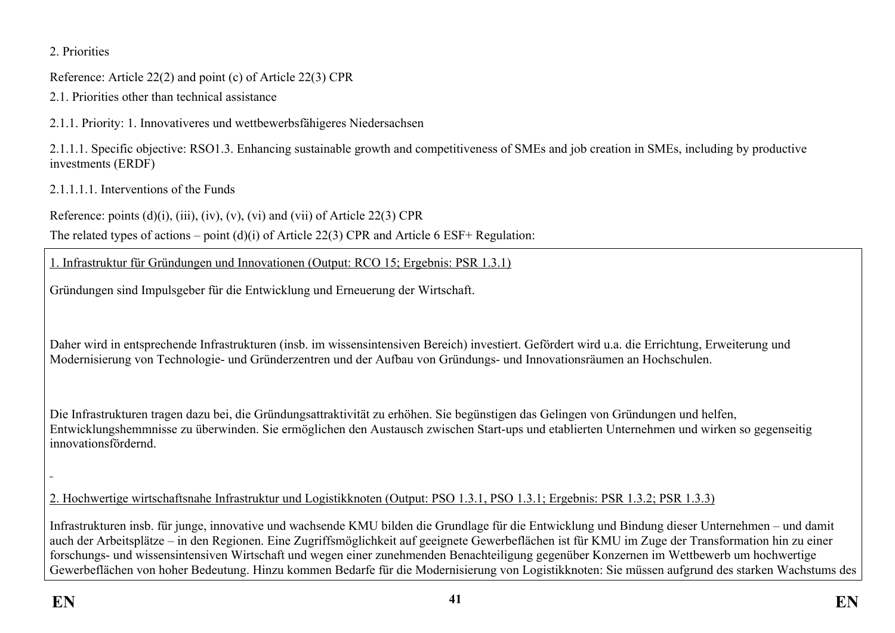2. Priorities

Reference: Article 22(2) and point (c) of Article 22(3) CPR

2.1. Priorities other than technical assistance

2.1.1. Priority: 1. Innovativeres und wettbewerbsfähigeres Niedersachsen

2.1.1.1. Specific objective: RSO1.3. Enhancing sustainable growth and competitiveness of SMEs and job creation in SMEs, including by productive investments (ERDF)

2.1.1.1.1. Interventions of the Funds

Reference: points (d)(i), (iii), (iv), (v), (vi) and (vii) of Article 22(3) CPR

The related types of actions – point (d)(i) of Article 22(3) CPR and Article 6 ESF+ Regulation:

1. Infrastruktur für Gründungen und Innovationen (Output: RCO 15; Ergebnis: PSR 1.3.1)

Gründungen sind Impulsgeber für die Entwicklung und Erneuerung der Wirtschaft.

Daher wird in entsprechende Infrastrukturen (insb. im wissensintensiven Bereich) investiert. Gefördert wird u.a. die Errichtung, Erweiterung und Modernisierung von Technologie- und Gründerzentren und der Aufbau von Gründungs- und Innovationsräumen an Hochschulen.

Die Infrastrukturen tragen dazu bei, die Gründungsattraktivität zu erhöhen. Sie begünstigen das Gelingen von Gründungen und helfen, Entwicklungshemmnisse zu überwinden. Sie ermöglichen den Austausch zwischen Start-ups und etablierten Unternehmen und wirken so gegenseitig innovationsfördernd.

2. Hochwertige wirtschaftsnahe Infrastruktur und Logistikknoten (Output: PSO 1.3.1, PSO 1.3.1; Ergebnis: PSR 1.3.2; PSR 1.3.3)

Infrastrukturen insb. für junge, innovative und wachsende KMU bilden die Grundlage für die Entwicklung und Bindung dieser Unternehmen – und damit auch der Arbeitsplätze – in den Regionen. Eine Zugriffsmöglichkeit auf geeignete Gewerbeflächen ist für KMU im Zuge der Transformation hin zu einer forschungs- und wissensintensiven Wirtschaft und wegen einer zunehmenden Benachteiligung gegenüber Konzernen im Wettbewerb um hochwertige Gewerbeflächen von hoher Bedeutung. Hinzu kommen Bedarfe für die Modernisierung von Logistikknoten: Sie müssen aufgrund des starken Wachstums des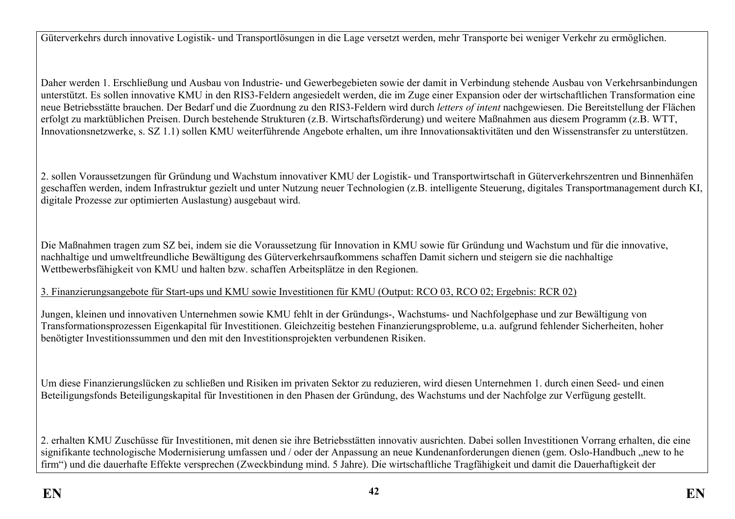Güterverkehrs durch innovative Logistik- und Transportlösungen in die Lage versetzt werden, mehr Transporte bei weniger Verkehr zu ermöglichen.

Daher werden 1. Erschließung und Ausbau von Industrie- und Gewerbegebieten sowie der damit in Verbindung stehende Ausbau von Verkehrsanbindungen unterstützt. Es sollen innovative KMU in den RIS3-Feldern angesiedelt werden, die im Zuge einer Expansion oder der wirtschaftlichen Transformation eine neue Betriebsstätte brauchen. Der Bedarf und die Zuordnung zu den RIS3-Feldern wird durch *letters of intent* nachgewiesen. Die Bereitstellung der Flächen erfolgt zu marktüblichen Preisen. Durch bestehende Strukturen (z.B. Wirtschaftsförderung) und weitere Maßnahmen aus diesem Programm (z.B. WTT, Innovationsnetzwerke, s. SZ 1.1) sollen KMU weiterführende Angebote erhalten, um ihre Innovationsaktivitäten und den Wissenstransfer zu unterstützen.

2. sollen Voraussetzungen für Gründung und Wachstum innovativer KMU der Logistik- und Transportwirtschaft in Güterverkehrszentren und Binnenhäfen geschaffen werden, indem Infrastruktur gezielt und unter Nutzung neuer Technologien (z.B. intelligente Steuerung, digitales Transportmanagement durch KI, digitale Prozesse zur optimierten Auslastung) ausgebaut wird.

Die Maßnahmen tragen zum SZ bei, indem sie die Voraussetzung für Innovation in KMU sowie für Gründung und Wachstum und für die innovative, nachhaltige und umweltfreundliche Bewältigung des Güterverkehrsaufkommens schaffen Damit sichern und steigern sie die nachhaltige Wettbewerbsfähigkeit von KMU und halten bzw. schaffen Arbeitsplätze in den Regionen.

<u>3. Finanzierungsangebote für Start-ups und KMU sowie Investitionen für KMU (Output: RCO 03, RCO 02; Ergebnis: RCR 02)</u>

Jungen, kleinen und innovativen Unternehmen sowie KMU fehlt in der Gründungs-, Wachstums- und Nachfolgephase und zur Bewältigung von Transformationsprozessen Eigenkapital für Investitionen. Gleichzeitig bestehen Finanzierungsprobleme, u.a. aufgrund fehlender Sicherheiten, hoher benötigter Investitionssummen und den mit den Investitionsprojekten verbundenen Risiken.

Um diese Finanzierungslücken zu schließen und Risiken im privaten Sektor zu reduzieren, wird diesen Unternehmen 1. durch einen Seed- und einen Beteiligungsfonds Beteiligungskapital für Investitionen in den Phasen der Gründung, des Wachstums und der Nachfolge zur Verfügung gestellt.

2. erhalten KMU Zuschüsse für Investitionen, mit denen sie ihre Betriebsstätten innovativ ausrichten. Dabei sollen Investitionen Vorrang erhalten, die eine signifikante technologische Modernisierung umfassen und / oder der Anpassung an neue Kundenanforderungen dienen (gem. Oslo-Handbuch „new to he firm“) und die dauerhafte Effekte versprechen (Zweckbindung mind. 5 Jahre). Die wirtschaftliche Tragfähigkeit und damit die Dauerhaftigkeit der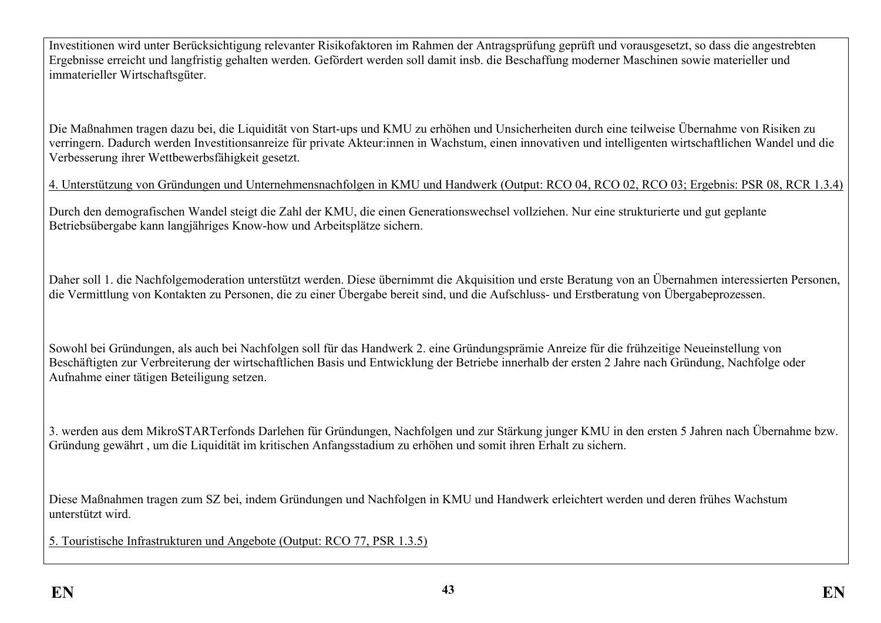Investitionen wird unter Berücksichtigung relevanter Risikofaktoren im Rahmen der Antragsprüfung geprüft und vorausgesetzt, so dass die angestrebten Ergebnisse erreicht und langfristig gehalten werden. Gefördert werden soll damit insb. die Beschaffung moderner Maschinen sowie materieller und immaterieller Wirtschaftsgüter.

Die Maßnahmen tragen dazu bei, die Liquidität von Start-ups und KMU zu erhöhen und Unsicherheiten durch eine teilweise Übernahme von Risiken zu verringern. Dadurch werden Investitionsanreize für private Akteur:innen in Wachstum, einen innovativen und intelligenten wirtschaftlichen Wandel und die Verbesserung ihrer Wettbewerbsfähigkeit gesetzt.

4. Unterstützung von Gründungen und Unternehmensnachfolgen in KMU und Handwerk (Output: RCO 04, RCO 02, RCO 03; Ergebnis: PSR 08, RCR 1.3.4)

Durch den demografischen Wandel steigt die Zahl der KMU, die einen Generationswechsel vollziehen. Nur eine strukturierte und gut geplante Betriebsübergabe kann langjähriges Know-how und Arbeitsplätze sichern.

Daher soll 1. die Nachfolgemoderation unterstützt werden. Diese übernimmt die Akquisition und erste Beratung von an Übernahmen interessierten Personen, die Vermittlung von Kontakten zu Personen, die zu einer Übergabe bereit sind, und die Aufschluss- und Erstberatung von Übergabeprozessen.

Sowohl bei Gründungen, als auch bei Nachfolgen soll für das Handwerk 2. eine Gründungsprämie Anreize für die frühzeitige Neueinstellung von Beschäftigten zur Verbreiterung der wirtschaftlichen Basis und Entwicklung der Betriebe innerhalb der ersten 2 Jahre nach Gründung, Nachfolge oder Aufnahme einer tätigen Beteiligung setzen.

3. werden aus dem MikroSTARTerfonds Darlehen für Gründungen, Nachfolgen und zur Stärkung junger KMU in den ersten 5 Jahren nach Übernahme bzw. Gründung gewährt , um die Liquidität im kritischen Anfangsstadium zu erhöhen und somit ihren Erhalt zu sichern.

Diese Maßnahmen tragen zum SZ bei, indem Gründungen und Nachfolgen in KMU und Handwerk erleichtert werden und deren frühes Wachstum unterstützt wird.

5. Touristische Infrastrukturen und Angebote (Output: RCO 77, PSR 1.3.5)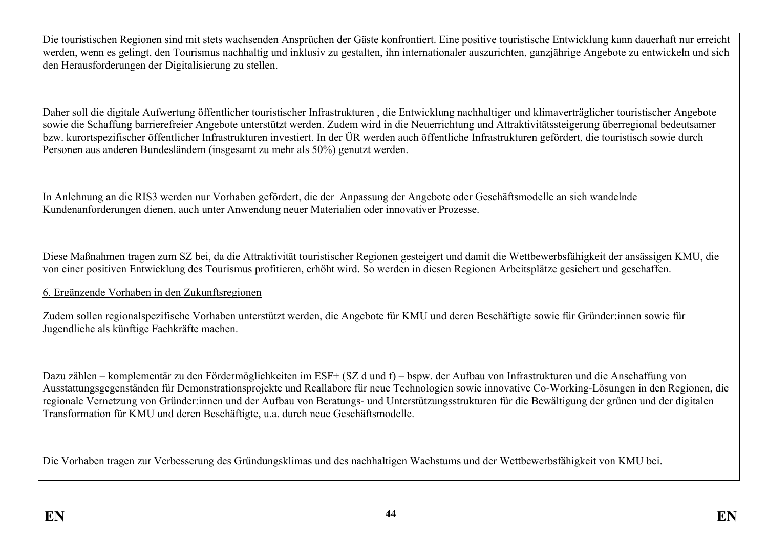Die touristischen Regionen sind mit stets wachsenden Ansprüchen der Gäste konfrontiert. Eine positive touristische Entwicklung kann dauerhaft nur erreicht werden, wenn es gelingt, den Tourismus nachhaltig und inklusiv zu gestalten, ihn internationaler auszurichten, ganzjährige Angebote zu entwickeln und sich den Herausforderungen der Digitalisierung zu stellen.

Daher soll die digitale Aufwertung öffentlicher touristischer Infrastrukturen , die Entwicklung nachhaltiger und klimaverträglicher touristischer Angebote sowie die Schaffung barrierefreier Angebote unterstützt werden. Zudem wird in die Neuerrichtung und Attraktivitätssteigerung überregional bedeutsamer bzw. kurortspezifischer öffentlicher Infrastrukturen investiert. In der ÜR werden auch öffentliche Infrastrukturen gefördert, die touristisch sowie durch Personen aus anderen Bundesländern (insgesamt zu mehr als 50%) genutzt werden.

In Anlehnung an die RIS3 werden nur Vorhaben gefördert, die der Anpassung der Angebote oder Geschäftsmodelle an sich wandelnde Kundenanforderungen dienen, auch unter Anwendung neuer Materialien oder innovativer Prozesse.

Diese Maßnahmen tragen zum SZ bei, da die Attraktivität touristischer Regionen gesteigert und damit die Wettbewerbsfähigkeit der ansässigen KMU, die von einer positiven Entwicklung des Tourismus profitieren, erhöht wird. So werden in diesen Regionen Arbeitsplätze gesichert und geschaffen.

6. Ergänzende Vorhaben in den Zukunftsregionen

Zudem sollen regionalspezifische Vorhaben unterstützt werden, die Angebote für KMU und deren Beschäftigte sowie für Gründer:innen sowie für Jugendliche als künftige Fachkräfte machen.

Dazu zählen – komplementär zu den Fördermöglichkeiten im ESF+ (SZ d und f) – bspw. der Aufbau von Infrastrukturen und die Anschaffung von Ausstattungsgegenständen für Demonstrationsprojekte und Reallabore für neue Technologien sowie innovative Co-Working-Lösungen in den Regionen, die regionale Vernetzung von Gründer:innen und der Aufbau von Beratungs- und Unterstützungsstrukturen für die Bewältigung der grünen und der digitalen Transformation für KMU und deren Beschäftigte, u.a. durch neue Geschäftsmodelle.

Die Vorhaben tragen zur Verbesserung des Gründungsklimas und des nachhaltigen Wachstums und der Wettbewerbsfähigkeit von KMU bei.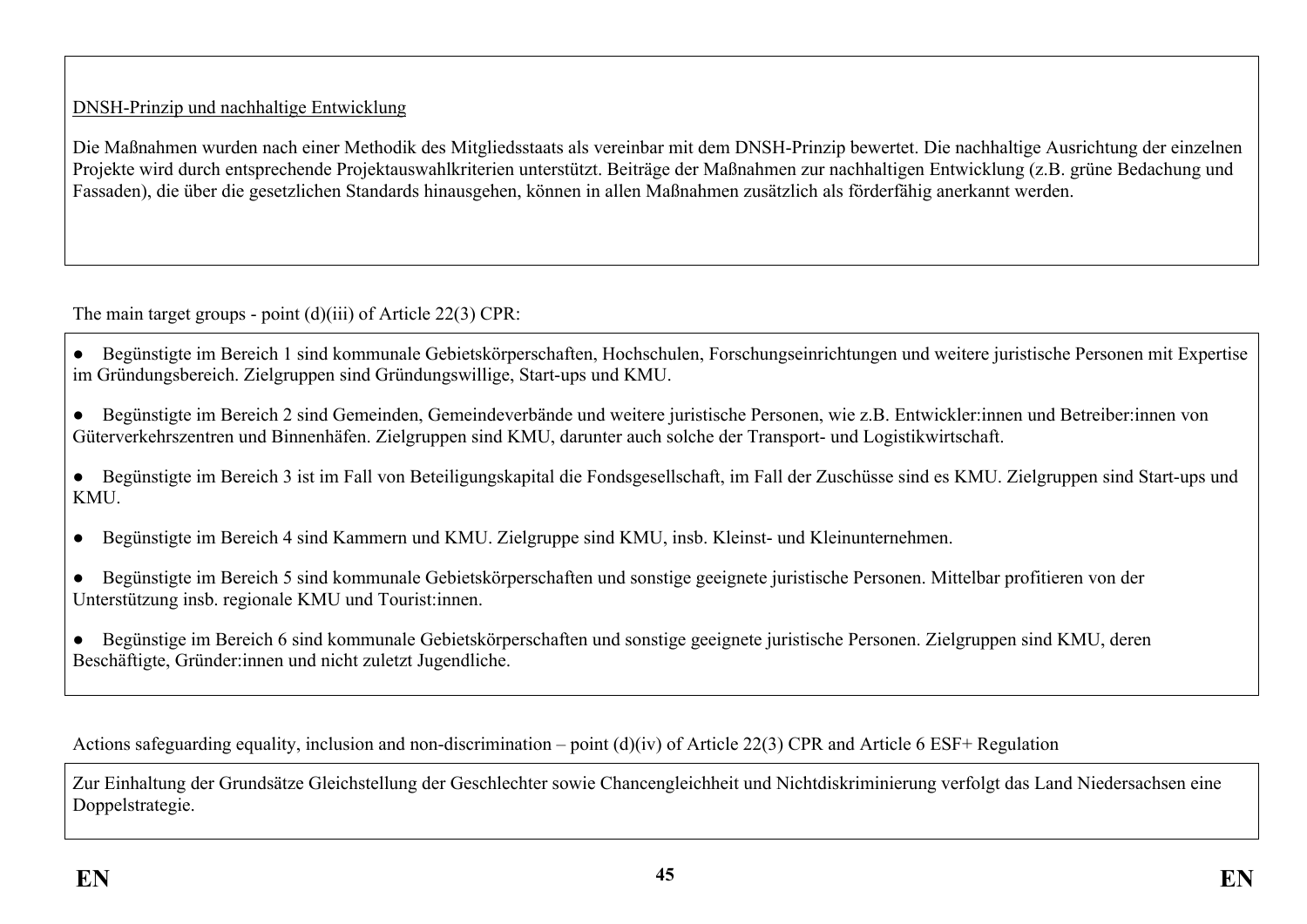DNSH-Prinzip und nachhaltige Entwicklung

Die Maßnahmen wurden nach einer Methodik des Mitgliedsstaats als vereinbar mit dem DNSH-Prinzip bewertet. Die nachhaltige Ausrichtung der einzelnen Projekte wird durch entsprechende Projektauswahlkriterien unterstützt. Beiträge der Maßnahmen zur nachhaltigen Entwicklung (z.B. grüne Bedachung und Fassaden), die über die gesetzlichen Standards hinausgehen, können in allen Maßnahmen zusätzlich als förderfähig anerkannt werden.

The main target groups - point (d)(iii) of Article 22(3) CPR:

- Begünstigte im Bereich 1 sind kommunale Gebietskörperschaften, Hochschulen, Forschungseinrichtungen und weitere juristische Personen mit Expertise im Gründungsbereich. Zielgruppen sind Gründungswillige, Start-ups und KMU.
- Begünstigte im Bereich 2 sind Gemeinden, Gemeindeverbände und weitere juristische Personen, wie z.B. Entwickler:innen und Betreiber:innen von Güterverkehrszentren und Binnenhäfen. Zielgruppen sind KMU, darunter auch solche der Transport- und Logistikwirtschaft.
- Begünstigte im Bereich 3 ist im Fall von Beteiligungskapital die Fondsgesellschaft, im Fall der Zuschüsse sind es KMU. Zielgruppen sind Start-ups und KMU.
- Begünstigte im Bereich 4 sind Kammern und KMU. Zielgruppe sind KMU, insb. Kleinst- und Kleinunternehmen.
- Begünstigte im Bereich 5 sind kommunale Gebietskörperschaften und sonstige geeignete juristische Personen. Mittelbar profitieren von der Unterstützung insb. regionale KMU und Tourist:innen.
- Begünstige im Bereich 6 sind kommunale Gebietskörperschaften und sonstige geeignete juristische Personen. Zielgruppen sind KMU, deren Beschäftigte, Gründer:innen und nicht zuletzt Jugendliche.

Actions safeguarding equality, inclusion and non-discrimination – point (d)(iv) of Article 22(3) CPR and Article 6 ESF+ Regulation

Zur Einhaltung der Grundsätze Gleichstellung der Geschlechter sowie Chancengleichheit und Nichtdiskriminierung verfolgt das Land Niedersachsen eine Doppelstrategie.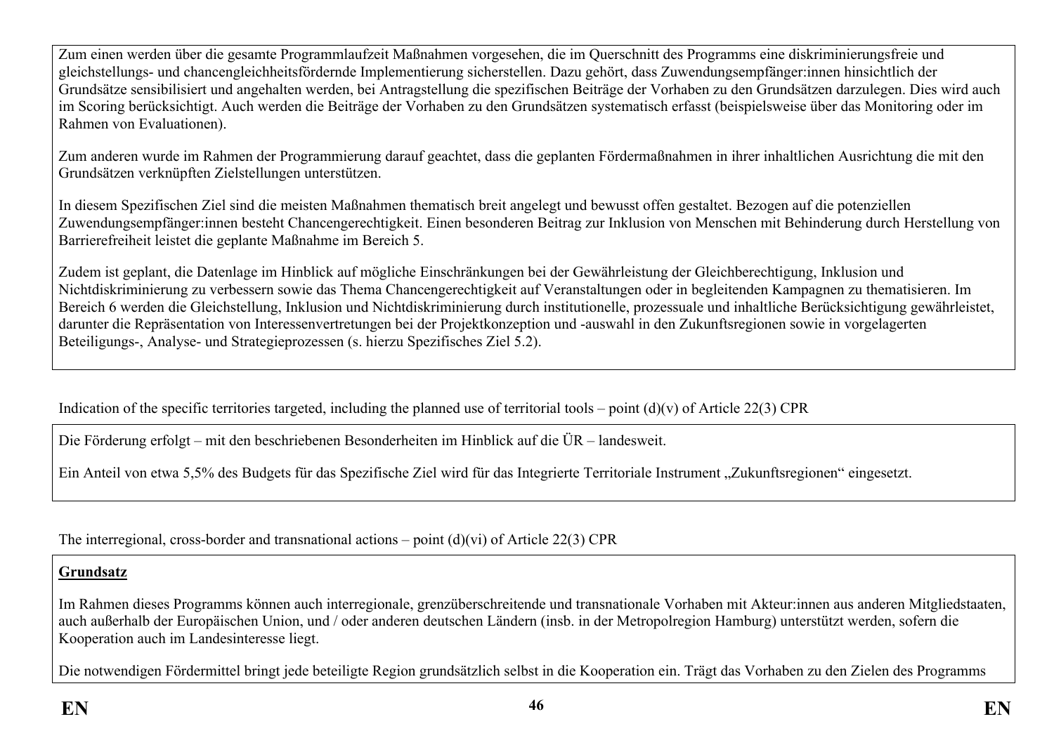Zum einen werden über die gesamte Programmlaufzeit Maßnahmen vorgesehen, die im Querschnitt des Programms eine diskriminierungsfreie und gleichstellungs- und chancengleichheitsfördernde Implementierung sicherstellen. Dazu gehört, dass Zuwendungsempfänger:innen hinsichtlich der Grundsätze sensibilisiert und angehalten werden, bei Antragstellung die spezifischen Beiträge der Vorhaben zu den Grundsätzen darzulegen. Dies wird auch im Scoring berücksichtigt. Auch werden die Beiträge der Vorhaben zu den Grundsätzen systematisch erfasst (beispielsweise über das Monitoring oder im Rahmen von Evaluationen).

Zum anderen wurde im Rahmen der Programmierung darauf geachtet, dass die geplanten Fördermaßnahmen in ihrer inhaltlichen Ausrichtung die mit den Grundsätzen verknüpften Zielstellungen unterstützen.

In diesem Spezifischen Ziel sind die meisten Maßnahmen thematisch breit angelegt und bewusst offen gestaltet. Bezogen auf die potenziellen Zuwendungsempfänger:innen besteht Chancengerechtigkeit. Einen besonderen Beitrag zur Inklusion von Menschen mit Behinderung durch Herstellung von Barrierefreiheit leistet die geplante Maßnahme im Bereich 5.

Zudem ist geplant, die Datenlage im Hinblick auf mögliche Einschränkungen bei der Gewährleistung der Gleichberechtigung, Inklusion und Nichtdiskriminierung zu verbessern sowie das Thema Chancengerechtigkeit auf Veranstaltungen oder in begleitenden Kampagnen zu thematisieren. Im Bereich 6 werden die Gleichstellung, Inklusion und Nichtdiskriminierung durch institutionelle, prozessuale und inhaltliche Berücksichtigung gewährleistet, darunter die Repräsentation von Interessenvertretungen bei der Projektkonzeption und -auswahl in den Zukunftsregionen sowie in vorgelagerten Beteiligungs-, Analyse- und Strategieprozessen (s. hierzu Spezifisches Ziel 5.2).

Indication of the specific territories targeted, including the planned use of territorial tools – point (d)(v) of Article 22(3) CPR

Die Förderung erfolgt – mit den beschriebenen Besonderheiten im Hinblick auf die ÜR – landesweit.

Ein Anteil von etwa 5,5% des Budgets für das Spezifische Ziel wird für das Integrierte Territoriale Instrument „Zukunftsregionen“ eingesetzt.

The interregional, cross-border and transnational actions – point (d)(vi) of Article 22(3) CPR

**Grundsatz**

Im Rahmen dieses Programms können auch interregionale, grenzüberschreitende und transnationale Vorhaben mit Akteur:innen aus anderen Mitgliedstaaten, auch außerhalb der Europäischen Union, und / oder anderen deutschen Ländern (insb. in der Metropolregion Hamburg) unterstützt werden, sofern die Kooperation auch im Landesinteresse liegt.

Die notwendigen Fördermittel bringt jede beteiligte Region grundsätzlich selbst in die Kooperation ein. Trägt das Vorhaben zu den Zielen des Programms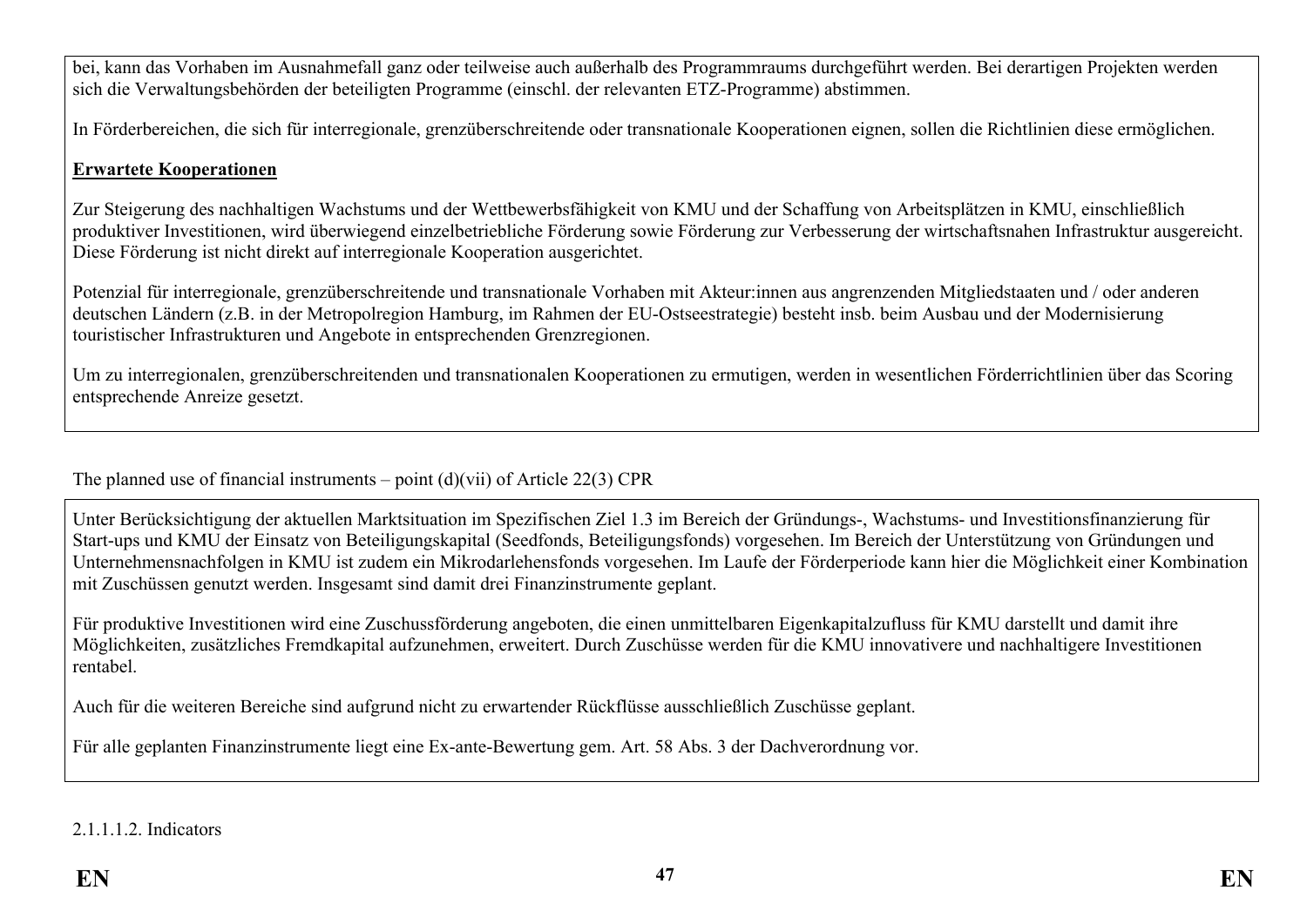bei, kann das Vorhaben im Ausnahmefall ganz oder teilweise auch außerhalb des Programmraums durchgeführt werden. Bei derartigen Projekten werden sich die Verwaltungsbehörden der beteiligten Programme (einschl. der relevanten ETZ-Programme) abstimmen.

In Förderbereichen, die sich für interregionale, grenzüberschreitende oder transnationale Kooperationen eignen, sollen die Richtlinien diese ermöglichen.

**Erwartete Kooperationen**

Zur Steigerung des nachhaltigen Wachstums und der Wettbewerbsfähigkeit von KMU und der Schaffung von Arbeitsplätzen in KMU, einschließlich produktiver Investitionen, wird überwiegend einzelbetriebliche Förderung sowie Förderung zur Verbesserung der wirtschaftsnahen Infrastruktur ausgereicht. Diese Förderung ist nicht direkt auf interregionale Kooperation ausgerichtet.

Potenzial für interregionale, grenzüberschreitende und transnationale Vorhaben mit Akteur:innen aus angrenzenden Mitgliedstaaten und / oder anderen deutschen Ländern (z.B. in der Metropolregion Hamburg, im Rahmen der EU-Ostseestrategie) besteht insb. beim Ausbau und der Modernisierung touristischer Infrastrukturen und Angebote in entsprechenden Grenzregionen.

Um zu interregionalen, grenzüberschreitenden und transnationalen Kooperationen zu ermutigen, werden in wesentlichen Förderrichtlinien über das Scoring entsprechende Anreize gesetzt.

The planned use of financial instruments – point (d)(vii) of Article 22(3) CPR

Unter Berücksichtigung der aktuellen Marktsituation im Spezifischen Ziel 1.3 im Bereich der Gründungs-, Wachstums- und Investitionsfinanzierung für Start-ups und KMU der Einsatz von Beteiligungskapital (Seedfonds, Beteiligungsfonds) vorgesehen. Im Bereich der Unterstützung von Gründungen und Unternehmensnachfolgen in KMU ist zudem ein Mikrodarlehensfonds vorgesehen. Im Laufe der Förderperiode kann hier die Möglichkeit einer Kombination mit Zuschüssen genutzt werden. Insgesamt sind damit drei Finanzinstrumente geplant.

Für produktive Investitionen wird eine Zuschussförderung angeboten, die einen unmittelbaren Eigenkapitalzufluss für KMU darstellt und damit ihre Möglichkeiten, zusätzliches Fremdkapital aufzunehmen, erweitert. Durch Zuschüsse werden für die KMU innovativere und nachhaltigere Investitionen rentabel.

Auch für die weiteren Bereiche sind aufgrund nicht zu erwartender Rückflüsse ausschließlich Zuschüsse geplant.

Für alle geplanten Finanzinstrumente liegt eine Ex-ante-Bewertung gem. Art. 58 Abs. 3 der Dachverordnung vor.

2.1.1.1.2. Indicators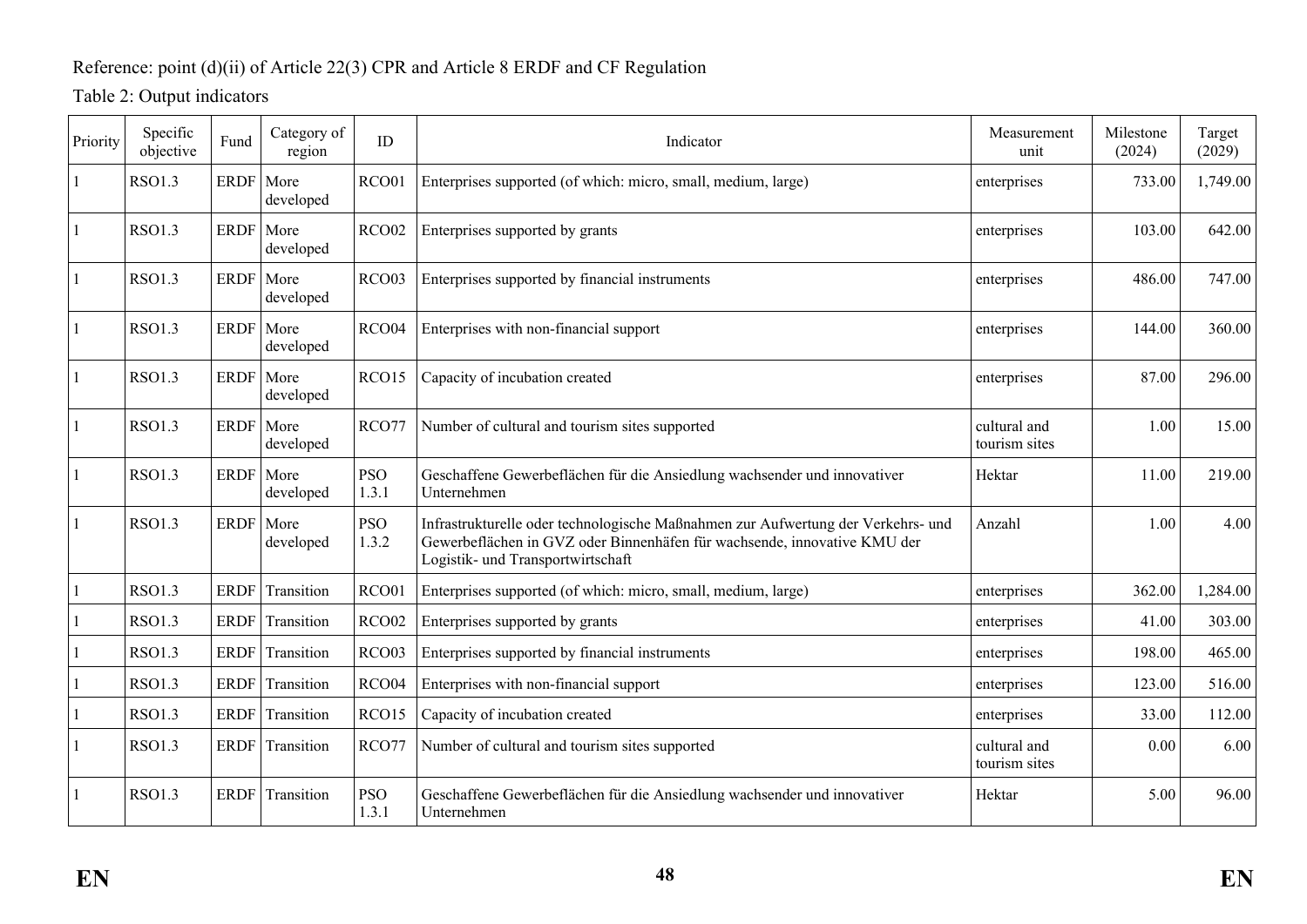Reference: point (d)(ii) of Article 22(3) CPR and Article 8 ERDF and CF Regulation

Table 2: Output indicators

| Priority | Specific objective | Fund | Category of region | ID | Indicator | Measurement unit | Milestone (2024) | Target (2029) |
|---|---|---|---|---|---|---|---|---|
| 1 | RSO1.3 | ERDF | More developed | RCO01 | Enterprises supported (of which: micro, small, medium, large) | enterprises | 733.00 | 1,749.00 |
| 1 | RSO1.3 | ERDF | More developed | RCO02 | Enterprises supported by grants | enterprises | 103.00 | 642.00 |
| 1 | RSO1.3 | ERDF | More developed | RCO03 | Enterprises supported by financial instruments | enterprises | 486.00 | 747.00 |
| 1 | RSO1.3 | ERDF | More developed | RCO04 | Enterprises with non-financial support | enterprises | 144.00 | 360.00 |
| 1 | RSO1.3 | ERDF | More developed | RCO15 | Capacity of incubation created | enterprises | 87.00 | 296.00 |
| 1 | RSO1.3 | ERDF | More developed | RCO77 | Number of cultural and tourism sites supported | cultural and tourism sites | 1.00 | 15.00 |
| 1 | RSO1.3 | ERDF | More developed | PSO 1.3.1 | Geschaffene Gewerbeflächen für die Ansiedlung wachsender und innovativer Unternehmen | Hektar | 11.00 | 219.00 |
| 1 | RSO1.3 | ERDF | More developed | PSO 1.3.2 | Infrastrukturelle oder technologische Maßnahmen zur Aufwertung der Verkehrs- und Gewerbeflächen in GVZ oder Binnenhäfen für wachsende, innovative KMU der Logistik- und Transportwirtschaft | Anzahl | 1.00 | 4.00 |
| 1 | RSO1.3 | ERDF | Transition | RCO01 | Enterprises supported (of which: micro, small, medium, large) | enterprises | 362.00 | 1,284.00 |
| 1 | RSO1.3 | ERDF | Transition | RCO02 | Enterprises supported by grants | enterprises | 41.00 | 303.00 |
| 1 | RSO1.3 | ERDF | Transition | RCO03 | Enterprises supported by financial instruments | enterprises | 198.00 | 465.00 |
| 1 | RSO1.3 | ERDF | Transition | RCO04 | Enterprises with non-financial support | enterprises | 123.00 | 516.00 |
| 1 | RSO1.3 | ERDF | Transition | RCO15 | Capacity of incubation created | enterprises | 33.00 | 112.00 |
| 1 | RSO1.3 | ERDF | Transition | RCO77 | Number of cultural and tourism sites supported | cultural and tourism sites | 0.00 | 6.00 |
| 1 | RSO1.3 | ERDF | Transition | PSO 1.3.1 | Geschaffene Gewerbeflächen für die Ansiedlung wachsender und innovativer Unternehmen | Hektar | 5.00 | 96.00 |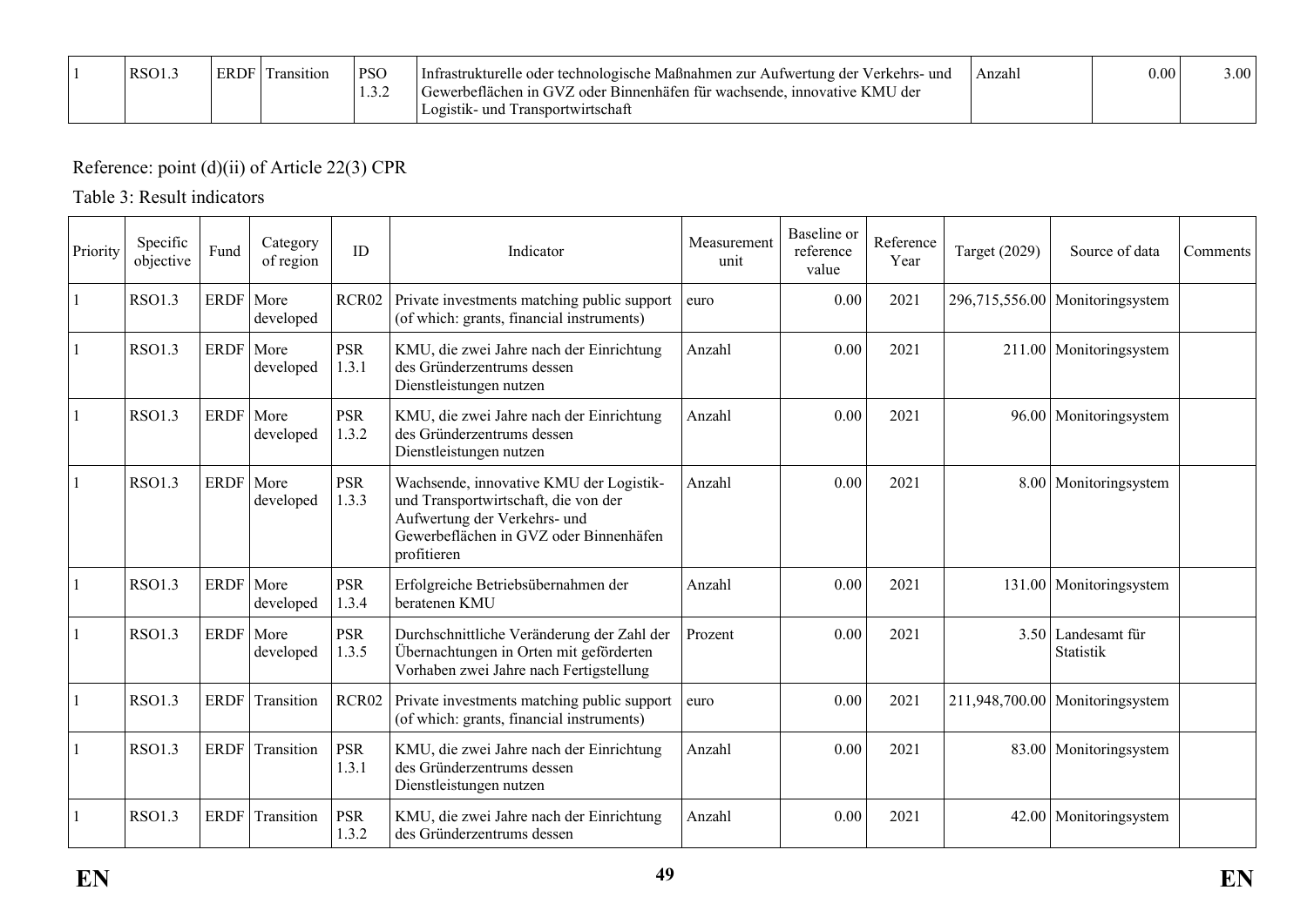| 1 | RSO1.3 | ERDF | Transition | PSO 1.3.2 | Infrastrukturelle oder technologische Maßnahmen zur Aufwertung der Verkehrs- und Gewerbeflächen in GVZ oder Binnenhäfen für wachsende, innovative KMU der Logistik- und Transportwirtschaft | Anzahl | 0.00 | 3.00 |
|---|---|---|---|---|---|---|---|---|

Reference: point (d)(ii) of Article 22(3) CPR

Table 3: Result indicators

| Priority | Specific objective | Fund | Category of region | ID | Indicator | Measurement unit | Baseline or reference value | Reference Year | Target (2029) | Source of data | Comments |
|---|---|---|---|---|---|---|---|---|---|---|---|
| 1 | RSO1.3 | ERDF | More developed | RCR02 | Private investments matching public support (of which: grants, financial instruments) | euro | 0.00 | 2021 | 296,715,556.00 | Monitoringsystem | |
| 1 | RSO1.3 | ERDF | More developed | PSR 1.3.1 | KMU, die zwei Jahre nach der Einrichtung des Gründerzentrums dessen Dienstleistungen nutzen | Anzahl | 0.00 | 2021 | 211.00 | Monitoringsystem | |
| 1 | RSO1.3 | ERDF | More developed | PSR 1.3.2 | KMU, die zwei Jahre nach der Einrichtung des Gründerzentrums dessen Dienstleistungen nutzen | Anzahl | 0.00 | 2021 | 96.00 | Monitoringsystem | |
| 1 | RSO1.3 | ERDF | More developed | PSR 1.3.3 | Wachsende, innovative KMU der Logistik- und Transportwirtschaft, die von der Aufwertung der Verkehrs- und Gewerbeflächen in GVZ oder Binnenhäfen profitieren | Anzahl | 0.00 | 2021 | 8.00 | Monitoringsystem | |
| 1 | RSO1.3 | ERDF | More developed | PSR 1.3.4 | Erfolgreiche Betriebsübernahmen der beratenen KMU | Anzahl | 0.00 | 2021 | 131.00 | Monitoringsystem | |
| 1 | RSO1.3 | ERDF | More developed | PSR 1.3.5 | Durchschnittliche Veränderung der Zahl der Übernachtungen in Orten mit geförderten Vorhaben zwei Jahre nach Fertigstellung | Prozent | 0.00 | 2021 | 3.50 | Landesamt für Statistik | |
| 1 | RSO1.3 | ERDF | Transition | RCR02 | Private investments matching public support (of which: grants, financial instruments) | euro | 0.00 | 2021 | 211,948,700.00 | Monitoringsystem | |
| 1 | RSO1.3 | ERDF | Transition | PSR 1.3.1 | KMU, die zwei Jahre nach der Einrichtung des Gründerzentrums dessen Dienstleistungen nutzen | Anzahl | 0.00 | 2021 | 83.00 | Monitoringsystem | |
| 1 | RSO1.3 | ERDF | Transition | PSR 1.3.2 | KMU, die zwei Jahre nach der Einrichtung des Gründerzentrums dessen | Anzahl | 0.00 | 2021 | 42.00 | Monitoringsystem | |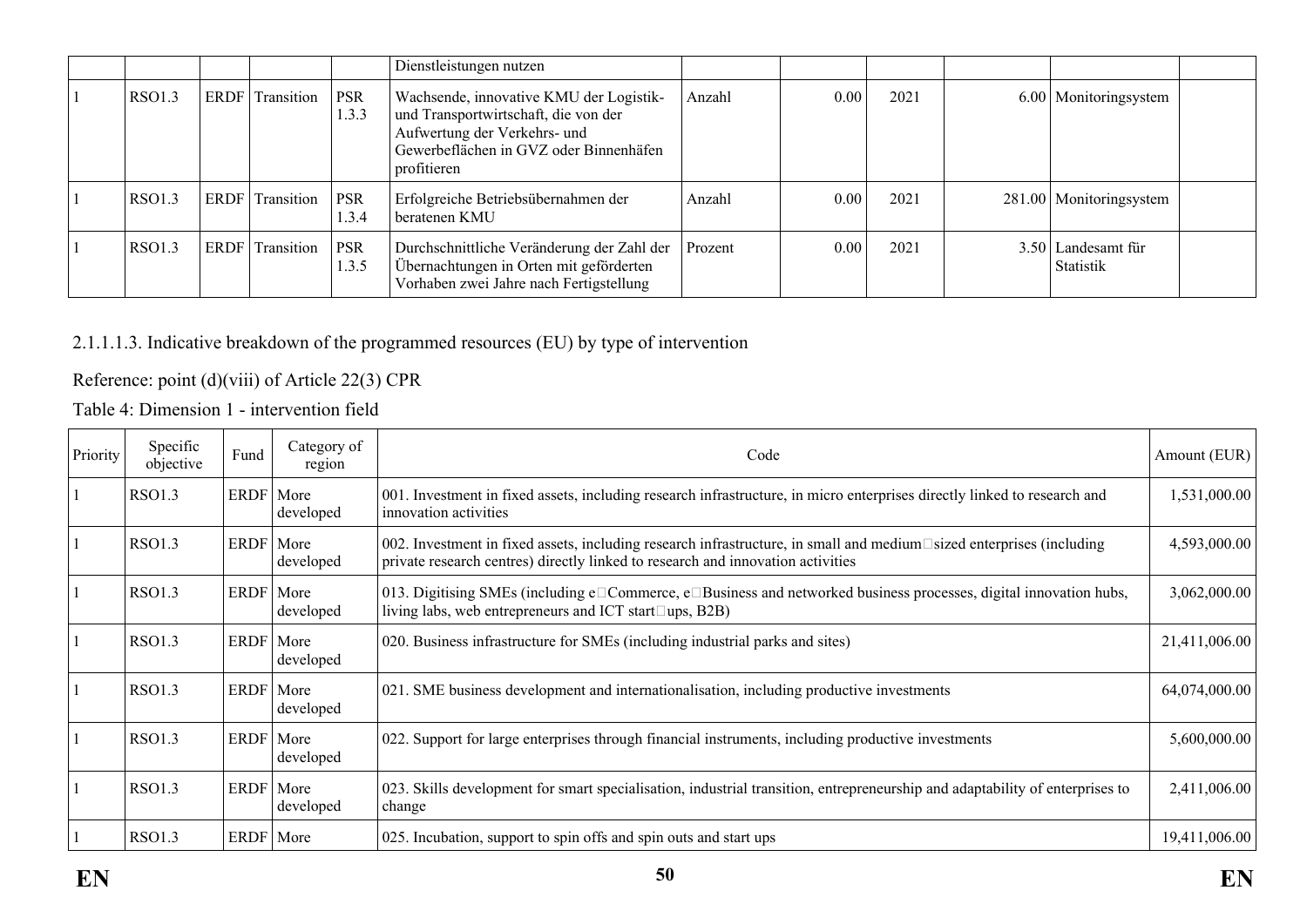| | | | | | Dienstleistungen nutzen | | | | | | |
|---|---|---|---|---|---|---|---|---|---|---|---|
| 1 | RSO1.3 | ERDF | Transition | PSR 1.3.3 | Wachsende, innovative KMU der Logistik- und Transportwirtschaft, die von der Aufwertung der Verkehrs- und Gewerbeflächen in GVZ oder Binnenhäfen profitieren | Anzahl | 0.00 | 2021 | 6.00 | Monitoringsystem | |
| 1 | RSO1.3 | ERDF | Transition | PSR 1.3.4 | Erfolgreiche Betriebsübernahmen der beratenen KMU | Anzahl | 0.00 | 2021 | 281.00 | Monitoringsystem | |
| 1 | RSO1.3 | ERDF | Transition | PSR 1.3.5 | Durchschnittliche Veränderung der Zahl der Übernachtungen in Orten mit geförderten Vorhaben zwei Jahre nach Fertigstellung | Prozent | 0.00 | 2021 | 3.50 | Landesamt für Statistik | |

2.1.1.1.3. Indicative breakdown of the programmed resources (EU) by type of intervention

Reference: point (d)(viii) of Article 22(3) CPR

Table 4: Dimension 1 - intervention field

| Priority | Specific objective | Fund | Category of region | Code | Amount (EUR) |
|---|---|---|---|---|---|
| 1 | RSO1.3 | ERDF | More developed | 001. Investment in fixed assets, including research infrastructure, in micro enterprises directly linked to research and innovation activities | 1,531,000.00 |
| 1 | RSO1.3 | ERDF | More developed | 002. Investment in fixed assets, including research infrastructure, in small and medium sized enterprises (including private research centres) directly linked to research and innovation activities | 4,593,000.00 |
| 1 | RSO1.3 | ERDF | More developed | 013. Digitising SMEs (including e Commerce, e Business and networked business processes, digital innovation hubs, living labs, web entrepreneurs and ICT start ups, B2B) | 3,062,000.00 |
| 1 | RSO1.3 | ERDF | More developed | 020. Business infrastructure for SMEs (including industrial parks and sites) | 21,411,006.00 |
| 1 | RSO1.3 | ERDF | More developed | 021. SME business development and internationalisation, including productive investments | 64,074,000.00 |
| 1 | RSO1.3 | ERDF | More developed | 022. Support for large enterprises through financial instruments, including productive investments | 5,600,000.00 |
| 1 | RSO1.3 | ERDF | More developed | 023. Skills development for smart specialisation, industrial transition, entrepreneurship and adaptability of enterprises to change | 2,411,006.00 |
| 1 | RSO1.3 | ERDF | More | 025. Incubation, support to spin offs and spin outs and start ups | 19,411,006.00 |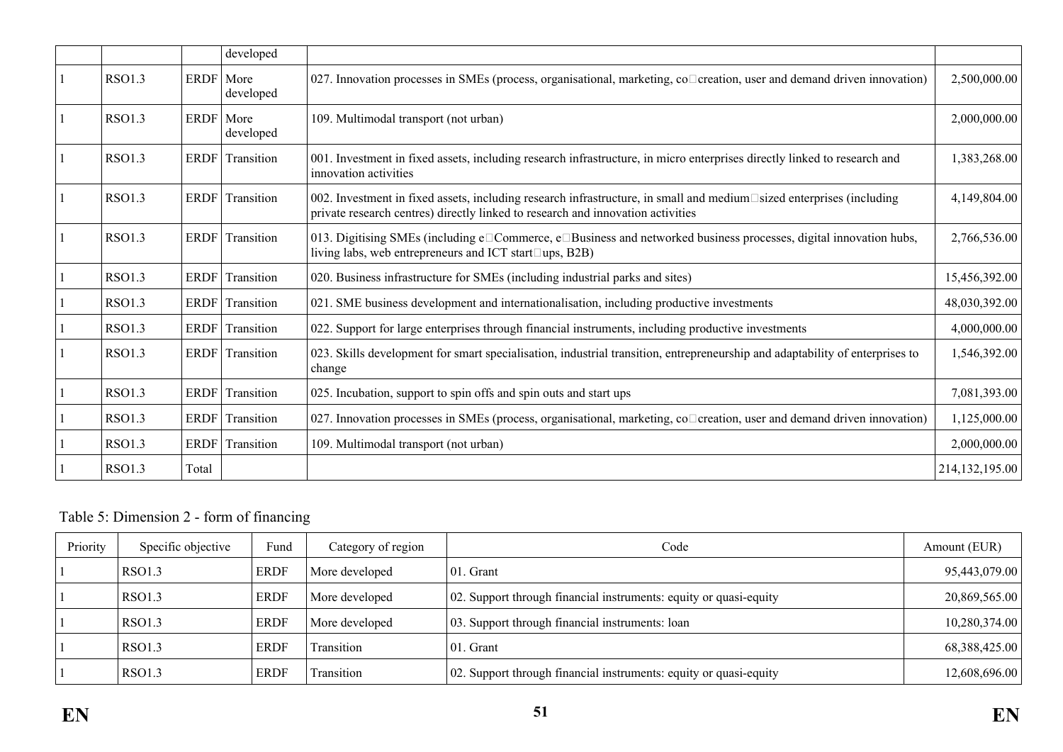| | | | developed | | |
|---|---|---|---|---|---|
| 1 | RSO1.3 | ERDF | More developed | 027. Innovation processes in SMEs (process, organisational, marketing, co□creation, user and demand driven innovation) | 2,500,000.00 |
| 1 | RSO1.3 | ERDF | More developed | 109. Multimodal transport (not urban) | 2,000,000.00 |
| 1 | RSO1.3 | ERDF | Transition | 001. Investment in fixed assets, including research infrastructure, in micro enterprises directly linked to research and innovation activities | 1,383,268.00 |
| 1 | RSO1.3 | ERDF | Transition | 002. Investment in fixed assets, including research infrastructure, in small and medium□sized enterprises (including private research centres) directly linked to research and innovation activities | 4,149,804.00 |
| 1 | RSO1.3 | ERDF | Transition | 013. Digitising SMEs (including e□Commerce, e□Business and networked business processes, digital innovation hubs, living labs, web entrepreneurs and ICT start□ups, B2B) | 2,766,536.00 |
| 1 | RSO1.3 | ERDF | Transition | 020. Business infrastructure for SMEs (including industrial parks and sites) | 15,456,392.00 |
| 1 | RSO1.3 | ERDF | Transition | 021. SME business development and internationalisation, including productive investments | 48,030,392.00 |
| 1 | RSO1.3 | ERDF | Transition | 022. Support for large enterprises through financial instruments, including productive investments | 4,000,000.00 |
| 1 | RSO1.3 | ERDF | Transition | 023. Skills development for smart specialisation, industrial transition, entrepreneurship and adaptability of enterprises to change | 1,546,392.00 |
| 1 | RSO1.3 | ERDF | Transition | 025. Incubation, support to spin offs and spin outs and start ups | 7,081,393.00 |
| 1 | RSO1.3 | ERDF | Transition | 027. Innovation processes in SMEs (process, organisational, marketing, co□creation, user and demand driven innovation) | 1,125,000.00 |
| 1 | RSO1.3 | ERDF | Transition | 109. Multimodal transport (not urban) | 2,000,000.00 |
| 1 | RSO1.3 | Total | | | 214,132,195.00 |

Table 5: Dimension 2 - form of financing

| Priority | Specific objective | Fund | Category of region | Code | Amount (EUR) |
|---|---|---|---|---|---|
| 1 | RSO1.3 | ERDF | More developed | 01. Grant | 95,443,079.00 |
| 1 | RSO1.3 | ERDF | More developed | 02. Support through financial instruments: equity or quasi-equity | 20,869,565.00 |
| 1 | RSO1.3 | ERDF | More developed | 03. Support through financial instruments: loan | 10,280,374.00 |
| 1 | RSO1.3 | ERDF | Transition | 01. Grant | 68,388,425.00 |
| 1 | RSO1.3 | ERDF | Transition | 02. Support through financial instruments: equity or quasi-equity | 12,608,696.00 |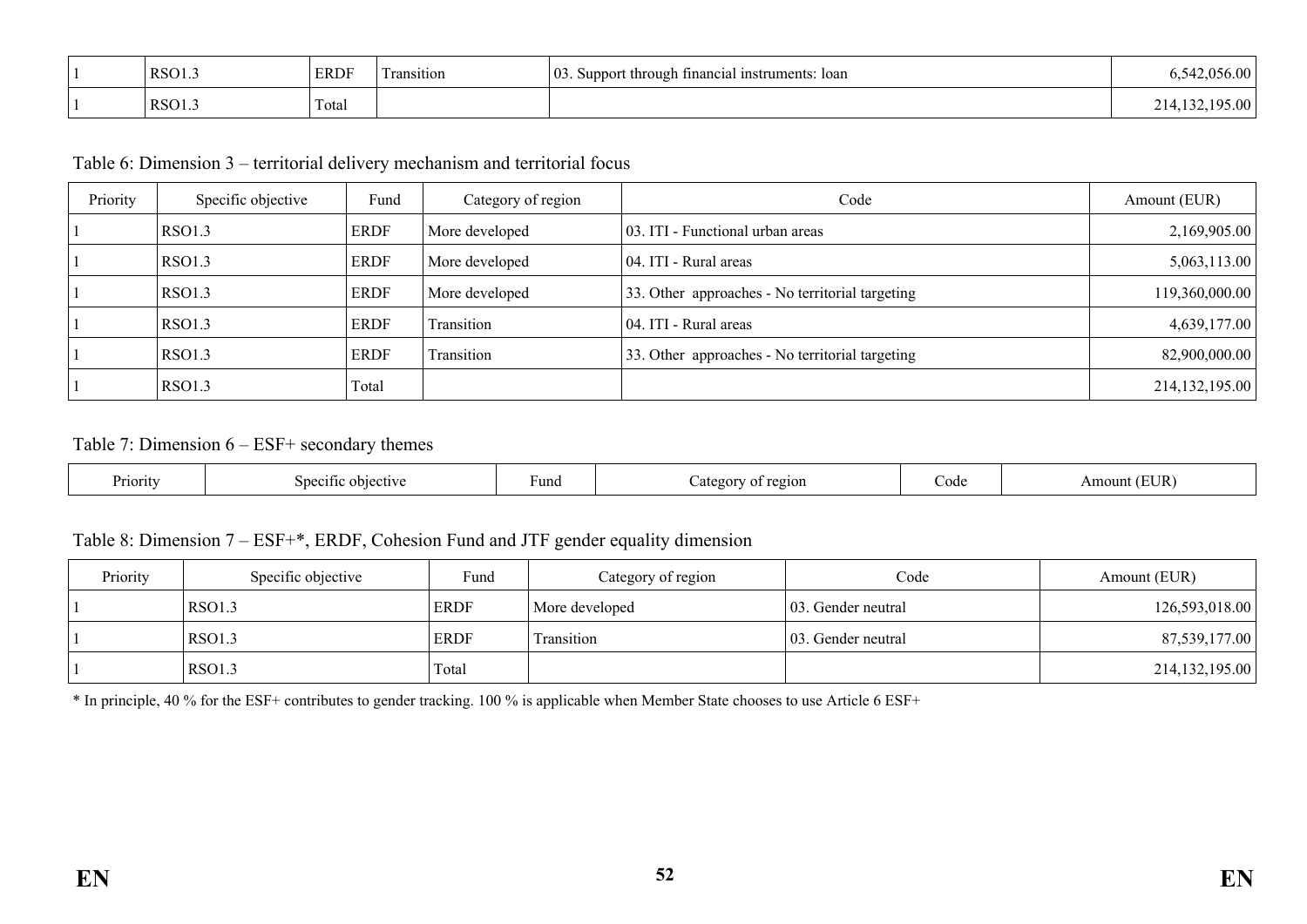| | | | | | |
|---|---|---|---|---|---|
| 1 | RSO1.3 | ERDF | Transition | 03. Support through financial instruments: loan | 6,542,056.00 |
| 1 | RSO1.3 | Total | | | 214,132,195.00 |

Table 6: Dimension 3 – territorial delivery mechanism and territorial focus

| Priority | Specific objective | Fund | Category of region | Code | Amount (EUR) |
|---|---|---|---|---|---|
| 1 | RSO1.3 | ERDF | More developed | 03. ITI - Functional urban areas | 2,169,905.00 |
| 1 | RSO1.3 | ERDF | More developed | 04. ITI - Rural areas | 5,063,113.00 |
| 1 | RSO1.3 | ERDF | More developed | 33. Other approaches - No territorial targeting | 119,360,000.00 |
| 1 | RSO1.3 | ERDF | Transition | 04. ITI - Rural areas | 4,639,177.00 |
| 1 | RSO1.3 | ERDF | Transition | 33. Other approaches - No territorial targeting | 82,900,000.00 |
| 1 | RSO1.3 | Total | | | 214,132,195.00 |

Table 7: Dimension 6 – ESF+ secondary themes

| Priority | Specific objective | Fund | Category of region | Code | Amount (EUR) |
|---|---|---|---|---|---|

Table 8: Dimension 7 – ESF+*, ERDF, Cohesion Fund and JTF gender equality dimension

| Priority | Specific objective | Fund | Category of region | Code | Amount (EUR) |
|---|---|---|---|---|---|
| 1 | RSO1.3 | ERDF | More developed | 03. Gender neutral | 126,593,018.00 |
| 1 | RSO1.3 | ERDF | Transition | 03. Gender neutral | 87,539,177.00 |
| 1 | RSO1.3 | Total | | | 214,132,195.00 |

* In principle, 40 % for the ESF+ contributes to gender tracking. 100 % is applicable when Member State chooses to use Article 6 ESF+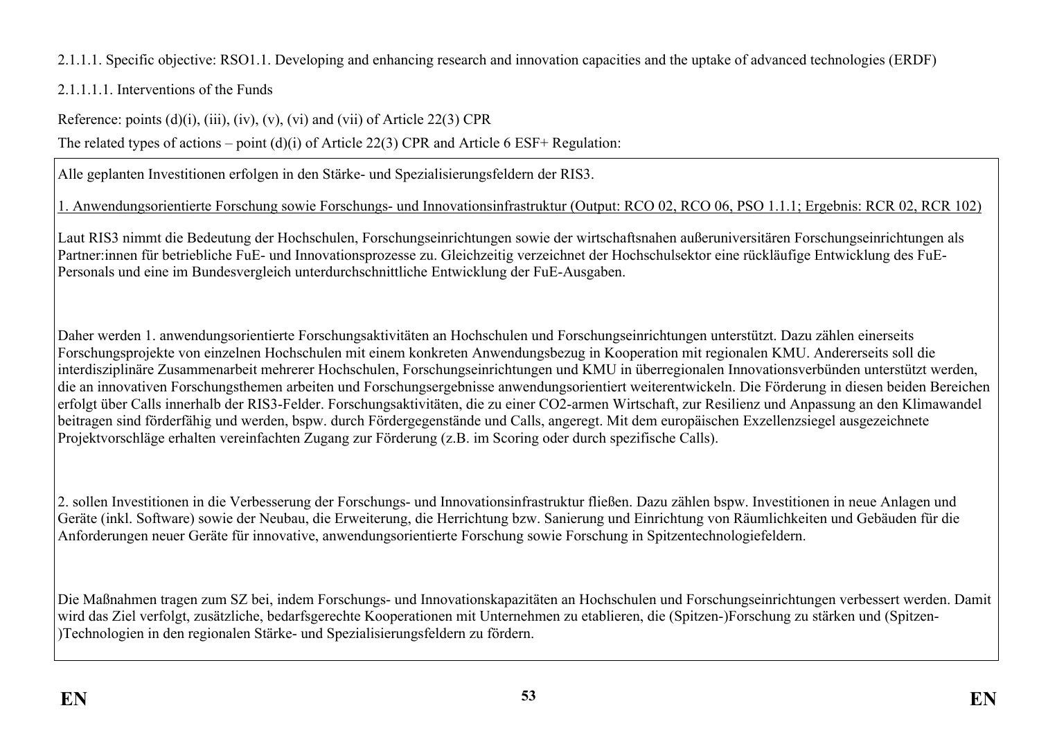2.1.1.1. Specific objective: RSO1.1. Developing and enhancing research and innovation capacities and the uptake of advanced technologies (ERDF)

2.1.1.1.1. Interventions of the Funds

Reference: points (d)(i), (iii), (iv), (v), (vi) and (vii) of Article 22(3) CPR

The related types of actions – point (d)(i) of Article 22(3) CPR and Article 6 ESF+ Regulation:

Alle geplanten Investitionen erfolgen in den Stärke- und Spezialisierungsfeldern der RIS3.

<u>1. Anwendungsorientierte Forschung sowie Forschungs- und Innovationsinfrastruktur (Output: RCO 02, RCO 06, PSO 1.1.1; Ergebnis: RCR 02, RCR 102)</u>

Laut RIS3 nimmt die Bedeutung der Hochschulen, Forschungseinrichtungen sowie der wirtschaftsnahen außeruniversitären Forschungseinrichtungen als Partner:innen für betriebliche FuE- und Innovationsprozesse zu. Gleichzeitig verzeichnet der Hochschulsektor eine rückläufige Entwicklung des FuE-Personals und eine im Bundesvergleich unterdurchschnittliche Entwicklung der FuE-Ausgaben.

Daher werden 1. anwendungsorientierte Forschungsaktivitäten an Hochschulen und Forschungseinrichtungen unterstützt. Dazu zählen einerseits Forschungsprojekte von einzelnen Hochschulen mit einem konkreten Anwendungsbezug in Kooperation mit regionalen KMU. Andererseits soll die interdisziplinäre Zusammenarbeit mehrerer Hochschulen, Forschungseinrichtungen und KMU in überregionalen Innovationsverbünden unterstützt werden, die an innovativen Forschungsthemen arbeiten und Forschungsergebnisse anwendungsorientiert weiterentwickeln. Die Förderung in diesen beiden Bereichen erfolgt über Calls innerhalb der RIS3-Felder. Forschungsaktivitäten, die zu einer CO2-armen Wirtschaft, zur Resilienz und Anpassung an den Klimawandel beitragen sind förderfähig und werden, bspw. durch Fördergegenstände und Calls, angeregt. Mit dem europäischen Exzellenzsiegel ausgezeichnete Projektvorschläge erhalten vereinfachten Zugang zur Förderung (z.B. im Scoring oder durch spezifische Calls).

2. sollen Investitionen in die Verbesserung der Forschungs- und Innovationsinfrastruktur fließen. Dazu zählen bspw. Investitionen in neue Anlagen und Geräte (inkl. Software) sowie der Neubau, die Erweiterung, die Herrichtung bzw. Sanierung und Einrichtung von Räumlichkeiten und Gebäuden für die Anforderungen neuer Geräte für innovative, anwendungsorientierte Forschung sowie Forschung in Spitzentechnologiefeldern.

Die Maßnahmen tragen zum SZ bei, indem Forschungs- und Innovationskapazitäten an Hochschulen und Forschungseinrichtungen verbessert werden. Damit wird das Ziel verfolgt, zusätzliche, bedarfsgerechte Kooperationen mit Unternehmen zu etablieren, die (Spitzen-)Forschung zu stärken und (Spitzen-)Technologien in den regionalen Stärke- und Spezialisierungsfeldern zu fördern.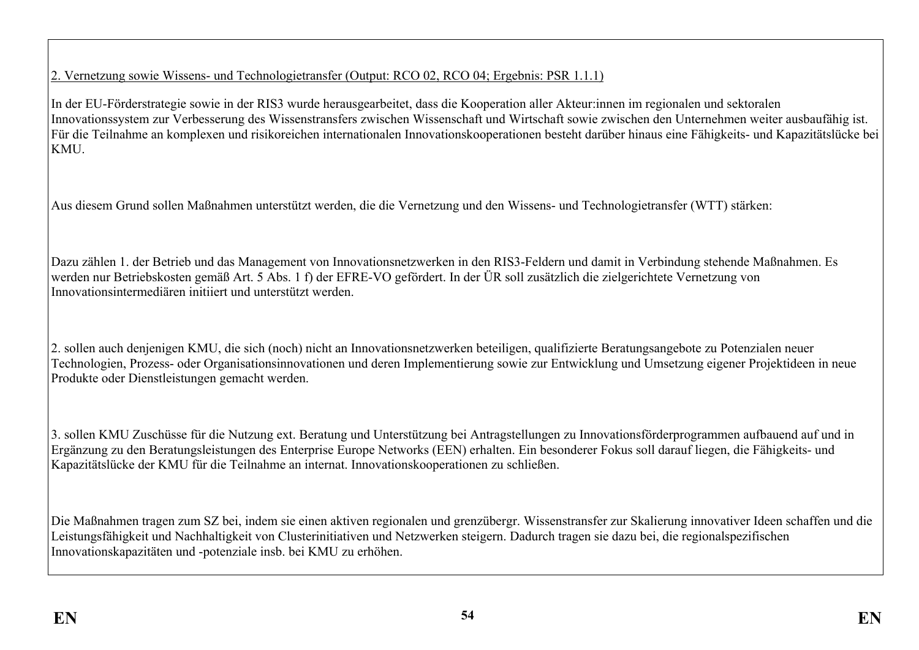2. Vernetzung sowie Wissens- und Technologietransfer (Output: RCO 02, RCO 04; Ergebnis: PSR 1.1.1)

In der EU-Förderstrategie sowie in der RIS3 wurde herausgearbeitet, dass die Kooperation aller Akteur:innen im regionalen und sektoralen Innovationssystem zur Verbesserung des Wissenstransfers zwischen Wissenschaft und Wirtschaft sowie zwischen den Unternehmen weiter ausbaufähig ist. Für die Teilnahme an komplexen und risikoreichen internationalen Innovationskooperationen besteht darüber hinaus eine Fähigkeits- und Kapazitätslücke bei KMU.

Aus diesem Grund sollen Maßnahmen unterstützt werden, die die Vernetzung und den Wissens- und Technologietransfer (WTT) stärken:

Dazu zählen 1. der Betrieb und das Management von Innovationsnetzwerken in den RIS3-Feldern und damit in Verbindung stehende Maßnahmen. Es werden nur Betriebskosten gemäß Art. 5 Abs. 1 f) der EFRE-VO gefördert. In der ÜR soll zusätzlich die zielgerichtete Vernetzung von Innovationsintermediären initiiert und unterstützt werden.

2. sollen auch denjenigen KMU, die sich (noch) nicht an Innovationsnetzwerken beteiligen, qualifizierte Beratungsangebote zu Potenzialen neuer Technologien, Prozess- oder Organisationsinnovationen und deren Implementierung sowie zur Entwicklung und Umsetzung eigener Projektideen in neue Produkte oder Dienstleistungen gemacht werden.

3. sollen KMU Zuschüsse für die Nutzung ext. Beratung und Unterstützung bei Antragstellungen zu Innovationsförderprogrammen aufbauend auf und in Ergänzung zu den Beratungsleistungen des Enterprise Europe Networks (EEN) erhalten. Ein besonderer Fokus soll darauf liegen, die Fähigkeits- und Kapazitätslücke der KMU für die Teilnahme an internat. Innovationskooperationen zu schließen.

Die Maßnahmen tragen zum SZ bei, indem sie einen aktiven regionalen und grenzübergr. Wissenstransfer zur Skalierung innovativer Ideen schaffen und die Leistungsfähigkeit und Nachhaltigkeit von Clusterinitiativen und Netzwerken steigern. Dadurch tragen sie dazu bei, die regionalspezifischen Innovationskapazitäten und -potenziale insb. bei KMU zu erhöhen.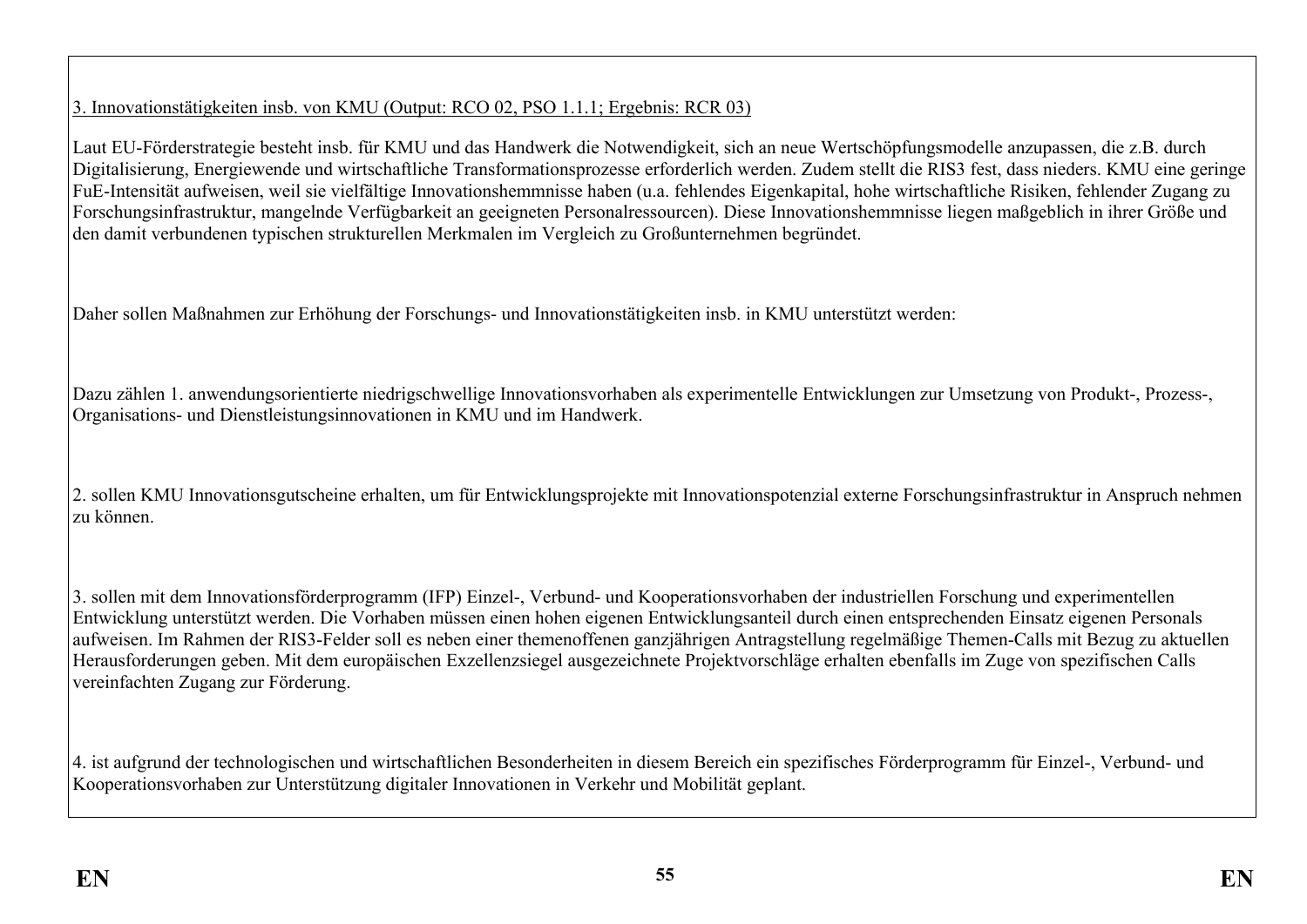3. Innovationstätigkeiten insb. von KMU (Output: RCO 02, PSO 1.1.1; Ergebnis: RCR 03)

Laut EU-Förderstrategie besteht insb. für KMU und das Handwerk die Notwendigkeit, sich an neue Wertschöpfungsmodelle anzupassen, die z.B. durch Digitalisierung, Energiewende und wirtschaftliche Transformationsprozesse erforderlich werden. Zudem stellt die RIS3 fest, dass nieders. KMU eine geringe FuE-Intensität aufweisen, weil sie vielfältige Innovationshemmnisse haben (u.a. fehlendes Eigenkapital, hohe wirtschaftliche Risiken, fehlender Zugang zu Forschungsinfrastruktur, mangelnde Verfügbarkeit an geeigneten Personalressourcen). Diese Innovationshemmnisse liegen maßgeblich in ihrer Größe und den damit verbundenen typischen strukturellen Merkmalen im Vergleich zu Großunternehmen begründet.

Daher sollen Maßnahmen zur Erhöhung der Forschungs- und Innovationstätigkeiten insb. in KMU unterstützt werden:

Dazu zählen 1. anwendungsorientierte niedrigschwellige Innovationsvorhaben als experimentelle Entwicklungen zur Umsetzung von Produkt-, Prozess-, Organisations- und Dienstleistungsinnovationen in KMU und im Handwerk.

2. sollen KMU Innovationsgutscheine erhalten, um für Entwicklungsprojekte mit Innovationspotenzial externe Forschungsinfrastruktur in Anspruch nehmen zu können.

3. sollen mit dem Innovationsförderprogramm (IFP) Einzel-, Verbund- und Kooperationsvorhaben der industriellen Forschung und experimentellen Entwicklung unterstützt werden. Die Vorhaben müssen einen hohen eigenen Entwicklungsanteil durch einen entsprechenden Einsatz eigenen Personals aufweisen. Im Rahmen der RIS3-Felder soll es neben einer themenoffenen ganzjährigen Antragstellung regelmäßige Themen-Calls mit Bezug zu aktuellen Herausforderungen geben. Mit dem europäischen Exzellenzsiegel ausgezeichnete Projektvorschläge erhalten ebenfalls im Zuge von spezifischen Calls vereinfachten Zugang zur Förderung.

4. ist aufgrund der technologischen und wirtschaftlichen Besonderheiten in diesem Bereich ein spezifisches Förderprogramm für Einzel-, Verbund- und Kooperationsvorhaben zur Unterstützung digitaler Innovationen in Verkehr und Mobilität geplant.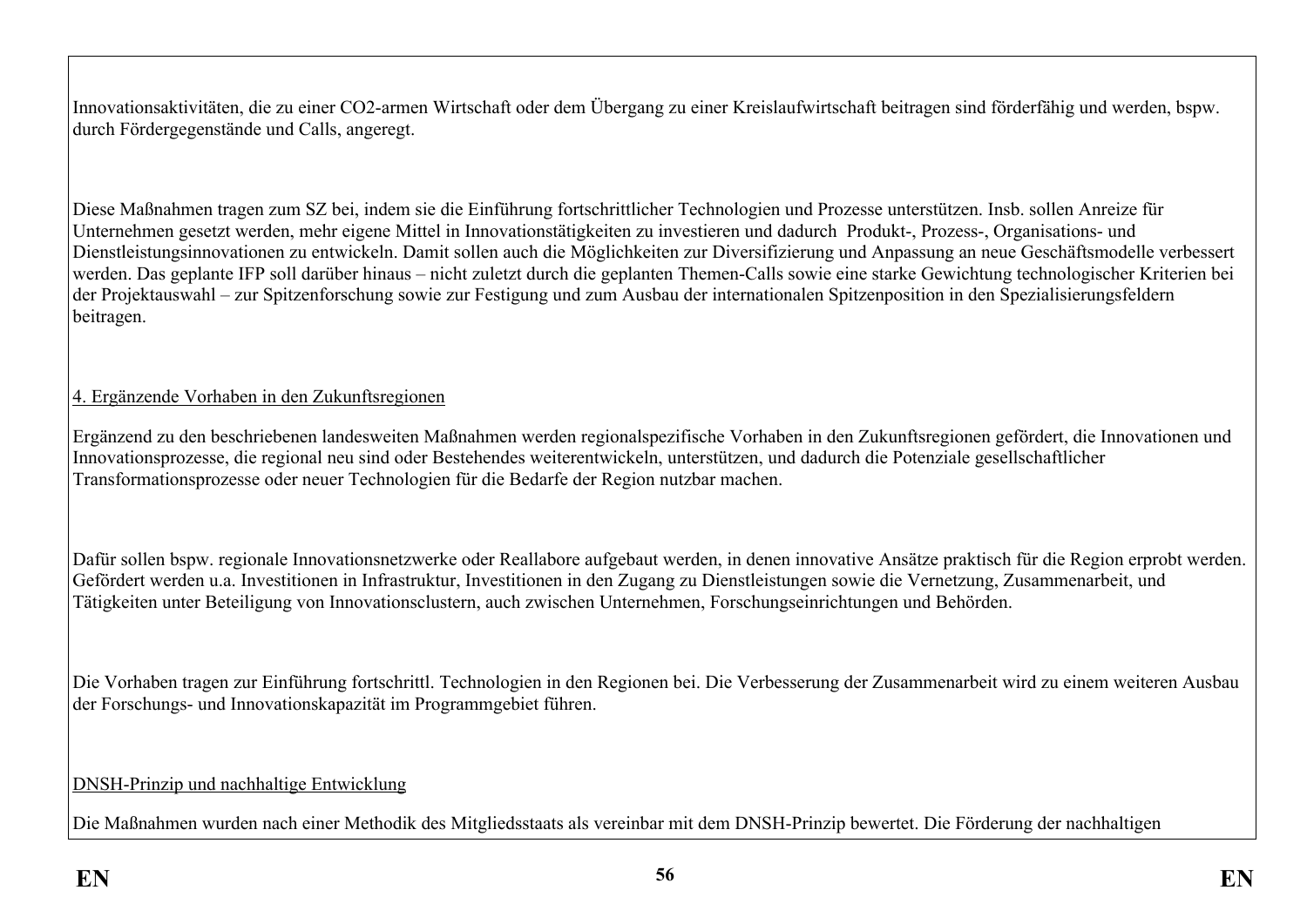Innovationsaktivitäten, die zu einer CO2-armen Wirtschaft oder dem Übergang zu einer Kreislaufwirtschaft beitragen sind förderfähig und werden, bspw. durch Fördergegenstände und Calls, angeregt.

Diese Maßnahmen tragen zum SZ bei, indem sie die Einführung fortschrittlicher Technologien und Prozesse unterstützen. Insb. sollen Anreize für Unternehmen gesetzt werden, mehr eigene Mittel in Innovationstätigkeiten zu investieren und dadurch Produkt-, Prozess-, Organisations- und Dienstleistungsinnovationen zu entwickeln. Damit sollen auch die Möglichkeiten zur Diversifizierung und Anpassung an neue Geschäftsmodelle verbessert werden. Das geplante IFP soll darüber hinaus – nicht zuletzt durch die geplanten Themen-Calls sowie eine starke Gewichtung technologischer Kriterien bei der Projektauswahl – zur Spitzenforschung sowie zur Festigung und zum Ausbau der internationalen Spitzenposition in den Spezialisierungsfeldern beitragen.

4. Ergänzende Vorhaben in den Zukunftsregionen

Ergänzend zu den beschriebenen landesweiten Maßnahmen werden regionalspezifische Vorhaben in den Zukunftsregionen gefördert, die Innovationen und Innovationsprozesse, die regional neu sind oder Bestehendes weiterentwickeln, unterstützen, und dadurch die Potenziale gesellschaftlicher Transformationsprozesse oder neuer Technologien für die Bedarfe der Region nutzbar machen.

Dafür sollen bspw. regionale Innovationsnetzwerke oder Reallabore aufgebaut werden, in denen innovative Ansätze praktisch für die Region erprobt werden. Gefördert werden u.a. Investitionen in Infrastruktur, Investitionen in den Zugang zu Dienstleistungen sowie die Vernetzung, Zusammenarbeit, und Tätigkeiten unter Beteiligung von Innovationsclustern, auch zwischen Unternehmen, Forschungseinrichtungen und Behörden.

Die Vorhaben tragen zur Einführung fortschrittl. Technologien in den Regionen bei. Die Verbesserung der Zusammenarbeit wird zu einem weiteren Ausbau der Forschungs- und Innovationskapazität im Programmgebiet führen.

DNSH-Prinzip und nachhaltige Entwicklung

Die Maßnahmen wurden nach einer Methodik des Mitgliedsstaats als vereinbar mit dem DNSH-Prinzip bewertet. Die Förderung der nachhaltigen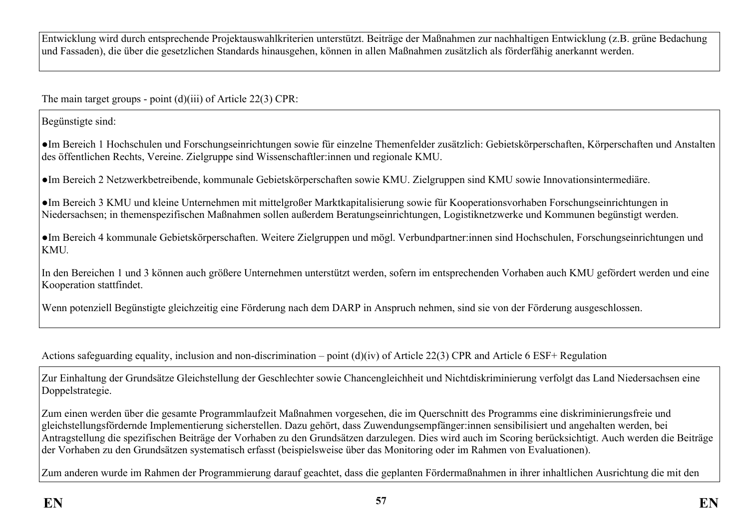Entwicklung wird durch entsprechende Projektauswahlkriterien unterstützt. Beiträge der Maßnahmen zur nachhaltigen Entwicklung (z.B. grüne Bedachung und Fassaden), die über die gesetzlichen Standards hinausgehen, können in allen Maßnahmen zusätzlich als förderfähig anerkannt werden.

The main target groups - point (d)(iii) of Article 22(3) CPR:

Begünstigte sind:

●Im Bereich 1 Hochschulen und Forschungseinrichtungen sowie für einzelne Themenfelder zusätzlich: Gebietskörperschaften, Körperschaften und Anstalten des öffentlichen Rechts, Vereine. Zielgruppe sind Wissenschaftler:innen und regionale KMU.

●Im Bereich 2 Netzwerkbetreibende, kommunale Gebietskörperschaften sowie KMU. Zielgruppen sind KMU sowie Innovationsintermediäre.

●Im Bereich 3 KMU und kleine Unternehmen mit mittelgroßer Marktkapitalisierung sowie für Kooperationsvorhaben Forschungseinrichtungen in Niedersachsen; in themenspezifischen Maßnahmen sollen außerdem Beratungseinrichtungen, Logistiknetzwerke und Kommunen begünstigt werden.

●Im Bereich 4 kommunale Gebietskörperschaften. Weitere Zielgruppen und mögl. Verbundpartner:innen sind Hochschulen, Forschungseinrichtungen und KMU.

In den Bereichen 1 und 3 können auch größere Unternehmen unterstützt werden, sofern im entsprechenden Vorhaben auch KMU gefördert werden und eine Kooperation stattfindet.

Wenn potenziell Begünstigte gleichzeitig eine Förderung nach dem DARP in Anspruch nehmen, sind sie von der Förderung ausgeschlossen.

Actions safeguarding equality, inclusion and non-discrimination – point (d)(iv) of Article 22(3) CPR and Article 6 ESF+ Regulation

Zur Einhaltung der Grundsätze Gleichstellung der Geschlechter sowie Chancengleichheit und Nichtdiskriminierung verfolgt das Land Niedersachsen eine Doppelstrategie.

Zum einen werden über die gesamte Programmlaufzeit Maßnahmen vorgesehen, die im Querschnitt des Programms eine diskriminierungsfreie und gleichstellungsfördernde Implementierung sicherstellen. Dazu gehört, dass Zuwendungsempfänger:innen sensibilisiert und angehalten werden, bei Antragstellung die spezifischen Beiträge der Vorhaben zu den Grundsätzen darzulegen. Dies wird auch im Scoring berücksichtigt. Auch werden die Beiträge der Vorhaben zu den Grundsätzen systematisch erfasst (beispielsweise über das Monitoring oder im Rahmen von Evaluationen).

Zum anderen wurde im Rahmen der Programmierung darauf geachtet, dass die geplanten Fördermaßnahmen in ihrer inhaltlichen Ausrichtung die mit den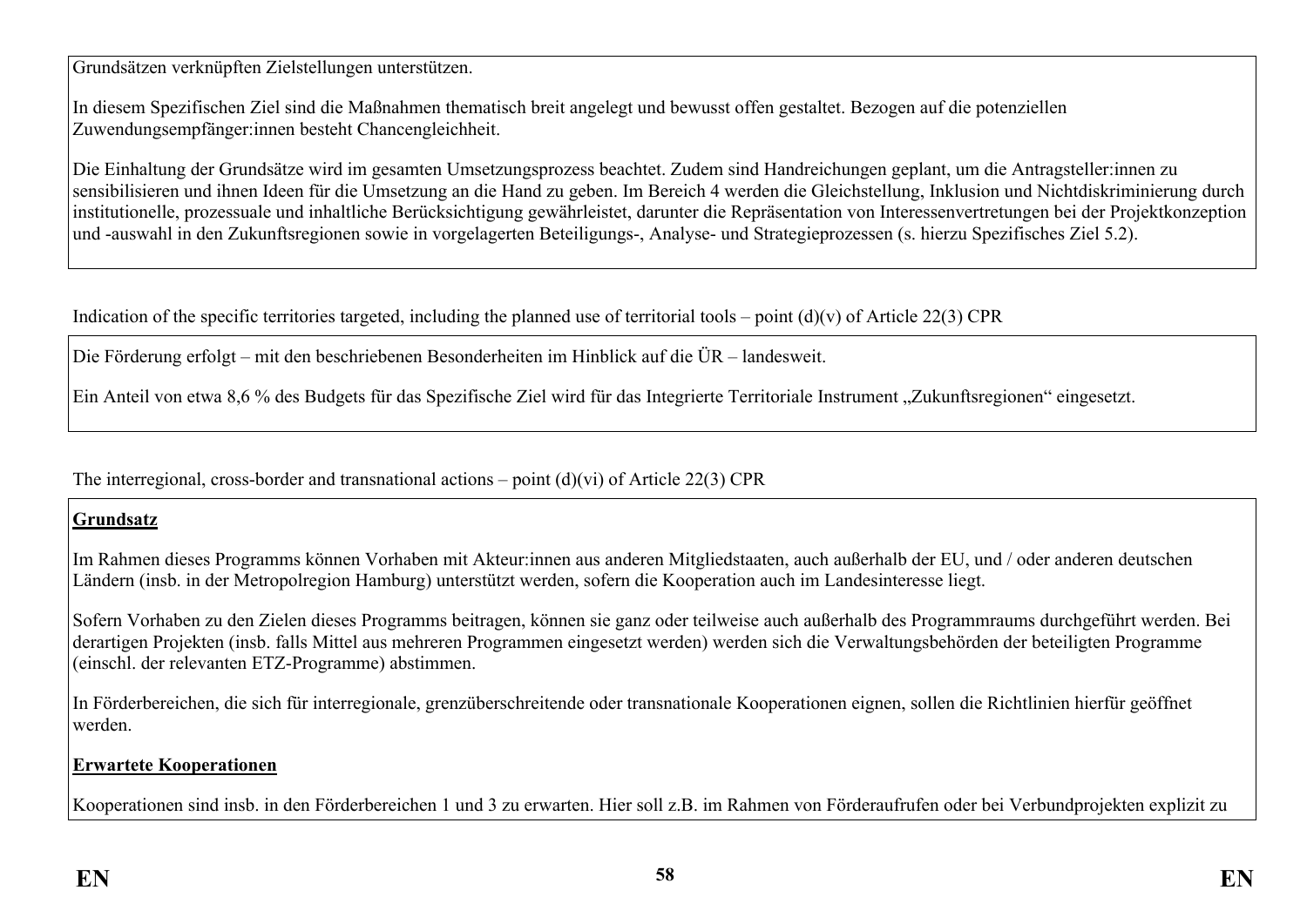Grundsätzen verknüpften Zielstellungen unterstützen.

In diesem Spezifischen Ziel sind die Maßnahmen thematisch breit angelegt und bewusst offen gestaltet. Bezogen auf die potenziellen Zuwendungsempfänger:innen besteht Chancengleichheit.

Die Einhaltung der Grundsätze wird im gesamten Umsetzungsprozess beachtet. Zudem sind Handreichungen geplant, um die Antragsteller:innen zu sensibilisieren und ihnen Ideen für die Umsetzung an die Hand zu geben. Im Bereich 4 werden die Gleichstellung, Inklusion und Nichtdiskriminierung durch institutionelle, prozessuale und inhaltliche Berücksichtigung gewährleistet, darunter die Repräsentation von Interessenvertretungen bei der Projektkonzeption und -auswahl in den Zukunftsregionen sowie in vorgelagerten Beteiligungs-, Analyse- und Strategieprozessen (s. hierzu Spezifisches Ziel 5.2).

Indication of the specific territories targeted, including the planned use of territorial tools – point (d)(v) of Article 22(3) CPR

Die Förderung erfolgt – mit den beschriebenen Besonderheiten im Hinblick auf die ÜR – landesweit.

Ein Anteil von etwa 8,6 % des Budgets für das Spezifische Ziel wird für das Integrierte Territoriale Instrument „Zukunftsregionen" eingesetzt.

The interregional, cross-border and transnational actions – point (d)(vi) of Article 22(3) CPR

**Grundsatz**

Im Rahmen dieses Programms können Vorhaben mit Akteur:innen aus anderen Mitgliedstaaten, auch außerhalb der EU, und / oder anderen deutschen Ländern (insb. in der Metropolregion Hamburg) unterstützt werden, sofern die Kooperation auch im Landesinteresse liegt.

Sofern Vorhaben zu den Zielen dieses Programms beitragen, können sie ganz oder teilweise auch außerhalb des Programmraums durchgeführt werden. Bei derartigen Projekten (insb. falls Mittel aus mehreren Programmen eingesetzt werden) werden sich die Verwaltungsbehörden der beteiligten Programme (einschl. der relevanten ETZ-Programme) abstimmen.

In Förderbereichen, die sich für interregionale, grenzüberschreitende oder transnationale Kooperationen eignen, sollen die Richtlinien hierfür geöffnet werden.

**Erwartete Kooperationen**

Kooperationen sind insb. in den Förderbereichen 1 und 3 zu erwarten. Hier soll z.B. im Rahmen von Förderaufrufen oder bei Verbundprojekten explizit zu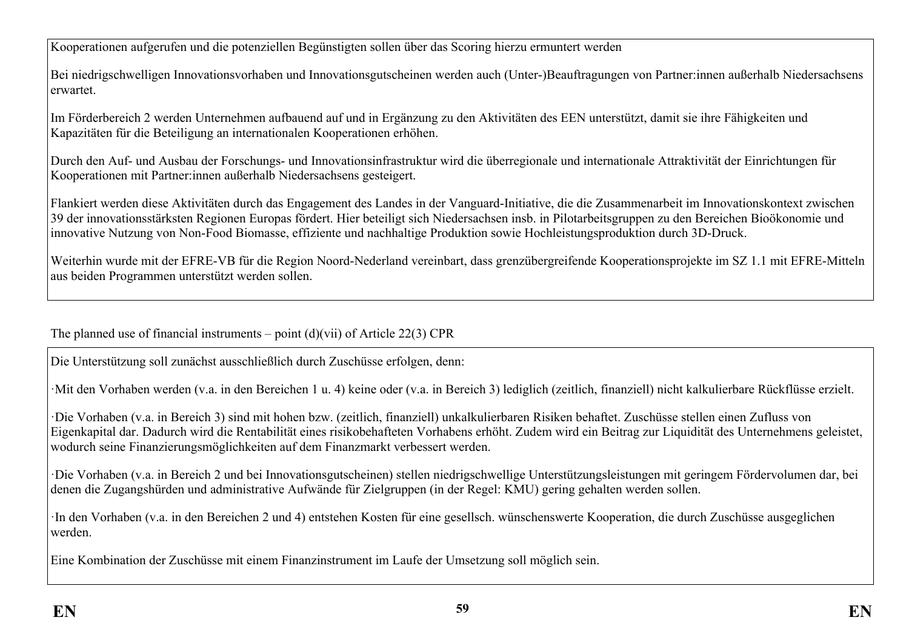Kooperationen aufgerufen und die potenziellen Begünstigten sollen über das Scoring hierzu ermuntert werden

Bei niedrigschwelligen Innovationsvorhaben und Innovationsgutscheinen werden auch (Unter-)Beauftragungen von Partner:innen außerhalb Niedersachsens erwartet.

Im Förderbereich 2 werden Unternehmen aufbauend auf und in Ergänzung zu den Aktivitäten des EEN unterstützt, damit sie ihre Fähigkeiten und Kapazitäten für die Beteiligung an internationalen Kooperationen erhöhen.

Durch den Auf- und Ausbau der Forschungs- und Innovationsinfrastruktur wird die überregionale und internationale Attraktivität der Einrichtungen für Kooperationen mit Partner:innen außerhalb Niedersachsens gesteigert.

Flankiert werden diese Aktivitäten durch das Engagement des Landes in der Vanguard-Initiative, die die Zusammenarbeit im Innovationskontext zwischen 39 der innovationsstärksten Regionen Europas fördert. Hier beteiligt sich Niedersachsen insb. in Pilotarbeitsgruppen zu den Bereichen Bioökonomie und innovative Nutzung von Non-Food Biomasse, effiziente und nachhaltige Produktion sowie Hochleistungsproduktion durch 3D-Druck.

Weiterhin wurde mit der EFRE-VB für die Region Noord-Nederland vereinbart, dass grenzübergreifende Kooperationsprojekte im SZ 1.1 mit EFRE-Mitteln aus beiden Programmen unterstützt werden sollen.

The planned use of financial instruments – point (d)(vii) of Article 22(3) CPR

Die Unterstützung soll zunächst ausschließlich durch Zuschüsse erfolgen, denn:

·Mit den Vorhaben werden (v.a. in den Bereichen 1 u. 4) keine oder (v.a. in Bereich 3) lediglich (zeitlich, finanziell) nicht kalkulierbare Rückflüsse erzielt.

·Die Vorhaben (v.a. in Bereich 3) sind mit hohen bzw. (zeitlich, finanziell) unkalkulierbaren Risiken behaftet. Zuschüsse stellen einen Zufluss von Eigenkapital dar. Dadurch wird die Rentabilität eines risikobehafteten Vorhabens erhöht. Zudem wird ein Beitrag zur Liquidität des Unternehmens geleistet, wodurch seine Finanzierungsmöglichkeiten auf dem Finanzmarkt verbessert werden.

·Die Vorhaben (v.a. in Bereich 2 und bei Innovationsgutscheinen) stellen niedrigschwellige Unterstützungsleistungen mit geringem Fördervolumen dar, bei denen die Zugangshürden und administrative Aufwände für Zielgruppen (in der Regel: KMU) gering gehalten werden sollen.

·In den Vorhaben (v.a. in den Bereichen 2 und 4) entstehen Kosten für eine gesellsch. wünschenswerte Kooperation, die durch Zuschüsse ausgeglichen werden.

Eine Kombination der Zuschüsse mit einem Finanzinstrument im Laufe der Umsetzung soll möglich sein.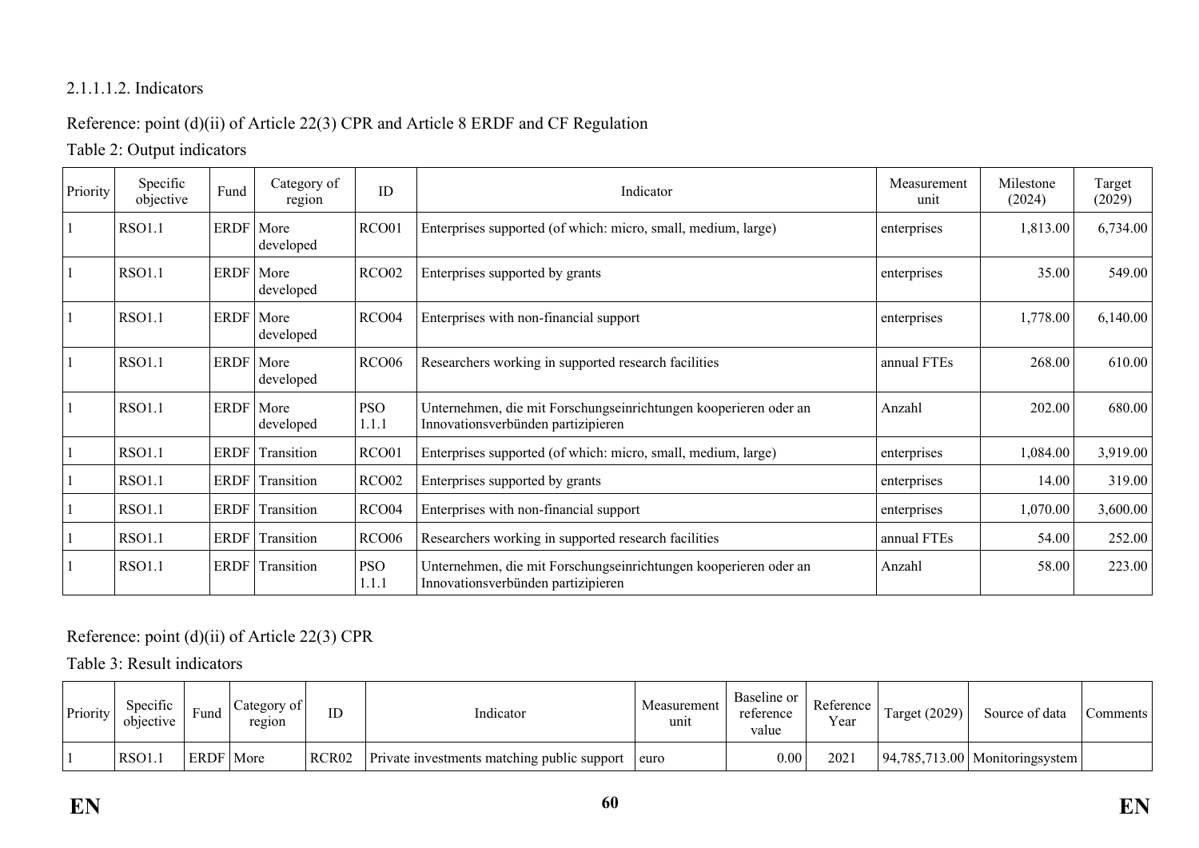2.1.1.1.2. Indicators

Reference: point (d)(ii) of Article 22(3) CPR and Article 8 ERDF and CF Regulation

Table 2: Output indicators

| Priority | Specific objective | Fund | Category of region | ID | Indicator | Measurement unit | Milestone (2024) | Target (2029) |
|---|---|---|---|---|---|---|---|---|
| 1 | RSO1.1 | ERDF | More developed | RCO01 | Enterprises supported (of which: micro, small, medium, large) | enterprises | 1,813.00 | 6,734.00 |
| 1 | RSO1.1 | ERDF | More developed | RCO02 | Enterprises supported by grants | enterprises | 35.00 | 549.00 |
| 1 | RSO1.1 | ERDF | More developed | RCO04 | Enterprises with non-financial support | enterprises | 1,778.00 | 6,140.00 |
| 1 | RSO1.1 | ERDF | More developed | RCO06 | Researchers working in supported research facilities | annual FTEs | 268.00 | 610.00 |
| 1 | RSO1.1 | ERDF | More developed | PSO 1.1.1 | Unternehmen, die mit Forschungseinrichtungen kooperieren oder an Innovationsverbünden partizipieren | Anzahl | 202.00 | 680.00 |
| 1 | RSO1.1 | ERDF | Transition | RCO01 | Enterprises supported (of which: micro, small, medium, large) | enterprises | 1,084.00 | 3,919.00 |
| 1 | RSO1.1 | ERDF | Transition | RCO02 | Enterprises supported by grants | enterprises | 14.00 | 319.00 |
| 1 | RSO1.1 | ERDF | Transition | RCO04 | Enterprises with non-financial support | enterprises | 1,070.00 | 3,600.00 |
| 1 | RSO1.1 | ERDF | Transition | RCO06 | Researchers working in supported research facilities | annual FTEs | 54.00 | 252.00 |
| 1 | RSO1.1 | ERDF | Transition | PSO 1.1.1 | Unternehmen, die mit Forschungseinrichtungen kooperieren oder an Innovationsverbünden partizipieren | Anzahl | 58.00 | 223.00 |

Reference: point (d)(ii) of Article 22(3) CPR

Table 3: Result indicators

| Priority | Specific objective | Fund | Category of region | ID | Indicator | Measurement unit | Baseline or reference value | Reference Year | Target (2029) | Source of data | Comments |
|---|---|---|---|---|---|---|---|---|---|---|---|
| 1 | RSO1.1 | ERDF | More | RCR02 | Private investments matching public support | euro | 0.00 | 2021 | 94,785,713.00 | Monitoringsystem | |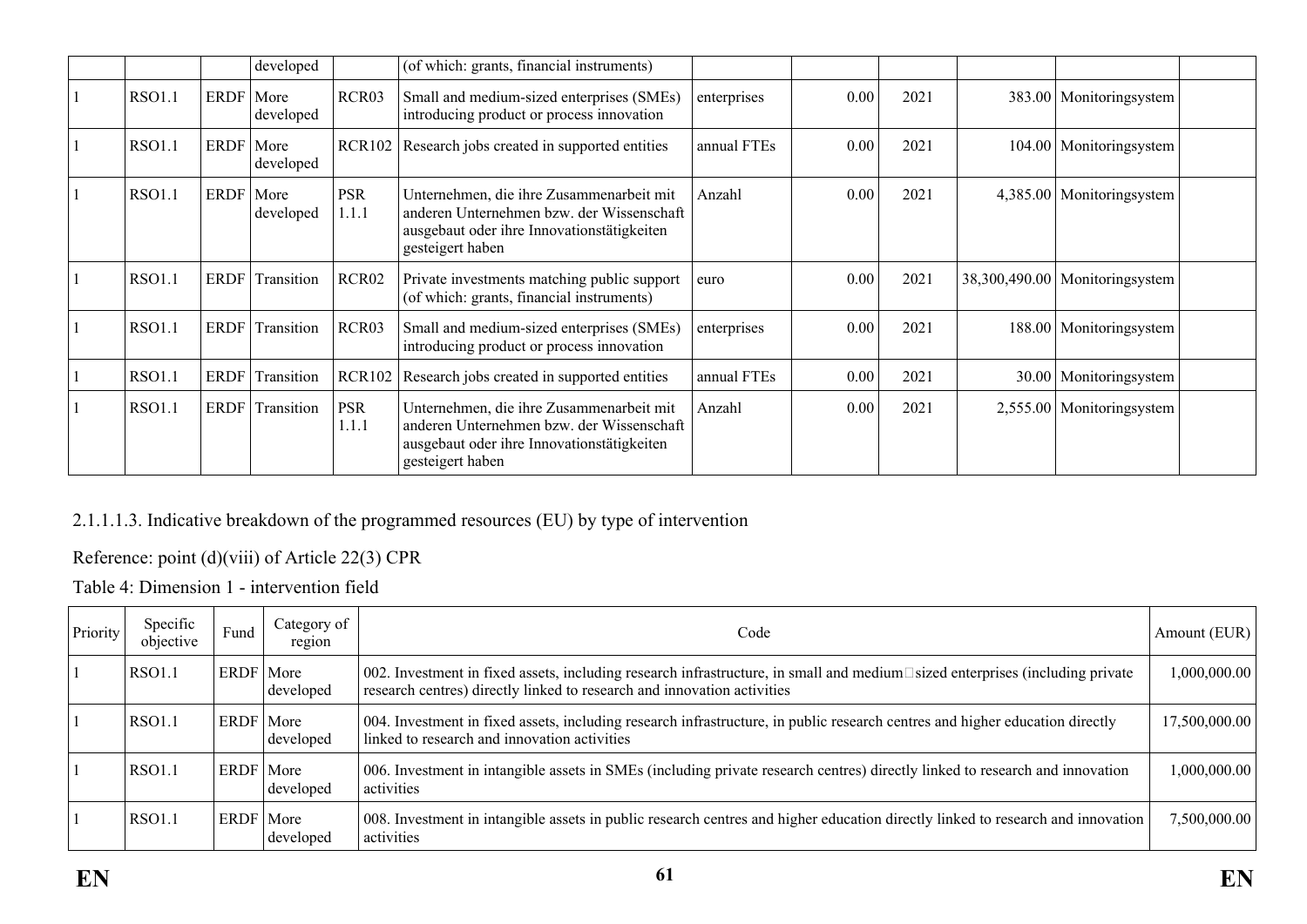| | | | developed | | (of which: grants, financial instruments) | | | | | | |
|---|---|---|---|---|---|---|---|---|---|---|---|
| 1 | RSO1.1 | ERDF | More developed | RCR03 | Small and medium-sized enterprises (SMEs) introducing product or process innovation | enterprises | 0.00 | 2021 | 383.00 | Monitoringsystem | |
| 1 | RSO1.1 | ERDF | More developed | RCR102 | Research jobs created in supported entities | annual FTEs | 0.00 | 2021 | 104.00 | Monitoringsystem | |
| 1 | RSO1.1 | ERDF | More developed | PSR 1.1.1 | Unternehmen, die ihre Zusammenarbeit mit anderen Unternehmen bzw. der Wissenschaft ausgebaut oder ihre Innovationstätigkeiten gesteigert haben | Anzahl | 0.00 | 2021 | 4,385.00 | Monitoringsystem | |
| 1 | RSO1.1 | ERDF | Transition | RCR02 | Private investments matching public support (of which: grants, financial instruments) | euro | 0.00 | 2021 | 38,300,490.00 | Monitoringsystem | |
| 1 | RSO1.1 | ERDF | Transition | RCR03 | Small and medium-sized enterprises (SMEs) introducing product or process innovation | enterprises | 0.00 | 2021 | 188.00 | Monitoringsystem | |
| 1 | RSO1.1 | ERDF | Transition | RCR102 | Research jobs created in supported entities | annual FTEs | 0.00 | 2021 | 30.00 | Monitoringsystem | |
| 1 | RSO1.1 | ERDF | Transition | PSR 1.1.1 | Unternehmen, die ihre Zusammenarbeit mit anderen Unternehmen bzw. der Wissenschaft ausgebaut oder ihre Innovationstätigkeiten gesteigert haben | Anzahl | 0.00 | 2021 | 2,555.00 | Monitoringsystem | |

2.1.1.1.3. Indicative breakdown of the programmed resources (EU) by type of intervention

Reference: point (d)(viii) of Article 22(3) CPR

Table 4: Dimension 1 - intervention field

| Priority | Specific objective | Fund | Category of region | Code | Amount (EUR) |
|---|---|---|---|---|---|
| 1 | RSO1.1 | ERDF | More developed | 002. Investment in fixed assets, including research infrastructure, in small and medium□sized enterprises (including private research centres) directly linked to research and innovation activities | 1,000,000.00 |
| 1 | RSO1.1 | ERDF | More developed | 004. Investment in fixed assets, including research infrastructure, in public research centres and higher education directly linked to research and innovation activities | 17,500,000.00 |
| 1 | RSO1.1 | ERDF | More developed | 006. Investment in intangible assets in SMEs (including private research centres) directly linked to research and innovation activities | 1,000,000.00 |
| 1 | RSO1.1 | ERDF | More developed | 008. Investment in intangible assets in public research centres and higher education directly linked to research and innovation activities | 7,500,000.00 |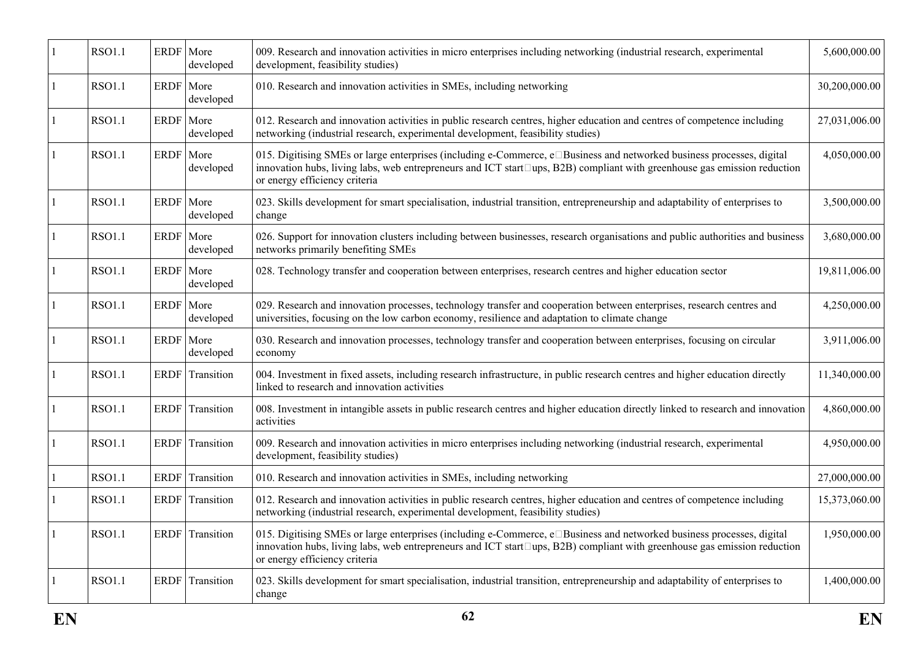| | | | | | |
|---|---|---|---|---|---|
| 1 | RSO1.1 | ERDF | More developed | 009. Research and innovation activities in micro enterprises including networking (industrial research, experimental development, feasibility studies) | 5,600,000.00 |
| 1 | RSO1.1 | ERDF | More developed | 010. Research and innovation activities in SMEs, including networking | 30,200,000.00 |
| 1 | RSO1.1 | ERDF | More developed | 012. Research and innovation activities in public research centres, higher education and centres of competence including networking (industrial research, experimental development, feasibility studies) | 27,031,006.00 |
| 1 | RSO1.1 | ERDF | More developed | 015. Digitising SMEs or large enterprises (including e-Commerce, e-Business and networked business processes, digital innovation hubs, living labs, web entrepreneurs and ICT start-ups, B2B) compliant with greenhouse gas emission reduction or energy efficiency criteria | 4,050,000.00 |
| 1 | RSO1.1 | ERDF | More developed | 023. Skills development for smart specialisation, industrial transition, entrepreneurship and adaptability of enterprises to change | 3,500,000.00 |
| 1 | RSO1.1 | ERDF | More developed | 026. Support for innovation clusters including between businesses, research organisations and public authorities and business networks primarily benefiting SMEs | 3,680,000.00 |
| 1 | RSO1.1 | ERDF | More developed | 028. Technology transfer and cooperation between enterprises, research centres and higher education sector | 19,811,006.00 |
| 1 | RSO1.1 | ERDF | More developed | 029. Research and innovation processes, technology transfer and cooperation between enterprises, research centres and universities, focusing on the low carbon economy, resilience and adaptation to climate change | 4,250,000.00 |
| 1 | RSO1.1 | ERDF | More developed | 030. Research and innovation processes, technology transfer and cooperation between enterprises, focusing on circular economy | 3,911,006.00 |
| 1 | RSO1.1 | ERDF | Transition | 004. Investment in fixed assets, including research infrastructure, in public research centres and higher education directly linked to research and innovation activities | 11,340,000.00 |
| 1 | RSO1.1 | ERDF | Transition | 008. Investment in intangible assets in public research centres and higher education directly linked to research and innovation activities | 4,860,000.00 |
| 1 | RSO1.1 | ERDF | Transition | 009. Research and innovation activities in micro enterprises including networking (industrial research, experimental development, feasibility studies) | 4,950,000.00 |
| 1 | RSO1.1 | ERDF | Transition | 010. Research and innovation activities in SMEs, including networking | 27,000,000.00 |
| 1 | RSO1.1 | ERDF | Transition | 012. Research and innovation activities in public research centres, higher education and centres of competence including networking (industrial research, experimental development, feasibility studies) | 15,373,060.00 |
| 1 | RSO1.1 | ERDF | Transition | 015. Digitising SMEs or large enterprises (including e-Commerce, e-Business and networked business processes, digital innovation hubs, living labs, web entrepreneurs and ICT start-ups, B2B) compliant with greenhouse gas emission reduction or energy efficiency criteria | 1,950,000.00 |
| 1 | RSO1.1 | ERDF | Transition | 023. Skills development for smart specialisation, industrial transition, entrepreneurship and adaptability of enterprises to change | 1,400,000.00 |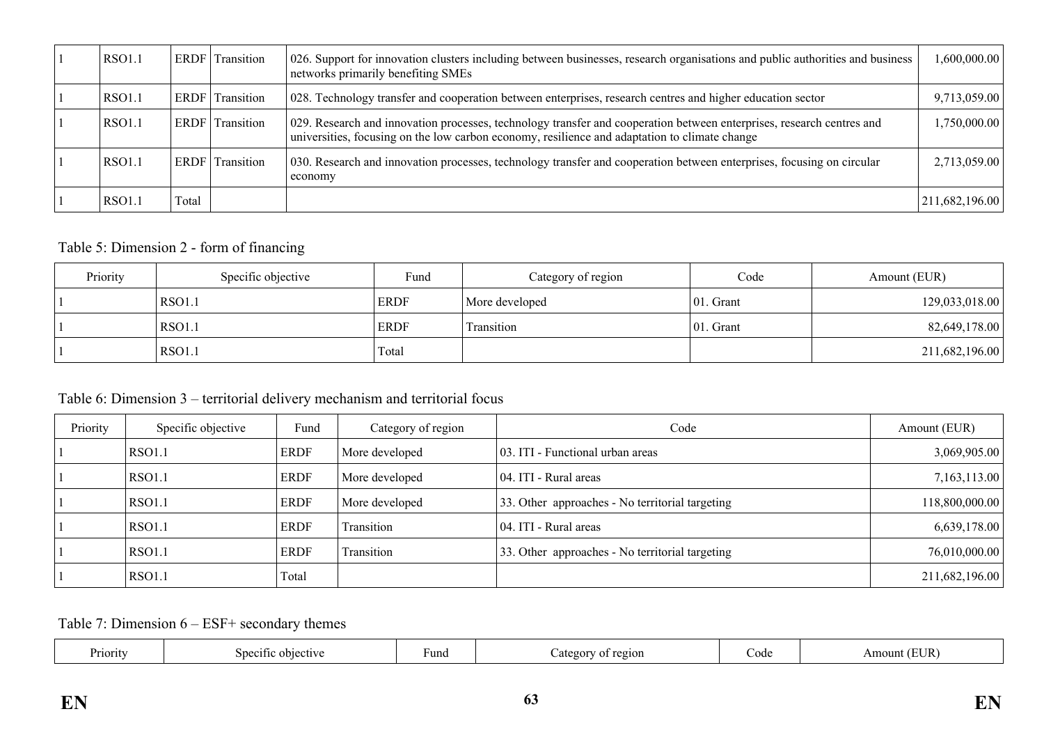| 1 | RSO1.1 | ERDF | Transition | 026. Support for innovation clusters including between businesses, research organisations and public authorities and business networks primarily benefiting SMEs | 1,600,000.00 |
|---|---|---|---|---|---|
| 1 | RSO1.1 | ERDF | Transition | 028. Technology transfer and cooperation between enterprises, research centres and higher education sector | 9,713,059.00 |
| 1 | RSO1.1 | ERDF | Transition | 029. Research and innovation processes, technology transfer and cooperation between enterprises, research centres and universities, focusing on the low carbon economy, resilience and adaptation to climate change | 1,750,000.00 |
| 1 | RSO1.1 | ERDF | Transition | 030. Research and innovation processes, technology transfer and cooperation between enterprises, focusing on circular economy | 2,713,059.00 |
| 1 | RSO1.1 | Total | | | 211,682,196.00 |

Table 5: Dimension 2 - form of financing

| Priority | Specific objective | Fund | Category of region | Code | Amount (EUR) |
|---|---|---|---|---|---|
| 1 | RSO1.1 | ERDF | More developed | 01. Grant | 129,033,018.00 |
| 1 | RSO1.1 | ERDF | Transition | 01. Grant | 82,649,178.00 |
| 1 | RSO1.1 | Total | | | 211,682,196.00 |

Table 6: Dimension 3 – territorial delivery mechanism and territorial focus

| Priority | Specific objective | Fund | Category of region | Code | Amount (EUR) |
|---|---|---|---|---|---|
| 1 | RSO1.1 | ERDF | More developed | 03. ITI - Functional urban areas | 3,069,905.00 |
| 1 | RSO1.1 | ERDF | More developed | 04. ITI - Rural areas | 7,163,113.00 |
| 1 | RSO1.1 | ERDF | More developed | 33. Other approaches - No territorial targeting | 118,800,000.00 |
| 1 | RSO1.1 | ERDF | Transition | 04. ITI - Rural areas | 6,639,178.00 |
| 1 | RSO1.1 | ERDF | Transition | 33. Other approaches - No territorial targeting | 76,010,000.00 |
| 1 | RSO1.1 | Total | | | 211,682,196.00 |

Table 7: Dimension 6 – ESF+ secondary themes

| Priority | Specific objective | Fund | Category of region | Code | Amount (EUR) |
|---|---|---|---|---|---|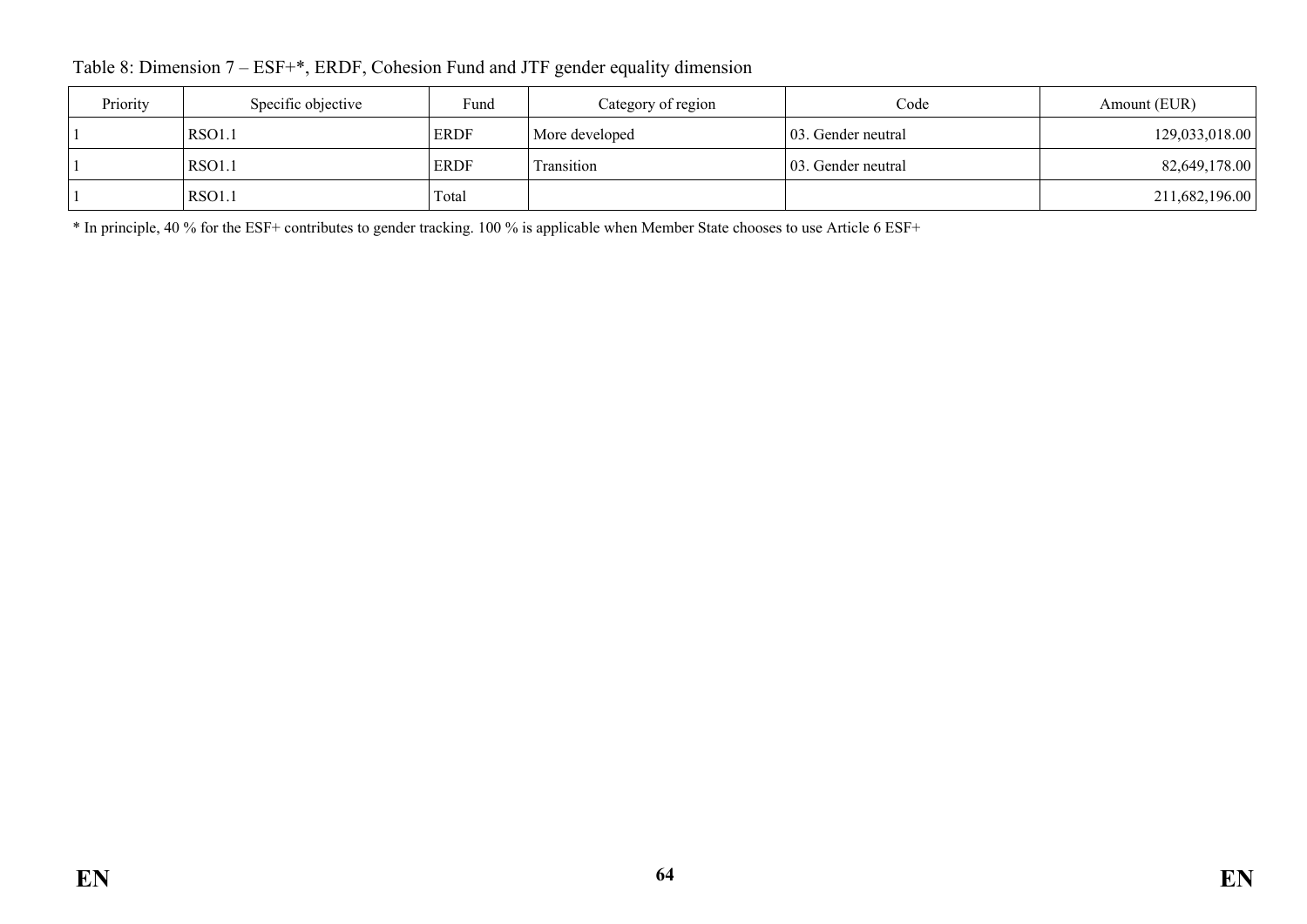Table 8: Dimension 7 – ESF+*, ERDF, Cohesion Fund and JTF gender equality dimension

| Priority | Specific objective | Fund | Category of region | Code | Amount (EUR) |
|---|---|---|---|---|---|
| 1 | RSO1.1 | ERDF | More developed | 03. Gender neutral | 129,033,018.00 |
| 1 | RSO1.1 | ERDF | Transition | 03. Gender neutral | 82,649,178.00 |
| 1 | RSO1.1 | Total | | | 211,682,196.00 |

* In principle, 40 % for the ESF+ contributes to gender tracking. 100 % is applicable when Member State chooses to use Article 6 ESF+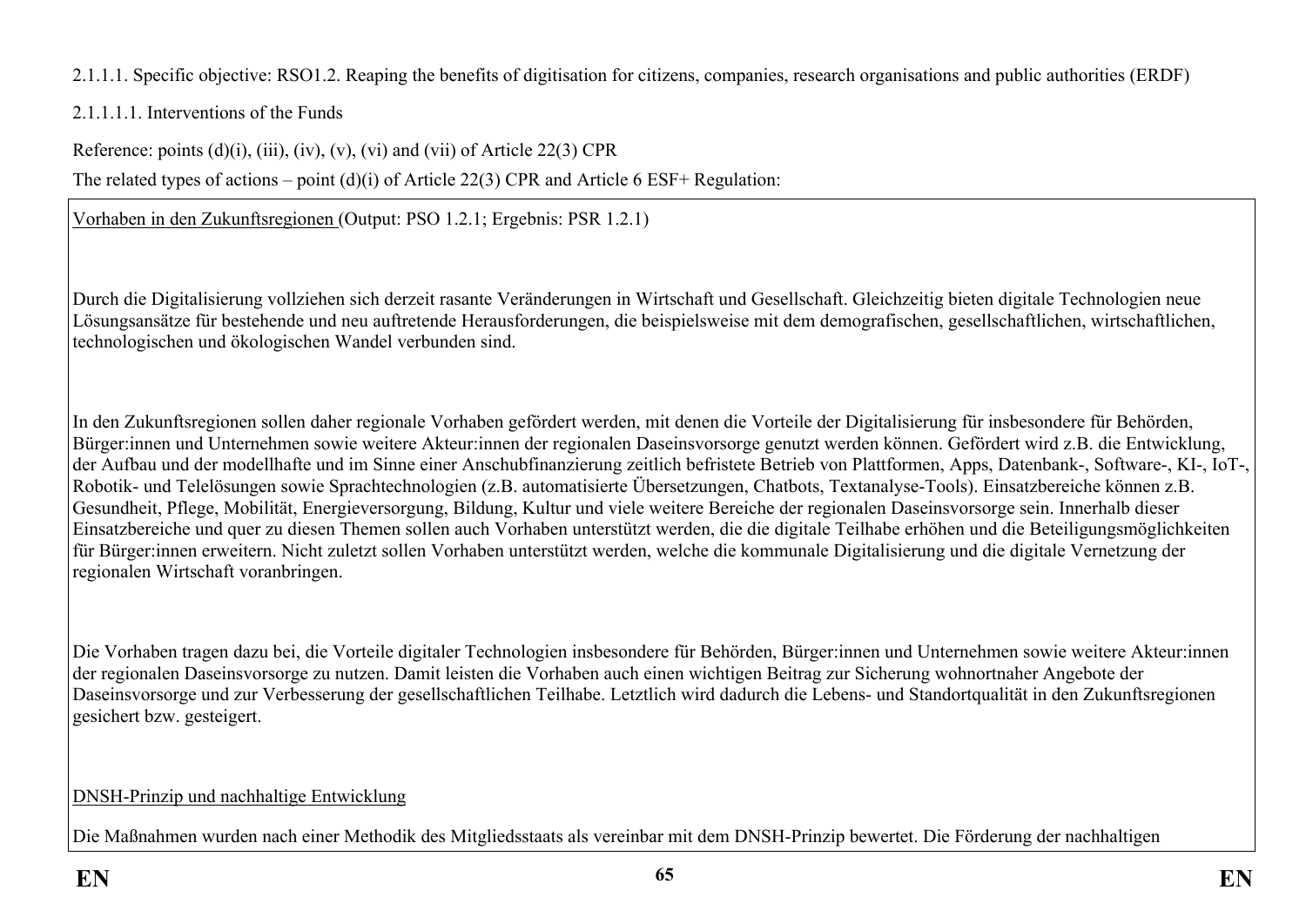2.1.1.1. Specific objective: RSO1.2. Reaping the benefits of digitisation for citizens, companies, research organisations and public authorities (ERDF)

2.1.1.1.1. Interventions of the Funds

Reference: points (d)(i), (iii), (iv), (v), (vi) and (vii) of Article 22(3) CPR

The related types of actions – point (d)(i) of Article 22(3) CPR and Article 6 ESF+ Regulation:

Vorhaben in den Zukunftsregionen (Output: PSO 1.2.1; Ergebnis: PSR 1.2.1)

Durch die Digitalisierung vollziehen sich derzeit rasante Veränderungen in Wirtschaft und Gesellschaft. Gleichzeitig bieten digitale Technologien neue Lösungsansätze für bestehende und neu auftretende Herausforderungen, die beispielsweise mit dem demografischen, gesellschaftlichen, wirtschaftlichen, technologischen und ökologischen Wandel verbunden sind.

In den Zukunftsregionen sollen daher regionale Vorhaben gefördert werden, mit denen die Vorteile der Digitalisierung für insbesondere für Behörden, Bürger:innen und Unternehmen sowie weitere Akteur:innen der regionalen Daseinsvorsorge genutzt werden können. Gefördert wird z.B. die Entwicklung, der Aufbau und der modellhafte und im Sinne einer Anschubfinanzierung zeitlich befristete Betrieb von Plattformen, Apps, Datenbank-, Software-, KI-, IoT-, Robotik- und Telelösungen sowie Sprachtechnologien (z.B. automatisierte Übersetzungen, Chatbots, Textanalyse-Tools). Einsatzbereiche können z.B. Gesundheit, Pflege, Mobilität, Energieversorgung, Bildung, Kultur und viele weitere Bereiche der regionalen Daseinsvorsorge sein. Innerhalb dieser Einsatzbereiche und quer zu diesen Themen sollen auch Vorhaben unterstützt werden, die die digitale Teilhabe erhöhen und die Beteiligungsmöglichkeiten für Bürger:innen erweitern. Nicht zuletzt sollen Vorhaben unterstützt werden, welche die kommunale Digitalisierung und die digitale Vernetzung der regionalen Wirtschaft voranbringen.

Die Vorhaben tragen dazu bei, die Vorteile digitaler Technologien insbesondere für Behörden, Bürger:innen und Unternehmen sowie weitere Akteur:innen der regionalen Daseinsvorsorge zu nutzen. Damit leisten die Vorhaben auch einen wichtigen Beitrag zur Sicherung wohnortnaher Angebote der Daseinsvorsorge und zur Verbesserung der gesellschaftlichen Teilhabe. Letztlich wird dadurch die Lebens- und Standortqualität in den Zukunftsregionen gesichert bzw. gesteigert.

DNSH-Prinzip und nachhaltige Entwicklung

Die Maßnahmen wurden nach einer Methodik des Mitgliedsstaats als vereinbar mit dem DNSH-Prinzip bewertet. Die Förderung der nachhaltigen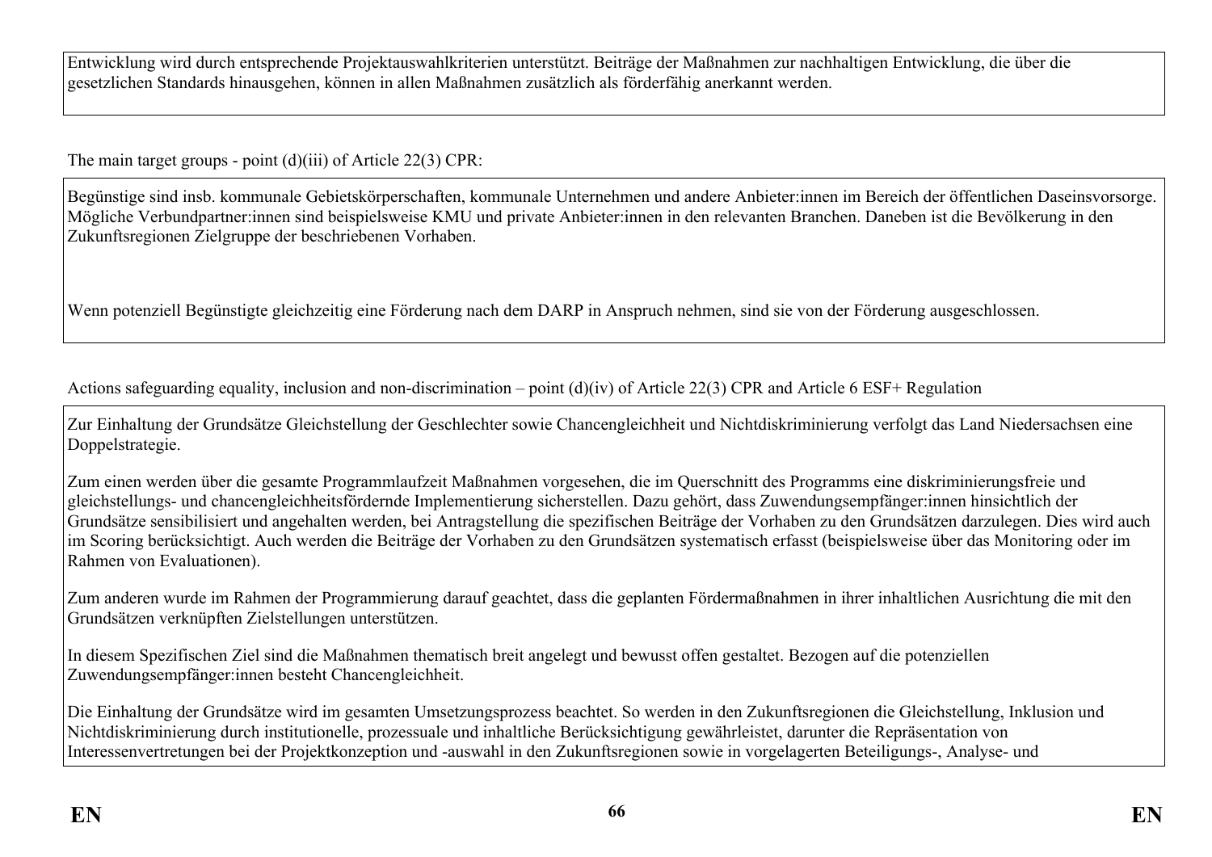Entwicklung wird durch entsprechende Projektauswahlkriterien unterstützt. Beiträge der Maßnahmen zur nachhaltigen Entwicklung, die über die gesetzlichen Standards hinausgehen, können in allen Maßnahmen zusätzlich als förderfähig anerkannt werden.

The main target groups - point (d)(iii) of Article 22(3) CPR:

Begünstige sind insb. kommunale Gebietskörperschaften, kommunale Unternehmen und andere Anbieter:innen im Bereich der öffentlichen Daseinsvorsorge. Mögliche Verbundpartner:innen sind beispielsweise KMU und private Anbieter:innen in den relevanten Branchen. Daneben ist die Bevölkerung in den Zukunftsregionen Zielgruppe der beschriebenen Vorhaben.

Wenn potenziell Begünstigte gleichzeitig eine Förderung nach dem DARP in Anspruch nehmen, sind sie von der Förderung ausgeschlossen.

Actions safeguarding equality, inclusion and non-discrimination – point (d)(iv) of Article 22(3) CPR and Article 6 ESF+ Regulation

Zur Einhaltung der Grundsätze Gleichstellung der Geschlechter sowie Chancengleichheit und Nichtdiskriminierung verfolgt das Land Niedersachsen eine Doppelstrategie.

Zum einen werden über die gesamte Programmlaufzeit Maßnahmen vorgesehen, die im Querschnitt des Programms eine diskriminierungsfreie und gleichstellungs- und chancengleichheitsfördernde Implementierung sicherstellen. Dazu gehört, dass Zuwendungsempfänger:innen hinsichtlich der Grundsätze sensibilisiert und angehalten werden, bei Antragstellung die spezifischen Beiträge der Vorhaben zu den Grundsätzen darzulegen. Dies wird auch im Scoring berücksichtigt. Auch werden die Beiträge der Vorhaben zu den Grundsätzen systematisch erfasst (beispielsweise über das Monitoring oder im Rahmen von Evaluationen).

Zum anderen wurde im Rahmen der Programmierung darauf geachtet, dass die geplanten Fördermaßnahmen in ihrer inhaltlichen Ausrichtung die mit den Grundsätzen verknüpften Zielstellungen unterstützen.

In diesem Spezifischen Ziel sind die Maßnahmen thematisch breit angelegt und bewusst offen gestaltet. Bezogen auf die potenziellen Zuwendungsempfänger:innen besteht Chancengleichheit.

Die Einhaltung der Grundsätze wird im gesamten Umsetzungsprozess beachtet. So werden in den Zukunftsregionen die Gleichstellung, Inklusion und Nichtdiskriminierung durch institutionelle, prozessuale und inhaltliche Berücksichtigung gewährleistet, darunter die Repräsentation von Interessenvertretungen bei der Projektkonzeption und -auswahl in den Zukunftsregionen sowie in vorgelagerten Beteiligungs-, Analyse- und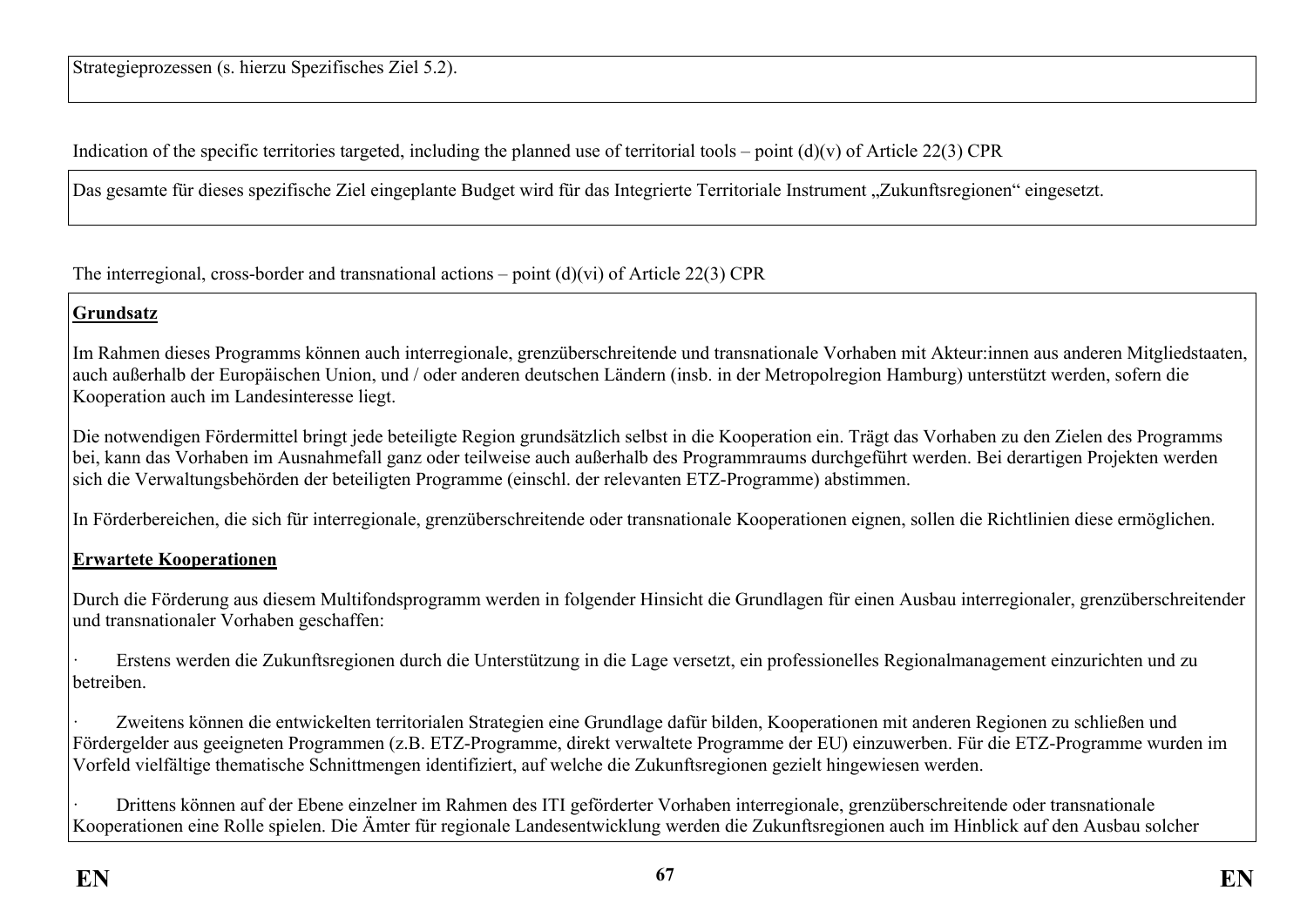Strategieprozessen (s. hierzu Spezifisches Ziel 5.2).

Indication of the specific territories targeted, including the planned use of territorial tools – point (d)(v) of Article 22(3) CPR

Das gesamte für dieses spezifische Ziel eingeplante Budget wird für das Integrierte Territoriale Instrument „Zukunftsregionen" eingesetzt.

The interregional, cross-border and transnational actions – point (d)(vi) of Article 22(3) CPR

**Grundsatz**

Im Rahmen dieses Programms können auch interregionale, grenzüberschreitende und transnationale Vorhaben mit Akteur:innen aus anderen Mitgliedstaaten, auch außerhalb der Europäischen Union, und / oder anderen deutschen Ländern (insb. in der Metropolregion Hamburg) unterstützt werden, sofern die Kooperation auch im Landesinteresse liegt.

Die notwendigen Fördermittel bringt jede beteiligte Region grundsätzlich selbst in die Kooperation ein. Trägt das Vorhaben zu den Zielen des Programms bei, kann das Vorhaben im Ausnahmefall ganz oder teilweise auch außerhalb des Programmraums durchgeführt werden. Bei derartigen Projekten werden sich die Verwaltungsbehörden der beteiligten Programme (einschl. der relevanten ETZ-Programme) abstimmen.

In Förderbereichen, die sich für interregionale, grenzüberschreitende oder transnationale Kooperationen eignen, sollen die Richtlinien diese ermöglichen.

**Erwartete Kooperationen**

Durch die Förderung aus diesem Multifondsprogramm werden in folgender Hinsicht die Grundlagen für einen Ausbau interregionaler, grenzüberschreitender und transnationaler Vorhaben geschaffen:

- Erstens werden die Zukunftsregionen durch die Unterstützung in die Lage versetzt, ein professionelles Regionalmanagement einzurichten und zu betreiben.
- Zweitens können die entwickelten territorialen Strategien eine Grundlage dafür bilden, Kooperationen mit anderen Regionen zu schließen und Fördergelder aus geeigneten Programmen (z.B. ETZ-Programme, direkt verwaltete Programme der EU) einzuwerben. Für die ETZ-Programme wurden im Vorfeld vielfältige thematische Schnittmengen identifiziert, auf welche die Zukunftsregionen gezielt hingewiesen werden.
- Drittens können auf der Ebene einzelner im Rahmen des ITI geförderter Vorhaben interregionale, grenzüberschreitende oder transnationale Kooperationen eine Rolle spielen. Die Ämter für regionale Landesentwicklung werden die Zukunftsregionen auch im Hinblick auf den Ausbau solcher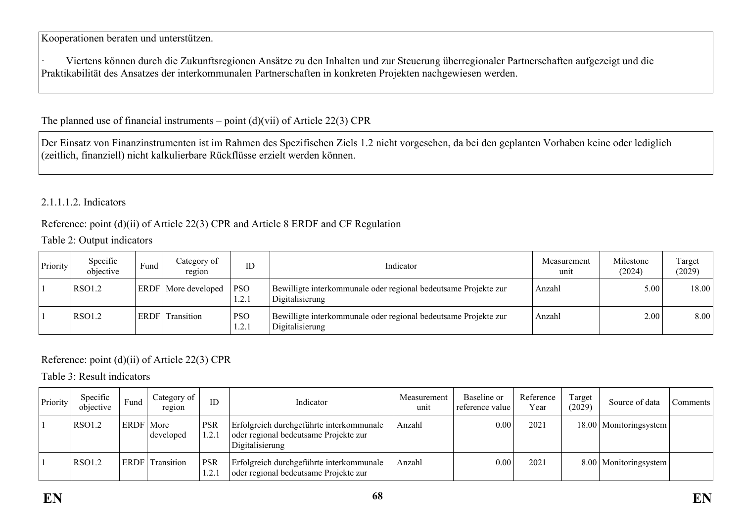Kooperationen beraten und unterstützen.

· Viertens können durch die Zukunftsregionen Ansätze zu den Inhalten und zur Steuerung überregionaler Partnerschaften aufgezeigt und die Praktikabilität des Ansatzes der interkommunalen Partnerschaften in konkreten Projekten nachgewiesen werden.

The planned use of financial instruments – point (d)(vii) of Article 22(3) CPR

Der Einsatz von Finanzinstrumenten ist im Rahmen des Spezifischen Ziels 1.2 nicht vorgesehen, da bei den geplanten Vorhaben keine oder lediglich (zeitlich, finanziell) nicht kalkulierbare Rückflüsse erzielt werden können.

2.1.1.1.2. Indicators

Reference: point (d)(ii) of Article 22(3) CPR and Article 8 ERDF and CF Regulation

Table 2: Output indicators

| Priority | Specific objective | Fund | Category of region | ID | Indicator | Measurement unit | Milestone (2024) | Target (2029) |
|---|---|---|---|---|---|---|---|---|
| 1 | RSO1.2 | ERDF | More developed | PSO 1.2.1 | Bewilligte interkommunale oder regional bedeutsame Projekte zur Digitalisierung | Anzahl | 5.00 | 18.00 |
| 1 | RSO1.2 | ERDF | Transition | PSO 1.2.1 | Bewilligte interkommunale oder regional bedeutsame Projekte zur Digitalisierung | Anzahl | 2.00 | 8.00 |

Reference: point (d)(ii) of Article 22(3) CPR

Table 3: Result indicators

| Priority | Specific objective | Fund | Category of region | ID | Indicator | Measurement unit | Baseline or reference value | Reference Year | Target (2029) | Source of data | Comments |
|---|---|---|---|---|---|---|---|---|---|---|---|
| 1 | RSO1.2 | ERDF | More developed | PSR 1.2.1 | Erfolgreich durchgeführte interkommunale oder regional bedeutsame Projekte zur Digitalisierung | Anzahl | 0.00 | 2021 | 18.00 | Monitoringsystem | |
| 1 | RSO1.2 | ERDF | Transition | PSR 1.2.1 | Erfolgreich durchgeführte interkommunale oder regional bedeutsame Projekte zur | Anzahl | 0.00 | 2021 | 8.00 | Monitoringsystem | |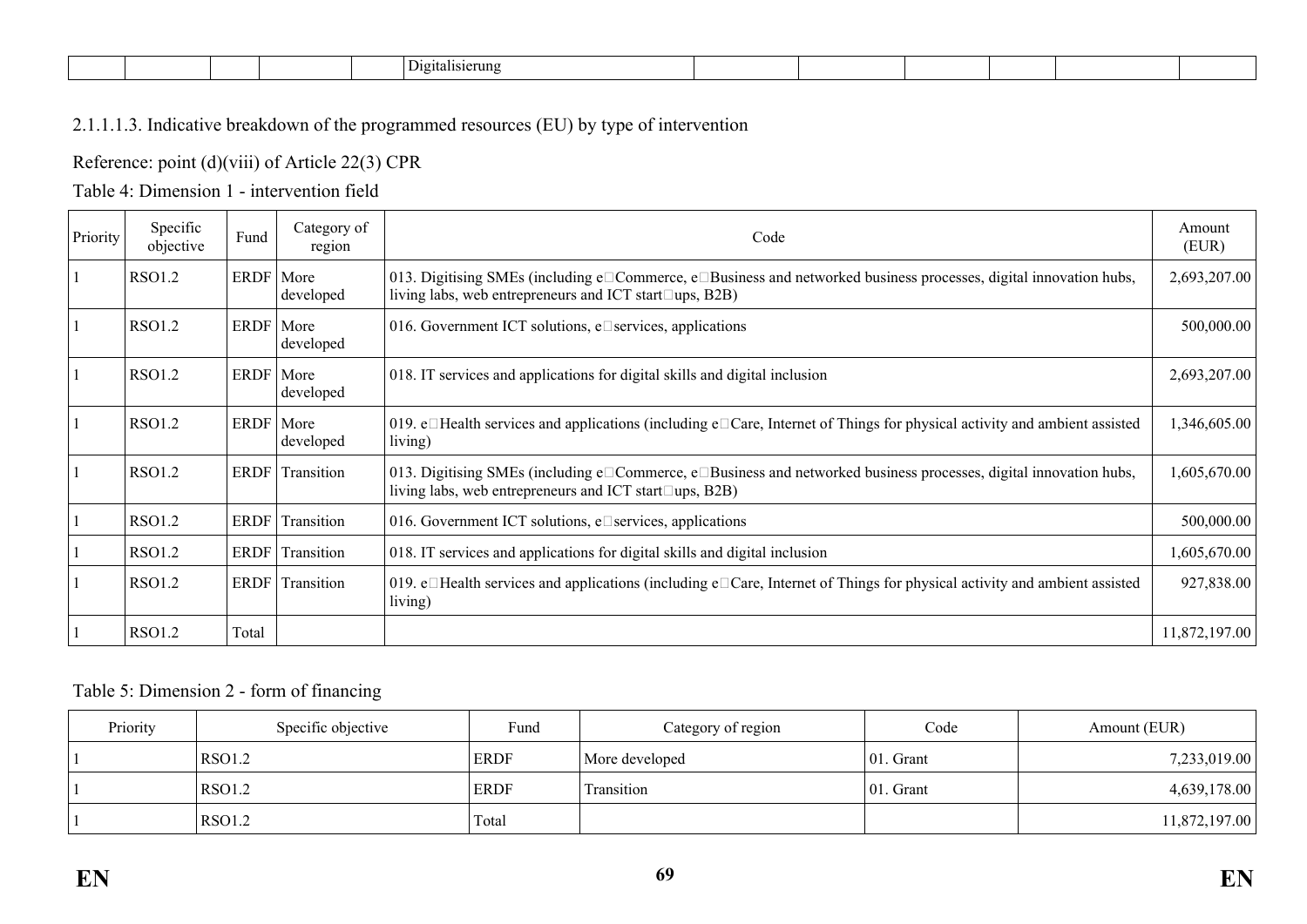| | | | | | Digitalisierung | | | | | | |
|---|---|---|---|---|---|---|---|---|---|---|---|

2.1.1.1.3. Indicative breakdown of the programmed resources (EU) by type of intervention

Reference: point (d)(viii) of Article 22(3) CPR

Table 4: Dimension 1 - intervention field

| Priority | Specific objective | Fund | Category of region | Code | Amount (EUR) |
|---|---|---|---|---|---|
| 1 | RSO1.2 | ERDF | More developed | 013. Digitising SMEs (including e□Commerce, e□Business and networked business processes, digital innovation hubs, living labs, web entrepreneurs and ICT start□ups, B2B) | 2,693,207.00 |
| 1 | RSO1.2 | ERDF | More developed | 016. Government ICT solutions, e□services, applications | 500,000.00 |
| 1 | RSO1.2 | ERDF | More developed | 018. IT services and applications for digital skills and digital inclusion | 2,693,207.00 |
| 1 | RSO1.2 | ERDF | More developed | 019. e□Health services and applications (including e□Care, Internet of Things for physical activity and ambient assisted living) | 1,346,605.00 |
| 1 | RSO1.2 | ERDF | Transition | 013. Digitising SMEs (including e□Commerce, e□Business and networked business processes, digital innovation hubs, living labs, web entrepreneurs and ICT start□ups, B2B) | 1,605,670.00 |
| 1 | RSO1.2 | ERDF | Transition | 016. Government ICT solutions, e□services, applications | 500,000.00 |
| 1 | RSO1.2 | ERDF | Transition | 018. IT services and applications for digital skills and digital inclusion | 1,605,670.00 |
| 1 | RSO1.2 | ERDF | Transition | 019. e□Health services and applications (including e□Care, Internet of Things for physical activity and ambient assisted living) | 927,838.00 |
| 1 | RSO1.2 | Total | | | 11,872,197.00 |

Table 5: Dimension 2 - form of financing

| Priority | Specific objective | Fund | Category of region | Code | Amount (EUR) |
|---|---|---|---|---|---|
| 1 | RSO1.2 | ERDF | More developed | 01. Grant | 7,233,019.00 |
| 1 | RSO1.2 | ERDF | Transition | 01. Grant | 4,639,178.00 |
| 1 | RSO1.2 | Total | | | 11,872,197.00 |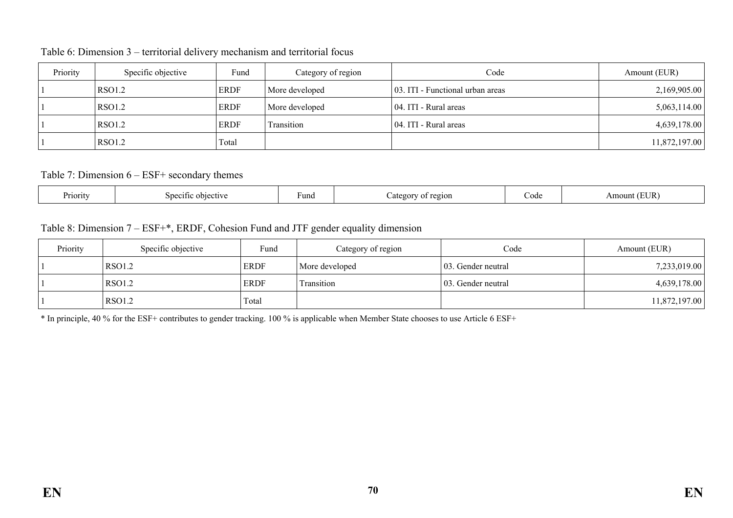Table 6: Dimension 3 – territorial delivery mechanism and territorial focus

| Priority | Specific objective | Fund | Category of region | Code | Amount (EUR) |
|---|---|---|---|---|---|
| 1 | RSO1.2 | ERDF | More developed | 03. ITI - Functional urban areas | 2,169,905.00 |
| 1 | RSO1.2 | ERDF | More developed | 04. ITI - Rural areas | 5,063,114.00 |
| 1 | RSO1.2 | ERDF | Transition | 04. ITI - Rural areas | 4,639,178.00 |
| 1 | RSO1.2 | Total | | | 11,872,197.00 |

Table 7: Dimension 6 – ESF+ secondary themes

| Priority | Specific objective | Fund | Category of region | Code | Amount (EUR) |
|---|---|---|---|---|---|

Table 8: Dimension 7 – ESF+*, ERDF, Cohesion Fund and JTF gender equality dimension

| Priority | Specific objective | Fund | Category of region | Code | Amount (EUR) |
|---|---|---|---|---|---|
| 1 | RSO1.2 | ERDF | More developed | 03. Gender neutral | 7,233,019.00 |
| 1 | RSO1.2 | ERDF | Transition | 03. Gender neutral | 4,639,178.00 |
| 1 | RSO1.2 | Total | | | 11,872,197.00 |

* In principle, 40 % for the ESF+ contributes to gender tracking. 100 % is applicable when Member State chooses to use Article 6 ESF+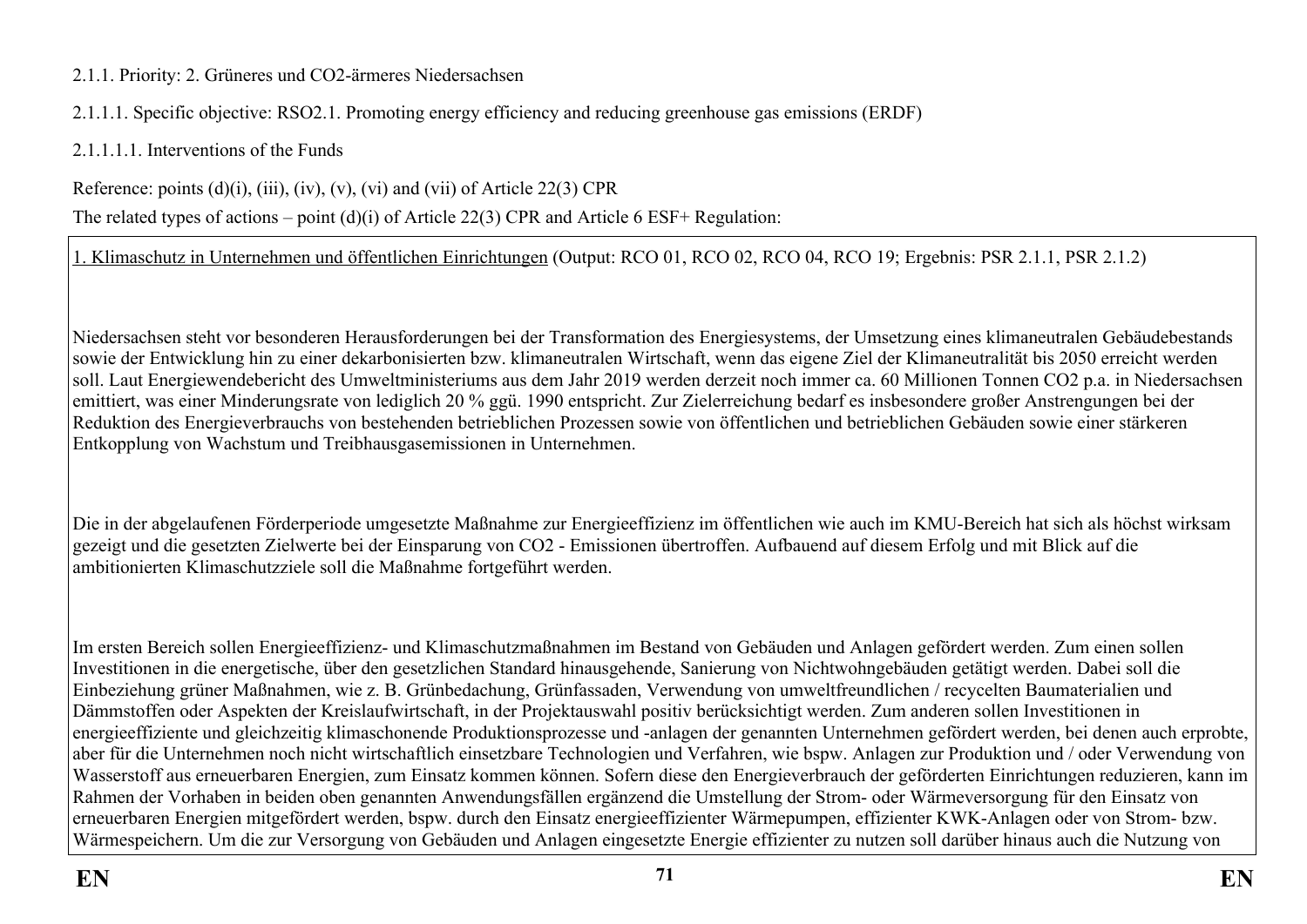2.1.1. Priority: 2. Grüneres und CO2-ärmeres Niedersachsen

2.1.1.1. Specific objective: RSO2.1. Promoting energy efficiency and reducing greenhouse gas emissions (ERDF)

2.1.1.1.1. Interventions of the Funds

Reference: points (d)(i), (iii), (iv), (v), (vi) and (vii) of Article 22(3) CPR

The related types of actions – point (d)(i) of Article 22(3) CPR and Article 6 ESF+ Regulation:

1. Klimaschutz in Unternehmen und öffentlichen Einrichtungen (Output: RCO 01, RCO 02, RCO 04, RCO 19; Ergebnis: PSR 2.1.1, PSR 2.1.2)

Niedersachsen steht vor besonderen Herausforderungen bei der Transformation des Energiesystems, der Umsetzung eines klimaneutralen Gebäudebestands sowie der Entwicklung hin zu einer dekarbonisierten bzw. klimaneutralen Wirtschaft, wenn das eigene Ziel der Klimaneutralität bis 2050 erreicht werden soll. Laut Energiewendebericht des Umweltministeriums aus dem Jahr 2019 werden derzeit noch immer ca. 60 Millionen Tonnen CO2 p.a. in Niedersachsen emittiert, was einer Minderungsrate von lediglich 20 % ggü. 1990 entspricht. Zur Zielerreichung bedarf es insbesondere großer Anstrengungen bei der Reduktion des Energieverbrauchs von bestehenden betrieblichen Prozessen sowie von öffentlichen und betrieblichen Gebäuden sowie einer stärkeren Entkopplung von Wachstum und Treibhausgasemissionen in Unternehmen.

Die in der abgelaufenen Förderperiode umgesetzte Maßnahme zur Energieeffizienz im öffentlichen wie auch im KMU-Bereich hat sich als höchst wirksam gezeigt und die gesetzten Zielwerte bei der Einsparung von CO2 - Emissionen übertroffen. Aufbauend auf diesem Erfolg und mit Blick auf die ambitionierten Klimaschutzziele soll die Maßnahme fortgeführt werden.

Im ersten Bereich sollen Energieeffizienz- und Klimaschutzmaßnahmen im Bestand von Gebäuden und Anlagen gefördert werden. Zum einen sollen Investitionen in die energetische, über den gesetzlichen Standard hinausgehende, Sanierung von Nichtwohngebäuden getätigt werden. Dabei soll die Einbeziehung grüner Maßnahmen, wie z. B. Grünbedachung, Grünfassaden, Verwendung von umweltfreundlichen / recycelten Baumaterialien und Dämmstoffen oder Aspekten der Kreislaufwirtschaft, in der Projektauswahl positiv berücksichtigt werden. Zum anderen sollen Investitionen in energieeffiziente und gleichzeitig klimaschonende Produktionsprozesse und -anlagen der genannten Unternehmen gefördert werden, bei denen auch erprobte, aber für die Unternehmen noch nicht wirtschaftlich einsetzbare Technologien und Verfahren, wie bspw. Anlagen zur Produktion und / oder Verwendung von Wasserstoff aus erneuerbaren Energien, zum Einsatz kommen können. Sofern diese den Energieverbrauch der geförderten Einrichtungen reduzieren, kann im Rahmen der Vorhaben in beiden oben genannten Anwendungsfällen ergänzend die Umstellung der Strom- oder Wärmeversorgung für den Einsatz von erneuerbaren Energien mitgefördert werden, bspw. durch den Einsatz energieeffizienter Wärmepumpen, effizienter KWK-Anlagen oder von Strom- bzw. Wärmespeichern. Um die zur Versorgung von Gebäuden und Anlagen eingesetzte Energie effizienter zu nutzen soll darüber hinaus auch die Nutzung von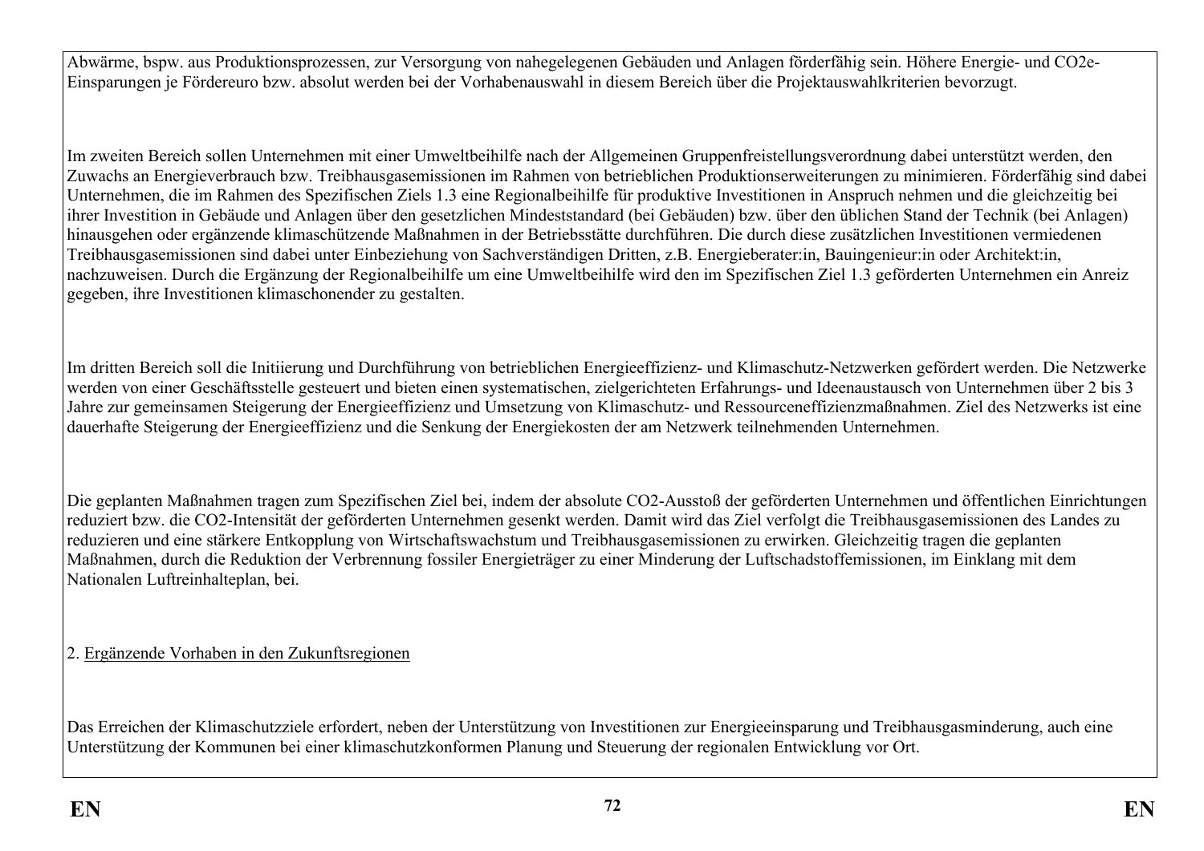Abwärme, bspw. aus Produktionsprozessen, zur Versorgung von nahegelegenen Gebäuden und Anlagen förderfähig sein. Höhere Energie- und $CO_2$e-Einsparungen je Fördereuro bzw. absolut werden bei der Vorhabenauswahl in diesem Bereich über die Projektauswahlkriterien bevorzugt.

Im zweiten Bereich sollen Unternehmen mit einer Umweltbeihilfe nach der Allgemeinen Gruppenfreistellungsverordnung dabei unterstützt werden, den Zuwachs an Energieverbrauch bzw. Treibhausgasemissionen im Rahmen von betrieblichen Produktionserweiterungen zu minimieren. Förderfähig sind dabei Unternehmen, die im Rahmen des Spezifischen Ziels 1.3 eine Regionalbeihilfe für produktive Investitionen in Anspruch nehmen und die gleichzeitig bei ihrer Investition in Gebäude und Anlagen über den gesetzlichen Mindeststandard (bei Gebäuden) bzw. über den üblichen Stand der Technik (bei Anlagen) hinausgehen oder ergänzende klimaschützende Maßnahmen in der Betriebsstätte durchführen. Die durch diese zusätzlichen Investitionen vermiedenen Treibhausgasemissionen sind dabei unter Einbeziehung von Sachverständigen Dritten, z.B. Energieberater:in, Bauingenieur:in oder Architekt:in, nachzuweisen. Durch die Ergänzung der Regionalbeihilfe um eine Umweltbeihilfe wird den im Spezifischen Ziel 1.3 geförderten Unternehmen ein Anreiz gegeben, ihre Investitionen klimaschonender zu gestalten.

Im dritten Bereich soll die Initiierung und Durchführung von betrieblichen Energieeffizienz- und Klimaschutz-Netzwerken gefördert werden. Die Netzwerke werden von einer Geschäftsstelle gesteuert und bieten einen systematischen, zielgerichteten Erfahrungs- und Ideenaustausch von Unternehmen über 2 bis 3 Jahre zur gemeinsamen Steigerung der Energieeffizienz und Umsetzung von Klimaschutz- und Ressourceneffizienzmaßnahmen. Ziel des Netzwerks ist eine dauerhafte Steigerung der Energieeffizienz und die Senkung der Energiekosten der am Netzwerk teilnehmenden Unternehmen.

Die geplanten Maßnahmen tragen zum Spezifischen Ziel bei, indem der absolute $CO_2$-Ausstoß der geförderten Unternehmen und öffentlichen Einrichtungen reduziert bzw. die $CO_2$-Intensität der geförderten Unternehmen gesenkt werden. Damit wird das Ziel verfolgt die Treibhausgasemissionen des Landes zu reduzieren und eine stärkere Entkopplung von Wirtschaftswachstum und Treibhausgasemissionen zu erwirken. Gleichzeitig tragen die geplanten Maßnahmen, durch die Reduktion der Verbrennung fossiler Energieträger zu einer Minderung der Luftschadstoffemissionen, im Einklang mit dem Nationalen Luftreinhalteplan, bei.

2. <u>Ergänzende Vorhaben in den Zukunftsregionen</u>

Das Erreichen der Klimaschutzziele erfordert, neben der Unterstützung von Investitionen zur Energieeinsparung und Treibhausgasminderung, auch eine Unterstützung der Kommunen bei einer klimaschutzkonformen Planung und Steuerung der regionalen Entwicklung vor Ort.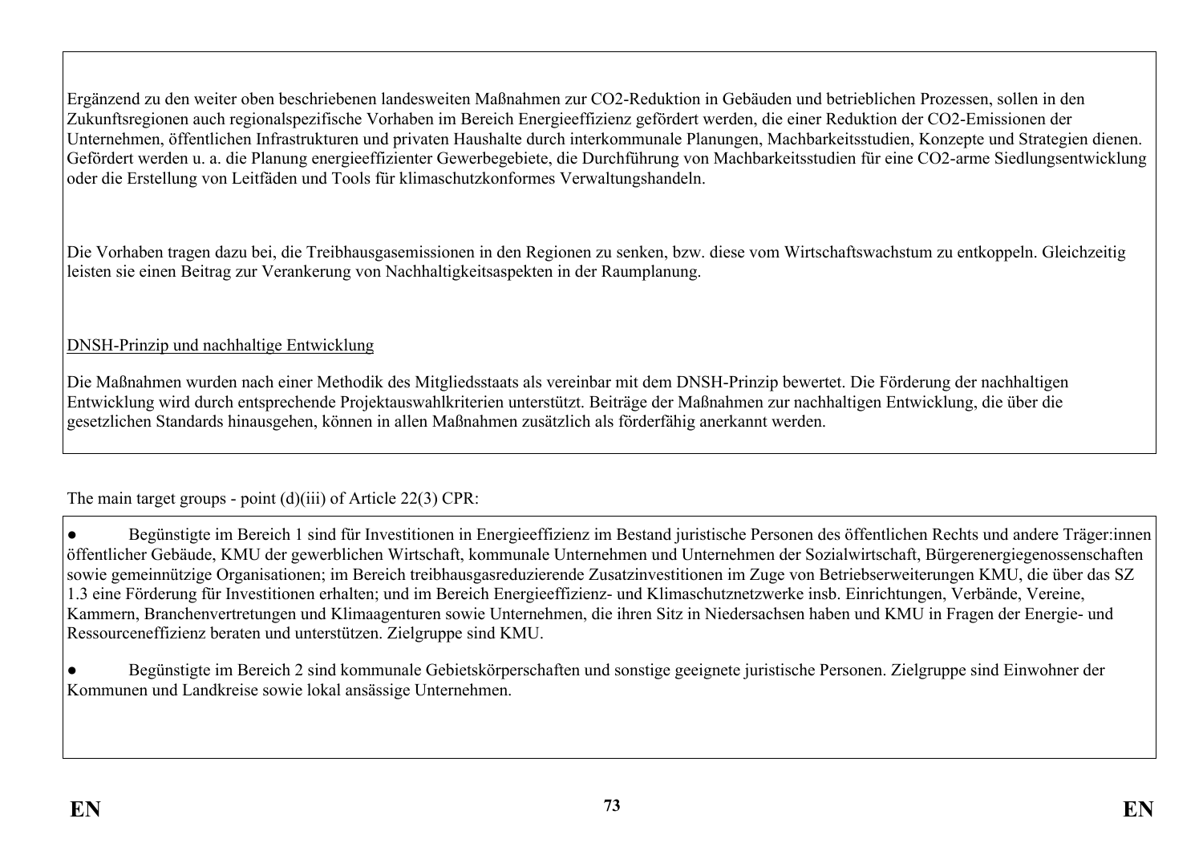Ergänzend zu den weiter oben beschriebenen landesweiten Maßnahmen zur CO2-Reduktion in Gebäuden und betrieblichen Prozessen, sollen in den Zukunftsregionen auch regionalspezifische Vorhaben im Bereich Energieeffizienz gefördert werden, die einer Reduktion der CO2-Emissionen der Unternehmen, öffentlichen Infrastrukturen und privaten Haushalte durch interkommunale Planungen, Machbarkeitsstudien, Konzepte und Strategien dienen. Gefördert werden u. a. die Planung energieeffizienter Gewerbegebiete, die Durchführung von Machbarkeitsstudien für eine CO2-arme Siedlungsentwicklung oder die Erstellung von Leitfäden und Tools für klimaschutzkonformes Verwaltungshandeln.

Die Vorhaben tragen dazu bei, die Treibhausgasemissionen in den Regionen zu senken, bzw. diese vom Wirtschaftswachstum zu entkoppeln. Gleichzeitig leisten sie einen Beitrag zur Verankerung von Nachhaltigkeitsaspekten in der Raumplanung.

DNSH-Prinzip und nachhaltige Entwicklung

Die Maßnahmen wurden nach einer Methodik des Mitgliedsstaats als vereinbar mit dem DNSH-Prinzip bewertet. Die Förderung der nachhaltigen Entwicklung wird durch entsprechende Projektauswahlkriterien unterstützt. Beiträge der Maßnahmen zur nachhaltigen Entwicklung, die über die gesetzlichen Standards hinausgehen, können in allen Maßnahmen zusätzlich als förderfähig anerkannt werden.

The main target groups - point (d)(iii) of Article 22(3) CPR:

- Begünstigte im Bereich 1 sind für Investitionen in Energieeffizienz im Bestand juristische Personen des öffentlichen Rechts und andere Träger:innen öffentlicher Gebäude, KMU der gewerblichen Wirtschaft, kommunale Unternehmen und Unternehmen der Sozialwirtschaft, Bürgerenergiegenossenschaften sowie gemeinnützige Organisationen; im Bereich treibhausgasreduzierende Zusatzinvestitionen im Zuge von Betriebserweiterungen KMU, die über das SZ 1.3 eine Förderung für Investitionen erhalten; und im Bereich Energieeffizienz- und Klimaschutznetzwerke insb. Einrichtungen, Verbände, Vereine, Kammern, Branchenvertretungen und Klimaagenturen sowie Unternehmen, die ihren Sitz in Niedersachsen haben und KMU in Fragen der Energie- und Ressourceneffizienz beraten und unterstützen. Zielgruppe sind KMU.

- Begünstigte im Bereich 2 sind kommunale Gebietskörperschaften und sonstige geeignete juristische Personen. Zielgruppe sind Einwohner der Kommunen und Landkreise sowie lokal ansässige Unternehmen.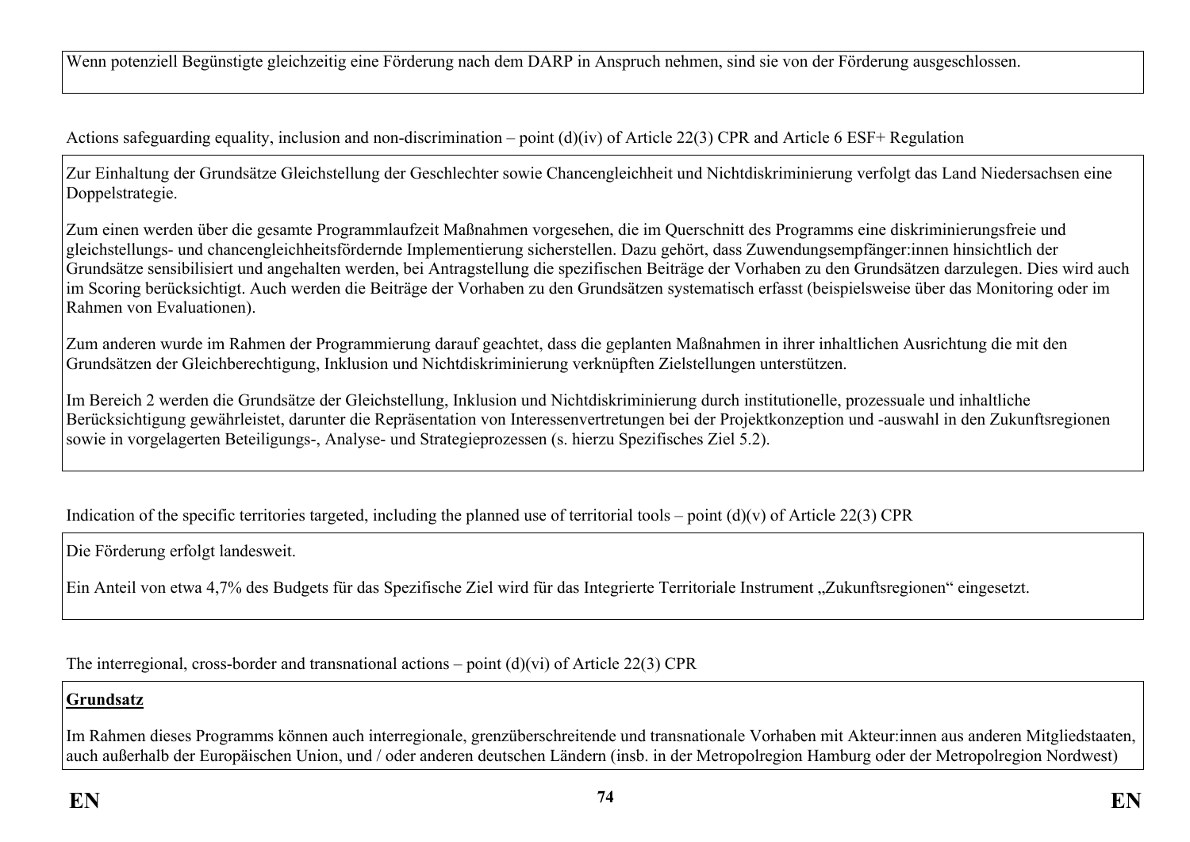Wenn potenziell Begünstigte gleichzeitig eine Förderung nach dem DARP in Anspruch nehmen, sind sie von der Förderung ausgeschlossen.

Actions safeguarding equality, inclusion and non-discrimination – point (d)(iv) of Article 22(3) CPR and Article 6 ESF+ Regulation

Zur Einhaltung der Grundsätze Gleichstellung der Geschlechter sowie Chancengleichheit und Nichtdiskriminierung verfolgt das Land Niedersachsen eine Doppelstrategie.

Zum einen werden über die gesamte Programmlaufzeit Maßnahmen vorgesehen, die im Querschnitt des Programms eine diskriminierungsfreie und gleichstellungs- und chancengleichheitsfördernde Implementierung sicherstellen. Dazu gehört, dass Zuwendungsempfänger:innen hinsichtlich der Grundsätze sensibilisiert und angehalten werden, bei Antragstellung die spezifischen Beiträge der Vorhaben zu den Grundsätzen darzulegen. Dies wird auch im Scoring berücksichtigt. Auch werden die Beiträge der Vorhaben zu den Grundsätzen systematisch erfasst (beispielsweise über das Monitoring oder im Rahmen von Evaluationen).

Zum anderen wurde im Rahmen der Programmierung darauf geachtet, dass die geplanten Maßnahmen in ihrer inhaltlichen Ausrichtung die mit den Grundsätzen der Gleichberechtigung, Inklusion und Nichtdiskriminierung verknüpften Zielstellungen unterstützen.

Im Bereich 2 werden die Grundsätze der Gleichstellung, Inklusion und Nichtdiskriminierung durch institutionelle, prozessuale und inhaltliche Berücksichtigung gewährleistet, darunter die Repräsentation von Interessenvertretungen bei der Projektkonzeption und -auswahl in den Zukunftsregionen sowie in vorgelagerten Beteiligungs-, Analyse- und Strategieprozessen (s. hierzu Spezifisches Ziel 5.2).

Indication of the specific territories targeted, including the planned use of territorial tools – point (d)(v) of Article 22(3) CPR

Die Förderung erfolgt landesweit.

Ein Anteil von etwa 4,7% des Budgets für das Spezifische Ziel wird für das Integrierte Territoriale Instrument „Zukunftsregionen" eingesetzt.

The interregional, cross-border and transnational actions – point (d)(vi) of Article 22(3) CPR

**Grundsatz**

Im Rahmen dieses Programms können auch interregionale, grenzüberschreitende und transnationale Vorhaben mit Akteur:innen aus anderen Mitgliedstaaten, auch außerhalb der Europäischen Union, und / oder anderen deutschen Ländern (insb. in der Metropolregion Hamburg oder der Metropolregion Nordwest)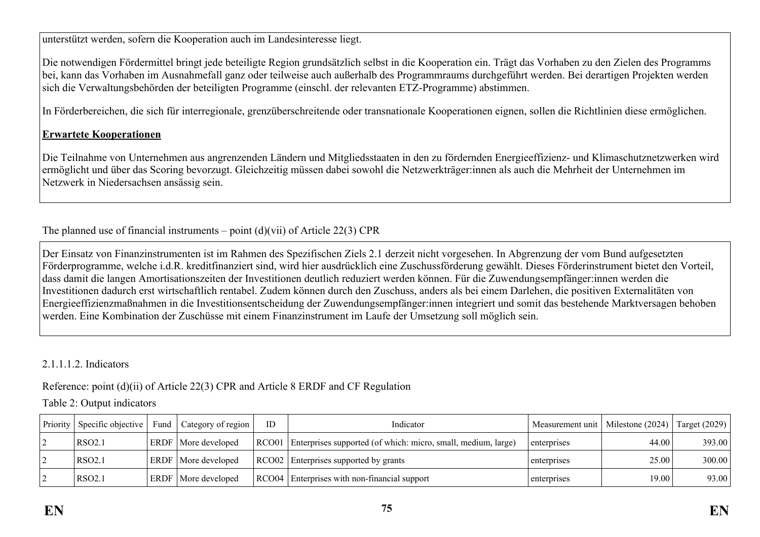unterstützt werden, sofern die Kooperation auch im Landesinteresse liegt.

Die notwendigen Fördermittel bringt jede beteiligte Region grundsätzlich selbst in die Kooperation ein. Trägt das Vorhaben zu den Zielen des Programms bei, kann das Vorhaben im Ausnahmefall ganz oder teilweise auch außerhalb des Programmraums durchgeführt werden. Bei derartigen Projekten werden sich die Verwaltungsbehörden der beteiligten Programme (einschl. der relevanten ETZ-Programme) abstimmen.

In Förderbereichen, die sich für interregionale, grenzüberschreitende oder transnationale Kooperationen eignen, sollen die Richtlinien diese ermöglichen.

**Erwartete Kooperationen**

Die Teilnahme von Unternehmen aus angrenzenden Ländern und Mitgliedsstaaten in den zu fördernden Energieeffizienz- und Klimaschutznetzwerken wird ermöglicht und über das Scoring bevorzugt. Gleichzeitig müssen dabei sowohl die Netzwerkträger:innen als auch die Mehrheit der Unternehmen im Netzwerk in Niedersachsen ansässig sein.

The planned use of financial instruments – point (d)(vii) of Article 22(3) CPR

Der Einsatz von Finanzinstrumenten ist im Rahmen des Spezifischen Ziels 2.1 derzeit nicht vorgesehen. In Abgrenzung der vom Bund aufgesetzten Förderprogramme, welche i.d.R. kreditfinanziert sind, wird hier ausdrücklich eine Zuschussförderung gewählt. Dieses Förderinstrument bietet den Vorteil, dass damit die langen Amortisationszeiten der Investitionen deutlich reduziert werden können. Für die Zuwendungsempfänger:innen werden die Investitionen dadurch erst wirtschaftlich rentabel. Zudem können durch den Zuschuss, anders als bei einem Darlehen, die positiven Externalitäten von Energieeffizienzmaßnahmen in die Investitionsentscheidung der Zuwendungsempfänger:innen integriert und somit das bestehende Marktversagen behoben werden. Eine Kombination der Zuschüsse mit einem Finanzinstrument im Laufe der Umsetzung soll möglich sein.

2.1.1.1.2. Indicators

Reference: point (d)(ii) of Article 22(3) CPR and Article 8 ERDF and CF Regulation

Table 2: Output indicators

| Priority | Specific objective | Fund | Category of region | ID | Indicator | Measurement unit | Milestone (2024) | Target (2029) |
|---|---|---|---|---|---|---|---|---|
| 2 | RSO2.1 | ERDF | More developed | RCO01 | Enterprises supported (of which: micro, small, medium, large) | enterprises | 44.00 | 393.00 |
| 2 | RSO2.1 | ERDF | More developed | RCO02 | Enterprises supported by grants | enterprises | 25.00 | 300.00 |
| 2 | RSO2.1 | ERDF | More developed | RCO04 | Enterprises with non-financial support | enterprises | 19.00 | 93.00 |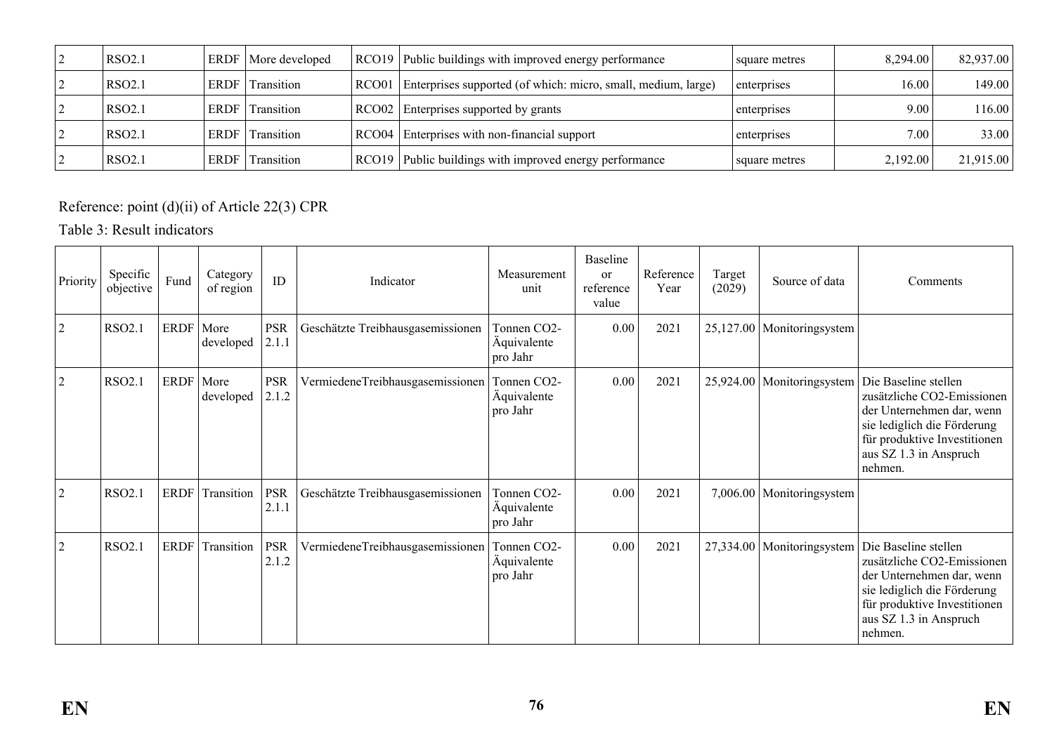| 2 | RSO2.1 | ERDF | More developed | RCO19 | Public buildings with improved energy performance | square metres | 8,294.00 | 82,937.00 |
|---|---|---|---|---|---|---|---|---|
| 2 | RSO2.1 | ERDF | Transition | RCO01 | Enterprises supported (of which: micro, small, medium, large) | enterprises | 16.00 | 149.00 |
| 2 | RSO2.1 | ERDF | Transition | RCO02 | Enterprises supported by grants | enterprises | 9.00 | 116.00 |
| 2 | RSO2.1 | ERDF | Transition | RCO04 | Enterprises with non-financial support | enterprises | 7.00 | 33.00 |
| 2 | RSO2.1 | ERDF | Transition | RCO19 | Public buildings with improved energy performance | square metres | 2,192.00 | 21,915.00 |

Reference: point (d)(ii) of Article 22(3) CPR

Table 3: Result indicators

| Priority | Specific objective | Fund | Category of region | ID | Indicator | Measurement unit | Baseline or reference value | Reference Year | Target (2029) | Source of data | Comments |
|---|---|---|---|---|---|---|---|---|---|---|---|
| 2 | RSO2.1 | ERDF | More developed | PSR 2.1.1 | Geschätzte Treibhausgasemissionen | Tonnen CO2-Äquivalente pro Jahr | 0.00 | 2021 | 25,127.00 | Monitoringsystem | |
| 2 | RSO2.1 | ERDF | More developed | PSR 2.1.2 | VermiedeneTreibhausgasemissionen | Tonnen CO2-Äquivalente pro Jahr | 0.00 | 2021 | 25,924.00 | Monitoringsystem | Die Baseline stellen zusätzliche CO2-Emissionen der Unternehmen dar, wenn sie lediglich die Förderung für produktive Investitionen aus SZ 1.3 in Anspruch nehmen. |
| 2 | RSO2.1 | ERDF | Transition | PSR 2.1.1 | Geschätzte Treibhausgasemissionen | Tonnen CO2-Äquivalente pro Jahr | 0.00 | 2021 | 7,006.00 | Monitoringsystem | |
| 2 | RSO2.1 | ERDF | Transition | PSR 2.1.2 | VermiedeneTreibhausgasemissionen | Tonnen CO2-Äquivalente pro Jahr | 0.00 | 2021 | 27,334.00 | Monitoringsystem | Die Baseline stellen zusätzliche CO2-Emissionen der Unternehmen dar, wenn sie lediglich die Förderung für produktive Investitionen aus SZ 1.3 in Anspruch nehmen. |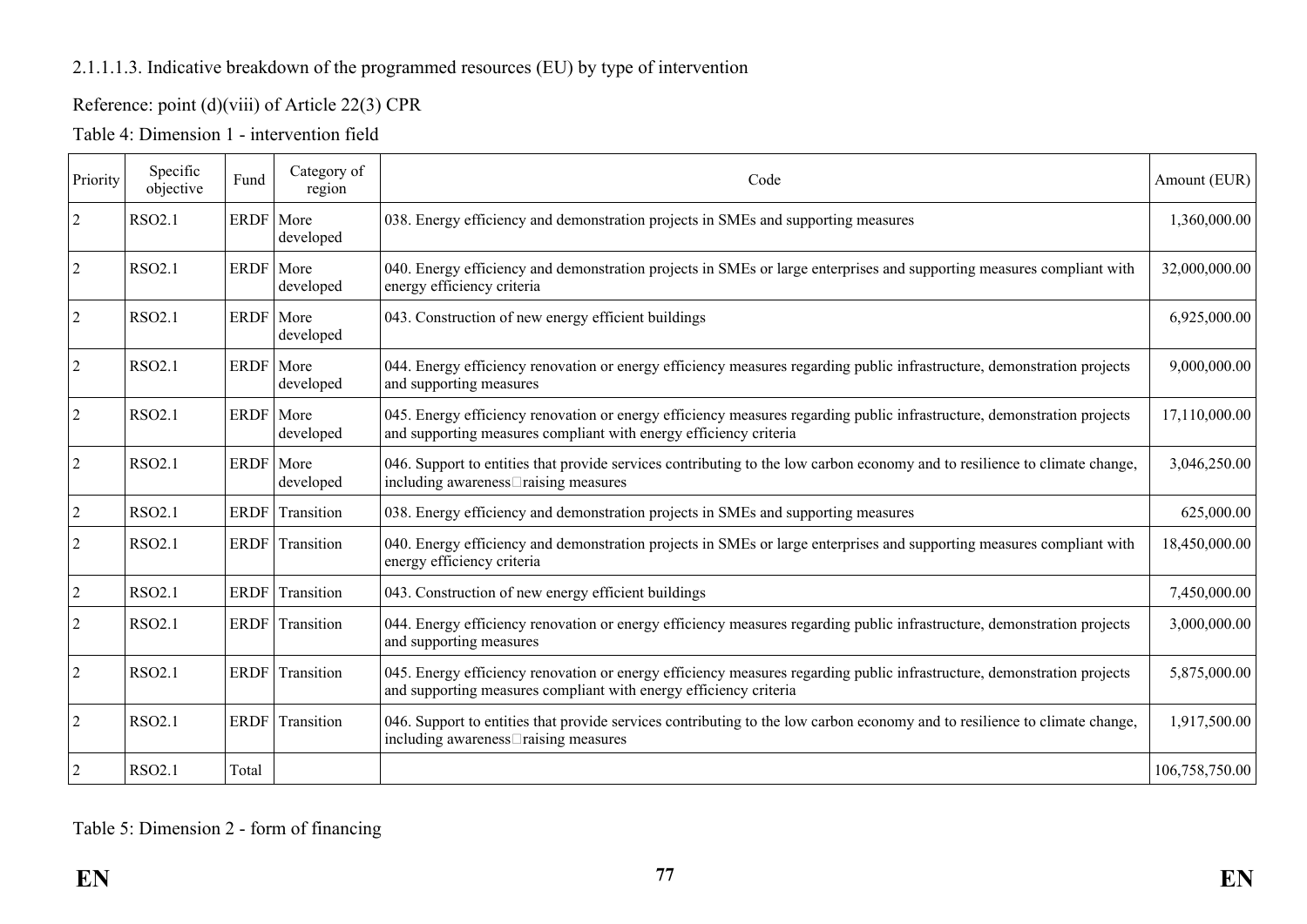2.1.1.1.3. Indicative breakdown of the programmed resources (EU) by type of intervention

Reference: point (d)(viii) of Article 22(3) CPR

Table 4: Dimension 1 - intervention field

| Priority | Specific objective | Fund | Category of region | Code | Amount (EUR) |
|---|---|---|---|---|---|
| 2 | RSO2.1 | ERDF | More developed | 038. Energy efficiency and demonstration projects in SMEs and supporting measures | 1,360,000.00 |
| 2 | RSO2.1 | ERDF | More developed | 040. Energy efficiency and demonstration projects in SMEs or large enterprises and supporting measures compliant with energy efficiency criteria | 32,000,000.00 |
| 2 | RSO2.1 | ERDF | More developed | 043. Construction of new energy efficient buildings | 6,925,000.00 |
| 2 | RSO2.1 | ERDF | More developed | 044. Energy efficiency renovation or energy efficiency measures regarding public infrastructure, demonstration projects and supporting measures | 9,000,000.00 |
| 2 | RSO2.1 | ERDF | More developed | 045. Energy efficiency renovation or energy efficiency measures regarding public infrastructure, demonstration projects and supporting measures compliant with energy efficiency criteria | 17,110,000.00 |
| 2 | RSO2.1 | ERDF | More developed | 046. Support to entities that provide services contributing to the low carbon economy and to resilience to climate change, including awareness□raising measures | 3,046,250.00 |
| 2 | RSO2.1 | ERDF | Transition | 038. Energy efficiency and demonstration projects in SMEs and supporting measures | 625,000.00 |
| 2 | RSO2.1 | ERDF | Transition | 040. Energy efficiency and demonstration projects in SMEs or large enterprises and supporting measures compliant with energy efficiency criteria | 18,450,000.00 |
| 2 | RSO2.1 | ERDF | Transition | 043. Construction of new energy efficient buildings | 7,450,000.00 |
| 2 | RSO2.1 | ERDF | Transition | 044. Energy efficiency renovation or energy efficiency measures regarding public infrastructure, demonstration projects and supporting measures | 3,000,000.00 |
| 2 | RSO2.1 | ERDF | Transition | 045. Energy efficiency renovation or energy efficiency measures regarding public infrastructure, demonstration projects and supporting measures compliant with energy efficiency criteria | 5,875,000.00 |
| 2 | RSO2.1 | ERDF | Transition | 046. Support to entities that provide services contributing to the low carbon economy and to resilience to climate change, including awareness□raising measures | 1,917,500.00 |
| 2 | RSO2.1 | Total | | | 106,758,750.00 |

Table 5: Dimension 2 - form of financing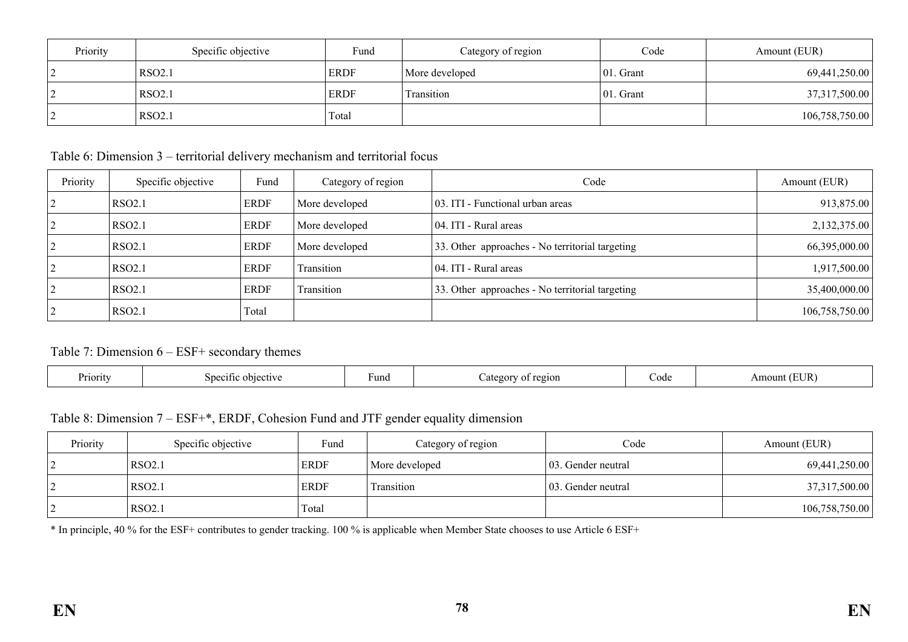| Priority | Specific objective | Fund | Category of region | Code | Amount (EUR) |
|---|---|---|---|---|---|
| 2 | RSO2.1 | ERDF | More developed | 01. Grant | 69,441,250.00 |
| 2 | RSO2.1 | ERDF | Transition | 01. Grant | 37,317,500.00 |
| 2 | RSO2.1 | Total | | | 106,758,750.00 |

Table 6: Dimension 3 – territorial delivery mechanism and territorial focus

| Priority | Specific objective | Fund | Category of region | Code | Amount (EUR) |
|---|---|---|---|---|---|
| 2 | RSO2.1 | ERDF | More developed | 03. ITI - Functional urban areas | 913,875.00 |
| 2 | RSO2.1 | ERDF | More developed | 04. ITI - Rural areas | 2,132,375.00 |
| 2 | RSO2.1 | ERDF | More developed | 33. Other approaches - No territorial targeting | 66,395,000.00 |
| 2 | RSO2.1 | ERDF | Transition | 04. ITI - Rural areas | 1,917,500.00 |
| 2 | RSO2.1 | ERDF | Transition | 33. Other approaches - No territorial targeting | 35,400,000.00 |
| 2 | RSO2.1 | Total | | | 106,758,750.00 |

Table 7: Dimension 6 – ESF+ secondary themes

| Priority | Specific objective | Fund | Category of region | Code | Amount (EUR) |
|---|---|---|---|---|---|

Table 8: Dimension 7 – ESF+*, ERDF, Cohesion Fund and JTF gender equality dimension

| Priority | Specific objective | Fund | Category of region | Code | Amount (EUR) |
|---|---|---|---|---|---|
| 2 | RSO2.1 | ERDF | More developed | 03. Gender neutral | 69,441,250.00 |
| 2 | RSO2.1 | ERDF | Transition | 03. Gender neutral | 37,317,500.00 |
| 2 | RSO2.1 | Total | | | 106,758,750.00 |

* In principle, 40 % for the ESF+ contributes to gender tracking. 100 % is applicable when Member State chooses to use Article 6 ESF+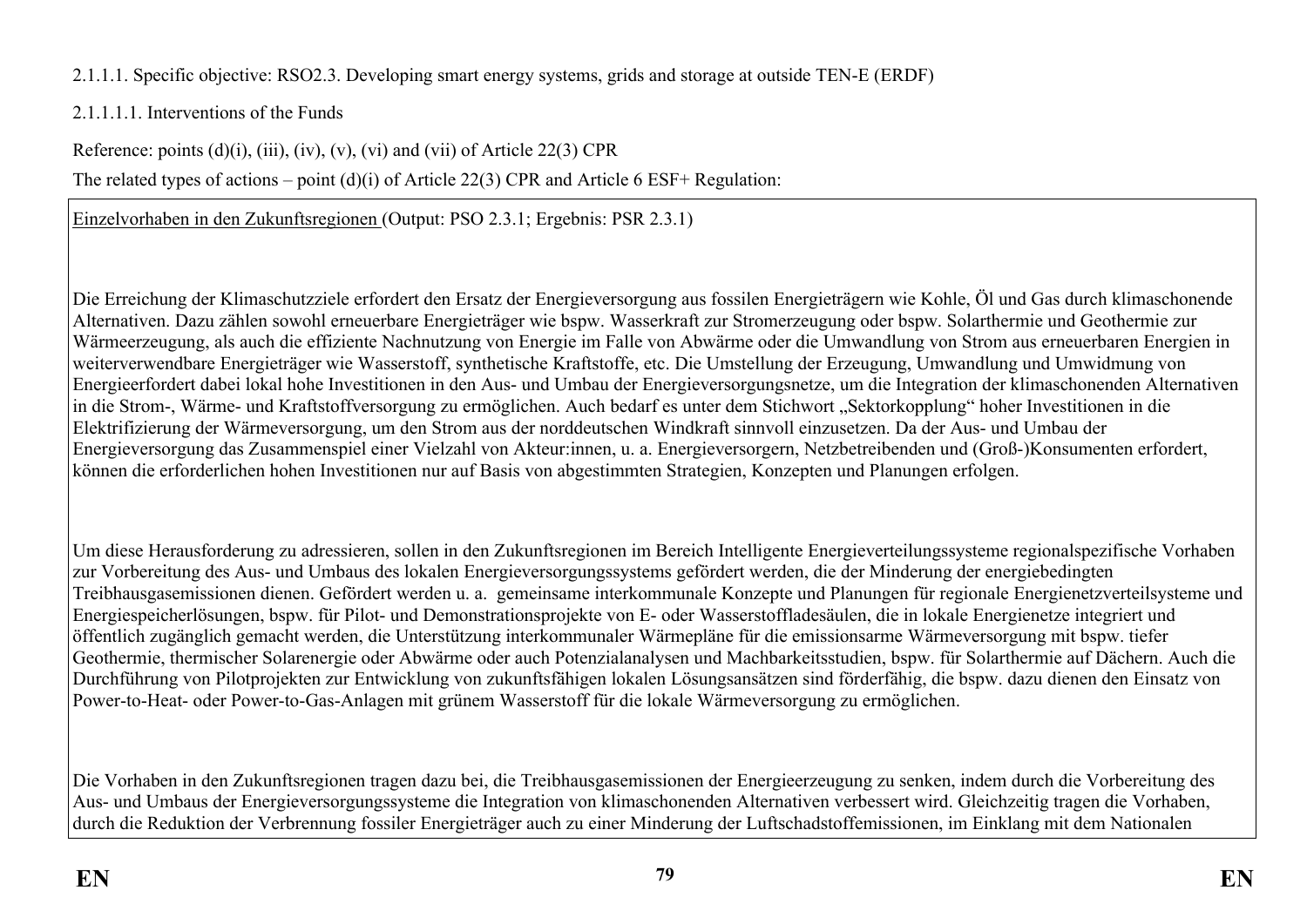2.1.1.1. Specific objective: RSO2.3. Developing smart energy systems, grids and storage at outside TEN-E (ERDF)

2.1.1.1.1. Interventions of the Funds

Reference: points (d)(i), (iii), (iv), (v), (vi) and (vii) of Article 22(3) CPR

The related types of actions – point (d)(i) of Article 22(3) CPR and Article 6 ESF+ Regulation:

Einzelvorhaben in den Zukunftsregionen (Output: PSO 2.3.1; Ergebnis: PSR 2.3.1)

Die Erreichung der Klimaschutzziele erfordert den Ersatz der Energieversorgung aus fossilen Energieträgern wie Kohle, Öl und Gas durch klimaschonende Alternativen. Dazu zählen sowohl erneuerbare Energieträger wie bspw. Wasserkraft zur Stromerzeugung oder bspw. Solarthermie und Geothermie zur Wärmeerzeugung, als auch die effiziente Nachnutzung von Energie im Falle von Abwärme oder die Umwandlung von Strom aus erneuerbaren Energien in weiterverwendbare Energieträger wie Wasserstoff, synthetische Kraftstoffe, etc. Die Umstellung der Erzeugung, Umwandlung und Umwidmung von Energieerfordert dabei lokal hohe Investitionen in den Aus- und Umbau der Energieversorgungsnetze, um die Integration der klimaschonenden Alternativen in die Strom-, Wärme- und Kraftstoffversorgung zu ermöglichen. Auch bedarf es unter dem Stichwort „Sektorkopplung" hoher Investitionen in die Elektrifizierung der Wärmeversorgung, um den Strom aus der norddeutschen Windkraft sinnvoll einzusetzen. Da der Aus- und Umbau der Energieversorgung das Zusammenspiel einer Vielzahl von Akteur:innen, u. a. Energieversorgern, Netzbetreibenden und (Groß-)Konsumenten erfordert, können die erforderlichen hohen Investitionen nur auf Basis von abgestimmten Strategien, Konzepten und Planungen erfolgen.

Um diese Herausforderung zu adressieren, sollen in den Zukunftsregionen im Bereich Intelligente Energieverteilungssysteme regionalspezifische Vorhaben zur Vorbereitung des Aus- und Umbaus des lokalen Energieversorgungssystems gefördert werden, die der Minderung der energiebedingten Treibhausgasemissionen dienen. Gefördert werden u. a. gemeinsame interkommunale Konzepte und Planungen für regionale Energienetzverteilsysteme und Energiespeicherlösungen, bspw. für Pilot- und Demonstrationsprojekte von E- oder Wasserstoffladesäulen, die in lokale Energienetze integriert und öffentlich zugänglich gemacht werden, die Unterstützung interkommunaler Wärmepläne für die emissionsarme Wärmeversorgung mit bspw. tiefer Geothermie, thermischer Solarenergie oder Abwärme oder auch Potenzialanalysen und Machbarkeitsstudien, bspw. für Solarthermie auf Dächern. Auch die Durchführung von Pilotprojekten zur Entwicklung von zukunftsfähigen lokalen Lösungsansätzen sind förderfähig, die bspw. dazu dienen den Einsatz von Power-to-Heat- oder Power-to-Gas-Anlagen mit grünem Wasserstoff für die lokale Wärmeversorgung zu ermöglichen.

Die Vorhaben in den Zukunftsregionen tragen dazu bei, die Treibhausgasemissionen der Energieerzeugung zu senken, indem durch die Vorbereitung des Aus- und Umbaus der Energieversorgungssysteme die Integration von klimaschonenden Alternativen verbessert wird. Gleichzeitig tragen die Vorhaben, durch die Reduktion der Verbrennung fossiler Energieträger auch zu einer Minderung der Luftschadstoffemissionen, im Einklang mit dem Nationalen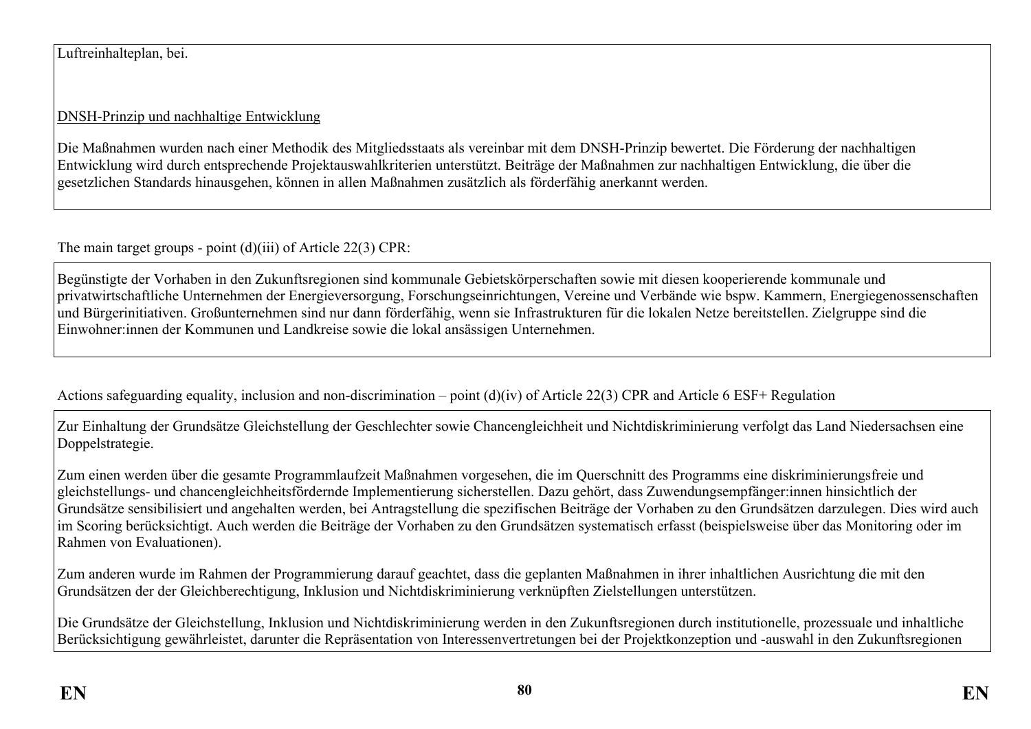Luftreinhalteplan, bei.

DNSH-Prinzip und nachhaltige Entwicklung

Die Maßnahmen wurden nach einer Methodik des Mitgliedsstaats als vereinbar mit dem DNSH-Prinzip bewertet. Die Förderung der nachhaltigen Entwicklung wird durch entsprechende Projektauswahlkriterien unterstützt. Beiträge der Maßnahmen zur nachhaltigen Entwicklung, die über die gesetzlichen Standards hinausgehen, können in allen Maßnahmen zusätzlich als förderfähig anerkannt werden.

The main target groups - point (d)(iii) of Article 22(3) CPR:

Begünstigte der Vorhaben in den Zukunftsregionen sind kommunale Gebietskörperschaften sowie mit diesen kooperierende kommunale und privatwirtschaftliche Unternehmen der Energieversorgung, Forschungseinrichtungen, Vereine und Verbände wie bspw. Kammern, Energiegenossenschaften und Bürgerinitiativen. Großunternehmen sind nur dann förderfähig, wenn sie Infrastrukturen für die lokalen Netze bereitstellen. Zielgruppe sind die Einwohner:innen der Kommunen und Landkreise sowie die lokal ansässigen Unternehmen.

Actions safeguarding equality, inclusion and non-discrimination – point (d)(iv) of Article 22(3) CPR and Article 6 ESF+ Regulation

Zur Einhaltung der Grundsätze Gleichstellung der Geschlechter sowie Chancengleichheit und Nichtdiskriminierung verfolgt das Land Niedersachsen eine Doppelstrategie.

Zum einen werden über die gesamte Programmlaufzeit Maßnahmen vorgesehen, die im Querschnitt des Programms eine diskriminierungsfreie und gleichstellungs- und chancengleichheitsfördernde Implementierung sicherstellen. Dazu gehört, dass Zuwendungsempfänger:innen hinsichtlich der Grundsätze sensibilisiert und angehalten werden, bei Antragstellung die spezifischen Beiträge der Vorhaben zu den Grundsätzen darzulegen. Dies wird auch im Scoring berücksichtigt. Auch werden die Beiträge der Vorhaben zu den Grundsätzen systematisch erfasst (beispielsweise über das Monitoring oder im Rahmen von Evaluationen).

Zum anderen wurde im Rahmen der Programmierung darauf geachtet, dass die geplanten Maßnahmen in ihrer inhaltlichen Ausrichtung die mit den Grundsätzen der der Gleichberechtigung, Inklusion und Nichtdiskriminierung verknüpften Zielstellungen unterstützen.

Die Grundsätze der Gleichstellung, Inklusion und Nichtdiskriminierung werden in den Zukunftsregionen durch institutionelle, prozessuale und inhaltliche Berücksichtigung gewährleistet, darunter die Repräsentation von Interessenvertretungen bei der Projektkonzeption und -auswahl in den Zukunftsregionen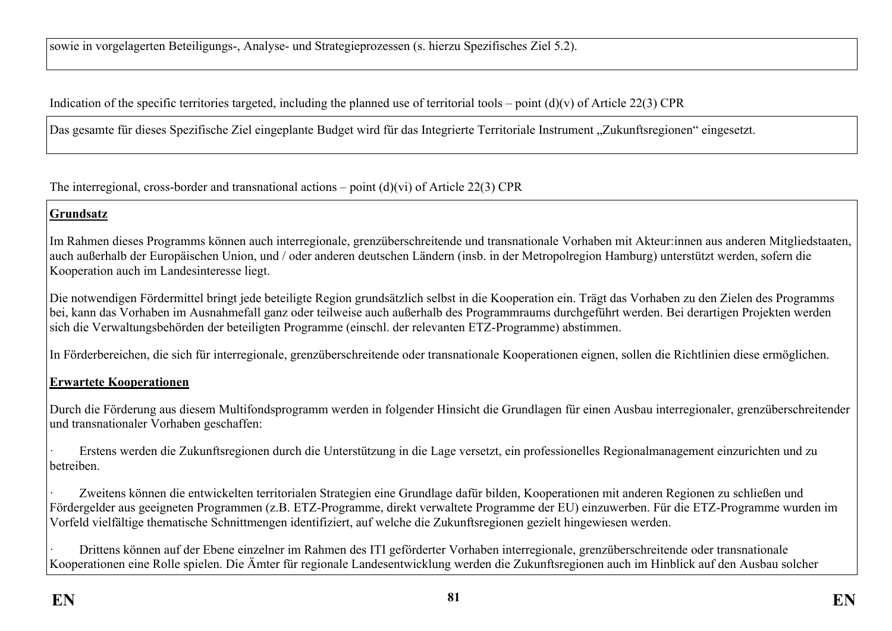sowie in vorgelagerten Beteiligungs-, Analyse- und Strategieprozessen (s. hierzu Spezifisches Ziel 5.2).

Indication of the specific territories targeted, including the planned use of territorial tools – point (d)(v) of Article 22(3) CPR

Das gesamte für dieses Spezifische Ziel eingeplante Budget wird für das Integrierte Territoriale Instrument „Zukunftsregionen" eingesetzt.

The interregional, cross-border and transnational actions – point (d)(vi) of Article 22(3) CPR

**Grundsatz**

Im Rahmen dieses Programms können auch interregionale, grenzüberschreitende und transnationale Vorhaben mit Akteur:innen aus anderen Mitgliedstaaten, auch außerhalb der Europäischen Union, und / oder anderen deutschen Ländern (insb. in der Metropolregion Hamburg) unterstützt werden, sofern die Kooperation auch im Landesinteresse liegt.

Die notwendigen Fördermittel bringt jede beteiligte Region grundsätzlich selbst in die Kooperation ein. Trägt das Vorhaben zu den Zielen des Programms bei, kann das Vorhaben im Ausnahmefall ganz oder teilweise auch außerhalb des Programmraums durchgeführt werden. Bei derartigen Projekten werden sich die Verwaltungsbehörden der beteiligten Programme (einschl. der relevanten ETZ-Programme) abstimmen.

In Förderbereichen, die sich für interregionale, grenzüberschreitende oder transnationale Kooperationen eignen, sollen die Richtlinien diese ermöglichen.

**Erwartete Kooperationen**

Durch die Förderung aus diesem Multifondsprogramm werden in folgender Hinsicht die Grundlagen für einen Ausbau interregionaler, grenzüberschreitender und transnationaler Vorhaben geschaffen:

- Erstens werden die Zukunftsregionen durch die Unterstützung in die Lage versetzt, ein professionelles Regionalmanagement einzurichten und zu betreiben.

- Zweitens können die entwickelten territorialen Strategien eine Grundlage dafür bilden, Kooperationen mit anderen Regionen zu schließen und Fördergelder aus geeigneten Programmen (z.B. ETZ-Programme, direkt verwaltete Programme der EU) einzuwerben. Für die ETZ-Programme wurden im Vorfeld vielfältige thematische Schnittmengen identifiziert, auf welche die Zukunftsregionen gezielt hingewiesen werden.

- Drittens können auf der Ebene einzelner im Rahmen des ITI geförderter Vorhaben interregionale, grenzüberschreitende oder transnationale Kooperationen eine Rolle spielen. Die Ämter für regionale Landesentwicklung werden die Zukunftsregionen auch im Hinblick auf den Ausbau solcher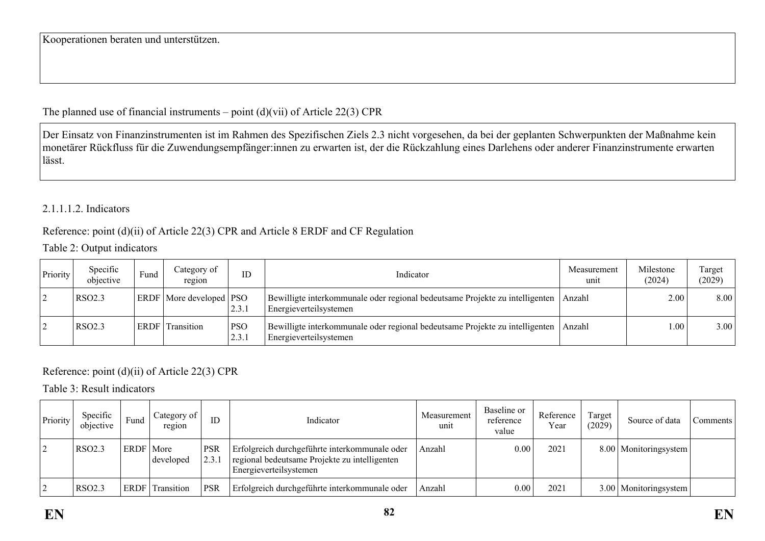Kooperationen beraten und unterstützen.

The planned use of financial instruments – point (d)(vii) of Article 22(3) CPR

Der Einsatz von Finanzinstrumenten ist im Rahmen des Spezifischen Ziels 2.3 nicht vorgesehen, da bei der geplanten Schwerpunkten der Maßnahme kein monetärer Rückfluss für die Zuwendungsempfänger:innen zu erwarten ist, der die Rückzahlung eines Darlehens oder anderer Finanzinstrumente erwarten lässt.

2.1.1.1.2. Indicators

Reference: point (d)(ii) of Article 22(3) CPR and Article 8 ERDF and CF Regulation

Table 2: Output indicators

| Priority | Specific objective | Fund | Category of region | ID | Indicator | Measurement unit | Milestone (2024) | Target (2029) |
|---|---|---|---|---|---|---|---|---|
| 2 | RSO2.3 | ERDF | More developed | PSO 2.3.1 | Bewilligte interkommunale oder regional bedeutsame Projekte zu intelligenten Energieverteilsystemen | Anzahl | 2.00 | 8.00 |
| 2 | RSO2.3 | ERDF | Transition | PSO 2.3.1 | Bewilligte interkommunale oder regional bedeutsame Projekte zu intelligenten Energieverteilsystemen | Anzahl | 1.00 | 3.00 |

Reference: point (d)(ii) of Article 22(3) CPR

Table 3: Result indicators

| Priority | Specific objective | Fund | Category of region | ID | Indicator | Measurement unit | Baseline or reference value | Reference Year | Target (2029) | Source of data | Comments |
|---|---|---|---|---|---|---|---|---|---|---|---|
| 2 | RSO2.3 | ERDF | More developed | PSR 2.3.1 | Erfolgreich durchgeführte interkommunale oder regional bedeutsame Projekte zu intelligenten Energieverteilsystemen | Anzahl | 0.00 | 2021 | 8.00 | Monitoringsystem | |
| 2 | RSO2.3 | ERDF | Transition | PSR | Erfolgreich durchgeführte interkommunale oder | Anzahl | 0.00 | 2021 | 3.00 | Monitoringsystem | |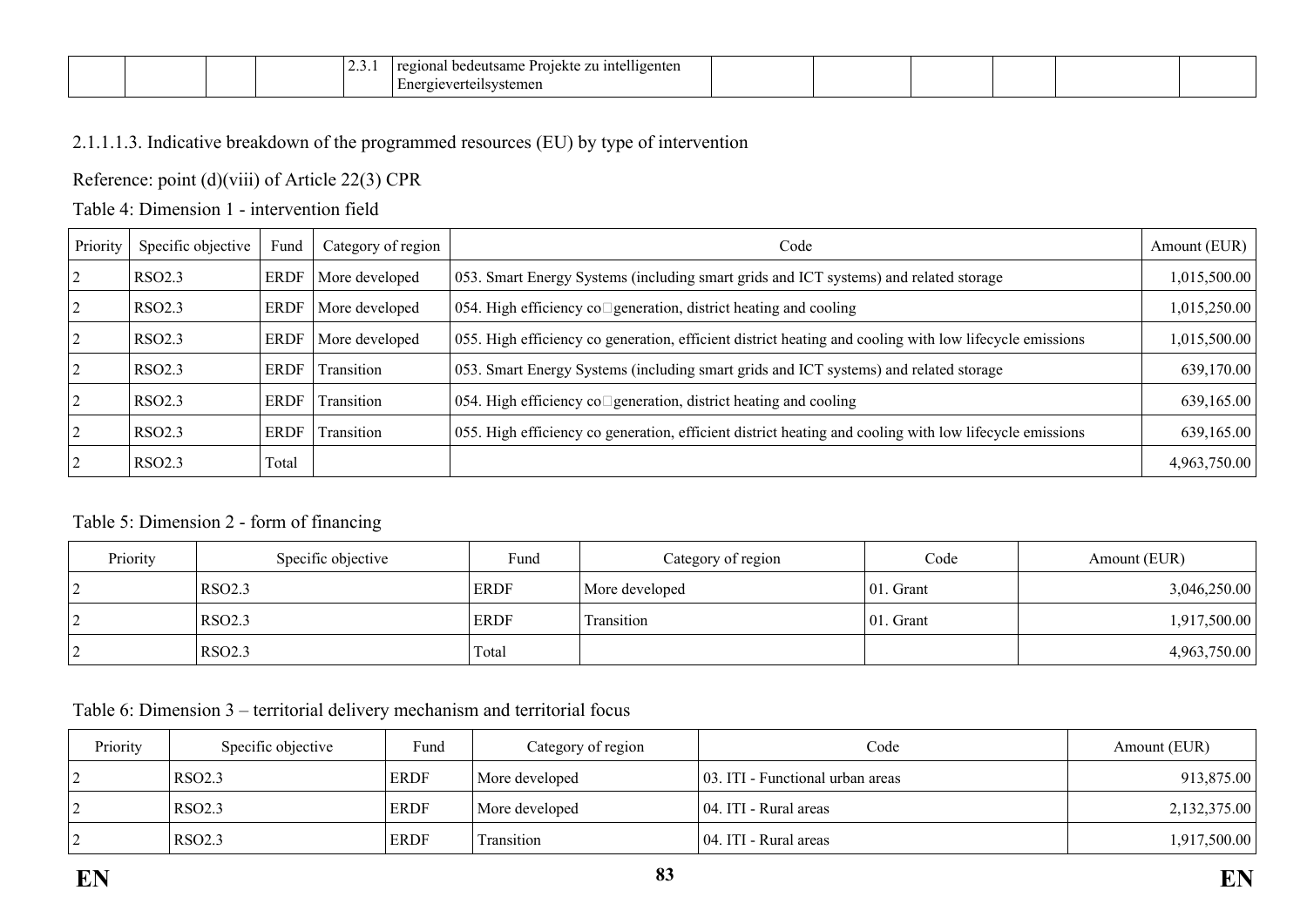|  |  |  |  | 2.3.1 | regional bedeutsame Projekte zu intelligenten Energieverteilsystemen |  |  |  |  |  |  |
|---|---|---|---|---|---|---|---|---|---|---|---|

2.1.1.1.3. Indicative breakdown of the programmed resources (EU) by type of intervention

Reference: point (d)(viii) of Article 22(3) CPR

Table 4: Dimension 1 - intervention field

| Priority | Specific objective | Fund | Category of region | Code | Amount (EUR) |
|---|---|---|---|---|---|
| 2 | RSO2.3 | ERDF | More developed | 053. Smart Energy Systems (including smart grids and ICT systems) and related storage | 1,015,500.00 |
| 2 | RSO2.3 | ERDF | More developed | 054. High efficiency co□generation, district heating and cooling | 1,015,250.00 |
| 2 | RSO2.3 | ERDF | More developed | 055. High efficiency co generation, efficient district heating and cooling with low lifecycle emissions | 1,015,500.00 |
| 2 | RSO2.3 | ERDF | Transition | 053. Smart Energy Systems (including smart grids and ICT systems) and related storage | 639,170.00 |
| 2 | RSO2.3 | ERDF | Transition | 054. High efficiency co□generation, district heating and cooling | 639,165.00 |
| 2 | RSO2.3 | ERDF | Transition | 055. High efficiency co generation, efficient district heating and cooling with low lifecycle emissions | 639,165.00 |
| 2 | RSO2.3 | Total |  |  | 4,963,750.00 |

Table 5: Dimension 2 - form of financing

| Priority | Specific objective | Fund | Category of region | Code | Amount (EUR) |
|---|---|---|---|---|---|
| 2 | RSO2.3 | ERDF | More developed | 01. Grant | 3,046,250.00 |
| 2 | RSO2.3 | ERDF | Transition | 01. Grant | 1,917,500.00 |
| 2 | RSO2.3 | Total |  |  | 4,963,750.00 |

Table 6: Dimension 3 – territorial delivery mechanism and territorial focus

| Priority | Specific objective | Fund | Category of region | Code | Amount (EUR) |
|---|---|---|---|---|---|
| 2 | RSO2.3 | ERDF | More developed | 03. ITI - Functional urban areas | 913,875.00 |
| 2 | RSO2.3 | ERDF | More developed | 04. ITI - Rural areas | 2,132,375.00 |
| 2 | RSO2.3 | ERDF | Transition | 04. ITI - Rural areas | 1,917,500.00 |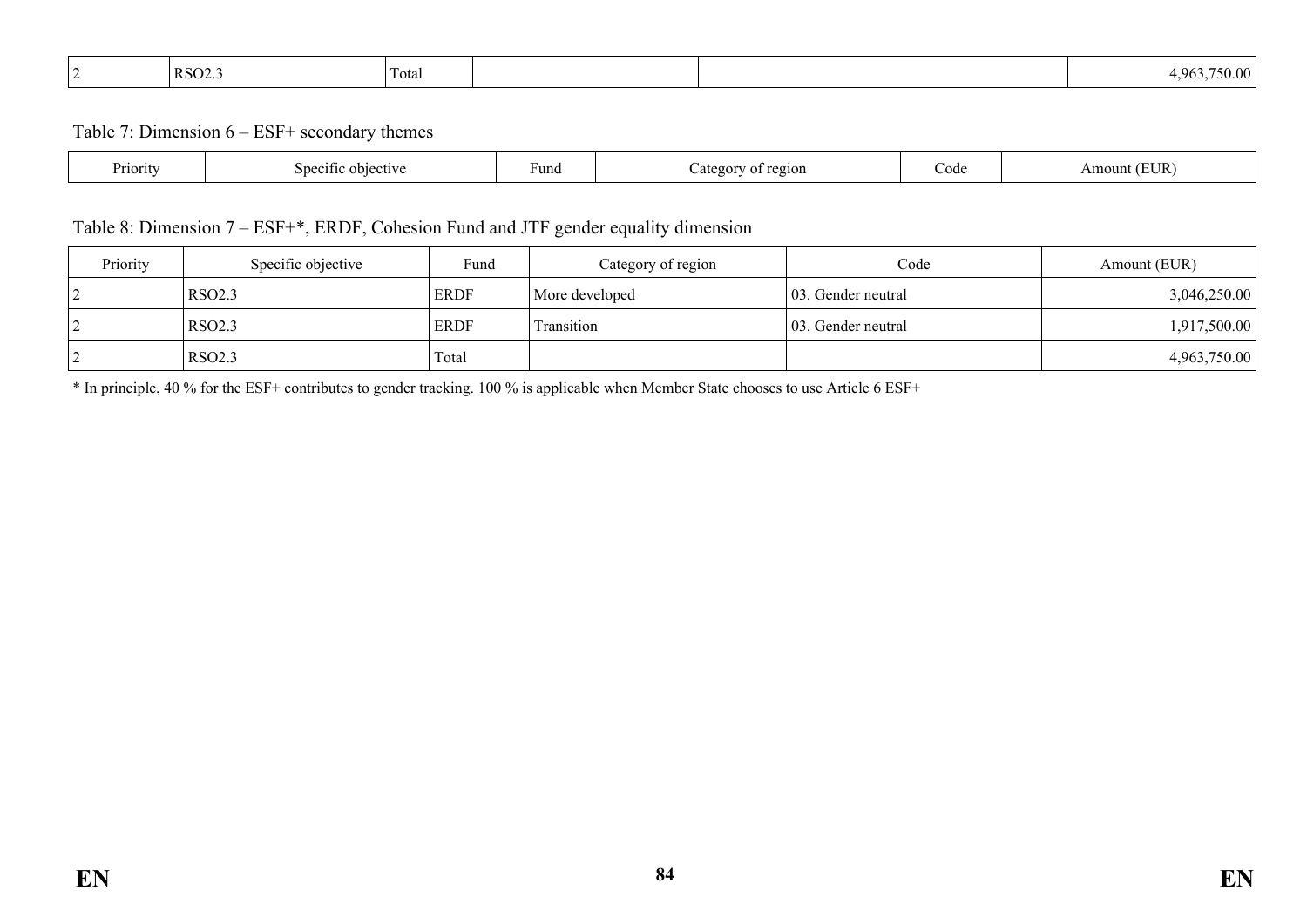| 2 | RSO2.3 | Total | | | 4,963,750.00 |
|---|---|---|---|---|---|

Table 7: Dimension 6 – ESF+ secondary themes

| Priority | Specific objective | Fund | Category of region | Code | Amount (EUR) |
|---|---|---|---|---|---|

Table 8: Dimension 7 – ESF+*, ERDF, Cohesion Fund and JTF gender equality dimension

| Priority | Specific objective | Fund | Category of region | Code | Amount (EUR) |
|---|---|---|---|---|---|
| 2 | RSO2.3 | ERDF | More developed | 03. Gender neutral | 3,046,250.00 |
| 2 | RSO2.3 | ERDF | Transition | 03. Gender neutral | 1,917,500.00 |
| 2 | RSO2.3 | Total | | | 4,963,750.00 |

* In principle, 40 % for the ESF+ contributes to gender tracking. 100 % is applicable when Member State chooses to use Article 6 ESF+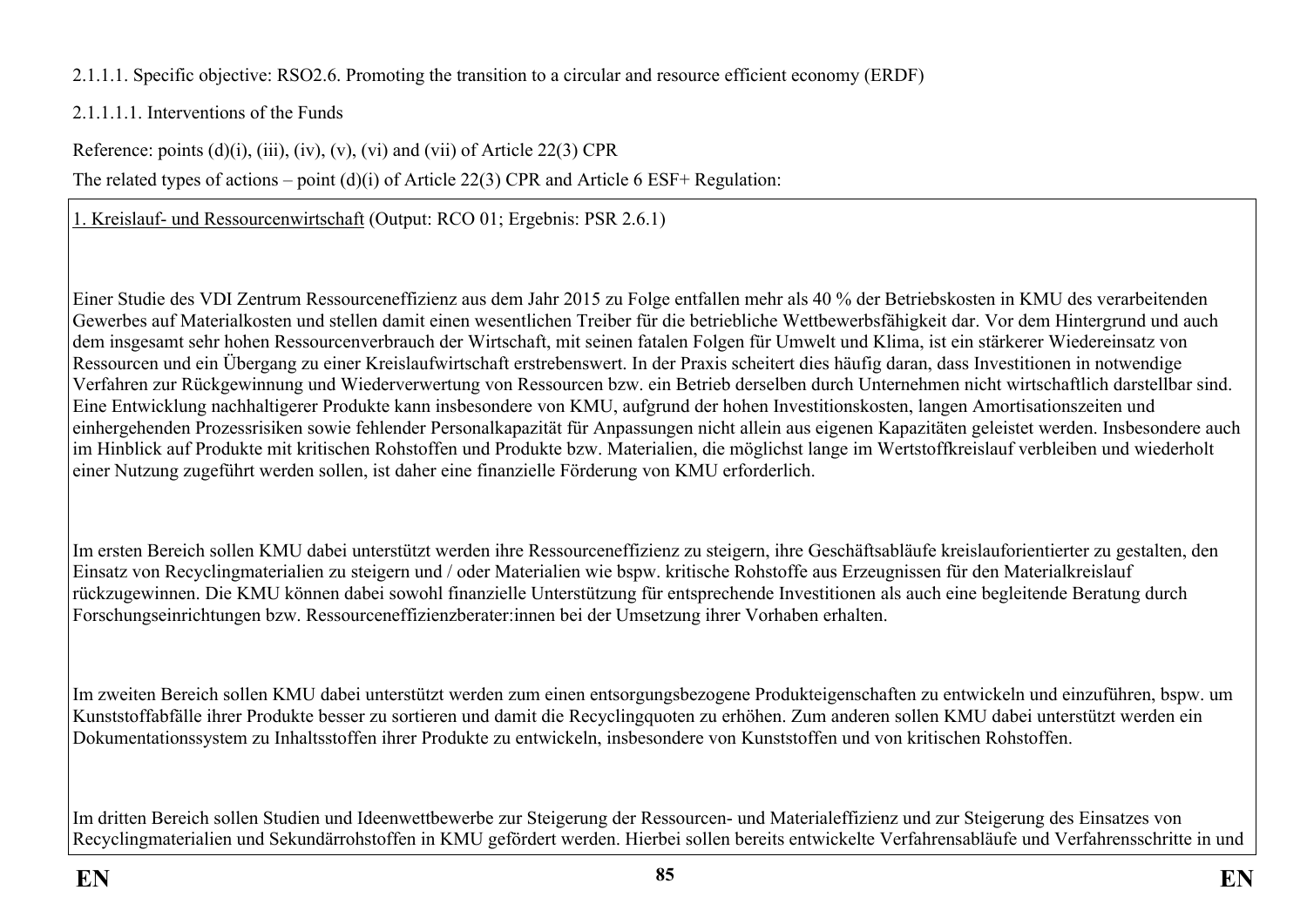2.1.1.1. Specific objective: RSO2.6. Promoting the transition to a circular and resource efficient economy (ERDF)

2.1.1.1.1. Interventions of the Funds

Reference: points (d)(i), (iii), (iv), (v), (vi) and (vii) of Article 22(3) CPR

The related types of actions – point (d)(i) of Article 22(3) CPR and Article 6 ESF+ Regulation:

1. Kreislauf- und Ressourcenwirtschaft (Output: RCO 01; Ergebnis: PSR 2.6.1)

Einer Studie des VDI Zentrum Ressourceneffizienz aus dem Jahr 2015 zu Folge entfallen mehr als 40 % der Betriebskosten in KMU des verarbeitenden Gewerbes auf Materialkosten und stellen damit einen wesentlichen Treiber für die betriebliche Wettbewerbsfähigkeit dar. Vor dem Hintergrund und auch dem insgesamt sehr hohen Ressourcenverbrauch der Wirtschaft, mit seinen fatalen Folgen für Umwelt und Klima, ist ein stärkerer Wiedereinsatz von Ressourcen und ein Übergang zu einer Kreislaufwirtschaft erstrebenswert. In der Praxis scheitert dies häufig daran, dass Investitionen in notwendige Verfahren zur Rückgewinnung und Wiederverwertung von Ressourcen bzw. ein Betrieb derselben durch Unternehmen nicht wirtschaftlich darstellbar sind. Eine Entwicklung nachhaltigerer Produkte kann insbesondere von KMU, aufgrund der hohen Investitionskosten, langen Amortisationszeiten und einhergehenden Prozessrisiken sowie fehlender Personalkapazität für Anpassungen nicht allein aus eigenen Kapazitäten geleistet werden. Insbesondere auch im Hinblick auf Produkte mit kritischen Rohstoffen und Produkte bzw. Materialien, die möglichst lange im Wertstoffkreislauf verbleiben und wiederholt einer Nutzung zugeführt werden sollen, ist daher eine finanzielle Förderung von KMU erforderlich.

Im ersten Bereich sollen KMU dabei unterstützt werden ihre Ressourceneffizienz zu steigern, ihre Geschäftsabläufe kreislauforientierter zu gestalten, den Einsatz von Recyclingmaterialien zu steigern und / oder Materialien wie bspw. kritische Rohstoffe aus Erzeugnissen für den Materialkreislauf rückzugewinnen. Die KMU können dabei sowohl finanzielle Unterstützung für entsprechende Investitionen als auch eine begleitende Beratung durch Forschungseinrichtungen bzw. Ressourceneffizienzberater:innen bei der Umsetzung ihrer Vorhaben erhalten.

Im zweiten Bereich sollen KMU dabei unterstützt werden zum einen entsorgungsbezogene Produkteigenschaften zu entwickeln und einzuführen, bspw. um Kunststoffabfälle ihrer Produkte besser zu sortieren und damit die Recyclingquoten zu erhöhen. Zum anderen sollen KMU dabei unterstützt werden ein Dokumentationssystem zu Inhaltsstoffen ihrer Produkte zu entwickeln, insbesondere von Kunststoffen und von kritischen Rohstoffen.

Im dritten Bereich sollen Studien und Ideenwettbewerbe zur Steigerung der Ressourcen- und Materialeffizienz und zur Steigerung des Einsatzes von Recyclingmaterialien und Sekundärrohstoffen in KMU gefördert werden. Hierbei sollen bereits entwickelte Verfahrensabläufe und Verfahrensschritte in und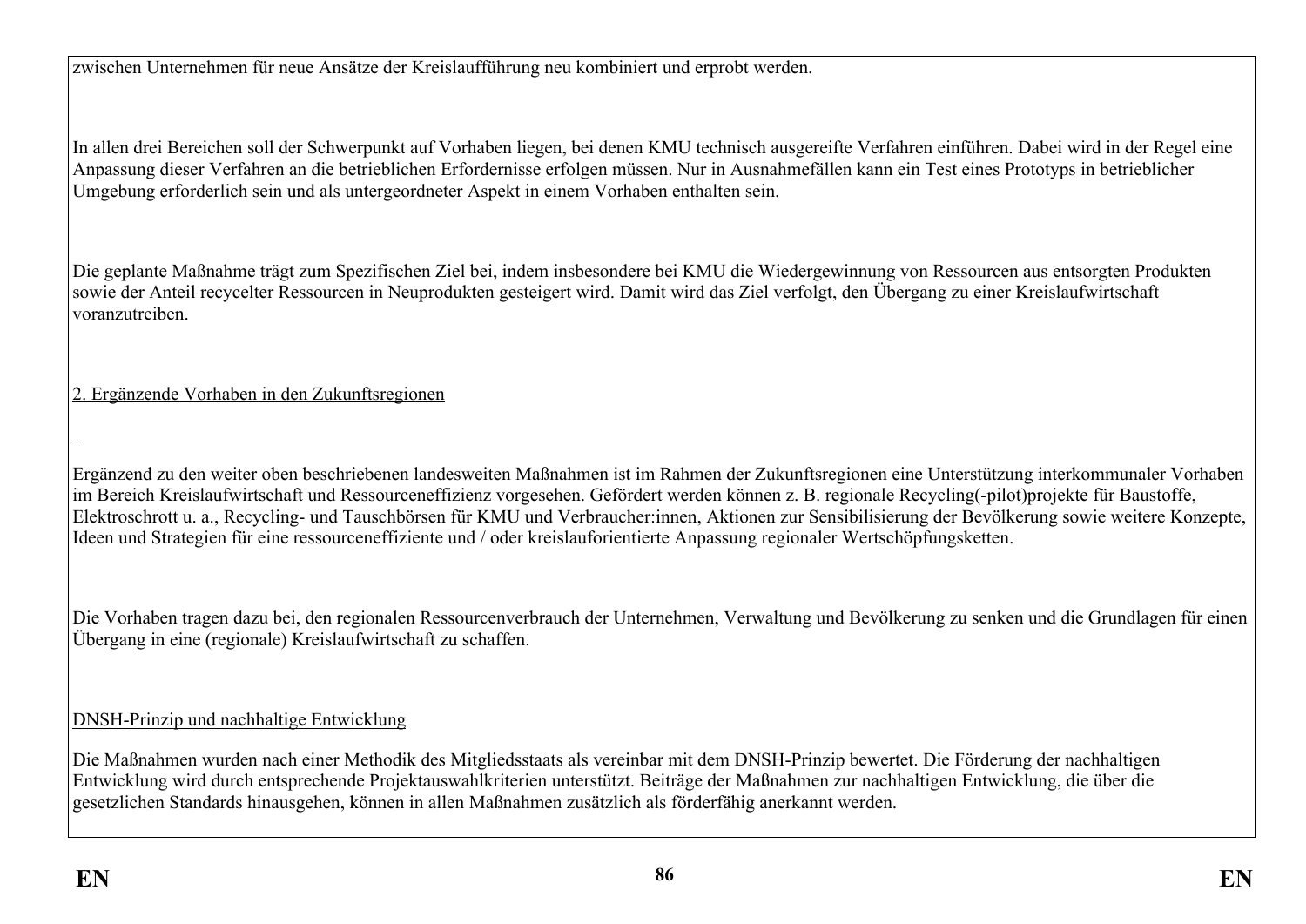zwischen Unternehmen für neue Ansätze der Kreislaufführung neu kombiniert und erprobt werden.

In allen drei Bereichen soll der Schwerpunkt auf Vorhaben liegen, bei denen KMU technisch ausgereifte Verfahren einführen. Dabei wird in der Regel eine Anpassung dieser Verfahren an die betrieblichen Erfordernisse erfolgen müssen. Nur in Ausnahmefällen kann ein Test eines Prototyps in betrieblicher Umgebung erforderlich sein und als untergeordneter Aspekt in einem Vorhaben enthalten sein.

Die geplante Maßnahme trägt zum Spezifischen Ziel bei, indem insbesondere bei KMU die Wiedergewinnung von Ressourcen aus entsorgten Produkten sowie der Anteil recycelter Ressourcen in Neuprodukten gesteigert wird. Damit wird das Ziel verfolgt, den Übergang zu einer Kreislaufwirtschaft voranzutreiben.

2. Ergänzende Vorhaben in den Zukunftsregionen

Ergänzend zu den weiter oben beschriebenen landesweiten Maßnahmen ist im Rahmen der Zukunftsregionen eine Unterstützung interkommunaler Vorhaben im Bereich Kreislaufwirtschaft und Ressourceneffizienz vorgesehen. Gefördert werden können z. B. regionale Recycling(-pilot)projekte für Baustoffe, Elektroschrott u. a., Recycling- und Tauschbörsen für KMU und Verbraucher:innen, Aktionen zur Sensibilisierung der Bevölkerung sowie weitere Konzepte, Ideen und Strategien für eine ressourceneffiziente und / oder kreislauforientierte Anpassung regionaler Wertschöpfungsketten.

Die Vorhaben tragen dazu bei, den regionalen Ressourcenverbrauch der Unternehmen, Verwaltung und Bevölkerung zu senken und die Grundlagen für einen Übergang in eine (regionale) Kreislaufwirtschaft zu schaffen.

DNSH-Prinzip und nachhaltige Entwicklung

Die Maßnahmen wurden nach einer Methodik des Mitgliedsstaats als vereinbar mit dem DNSH-Prinzip bewertet. Die Förderung der nachhaltigen Entwicklung wird durch entsprechende Projektauswahlkriterien unterstützt. Beiträge der Maßnahmen zur nachhaltigen Entwicklung, die über die gesetzlichen Standards hinausgehen, können in allen Maßnahmen zusätzlich als förderfähig anerkannt werden.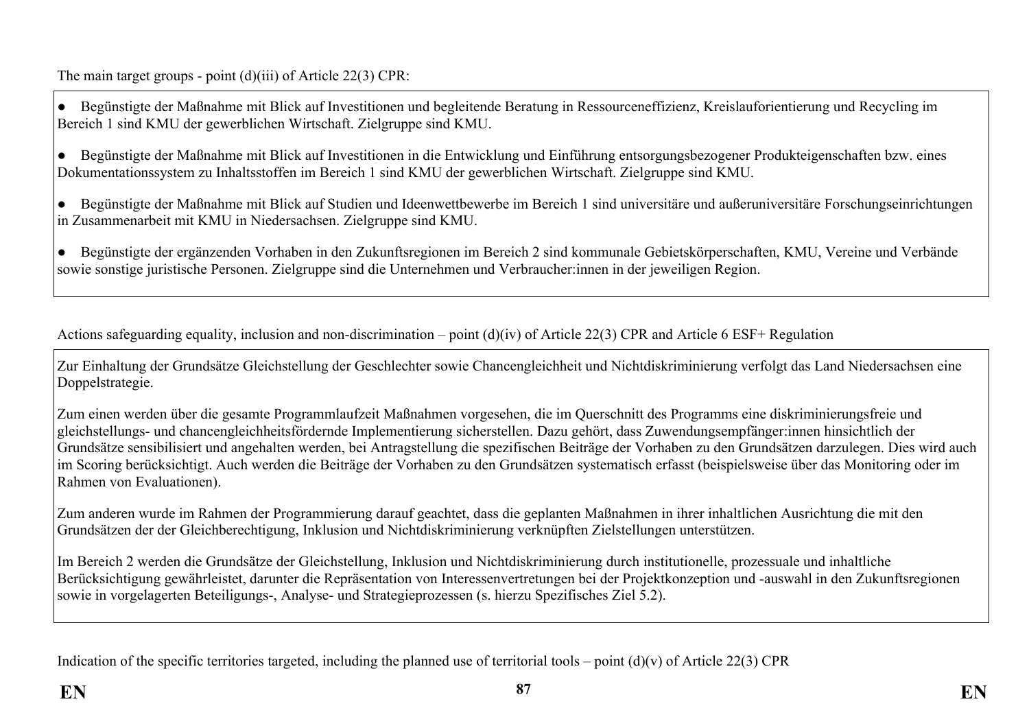The main target groups - point (d)(iii) of Article 22(3) CPR:

- Begünstigte der Maßnahme mit Blick auf Investitionen und begleitende Beratung in Ressourceneffizienz, Kreislauforientierung und Recycling im Bereich 1 sind KMU der gewerblichen Wirtschaft. Zielgruppe sind KMU.
- Begünstigte der Maßnahme mit Blick auf Investitionen in die Entwicklung und Einführung entsorgungsbezogener Produkteigenschaften bzw. eines Dokumentationssystem zu Inhaltsstoffen im Bereich 1 sind KMU der gewerblichen Wirtschaft. Zielgruppe sind KMU.
- Begünstigte der Maßnahme mit Blick auf Studien und Ideenwettbewerbe im Bereich 1 sind universitäre und außeruniversitäre Forschungseinrichtungen in Zusammenarbeit mit KMU in Niedersachsen. Zielgruppe sind KMU.
- Begünstigte der ergänzenden Vorhaben in den Zukunftsregionen im Bereich 2 sind kommunale Gebietskörperschaften, KMU, Vereine und Verbände sowie sonstige juristische Personen. Zielgruppe sind die Unternehmen und Verbraucher:innen in der jeweiligen Region.

Actions safeguarding equality, inclusion and non-discrimination – point (d)(iv) of Article 22(3) CPR and Article 6 ESF+ Regulation

Zur Einhaltung der Grundsätze Gleichstellung der Geschlechter sowie Chancengleichheit und Nichtdiskriminierung verfolgt das Land Niedersachsen eine Doppelstrategie.

Zum einen werden über die gesamte Programmlaufzeit Maßnahmen vorgesehen, die im Querschnitt des Programms eine diskriminierungsfreie und gleichstellungs- und chancengleichheitsfördernde Implementierung sicherstellen. Dazu gehört, dass Zuwendungsempfänger:innen hinsichtlich der Grundsätze sensibilisiert und angehalten werden, bei Antragstellung die spezifischen Beiträge der Vorhaben zu den Grundsätzen darzulegen. Dies wird auch im Scoring berücksichtigt. Auch werden die Beiträge der Vorhaben zu den Grundsätzen systematisch erfasst (beispielsweise über das Monitoring oder im Rahmen von Evaluationen).

Zum anderen wurde im Rahmen der Programmierung darauf geachtet, dass die geplanten Maßnahmen in ihrer inhaltlichen Ausrichtung die mit den Grundsätzen der der Gleichberechtigung, Inklusion und Nichtdiskriminierung verknüpften Zielstellungen unterstützen.

Im Bereich 2 werden die Grundsätze der Gleichstellung, Inklusion und Nichtdiskriminierung durch institutionelle, prozessuale und inhaltliche Berücksichtigung gewährleistet, darunter die Repräsentation von Interessenvertretungen bei der Projektkonzeption und -auswahl in den Zukunftsregionen sowie in vorgelagerten Beteiligungs-, Analyse- und Strategieprozessen (s. hierzu Spezifisches Ziel 5.2).

Indication of the specific territories targeted, including the planned use of territorial tools – point (d)(v) of Article 22(3) CPR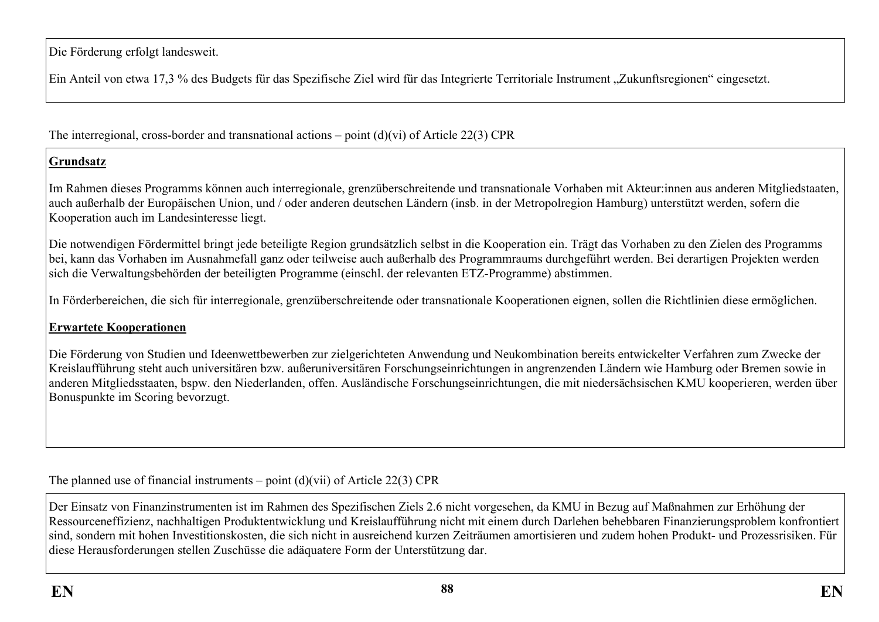Die Förderung erfolgt landesweit.

Ein Anteil von etwa 17,3 % des Budgets für das Spezifische Ziel wird für das Integrierte Territoriale Instrument „Zukunftsregionen" eingesetzt.

The interregional, cross-border and transnational actions – point (d)(vi) of Article 22(3) CPR

**Grundsatz**

Im Rahmen dieses Programms können auch interregionale, grenzüberschreitende und transnationale Vorhaben mit Akteur:innen aus anderen Mitgliedstaaten, auch außerhalb der Europäischen Union, und / oder anderen deutschen Ländern (insb. in der Metropolregion Hamburg) unterstützt werden, sofern die Kooperation auch im Landesinteresse liegt.

Die notwendigen Fördermittel bringt jede beteiligte Region grundsätzlich selbst in die Kooperation ein. Trägt das Vorhaben zu den Zielen des Programms bei, kann das Vorhaben im Ausnahmefall ganz oder teilweise auch außerhalb des Programmraums durchgeführt werden. Bei derartigen Projekten werden sich die Verwaltungsbehörden der beteiligten Programme (einschl. der relevanten ETZ-Programme) abstimmen.

In Förderbereichen, die sich für interregionale, grenzüberschreitende oder transnationale Kooperationen eignen, sollen die Richtlinien diese ermöglichen.

**Erwartete Kooperationen**

Die Förderung von Studien und Ideenwettbewerben zur zielgerichteten Anwendung und Neukombination bereits entwickelter Verfahren zum Zwecke der Kreislaufführung steht auch universitären bzw. außeruniversitären Forschungseinrichtungen in angrenzenden Ländern wie Hamburg oder Bremen sowie in anderen Mitgliedsstaaten, bspw. den Niederlanden, offen. Ausländische Forschungseinrichtungen, die mit niedersächsischen KMU kooperieren, werden über Bonuspunkte im Scoring bevorzugt.

The planned use of financial instruments – point (d)(vii) of Article 22(3) CPR

Der Einsatz von Finanzinstrumenten ist im Rahmen des Spezifischen Ziels 2.6 nicht vorgesehen, da KMU in Bezug auf Maßnahmen zur Erhöhung der Ressourceneffizienz, nachhaltigen Produktentwicklung und Kreislaufführung nicht mit einem durch Darlehen behebbaren Finanzierungsproblem konfrontiert sind, sondern mit hohen Investitionskosten, die sich nicht in ausreichend kurzen Zeiträumen amortisieren und zudem hohen Produkt- und Prozessrisiken. Für diese Herausforderungen stellen Zuschüsse die adäquatere Form der Unterstützung dar.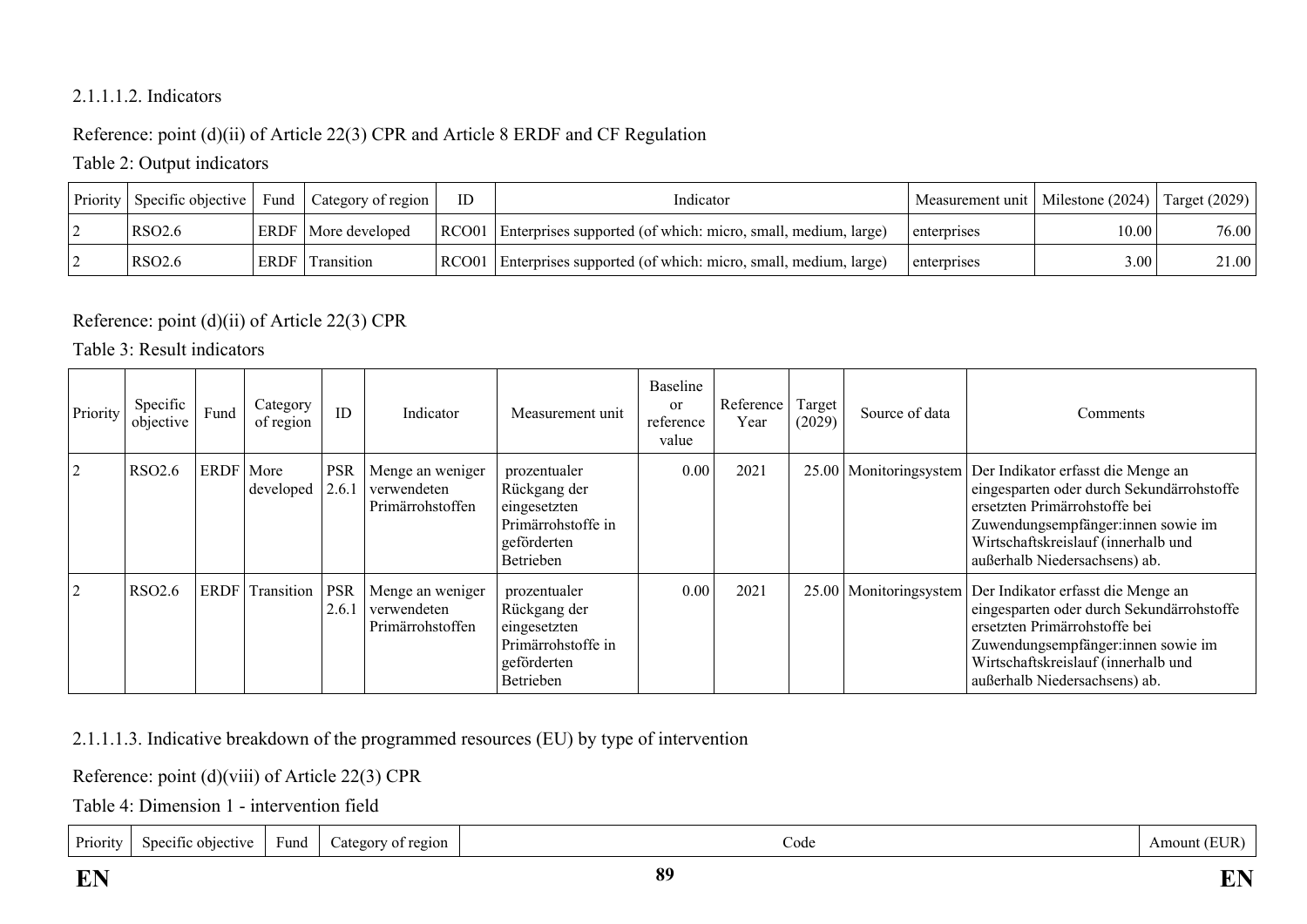2.1.1.1.2. Indicators

Reference: point (d)(ii) of Article 22(3) CPR and Article 8 ERDF and CF Regulation

Table 2: Output indicators

| Priority | Specific objective | Fund | Category of region | ID | Indicator | Measurement unit | Milestone (2024) | Target (2029) |
|---|---|---|---|---|---|---|---|---|
| 2 | RSO2.6 | ERDF | More developed | RCO01 | Enterprises supported (of which: micro, small, medium, large) | enterprises | 10.00 | 76.00 |
| 2 | RSO2.6 | ERDF | Transition | RCO01 | Enterprises supported (of which: micro, small, medium, large) | enterprises | 3.00 | 21.00 |

Reference: point (d)(ii) of Article 22(3) CPR

Table 3: Result indicators

| Priority | Specific objective | Fund | Category of region | ID | Indicator | Measurement unit | Baseline or reference value | Reference Year | Target (2029) | Source of data | Comments |
|---|---|---|---|---|---|---|---|---|---|---|---|
| 2 | RSO2.6 | ERDF | More developed | PSR 2.6.1 | Menge an weniger verwendeten Primärrohstoffen | prozentualer Rückgang der eingesetzten Primärrohstoffe in geförderten Betrieben | 0.00 | 2021 | 25.00 | Monitoringsystem | Der Indikator erfasst die Menge an eingesparten oder durch Sekundärrohstoffe ersetzten Primärrohstoffe bei Zuwendungsempfänger:innen sowie im Wirtschaftskreislauf (innerhalb und außerhalb Niedersachsens) ab. |
| 2 | RSO2.6 | ERDF | Transition | PSR 2.6.1 | Menge an weniger verwendeten Primärrohstoffen | prozentualer Rückgang der eingesetzten Primärrohstoffe in geförderten Betrieben | 0.00 | 2021 | 25.00 | Monitoringsystem | Der Indikator erfasst die Menge an eingesparten oder durch Sekundärrohstoffe ersetzten Primärrohstoffe bei Zuwendungsempfänger:innen sowie im Wirtschaftskreislauf (innerhalb und außerhalb Niedersachsens) ab. |

2.1.1.1.3. Indicative breakdown of the programmed resources (EU) by type of intervention

Reference: point (d)(viii) of Article 22(3) CPR

Table 4: Dimension 1 - intervention field

| Priority | Specific objective | Fund | Category of region | Code | Amount (EUR) |
|---|---|---|---|---|---|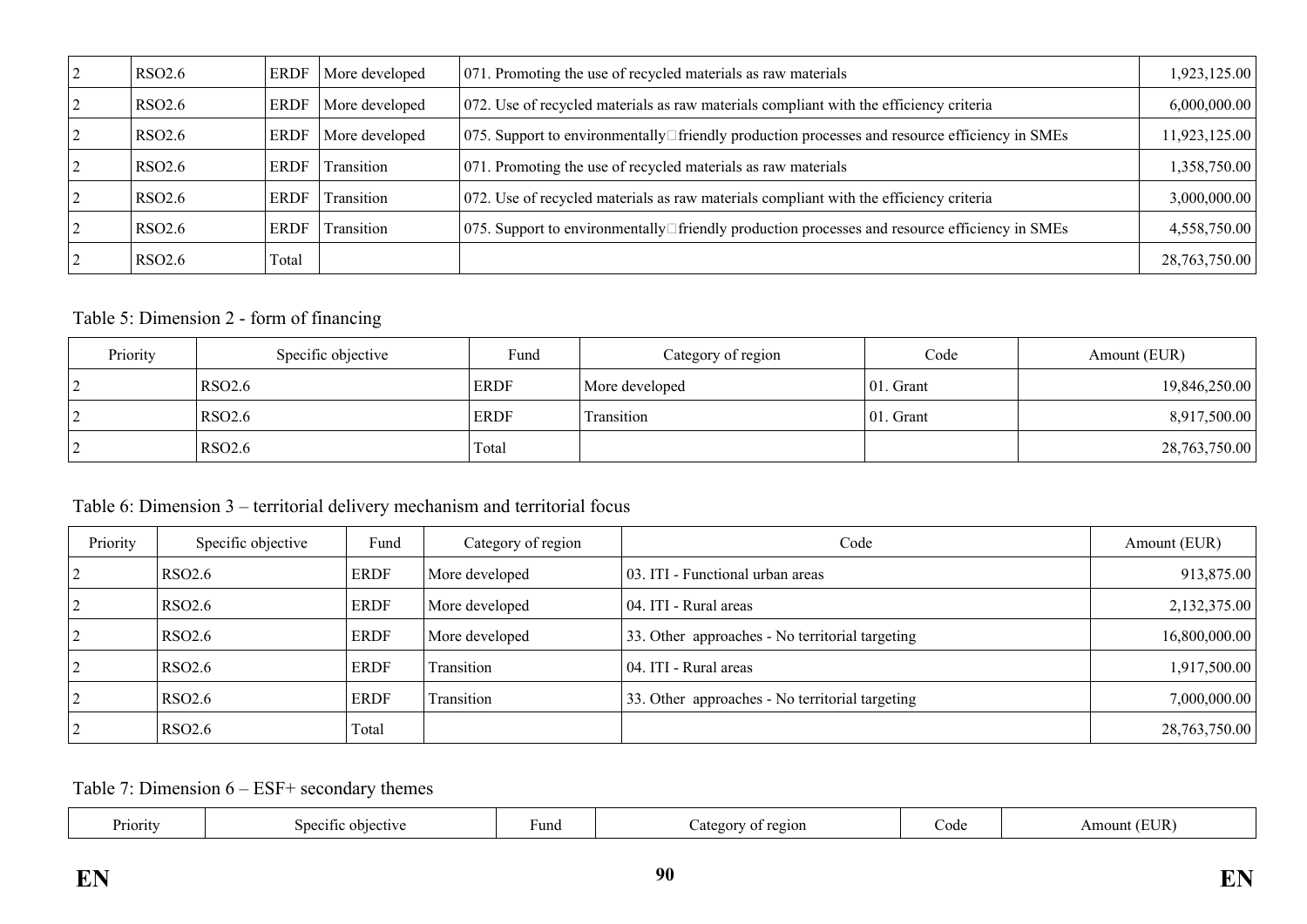| 2 | RSO2.6 | ERDF | More developed | 071. Promoting the use of recycled materials as raw materials | 1,923,125.00 |
|---|---|---|---|---|---|
| 2 | RSO2.6 | ERDF | More developed | 072. Use of recycled materials as raw materials compliant with the efficiency criteria | 6,000,000.00 |
| 2 | RSO2.6 | ERDF | More developed | 075. Support to environmentally friendly production processes and resource efficiency in SMEs | 11,923,125.00 |
| 2 | RSO2.6 | ERDF | Transition | 071. Promoting the use of recycled materials as raw materials | 1,358,750.00 |
| 2 | RSO2.6 | ERDF | Transition | 072. Use of recycled materials as raw materials compliant with the efficiency criteria | 3,000,000.00 |
| 2 | RSO2.6 | ERDF | Transition | 075. Support to environmentally friendly production processes and resource efficiency in SMEs | 4,558,750.00 |
| 2 | RSO2.6 | Total | | | 28,763,750.00 |

Table 5: Dimension 2 - form of financing

| Priority | Specific objective | Fund | Category of region | Code | Amount (EUR) |
|---|---|---|---|---|---|
| 2 | RSO2.6 | ERDF | More developed | 01. Grant | 19,846,250.00 |
| 2 | RSO2.6 | ERDF | Transition | 01. Grant | 8,917,500.00 |
| 2 | RSO2.6 | Total | | | 28,763,750.00 |

Table 6: Dimension 3 – territorial delivery mechanism and territorial focus

| Priority | Specific objective | Fund | Category of region | Code | Amount (EUR) |
|---|---|---|---|---|---|
| 2 | RSO2.6 | ERDF | More developed | 03. ITI - Functional urban areas | 913,875.00 |
| 2 | RSO2.6 | ERDF | More developed | 04. ITI - Rural areas | 2,132,375.00 |
| 2 | RSO2.6 | ERDF | More developed | 33. Other approaches - No territorial targeting | 16,800,000.00 |
| 2 | RSO2.6 | ERDF | Transition | 04. ITI - Rural areas | 1,917,500.00 |
| 2 | RSO2.6 | ERDF | Transition | 33. Other approaches - No territorial targeting | 7,000,000.00 |
| 2 | RSO2.6 | Total | | | 28,763,750.00 |

Table 7: Dimension 6 – ESF+ secondary themes

| Priority | Specific objective | Fund | Category of region | Code | Amount (EUR) |
|---|---|---|---|---|---|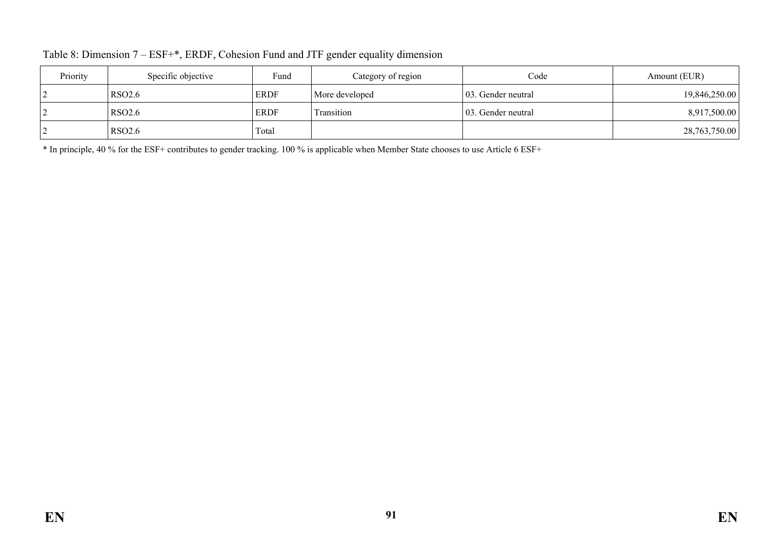Table 8: Dimension 7 – ESF+*, ERDF, Cohesion Fund and JTF gender equality dimension

| Priority | Specific objective | Fund | Category of region | Code | Amount (EUR) |
|---|---|---|---|---|---|
| 2 | RSO2.6 | ERDF | More developed | 03. Gender neutral | 19,846,250.00 |
| 2 | RSO2.6 | ERDF | Transition | 03. Gender neutral | 8,917,500.00 |
| 2 | RSO2.6 | Total | | | 28,763,750.00 |

* In principle, 40 % for the ESF+ contributes to gender tracking. 100 % is applicable when Member State chooses to use Article 6 ESF+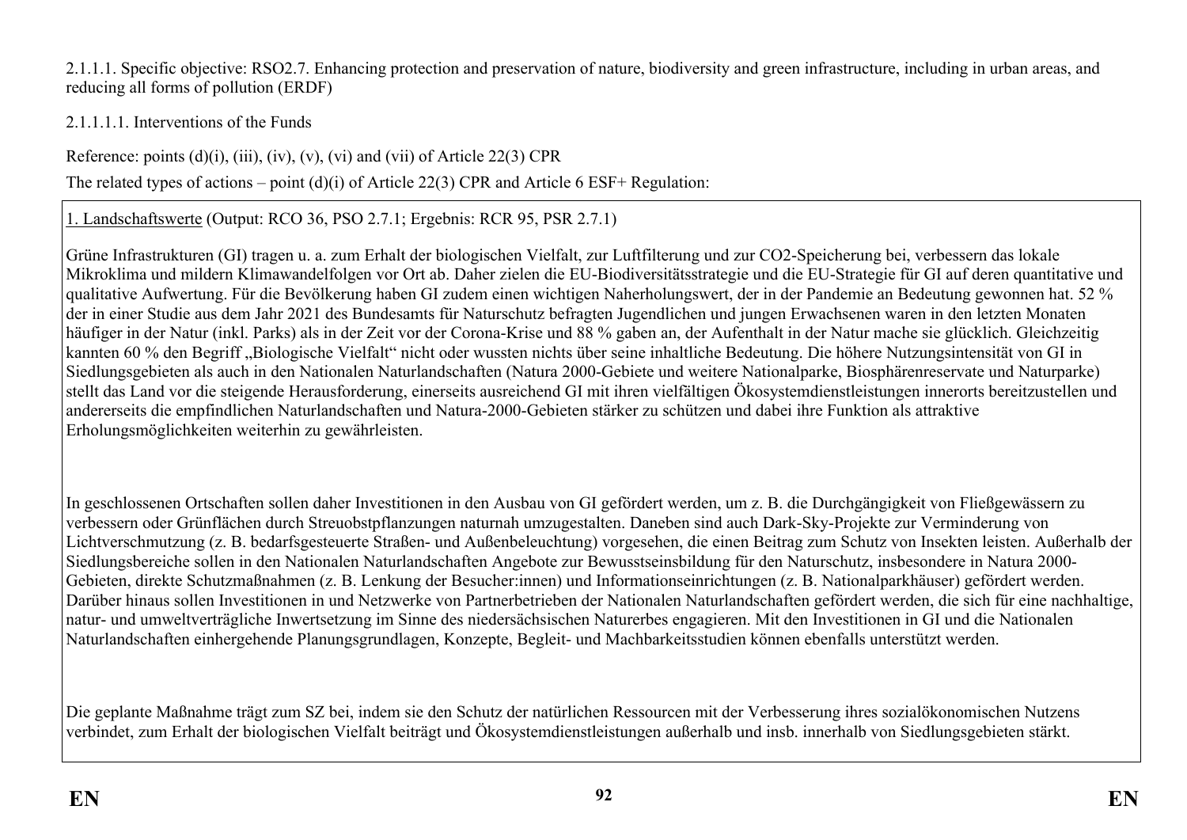2.1.1.1. Specific objective: RSO2.7. Enhancing protection and preservation of nature, biodiversity and green infrastructure, including in urban areas, and reducing all forms of pollution (ERDF)

2.1.1.1.1. Interventions of the Funds

Reference: points (d)(i), (iii), (iv), (v), (vi) and (vii) of Article 22(3) CPR

The related types of actions – point (d)(i) of Article 22(3) CPR and Article 6 ESF+ Regulation:

1. Landschaftswerte (Output: RCO 36, PSO 2.7.1; Ergebnis: RCR 95, PSR 2.7.1)

Grüne Infrastrukturen (GI) tragen u. a. zum Erhalt der biologischen Vielfalt, zur Luftfilterung und zur CO2-Speicherung bei, verbessern das lokale Mikroklima und mildern Klimawandelfolgen vor Ort ab. Daher zielen die EU-Biodiversitätsstrategie und die EU-Strategie für GI auf deren quantitative und qualitative Aufwertung. Für die Bevölkerung haben GI zudem einen wichtigen Naherholungswert, der in der Pandemie an Bedeutung gewonnen hat. 52 % der in einer Studie aus dem Jahr 2021 des Bundesamts für Naturschutz befragten Jugendlichen und jungen Erwachsenen waren in den letzten Monaten häufiger in der Natur (inkl. Parks) als in der Zeit vor der Corona-Krise und 88 % gaben an, der Aufenthalt in der Natur mache sie glücklich. Gleichzeitig kannten 60 % den Begriff „Biologische Vielfalt" nicht oder wussten nichts über seine inhaltliche Bedeutung. Die höhere Nutzungsintensität von GI in Siedlungsgebieten als auch in den Nationalen Naturlandschaften (Natura 2000-Gebiete und weitere Nationalparke, Biosphärenreservate und Naturparke) stellt das Land vor die steigende Herausforderung, einerseits ausreichend GI mit ihren vielfältigen Ökosystemdienstleistungen innerorts bereitzustellen und andererseits die empfindlichen Naturlandschaften und Natura-2000-Gebieten stärker zu schützen und dabei ihre Funktion als attraktive Erholungsmöglichkeiten weiterhin zu gewährleisten.

In geschlossenen Ortschaften sollen daher Investitionen in den Ausbau von GI gefördert werden, um z. B. die Durchgängigkeit von Fließgewässern zu verbessern oder Grünflächen durch Streuobstpflanzungen naturnah umzugestalten. Daneben sind auch Dark-Sky-Projekte zur Verminderung von Lichtverschmutzung (z. B. bedarfsgesteuerte Straßen- und Außenbeleuchtung) vorgesehen, die einen Beitrag zum Schutz von Insekten leisten. Außerhalb der Siedlungsbereiche sollen in den Nationalen Naturlandschaften Angebote zur Bewusstseinsbildung für den Naturschutz, insbesondere in Natura 2000-Gebieten, direkte Schutzmaßnahmen (z. B. Lenkung der Besucher:innen) und Informationseinrichtungen (z. B. Nationalparkhäuser) gefördert werden. Darüber hinaus sollen Investitionen in und Netzwerke von Partnerbetrieben der Nationalen Naturlandschaften gefördert werden, die sich für eine nachhaltige, natur- und umweltverträgliche Inwertsetzung im Sinne des niedersächsischen Naturerbes engagieren. Mit den Investitionen in GI und die Nationalen Naturlandschaften einhergehende Planungsgrundlagen, Konzepte, Begleit- und Machbarkeitsstudien können ebenfalls unterstützt werden.

Die geplante Maßnahme trägt zum SZ bei, indem sie den Schutz der natürlichen Ressourcen mit der Verbesserung ihres sozialökonomischen Nutzens verbindet, zum Erhalt der biologischen Vielfalt beiträgt und Ökosystemdienstleistungen außerhalb und insb. innerhalb von Siedlungsgebieten stärkt.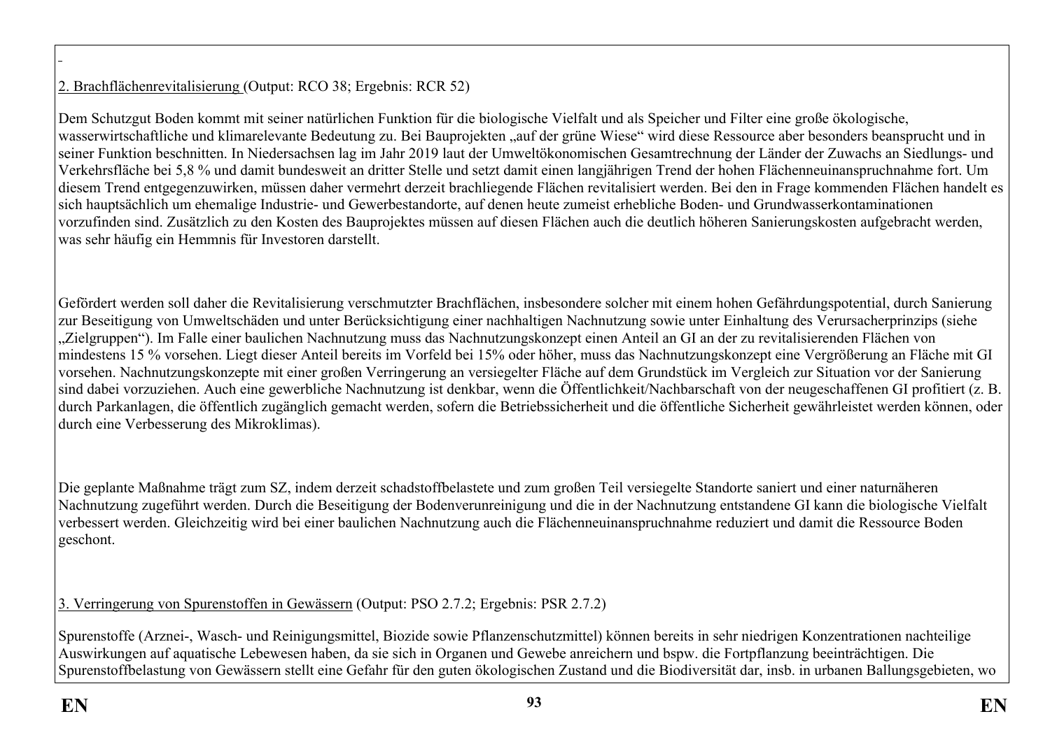2. Brachflächenrevitalisierung (Output: RCO 38; Ergebnis: RCR 52)

Dem Schutzgut Boden kommt mit seiner natürlichen Funktion für die biologische Vielfalt und als Speicher und Filter eine große ökologische, wasserwirtschaftliche und klimarelevante Bedeutung zu. Bei Bauprojekten „auf der grüne Wiese" wird diese Ressource aber besonders beansprucht und in seiner Funktion beschnitten. In Niedersachsen lag im Jahr 2019 laut der Umweltökonomischen Gesamtrechnung der Länder der Zuwachs an Siedlungs- und Verkehrsfläche bei 5,8 % und damit bundesweit an dritter Stelle und setzt damit einen langjährigen Trend der hohen Flächenneuinanspruchnahme fort. Um diesem Trend entgegenzuwirken, müssen daher vermehrt derzeit brachliegende Flächen revitalisiert werden. Bei den in Frage kommenden Flächen handelt es sich hauptsächlich um ehemalige Industrie- und Gewerbestandorte, auf denen heute zumeist erhebliche Boden- und Grundwasserkontaminationen vorzufinden sind. Zusätzlich zu den Kosten des Bauprojektes müssen auf diesen Flächen auch die deutlich höheren Sanierungskosten aufgebracht werden, was sehr häufig ein Hemmnis für Investoren darstellt.

Gefördert werden soll daher die Revitalisierung verschmutzter Brachflächen, insbesondere solcher mit einem hohen Gefährdungspotential, durch Sanierung zur Beseitigung von Umweltschäden und unter Berücksichtigung einer nachhaltigen Nachnutzung sowie unter Einhaltung des Verursacherprinzips (siehe „Zielgruppen"). Im Falle einer baulichen Nachnutzung muss das Nachnutzungskonzept einen Anteil an GI an der zu revitalisierenden Flächen von mindestens 15 % vorsehen. Liegt dieser Anteil bereits im Vorfeld bei 15% oder höher, muss das Nachnutzungskonzept eine Vergrößerung an Fläche mit GI vorsehen. Nachnutzungskonzepte mit einer großen Verringerung an versiegelter Fläche auf dem Grundstück im Vergleich zur Situation vor der Sanierung sind dabei vorzuziehen. Auch eine gewerbliche Nachnutzung ist denkbar, wenn die Öffentlichkeit/Nachbarschaft von der neugeschaffenen GI profitiert (z. B. durch Parkanlagen, die öffentlich zugänglich gemacht werden, sofern die Betriebssicherheit und die öffentliche Sicherheit gewährleistet werden können, oder durch eine Verbesserung des Mikroklimas).

Die geplante Maßnahme trägt zum SZ, indem derzeit schadstoffbelastete und zum großen Teil versiegelte Standorte saniert und einer naturnäheren Nachnutzung zugeführt werden. Durch die Beseitigung der Bodenverunreinigung und die in der Nachnutzung entstandene GI kann die biologische Vielfalt verbessert werden. Gleichzeitig wird bei einer baulichen Nachnutzung auch die Flächenneuinanspruchnahme reduziert und damit die Ressource Boden geschont.

3. Verringerung von Spurenstoffen in Gewässern (Output: PSO 2.7.2; Ergebnis: PSR 2.7.2)

Spurenstoffe (Arznei-, Wasch- und Reinigungsmittel, Biozide sowie Pflanzenschutzmittel) können bereits in sehr niedrigen Konzentrationen nachteilige Auswirkungen auf aquatische Lebewesen haben, da sie sich in Organen und Gewebe anreichern und bspw. die Fortpflanzung beeinträchtigen. Die Spurenstoffbelastung von Gewässern stellt eine Gefahr für den guten ökologischen Zustand und die Biodiversität dar, insb. in urbanen Ballungsgebieten, wo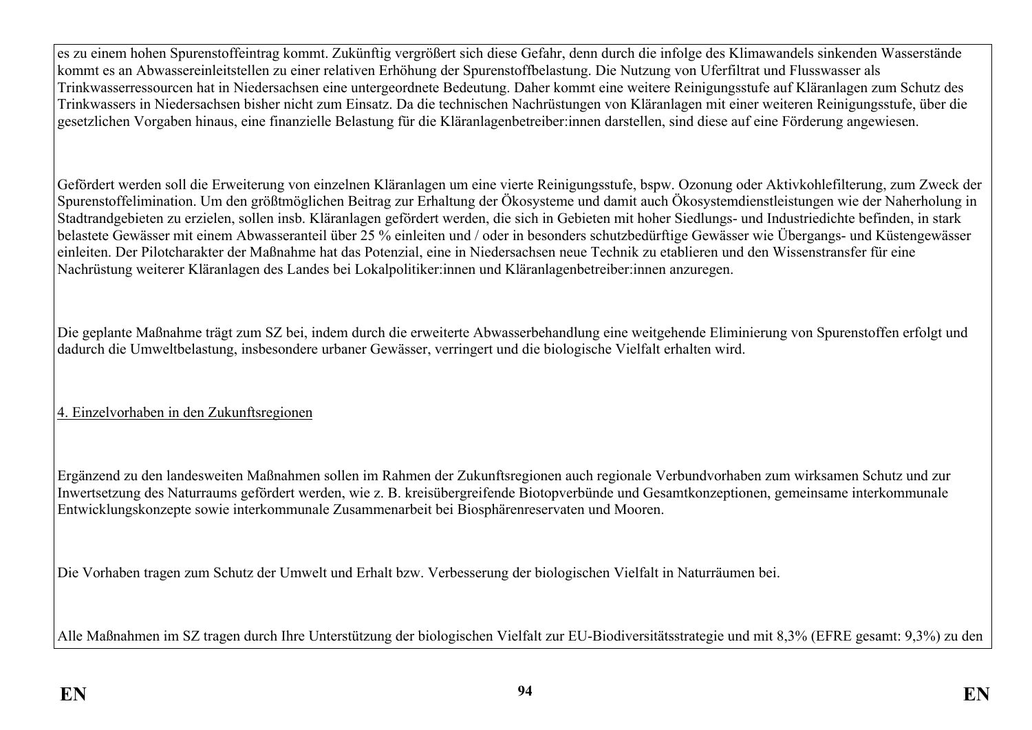es zu einem hohen Spurenstoffeintrag kommt. Zukünftig vergrößert sich diese Gefahr, denn durch die infolge des Klimawandels sinkenden Wasserstände kommt es an Abwassereinleitstellen zu einer relativen Erhöhung der Spurenstoffbelastung. Die Nutzung von Uferfiltrat und Flusswasser als Trinkwasserressourcen hat in Niedersachsen eine untergeordnete Bedeutung. Daher kommt eine weitere Reinigungsstufe auf Kläranlagen zum Schutz des Trinkwassers in Niedersachsen bisher nicht zum Einsatz. Da die technischen Nachrüstungen von Kläranlagen mit einer weiteren Reinigungsstufe, über die gesetzlichen Vorgaben hinaus, eine finanzielle Belastung für die Kläranlagenbetreiber:innen darstellen, sind diese auf eine Förderung angewiesen.

Gefördert werden soll die Erweiterung von einzelnen Kläranlagen um eine vierte Reinigungsstufe, bspw. Ozonung oder Aktivkohlefilterung, zum Zweck der Spurenstoffelimination. Um den größtmöglichen Beitrag zur Erhaltung der Ökosysteme und damit auch Ökosystemdienstleistungen wie der Naherholung in Stadtrandgebieten zu erzielen, sollen insb. Kläranlagen gefördert werden, die sich in Gebieten mit hoher Siedlungs- und Industriedichte befinden, in stark belastete Gewässer mit einem Abwasseranteil über 25 % einleiten und / oder in besonders schutzbedürftige Gewässer wie Übergangs- und Küstengewässer einleiten. Der Pilotcharakter der Maßnahme hat das Potenzial, eine in Niedersachsen neue Technik zu etablieren und den Wissenstransfer für eine Nachrüstung weiterer Kläranlagen des Landes bei Lokalpolitiker:innen und Kläranlagenbetreiber:innen anzuregen.

Die geplante Maßnahme trägt zum SZ bei, indem durch die erweiterte Abwasserbehandlung eine weitgehende Eliminierung von Spurenstoffen erfolgt und dadurch die Umweltbelastung, insbesondere urbaner Gewässer, verringert und die biologische Vielfalt erhalten wird.

4. Einzelvorhaben in den Zukunftsregionen

Ergänzend zu den landesweiten Maßnahmen sollen im Rahmen der Zukunftsregionen auch regionale Verbundvorhaben zum wirksamen Schutz und zur Inwertsetzung des Naturraums gefördert werden, wie z. B. kreisübergreifende Biotopverbünde und Gesamtkonzeptionen, gemeinsame interkommunale Entwicklungskonzepte sowie interkommunale Zusammenarbeit bei Biosphärenreservaten und Mooren.

Die Vorhaben tragen zum Schutz der Umwelt und Erhalt bzw. Verbesserung der biologischen Vielfalt in Naturräumen bei.

Alle Maßnahmen im SZ tragen durch Ihre Unterstützung der biologischen Vielfalt zur EU-Biodiversitätsstrategie und mit 8,3% (EFRE gesamt: 9,3%) zu den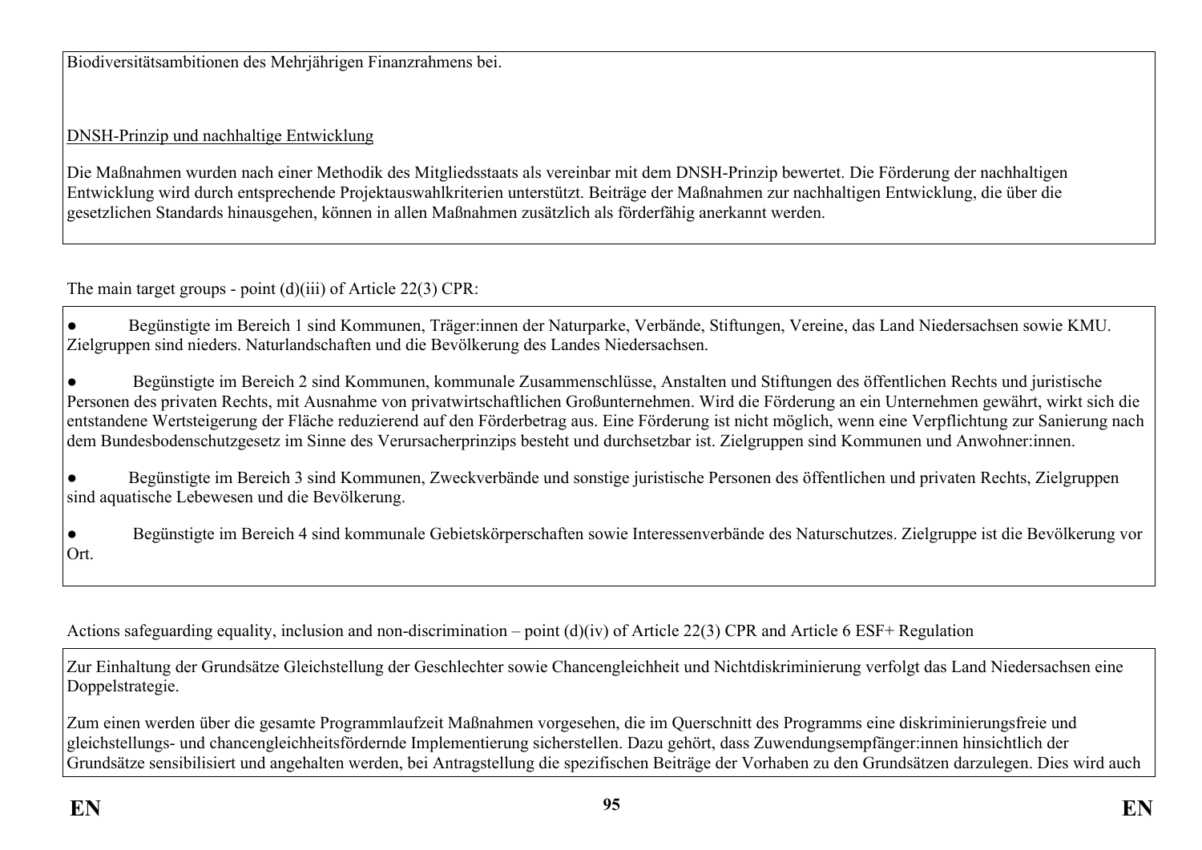Biodiversitätsambitionen des Mehrjährigen Finanzrahmens bei.

DNSH-Prinzip und nachhaltige Entwicklung

Die Maßnahmen wurden nach einer Methodik des Mitgliedsstaats als vereinbar mit dem DNSH-Prinzip bewertet. Die Förderung der nachhaltigen Entwicklung wird durch entsprechende Projektauswahlkriterien unterstützt. Beiträge der Maßnahmen zur nachhaltigen Entwicklung, die über die gesetzlichen Standards hinausgehen, können in allen Maßnahmen zusätzlich als förderfähig anerkannt werden.

The main target groups - point (d)(iii) of Article 22(3) CPR:

- Begünstigte im Bereich 1 sind Kommunen, Träger:innen der Naturparke, Verbände, Stiftungen, Vereine, das Land Niedersachsen sowie KMU. Zielgruppen sind nieders. Naturlandschaften und die Bevölkerung des Landes Niedersachsen.
- Begünstigte im Bereich 2 sind Kommunen, kommunale Zusammenschlüsse, Anstalten und Stiftungen des öffentlichen Rechts und juristische Personen des privaten Rechts, mit Ausnahme von privatwirtschaftlichen Großunternehmen. Wird die Förderung an ein Unternehmen gewährt, wirkt sich die entstandene Wertsteigerung der Fläche reduzierend auf den Förderbetrag aus. Eine Förderung ist nicht möglich, wenn eine Verpflichtung zur Sanierung nach dem Bundesbodenschutzgesetz im Sinne des Verursacherprinzips besteht und durchsetzbar ist. Zielgruppen sind Kommunen und Anwohner:innen.
- Begünstigte im Bereich 3 sind Kommunen, Zweckverbände und sonstige juristische Personen des öffentlichen und privaten Rechts, Zielgruppen sind aquatische Lebewesen und die Bevölkerung.
- Begünstigte im Bereich 4 sind kommunale Gebietskörperschaften sowie Interessenverbände des Naturschutzes. Zielgruppe ist die Bevölkerung vor Ort.

Actions safeguarding equality, inclusion and non-discrimination – point (d)(iv) of Article 22(3) CPR and Article 6 ESF+ Regulation

Zur Einhaltung der Grundsätze Gleichstellung der Geschlechter sowie Chancengleichheit und Nichtdiskriminierung verfolgt das Land Niedersachsen eine Doppelstrategie.

Zum einen werden über die gesamte Programmlaufzeit Maßnahmen vorgesehen, die im Querschnitt des Programms eine diskriminierungsfreie und gleichstellungs- und chancengleichheitsfördernde Implementierung sicherstellen. Dazu gehört, dass Zuwendungsempfänger:innen hinsichtlich der Grundsätze sensibilisiert und angehalten werden, bei Antragstellung die spezifischen Beiträge der Vorhaben zu den Grundsätzen darzulegen. Dies wird auch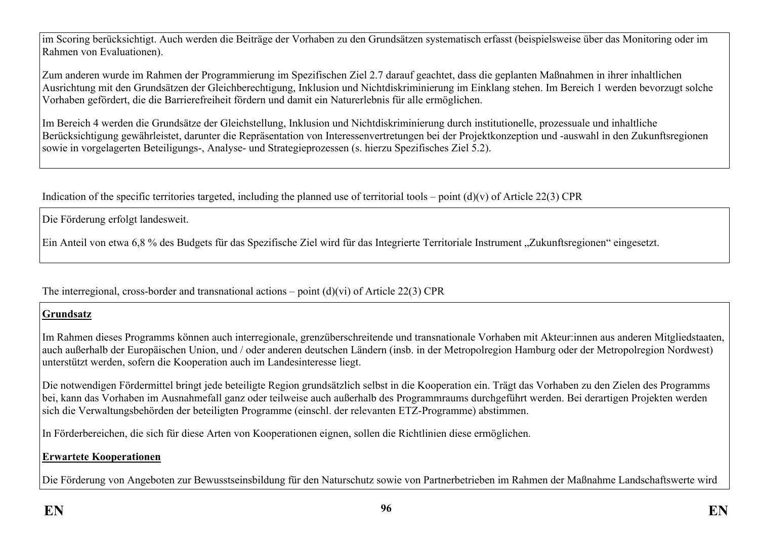im Scoring berücksichtigt. Auch werden die Beiträge der Vorhaben zu den Grundsätzen systematisch erfasst (beispielsweise über das Monitoring oder im Rahmen von Evaluationen).

Zum anderen wurde im Rahmen der Programmierung im Spezifischen Ziel 2.7 darauf geachtet, dass die geplanten Maßnahmen in ihrer inhaltlichen Ausrichtung mit den Grundsätzen der Gleichberechtigung, Inklusion und Nichtdiskriminierung im Einklang stehen. Im Bereich 1 werden bevorzugt solche Vorhaben gefördert, die die Barrierefreiheit fördern und damit ein Naturerlebnis für alle ermöglichen.

Im Bereich 4 werden die Grundsätze der Gleichstellung, Inklusion und Nichtdiskriminierung durch institutionelle, prozessuale und inhaltliche Berücksichtigung gewährleistet, darunter die Repräsentation von Interessenvertretungen bei der Projektkonzeption und -auswahl in den Zukunftsregionen sowie in vorgelagerten Beteiligungs-, Analyse- und Strategieprozessen (s. hierzu Spezifisches Ziel 5.2).

Indication of the specific territories targeted, including the planned use of territorial tools – point (d)(v) of Article 22(3) CPR

Die Förderung erfolgt landesweit.

Ein Anteil von etwa 6,8 % des Budgets für das Spezifische Ziel wird für das Integrierte Territoriale Instrument „Zukunftsregionen“ eingesetzt.

The interregional, cross-border and transnational actions – point (d)(vi) of Article 22(3) CPR

**Grundsatz**

Im Rahmen dieses Programms können auch interregionale, grenzüberschreitende und transnationale Vorhaben mit Akteur:innen aus anderen Mitgliedstaaten, auch außerhalb der Europäischen Union, und / oder anderen deutschen Ländern (insb. in der Metropolregion Hamburg oder der Metropolregion Nordwest) unterstützt werden, sofern die Kooperation auch im Landesinteresse liegt.

Die notwendigen Fördermittel bringt jede beteiligte Region grundsätzlich selbst in die Kooperation ein. Trägt das Vorhaben zu den Zielen des Programms bei, kann das Vorhaben im Ausnahmefall ganz oder teilweise auch außerhalb des Programmraums durchgeführt werden. Bei derartigen Projekten werden sich die Verwaltungsbehörden der beteiligten Programme (einschl. der relevanten ETZ-Programme) abstimmen.

In Förderbereichen, die sich für diese Arten von Kooperationen eignen, sollen die Richtlinien diese ermöglichen.

**Erwartete Kooperationen**

Die Förderung von Angeboten zur Bewusstseinsbildung für den Naturschutz sowie von Partnerbetrieben im Rahmen der Maßnahme Landschaftswerte wird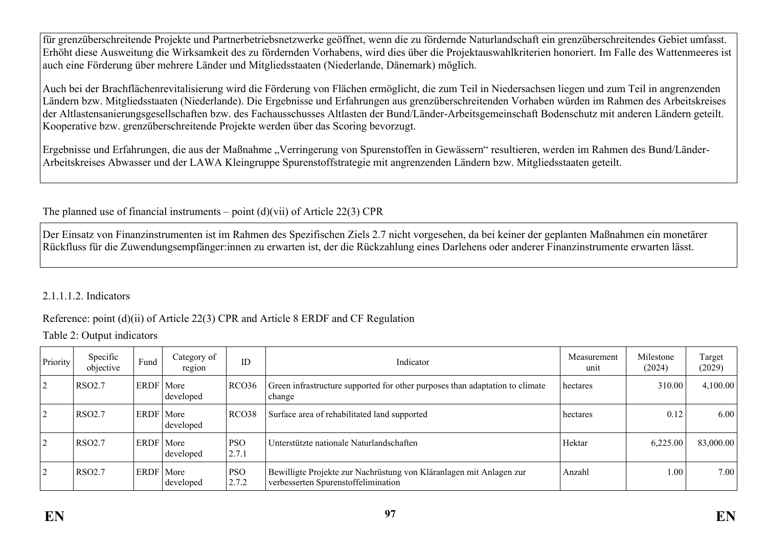für grenzüberschreitende Projekte und Partnerbetriebsnetzwerke geöffnet, wenn die zu fördernde Naturlandschaft ein grenzüberschreitendes Gebiet umfasst. Erhöht diese Ausweitung die Wirksamkeit des zu fördernden Vorhabens, wird dies über die Projektauswahlkriterien honoriert. Im Falle des Wattenmeeres ist auch eine Förderung über mehrere Länder und Mitgliedsstaaten (Niederlande, Dänemark) möglich.

Auch bei der Brachflächenrevitalisierung wird die Förderung von Flächen ermöglicht, die zum Teil in Niedersachsen liegen und zum Teil in angrenzenden Ländern bzw. Mitgliedsstaaten (Niederlande). Die Ergebnisse und Erfahrungen aus grenzüberschreitenden Vorhaben würden im Rahmen des Arbeitskreises der Altlastensanierungsgesellschaften bzw. des Fachausschusses Altlasten der Bund/Länder-Arbeitsgemeinschaft Bodenschutz mit anderen Ländern geteilt. Kooperative bzw. grenzüberschreitende Projekte werden über das Scoring bevorzugt.

Ergebnisse und Erfahrungen, die aus der Maßnahme „Verringerung von Spurenstoffen in Gewässern" resultieren, werden im Rahmen des Bund/Länder-Arbeitskreises Abwasser und der LAWA Kleingruppe Spurenstoffstrategie mit angrenzenden Ländern bzw. Mitgliedsstaaten geteilt.

The planned use of financial instruments – point (d)(vii) of Article 22(3) CPR

Der Einsatz von Finanzinstrumenten ist im Rahmen des Spezifischen Ziels 2.7 nicht vorgesehen, da bei keiner der geplanten Maßnahmen ein monetärer Rückfluss für die Zuwendungsempfänger:innen zu erwarten ist, der die Rückzahlung eines Darlehens oder anderer Finanzinstrumente erwarten lässt.

2.1.1.1.2. Indicators

Reference: point (d)(ii) of Article 22(3) CPR and Article 8 ERDF and CF Regulation

Table 2: Output indicators

| Priority | Specific objective | Fund | Category of region | ID | Indicator | Measurement unit | Milestone (2024) | Target (2029) |
|---|---|---|---|---|---|---|---|---|
| 2 | RSO2.7 | ERDF | More developed | RCO36 | Green infrastructure supported for other purposes than adaptation to climate change | hectares | 310.00 | 4,100.00 |
| 2 | RSO2.7 | ERDF | More developed | RCO38 | Surface area of rehabilitated land supported | hectares | 0.12 | 6.00 |
| 2 | RSO2.7 | ERDF | More developed | PSO 2.7.1 | Unterstützte nationale Naturlandschaften | Hektar | 6,225.00 | 83,000.00 |
| 2 | RSO2.7 | ERDF | More developed | PSO 2.7.2 | Bewilligte Projekte zur Nachrüstung von Kläranlagen mit Anlagen zur verbesserten Spurenstoffelimination | Anzahl | 1.00 | 7.00 |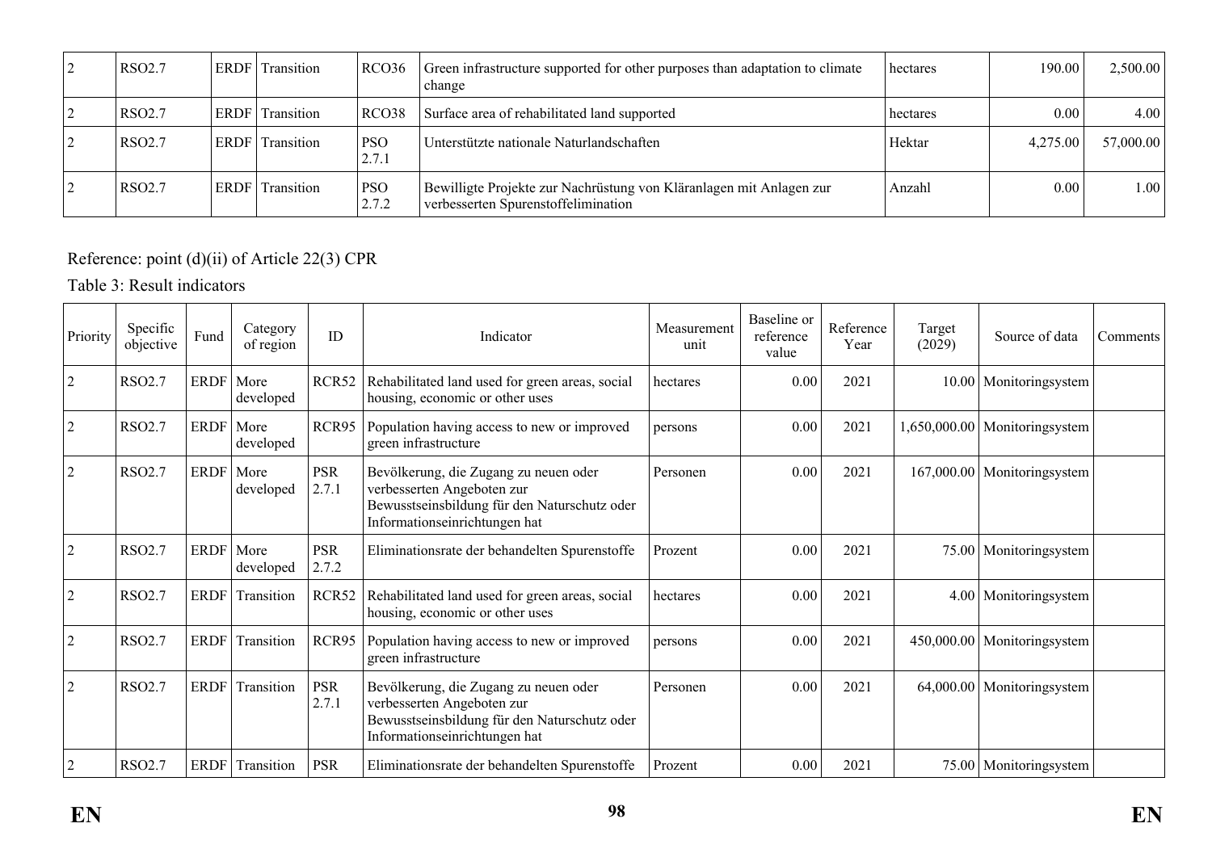| 2 | RSO2.7 | ERDF | Transition | RCO36 | Green infrastructure supported for other purposes than adaptation to climate change | hectares | 190.00 | 2,500.00 |
|---|---|---|---|---|---|---|---|---|
| 2 | RSO2.7 | ERDF | Transition | RCO38 | Surface area of rehabilitated land supported | hectares | 0.00 | 4.00 |
| 2 | RSO2.7 | ERDF | Transition | PSO 2.7.1 | Unterstützte nationale Naturlandschaften | Hektar | 4,275.00 | 57,000.00 |
| 2 | RSO2.7 | ERDF | Transition | PSO 2.7.2 | Bewilligte Projekte zur Nachrüstung von Kläranlagen mit Anlagen zur verbesserten Spurenstoffelimination | Anzahl | 0.00 | 1.00 |

Reference: point (d)(ii) of Article 22(3) CPR

Table 3: Result indicators

| Priority | Specific objective | Fund | Category of region | ID | Indicator | Measurement unit | Baseline or reference value | Reference Year | Target (2029) | Source of data | Comments |
|---|---|---|---|---|---|---|---|---|---|---|---|
| 2 | RSO2.7 | ERDF | More developed | RCR52 | Rehabilitated land used for green areas, social housing, economic or other uses | hectares | 0.00 | 2021 | 10.00 | Monitoringsystem | |
| 2 | RSO2.7 | ERDF | More developed | RCR95 | Population having access to new or improved green infrastructure | persons | 0.00 | 2021 | 1,650,000.00 | Monitoringsystem | |
| 2 | RSO2.7 | ERDF | More developed | PSR 2.7.1 | Bevölkerung, die Zugang zu neuen oder verbesserten Angeboten zur Bewusstseinsbildung für den Naturschutz oder Informationseinrichtungen hat | Personen | 0.00 | 2021 | 167,000.00 | Monitoringsystem | |
| 2 | RSO2.7 | ERDF | More developed | PSR 2.7.2 | Eliminationsrate der behandelten Spurenstoffe | Prozent | 0.00 | 2021 | 75.00 | Monitoringsystem | |
| 2 | RSO2.7 | ERDF | Transition | RCR52 | Rehabilitated land used for green areas, social housing, economic or other uses | hectares | 0.00 | 2021 | 4.00 | Monitoringsystem | |
| 2 | RSO2.7 | ERDF | Transition | RCR95 | Population having access to new or improved green infrastructure | persons | 0.00 | 2021 | 450,000.00 | Monitoringsystem | |
| 2 | RSO2.7 | ERDF | Transition | PSR 2.7.1 | Bevölkerung, die Zugang zu neuen oder verbesserten Angeboten zur Bewusstseinsbildung für den Naturschutz oder Informationseinrichtungen hat | Personen | 0.00 | 2021 | 64,000.00 | Monitoringsystem | |
| 2 | RSO2.7 | ERDF | Transition | PSR | Eliminationsrate der behandelten Spurenstoffe | Prozent | 0.00 | 2021 | 75.00 | Monitoringsystem | |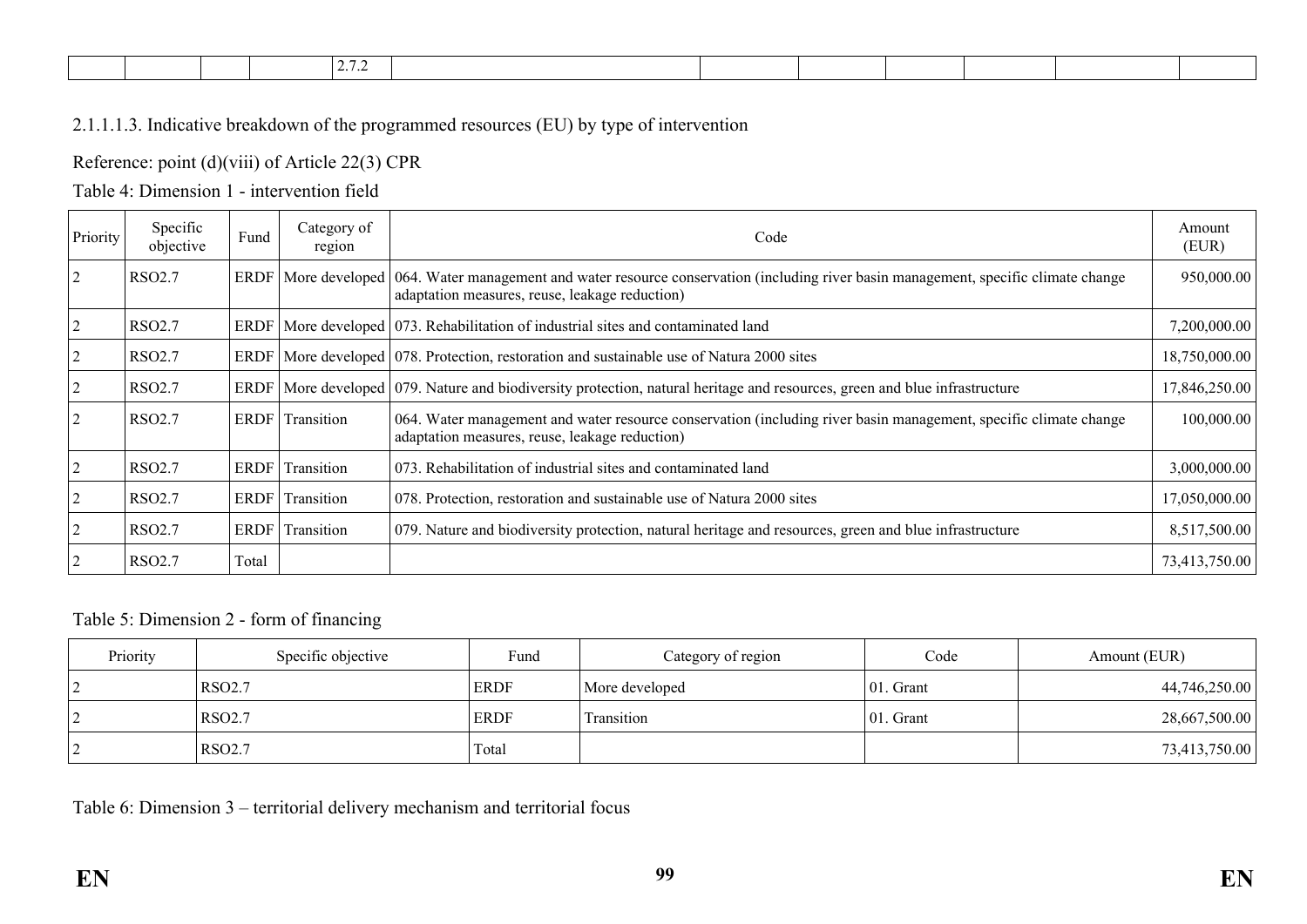| | | | | 2.7.2 | | | | | | | |
|---|---|---|---|---|---|---|---|---|---|---|---|

2.1.1.1.3. Indicative breakdown of the programmed resources (EU) by type of intervention

Reference: point (d)(viii) of Article 22(3) CPR

Table 4: Dimension 1 - intervention field

| Priority | Specific objective | Fund | Category of region | Code | Amount (EUR) |
|---|---|---|---|---|---|
| 2 | RSO2.7 | ERDF | More developed | 064. Water management and water resource conservation (including river basin management, specific climate change adaptation measures, reuse, leakage reduction) | 950,000.00 |
| 2 | RSO2.7 | ERDF | More developed | 073. Rehabilitation of industrial sites and contaminated land | 7,200,000.00 |
| 2 | RSO2.7 | ERDF | More developed | 078. Protection, restoration and sustainable use of Natura 2000 sites | 18,750,000.00 |
| 2 | RSO2.7 | ERDF | More developed | 079. Nature and biodiversity protection, natural heritage and resources, green and blue infrastructure | 17,846,250.00 |
| 2 | RSO2.7 | ERDF | Transition | 064. Water management and water resource conservation (including river basin management, specific climate change adaptation measures, reuse, leakage reduction) | 100,000.00 |
| 2 | RSO2.7 | ERDF | Transition | 073. Rehabilitation of industrial sites and contaminated land | 3,000,000.00 |
| 2 | RSO2.7 | ERDF | Transition | 078. Protection, restoration and sustainable use of Natura 2000 sites | 17,050,000.00 |
| 2 | RSO2.7 | ERDF | Transition | 079. Nature and biodiversity protection, natural heritage and resources, green and blue infrastructure | 8,517,500.00 |
| 2 | RSO2.7 | Total | | | 73,413,750.00 |

Table 5: Dimension 2 - form of financing

| Priority | Specific objective | Fund | Category of region | Code | Amount (EUR) |
|---|---|---|---|---|---|
| 2 | RSO2.7 | ERDF | More developed | 01. Grant | 44,746,250.00 |
| 2 | RSO2.7 | ERDF | Transition | 01. Grant | 28,667,500.00 |
| 2 | RSO2.7 | Total | | | 73,413,750.00 |

Table 6: Dimension 3 – territorial delivery mechanism and territorial focus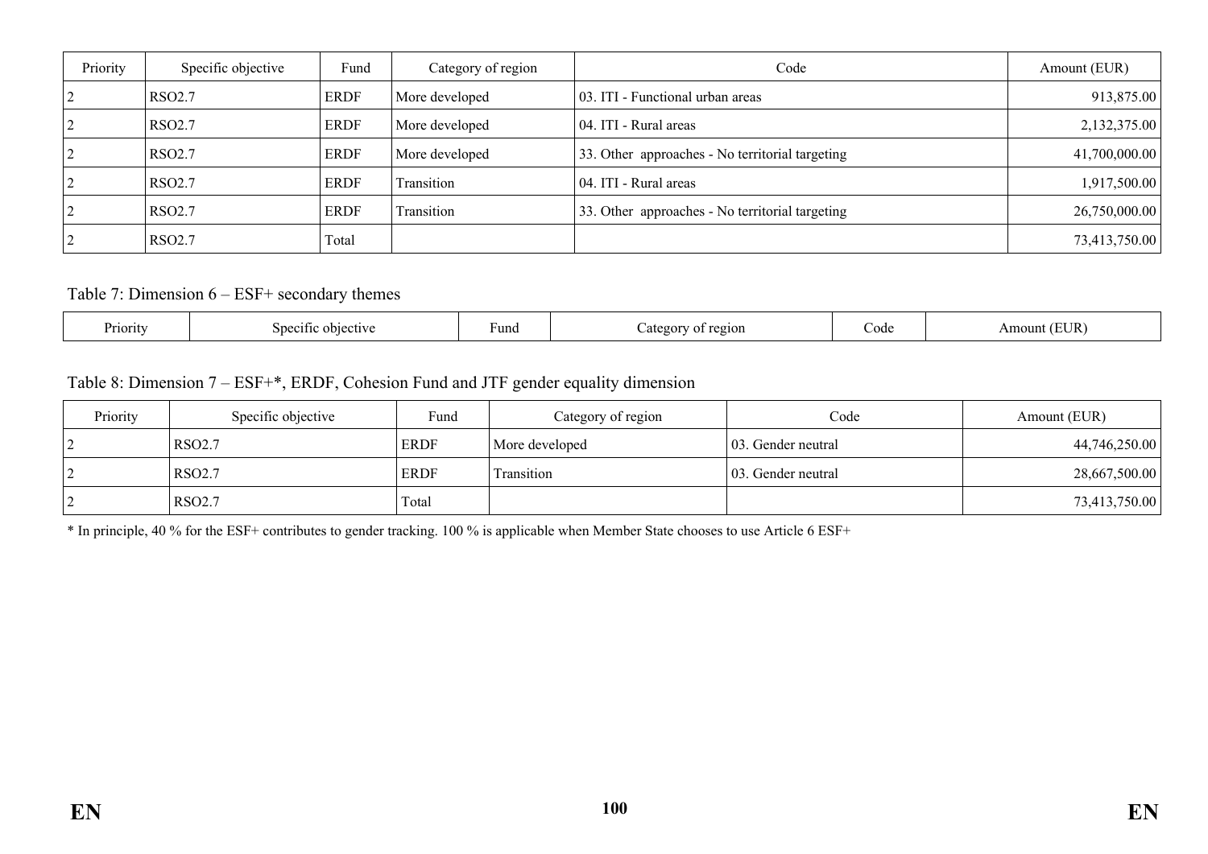| Priority | Specific objective | Fund | Category of region | Code | Amount (EUR) |
|---|---|---|---|---|---|
| 2 | RSO2.7 | ERDF | More developed | 03. ITI - Functional urban areas | 913,875.00 |
| 2 | RSO2.7 | ERDF | More developed | 04. ITI - Rural areas | 2,132,375.00 |
| 2 | RSO2.7 | ERDF | More developed | 33. Other approaches - No territorial targeting | 41,700,000.00 |
| 2 | RSO2.7 | ERDF | Transition | 04. ITI - Rural areas | 1,917,500.00 |
| 2 | RSO2.7 | ERDF | Transition | 33. Other approaches - No territorial targeting | 26,750,000.00 |
| 2 | RSO2.7 | Total | | | 73,413,750.00 |

Table 7: Dimension 6 – ESF+ secondary themes

| Priority | Specific objective | Fund | Category of region | Code | Amount (EUR) |
|---|---|---|---|---|---|

Table 8: Dimension 7 – ESF+*, ERDF, Cohesion Fund and JTF gender equality dimension

| Priority | Specific objective | Fund | Category of region | Code | Amount (EUR) |
|---|---|---|---|---|---|
| 2 | RSO2.7 | ERDF | More developed | 03. Gender neutral | 44,746,250.00 |
| 2 | RSO2.7 | ERDF | Transition | 03. Gender neutral | 28,667,500.00 |
| 2 | RSO2.7 | Total | | | 73,413,750.00 |

* In principle, 40 % for the ESF+ contributes to gender tracking. 100 % is applicable when Member State chooses to use Article 6 ESF+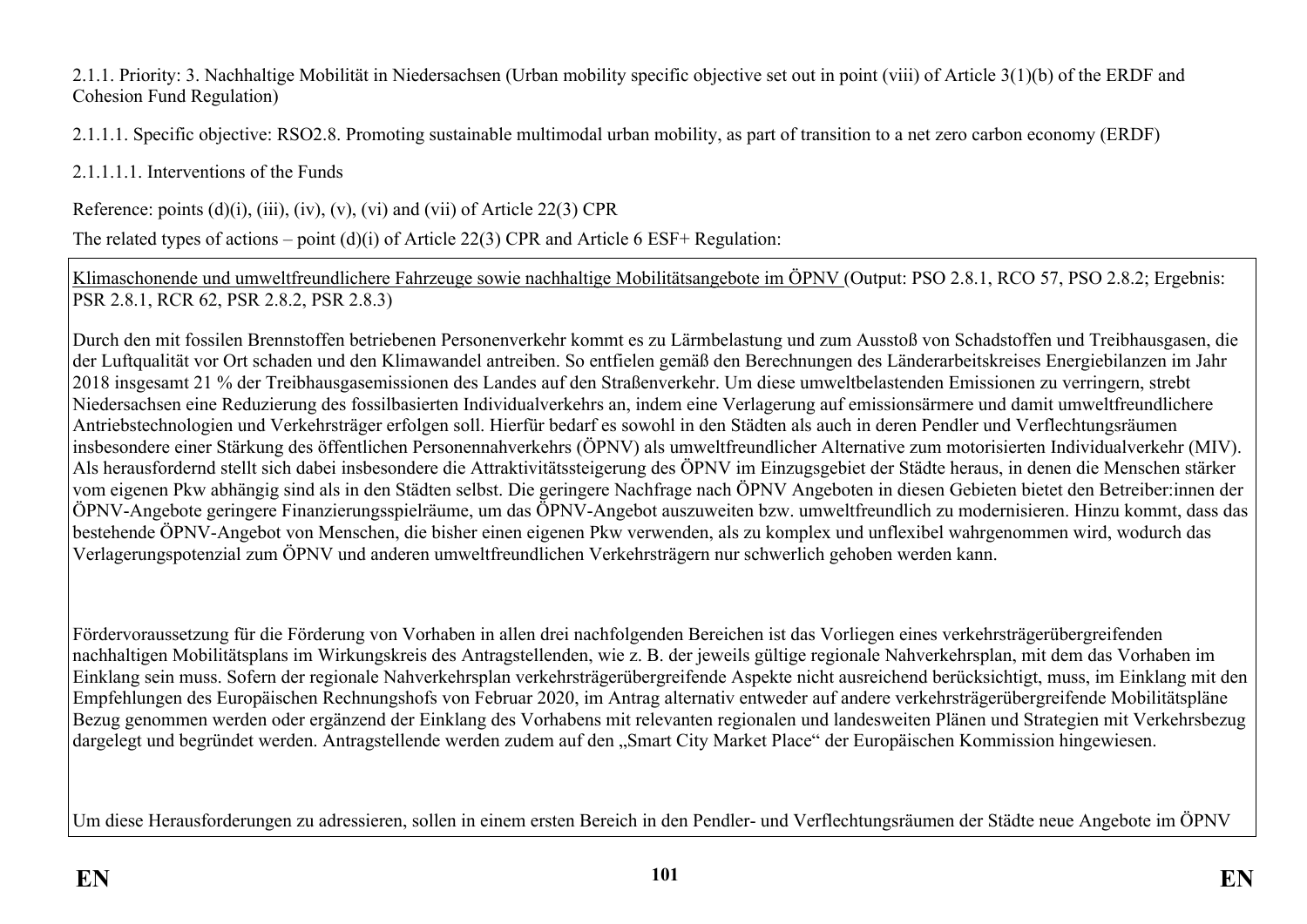2.1.1. Priority: 3. Nachhaltige Mobilität in Niedersachsen (Urban mobility specific objective set out in point (viii) of Article 3(1)(b) of the ERDF and Cohesion Fund Regulation)

2.1.1.1. Specific objective: RSO2.8. Promoting sustainable multimodal urban mobility, as part of transition to a net zero carbon economy (ERDF)

2.1.1.1.1. Interventions of the Funds

Reference: points (d)(i), (iii), (iv), (v), (vi) and (vii) of Article 22(3) CPR

The related types of actions – point (d)(i) of Article 22(3) CPR and Article 6 ESF+ Regulation:

Klimaschonende und umweltfreundlichere Fahrzeuge sowie nachhaltige Mobilitätsangebote im ÖPNV (Output: PSO 2.8.1, RCO 57, PSO 2.8.2; Ergebnis: PSR 2.8.1, RCR 62, PSR 2.8.2, PSR 2.8.3)

Durch den mit fossilen Brennstoffen betriebenen Personenverkehr kommt es zu Lärmbelastung und zum Ausstoß von Schadstoffen und Treibhausgasen, die der Luftqualität vor Ort schaden und den Klimawandel antreiben. So entfielen gemäß den Berechnungen des Länderarbeitskreises Energiebilanzen im Jahr 2018 insgesamt 21 % der Treibhausgasemissionen des Landes auf den Straßenverkehr. Um diese umweltbelastenden Emissionen zu verringern, strebt Niedersachsen eine Reduzierung des fossilbasierten Individualverkehrs an, indem eine Verlagerung auf emissionsärmere und damit umweltfreundlichere Antriebstechnologien und Verkehrsträger erfolgen soll. Hierfür bedarf es sowohl in den Städten als auch in deren Pendler und Verflechtungsräumen insbesondere einer Stärkung des öffentlichen Personennahverkehrs (ÖPNV) als umweltfreundlicher Alternative zum motorisierten Individualverkehr (MIV). Als herausfordernd stellt sich dabei insbesondere die Attraktivitätssteigerung des ÖPNV im Einzugsgebiet der Städte heraus, in denen die Menschen stärker vom eigenen Pkw abhängig sind als in den Städten selbst. Die geringere Nachfrage nach ÖPNV Angeboten in diesen Gebieten bietet den Betreiber:innen der ÖPNV-Angebote geringere Finanzierungsspielräume, um das ÖPNV-Angebot auszuweiten bzw. umweltfreundlich zu modernisieren. Hinzu kommt, dass das bestehende ÖPNV-Angebot von Menschen, die bisher einen eigenen Pkw verwenden, als zu komplex und unflexibel wahrgenommen wird, wodurch das Verlagerungspotenzial zum ÖPNV und anderen umweltfreundlichen Verkehrsträgern nur schwerlich gehoben werden kann.

Fördervoraussetzung für die Förderung von Vorhaben in allen drei nachfolgenden Bereichen ist das Vorliegen eines verkehrsträgerübergreifenden nachhaltigen Mobilitätsplans im Wirkungskreis des Antragstellenden, wie z. B. der jeweils gültige regionale Nahverkehrsplan, mit dem das Vorhaben im Einklang sein muss. Sofern der regionale Nahverkehrsplan verkehrsträgerübergreifende Aspekte nicht ausreichend berücksichtigt, muss, im Einklang mit den Empfehlungen des Europäischen Rechnungshofs von Februar 2020, im Antrag alternativ entweder auf andere verkehrsträgerübergreifende Mobilitätspläne Bezug genommen werden oder ergänzend der Einklang des Vorhabens mit relevanten regionalen und landesweiten Plänen und Strategien mit Verkehrsbezug dargelegt und begründet werden. Antragstellende werden zudem auf den „Smart City Market Place" der Europäischen Kommission hingewiesen.

Um diese Herausforderungen zu adressieren, sollen in einem ersten Bereich in den Pendler- und Verflechtungsräumen der Städte neue Angebote im ÖPNV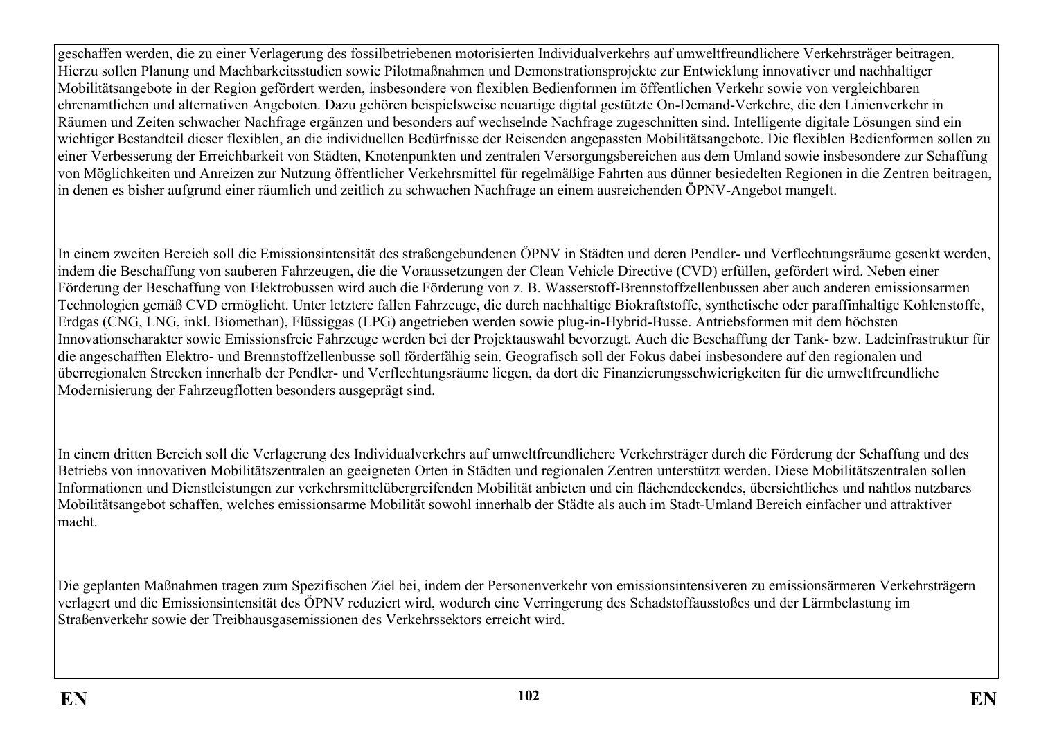geschaffen werden, die zu einer Verlagerung des fossilbetriebenen motorisierten Individualverkehrs auf umweltfreundlichere Verkehrsträger beitragen. Hierzu sollen Planung und Machbarkeitsstudien sowie Pilotmaßnahmen und Demonstrationsprojekte zur Entwicklung innovativer und nachhaltiger Mobilitätsangebote in der Region gefördert werden, insbesondere von flexiblen Bedienformen im öffentlichen Verkehr sowie von vergleichbaren ehrenamtlichen und alternativen Angeboten. Dazu gehören beispielsweise neuartige digital gestützte On-Demand-Verkehre, die den Linienverkehr in Räumen und Zeiten schwacher Nachfrage ergänzen und besonders auf wechselnde Nachfrage zugeschnitten sind. Intelligente digitale Lösungen sind ein wichtiger Bestandteil dieser flexiblen, an die individuellen Bedürfnisse der Reisenden angepassten Mobilitätsangebote. Die flexiblen Bedienformen sollen zu einer Verbesserung der Erreichbarkeit von Städten, Knotenpunkten und zentralen Versorgungsbereichen aus dem Umland sowie insbesondere zur Schaffung von Möglichkeiten und Anreizen zur Nutzung öffentlicher Verkehrsmittel für regelmäßige Fahrten aus dünner besiedelten Regionen in die Zentren beitragen, in denen es bisher aufgrund einer räumlich und zeitlich zu schwachen Nachfrage an einem ausreichenden ÖPNV-Angebot mangelt.

In einem zweiten Bereich soll die Emissionsintensität des straßengebundenen ÖPNV in Städten und deren Pendler- und Verflechtungsräume gesenkt werden, indem die Beschaffung von sauberen Fahrzeugen, die die Voraussetzungen der Clean Vehicle Directive (CVD) erfüllen, gefördert wird. Neben einer Förderung der Beschaffung von Elektrobussen wird auch die Förderung von z. B. Wasserstoff-Brennstoffzellenbussen aber auch anderen emissionsarmen Technologien gemäß CVD ermöglicht. Unter letztere fallen Fahrzeuge, die durch nachhaltige Biokraftstoffe, synthetische oder paraffinhaltige Kohlenstoffe, Erdgas (CNG, LNG, inkl. Biomethan), Flüssiggas (LPG) angetrieben werden sowie plug-in-Hybrid-Busse. Antriebsformen mit dem höchsten Innovationscharakter sowie Emissionsfreie Fahrzeuge werden bei der Projektauswahl bevorzugt. Auch die Beschaffung der Tank- bzw. Ladeinfrastruktur für die angeschafften Elektro- und Brennstoffzellenbusse soll förderfähig sein. Geografisch soll der Fokus dabei insbesondere auf den regionalen und überregionalen Strecken innerhalb der Pendler- und Verflechtungsräume liegen, da dort die Finanzierungsschwierigkeiten für die umweltfreundliche Modernisierung der Fahrzeugflotten besonders ausgeprägt sind.

In einem dritten Bereich soll die Verlagerung des Individualverkehrs auf umweltfreundlichere Verkehrsträger durch die Förderung der Schaffung und des Betriebs von innovativen Mobilitätszentralen an geeigneten Orten in Städten und regionalen Zentren unterstützt werden. Diese Mobilitätszentralen sollen Informationen und Dienstleistungen zur verkehrsmittelübergreifenden Mobilität anbieten und ein flächendeckendes, übersichtliches und nahtlos nutzbares Mobilitätsangebot schaffen, welches emissionsarme Mobilität sowohl innerhalb der Städte als auch im Stadt-Umland Bereich einfacher und attraktiver macht.

Die geplanten Maßnahmen tragen zum Spezifischen Ziel bei, indem der Personenverkehr von emissionsintensiveren zu emissionsärmeren Verkehrsträgern verlagert und die Emissionsintensität des ÖPNV reduziert wird, wodurch eine Verringerung des Schadstoffausstoßes und der Lärmbelastung im Straßenverkehr sowie der Treibhausgasemissionen des Verkehrssektors erreicht wird.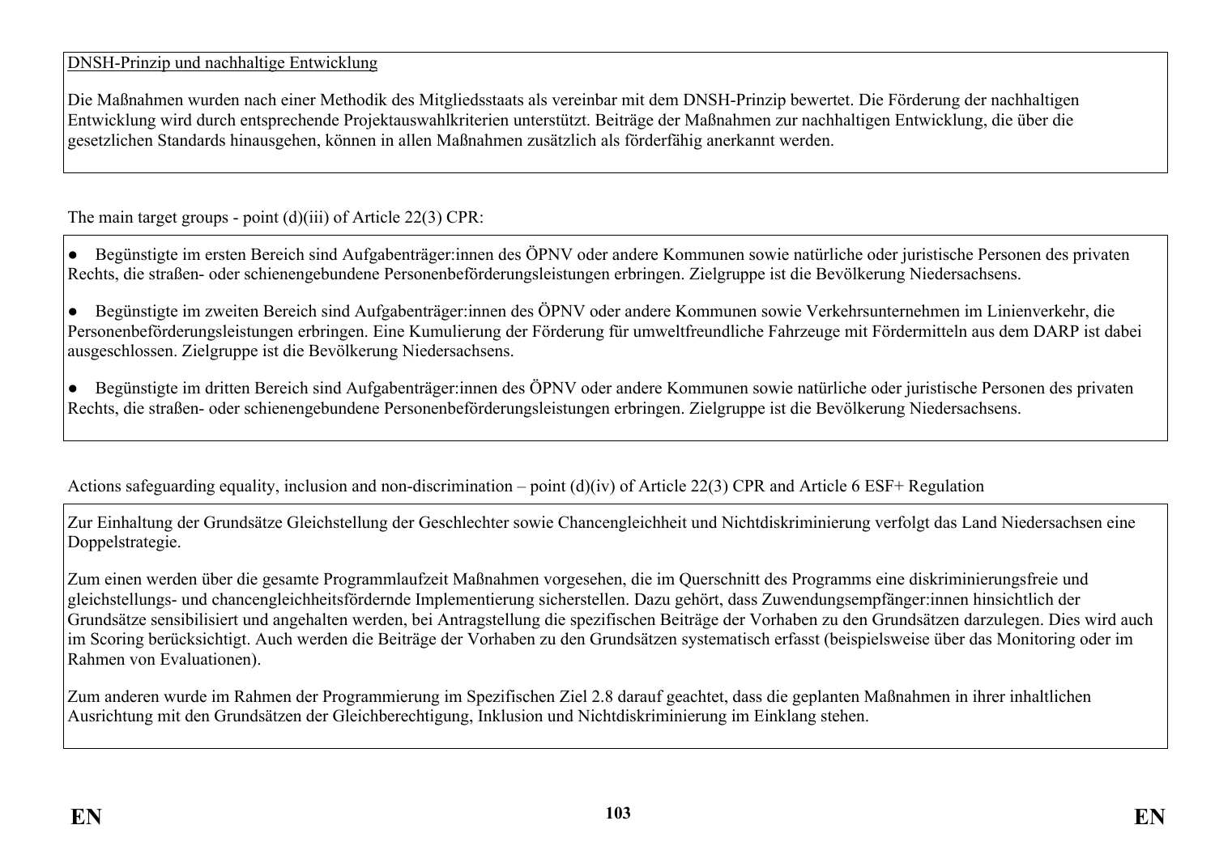<u>DNSH-Prinzip und nachhaltige Entwicklung</u>

Die Maßnahmen wurden nach einer Methodik des Mitgliedsstaats als vereinbar mit dem DNSH-Prinzip bewertet. Die Förderung der nachhaltigen Entwicklung wird durch entsprechende Projektauswahlkriterien unterstützt. Beiträge der Maßnahmen zur nachhaltigen Entwicklung, die über die gesetzlichen Standards hinausgehen, können in allen Maßnahmen zusätzlich als förderfähig anerkannt werden.

The main target groups - point (d)(iii) of Article 22(3) CPR:

● Begünstigte im ersten Bereich sind Aufgabenträger:innen des ÖPNV oder andere Kommunen sowie natürliche oder juristische Personen des privaten Rechts, die straßen- oder schienengebundene Personenbeförderungsleistungen erbringen. Zielgruppe ist die Bevölkerung Niedersachsens.

● Begünstigte im zweiten Bereich sind Aufgabenträger:innen des ÖPNV oder andere Kommunen sowie Verkehrsunternehmen im Linienverkehr, die Personenbeförderungsleistungen erbringen. Eine Kumulierung der Förderung für umweltfreundliche Fahrzeuge mit Fördermitteln aus dem DARP ist dabei ausgeschlossen. Zielgruppe ist die Bevölkerung Niedersachsens.

● Begünstigte im dritten Bereich sind Aufgabenträger:innen des ÖPNV oder andere Kommunen sowie natürliche oder juristische Personen des privaten Rechts, die straßen- oder schienengebundene Personenbeförderungsleistungen erbringen. Zielgruppe ist die Bevölkerung Niedersachsens.

Actions safeguarding equality, inclusion and non-discrimination – point (d)(iv) of Article 22(3) CPR and Article 6 ESF+ Regulation

Zur Einhaltung der Grundsätze Gleichstellung der Geschlechter sowie Chancengleichheit und Nichtdiskriminierung verfolgt das Land Niedersachsen eine Doppelstrategie.

Zum einen werden über die gesamte Programmlaufzeit Maßnahmen vorgesehen, die im Querschnitt des Programms eine diskriminierungsfreie und gleichstellungs- und chancengleichheitsfördernde Implementierung sicherstellen. Dazu gehört, dass Zuwendungsempfänger:innen hinsichtlich der Grundsätze sensibilisiert und angehalten werden, bei Antragstellung die spezifischen Beiträge der Vorhaben zu den Grundsätzen darzulegen. Dies wird auch im Scoring berücksichtigt. Auch werden die Beiträge der Vorhaben zu den Grundsätzen systematisch erfasst (beispielsweise über das Monitoring oder im Rahmen von Evaluationen).

Zum anderen wurde im Rahmen der Programmierung im Spezifischen Ziel 2.8 darauf geachtet, dass die geplanten Maßnahmen in ihrer inhaltlichen Ausrichtung mit den Grundsätzen der Gleichberechtigung, Inklusion und Nichtdiskriminierung im Einklang stehen.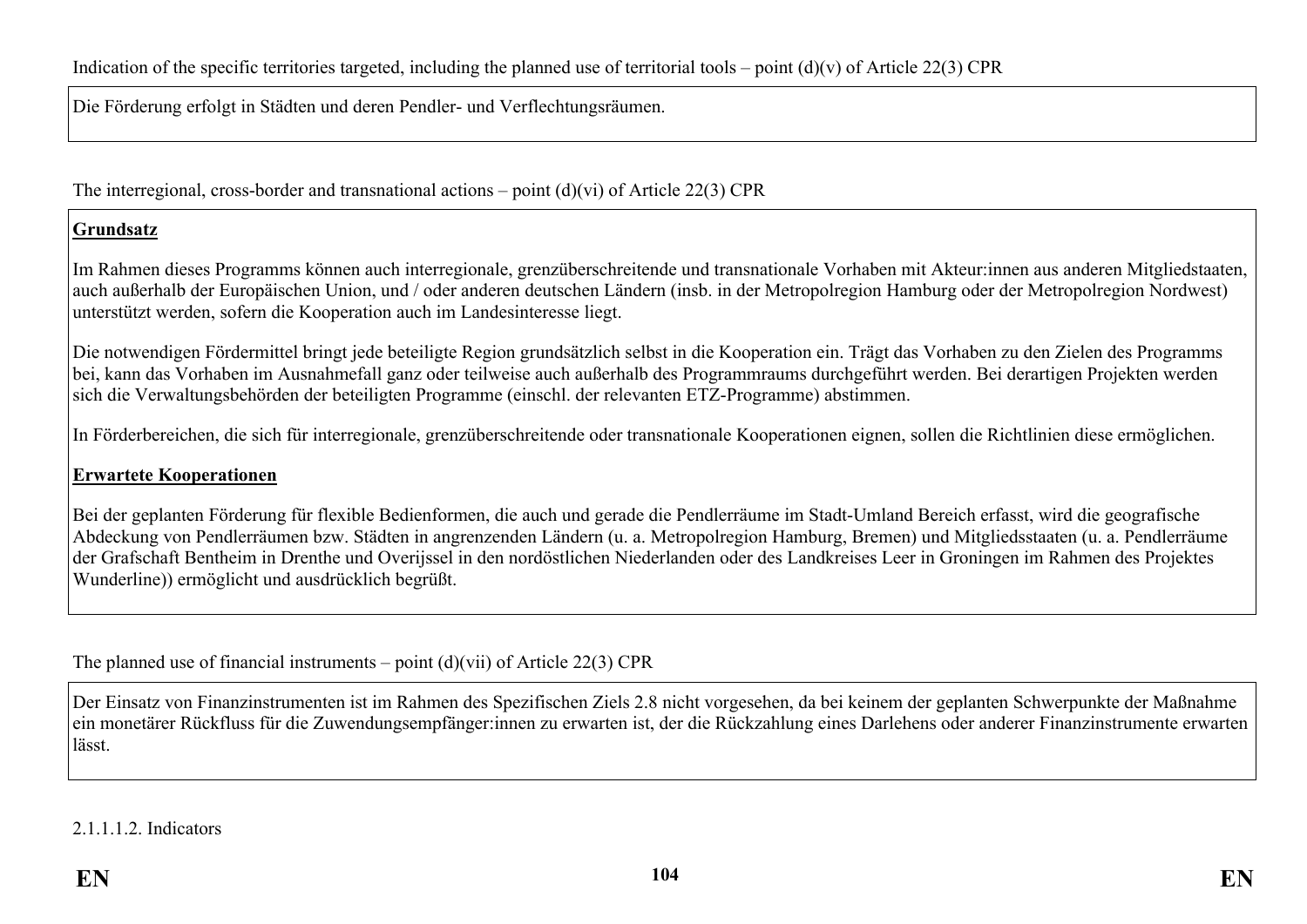Indication of the specific territories targeted, including the planned use of territorial tools – point (d)(v) of Article 22(3) CPR

Die Förderung erfolgt in Städten und deren Pendler- und Verflechtungsräumen.

The interregional, cross-border and transnational actions – point (d)(vi) of Article 22(3) CPR

**Grundsatz**

Im Rahmen dieses Programms können auch interregionale, grenzüberschreitende und transnationale Vorhaben mit Akteur:innen aus anderen Mitgliedstaaten, auch außerhalb der Europäischen Union, und / oder anderen deutschen Ländern (insb. in der Metropolregion Hamburg oder der Metropolregion Nordwest) unterstützt werden, sofern die Kooperation auch im Landesinteresse liegt.

Die notwendigen Fördermittel bringt jede beteiligte Region grundsätzlich selbst in die Kooperation ein. Trägt das Vorhaben zu den Zielen des Programms bei, kann das Vorhaben im Ausnahmefall ganz oder teilweise auch außerhalb des Programmraums durchgeführt werden. Bei derartigen Projekten werden sich die Verwaltungsbehörden der beteiligten Programme (einschl. der relevanten ETZ-Programme) abstimmen.

In Förderbereichen, die sich für interregionale, grenzüberschreitende oder transnationale Kooperationen eignen, sollen die Richtlinien diese ermöglichen.

**Erwartete Kooperationen**

Bei der geplanten Förderung für flexible Bedienformen, die auch und gerade die Pendlerräume im Stadt-Umland Bereich erfasst, wird die geografische Abdeckung von Pendlerräumen bzw. Städten in angrenzenden Ländern (u. a. Metropolregion Hamburg, Bremen) und Mitgliedsstaaten (u. a. Pendlerräume der Grafschaft Bentheim in Drenthe und Overijssel in den nordöstlichen Niederlanden oder des Landkreises Leer in Groningen im Rahmen des Projektes Wunderline)) ermöglicht und ausdrücklich begrüßt.

The planned use of financial instruments – point (d)(vii) of Article 22(3) CPR

Der Einsatz von Finanzinstrumenten ist im Rahmen des Spezifischen Ziels 2.8 nicht vorgesehen, da bei keinem der geplanten Schwerpunkte der Maßnahme ein monetärer Rückfluss für die Zuwendungsempfänger:innen zu erwarten ist, der die Rückzahlung eines Darlehens oder anderer Finanzinstrumente erwarten lässt.

2.1.1.1.2. Indicators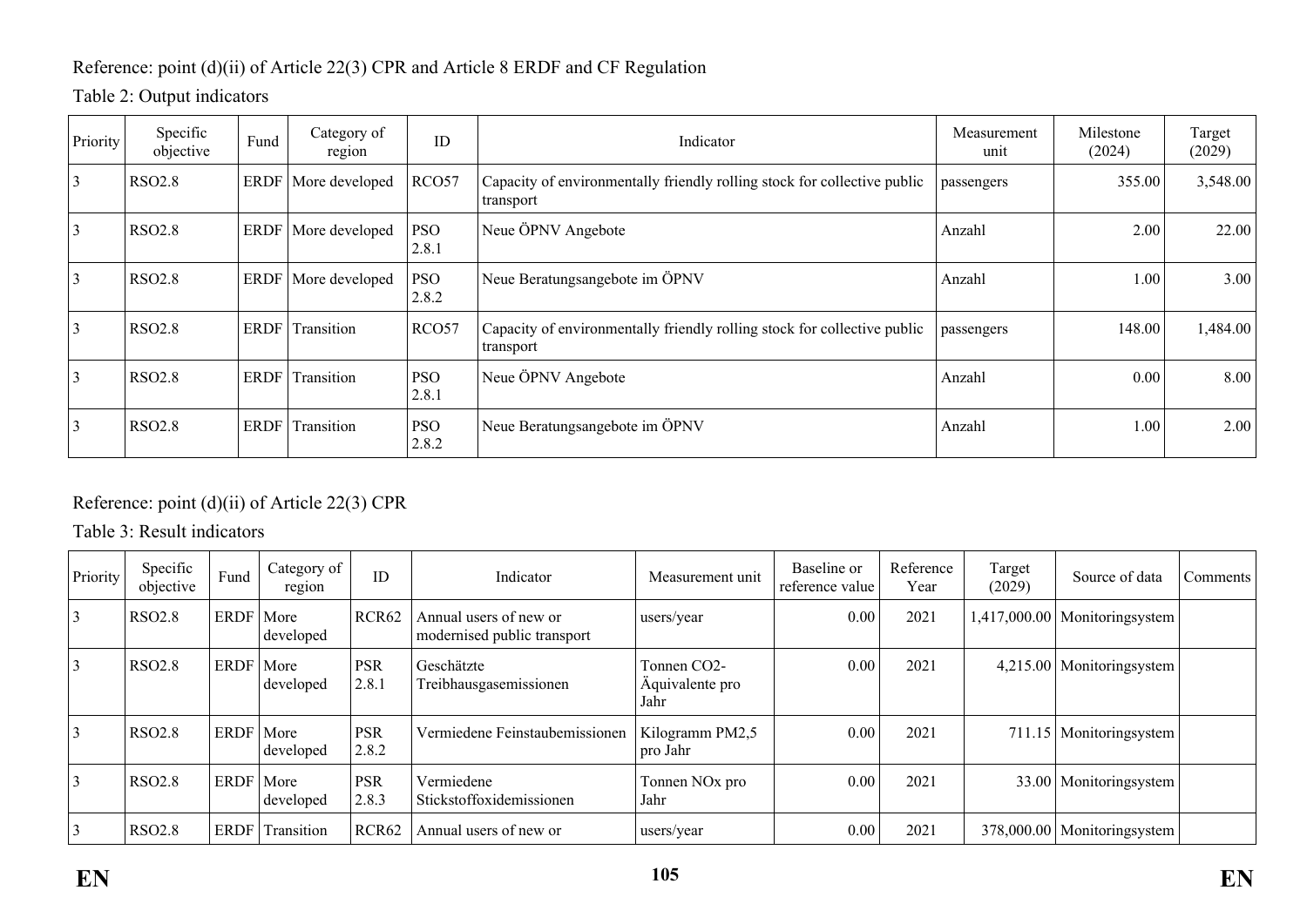Reference: point (d)(ii) of Article 22(3) CPR and Article 8 ERDF and CF Regulation

Table 2: Output indicators

| Priority | Specific objective | Fund | Category of region | ID | Indicator | Measurement unit | Milestone (2024) | Target (2029) |
|---|---|---|---|---|---|---|---|---|
| 3 | RSO2.8 | ERDF | More developed | RCO57 | Capacity of environmentally friendly rolling stock for collective public transport | passengers | 355.00 | 3,548.00 |
| 3 | RSO2.8 | ERDF | More developed | PSO 2.8.1 | Neue ÖPNV Angebote | Anzahl | 2.00 | 22.00 |
| 3 | RSO2.8 | ERDF | More developed | PSO 2.8.2 | Neue Beratungsangebote im ÖPNV | Anzahl | 1.00 | 3.00 |
| 3 | RSO2.8 | ERDF | Transition | RCO57 | Capacity of environmentally friendly rolling stock for collective public transport | passengers | 148.00 | 1,484.00 |
| 3 | RSO2.8 | ERDF | Transition | PSO 2.8.1 | Neue ÖPNV Angebote | Anzahl | 0.00 | 8.00 |
| 3 | RSO2.8 | ERDF | Transition | PSO 2.8.2 | Neue Beratungsangebote im ÖPNV | Anzahl | 1.00 | 2.00 |

Reference: point (d)(ii) of Article 22(3) CPR

Table 3: Result indicators

| Priority | Specific objective | Fund | Category of region | ID | Indicator | Measurement unit | Baseline or reference value | Reference Year | Target (2029) | Source of data | Comments |
|---|---|---|---|---|---|---|---|---|---|---|---|
| 3 | RSO2.8 | ERDF | More developed | RCR62 | Annual users of new or modernised public transport | users/year | 0.00 | 2021 | 1,417,000.00 | Monitoringsystem | |
| 3 | RSO2.8 | ERDF | More developed | PSR 2.8.1 | Geschätzte Treibhausgasemissionen | Tonnen CO2-Äquivalente pro Jahr | 0.00 | 2021 | 4,215.00 | Monitoringsystem | |
| 3 | RSO2.8 | ERDF | More developed | PSR 2.8.2 | Vermiedene Feinstaubemissionen | Kilogramm PM2,5 pro Jahr | 0.00 | 2021 | 711.15 | Monitoringsystem | |
| 3 | RSO2.8 | ERDF | More developed | PSR 2.8.3 | Vermiedene Stickstoffoxidemissionen | Tonnen NOx pro Jahr | 0.00 | 2021 | 33.00 | Monitoringsystem | |
| 3 | RSO2.8 | ERDF | Transition | RCR62 | Annual users of new or | users/year | 0.00 | 2021 | 378,000.00 | Monitoringsystem | |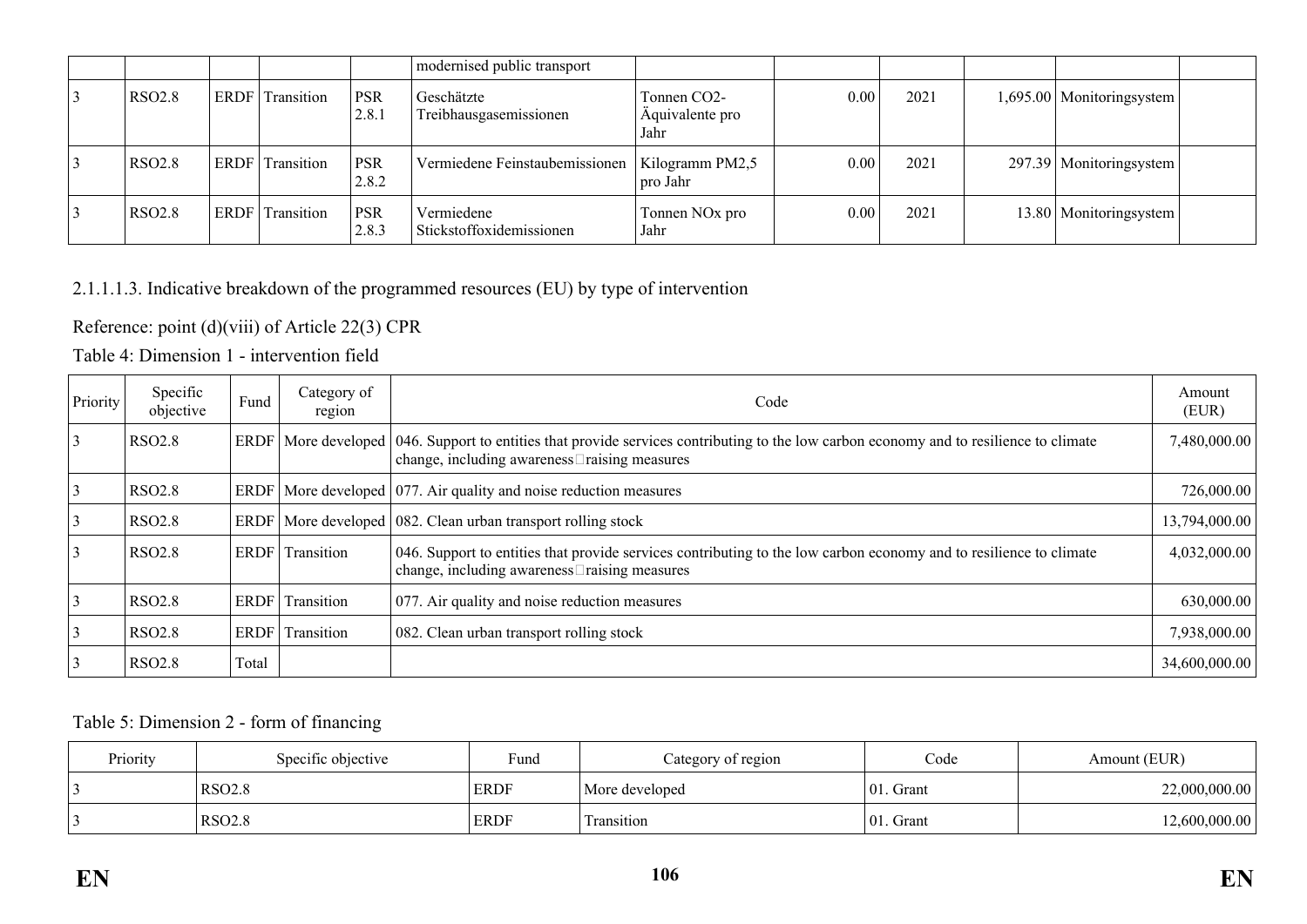| | | | | | modernised public transport | | | | | | |
|---|---|---|---|---|---|---|---|---|---|---|---|
| 3 | RSO2.8 | ERDF | Transition | PSR 2.8.1 | Geschätzte Treibhausgasemissionen | Tonnen $CO_2$-Äquivalente pro Jahr | 0.00 | 2021 | 1,695.00 | Monitoringsystem | |
| 3 | RSO2.8 | ERDF | Transition | PSR 2.8.2 | Vermiedene Feinstaubemissionen | Kilogramm PM2,5 pro Jahr | 0.00 | 2021 | 297.39 | Monitoringsystem | |
| 3 | RSO2.8 | ERDF | Transition | PSR 2.8.3 | Vermiedene Stickstoffoxidemissionen | Tonnen NOx pro Jahr | 0.00 | 2021 | 13.80 | Monitoringsystem | |

2.1.1.1.3. Indicative breakdown of the programmed resources (EU) by type of intervention

Reference: point (d)(viii) of Article 22(3) CPR

Table 4: Dimension 1 - intervention field

| Priority | Specific objective | Fund | Category of region | Code | Amount (EUR) |
|---|---|---|---|---|---|
| 3 | RSO2.8 | ERDF | More developed | 046. Support to entities that provide services contributing to the low carbon economy and to resilience to climate change, including awareness□raising measures | 7,480,000.00 |
| 3 | RSO2.8 | ERDF | More developed | 077. Air quality and noise reduction measures | 726,000.00 |
| 3 | RSO2.8 | ERDF | More developed | 082. Clean urban transport rolling stock | 13,794,000.00 |
| 3 | RSO2.8 | ERDF | Transition | 046. Support to entities that provide services contributing to the low carbon economy and to resilience to climate change, including awareness□raising measures | 4,032,000.00 |
| 3 | RSO2.8 | ERDF | Transition | 077. Air quality and noise reduction measures | 630,000.00 |
| 3 | RSO2.8 | ERDF | Transition | 082. Clean urban transport rolling stock | 7,938,000.00 |
| 3 | RSO2.8 | Total | | | 34,600,000.00 |

Table 5: Dimension 2 - form of financing

| Priority | Specific objective | Fund | Category of region | Code | Amount (EUR) |
|---|---|---|---|---|---|
| 3 | RSO2.8 | ERDF | More developed | 01. Grant | 22,000,000.00 |
| 3 | RSO2.8 | ERDF | Transition | 01. Grant | 12,600,000.00 |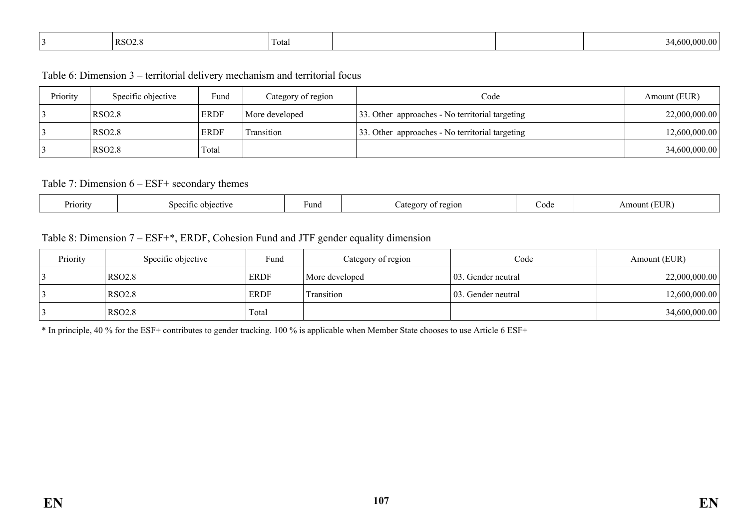| 3 | RSO2.8 | Total | | | 34,600,000.00 |
|---|---|---|---|---|---|

Table 6: Dimension 3 – territorial delivery mechanism and territorial focus

| Priority | Specific objective | Fund | Category of region | Code | Amount (EUR) |
|---|---|---|---|---|---|
| 3 | RSO2.8 | ERDF | More developed | 33. Other approaches - No territorial targeting | 22,000,000.00 |
| 3 | RSO2.8 | ERDF | Transition | 33. Other approaches - No territorial targeting | 12,600,000.00 |
| 3 | RSO2.8 | Total | | | 34,600,000.00 |

Table 7: Dimension 6 – ESF+ secondary themes

| Priority | Specific objective | Fund | Category of region | Code | Amount (EUR) |
|---|---|---|---|---|---|

Table 8: Dimension 7 – ESF+*, ERDF, Cohesion Fund and JTF gender equality dimension

| Priority | Specific objective | Fund | Category of region | Code | Amount (EUR) |
|---|---|---|---|---|---|
| 3 | RSO2.8 | ERDF | More developed | 03. Gender neutral | 22,000,000.00 |
| 3 | RSO2.8 | ERDF | Transition | 03. Gender neutral | 12,600,000.00 |
| 3 | RSO2.8 | Total | | | 34,600,000.00 |

* In principle, 40 % for the ESF+ contributes to gender tracking. 100 % is applicable when Member State chooses to use Article 6 ESF+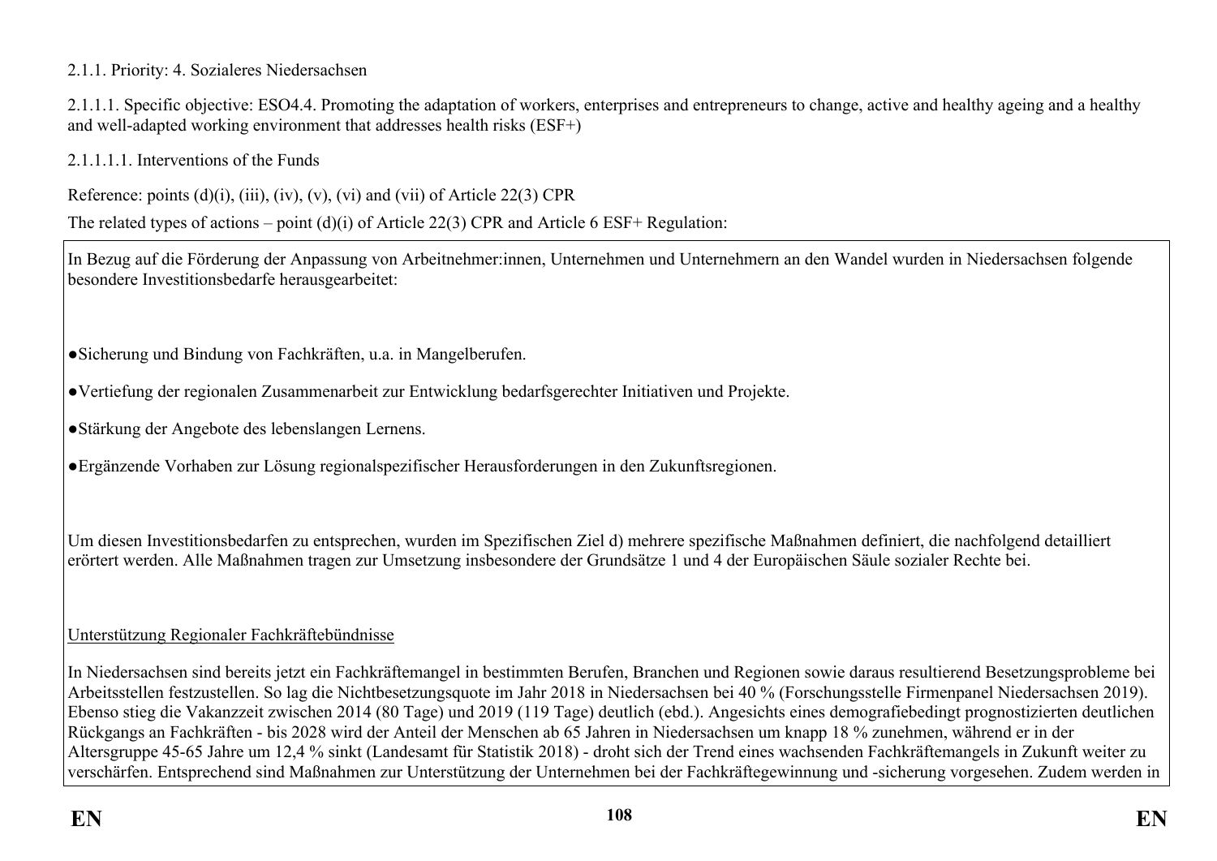2.1.1. Priority: 4. Sozialeres Niedersachsen

2.1.1.1. Specific objective: ESO4.4. Promoting the adaptation of workers, enterprises and entrepreneurs to change, active and healthy ageing and a healthy and well-adapted working environment that addresses health risks (ESF+)

2.1.1.1.1. Interventions of the Funds

Reference: points (d)(i), (iii), (iv), (v), (vi) and (vii) of Article 22(3) CPR

The related types of actions – point (d)(i) of Article 22(3) CPR and Article 6 ESF+ Regulation:

In Bezug auf die Förderung der Anpassung von Arbeitnehmer:innen, Unternehmen und Unternehmern an den Wandel wurden in Niedersachsen folgende besondere Investitionsbedarfe herausgearbeitet:

- Sicherung und Bindung von Fachkräften, u.a. in Mangelberufen.
- Vertiefung der regionalen Zusammenarbeit zur Entwicklung bedarfsgerechter Initiativen und Projekte.
- Stärkung der Angebote des lebenslangen Lernens.
- Ergänzende Vorhaben zur Lösung regionalspezifischer Herausforderungen in den Zukunftsregionen.

Um diesen Investitionsbedarfen zu entsprechen, wurden im Spezifischen Ziel d) mehrere spezifische Maßnahmen definiert, die nachfolgend detailliert erörtert werden. Alle Maßnahmen tragen zur Umsetzung insbesondere der Grundsätze 1 und 4 der Europäischen Säule sozialer Rechte bei.

Unterstützung Regionaler Fachkräftebündnisse

In Niedersachsen sind bereits jetzt ein Fachkräftemangel in bestimmten Berufen, Branchen und Regionen sowie daraus resultierend Besetzungsprobleme bei Arbeitsstellen festzustellen. So lag die Nichtbesetzungsquote im Jahr 2018 in Niedersachsen bei 40 % (Forschungsstelle Firmenpanel Niedersachsen 2019). Ebenso stieg die Vakanzzeit zwischen 2014 (80 Tage) und 2019 (119 Tage) deutlich (ebd.). Angesichts eines demografiebedingt prognostizierten deutlichen Rückgangs an Fachkräften - bis 2028 wird der Anteil der Menschen ab 65 Jahren in Niedersachsen um knapp 18 % zunehmen, während er in der Altersgruppe 45-65 Jahre um 12,4 % sinkt (Landesamt für Statistik 2018) - droht sich der Trend eines wachsenden Fachkräftemangels in Zukunft weiter zu verschärfen. Entsprechend sind Maßnahmen zur Unterstützung der Unternehmen bei der Fachkräftegewinnung und -sicherung vorgesehen. Zudem werden in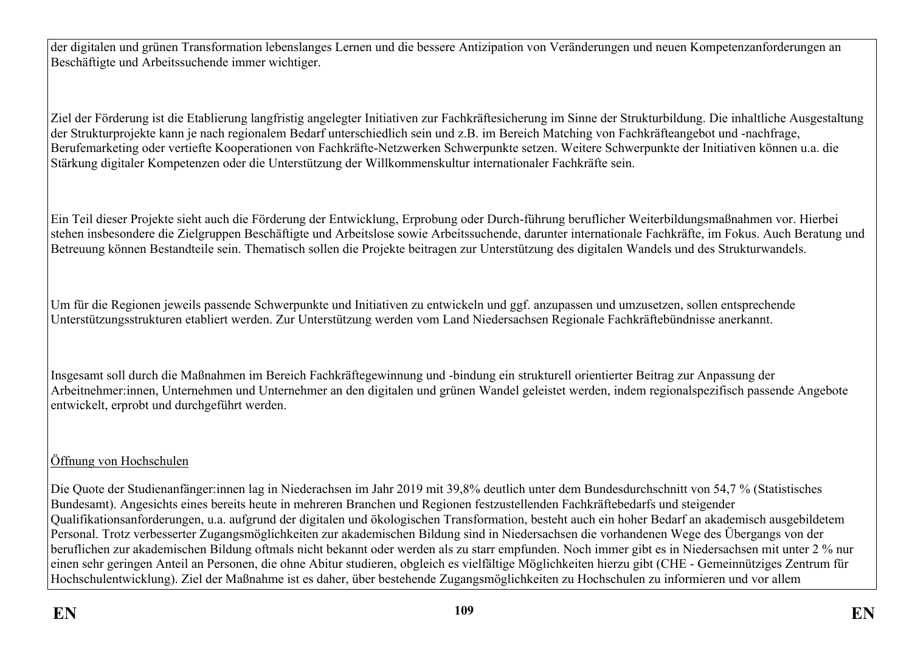der digitalen und grünen Transformation lebenslanges Lernen und die bessere Antizipation von Veränderungen und neuen Kompetenzanforderungen an Beschäftigte und Arbeitssuchende immer wichtiger.

Ziel der Förderung ist die Etablierung langfristig angelegter Initiativen zur Fachkräftesicherung im Sinne der Strukturbildung. Die inhaltliche Ausgestaltung der Strukturprojekte kann je nach regionalem Bedarf unterschiedlich sein und z.B. im Bereich Matching von Fachkräfteangebot und -nachfrage, Berufemarketing oder vertiefte Kooperationen von Fachkräfte-Netzwerken Schwerpunkte setzen. Weitere Schwerpunkte der Initiativen können u.a. die Stärkung digitaler Kompetenzen oder die Unterstützung der Willkommenskultur internationaler Fachkräfte sein.

Ein Teil dieser Projekte sieht auch die Förderung der Entwicklung, Erprobung oder Durch-führung beruflicher Weiterbildungsmaßnahmen vor. Hierbei stehen insbesondere die Zielgruppen Beschäftigte und Arbeitslose sowie Arbeitssuchende, darunter internationale Fachkräfte, im Fokus. Auch Beratung und Betreuung können Bestandteile sein. Thematisch sollen die Projekte beitragen zur Unterstützung des digitalen Wandels und des Strukturwandels.

Um für die Regionen jeweils passende Schwerpunkte und Initiativen zu entwickeln und ggf. anzupassen und umzusetzen, sollen entsprechende Unterstützungsstrukturen etabliert werden. Zur Unterstützung werden vom Land Niedersachsen Regionale Fachkräftebündnisse anerkannt.

Insgesamt soll durch die Maßnahmen im Bereich Fachkräftegewinnung und -bindung ein strukturell orientierter Beitrag zur Anpassung der Arbeitnehmer:innen, Unternehmen und Unternehmer an den digitalen und grünen Wandel geleistet werden, indem regionalspezifisch passende Angebote entwickelt, erprobt und durchgeführt werden.

Öffnung von Hochschulen

Die Quote der Studienanfänger:innen lag in Niederachsen im Jahr 2019 mit 39,8% deutlich unter dem Bundesdurchschnitt von 54,7 % (Statistisches Bundesamt). Angesichts eines bereits heute in mehreren Branchen und Regionen festzustellenden Fachkräftebedarfs und steigender Qualifikationsanforderungen, u.a. aufgrund der digitalen und ökologischen Transformation, besteht auch ein hoher Bedarf an akademisch ausgebildetem Personal. Trotz verbesserter Zugangsmöglichkeiten zur akademischen Bildung sind in Niedersachsen die vorhandenen Wege des Übergangs von der beruflichen zur akademischen Bildung oftmals nicht bekannt oder werden als zu starr empfunden. Noch immer gibt es in Niedersachsen mit unter 2 % nur einen sehr geringen Anteil an Personen, die ohne Abitur studieren, obgleich es vielfältige Möglichkeiten hierzu gibt (CHE - Gemeinnütziges Zentrum für Hochschulentwicklung). Ziel der Maßnahme ist es daher, über bestehende Zugangsmöglichkeiten zu Hochschulen zu informieren und vor allem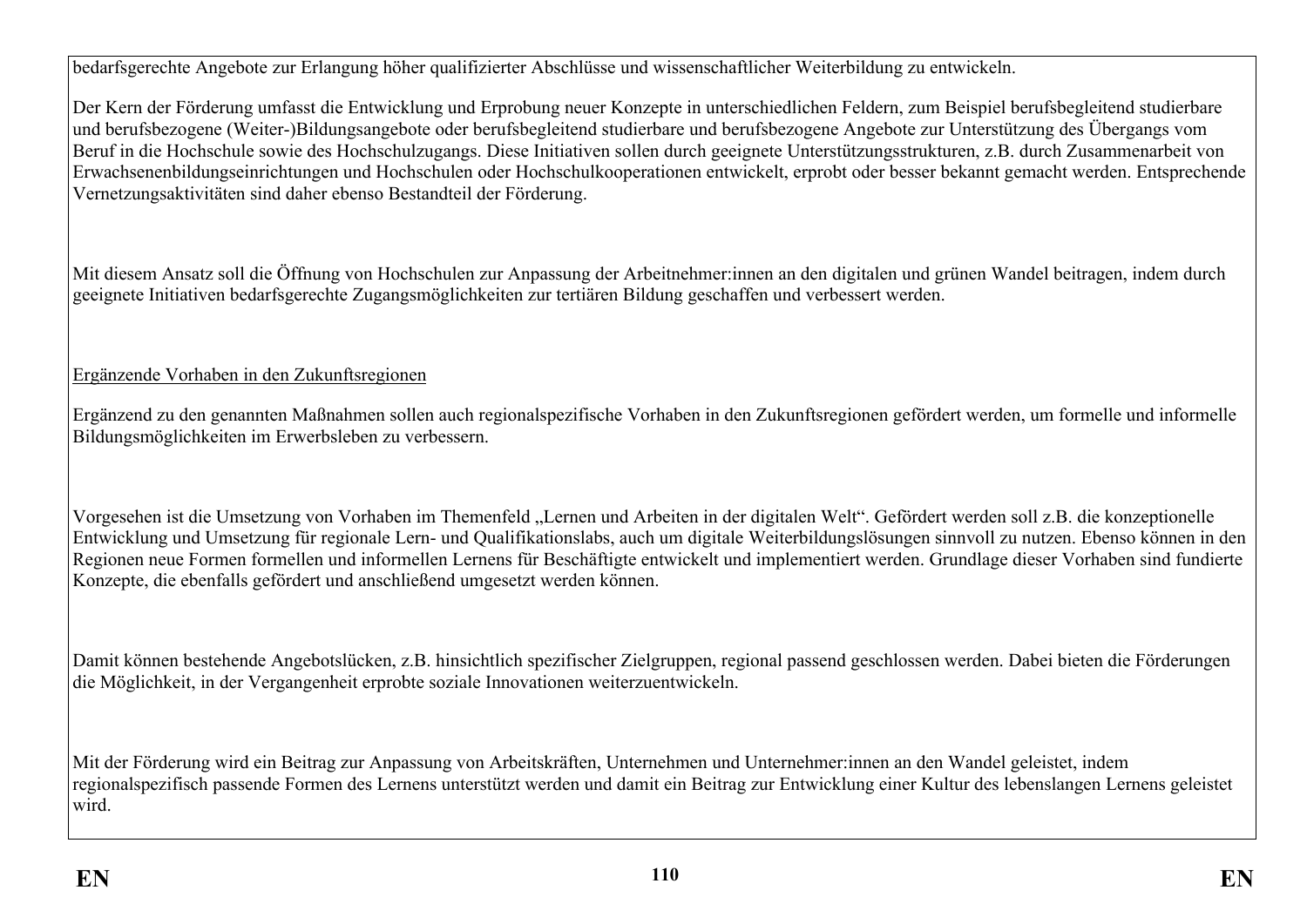bedarfsgerechte Angebote zur Erlangung höher qualifizierter Abschlüsse und wissenschaftlicher Weiterbildung zu entwickeln.

Der Kern der Förderung umfasst die Entwicklung und Erprobung neuer Konzepte in unterschiedlichen Feldern, zum Beispiel berufsbegleitend studierbare und berufsbezogene (Weiter-)Bildungsangebote oder berufsbegleitend studierbare und berufsbezogene Angebote zur Unterstützung des Übergangs vom Beruf in die Hochschule sowie des Hochschulzugangs. Diese Initiativen sollen durch geeignete Unterstützungsstrukturen, z.B. durch Zusammenarbeit von Erwachsenenbildungseinrichtungen und Hochschulen oder Hochschulkooperationen entwickelt, erprobt oder besser bekannt gemacht werden. Entsprechende Vernetzungsaktivitäten sind daher ebenso Bestandteil der Förderung.

Mit diesem Ansatz soll die Öffnung von Hochschulen zur Anpassung der Arbeitnehmer:innen an den digitalen und grünen Wandel beitragen, indem durch geeignete Initiativen bedarfsgerechte Zugangsmöglichkeiten zur tertiären Bildung geschaffen und verbessert werden.

<u>Ergänzende Vorhaben in den Zukunftsregionen</u>

Ergänzend zu den genannten Maßnahmen sollen auch regionalspezifische Vorhaben in den Zukunftsregionen gefördert werden, um formelle und informelle Bildungsmöglichkeiten im Erwerbsleben zu verbessern.

Vorgesehen ist die Umsetzung von Vorhaben im Themenfeld „Lernen und Arbeiten in der digitalen Welt". Gefördert werden soll z.B. die konzeptionelle Entwicklung und Umsetzung für regionale Lern- und Qualifikationslabs, auch um digitale Weiterbildungslösungen sinnvoll zu nutzen. Ebenso können in den Regionen neue Formen formellen und informellen Lernens für Beschäftigte entwickelt und implementiert werden. Grundlage dieser Vorhaben sind fundierte Konzepte, die ebenfalls gefördert und anschließend umgesetzt werden können.

Damit können bestehende Angebotslücken, z.B. hinsichtlich spezifischer Zielgruppen, regional passend geschlossen werden. Dabei bieten die Förderungen die Möglichkeit, in der Vergangenheit erprobte soziale Innovationen weiterzuentwickeln.

Mit der Förderung wird ein Beitrag zur Anpassung von Arbeitskräften, Unternehmen und Unternehmer:innen an den Wandel geleistet, indem regionalspezifisch passende Formen des Lernens unterstützt werden und damit ein Beitrag zur Entwicklung einer Kultur des lebenslangen Lernens geleistet wird.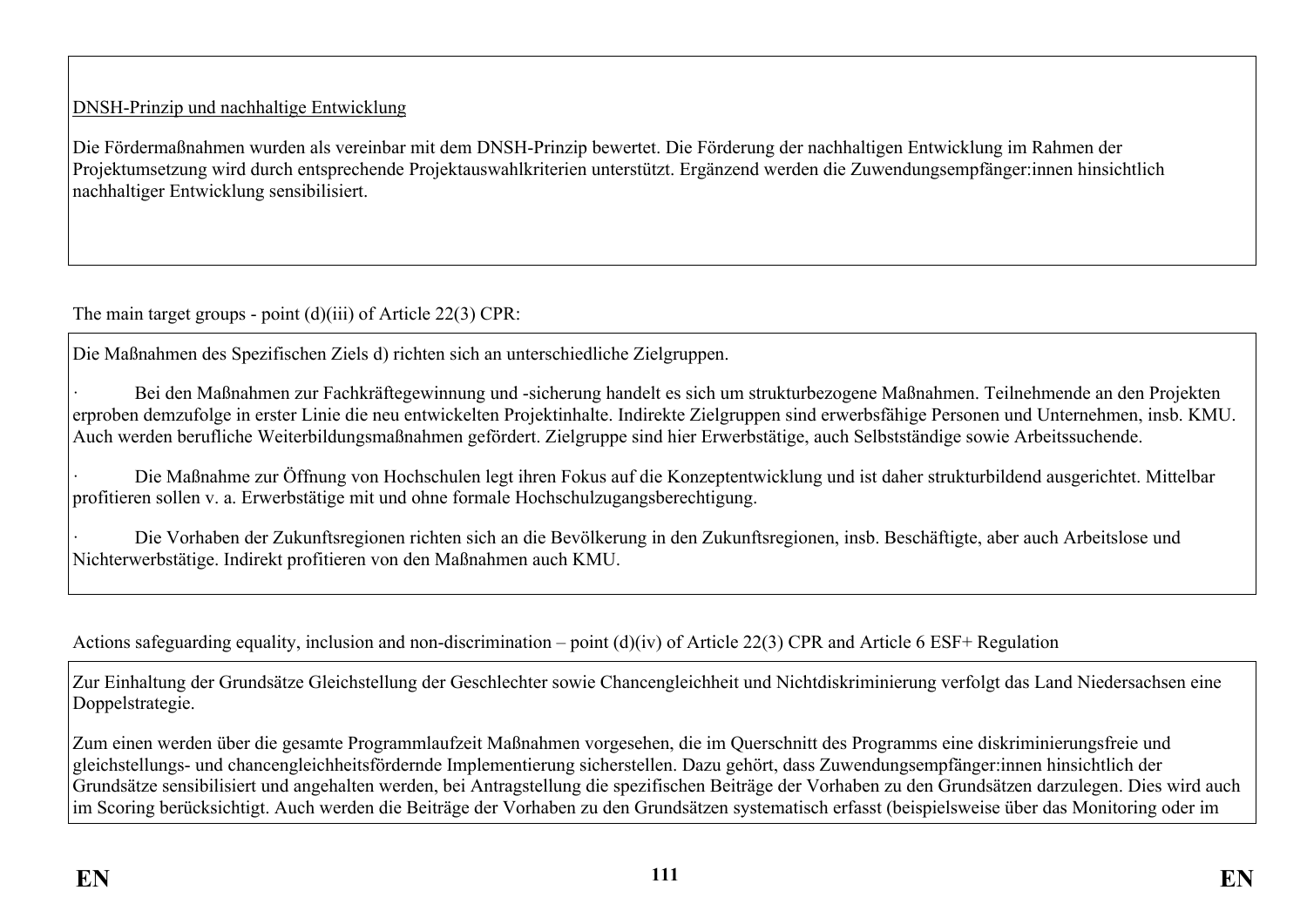DNSH-Prinzip und nachhaltige Entwicklung

Die Fördermaßnahmen wurden als vereinbar mit dem DNSH-Prinzip bewertet. Die Förderung der nachhaltigen Entwicklung im Rahmen der Projektumsetzung wird durch entsprechende Projektauswahlkriterien unterstützt. Ergänzend werden die Zuwendungsempfänger:innen hinsichtlich nachhaltiger Entwicklung sensibilisiert.

The main target groups - point (d)(iii) of Article 22(3) CPR:

Die Maßnahmen des Spezifischen Ziels d) richten sich an unterschiedliche Zielgruppen.

- Bei den Maßnahmen zur Fachkräftegewinnung und -sicherung handelt es sich um strukturbezogene Maßnahmen. Teilnehmende an den Projekten erproben demzufolge in erster Linie die neu entwickelten Projektinhalte. Indirekte Zielgruppen sind erwerbsfähige Personen und Unternehmen, insb. KMU. Auch werden berufliche Weiterbildungsmaßnahmen gefördert. Zielgruppe sind hier Erwerbstätige, auch Selbstständige sowie Arbeitssuchende.
- Die Maßnahme zur Öffnung von Hochschulen legt ihren Fokus auf die Konzeptentwicklung und ist daher strukturbildend ausgerichtet. Mittelbar profitieren sollen v. a. Erwerbstätige mit und ohne formale Hochschulzugangsberechtigung.
- Die Vorhaben der Zukunftsregionen richten sich an die Bevölkerung in den Zukunftsregionen, insb. Beschäftigte, aber auch Arbeitslose und Nichterwerbstätige. Indirekt profitieren von den Maßnahmen auch KMU.

Actions safeguarding equality, inclusion and non-discrimination – point (d)(iv) of Article 22(3) CPR and Article 6 ESF+ Regulation

Zur Einhaltung der Grundsätze Gleichstellung der Geschlechter sowie Chancengleichheit und Nichtdiskriminierung verfolgt das Land Niedersachsen eine Doppelstrategie.

Zum einen werden über die gesamte Programmlaufzeit Maßnahmen vorgesehen, die im Querschnitt des Programms eine diskriminierungsfreie und gleichstellungs- und chancengleichheitsfördernde Implementierung sicherstellen. Dazu gehört, dass Zuwendungsempfänger:innen hinsichtlich der Grundsätze sensibilisiert und angehalten werden, bei Antragstellung die spezifischen Beiträge der Vorhaben zu den Grundsätzen darzulegen. Dies wird auch im Scoring berücksichtigt. Auch werden die Beiträge der Vorhaben zu den Grundsätzen systematisch erfasst (beispielsweise über das Monitoring oder im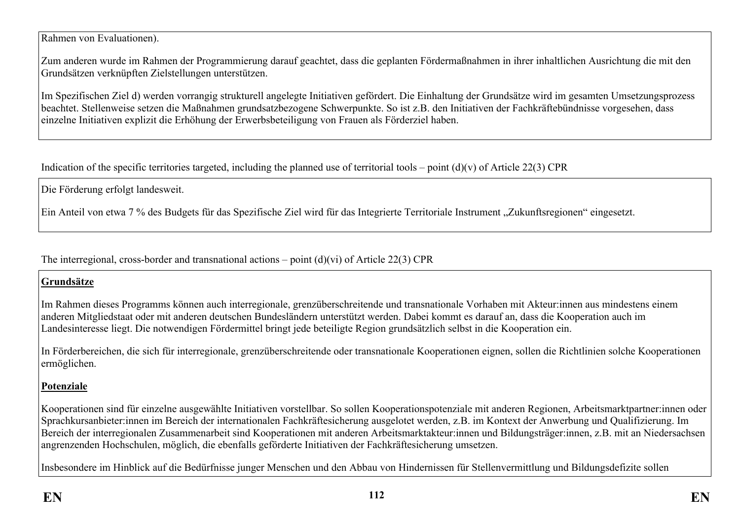Rahmen von Evaluationen).

Zum anderen wurde im Rahmen der Programmierung darauf geachtet, dass die geplanten Fördermaßnahmen in ihrer inhaltlichen Ausrichtung die mit den Grundsätzen verknüpften Zielstellungen unterstützen.

Im Spezifischen Ziel d) werden vorrangig strukturell angelegte Initiativen gefördert. Die Einhaltung der Grundsätze wird im gesamten Umsetzungsprozess beachtet. Stellenweise setzen die Maßnahmen grundsatzbezogene Schwerpunkte. So ist z.B. den Initiativen der Fachkräftebündnisse vorgesehen, dass einzelne Initiativen explizit die Erhöhung der Erwerbsbeteiligung von Frauen als Förderziel haben.

Indication of the specific territories targeted, including the planned use of territorial tools – point (d)(v) of Article 22(3) CPR

Die Förderung erfolgt landesweit.

Ein Anteil von etwa 7 % des Budgets für das Spezifische Ziel wird für das Integrierte Territoriale Instrument „Zukunftsregionen" eingesetzt.

The interregional, cross-border and transnational actions – point (d)(vi) of Article 22(3) CPR

**Grundsätze**

Im Rahmen dieses Programms können auch interregionale, grenzüberschreitende und transnationale Vorhaben mit Akteur:innen aus mindestens einem anderen Mitgliedstaat oder mit anderen deutschen Bundesländern unterstützt werden. Dabei kommt es darauf an, dass die Kooperation auch im Landesinteresse liegt. Die notwendigen Fördermittel bringt jede beteiligte Region grundsätzlich selbst in die Kooperation ein.

In Förderbereichen, die sich für interregionale, grenzüberschreitende oder transnationale Kooperationen eignen, sollen die Richtlinien solche Kooperationen ermöglichen.

**Potenziale**

Kooperationen sind für einzelne ausgewählte Initiativen vorstellbar. So sollen Kooperationspotenziale mit anderen Regionen, Arbeitsmarktpartner:innen oder Sprachkursanbieter:innen im Bereich der internationalen Fachkräftesicherung ausgelotet werden, z.B. im Kontext der Anwerbung und Qualifizierung. Im Bereich der interregionalen Zusammenarbeit sind Kooperationen mit anderen Arbeitsmarktakteur:innen und Bildungsträger:innen, z.B. mit an Niedersachsen angrenzenden Hochschulen, möglich, die ebenfalls geförderte Initiativen der Fachkräftesicherung umsetzen.

Insbesondere im Hinblick auf die Bedürfnisse junger Menschen und den Abbau von Hindernissen für Stellenvermittlung und Bildungsdefizite sollen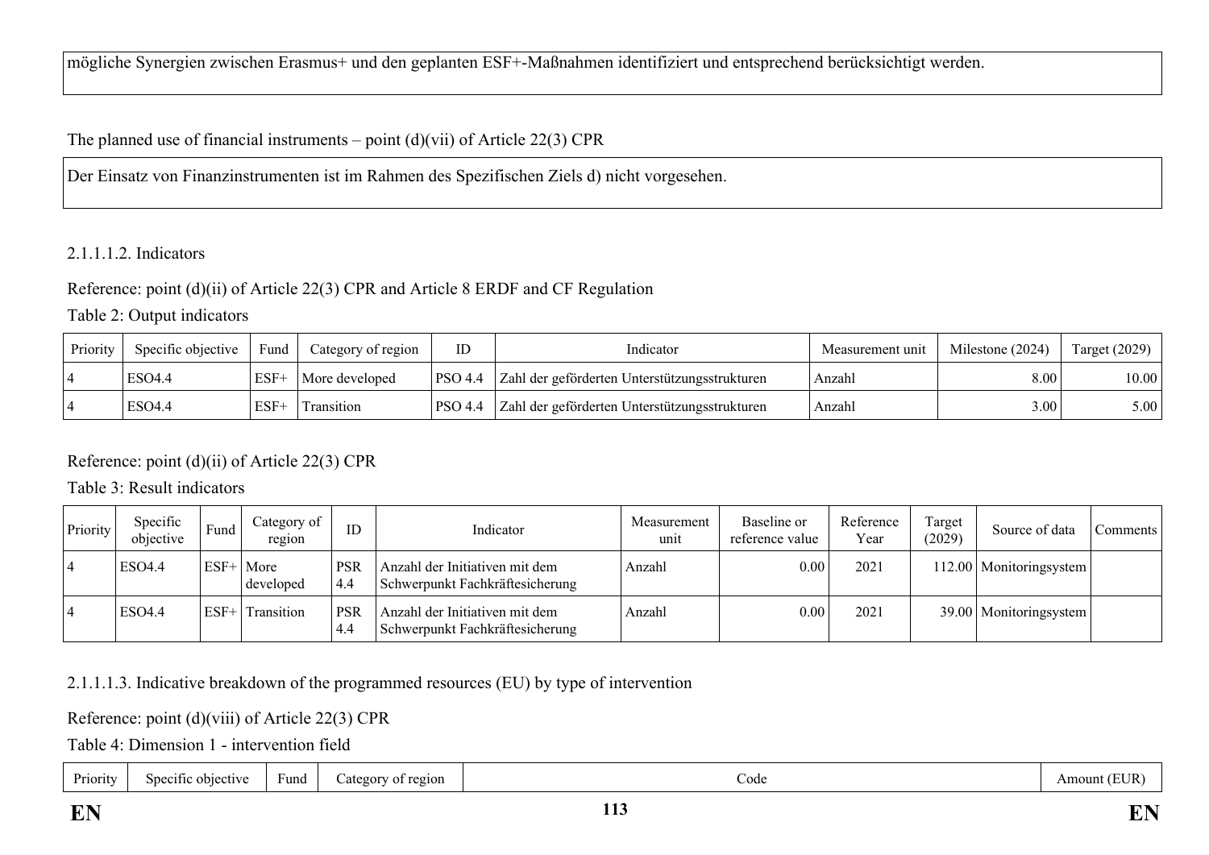mögliche Synergien zwischen Erasmus+ und den geplanten ESF+-Maßnahmen identifiziert und entsprechend berücksichtigt werden.

The planned use of financial instruments – point (d)(vii) of Article 22(3) CPR

Der Einsatz von Finanzinstrumenten ist im Rahmen des Spezifischen Ziels d) nicht vorgesehen.

2.1.1.1.2. Indicators

Reference: point (d)(ii) of Article 22(3) CPR and Article 8 ERDF and CF Regulation

Table 2: Output indicators

| Priority | Specific objective | Fund | Category of region | ID | Indicator | Measurement unit | Milestone (2024) | Target (2029) |
|---|---|---|---|---|---|---|---|---|
| 4 | ESO4.4 | ESF+ | More developed | PSO 4.4 | Zahl der geförderten Unterstützungsstrukturen | Anzahl | 8.00 | 10.00 |
| 4 | ESO4.4 | ESF+ | Transition | PSO 4.4 | Zahl der geförderten Unterstützungsstrukturen | Anzahl | 3.00 | 5.00 |

Reference: point (d)(ii) of Article 22(3) CPR

Table 3: Result indicators

| Priority | Specific objective | Fund | Category of region | ID | Indicator | Measurement unit | Baseline or reference value | Reference Year | Target (2029) | Source of data | Comments |
|---|---|---|---|---|---|---|---|---|---|---|---|
| 4 | ESO4.4 | ESF+ | More developed | PSR 4.4 | Anzahl der Initiativen mit dem Schwerpunkt Fachkräftesicherung | Anzahl | 0.00 | 2021 | 112.00 | Monitoringsystem | |
| 4 | ESO4.4 | ESF+ | Transition | PSR 4.4 | Anzahl der Initiativen mit dem Schwerpunkt Fachkräftesicherung | Anzahl | 0.00 | 2021 | 39.00 | Monitoringsystem | |

2.1.1.1.3. Indicative breakdown of the programmed resources (EU) by type of intervention

Reference: point (d)(viii) of Article 22(3) CPR

Table 4: Dimension 1 - intervention field

| Priority | Specific objective | Fund | Category of region | Code | Amount (EUR) |
|---|---|---|---|---|---|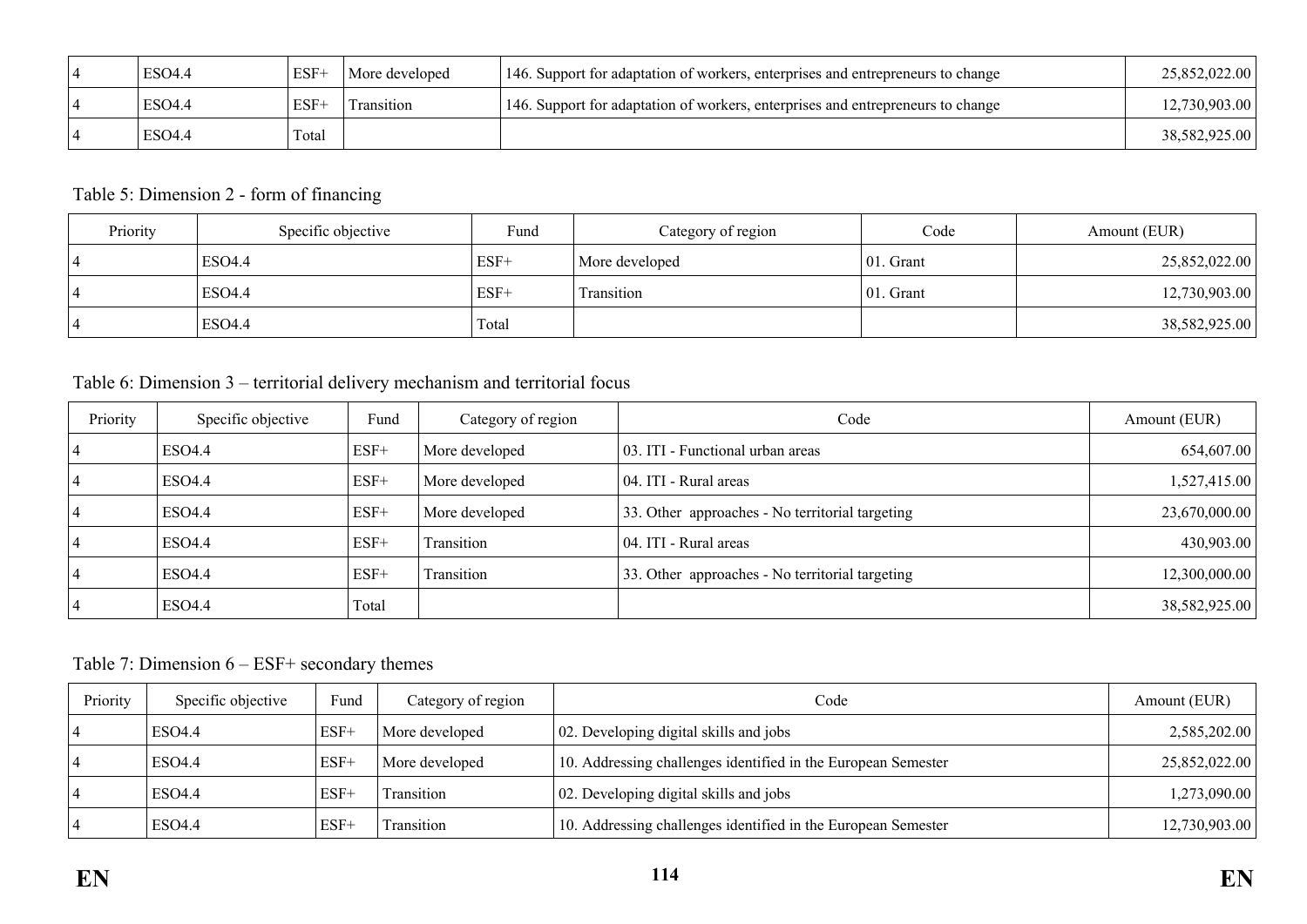| 4 | ESO4.4 | ESF+ | More developed | 146. Support for adaptation of workers, enterprises and entrepreneurs to change | 25,852,022.00 |
|---|---|---|---|---|---|
| 4 | ESO4.4 | ESF+ | Transition | 146. Support for adaptation of workers, enterprises and entrepreneurs to change | 12,730,903.00 |
| 4 | ESO4.4 | Total | | | 38,582,925.00 |

Table 5: Dimension 2 - form of financing

| Priority | Specific objective | Fund | Category of region | Code | Amount (EUR) |
|---|---|---|---|---|---|
| 4 | ESO4.4 | ESF+ | More developed | 01. Grant | 25,852,022.00 |
| 4 | ESO4.4 | ESF+ | Transition | 01. Grant | 12,730,903.00 |
| 4 | ESO4.4 | Total | | | 38,582,925.00 |

Table 6: Dimension 3 – territorial delivery mechanism and territorial focus

| Priority | Specific objective | Fund | Category of region | Code | Amount (EUR) |
|---|---|---|---|---|---|
| 4 | ESO4.4 | ESF+ | More developed | 03. ITI - Functional urban areas | 654,607.00 |
| 4 | ESO4.4 | ESF+ | More developed | 04. ITI - Rural areas | 1,527,415.00 |
| 4 | ESO4.4 | ESF+ | More developed | 33. Other approaches - No territorial targeting | 23,670,000.00 |
| 4 | ESO4.4 | ESF+ | Transition | 04. ITI - Rural areas | 430,903.00 |
| 4 | ESO4.4 | ESF+ | Transition | 33. Other approaches - No territorial targeting | 12,300,000.00 |
| 4 | ESO4.4 | Total | | | 38,582,925.00 |

Table 7: Dimension 6 – ESF+ secondary themes

| Priority | Specific objective | Fund | Category of region | Code | Amount (EUR) |
|---|---|---|---|---|---|
| 4 | ESO4.4 | ESF+ | More developed | 02. Developing digital skills and jobs | 2,585,202.00 |
| 4 | ESO4.4 | ESF+ | More developed | 10. Addressing challenges identified in the European Semester | 25,852,022.00 |
| 4 | ESO4.4 | ESF+ | Transition | 02. Developing digital skills and jobs | 1,273,090.00 |
| 4 | ESO4.4 | ESF+ | Transition | 10. Addressing challenges identified in the European Semester | 12,730,903.00 |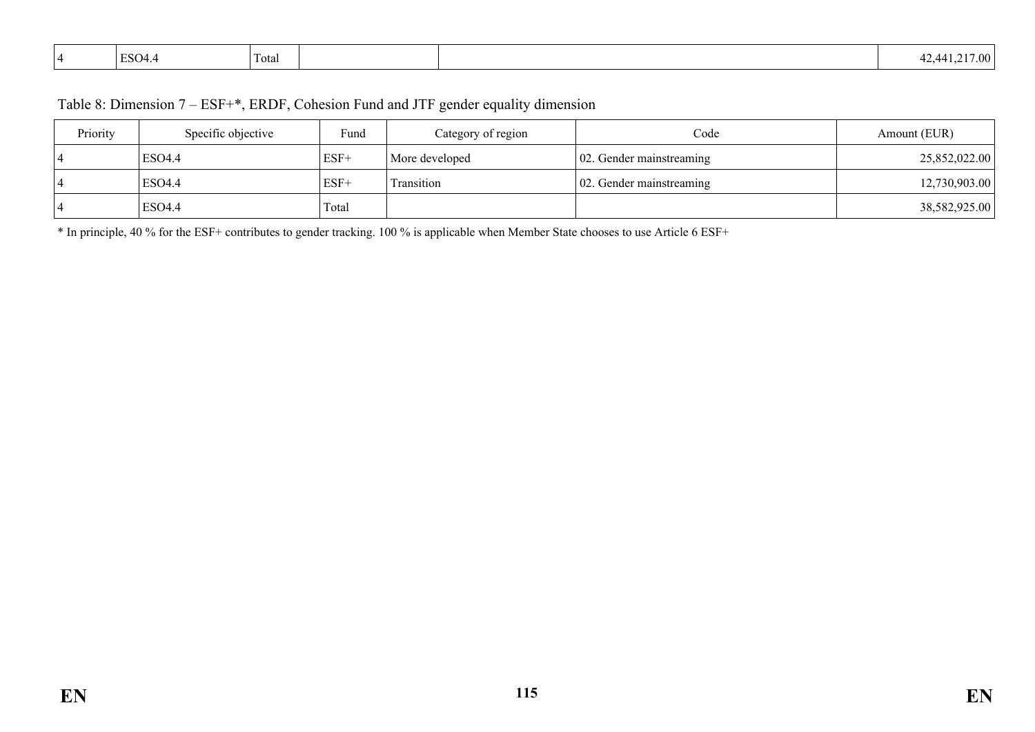| 4 | ESO4.4 | Total | | | 42,441,217.00 |
|---|---|---|---|---|---|

Table 8: Dimension 7 – ESF+*, ERDF, Cohesion Fund and JTF gender equality dimension

| Priority | Specific objective | Fund | Category of region | Code | Amount (EUR) |
|---|---|---|---|---|---|
| 4 | ESO4.4 | ESF+ | More developed | 02. Gender mainstreaming | 25,852,022.00 |
| 4 | ESO4.4 | ESF+ | Transition | 02. Gender mainstreaming | 12,730,903.00 |
| 4 | ESO4.4 | Total | | | 38,582,925.00 |

* In principle, 40 % for the ESF+ contributes to gender tracking. 100 % is applicable when Member State chooses to use Article 6 ESF+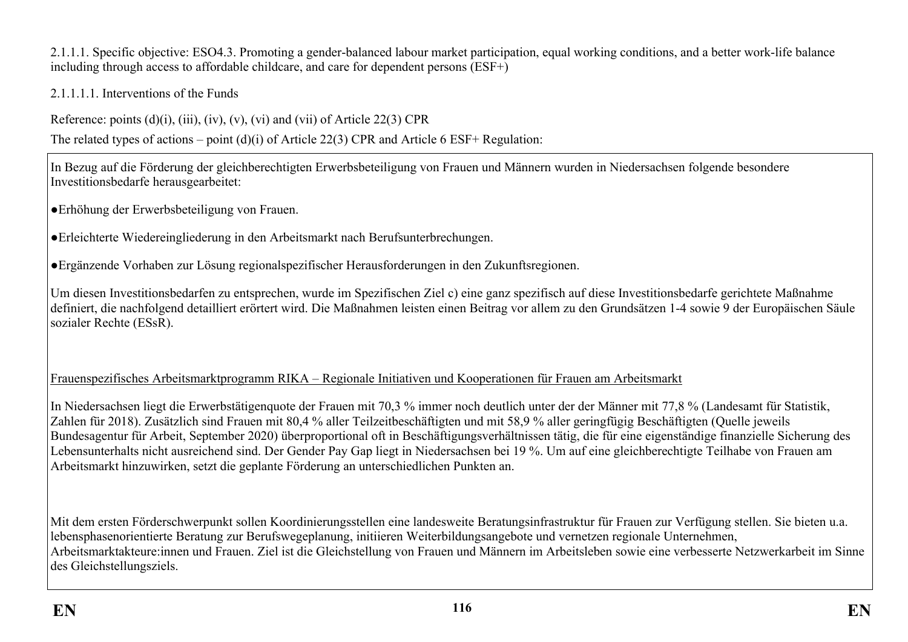2.1.1.1. Specific objective: ESO4.3. Promoting a gender-balanced labour market participation, equal working conditions, and a better work-life balance including through access to affordable childcare, and care for dependent persons (ESF+)

2.1.1.1.1. Interventions of the Funds

Reference: points (d)(i), (iii), (iv), (v), (vi) and (vii) of Article 22(3) CPR

The related types of actions – point (d)(i) of Article 22(3) CPR and Article 6 ESF+ Regulation:

In Bezug auf die Förderung der gleichberechtigten Erwerbsbeteiligung von Frauen und Männern wurden in Niedersachsen folgende besondere Investitionsbedarfe herausgearbeitet:

- Erhöhung der Erwerbsbeteiligung von Frauen.
- Erleichterte Wiedereingliederung in den Arbeitsmarkt nach Berufsunterbrechungen.
- Ergänzende Vorhaben zur Lösung regionalspezifischer Herausforderungen in den Zukunftsregionen.

Um diesen Investitionsbedarfen zu entsprechen, wurde im Spezifischen Ziel c) eine ganz spezifisch auf diese Investitionsbedarfe gerichtete Maßnahme definiert, die nachfolgend detailliert erörtert wird. Die Maßnahmen leisten einen Beitrag vor allem zu den Grundsätzen 1-4 sowie 9 der Europäischen Säule sozialer Rechte (ESsR).

Frauenspezifisches Arbeitsmarktprogramm RIKA – Regionale Initiativen und Kooperationen für Frauen am Arbeitsmarkt

In Niedersachsen liegt die Erwerbstätigenquote der Frauen mit 70,3 % immer noch deutlich unter der der Männer mit 77,8 % (Landesamt für Statistik, Zahlen für 2018). Zusätzlich sind Frauen mit 80,4 % aller Teilzeitbeschäftigten und mit 58,9 % aller geringfügig Beschäftigten (Quelle jeweils Bundesagentur für Arbeit, September 2020) überproportional oft in Beschäftigungsverhältnissen tätig, die für eine eigenständige finanzielle Sicherung des Lebensunterhalts nicht ausreichend sind. Der Gender Pay Gap liegt in Niedersachsen bei 19 %. Um auf eine gleichberechtigte Teilhabe von Frauen am Arbeitsmarkt hinzuwirken, setzt die geplante Förderung an unterschiedlichen Punkten an.

Mit dem ersten Förderschwerpunkt sollen Koordinierungsstellen eine landesweite Beratungsinfrastruktur für Frauen zur Verfügung stellen. Sie bieten u.a. lebensphasenorientierte Beratung zur Berufswegeplanung, initiieren Weiterbildungsangebote und vernetzen regionale Unternehmen, Arbeitsmarktakteure:innen und Frauen. Ziel ist die Gleichstellung von Frauen und Männern im Arbeitsleben sowie eine verbesserte Netzwerkarbeit im Sinne des Gleichstellungsziels.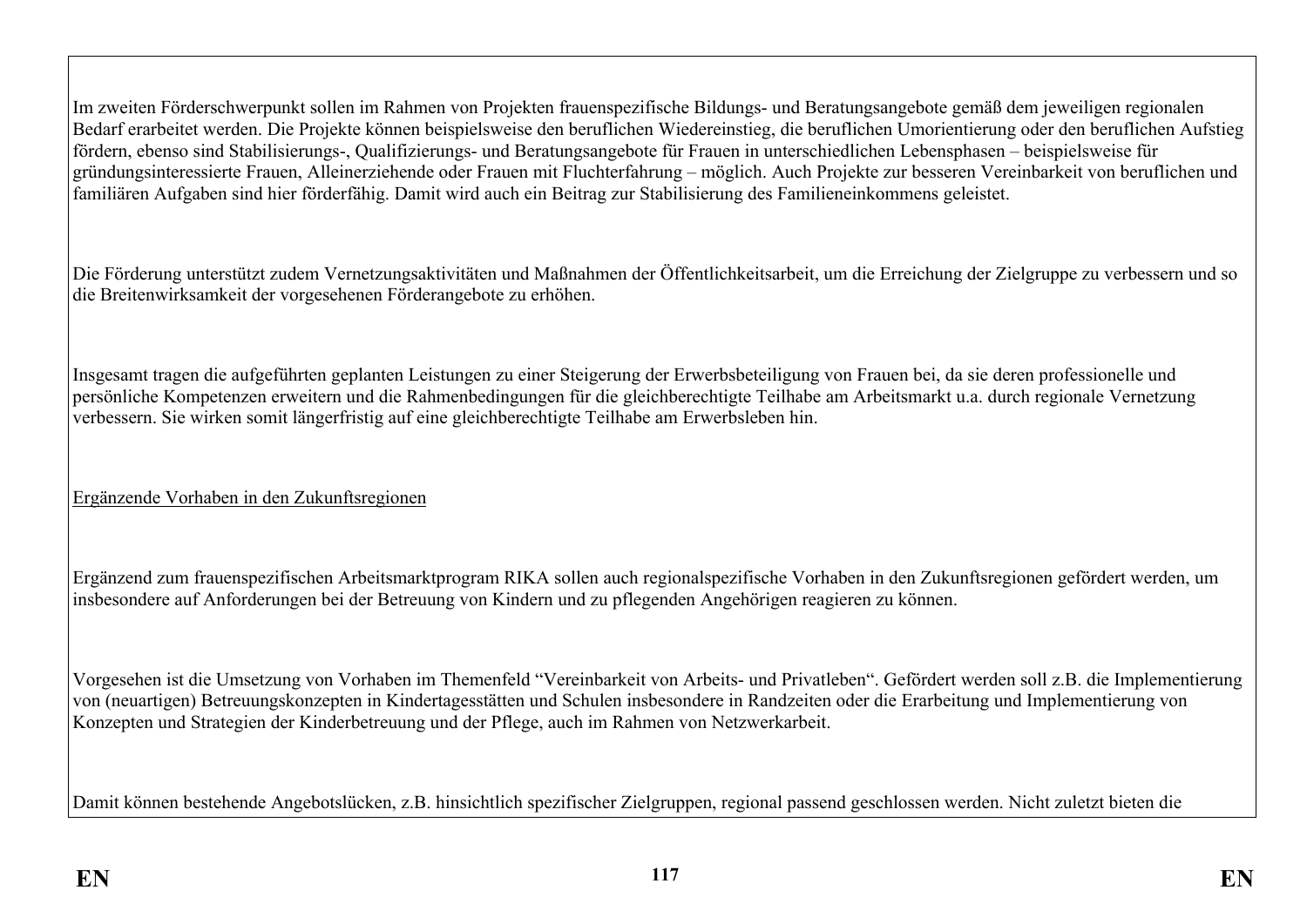Im zweiten Förderschwerpunkt sollen im Rahmen von Projekten frauenspezifische Bildungs- und Beratungsangebote gemäß dem jeweiligen regionalen Bedarf erarbeitet werden. Die Projekte können beispielsweise den beruflichen Wiedereinstieg, die beruflichen Umorientierung oder den beruflichen Aufstieg fördern, ebenso sind Stabilisierungs-, Qualifizierungs- und Beratungsangebote für Frauen in unterschiedlichen Lebensphasen – beispielsweise für gründungsinteressierte Frauen, Alleinerziehende oder Frauen mit Fluchterfahrung – möglich. Auch Projekte zur besseren Vereinbarkeit von beruflichen und familiären Aufgaben sind hier förderfähig. Damit wird auch ein Beitrag zur Stabilisierung des Familieneinkommens geleistet.

Die Förderung unterstützt zudem Vernetzungsaktivitäten und Maßnahmen der Öffentlichkeitsarbeit, um die Erreichung der Zielgruppe zu verbessern und so die Breitenwirksamkeit der vorgesehenen Förderangebote zu erhöhen.

Insgesamt tragen die aufgeführten geplanten Leistungen zu einer Steigerung der Erwerbsbeteiligung von Frauen bei, da sie deren professionelle und persönliche Kompetenzen erweitern und die Rahmenbedingungen für die gleichberechtigte Teilhabe am Arbeitsmarkt u.a. durch regionale Vernetzung verbessern. Sie wirken somit längerfristig auf eine gleichberechtigte Teilhabe am Erwerbsleben hin.

Ergänzende Vorhaben in den Zukunftsregionen

Ergänzend zum frauenspezifischen Arbeitsmarktprogram RIKA sollen auch regionalspezifische Vorhaben in den Zukunftsregionen gefördert werden, um insbesondere auf Anforderungen bei der Betreuung von Kindern und zu pflegenden Angehörigen reagieren zu können.

Vorgesehen ist die Umsetzung von Vorhaben im Themenfeld "Vereinbarkeit von Arbeits- und Privatleben". Gefördert werden soll z.B. die Implementierung von (neuartigen) Betreuungskonzepten in Kindertagesstätten und Schulen insbesondere in Randzeiten oder die Erarbeitung und Implementierung von Konzepten und Strategien der Kinderbetreuung und der Pflege, auch im Rahmen von Netzwerkarbeit.

Damit können bestehende Angebotslücken, z.B. hinsichtlich spezifischer Zielgruppen, regional passend geschlossen werden. Nicht zuletzt bieten die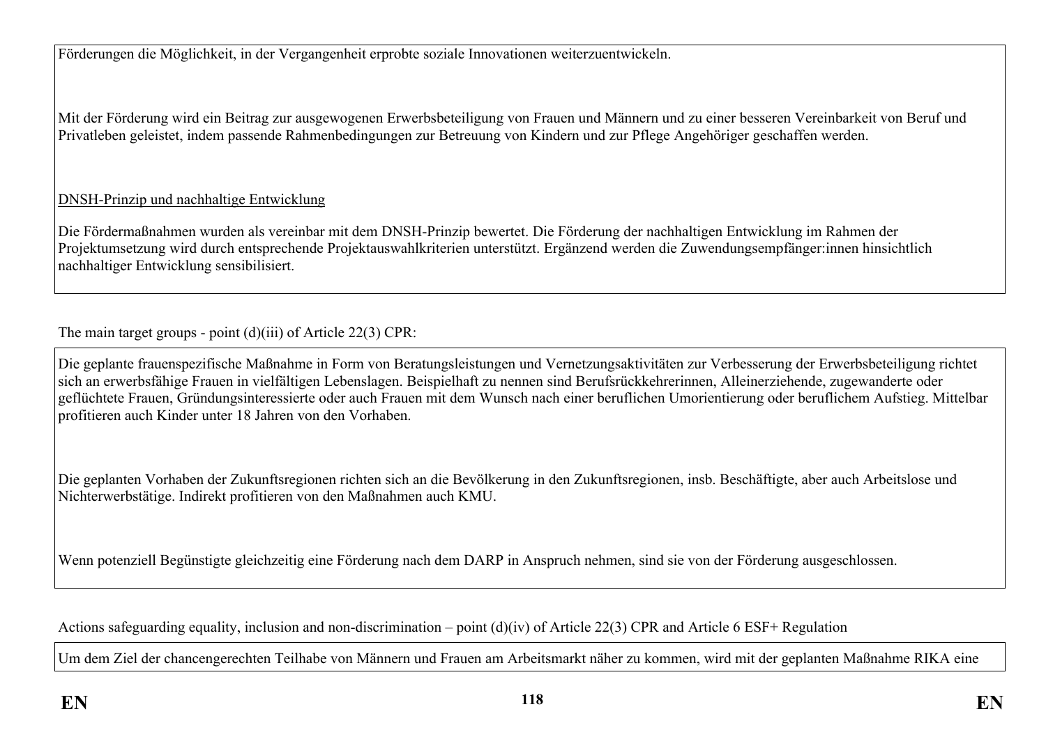Förderungen die Möglichkeit, in der Vergangenheit erprobte soziale Innovationen weiterzuentwickeln.

Mit der Förderung wird ein Beitrag zur ausgewogenen Erwerbsbeteiligung von Frauen und Männern und zu einer besseren Vereinbarkeit von Beruf und Privatleben geleistet, indem passende Rahmenbedingungen zur Betreuung von Kindern und zur Pflege Angehöriger geschaffen werden.

DNSH-Prinzip und nachhaltige Entwicklung

Die Fördermaßnahmen wurden als vereinbar mit dem DNSH-Prinzip bewertet. Die Förderung der nachhaltigen Entwicklung im Rahmen der Projektumsetzung wird durch entsprechende Projektauswahlkriterien unterstützt. Ergänzend werden die Zuwendungsempfänger:innen hinsichtlich nachhaltiger Entwicklung sensibilisiert.

The main target groups - point (d)(iii) of Article 22(3) CPR:

Die geplante frauenspezifische Maßnahme in Form von Beratungsleistungen und Vernetzungsaktivitäten zur Verbesserung der Erwerbsbeteiligung richtet sich an erwerbsfähige Frauen in vielfältigen Lebenslagen. Beispielhaft zu nennen sind Berufsrückkehrerinnen, Alleinerziehende, zugewanderte oder geflüchtete Frauen, Gründungsinteressierte oder auch Frauen mit dem Wunsch nach einer beruflichen Umorientierung oder beruflichem Aufstieg. Mittelbar profitieren auch Kinder unter 18 Jahren von den Vorhaben.

Die geplanten Vorhaben der Zukunftsregionen richten sich an die Bevölkerung in den Zukunftsregionen, insb. Beschäftigte, aber auch Arbeitslose und Nichterwerbstätige. Indirekt profitieren von den Maßnahmen auch KMU.

Wenn potenziell Begünstigte gleichzeitig eine Förderung nach dem DARP in Anspruch nehmen, sind sie von der Förderung ausgeschlossen.

Actions safeguarding equality, inclusion and non-discrimination – point (d)(iv) of Article 22(3) CPR and Article 6 ESF+ Regulation

Um dem Ziel der chancengerechten Teilhabe von Männern und Frauen am Arbeitsmarkt näher zu kommen, wird mit der geplanten Maßnahme RIKA eine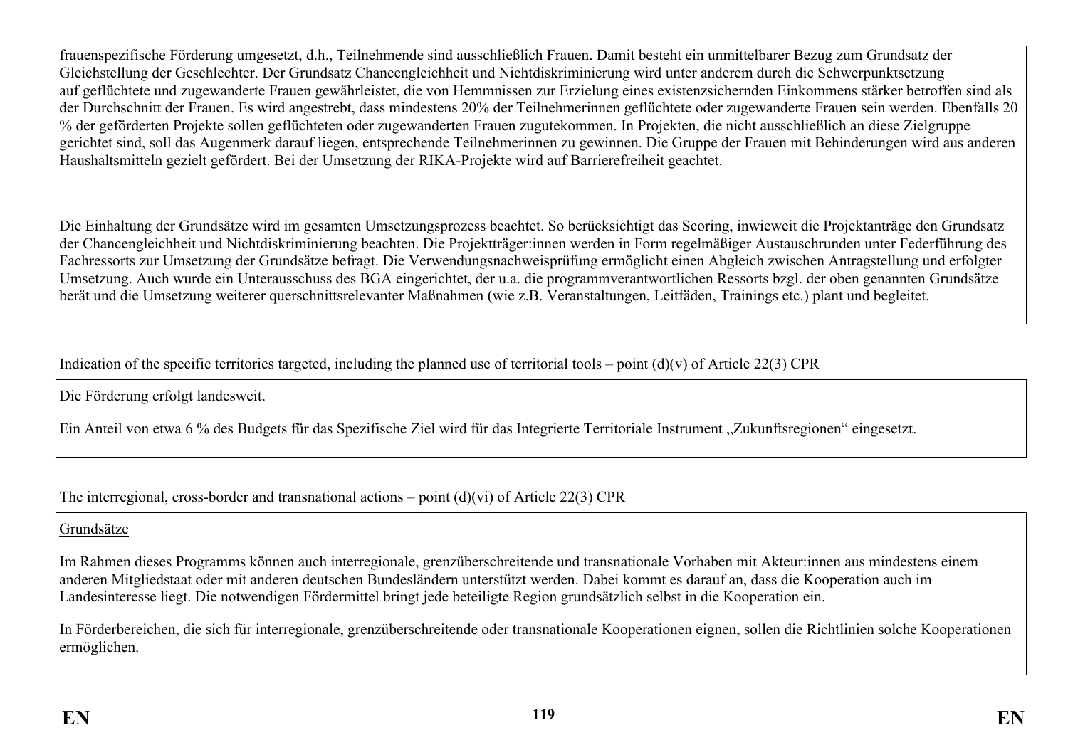frauenspezifische Förderung umgesetzt, d.h., Teilnehmende sind ausschließlich Frauen. Damit besteht ein unmittelbarer Bezug zum Grundsatz der Gleichstellung der Geschlechter. Der Grundsatz Chancengleichheit und Nichtdiskriminierung wird unter anderem durch die Schwerpunktsetzung auf geflüchtete und zugewanderte Frauen gewährleistet, die von Hemmnissen zur Erzielung eines existenzsichernden Einkommens stärker betroffen sind als der Durchschnitt der Frauen. Es wird angestrebt, dass mindestens 20% der Teilnehmerinnen geflüchtete oder zugewanderte Frauen sein werden. Ebenfalls 20 % der geförderten Projekte sollen geflüchteten oder zugewanderten Frauen zugutekommen. In Projekten, die nicht ausschließlich an diese Zielgruppe gerichtet sind, soll das Augenmerk darauf liegen, entsprechende Teilnehmerinnen zu gewinnen. Die Gruppe der Frauen mit Behinderungen wird aus anderen Haushaltsmitteln gezielt gefördert. Bei der Umsetzung der RIKA-Projekte wird auf Barrierefreiheit geachtet.

Die Einhaltung der Grundsätze wird im gesamten Umsetzungsprozess beachtet. So berücksichtigt das Scoring, inwieweit die Projektanträge den Grundsatz der Chancengleichheit und Nichtdiskriminierung beachten. Die Projektträger:innen werden in Form regelmäßiger Austauschrunden unter Federführung des Fachressorts zur Umsetzung der Grundsätze befragt. Die Verwendungsnachweisprüfung ermöglicht einen Abgleich zwischen Antragstellung und erfolgter Umsetzung. Auch wurde ein Unterausschuss des BGA eingerichtet, der u.a. die programmverantwortlichen Ressorts bzgl. der oben genannten Grundsätze berät und die Umsetzung weiterer querschnittsrelevanter Maßnahmen (wie z.B. Veranstaltungen, Leitfäden, Trainings etc.) plant und begleitet.

Indication of the specific territories targeted, including the planned use of territorial tools – point (d)(v) of Article 22(3) CPR

Die Förderung erfolgt landesweit.

Ein Anteil von etwa 6 % des Budgets für das Spezifische Ziel wird für das Integrierte Territoriale Instrument „Zukunftsregionen" eingesetzt.

The interregional, cross-border and transnational actions – point (d)(vi) of Article 22(3) CPR

Grundsätze

Im Rahmen dieses Programms können auch interregionale, grenzüberschreitende und transnationale Vorhaben mit Akteur:innen aus mindestens einem anderen Mitgliedstaat oder mit anderen deutschen Bundesländern unterstützt werden. Dabei kommt es darauf an, dass die Kooperation auch im Landesinteresse liegt. Die notwendigen Fördermittel bringt jede beteiligte Region grundsätzlich selbst in die Kooperation ein.

In Förderbereichen, die sich für interregionale, grenzüberschreitende oder transnationale Kooperationen eignen, sollen die Richtlinien solche Kooperationen ermöglichen.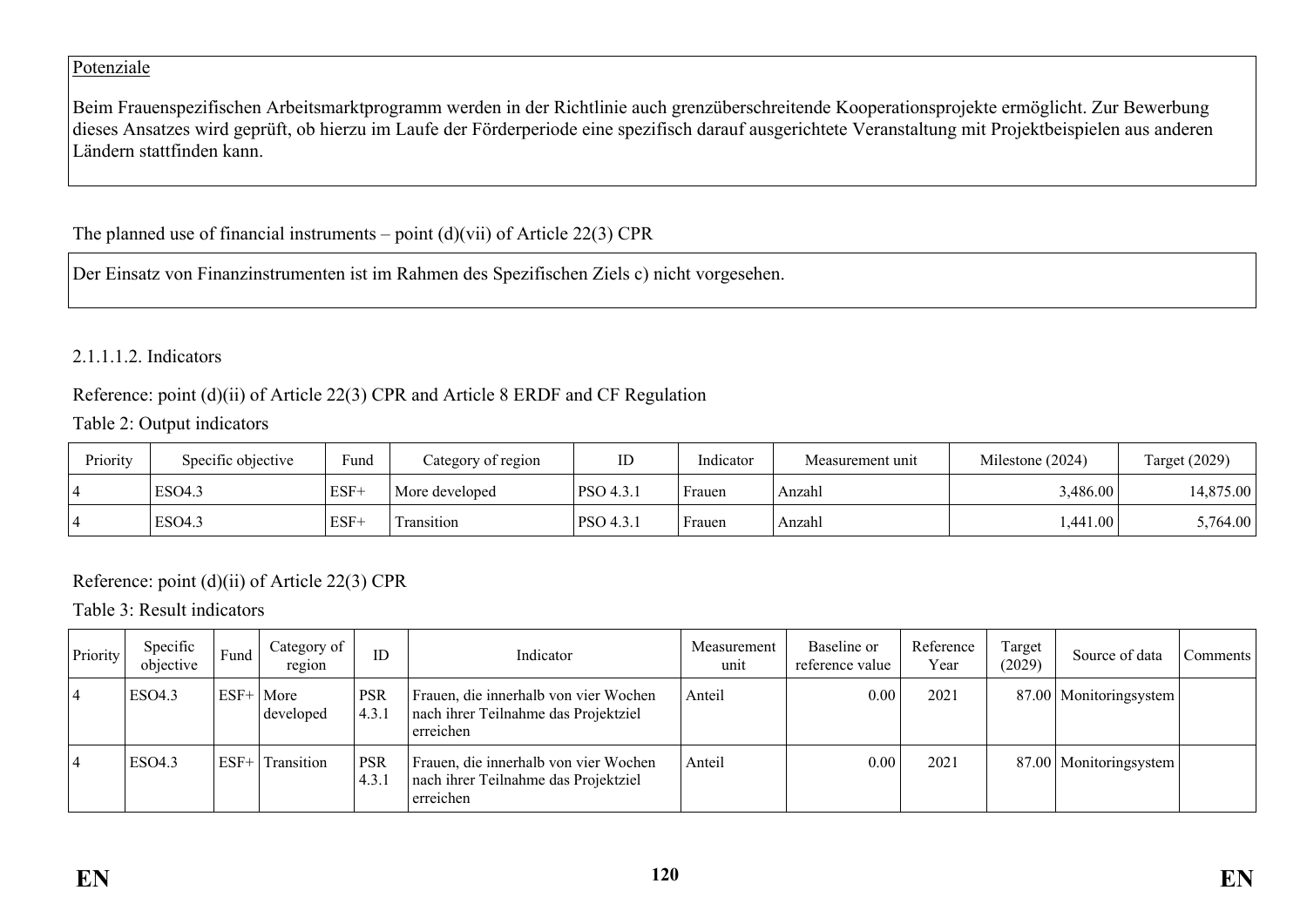Potenziale

Beim Frauenspezifischen Arbeitsmarktprogramm werden in der Richtlinie auch grenzüberschreitende Kooperationsprojekte ermöglicht. Zur Bewerbung dieses Ansatzes wird geprüft, ob hierzu im Laufe der Förderperiode eine spezifisch darauf ausgerichtete Veranstaltung mit Projektbeispielen aus anderen Ländern stattfinden kann.

The planned use of financial instruments – point (d)(vii) of Article 22(3) CPR

Der Einsatz von Finanzinstrumenten ist im Rahmen des Spezifischen Ziels c) nicht vorgesehen.

#### 2.1.1.1.2. Indicators

Reference: point (d)(ii) of Article 22(3) CPR and Article 8 ERDF and CF Regulation

Table 2: Output indicators

| Priority | Specific objective | Fund | Category of region | ID | Indicator | Measurement unit | Milestone (2024) | Target (2029) |
|---|---|---|---|---|---|---|---|---|
| 4 | ESO4.3 | ESF+ | More developed | PSO 4.3.1 | Frauen | Anzahl | 3,486.00 | 14,875.00 |
| 4 | ESO4.3 | ESF+ | Transition | PSO 4.3.1 | Frauen | Anzahl | 1,441.00 | 5,764.00 |

Reference: point (d)(ii) of Article 22(3) CPR

Table 3: Result indicators

| Priority | Specific objective | Fund | Category of region | ID | Indicator | Measurement unit | Baseline or reference value | Reference Year | Target (2029) | Source of data | Comments |
|---|---|---|---|---|---|---|---|---|---|---|---|
| 4 | ESO4.3 | ESF+ | More developed | PSR 4.3.1 | Frauen, die innerhalb von vier Wochen nach ihrer Teilnahme das Projektziel erreichen | Anteil | 0.00 | 2021 | 87.00 | Monitoringsystem | |
| 4 | ESO4.3 | ESF+ | Transition | PSR 4.3.1 | Frauen, die innerhalb von vier Wochen nach ihrer Teilnahme das Projektziel erreichen | Anteil | 0.00 | 2021 | 87.00 | Monitoringsystem | |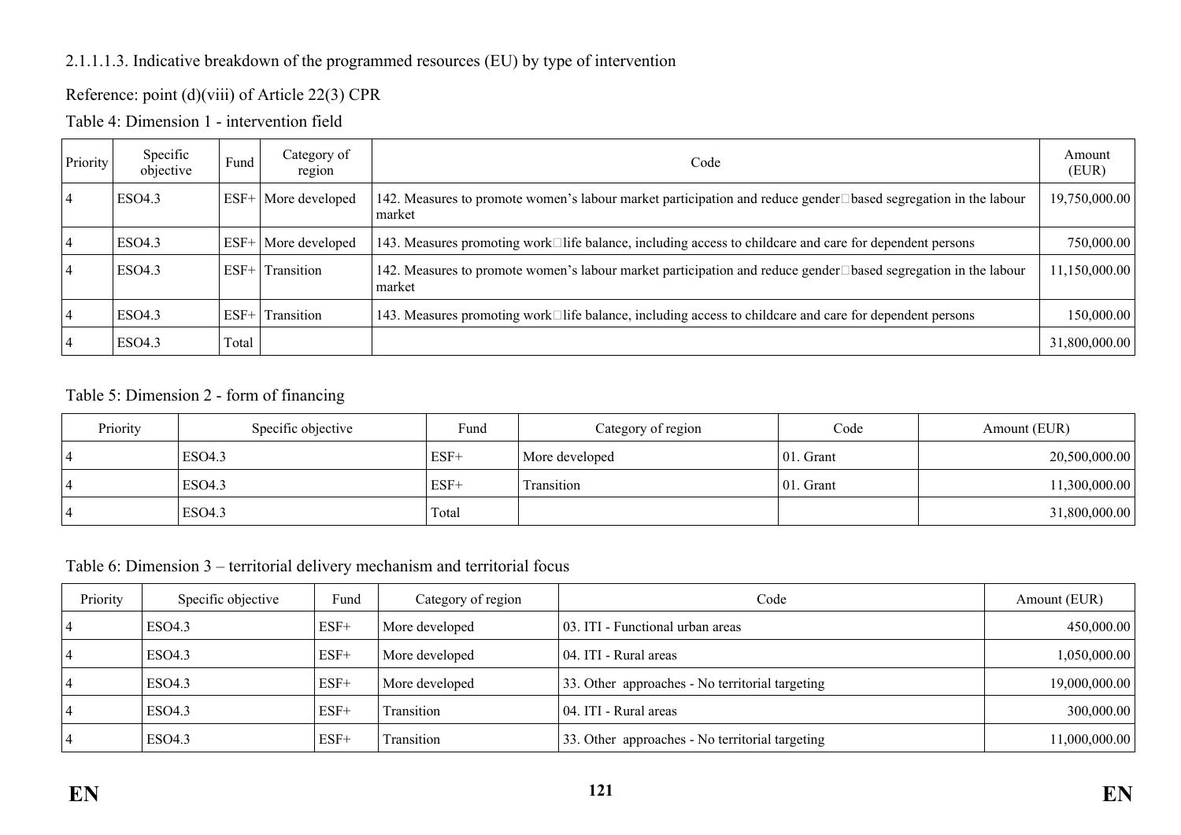2.1.1.1.3. Indicative breakdown of the programmed resources (EU) by type of intervention

Reference: point (d)(viii) of Article 22(3) CPR

Table 4: Dimension 1 - intervention field

| Priority | Specific objective | Fund | Category of region | Code | Amount (EUR) |
|---|---|---|---|---|---|
| 4 | ESO4.3 | ESF+ | More developed | 142. Measures to promote women's labour market participation and reduce gender□based segregation in the labour market | 19,750,000.00 |
| 4 | ESO4.3 | ESF+ | More developed | 143. Measures promoting work□life balance, including access to childcare and care for dependent persons | 750,000.00 |
| 4 | ESO4.3 | ESF+ | Transition | 142. Measures to promote women's labour market participation and reduce gender□based segregation in the labour market | 11,150,000.00 |
| 4 | ESO4.3 | ESF+ | Transition | 143. Measures promoting work□life balance, including access to childcare and care for dependent persons | 150,000.00 |
| 4 | ESO4.3 | Total | | | 31,800,000.00 |

Table 5: Dimension 2 - form of financing

| Priority | Specific objective | Fund | Category of region | Code | Amount (EUR) |
|---|---|---|---|---|---|
| 4 | ESO4.3 | ESF+ | More developed | 01. Grant | 20,500,000.00 |
| 4 | ESO4.3 | ESF+ | Transition | 01. Grant | 11,300,000.00 |
| 4 | ESO4.3 | Total | | | 31,800,000.00 |

Table 6: Dimension 3 – territorial delivery mechanism and territorial focus

| Priority | Specific objective | Fund | Category of region | Code | Amount (EUR) |
|---|---|---|---|---|---|
| 4 | ESO4.3 | ESF+ | More developed | 03. ITI - Functional urban areas | 450,000.00 |
| 4 | ESO4.3 | ESF+ | More developed | 04. ITI - Rural areas | 1,050,000.00 |
| 4 | ESO4.3 | ESF+ | More developed | 33. Other approaches - No territorial targeting | 19,000,000.00 |
| 4 | ESO4.3 | ESF+ | Transition | 04. ITI - Rural areas | 300,000.00 |
| 4 | ESO4.3 | ESF+ | Transition | 33. Other approaches - No territorial targeting | 11,000,000.00 |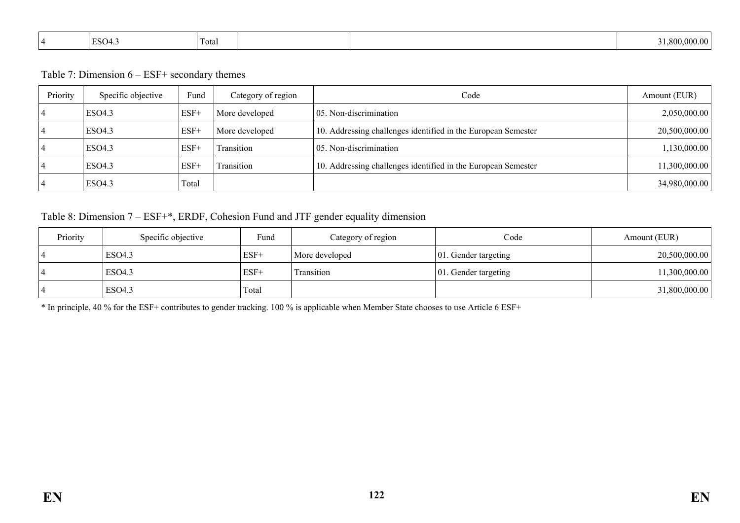| 4 | ESO4.3 | Total | | | 31,800,000.00 |
|---|---|---|---|---|---|

Table 7: Dimension 6 – ESF+ secondary themes

| Priority | Specific objective | Fund | Category of region | Code | Amount (EUR) |
|---|---|---|---|---|---|
| 4 | ESO4.3 | ESF+ | More developed | 05. Non-discrimination | 2,050,000.00 |
| 4 | ESO4.3 | ESF+ | More developed | 10. Addressing challenges identified in the European Semester | 20,500,000.00 |
| 4 | ESO4.3 | ESF+ | Transition | 05. Non-discrimination | 1,130,000.00 |
| 4 | ESO4.3 | ESF+ | Transition | 10. Addressing challenges identified in the European Semester | 11,300,000.00 |
| 4 | ESO4.3 | Total | | | 34,980,000.00 |

Table 8: Dimension 7 – ESF+*, ERDF, Cohesion Fund and JTF gender equality dimension

| Priority | Specific objective | Fund | Category of region | Code | Amount (EUR) |
|---|---|---|---|---|---|
| 4 | ESO4.3 | ESF+ | More developed | 01. Gender targeting | 20,500,000.00 |
| 4 | ESO4.3 | ESF+ | Transition | 01. Gender targeting | 11,300,000.00 |
| 4 | ESO4.3 | Total | | | 31,800,000.00 |

* In principle, 40 % for the ESF+ contributes to gender tracking. 100 % is applicable when Member State chooses to use Article 6 ESF+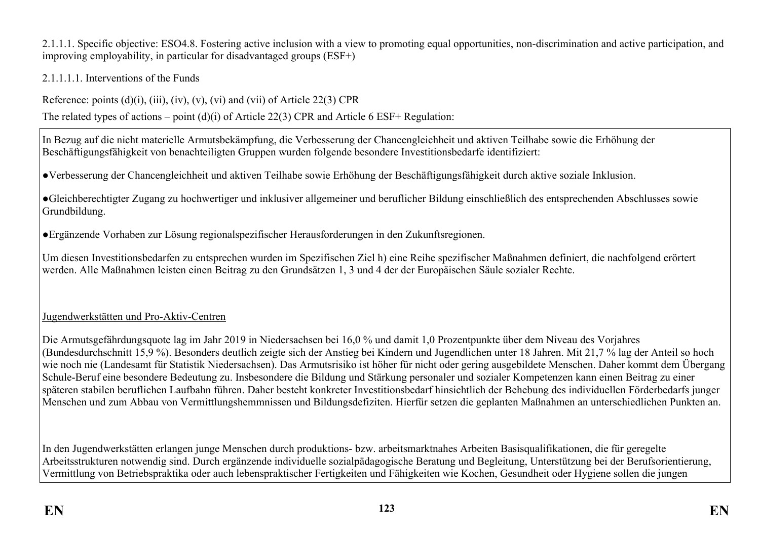2.1.1.1. Specific objective: ESO4.8. Fostering active inclusion with a view to promoting equal opportunities, non-discrimination and active participation, and improving employability, in particular for disadvantaged groups (ESF+)

2.1.1.1.1. Interventions of the Funds

Reference: points (d)(i), (iii), (iv), (v), (vi) and (vii) of Article 22(3) CPR

The related types of actions – point (d)(i) of Article 22(3) CPR and Article 6 ESF+ Regulation:

In Bezug auf die nicht materielle Armutsbekämpfung, die Verbesserung der Chancengleichheit und aktiven Teilhabe sowie die Erhöhung der Beschäftigungsfähigkeit von benachteiligten Gruppen wurden folgende besondere Investitionsbedarfe identifiziert:

●Verbesserung der Chancengleichheit und aktiven Teilhabe sowie Erhöhung der Beschäftigungsfähigkeit durch aktive soziale Inklusion.

●Gleichberechtigter Zugang zu hochwertiger und inklusiver allgemeiner und beruflicher Bildung einschließlich des entsprechenden Abschlusses sowie Grundbildung.

●Ergänzende Vorhaben zur Lösung regionalspezifischer Herausforderungen in den Zukunftsregionen.

Um diesen Investitionsbedarfen zu entsprechen wurden im Spezifischen Ziel h) eine Reihe spezifischer Maßnahmen definiert, die nachfolgend erörtert werden. Alle Maßnahmen leisten einen Beitrag zu den Grundsätzen 1, 3 und 4 der der Europäischen Säule sozialer Rechte.

<u>Jugendwerkstätten und Pro-Aktiv-Centren</u>

Die Armutsgefährdungsquote lag im Jahr 2019 in Niedersachsen bei 16,0 % und damit 1,0 Prozentpunkte über dem Niveau des Vorjahres (Bundesdurchschnitt 15,9 %). Besonders deutlich zeigte sich der Anstieg bei Kindern und Jugendlichen unter 18 Jahren. Mit 21,7 % lag der Anteil so hoch wie noch nie (Landesamt für Statistik Niedersachsen). Das Armutsrisiko ist höher für nicht oder gering ausgebildete Menschen. Daher kommt dem Übergang Schule-Beruf eine besondere Bedeutung zu. Insbesondere die Bildung und Stärkung personaler und sozialer Kompetenzen kann einen Beitrag zu einer späteren stabilen beruflichen Laufbahn führen. Daher besteht konkreter Investitionsbedarf hinsichtlich der Behebung des individuellen Förderbedarfs junger Menschen und zum Abbau von Vermittlungshemmnissen und Bildungsdefiziten. Hierfür setzen die geplanten Maßnahmen an unterschiedlichen Punkten an.

In den Jugendwerkstätten erlangen junge Menschen durch produktions- bzw. arbeitsmarktnahes Arbeiten Basisqualifikationen, die für geregelte Arbeitsstrukturen notwendig sind. Durch ergänzende individuelle sozialpädagogische Beratung und Begleitung, Unterstützung bei der Berufsorientierung, Vermittlung von Betriebspraktika oder auch lebenspraktischer Fertigkeiten und Fähigkeiten wie Kochen, Gesundheit oder Hygiene sollen die jungen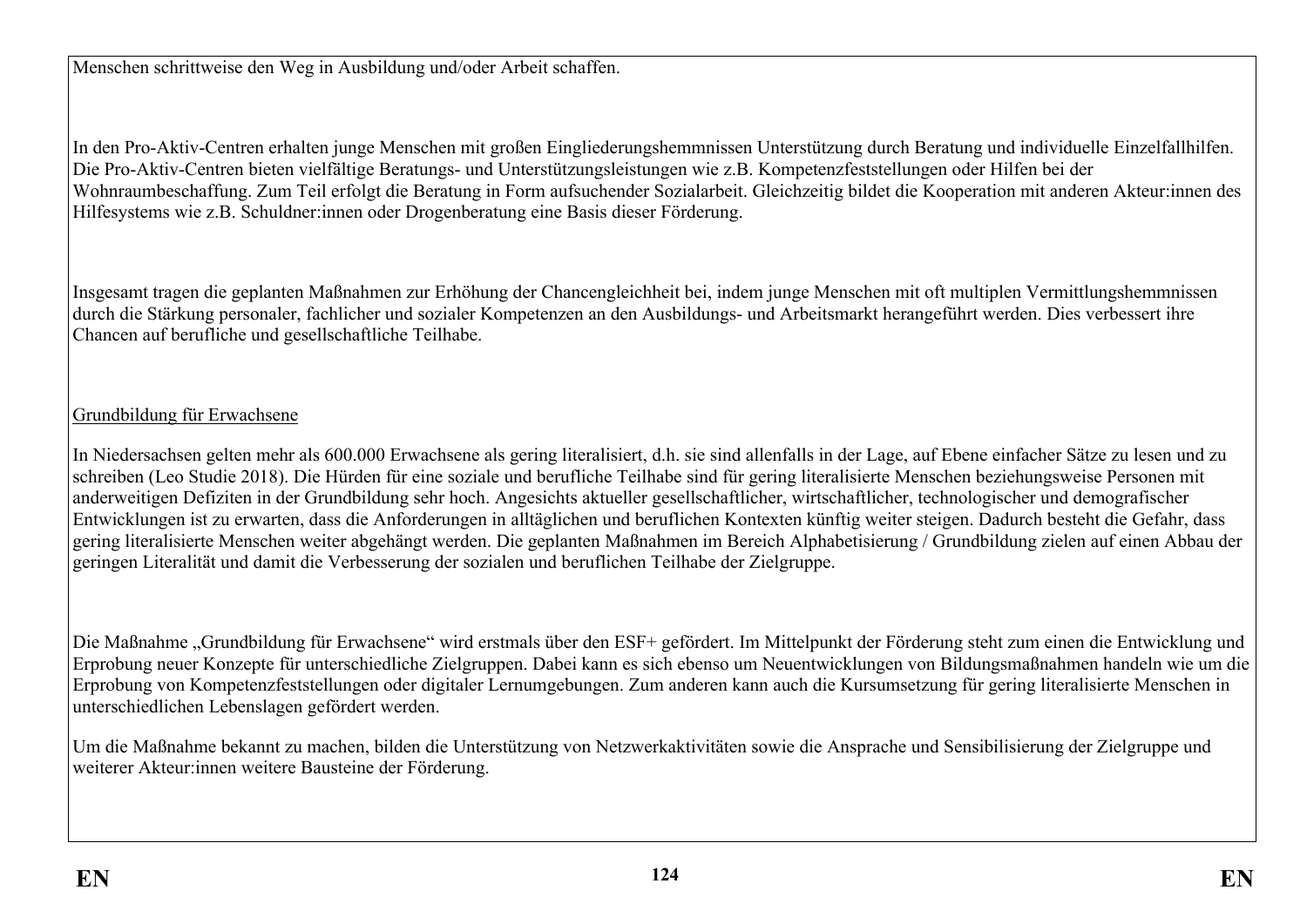Menschen schrittweise den Weg in Ausbildung und/oder Arbeit schaffen.

In den Pro-Aktiv-Centren erhalten junge Menschen mit großen Eingliederungshemmnissen Unterstützung durch Beratung und individuelle Einzelfallhilfen. Die Pro-Aktiv-Centren bieten vielfältige Beratungs- und Unterstützungsleistungen wie z.B. Kompetenzfeststellungen oder Hilfen bei der Wohnraumbeschaffung. Zum Teil erfolgt die Beratung in Form aufsuchender Sozialarbeit. Gleichzeitig bildet die Kooperation mit anderen Akteur:innen des Hilfesystems wie z.B. Schuldner:innen oder Drogenberatung eine Basis dieser Förderung.

Insgesamt tragen die geplanten Maßnahmen zur Erhöhung der Chancengleichheit bei, indem junge Menschen mit oft multiplen Vermittlungshemmnissen durch die Stärkung personaler, fachlicher und sozialer Kompetenzen an den Ausbildungs- und Arbeitsmarkt herangeführt werden. Dies verbessert ihre Chancen auf berufliche und gesellschaftliche Teilhabe.

<u>Grundbildung für Erwachsene</u>

In Niedersachsen gelten mehr als 600.000 Erwachsene als gering literalisiert, d.h. sie sind allenfalls in der Lage, auf Ebene einfacher Sätze zu lesen und zu schreiben (Leo Studie 2018). Die Hürden für eine soziale und berufliche Teilhabe sind für gering literalisierte Menschen beziehungsweise Personen mit anderweitigen Defiziten in der Grundbildung sehr hoch. Angesichts aktueller gesellschaftlicher, wirtschaftlicher, technologischer und demografischer Entwicklungen ist zu erwarten, dass die Anforderungen in alltäglichen und beruflichen Kontexten künftig weiter steigen. Dadurch besteht die Gefahr, dass gering literalisierte Menschen weiter abgehängt werden. Die geplanten Maßnahmen im Bereich Alphabetisierung / Grundbildung zielen auf einen Abbau der geringen Literalität und damit die Verbesserung der sozialen und beruflichen Teilhabe der Zielgruppe.

Die Maßnahme „Grundbildung für Erwachsene" wird erstmals über den ESF+ gefördert. Im Mittelpunkt der Förderung steht zum einen die Entwicklung und Erprobung neuer Konzepte für unterschiedliche Zielgruppen. Dabei kann es sich ebenso um Neuentwicklungen von Bildungsmaßnahmen handeln wie um die Erprobung von Kompetenzfeststellungen oder digitaler Lernumgebungen. Zum anderen kann auch die Kursumsetzung für gering literalisierte Menschen in unterschiedlichen Lebenslagen gefördert werden.

Um die Maßnahme bekannt zu machen, bilden die Unterstützung von Netzwerkaktivitäten sowie die Ansprache und Sensibilisierung der Zielgruppe und weiterer Akteur:innen weitere Bausteine der Förderung.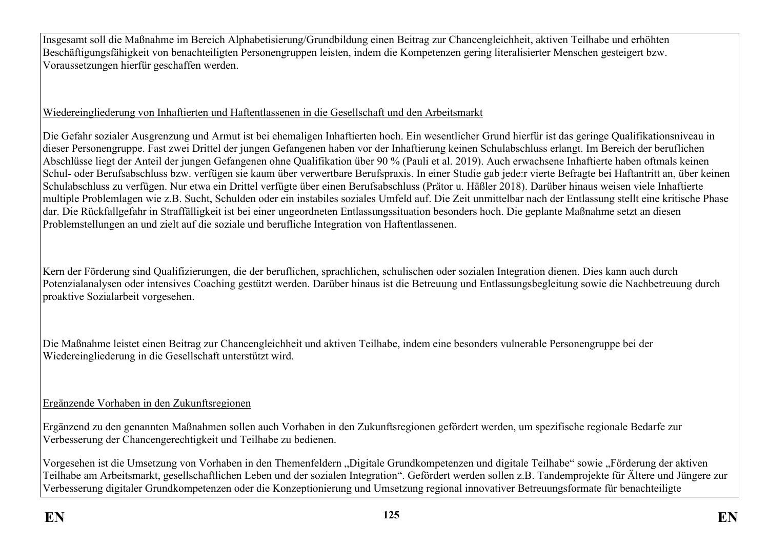Insgesamt soll die Maßnahme im Bereich Alphabetisierung/Grundbildung einen Beitrag zur Chancengleichheit, aktiven Teilhabe und erhöhten Beschäftigungsfähigkeit von benachteiligten Personengruppen leisten, indem die Kompetenzen gering literalisierter Menschen gesteigert bzw. Voraussetzungen hierfür geschaffen werden.

Wiedereingliederung von Inhaftierten und Haftentlassenen in die Gesellschaft und den Arbeitsmarkt

Die Gefahr sozialer Ausgrenzung und Armut ist bei ehemaligen Inhaftierten hoch. Ein wesentlicher Grund hierfür ist das geringe Qualifikationsniveau in dieser Personengruppe. Fast zwei Drittel der jungen Gefangenen haben vor der Inhaftierung keinen Schulabschluss erlangt. Im Bereich der beruflichen Abschlüsse liegt der Anteil der jungen Gefangenen ohne Qualifikation über 90 % (Pauli et al. 2019). Auch erwachsene Inhaftierte haben oftmals keinen Schul- oder Berufsabschluss bzw. verfügen sie kaum über verwertbare Berufspraxis. In einer Studie gab jede:r vierte Befragte bei Haftantritt an, über keinen Schulabschluss zu verfügen. Nur etwa ein Drittel verfügte über einen Berufsabschluss (Prätor u. Häßler 2018). Darüber hinaus weisen viele Inhaftierte multiple Problemlagen wie z.B. Sucht, Schulden oder ein instabiles soziales Umfeld auf. Die Zeit unmittelbar nach der Entlassung stellt eine kritische Phase dar. Die Rückfallgefahr in Straffälligkeit ist bei einer ungeordneten Entlassungssituation besonders hoch. Die geplante Maßnahme setzt an diesen Problemstellungen an und zielt auf die soziale und berufliche Integration von Haftentlassenen.

Kern der Förderung sind Qualifizierungen, die der beruflichen, sprachlichen, schulischen oder sozialen Integration dienen. Dies kann auch durch Potenzialanalysen oder intensives Coaching gestützt werden. Darüber hinaus ist die Betreuung und Entlassungsbegleitung sowie die Nachbetreuung durch proaktive Sozialarbeit vorgesehen.

Die Maßnahme leistet einen Beitrag zur Chancengleichheit und aktiven Teilhabe, indem eine besonders vulnerable Personengruppe bei der Wiedereingliederung in die Gesellschaft unterstützt wird.

Ergänzende Vorhaben in den Zukunftsregionen

Ergänzend zu den genannten Maßnahmen sollen auch Vorhaben in den Zukunftsregionen gefördert werden, um spezifische regionale Bedarfe zur Verbesserung der Chancengerechtigkeit und Teilhabe zu bedienen.

Vorgesehen ist die Umsetzung von Vorhaben in den Themenfeldern „Digitale Grundkompetenzen und digitale Teilhabe“ sowie „Förderung der aktiven Teilhabe am Arbeitsmarkt, gesellschaftlichen Leben und der sozialen Integration“. Gefördert werden sollen z.B. Tandemprojekte für Ältere und Jüngere zur Verbesserung digitaler Grundkompetenzen oder die Konzeptionierung und Umsetzung regional innovativer Betreuungsformate für benachteiligte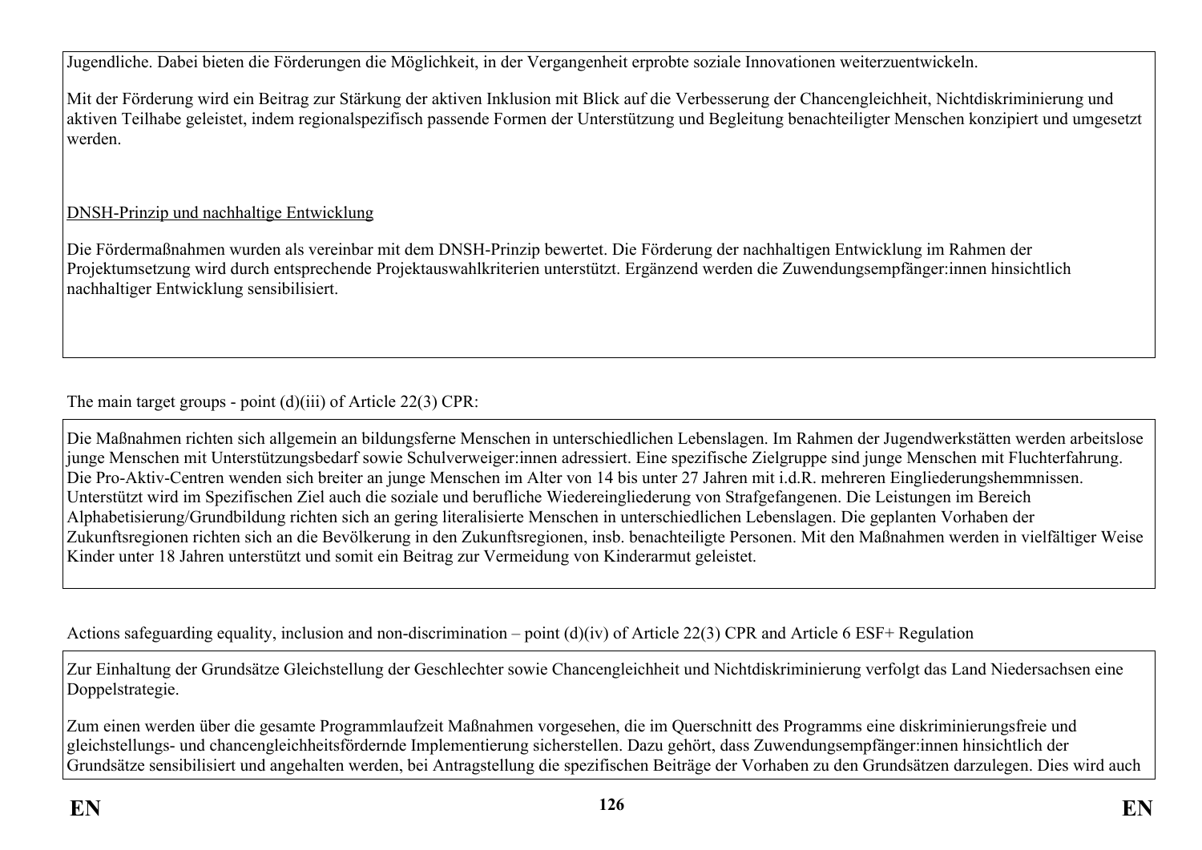Jugendliche. Dabei bieten die Förderungen die Möglichkeit, in der Vergangenheit erprobte soziale Innovationen weiterzuentwickeln.

Mit der Förderung wird ein Beitrag zur Stärkung der aktiven Inklusion mit Blick auf die Verbesserung der Chancengleichheit, Nichtdiskriminierung und aktiven Teilhabe geleistet, indem regionalspezifisch passende Formen der Unterstützung und Begleitung benachteiligter Menschen konzipiert und umgesetzt werden.

<u>DNSH-Prinzip und nachhaltige Entwicklung</u>

Die Fördermaßnahmen wurden als vereinbar mit dem DNSH-Prinzip bewertet. Die Förderung der nachhaltigen Entwicklung im Rahmen der Projektumsetzung wird durch entsprechende Projektauswahlkriterien unterstützt. Ergänzend werden die Zuwendungsempfänger:innen hinsichtlich nachhaltiger Entwicklung sensibilisiert.

The main target groups - point (d)(iii) of Article 22(3) CPR:

Die Maßnahmen richten sich allgemein an bildungsferne Menschen in unterschiedlichen Lebenslagen. Im Rahmen der Jugendwerkstätten werden arbeitslose junge Menschen mit Unterstützungsbedarf sowie Schulverweiger:innen adressiert. Eine spezifische Zielgruppe sind junge Menschen mit Fluchterfahrung. Die Pro-Aktiv-Centren wenden sich breiter an junge Menschen im Alter von 14 bis unter 27 Jahren mit i.d.R. mehreren Eingliederungshemmnissen. Unterstützt wird im Spezifischen Ziel auch die soziale und berufliche Wiedereingliederung von Strafgefangenen. Die Leistungen im Bereich Alphabetisierung/Grundbildung richten sich an gering literalisierte Menschen in unterschiedlichen Lebenslagen. Die geplanten Vorhaben der Zukunftsregionen richten sich an die Bevölkerung in den Zukunftsregionen, insb. benachteiligte Personen. Mit den Maßnahmen werden in vielfältiger Weise Kinder unter 18 Jahren unterstützt und somit ein Beitrag zur Vermeidung von Kinderarmut geleistet.

Actions safeguarding equality, inclusion and non-discrimination – point (d)(iv) of Article 22(3) CPR and Article 6 ESF+ Regulation

Zur Einhaltung der Grundsätze Gleichstellung der Geschlechter sowie Chancengleichheit und Nichtdiskriminierung verfolgt das Land Niedersachsen eine Doppelstrategie.

Zum einen werden über die gesamte Programmlaufzeit Maßnahmen vorgesehen, die im Querschnitt des Programms eine diskriminierungsfreie und gleichstellungs- und chancengleichheitsfördernde Implementierung sicherstellen. Dazu gehört, dass Zuwendungsempfänger:innen hinsichtlich der Grundsätze sensibilisiert und angehalten werden, bei Antragstellung die spezifischen Beiträge der Vorhaben zu den Grundsätzen darzulegen. Dies wird auch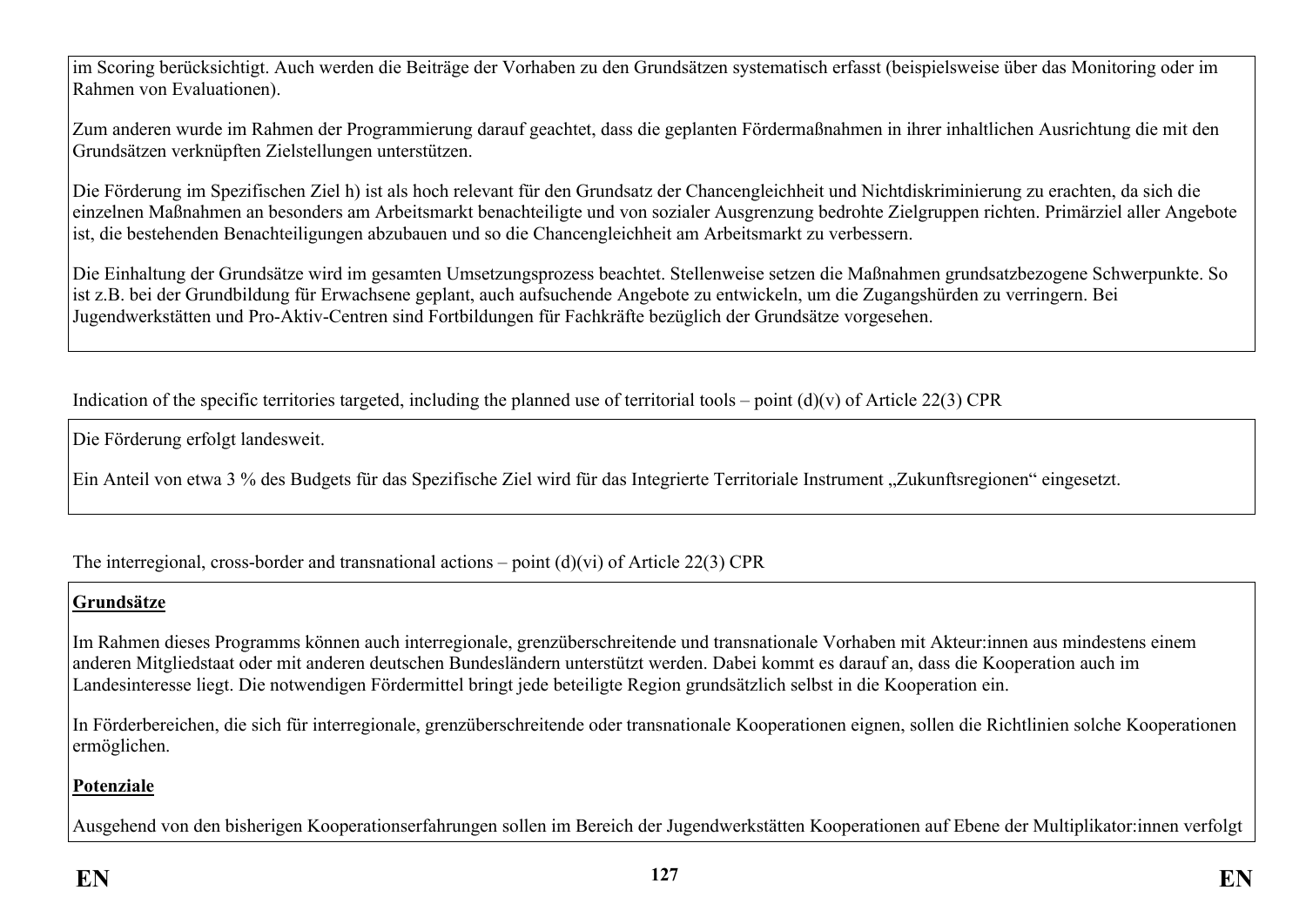im Scoring berücksichtigt. Auch werden die Beiträge der Vorhaben zu den Grundsätzen systematisch erfasst (beispielsweise über das Monitoring oder im Rahmen von Evaluationen).

Zum anderen wurde im Rahmen der Programmierung darauf geachtet, dass die geplanten Fördermaßnahmen in ihrer inhaltlichen Ausrichtung die mit den Grundsätzen verknüpften Zielstellungen unterstützen.

Die Förderung im Spezifischen Ziel h) ist als hoch relevant für den Grundsatz der Chancengleichheit und Nichtdiskriminierung zu erachten, da sich die einzelnen Maßnahmen an besonders am Arbeitsmarkt benachteiligte und von sozialer Ausgrenzung bedrohte Zielgruppen richten. Primärziel aller Angebote ist, die bestehenden Benachteiligungen abzubauen und so die Chancengleichheit am Arbeitsmarkt zu verbessern.

Die Einhaltung der Grundsätze wird im gesamten Umsetzungsprozess beachtet. Stellenweise setzen die Maßnahmen grundsatzbezogene Schwerpunkte. So ist z.B. bei der Grundbildung für Erwachsene geplant, auch aufsuchende Angebote zu entwickeln, um die Zugangshürden zu verringern. Bei Jugendwerkstätten und Pro-Aktiv-Centren sind Fortbildungen für Fachkräfte bezüglich der Grundsätze vorgesehen.

Indication of the specific territories targeted, including the planned use of territorial tools – point (d)(v) of Article 22(3) CPR

Die Förderung erfolgt landesweit.

Ein Anteil von etwa 3 % des Budgets für das Spezifische Ziel wird für das Integrierte Territoriale Instrument „Zukunftsregionen“ eingesetzt.

The interregional, cross-border and transnational actions – point (d)(vi) of Article 22(3) CPR

**Grundsätze**

Im Rahmen dieses Programms können auch interregionale, grenzüberschreitende und transnationale Vorhaben mit Akteur:innen aus mindestens einem anderen Mitgliedstaat oder mit anderen deutschen Bundesländern unterstützt werden. Dabei kommt es darauf an, dass die Kooperation auch im Landesinteresse liegt. Die notwendigen Fördermittel bringt jede beteiligte Region grundsätzlich selbst in die Kooperation ein.

In Förderbereichen, die sich für interregionale, grenzüberschreitende oder transnationale Kooperationen eignen, sollen die Richtlinien solche Kooperationen ermöglichen.

**Potenziale**

Ausgehend von den bisherigen Kooperationserfahrungen sollen im Bereich der Jugendwerkstätten Kooperationen auf Ebene der Multiplikator:innen verfolgt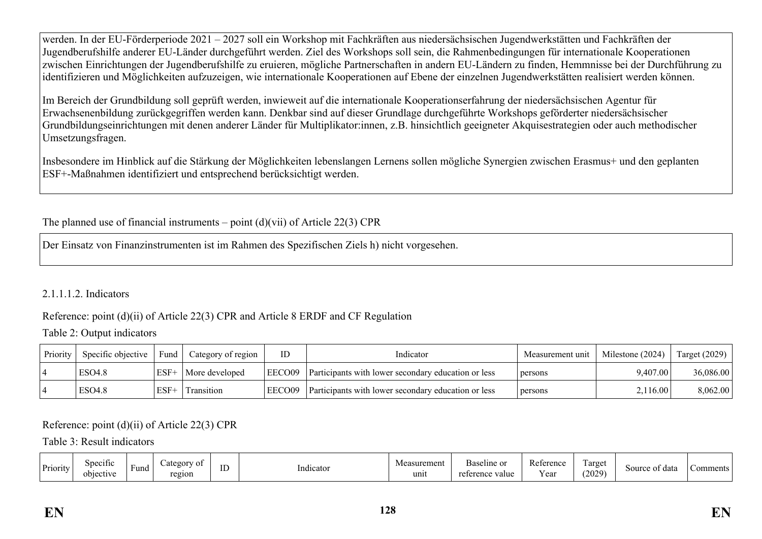werden. In der EU-Förderperiode 2021 – 2027 soll ein Workshop mit Fachkräften aus niedersächsischen Jugendwerkstätten und Fachkräften der Jugendberufshilfe anderer EU-Länder durchgeführt werden. Ziel des Workshops soll sein, die Rahmenbedingungen für internationale Kooperationen zwischen Einrichtungen der Jugendberufshilfe zu eruieren, mögliche Partnerschaften in andern EU-Ländern zu finden, Hemmnisse bei der Durchführung zu identifizieren und Möglichkeiten aufzuzeigen, wie internationale Kooperationen auf Ebene der einzelnen Jugendwerkstätten realisiert werden können.

Im Bereich der Grundbildung soll geprüft werden, inwieweit auf die internationale Kooperationserfahrung der niedersächsischen Agentur für Erwachsenenbildung zurückgegriffen werden kann. Denkbar sind auf dieser Grundlage durchgeführte Workshops geförderter niedersächsischer Grundbildungseinrichtungen mit denen anderer Länder für Multiplikator:innen, z.B. hinsichtlich geeigneter Akquisestrategien oder auch methodischer Umsetzungsfragen.

Insbesondere im Hinblick auf die Stärkung der Möglichkeiten lebenslangen Lernens sollen mögliche Synergien zwischen Erasmus+ und den geplanten ESF+-Maßnahmen identifiziert und entsprechend berücksichtigt werden.

The planned use of financial instruments – point (d)(vii) of Article 22(3) CPR

Der Einsatz von Finanzinstrumenten ist im Rahmen des Spezifischen Ziels h) nicht vorgesehen.

2.1.1.1.2. Indicators

Reference: point (d)(ii) of Article 22(3) CPR and Article 8 ERDF and CF Regulation

Table 2: Output indicators

| Priority | Specific objective | Fund | Category of region | ID | Indicator | Measurement unit | Milestone (2024) | Target (2029) |
|---|---|---|---|---|---|---|---|---|
| 4 | ESO4.8 | ESF+ | More developed | EECO09 | Participants with lower secondary education or less | persons | 9,407.00 | 36,086.00 |
| 4 | ESO4.8 | ESF+ | Transition | EECO09 | Participants with lower secondary education or less | persons | 2,116.00 | 8,062.00 |

Reference: point (d)(ii) of Article 22(3) CPR

Table 3: Result indicators

| Priority | Specific objective | Fund | Category of region | ID | Indicator | Measurement unit | Baseline or reference value | Reference Year | Target (2029) | Source of data | Comments |
|---|---|---|---|---|---|---|---|---|---|---|---|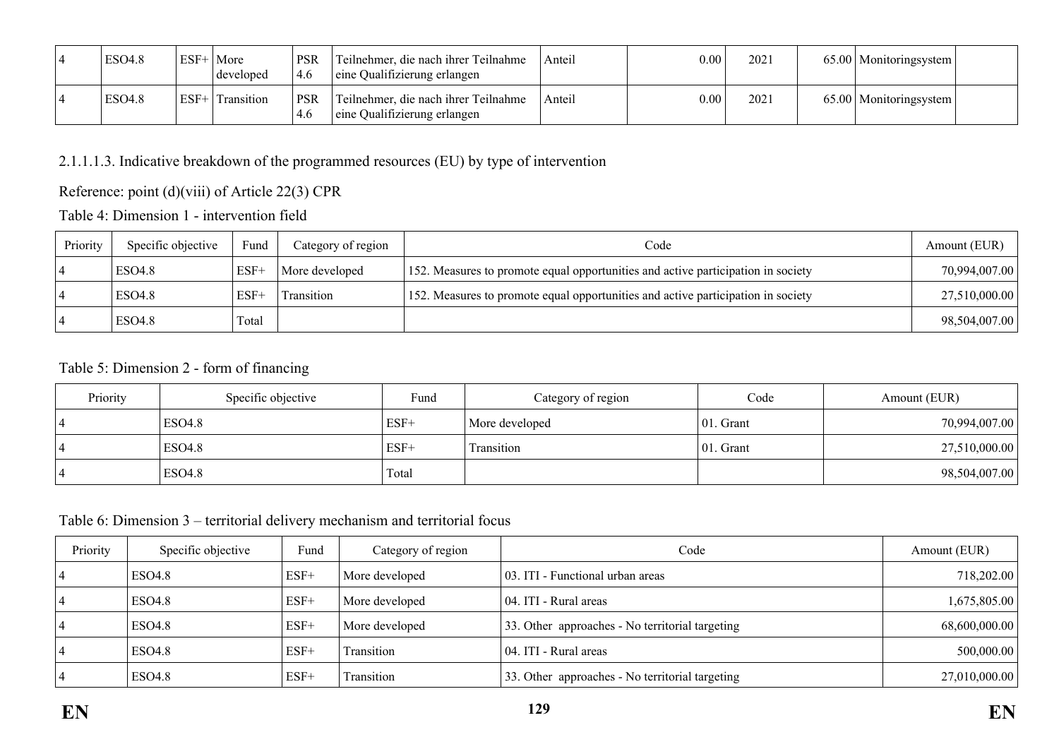| 4 | ESO4.8 | ESF+ | More developed | PSR 4.6 | Teilnehmer, die nach ihrer Teilnahme eine Qualifizierung erlangen | Anteil | 0.00 | 2021 | 65.00 | Monitoringsystem | |
|---|---|---|---|---|---|---|---|---|---|---|---|
| 4 | ESO4.8 | ESF+ | Transition | PSR 4.6 | Teilnehmer, die nach ihrer Teilnahme eine Qualifizierung erlangen | Anteil | 0.00 | 2021 | 65.00 | Monitoringsystem | |

2.1.1.1.3. Indicative breakdown of the programmed resources (EU) by type of intervention

Reference: point (d)(viii) of Article 22(3) CPR

Table 4: Dimension 1 - intervention field

| Priority | Specific objective | Fund | Category of region | Code | Amount (EUR) |
|---|---|---|---|---|---|
| 4 | ESO4.8 | ESF+ | More developed | 152. Measures to promote equal opportunities and active participation in society | 70,994,007.00 |
| 4 | ESO4.8 | ESF+ | Transition | 152. Measures to promote equal opportunities and active participation in society | 27,510,000.00 |
| 4 | ESO4.8 | Total | | | 98,504,007.00 |

Table 5: Dimension 2 - form of financing

| Priority | Specific objective | Fund | Category of region | Code | Amount (EUR) |
|---|---|---|---|---|---|
| 4 | ESO4.8 | ESF+ | More developed | 01. Grant | 70,994,007.00 |
| 4 | ESO4.8 | ESF+ | Transition | 01. Grant | 27,510,000.00 |
| 4 | ESO4.8 | Total | | | 98,504,007.00 |

Table 6: Dimension 3 – territorial delivery mechanism and territorial focus

| Priority | Specific objective | Fund | Category of region | Code | Amount (EUR) |
|---|---|---|---|---|---|
| 4 | ESO4.8 | ESF+ | More developed | 03. ITI - Functional urban areas | 718,202.00 |
| 4 | ESO4.8 | ESF+ | More developed | 04. ITI - Rural areas | 1,675,805.00 |
| 4 | ESO4.8 | ESF+ | More developed | 33. Other approaches - No territorial targeting | 68,600,000.00 |
| 4 | ESO4.8 | ESF+ | Transition | 04. ITI - Rural areas | 500,000.00 |
| 4 | ESO4.8 | ESF+ | Transition | 33. Other approaches - No territorial targeting | 27,010,000.00 |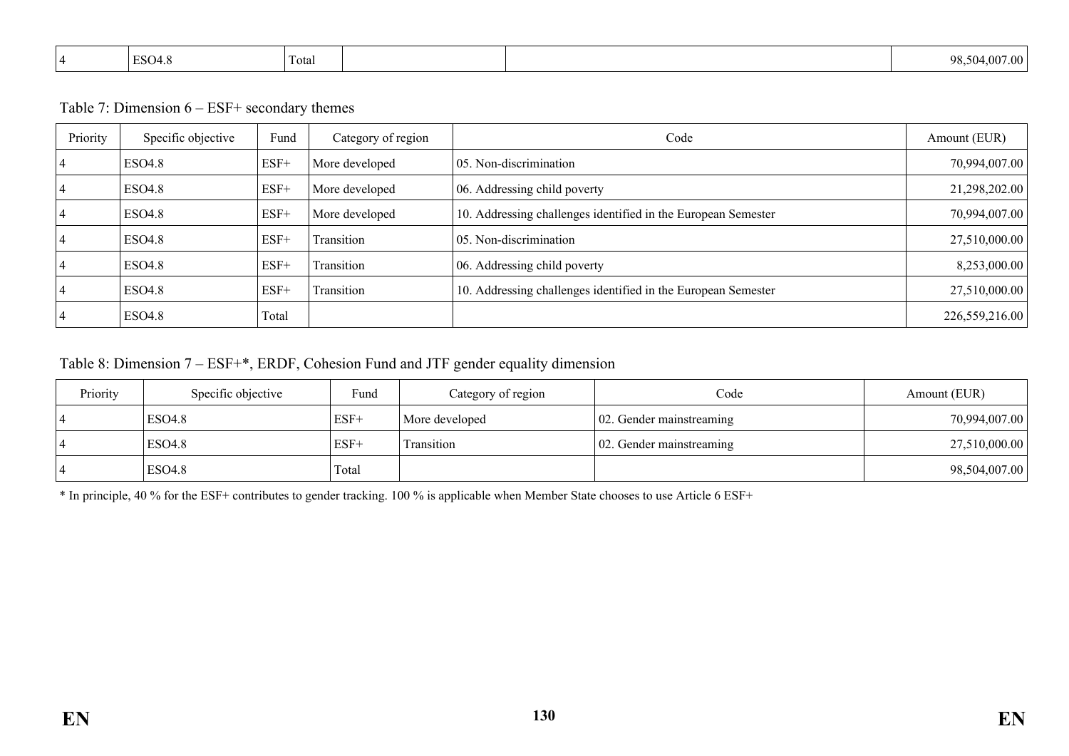| 4 | ESO4.8 | Total | | | 98,504,007.00 |
|---|---|---|---|---|---|

Table 7: Dimension 6 – ESF+ secondary themes

| Priority | Specific objective | Fund | Category of region | Code | Amount (EUR) |
|---|---|---|---|---|---|
| 4 | ESO4.8 | ESF+ | More developed | 05. Non-discrimination | 70,994,007.00 |
| 4 | ESO4.8 | ESF+ | More developed | 06. Addressing child poverty | 21,298,202.00 |
| 4 | ESO4.8 | ESF+ | More developed | 10. Addressing challenges identified in the European Semester | 70,994,007.00 |
| 4 | ESO4.8 | ESF+ | Transition | 05. Non-discrimination | 27,510,000.00 |
| 4 | ESO4.8 | ESF+ | Transition | 06. Addressing child poverty | 8,253,000.00 |
| 4 | ESO4.8 | ESF+ | Transition | 10. Addressing challenges identified in the European Semester | 27,510,000.00 |
| 4 | ESO4.8 | Total | | | 226,559,216.00 |

Table 8: Dimension 7 – ESF+*, ERDF, Cohesion Fund and JTF gender equality dimension

| Priority | Specific objective | Fund | Category of region | Code | Amount (EUR) |
|---|---|---|---|---|---|
| 4 | ESO4.8 | ESF+ | More developed | 02. Gender mainstreaming | 70,994,007.00 |
| 4 | ESO4.8 | ESF+ | Transition | 02. Gender mainstreaming | 27,510,000.00 |
| 4 | ESO4.8 | Total | | | 98,504,007.00 |

* In principle, 40 % for the ESF+ contributes to gender tracking. 100 % is applicable when Member State chooses to use Article 6 ESF+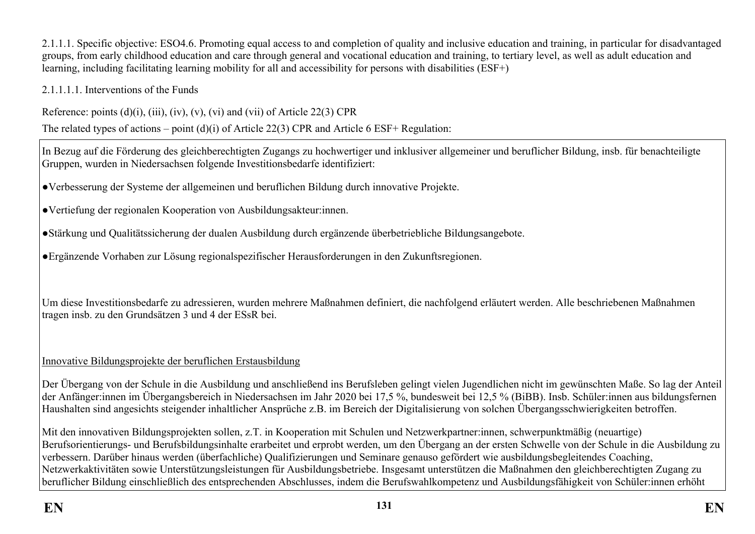2.1.1.1. Specific objective: ESO4.6. Promoting equal access to and completion of quality and inclusive education and training, in particular for disadvantaged groups, from early childhood education and care through general and vocational education and training, to tertiary level, as well as adult education and learning, including facilitating learning mobility for all and accessibility for persons with disabilities (ESF+)

2.1.1.1.1. Interventions of the Funds

Reference: points (d)(i), (iii), (iv), (v), (vi) and (vii) of Article 22(3) CPR

The related types of actions – point (d)(i) of Article 22(3) CPR and Article 6 ESF+ Regulation:

In Bezug auf die Förderung des gleichberechtigten Zugangs zu hochwertiger und inklusiver allgemeiner und beruflicher Bildung, insb. für benachteiligte Gruppen, wurden in Niedersachsen folgende Investitionsbedarfe identifiziert:

- Verbesserung der Systeme der allgemeinen und beruflichen Bildung durch innovative Projekte.
- Vertiefung der regionalen Kooperation von Ausbildungsakteur:innen.
- Stärkung und Qualitätssicherung der dualen Ausbildung durch ergänzende überbetriebliche Bildungsangebote.
- Ergänzende Vorhaben zur Lösung regionalspezifischer Herausforderungen in den Zukunftsregionen.

Um diese Investitionsbedarfe zu adressieren, wurden mehrere Maßnahmen definiert, die nachfolgend erläutert werden. Alle beschriebenen Maßnahmen tragen insb. zu den Grundsätzen 3 und 4 der ESsR bei.

Innovative Bildungsprojekte der beruflichen Erstausbildung

Der Übergang von der Schule in die Ausbildung und anschließend ins Berufsleben gelingt vielen Jugendlichen nicht im gewünschten Maße. So lag der Anteil der Anfänger:innen im Übergangsbereich in Niedersachsen im Jahr 2020 bei 17,5 %, bundesweit bei 12,5 % (BiBB). Insb. Schüler:innen aus bildungsfernen Haushalten sind angesichts steigender inhaltlicher Ansprüche z.B. im Bereich der Digitalisierung von solchen Übergangsschwierigkeiten betroffen.

Mit den innovativen Bildungsprojekten sollen, z.T. in Kooperation mit Schulen und Netzwerkpartner:innen, schwerpunktmäßig (neuartige) Berufsorientierungs- und Berufsbildungsinhalte erarbeitet und erprobt werden, um den Übergang an der ersten Schwelle von der Schule in die Ausbildung zu verbessern. Darüber hinaus werden (überfachliche) Qualifizierungen und Seminare genauso gefördert wie ausbildungsbegleitendes Coaching, Netzwerkaktivitäten sowie Unterstützungsleistungen für Ausbildungsbetriebe. Insgesamt unterstützen die Maßnahmen den gleichberechtigten Zugang zu beruflicher Bildung einschließlich des entsprechenden Abschlusses, indem die Berufswahlkompetenz und Ausbildungsfähigkeit von Schüler:innen erhöht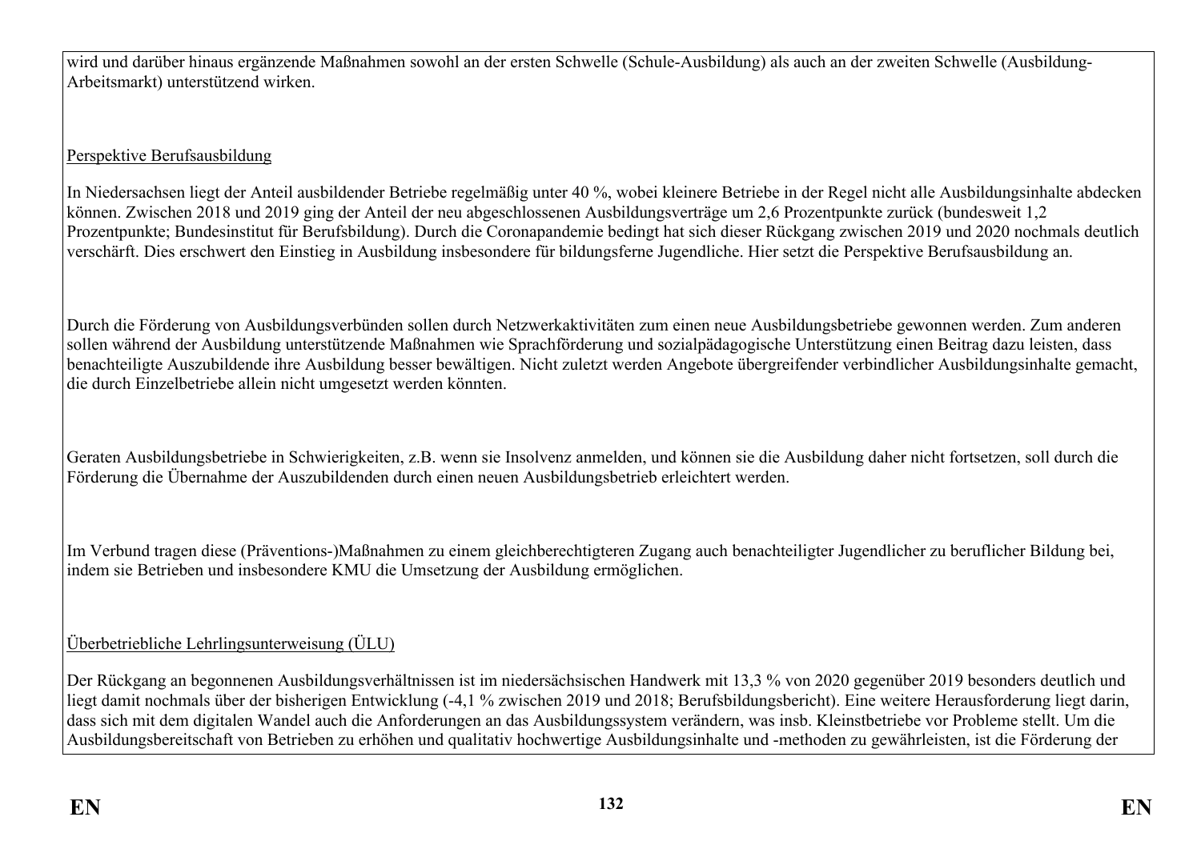wird und darüber hinaus ergänzende Maßnahmen sowohl an der ersten Schwelle (Schule-Ausbildung) als auch an der zweiten Schwelle (Ausbildung-Arbeitsmarkt) unterstützend wirken.

Perspektive Berufsausbildung

In Niedersachsen liegt der Anteil ausbildender Betriebe regelmäßig unter 40 %, wobei kleinere Betriebe in der Regel nicht alle Ausbildungsinhalte abdecken können. Zwischen 2018 und 2019 ging der Anteil der neu abgeschlossenen Ausbildungsverträge um 2,6 Prozentpunkte zurück (bundesweit 1,2 Prozentpunkte; Bundesinstitut für Berufsbildung). Durch die Coronapandemie bedingt hat sich dieser Rückgang zwischen 2019 und 2020 nochmals deutlich verschärft. Dies erschwert den Einstieg in Ausbildung insbesondere für bildungsferne Jugendliche. Hier setzt die Perspektive Berufsausbildung an.

Durch die Förderung von Ausbildungsverbünden sollen durch Netzwerkaktivitäten zum einen neue Ausbildungsbetriebe gewonnen werden. Zum anderen sollen während der Ausbildung unterstützende Maßnahmen wie Sprachförderung und sozialpädagogische Unterstützung einen Beitrag dazu leisten, dass benachteiligte Auszubildende ihre Ausbildung besser bewältigen. Nicht zuletzt werden Angebote übergreifender verbindlicher Ausbildungsinhalte gemacht, die durch Einzelbetriebe allein nicht umgesetzt werden könnten.

Geraten Ausbildungsbetriebe in Schwierigkeiten, z.B. wenn sie Insolvenz anmelden, und können sie die Ausbildung daher nicht fortsetzen, soll durch die Förderung die Übernahme der Auszubildenden durch einen neuen Ausbildungsbetrieb erleichtert werden.

Im Verbund tragen diese (Präventions-)Maßnahmen zu einem gleichberechtigteren Zugang auch benachteiligter Jugendlicher zu beruflicher Bildung bei, indem sie Betrieben und insbesondere KMU die Umsetzung der Ausbildung ermöglichen.

Überbetriebliche Lehrlingsunterweisung (ÜLU)

Der Rückgang an begonnenen Ausbildungsverhältnissen ist im niedersächsischen Handwerk mit 13,3 % von 2020 gegenüber 2019 besonders deutlich und liegt damit nochmals über der bisherigen Entwicklung (-4,1 % zwischen 2019 und 2018; Berufsbildungsbericht). Eine weitere Herausforderung liegt darin, dass sich mit dem digitalen Wandel auch die Anforderungen an das Ausbildungssystem verändern, was insb. Kleinstbetriebe vor Probleme stellt. Um die Ausbildungsbereitschaft von Betrieben zu erhöhen und qualitativ hochwertige Ausbildungsinhalte und -methoden zu gewährleisten, ist die Förderung der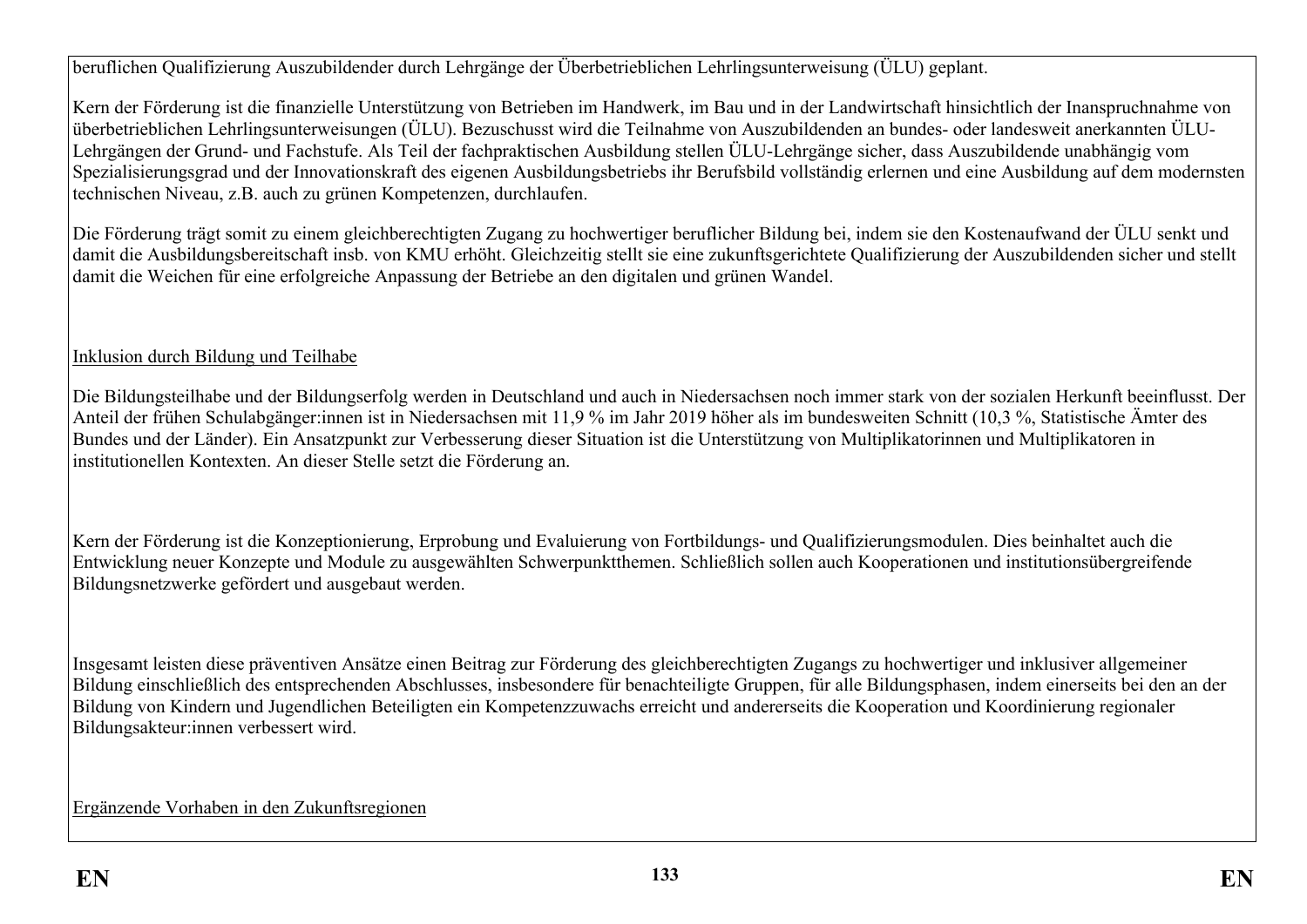beruflichen Qualifizierung Auszubildender durch Lehrgänge der Überbetrieblichen Lehrlingsunterweisung (ÜLU) geplant.

Kern der Förderung ist die finanzielle Unterstützung von Betrieben im Handwerk, im Bau und in der Landwirtschaft hinsichtlich der Inanspruchnahme von überbetrieblichen Lehrlingsunterweisungen (ÜLU). Bezuschusst wird die Teilnahme von Auszubildenden an bundes- oder landesweit anerkannten ÜLU-Lehrgängen der Grund- und Fachstufe. Als Teil der fachpraktischen Ausbildung stellen ÜLU-Lehrgänge sicher, dass Auszubildende unabhängig vom Spezialisierungsgrad und der Innovationskraft des eigenen Ausbildungsbetriebs ihr Berufsbild vollständig erlernen und eine Ausbildung auf dem modernsten technischen Niveau, z.B. auch zu grünen Kompetenzen, durchlaufen.

Die Förderung trägt somit zu einem gleichberechtigten Zugang zu hochwertiger beruflicher Bildung bei, indem sie den Kostenaufwand der ÜLU senkt und damit die Ausbildungsbereitschaft insb. von KMU erhöht. Gleichzeitig stellt sie eine zukunftsgerichtete Qualifizierung der Auszubildenden sicher und stellt damit die Weichen für eine erfolgreiche Anpassung der Betriebe an den digitalen und grünen Wandel.

Inklusion durch Bildung und Teilhabe

Die Bildungsteilhabe und der Bildungserfolg werden in Deutschland und auch in Niedersachsen noch immer stark von der sozialen Herkunft beeinflusst. Der Anteil der frühen Schulabgänger:innen ist in Niedersachsen mit 11,9 % im Jahr 2019 höher als im bundesweiten Schnitt (10,3 %, Statistische Ämter des Bundes und der Länder). Ein Ansatzpunkt zur Verbesserung dieser Situation ist die Unterstützung von Multiplikatorinnen und Multiplikatoren in institutionellen Kontexten. An dieser Stelle setzt die Förderung an.

Kern der Förderung ist die Konzeptionierung, Erprobung und Evaluierung von Fortbildungs- und Qualifizierungsmodulen. Dies beinhaltet auch die Entwicklung neuer Konzepte und Module zu ausgewählten Schwerpunktthemen. Schließlich sollen auch Kooperationen und institutionsübergreifende Bildungsnetzwerke gefördert und ausgebaut werden.

Insgesamt leisten diese präventiven Ansätze einen Beitrag zur Förderung des gleichberechtigten Zugangs zu hochwertiger und inklusiver allgemeiner Bildung einschließlich des entsprechenden Abschlusses, insbesondere für benachteiligte Gruppen, für alle Bildungsphasen, indem einerseits bei den an der Bildung von Kindern und Jugendlichen Beteiligten ein Kompetenzzuwachs erreicht und andererseits die Kooperation und Koordinierung regionaler Bildungsakteur:innen verbessert wird.

Ergänzende Vorhaben in den Zukunftsregionen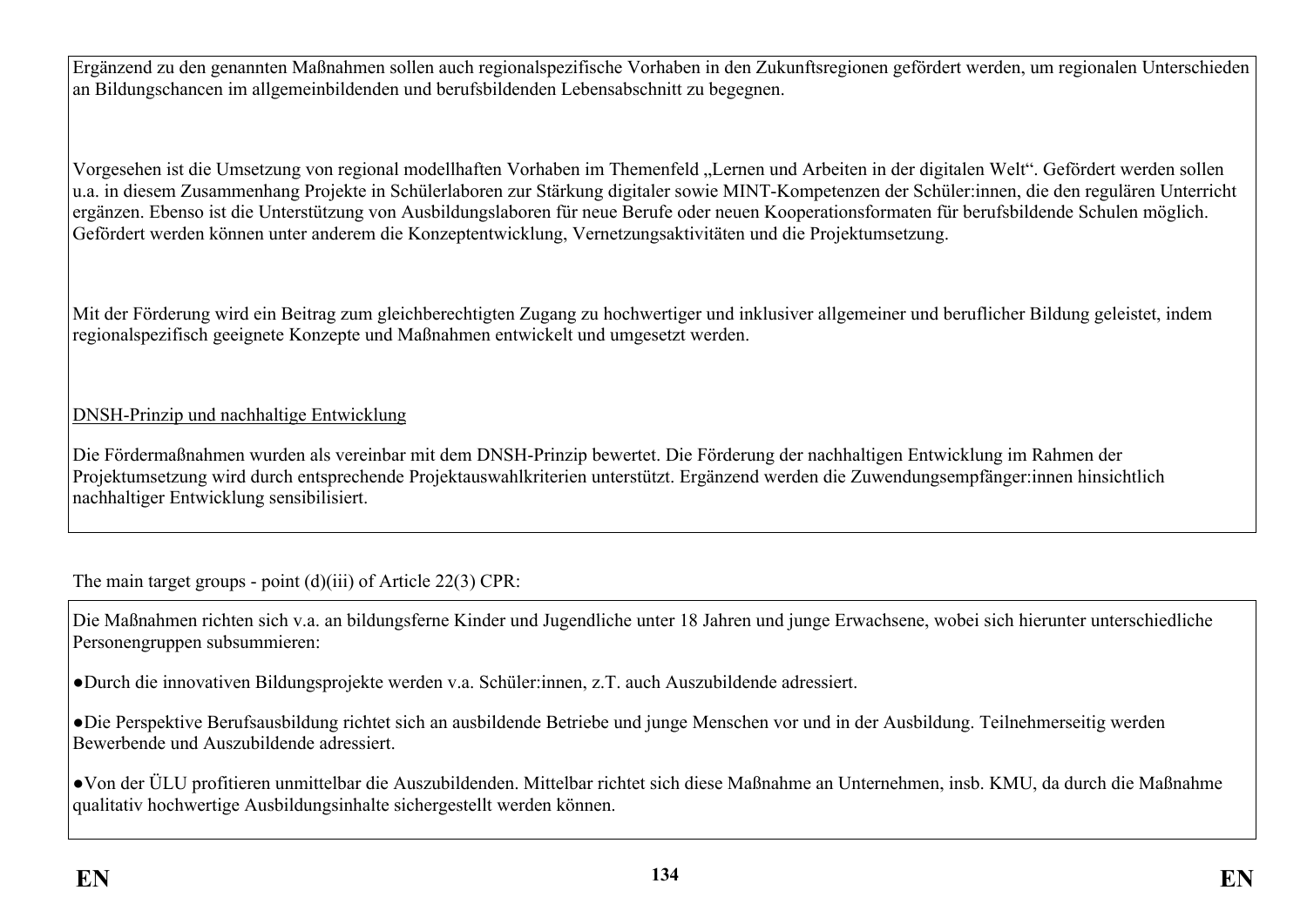Ergänzend zu den genannten Maßnahmen sollen auch regionalspezifische Vorhaben in den Zukunftsregionen gefördert werden, um regionalen Unterschieden an Bildungschancen im allgemeinbildenden und berufsbildenden Lebensabschnitt zu begegnen.

Vorgesehen ist die Umsetzung von regional modellhaften Vorhaben im Themenfeld „Lernen und Arbeiten in der digitalen Welt". Gefördert werden sollen u.a. in diesem Zusammenhang Projekte in Schülerlaboren zur Stärkung digitaler sowie MINT-Kompetenzen der Schüler:innen, die den regulären Unterricht ergänzen. Ebenso ist die Unterstützung von Ausbildungslaboren für neue Berufe oder neuen Kooperationsformaten für berufsbildende Schulen möglich. Gefördert werden können unter anderem die Konzeptentwicklung, Vernetzungsaktivitäten und die Projektumsetzung.

Mit der Förderung wird ein Beitrag zum gleichberechtigten Zugang zu hochwertiger und inklusiver allgemeiner und beruflicher Bildung geleistet, indem regionalspezifisch geeignete Konzepte und Maßnahmen entwickelt und umgesetzt werden.

<u>DNSH-Prinzip und nachhaltige Entwicklung</u>

Die Fördermaßnahmen wurden als vereinbar mit dem DNSH-Prinzip bewertet. Die Förderung der nachhaltigen Entwicklung im Rahmen der Projektumsetzung wird durch entsprechende Projektauswahlkriterien unterstützt. Ergänzend werden die Zuwendungsempfänger:innen hinsichtlich nachhaltiger Entwicklung sensibilisiert.

The main target groups - point (d)(iii) of Article 22(3) CPR:

Die Maßnahmen richten sich v.a. an bildungsferne Kinder und Jugendliche unter 18 Jahren und junge Erwachsene, wobei sich hierunter unterschiedliche Personengruppen subsummieren:

- Durch die innovativen Bildungsprojekte werden v.a. Schüler:innen, z.T. auch Auszubildende adressiert.
- Die Perspektive Berufsausbildung richtet sich an ausbildende Betriebe und junge Menschen vor und in der Ausbildung. Teilnehmerseitig werden Bewerbende und Auszubildende adressiert.
- Von der ÜLU profitieren unmittelbar die Auszubildenden. Mittelbar richtet sich diese Maßnahme an Unternehmen, insb. KMU, da durch die Maßnahme qualitativ hochwertige Ausbildungsinhalte sichergestellt werden können.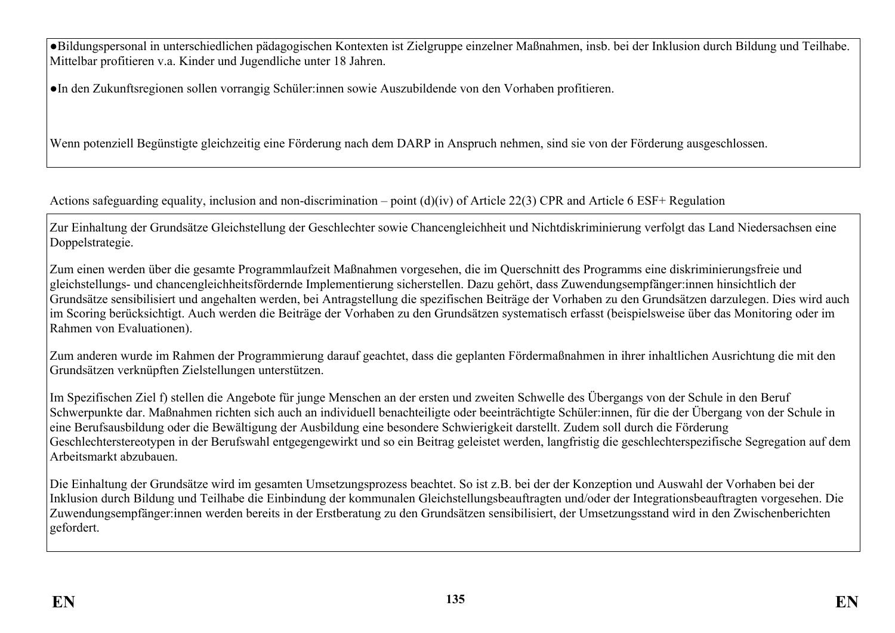●Bildungspersonal in unterschiedlichen pädagogischen Kontexten ist Zielgruppe einzelner Maßnahmen, insb. bei der Inklusion durch Bildung und Teilhabe. Mittelbar profitieren v.a. Kinder und Jugendliche unter 18 Jahren.

●In den Zukunftsregionen sollen vorrangig Schüler:innen sowie Auszubildende von den Vorhaben profitieren.

Wenn potenziell Begünstigte gleichzeitig eine Förderung nach dem DARP in Anspruch nehmen, sind sie von der Förderung ausgeschlossen.

Actions safeguarding equality, inclusion and non-discrimination – point (d)(iv) of Article 22(3) CPR and Article 6 ESF+ Regulation

Zur Einhaltung der Grundsätze Gleichstellung der Geschlechter sowie Chancengleichheit und Nichtdiskriminierung verfolgt das Land Niedersachsen eine Doppelstrategie.

Zum einen werden über die gesamte Programmlaufzeit Maßnahmen vorgesehen, die im Querschnitt des Programms eine diskriminierungsfreie und gleichstellungs- und chancengleichheitsfördernde Implementierung sicherstellen. Dazu gehört, dass Zuwendungsempfänger:innen hinsichtlich der Grundsätze sensibilisiert und angehalten werden, bei Antragstellung die spezifischen Beiträge der Vorhaben zu den Grundsätzen darzulegen. Dies wird auch im Scoring berücksichtigt. Auch werden die Beiträge der Vorhaben zu den Grundsätzen systematisch erfasst (beispielsweise über das Monitoring oder im Rahmen von Evaluationen).

Zum anderen wurde im Rahmen der Programmierung darauf geachtet, dass die geplanten Fördermaßnahmen in ihrer inhaltlichen Ausrichtung die mit den Grundsätzen verknüpften Zielstellungen unterstützen.

Im Spezifischen Ziel f) stellen die Angebote für junge Menschen an der ersten und zweiten Schwelle des Übergangs von der Schule in den Beruf Schwerpunkte dar. Maßnahmen richten sich auch an individuell benachteiligte oder beeinträchtigte Schüler:innen, für die der Übergang von der Schule in eine Berufsausbildung oder die Bewältigung der Ausbildung eine besondere Schwierigkeit darstellt. Zudem soll durch die Förderung Geschlechterstereotypen in der Berufswahl entgegengewirkt und so ein Beitrag geleistet werden, langfristig die geschlechterspezifische Segregation auf dem Arbeitsmarkt abzubauen.

Die Einhaltung der Grundsätze wird im gesamten Umsetzungsprozess beachtet. So ist z.B. bei der der Konzeption und Auswahl der Vorhaben bei der Inklusion durch Bildung und Teilhabe die Einbindung der kommunalen Gleichstellungsbeauftragten und/oder der Integrationsbeauftragten vorgesehen. Die Zuwendungsempfänger:innen werden bereits in der Erstberatung zu den Grundsätzen sensibilisiert, der Umsetzungsstand wird in den Zwischenberichten gefordert.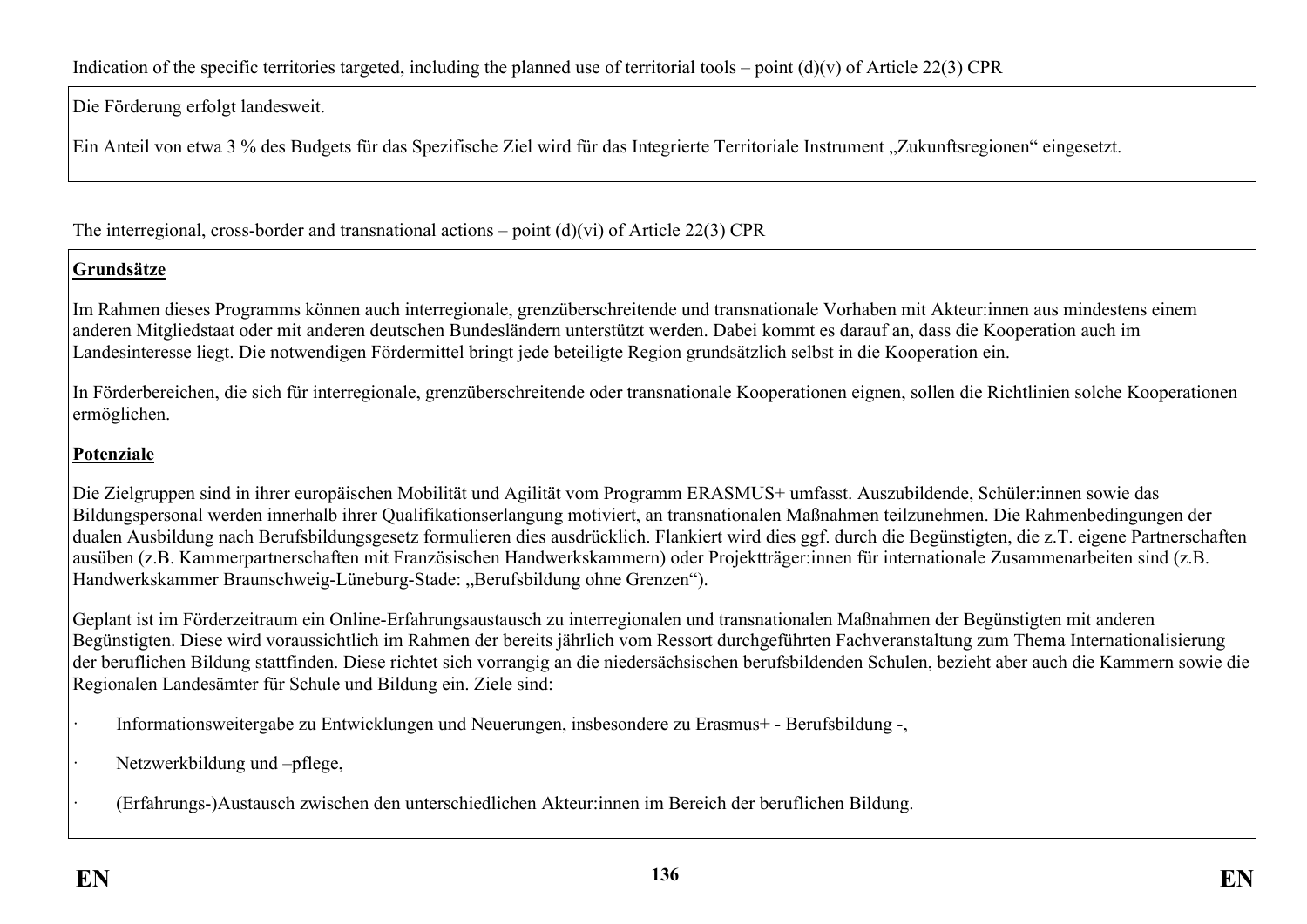Indication of the specific territories targeted, including the planned use of territorial tools – point (d)(v) of Article 22(3) CPR

Die Förderung erfolgt landesweit.

Ein Anteil von etwa 3 % des Budgets für das Spezifische Ziel wird für das Integrierte Territoriale Instrument „Zukunftsregionen" eingesetzt.

The interregional, cross-border and transnational actions – point (d)(vi) of Article 22(3) CPR

**Grundsätze**

Im Rahmen dieses Programms können auch interregionale, grenzüberschreitende und transnationale Vorhaben mit Akteur:innen aus mindestens einem anderen Mitgliedstaat oder mit anderen deutschen Bundesländern unterstützt werden. Dabei kommt es darauf an, dass die Kooperation auch im Landesinteresse liegt. Die notwendigen Fördermittel bringt jede beteiligte Region grundsätzlich selbst in die Kooperation ein.

In Förderbereichen, die sich für interregionale, grenzüberschreitende oder transnationale Kooperationen eignen, sollen die Richtlinien solche Kooperationen ermöglichen.

**Potenziale**

Die Zielgruppen sind in ihrer europäischen Mobilität und Agilität vom Programm ERASMUS+ umfasst. Auszubildende, Schüler:innen sowie das Bildungspersonal werden innerhalb ihrer Qualifikationserlangung motiviert, an transnationalen Maßnahmen teilzunehmen. Die Rahmenbedingungen der dualen Ausbildung nach Berufsbildungsgesetz formulieren dies ausdrücklich. Flankiert wird dies ggf. durch die Begünstigten, die z.T. eigene Partnerschaften ausüben (z.B. Kammerpartnerschaften mit Französischen Handwerkskammern) oder Projektträger:innen für internationale Zusammenarbeiten sind (z.B. Handwerkskammer Braunschweig-Lüneburg-Stade: „Berufsbildung ohne Grenzen").

Geplant ist im Förderzeitraum ein Online-Erfahrungsaustausch zu interregionalen und transnationalen Maßnahmen der Begünstigten mit anderen Begünstigten. Diese wird voraussichtlich im Rahmen der bereits jährlich vom Ressort durchgeführten Fachveranstaltung zum Thema Internationalisierung der beruflichen Bildung stattfinden. Diese richtet sich vorrangig an die niedersächsischen berufsbildenden Schulen, bezieht aber auch die Kammern sowie die Regionalen Landesämter für Schule und Bildung ein. Ziele sind:

- Informationsweitergabe zu Entwicklungen und Neuerungen, insbesondere zu Erasmus+ - Berufsbildung -,
- Netzwerkbildung und –pflege,
- (Erfahrungs-)Austausch zwischen den unterschiedlichen Akteur:innen im Bereich der beruflichen Bildung.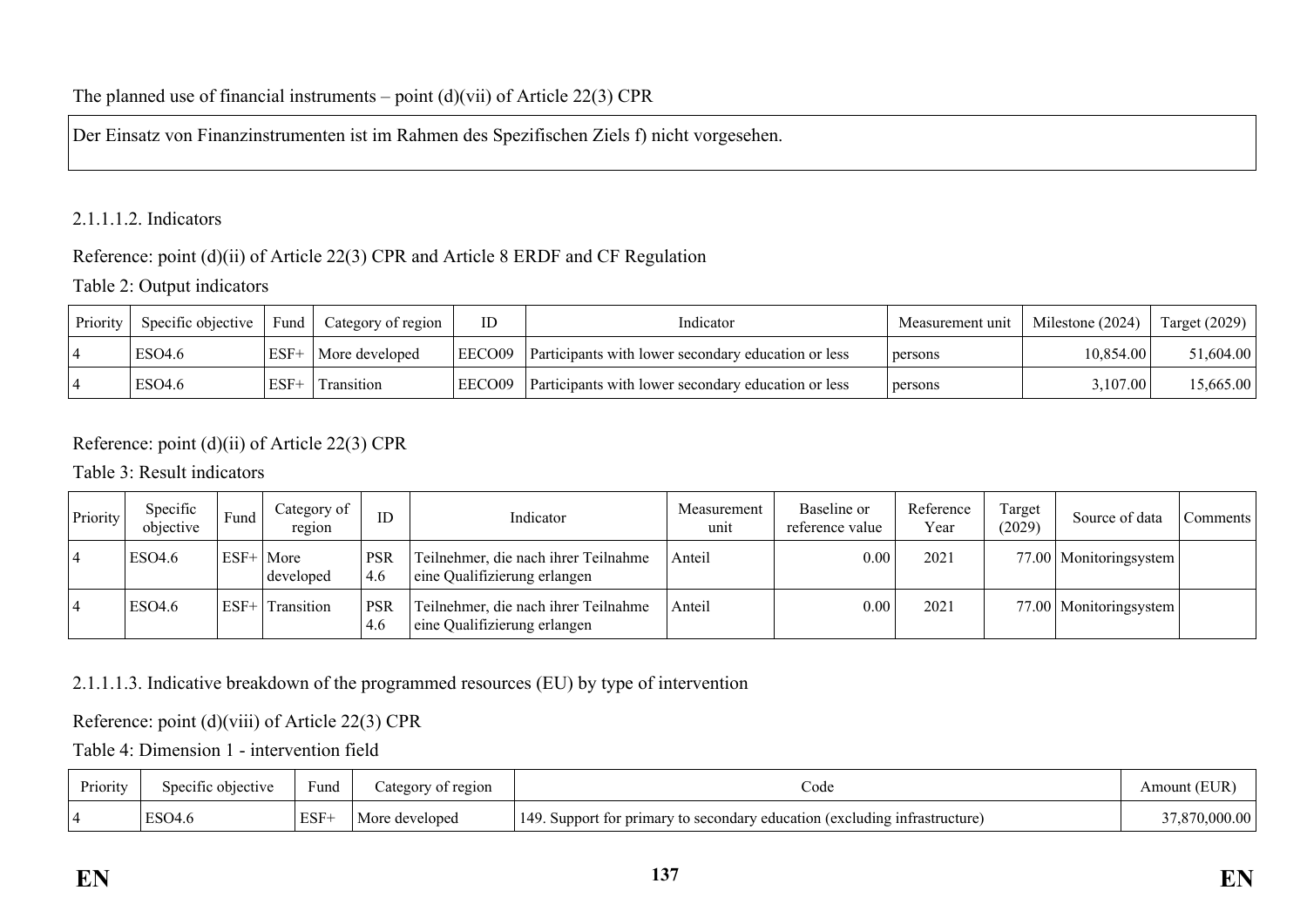The planned use of financial instruments – point (d)(vii) of Article 22(3) CPR

Der Einsatz von Finanzinstrumenten ist im Rahmen des Spezifischen Ziels f) nicht vorgesehen.

2.1.1.1.2. Indicators

Reference: point (d)(ii) of Article 22(3) CPR and Article 8 ERDF and CF Regulation

Table 2: Output indicators

| Priority | Specific objective | Fund | Category of region | ID | Indicator | Measurement unit | Milestone (2024) | Target (2029) |
|---|---|---|---|---|---|---|---|---|
| 4 | ESO4.6 | ESF+ | More developed | EECO09 | Participants with lower secondary education or less | persons | 10,854.00 | 51,604.00 |
| 4 | ESO4.6 | ESF+ | Transition | EECO09 | Participants with lower secondary education or less | persons | 3,107.00 | 15,665.00 |

Reference: point (d)(ii) of Article 22(3) CPR

Table 3: Result indicators

| Priority | Specific objective | Fund | Category of region | ID | Indicator | Measurement unit | Baseline or reference value | Reference Year | Target (2029) | Source of data | Comments |
|---|---|---|---|---|---|---|---|---|---|---|---|
| 4 | ESO4.6 | ESF+ | More developed | PSR 4.6 | Teilnehmer, die nach ihrer Teilnahme eine Qualifizierung erlangen | Anteil | 0.00 | 2021 | 77.00 | Monitoringsystem | |
| 4 | ESO4.6 | ESF+ | Transition | PSR 4.6 | Teilnehmer, die nach ihrer Teilnahme eine Qualifizierung erlangen | Anteil | 0.00 | 2021 | 77.00 | Monitoringsystem | |

2.1.1.1.3. Indicative breakdown of the programmed resources (EU) by type of intervention

Reference: point (d)(viii) of Article 22(3) CPR

Table 4: Dimension 1 - intervention field

| Priority | Specific objective | Fund | Category of region | Code | Amount (EUR) |
|---|---|---|---|---|---|
| 4 | ESO4.6 | ESF+ | More developed | 149. Support for primary to secondary education (excluding infrastructure) | 37,870,000.00 |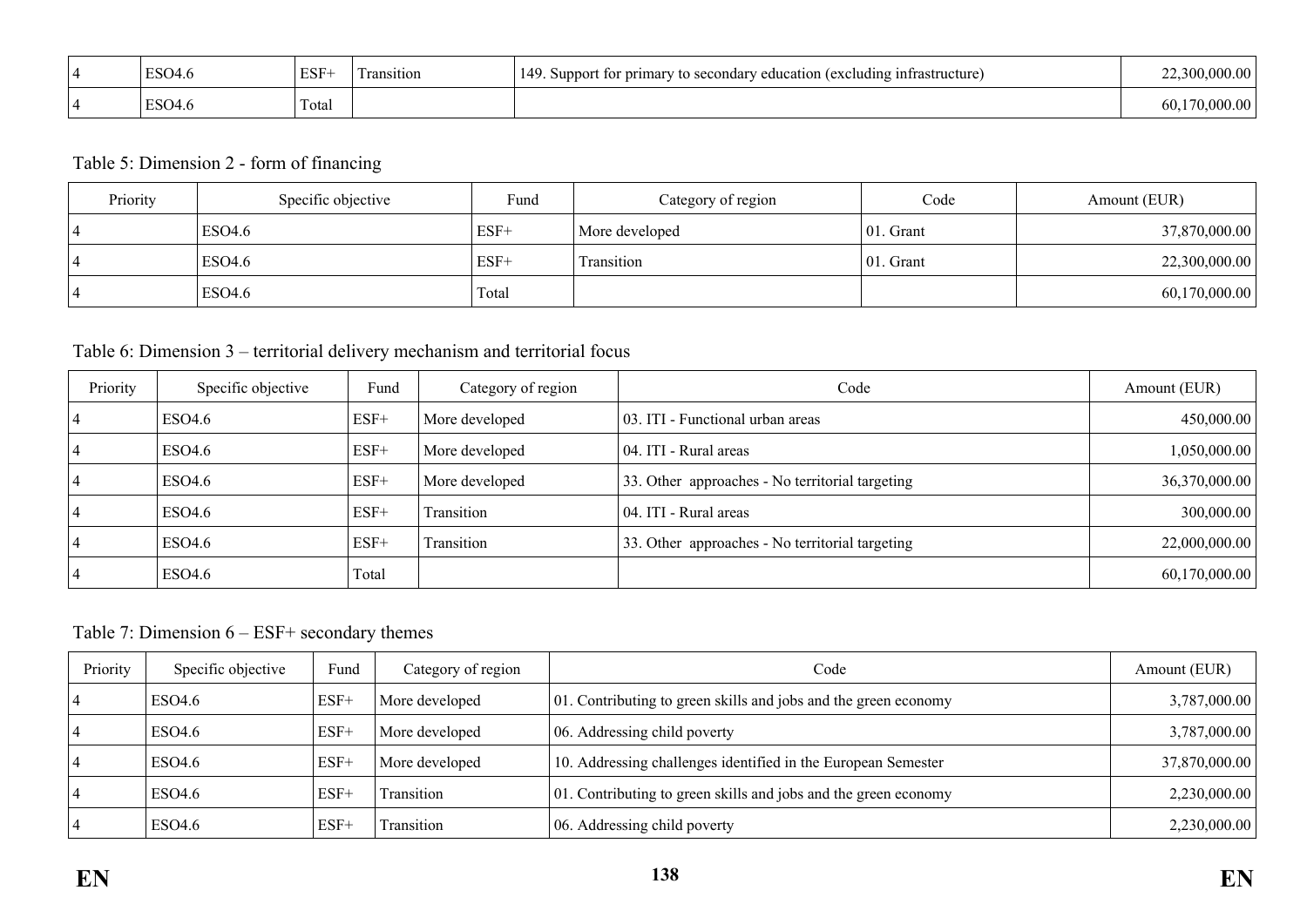| 4 | ESO4.6 | ESF+ | Transition | 149. Support for primary to secondary education (excluding infrastructure) | 22,300,000.00 |
|---|---|---|---|---|---|
| 4 | ESO4.6 | Total | | | 60,170,000.00 |

Table 5: Dimension 2 - form of financing

| Priority | Specific objective | Fund | Category of region | Code | Amount (EUR) |
|---|---|---|---|---|---|
| 4 | ESO4.6 | ESF+ | More developed | 01. Grant | 37,870,000.00 |
| 4 | ESO4.6 | ESF+ | Transition | 01. Grant | 22,300,000.00 |
| 4 | ESO4.6 | Total | | | 60,170,000.00 |

Table 6: Dimension 3 – territorial delivery mechanism and territorial focus

| Priority | Specific objective | Fund | Category of region | Code | Amount (EUR) |
|---|---|---|---|---|---|
| 4 | ESO4.6 | ESF+ | More developed | 03. ITI - Functional urban areas | 450,000.00 |
| 4 | ESO4.6 | ESF+ | More developed | 04. ITI - Rural areas | 1,050,000.00 |
| 4 | ESO4.6 | ESF+ | More developed | 33. Other approaches - No territorial targeting | 36,370,000.00 |
| 4 | ESO4.6 | ESF+ | Transition | 04. ITI - Rural areas | 300,000.00 |
| 4 | ESO4.6 | ESF+ | Transition | 33. Other approaches - No territorial targeting | 22,000,000.00 |
| 4 | ESO4.6 | Total | | | 60,170,000.00 |

Table 7: Dimension 6 – ESF+ secondary themes

| Priority | Specific objective | Fund | Category of region | Code | Amount (EUR) |
|---|---|---|---|---|---|
| 4 | ESO4.6 | ESF+ | More developed | 01. Contributing to green skills and jobs and the green economy | 3,787,000.00 |
| 4 | ESO4.6 | ESF+ | More developed | 06. Addressing child poverty | 3,787,000.00 |
| 4 | ESO4.6 | ESF+ | More developed | 10. Addressing challenges identified in the European Semester | 37,870,000.00 |
| 4 | ESO4.6 | ESF+ | Transition | 01. Contributing to green skills and jobs and the green economy | 2,230,000.00 |
| 4 | ESO4.6 | ESF+ | Transition | 06. Addressing child poverty | 2,230,000.00 |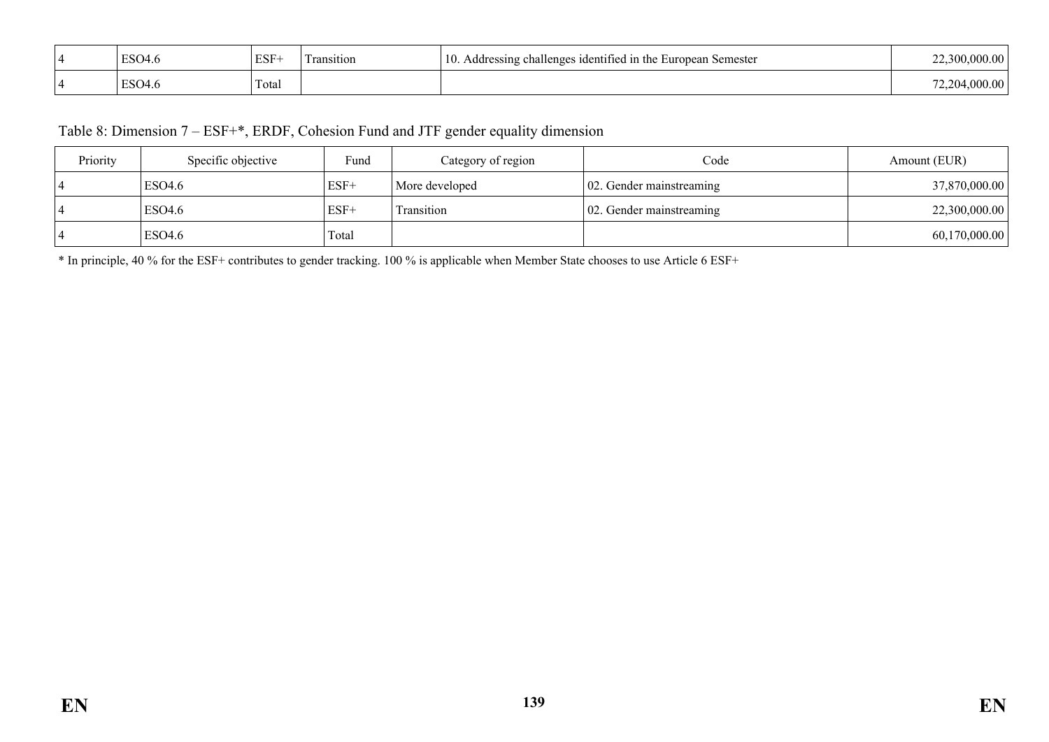| | | | | | |
|---|---|---|---|---|---|
| 4 | ESO4.6 | ESF+ | Transition | 10. Addressing challenges identified in the European Semester | 22,300,000.00 |
| 4 | ESO4.6 | Total | | | 72,204,000.00 |

Table 8: Dimension 7 – ESF+*, ERDF, Cohesion Fund and JTF gender equality dimension

| Priority | Specific objective | Fund | Category of region | Code | Amount (EUR) |
|---|---|---|---|---|---|
| 4 | ESO4.6 | ESF+ | More developed | 02. Gender mainstreaming | 37,870,000.00 |
| 4 | ESO4.6 | ESF+ | Transition | 02. Gender mainstreaming | 22,300,000.00 |
| 4 | ESO4.6 | Total | | | 60,170,000.00 |

* In principle, 40 % for the ESF+ contributes to gender tracking. 100 % is applicable when Member State chooses to use Article 6 ESF+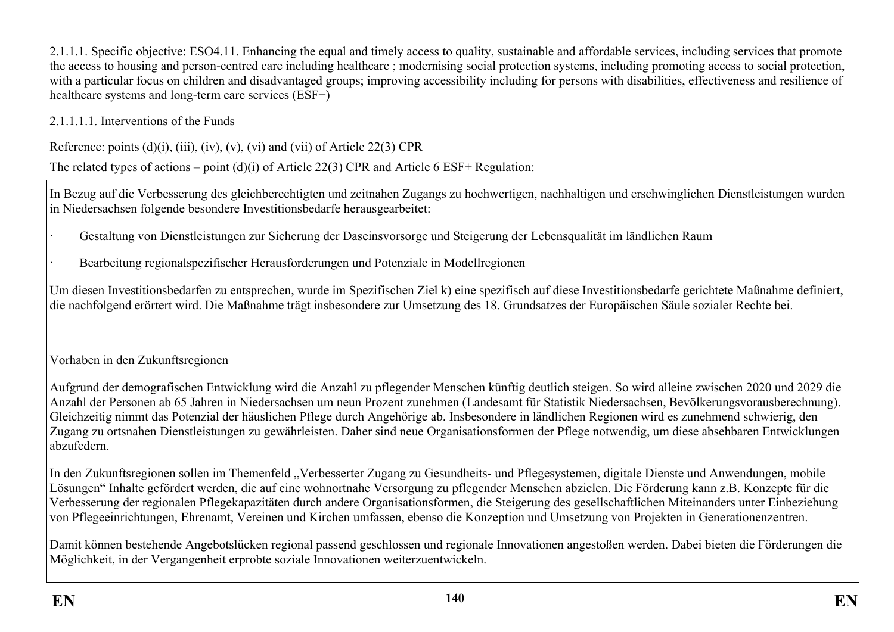2.1.1.1. Specific objective: ESO4.11. Enhancing the equal and timely access to quality, sustainable and affordable services, including services that promote the access to housing and person-centred care including healthcare ; modernising social protection systems, including promoting access to social protection, with a particular focus on children and disadvantaged groups; improving accessibility including for persons with disabilities, effectiveness and resilience of healthcare systems and long-term care services (ESF+)

2.1.1.1.1. Interventions of the Funds

Reference: points (d)(i), (iii), (iv), (v), (vi) and (vii) of Article 22(3) CPR

The related types of actions – point (d)(i) of Article 22(3) CPR and Article 6 ESF+ Regulation:

In Bezug auf die Verbesserung des gleichberechtigten und zeitnahen Zugangs zu hochwertigen, nachhaltigen und erschwinglichen Dienstleistungen wurden in Niedersachsen folgende besondere Investitionsbedarfe herausgearbeitet:

- Gestaltung von Dienstleistungen zur Sicherung der Daseinsvorsorge und Steigerung der Lebensqualität im ländlichen Raum
- Bearbeitung regionalspezifischer Herausforderungen und Potenziale in Modellregionen

Um diesen Investitionsbedarfen zu entsprechen, wurde im Spezifischen Ziel k) eine spezifisch auf diese Investitionsbedarfe gerichtete Maßnahme definiert, die nachfolgend erörtert wird. Die Maßnahme trägt insbesondere zur Umsetzung des 18. Grundsatzes der Europäischen Säule sozialer Rechte bei.

Vorhaben in den Zukunftsregionen

Aufgrund der demografischen Entwicklung wird die Anzahl zu pflegender Menschen künftig deutlich steigen. So wird alleine zwischen 2020 und 2029 die Anzahl der Personen ab 65 Jahren in Niedersachsen um neun Prozent zunehmen (Landesamt für Statistik Niedersachsen, Bevölkerungsvorausberechnung). Gleichzeitig nimmt das Potenzial der häuslichen Pflege durch Angehörige ab. Insbesondere in ländlichen Regionen wird es zunehmend schwierig, den Zugang zu ortsnahen Dienstleistungen zu gewährleisten. Daher sind neue Organisationsformen der Pflege notwendig, um diese absehbaren Entwicklungen abzufedern.

In den Zukunftsregionen sollen im Themenfeld „Verbesserter Zugang zu Gesundheits- und Pflegesystemen, digitale Dienste und Anwendungen, mobile Lösungen" Inhalte gefördert werden, die auf eine wohnortnahe Versorgung zu pflegender Menschen abzielen. Die Förderung kann z.B. Konzepte für die Verbesserung der regionalen Pflegekapazitäten durch andere Organisationsformen, die Steigerung des gesellschaftlichen Miteinanders unter Einbeziehung von Pflegeeinrichtungen, Ehrenamt, Vereinen und Kirchen umfassen, ebenso die Konzeption und Umsetzung von Projekten in Generationenzentren.

Damit können bestehende Angebotslücken regional passend geschlossen und regionale Innovationen angestoßen werden. Dabei bieten die Förderungen die Möglichkeit, in der Vergangenheit erprobte soziale Innovationen weiterzuentwickeln.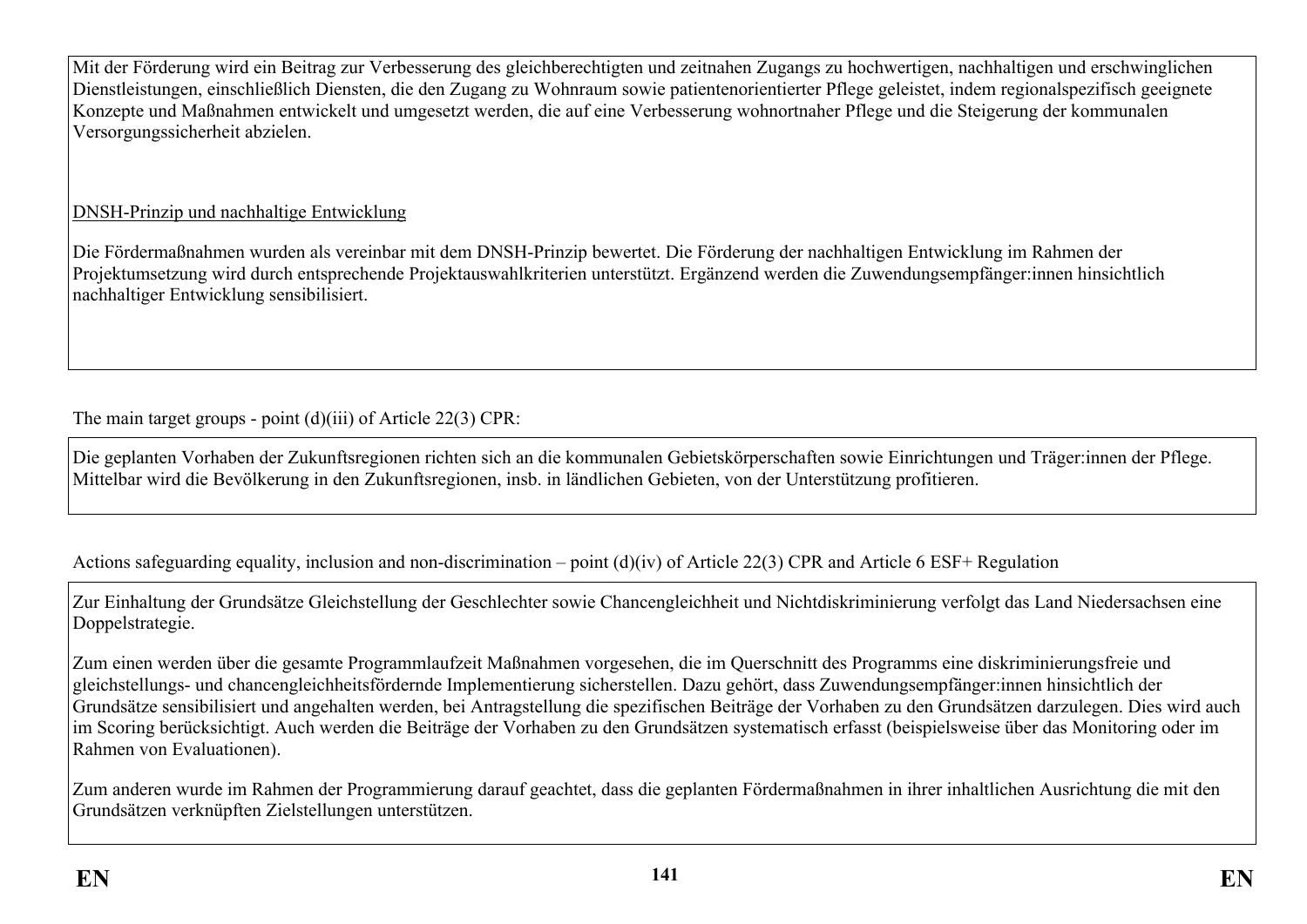Mit der Förderung wird ein Beitrag zur Verbesserung des gleichberechtigten und zeitnahen Zugangs zu hochwertigen, nachhaltigen und erschwinglichen Dienstleistungen, einschließlich Diensten, die den Zugang zu Wohnraum sowie patientenorientierter Pflege geleistet, indem regionalspezifisch geeignete Konzepte und Maßnahmen entwickelt und umgesetzt werden, die auf eine Verbesserung wohnortnaher Pflege und die Steigerung der kommunalen Versorgungssicherheit abzielen.

<u>DNSH-Prinzip und nachhaltige Entwicklung</u>

Die Fördermaßnahmen wurden als vereinbar mit dem DNSH-Prinzip bewertet. Die Förderung der nachhaltigen Entwicklung im Rahmen der Projektumsetzung wird durch entsprechende Projektauswahlkriterien unterstützt. Ergänzend werden die Zuwendungsempfänger:innen hinsichtlich nachhaltiger Entwicklung sensibilisiert.

The main target groups - point (d)(iii) of Article 22(3) CPR:

Die geplanten Vorhaben der Zukunftsregionen richten sich an die kommunalen Gebietskörperschaften sowie Einrichtungen und Träger:innen der Pflege. Mittelbar wird die Bevölkerung in den Zukunftsregionen, insb. in ländlichen Gebieten, von der Unterstützung profitieren.

Actions safeguarding equality, inclusion and non-discrimination – point (d)(iv) of Article 22(3) CPR and Article 6 ESF+ Regulation

Zur Einhaltung der Grundsätze Gleichstellung der Geschlechter sowie Chancengleichheit und Nichtdiskriminierung verfolgt das Land Niedersachsen eine Doppelstrategie.

Zum einen werden über die gesamte Programmlaufzeit Maßnahmen vorgesehen, die im Querschnitt des Programms eine diskriminierungsfreie und gleichstellungs- und chancengleichheitsfördernde Implementierung sicherstellen. Dazu gehört, dass Zuwendungsempfänger:innen hinsichtlich der Grundsätze sensibilisiert und angehalten werden, bei Antragstellung die spezifischen Beiträge der Vorhaben zu den Grundsätzen darzulegen. Dies wird auch im Scoring berücksichtigt. Auch werden die Beiträge der Vorhaben zu den Grundsätzen systematisch erfasst (beispielsweise über das Monitoring oder im Rahmen von Evaluationen).

Zum anderen wurde im Rahmen der Programmierung darauf geachtet, dass die geplanten Fördermaßnahmen in ihrer inhaltlichen Ausrichtung die mit den Grundsätzen verknüpften Zielstellungen unterstützen.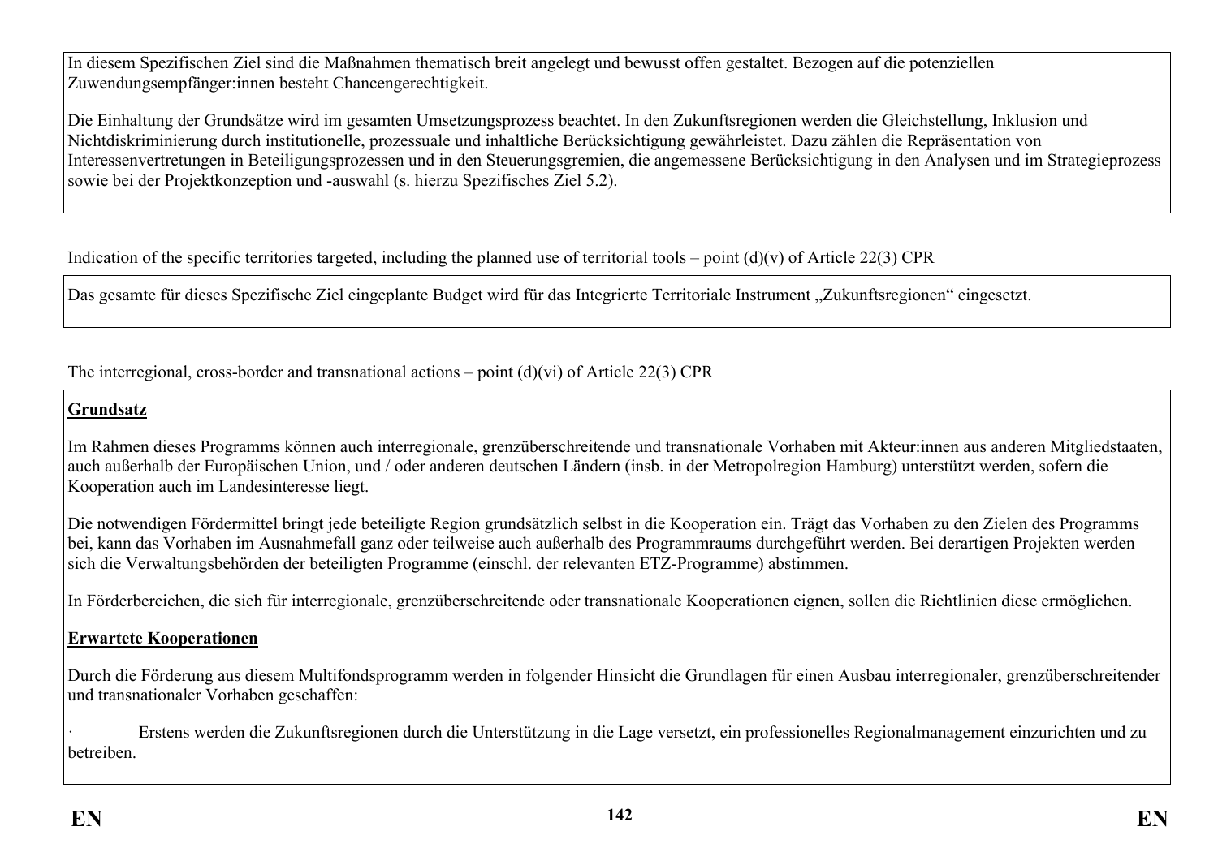In diesem Spezifischen Ziel sind die Maßnahmen thematisch breit angelegt und bewusst offen gestaltet. Bezogen auf die potenziellen Zuwendungsempfänger:innen besteht Chancengerechtigkeit.

Die Einhaltung der Grundsätze wird im gesamten Umsetzungsprozess beachtet. In den Zukunftsregionen werden die Gleichstellung, Inklusion und Nichtdiskriminierung durch institutionelle, prozessuale und inhaltliche Berücksichtigung gewährleistet. Dazu zählen die Repräsentation von Interessenvertretungen in Beteiligungsprozessen und in den Steuerungsgremien, die angemessene Berücksichtigung in den Analysen und im Strategieprozess sowie bei der Projektkonzeption und -auswahl (s. hierzu Spezifisches Ziel 5.2).

Indication of the specific territories targeted, including the planned use of territorial tools – point (d)(v) of Article 22(3) CPR

Das gesamte für dieses Spezifische Ziel eingeplante Budget wird für das Integrierte Territoriale Instrument „Zukunftsregionen" eingesetzt.

The interregional, cross-border and transnational actions – point (d)(vi) of Article 22(3) CPR

**Grundsatz**

Im Rahmen dieses Programms können auch interregionale, grenzüberschreitende und transnationale Vorhaben mit Akteur:innen aus anderen Mitgliedstaaten, auch außerhalb der Europäischen Union, und / oder anderen deutschen Ländern (insb. in der Metropolregion Hamburg) unterstützt werden, sofern die Kooperation auch im Landesinteresse liegt.

Die notwendigen Fördermittel bringt jede beteiligte Region grundsätzlich selbst in die Kooperation ein. Trägt das Vorhaben zu den Zielen des Programms bei, kann das Vorhaben im Ausnahmefall ganz oder teilweise auch außerhalb des Programmraums durchgeführt werden. Bei derartigen Projekten werden sich die Verwaltungsbehörden der beteiligten Programme (einschl. der relevanten ETZ-Programme) abstimmen.

In Förderbereichen, die sich für interregionale, grenzüberschreitende oder transnationale Kooperationen eignen, sollen die Richtlinien diese ermöglichen.

**Erwartete Kooperationen**

Durch die Förderung aus diesem Multifondsprogramm werden in folgender Hinsicht die Grundlagen für einen Ausbau interregionaler, grenzüberschreitender und transnationaler Vorhaben geschaffen:

- Erstens werden die Zukunftsregionen durch die Unterstützung in die Lage versetzt, ein professionelles Regionalmanagement einzurichten und zu betreiben.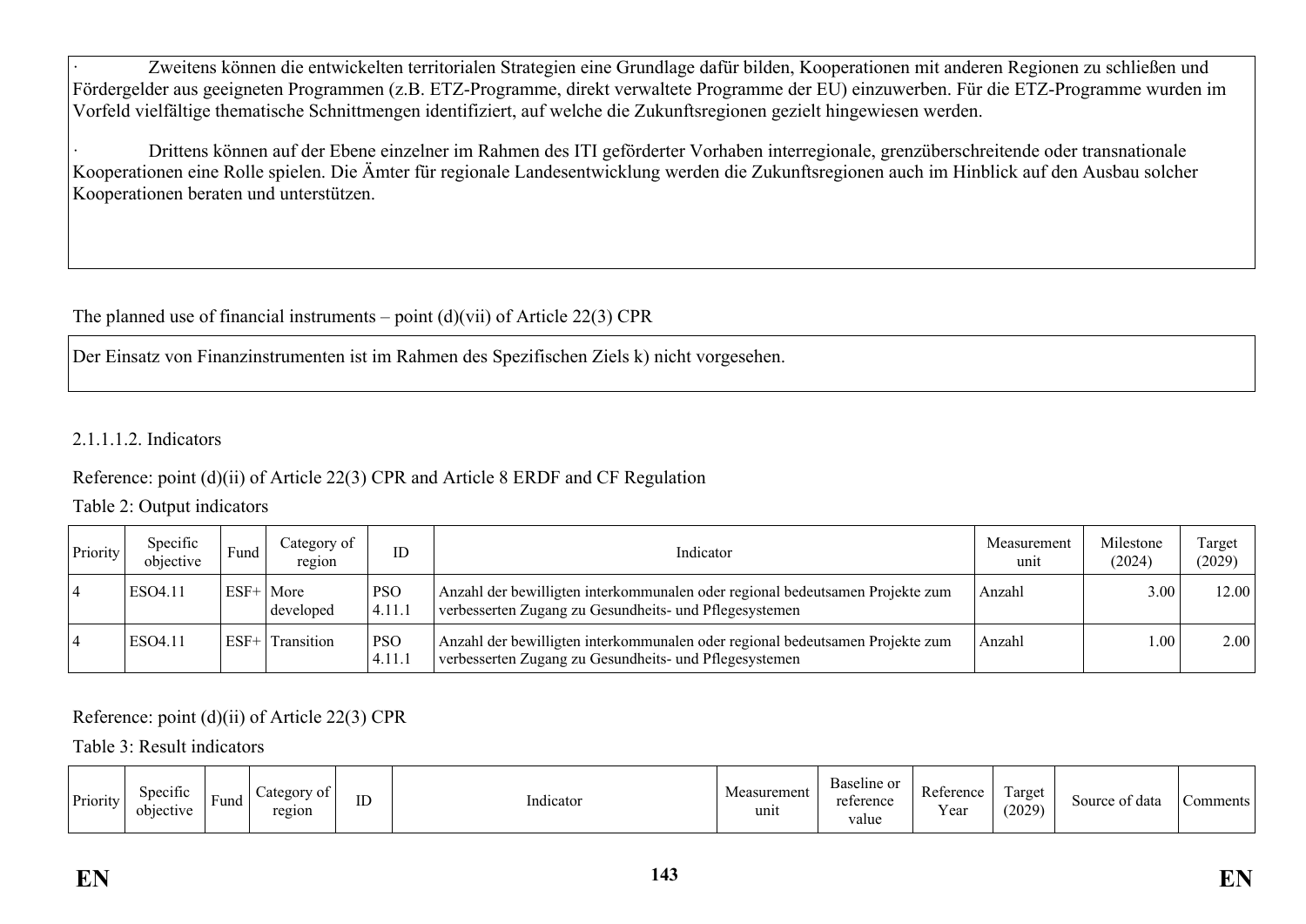· Zweitens können die entwickelten territorialen Strategien eine Grundlage dafür bilden, Kooperationen mit anderen Regionen zu schließen und Fördergelder aus geeigneten Programmen (z.B. ETZ-Programme, direkt verwaltete Programme der EU) einzuwerben. Für die ETZ-Programme wurden im Vorfeld vielfältige thematische Schnittmengen identifiziert, auf welche die Zukunftsregionen gezielt hingewiesen werden.

· Drittens können auf der Ebene einzelner im Rahmen des ITI geförderter Vorhaben interregionale, grenzüberschreitende oder transnationale Kooperationen eine Rolle spielen. Die Ämter für regionale Landesentwicklung werden die Zukunftsregionen auch im Hinblick auf den Ausbau solcher Kooperationen beraten und unterstützen.

The planned use of financial instruments – point (d)(vii) of Article 22(3) CPR

Der Einsatz von Finanzinstrumenten ist im Rahmen des Spezifischen Ziels k) nicht vorgesehen.

2.1.1.1.2. Indicators

Reference: point (d)(ii) of Article 22(3) CPR and Article 8 ERDF and CF Regulation

Table 2: Output indicators

| Priority | Specific objective | Fund | Category of region | ID | Indicator | Measurement unit | Milestone (2024) | Target (2029) |
|---|---|---|---|---|---|---|---|---|
| 4 | ESO4.11 | ESF+ | More developed | PSO 4.11.1 | Anzahl der bewilligten interkommunalen oder regional bedeutsamen Projekte zum verbesserten Zugang zu Gesundheits- und Pflegesystemen | Anzahl | 3.00 | 12.00 |
| 4 | ESO4.11 | ESF+ | Transition | PSO 4.11.1 | Anzahl der bewilligten interkommunalen oder regional bedeutsamen Projekte zum verbesserten Zugang zu Gesundheits- und Pflegesystemen | Anzahl | 1.00 | 2.00 |

Reference: point (d)(ii) of Article 22(3) CPR

Table 3: Result indicators

| Priority | Specific objective | Fund | Category of region | ID | Indicator | Measurement unit | Baseline or reference value | Reference Year | Target (2029) | Source of data | Comments |
|---|---|---|---|---|---|---|---|---|---|---|---|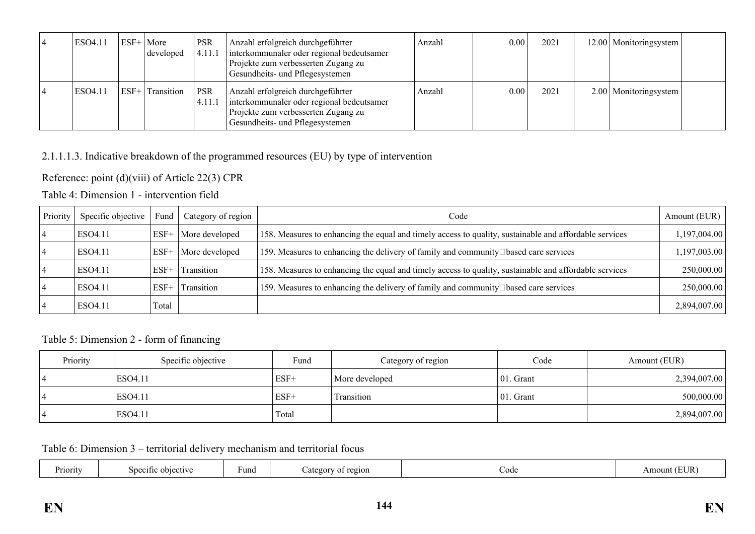| 4 | ESO4.11 | ESF+ | More developed | PSR 4.11.1 | Anzahl erfolgreich durchgeführter interkommunaler oder regional bedeutsamer Projekte zum verbesserten Zugang zu Gesundheits- und Pflegesystemen | Anzahl | 0.00 | 2021 | 12.00 | Monitoringsystem | |
|---|---|---|---|---|---|---|---|---|---|---|---|
| 4 | ESO4.11 | ESF+ | Transition | PSR 4.11.1 | Anzahl erfolgreich durchgeführter interkommunaler oder regional bedeutsamer Projekte zum verbesserten Zugang zu Gesundheits- und Pflegesystemen | Anzahl | 0.00 | 2021 | 2.00 | Monitoringsystem | |

2.1.1.1.3. Indicative breakdown of the programmed resources (EU) by type of intervention

Reference: point (d)(viii) of Article 22(3) CPR

Table 4: Dimension 1 - intervention field

| Priority | Specific objective | Fund | Category of region | Code | Amount (EUR) |
|---|---|---|---|---|---|
| 4 | ESO4.11 | ESF+ | More developed | 158. Measures to enhancing the equal and timely access to quality, sustainable and affordable services | 1,197,004.00 |
| 4 | ESO4.11 | ESF+ | More developed | 159. Measures to enhancing the delivery of family and community□based care services | 1,197,003.00 |
| 4 | ESO4.11 | ESF+ | Transition | 158. Measures to enhancing the equal and timely access to quality, sustainable and affordable services | 250,000.00 |
| 4 | ESO4.11 | ESF+ | Transition | 159. Measures to enhancing the delivery of family and community□based care services | 250,000.00 |
| 4 | ESO4.11 | Total | | | 2,894,007.00 |

Table 5: Dimension 2 - form of financing

| Priority | Specific objective | Fund | Category of region | Code | Amount (EUR) |
|---|---|---|---|---|---|
| 4 | ESO4.11 | ESF+ | More developed | 01. Grant | 2,394,007.00 |
| 4 | ESO4.11 | ESF+ | Transition | 01. Grant | 500,000.00 |
| 4 | ESO4.11 | Total | | | 2,894,007.00 |

Table 6: Dimension 3 – territorial delivery mechanism and territorial focus

| Priority | Specific objective | Fund | Category of region | Code | Amount (EUR) |
|---|---|---|---|---|---|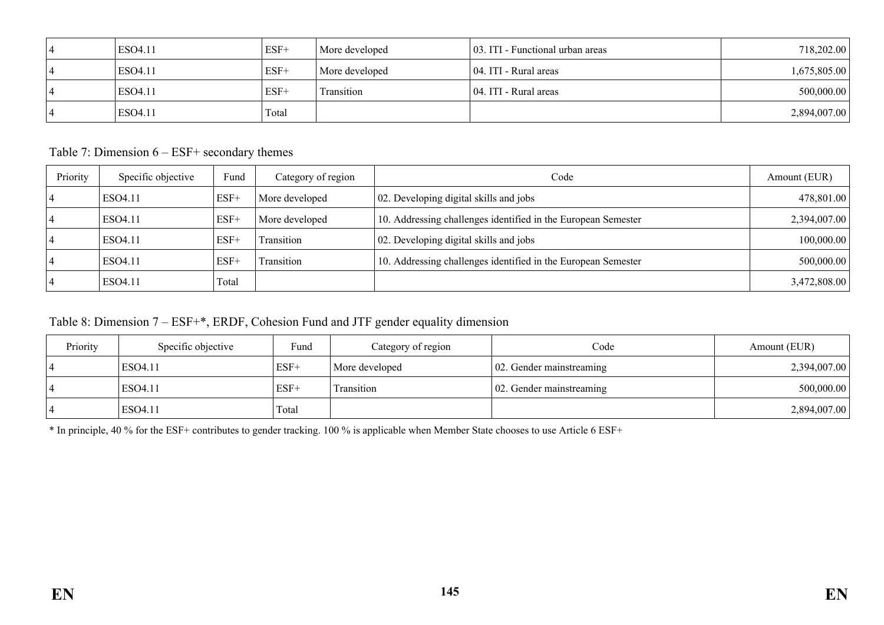| | | | | | |
|---|---|---|---|---|---|
| 4 | ESO4.11 | ESF+ | More developed | 03. ITI - Functional urban areas | 718,202.00 |
| 4 | ESO4.11 | ESF+ | More developed | 04. ITI - Rural areas | 1,675,805.00 |
| 4 | ESO4.11 | ESF+ | Transition | 04. ITI - Rural areas | 500,000.00 |
| 4 | ESO4.11 | Total | | | 2,894,007.00 |

Table 7: Dimension 6 – ESF+ secondary themes

| Priority | Specific objective | Fund | Category of region | Code | Amount (EUR) |
|---|---|---|---|---|---|
| 4 | ESO4.11 | ESF+ | More developed | 02. Developing digital skills and jobs | 478,801.00 |
| 4 | ESO4.11 | ESF+ | More developed | 10. Addressing challenges identified in the European Semester | 2,394,007.00 |
| 4 | ESO4.11 | ESF+ | Transition | 02. Developing digital skills and jobs | 100,000.00 |
| 4 | ESO4.11 | ESF+ | Transition | 10. Addressing challenges identified in the European Semester | 500,000.00 |
| 4 | ESO4.11 | Total | | | 3,472,808.00 |

Table 8: Dimension 7 – ESF+*, ERDF, Cohesion Fund and JTF gender equality dimension

| Priority | Specific objective | Fund | Category of region | Code | Amount (EUR) |
|---|---|---|---|---|---|
| 4 | ESO4.11 | ESF+ | More developed | 02. Gender mainstreaming | 2,394,007.00 |
| 4 | ESO4.11 | ESF+ | Transition | 02. Gender mainstreaming | 500,000.00 |
| 4 | ESO4.11 | Total | | | 2,894,007.00 |

* In principle, 40 % for the ESF+ contributes to gender tracking. 100 % is applicable when Member State chooses to use Article 6 ESF+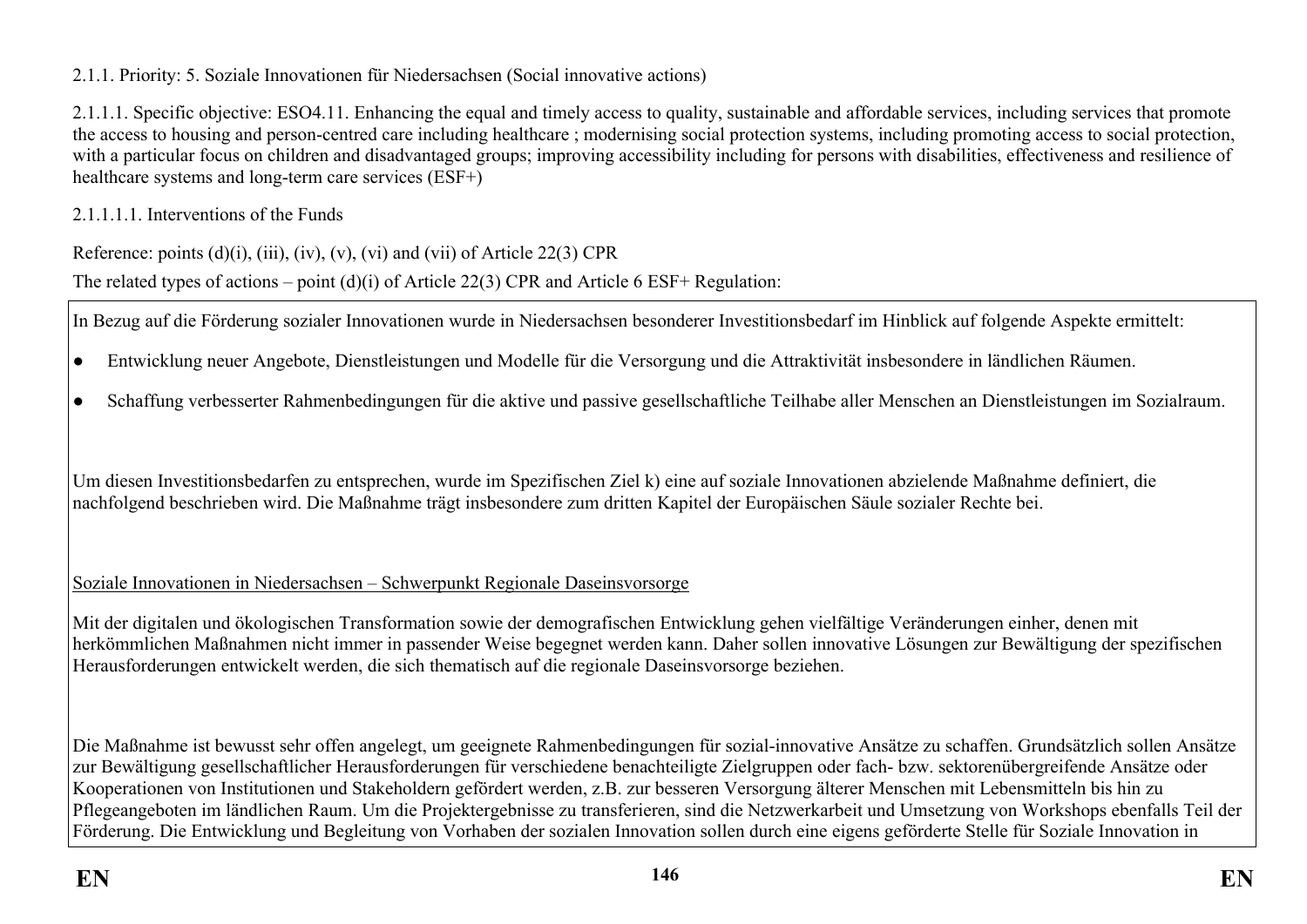2.1.1. Priority: 5. Soziale Innovationen für Niedersachsen (Social innovative actions)

2.1.1.1. Specific objective: ESO4.11. Enhancing the equal and timely access to quality, sustainable and affordable services, including services that promote the access to housing and person-centred care including healthcare ; modernising social protection systems, including promoting access to social protection, with a particular focus on children and disadvantaged groups; improving accessibility including for persons with disabilities, effectiveness and resilience of healthcare systems and long-term care services (ESF+)

2.1.1.1.1. Interventions of the Funds

Reference: points (d)(i), (iii), (iv), (v), (vi) and (vii) of Article 22(3) CPR

The related types of actions – point (d)(i) of Article 22(3) CPR and Article 6 ESF+ Regulation:

In Bezug auf die Förderung sozialer Innovationen wurde in Niedersachsen besonderer Investitionsbedarf im Hinblick auf folgende Aspekte ermittelt:

- Entwicklung neuer Angebote, Dienstleistungen und Modelle für die Versorgung und die Attraktivität insbesondere in ländlichen Räumen.
- Schaffung verbesserter Rahmenbedingungen für die aktive und passive gesellschaftliche Teilhabe aller Menschen an Dienstleistungen im Sozialraum.

Um diesen Investitionsbedarfen zu entsprechen, wurde im Spezifischen Ziel k) eine auf soziale Innovationen abzielende Maßnahme definiert, die nachfolgend beschrieben wird. Die Maßnahme trägt insbesondere zum dritten Kapitel der Europäischen Säule sozialer Rechte bei.

Soziale Innovationen in Niedersachsen – Schwerpunkt Regionale Daseinsvorsorge

Mit der digitalen und ökologischen Transformation sowie der demografischen Entwicklung gehen vielfältige Veränderungen einher, denen mit herkömmlichen Maßnahmen nicht immer in passender Weise begegnet werden kann. Daher sollen innovative Lösungen zur Bewältigung der spezifischen Herausforderungen entwickelt werden, die sich thematisch auf die regionale Daseinsvorsorge beziehen.

Die Maßnahme ist bewusst sehr offen angelegt, um geeignete Rahmenbedingungen für sozial-innovative Ansätze zu schaffen. Grundsätzlich sollen Ansätze zur Bewältigung gesellschaftlicher Herausforderungen für verschiedene benachteiligte Zielgruppen oder fach- bzw. sektorenübergreifende Ansätze oder Kooperationen von Institutionen und Stakeholdern gefördert werden, z.B. zur besseren Versorgung älterer Menschen mit Lebensmitteln bis hin zu Pflegeangeboten im ländlichen Raum. Um die Projektergebnisse zu transferieren, sind die Netzwerkarbeit und Umsetzung von Workshops ebenfalls Teil der Förderung. Die Entwicklung und Begleitung von Vorhaben der sozialen Innovation sollen durch eine eigens geförderte Stelle für Soziale Innovation in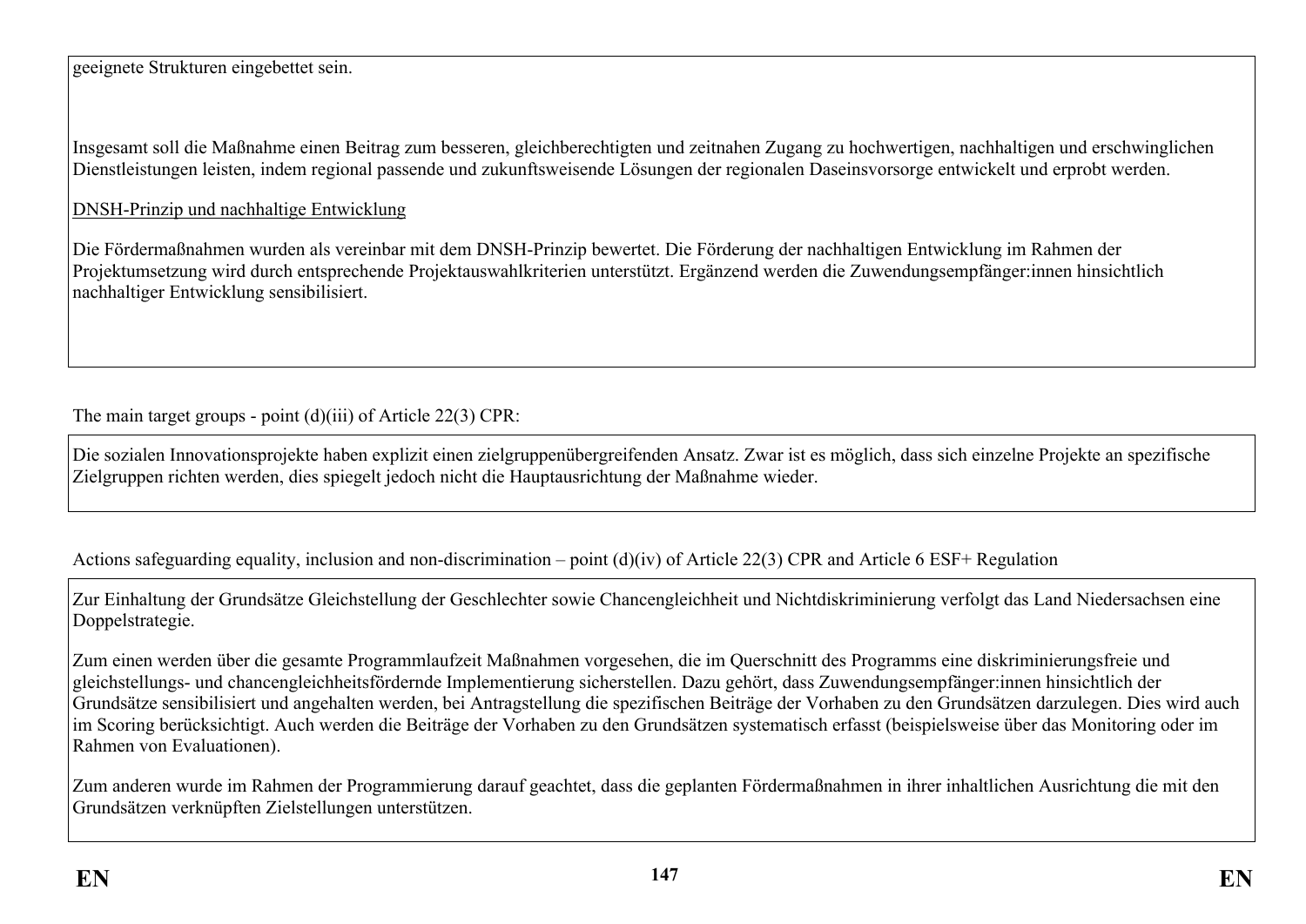geeignete Strukturen eingebettet sein.

Insgesamt soll die Maßnahme einen Beitrag zum besseren, gleichberechtigten und zeitnahen Zugang zu hochwertigen, nachhaltigen und erschwinglichen Dienstleistungen leisten, indem regional passende und zukunftsweisende Lösungen der regionalen Daseinsvorsorge entwickelt und erprobt werden.

<u>DNSH-Prinzip und nachhaltige Entwicklung</u>

Die Fördermaßnahmen wurden als vereinbar mit dem DNSH-Prinzip bewertet. Die Förderung der nachhaltigen Entwicklung im Rahmen der Projektumsetzung wird durch entsprechende Projektauswahlkriterien unterstützt. Ergänzend werden die Zuwendungsempfänger:innen hinsichtlich nachhaltiger Entwicklung sensibilisiert.

The main target groups - point (d)(iii) of Article 22(3) CPR:

Die sozialen Innovationsprojekte haben explizit einen zielgruppenübergreifenden Ansatz. Zwar ist es möglich, dass sich einzelne Projekte an spezifische Zielgruppen richten werden, dies spiegelt jedoch nicht die Hauptausrichtung der Maßnahme wieder.

Actions safeguarding equality, inclusion and non-discrimination – point (d)(iv) of Article 22(3) CPR and Article 6 ESF+ Regulation

Zur Einhaltung der Grundsätze Gleichstellung der Geschlechter sowie Chancengleichheit und Nichtdiskriminierung verfolgt das Land Niedersachsen eine Doppelstrategie.

Zum einen werden über die gesamte Programmlaufzeit Maßnahmen vorgesehen, die im Querschnitt des Programms eine diskriminierungsfreie und gleichstellungs- und chancengleichheitsfördernde Implementierung sicherstellen. Dazu gehört, dass Zuwendungsempfänger:innen hinsichtlich der Grundsätze sensibilisiert und angehalten werden, bei Antragstellung die spezifischen Beiträge der Vorhaben zu den Grundsätzen darzulegen. Dies wird auch im Scoring berücksichtigt. Auch werden die Beiträge der Vorhaben zu den Grundsätzen systematisch erfasst (beispielsweise über das Monitoring oder im Rahmen von Evaluationen).

Zum anderen wurde im Rahmen der Programmierung darauf geachtet, dass die geplanten Fördermaßnahmen in ihrer inhaltlichen Ausrichtung die mit den Grundsätzen verknüpften Zielstellungen unterstützen.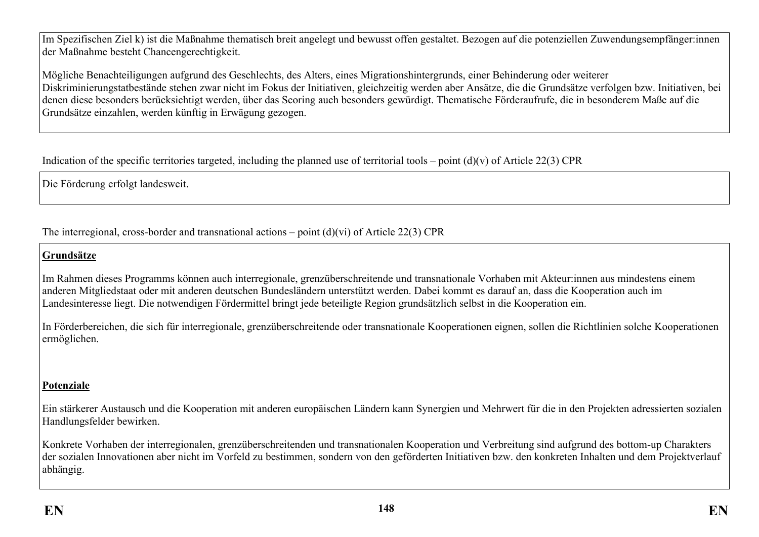Im Spezifischen Ziel k) ist die Maßnahme thematisch breit angelegt und bewusst offen gestaltet. Bezogen auf die potenziellen Zuwendungsempfänger:innen der Maßnahme besteht Chancengerechtigkeit.

Mögliche Benachteiligungen aufgrund des Geschlechts, des Alters, eines Migrationshintergrunds, einer Behinderung oder weiterer Diskriminierungstatbestände stehen zwar nicht im Fokus der Initiativen, gleichzeitig werden aber Ansätze, die die Grundsätze verfolgen bzw. Initiativen, bei denen diese besonders berücksichtigt werden, über das Scoring auch besonders gewürdigt. Thematische Förderaufrufe, die in besonderem Maße auf die Grundsätze einzahlen, werden künftig in Erwägung gezogen.

Indication of the specific territories targeted, including the planned use of territorial tools – point (d)(v) of Article 22(3) CPR

Die Förderung erfolgt landesweit.

The interregional, cross-border and transnational actions – point (d)(vi) of Article 22(3) CPR

**Grundsätze**

Im Rahmen dieses Programms können auch interregionale, grenzüberschreitende und transnationale Vorhaben mit Akteur:innen aus mindestens einem anderen Mitgliedstaat oder mit anderen deutschen Bundesländern unterstützt werden. Dabei kommt es darauf an, dass die Kooperation auch im Landesinteresse liegt. Die notwendigen Fördermittel bringt jede beteiligte Region grundsätzlich selbst in die Kooperation ein.

In Förderbereichen, die sich für interregionale, grenzüberschreitende oder transnationale Kooperationen eignen, sollen die Richtlinien solche Kooperationen ermöglichen.

**Potenziale**

Ein stärkerer Austausch und die Kooperation mit anderen europäischen Ländern kann Synergien und Mehrwert für die in den Projekten adressierten sozialen Handlungsfelder bewirken.

Konkrete Vorhaben der interregionalen, grenzüberschreitenden und transnationalen Kooperation und Verbreitung sind aufgrund des bottom-up Charakters der sozialen Innovationen aber nicht im Vorfeld zu bestimmen, sondern von den geförderten Initiativen bzw. den konkreten Inhalten und dem Projektverlauf abhängig.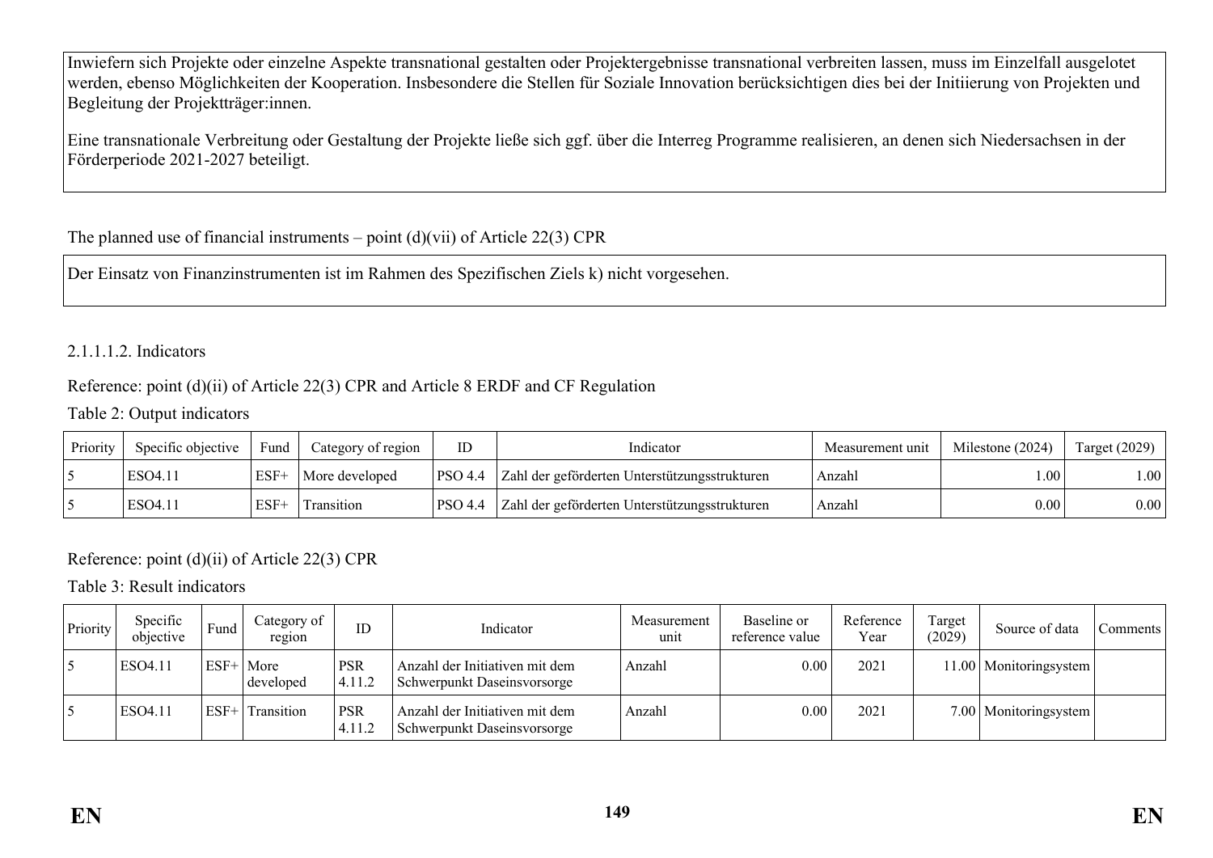Inwiefern sich Projekte oder einzelne Aspekte transnational gestalten oder Projektergebnisse transnational verbreiten lassen, muss im Einzelfall ausgelotet werden, ebenso Möglichkeiten der Kooperation. Insbesondere die Stellen für Soziale Innovation berücksichtigen dies bei der Initiierung von Projekten und Begleitung der Projektträger:innen.

Eine transnationale Verbreitung oder Gestaltung der Projekte ließe sich ggf. über die Interreg Programme realisieren, an denen sich Niedersachsen in der Förderperiode 2021-2027 beteiligt.

The planned use of financial instruments – point (d)(vii) of Article 22(3) CPR

Der Einsatz von Finanzinstrumenten ist im Rahmen des Spezifischen Ziels k) nicht vorgesehen.

2.1.1.1.2. Indicators

Reference: point (d)(ii) of Article 22(3) CPR and Article 8 ERDF and CF Regulation

Table 2: Output indicators

| Priority | Specific objective | Fund | Category of region | ID | Indicator | Measurement unit | Milestone (2024) | Target (2029) |
|---|---|---|---|---|---|---|---|---|
| 5 | ESO4.11 | ESF+ | More developed | PSO 4.4 | Zahl der geförderten Unterstützungsstrukturen | Anzahl | 1.00 | 1.00 |
| 5 | ESO4.11 | ESF+ | Transition | PSO 4.4 | Zahl der geförderten Unterstützungsstrukturen | Anzahl | 0.00 | 0.00 |

Reference: point (d)(ii) of Article 22(3) CPR

Table 3: Result indicators

| Priority | Specific objective | Fund | Category of region | ID | Indicator | Measurement unit | Baseline or reference value | Reference Year | Target (2029) | Source of data | Comments |
|---|---|---|---|---|---|---|---|---|---|---|---|
| 5 | ESO4.11 | ESF+ | More developed | PSR 4.11.2 | Anzahl der Initiativen mit dem Schwerpunkt Daseinsvorsorge | Anzahl | 0.00 | 2021 | 11.00 | Monitoringsystem | |
| 5 | ESO4.11 | ESF+ | Transition | PSR 4.11.2 | Anzahl der Initiativen mit dem Schwerpunkt Daseinsvorsorge | Anzahl | 0.00 | 2021 | 7.00 | Monitoringsystem | |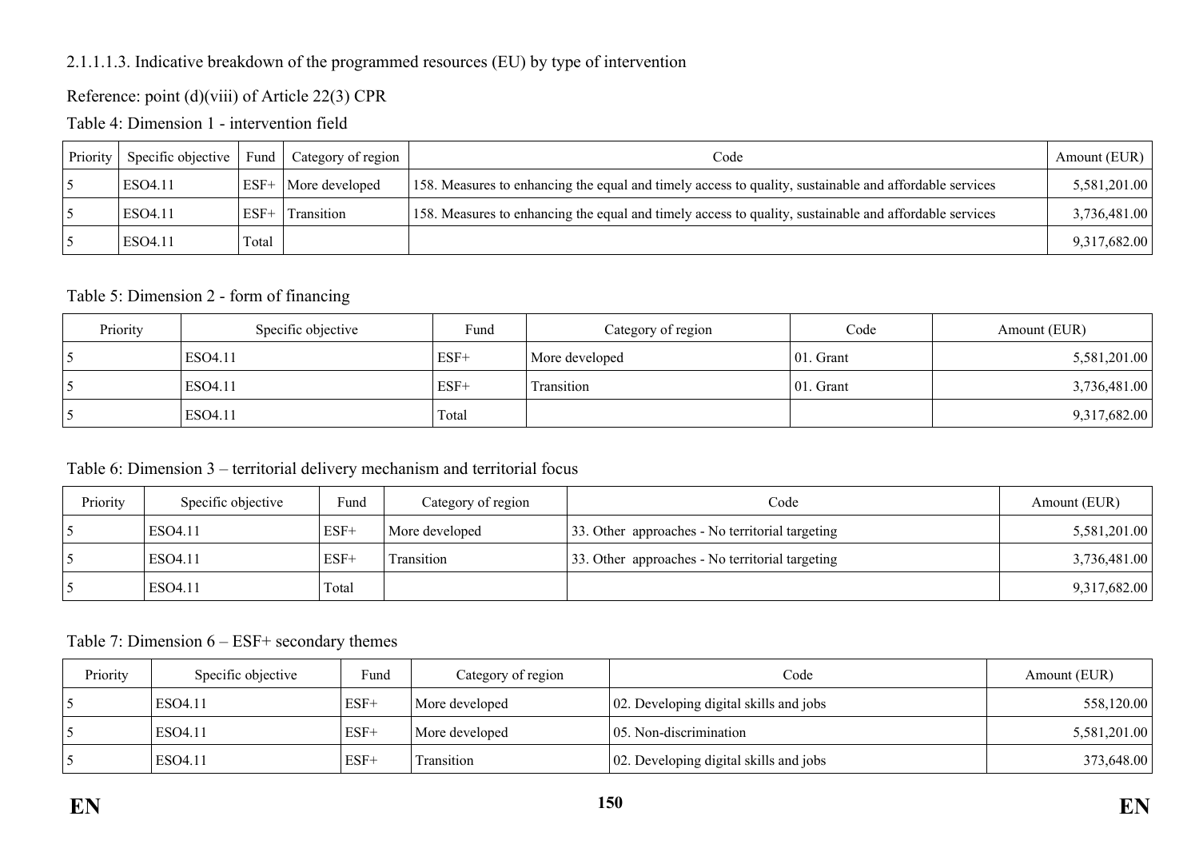2.1.1.1.3. Indicative breakdown of the programmed resources (EU) by type of intervention

Reference: point (d)(viii) of Article 22(3) CPR

Table 4: Dimension 1 - intervention field

| Priority | Specific objective | Fund | Category of region | Code | Amount (EUR) |
|---|---|---|---|---|---|
| 5 | ESO4.11 | ESF+ | More developed | 158. Measures to enhancing the equal and timely access to quality, sustainable and affordable services | 5,581,201.00 |
| 5 | ESO4.11 | ESF+ | Transition | 158. Measures to enhancing the equal and timely access to quality, sustainable and affordable services | 3,736,481.00 |
| 5 | ESO4.11 | Total | | | 9,317,682.00 |

Table 5: Dimension 2 - form of financing

| Priority | Specific objective | Fund | Category of region | Code | Amount (EUR) |
|---|---|---|---|---|---|
| 5 | ESO4.11 | ESF+ | More developed | 01. Grant | 5,581,201.00 |
| 5 | ESO4.11 | ESF+ | Transition | 01. Grant | 3,736,481.00 |
| 5 | ESO4.11 | Total | | | 9,317,682.00 |

Table 6: Dimension 3 – territorial delivery mechanism and territorial focus

| Priority | Specific objective | Fund | Category of region | Code | Amount (EUR) |
|---|---|---|---|---|---|
| 5 | ESO4.11 | ESF+ | More developed | 33. Other approaches - No territorial targeting | 5,581,201.00 |
| 5 | ESO4.11 | ESF+ | Transition | 33. Other approaches - No territorial targeting | 3,736,481.00 |
| 5 | ESO4.11 | Total | | | 9,317,682.00 |

Table 7: Dimension 6 – ESF+ secondary themes

| Priority | Specific objective | Fund | Category of region | Code | Amount (EUR) |
|---|---|---|---|---|---|
| 5 | ESO4.11 | ESF+ | More developed | 02. Developing digital skills and jobs | 558,120.00 |
| 5 | ESO4.11 | ESF+ | More developed | 05. Non-discrimination | 5,581,201.00 |
| 5 | ESO4.11 | ESF+ | Transition | 02. Developing digital skills and jobs | 373,648.00 |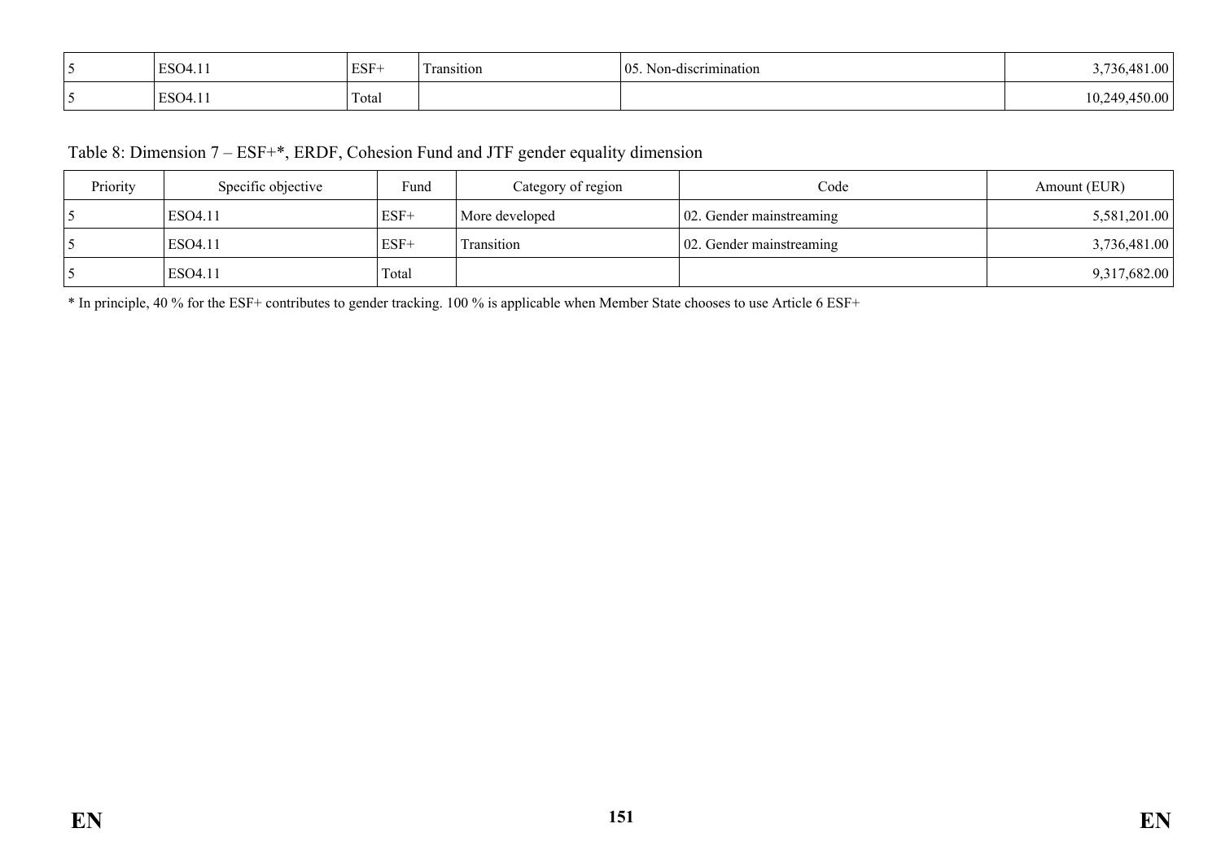| | | | | | |
|---|---|---|---|---|---|
| 5 | ESO4.11 | ESF+ | Transition | 05. Non-discrimination | 3,736,481.00 |
| 5 | ESO4.11 | Total | | | 10,249,450.00 |

Table 8: Dimension 7 – ESF+*, ERDF, Cohesion Fund and JTF gender equality dimension

| Priority | Specific objective | Fund | Category of region | Code | Amount (EUR) |
|---|---|---|---|---|---|
| 5 | ESO4.11 | ESF+ | More developed | 02. Gender mainstreaming | 5,581,201.00 |
| 5 | ESO4.11 | ESF+ | Transition | 02. Gender mainstreaming | 3,736,481.00 |
| 5 | ESO4.11 | Total | | | 9,317,682.00 |

* In principle, 40 % for the ESF+ contributes to gender tracking. 100 % is applicable when Member State chooses to use Article 6 ESF+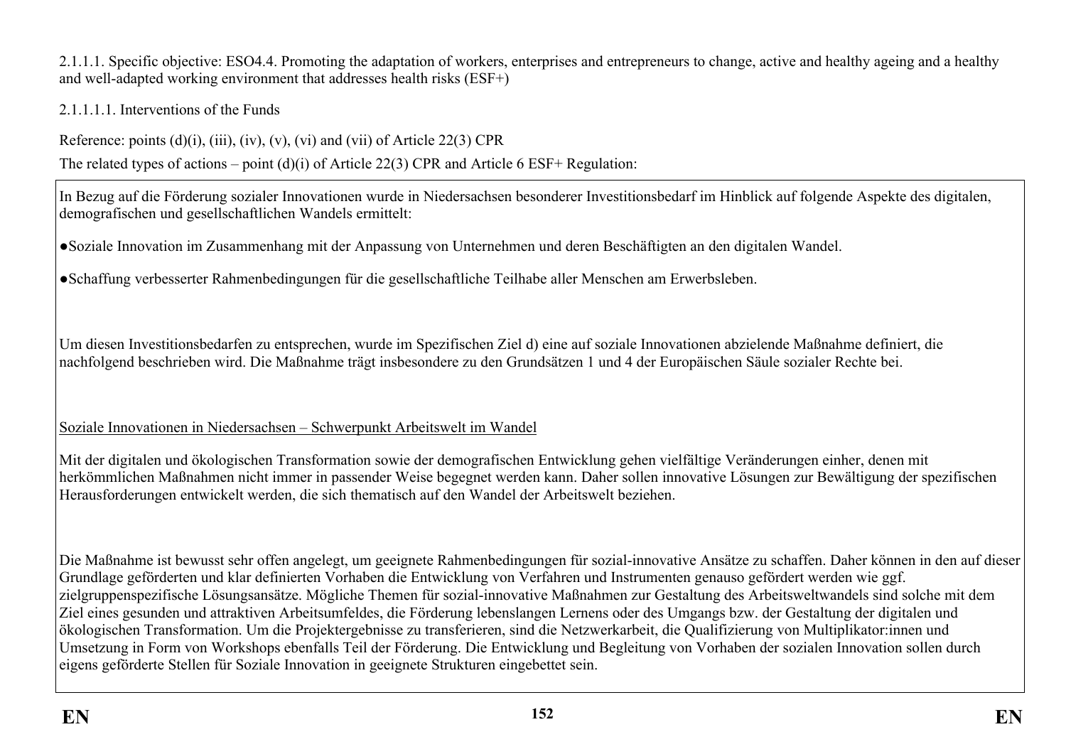2.1.1.1. Specific objective: ESO4.4. Promoting the adaptation of workers, enterprises and entrepreneurs to change, active and healthy ageing and a healthy and well-adapted working environment that addresses health risks (ESF+)

2.1.1.1.1. Interventions of the Funds

Reference: points (d)(i), (iii), (iv), (v), (vi) and (vii) of Article 22(3) CPR

The related types of actions – point (d)(i) of Article 22(3) CPR and Article 6 ESF+ Regulation:

In Bezug auf die Förderung sozialer Innovationen wurde in Niedersachsen besonderer Investitionsbedarf im Hinblick auf folgende Aspekte des digitalen, demografischen und gesellschaftlichen Wandels ermittelt:

- Soziale Innovation im Zusammenhang mit der Anpassung von Unternehmen und deren Beschäftigten an den digitalen Wandel.
- Schaffung verbesserter Rahmenbedingungen für die gesellschaftliche Teilhabe aller Menschen am Erwerbsleben.

Um diesen Investitionsbedarfen zu entsprechen, wurde im Spezifischen Ziel d) eine auf soziale Innovationen abzielende Maßnahme definiert, die nachfolgend beschrieben wird. Die Maßnahme trägt insbesondere zu den Grundsätzen 1 und 4 der Europäischen Säule sozialer Rechte bei.

<u>Soziale Innovationen in Niedersachsen – Schwerpunkt Arbeitswelt im Wandel</u>

Mit der digitalen und ökologischen Transformation sowie der demografischen Entwicklung gehen vielfältige Veränderungen einher, denen mit herkömmlichen Maßnahmen nicht immer in passender Weise begegnet werden kann. Daher sollen innovative Lösungen zur Bewältigung der spezifischen Herausforderungen entwickelt werden, die sich thematisch auf den Wandel der Arbeitswelt beziehen.

Die Maßnahme ist bewusst sehr offen angelegt, um geeignete Rahmenbedingungen für sozial-innovative Ansätze zu schaffen. Daher können in den auf dieser Grundlage geförderten und klar definierten Vorhaben die Entwicklung von Verfahren und Instrumenten genauso gefördert werden wie ggf. zielgruppenspezifische Lösungsansätze. Mögliche Themen für sozial-innovative Maßnahmen zur Gestaltung des Arbeitsweltwandels sind solche mit dem Ziel eines gesunden und attraktiven Arbeitsumfeldes, die Förderung lebenslangen Lernens oder des Umgangs bzw. der Gestaltung der digitalen und ökologischen Transformation. Um die Projektergebnisse zu transferieren, sind die Netzwerkarbeit, die Qualifizierung von Multiplikator:innen und Umsetzung in Form von Workshops ebenfalls Teil der Förderung. Die Entwicklung und Begleitung von Vorhaben der sozialen Innovation sollen durch eigens geförderte Stellen für Soziale Innovation in geeignete Strukturen eingebettet sein.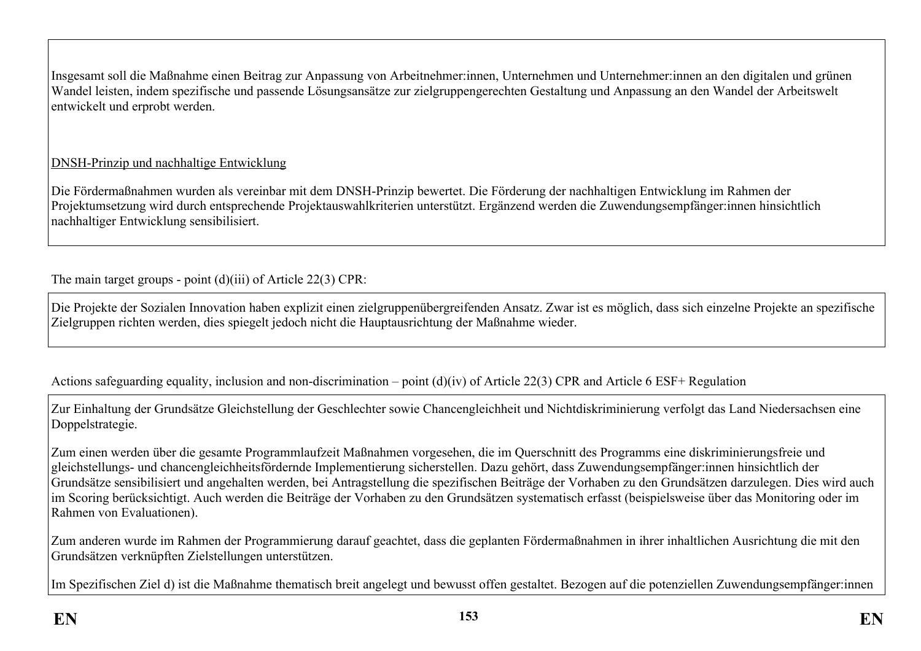Insgesamt soll die Maßnahme einen Beitrag zur Anpassung von Arbeitnehmer:innen, Unternehmen und Unternehmer:innen an den digitalen und grünen Wandel leisten, indem spezifische und passende Lösungsansätze zur zielgruppengerechten Gestaltung und Anpassung an den Wandel der Arbeitswelt entwickelt und erprobt werden.

DNSH-Prinzip und nachhaltige Entwicklung

Die Fördermaßnahmen wurden als vereinbar mit dem DNSH-Prinzip bewertet. Die Förderung der nachhaltigen Entwicklung im Rahmen der Projektumsetzung wird durch entsprechende Projektauswahlkriterien unterstützt. Ergänzend werden die Zuwendungsempfänger:innen hinsichtlich nachhaltiger Entwicklung sensibilisiert.

The main target groups - point (d)(iii) of Article 22(3) CPR:

Die Projekte der Sozialen Innovation haben explizit einen zielgruppenübergreifenden Ansatz. Zwar ist es möglich, dass sich einzelne Projekte an spezifische Zielgruppen richten werden, dies spiegelt jedoch nicht die Hauptausrichtung der Maßnahme wieder.

Actions safeguarding equality, inclusion and non-discrimination – point (d)(iv) of Article 22(3) CPR and Article 6 ESF+ Regulation

Zur Einhaltung der Grundsätze Gleichstellung der Geschlechter sowie Chancengleichheit und Nichtdiskriminierung verfolgt das Land Niedersachsen eine Doppelstrategie.

Zum einen werden über die gesamte Programmlaufzeit Maßnahmen vorgesehen, die im Querschnitt des Programms eine diskriminierungsfreie und gleichstellungs- und chancengleichheitsfördernde Implementierung sicherstellen. Dazu gehört, dass Zuwendungsempfänger:innen hinsichtlich der Grundsätze sensibilisiert und angehalten werden, bei Antragstellung die spezifischen Beiträge der Vorhaben zu den Grundsätzen darzulegen. Dies wird auch im Scoring berücksichtigt. Auch werden die Beiträge der Vorhaben zu den Grundsätzen systematisch erfasst (beispielsweise über das Monitoring oder im Rahmen von Evaluationen).

Zum anderen wurde im Rahmen der Programmierung darauf geachtet, dass die geplanten Fördermaßnahmen in ihrer inhaltlichen Ausrichtung die mit den Grundsätzen verknüpften Zielstellungen unterstützen.

Im Spezifischen Ziel d) ist die Maßnahme thematisch breit angelegt und bewusst offen gestaltet. Bezogen auf die potenziellen Zuwendungsempfänger:innen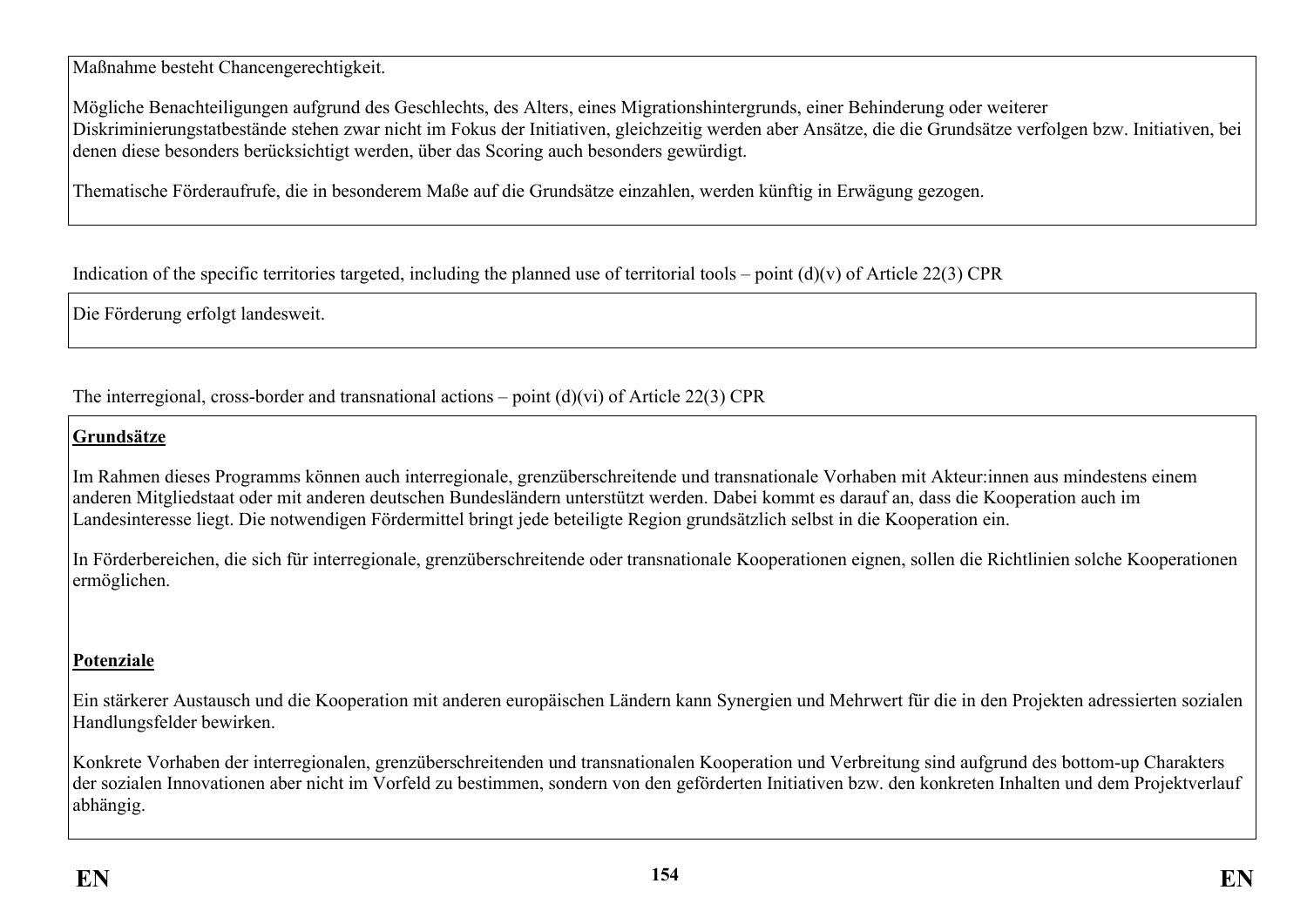Maßnahme besteht Chancengerechtigkeit.

Mögliche Benachteiligungen aufgrund des Geschlechts, des Alters, eines Migrationshintergrunds, einer Behinderung oder weiterer Diskriminierungstatbestände stehen zwar nicht im Fokus der Initiativen, gleichzeitig werden aber Ansätze, die die Grundsätze verfolgen bzw. Initiativen, bei denen diese besonders berücksichtigt werden, über das Scoring auch besonders gewürdigt.

Thematische Förderaufrufe, die in besonderem Maße auf die Grundsätze einzahlen, werden künftig in Erwägung gezogen.

Indication of the specific territories targeted, including the planned use of territorial tools – point (d)(v) of Article 22(3) CPR

Die Förderung erfolgt landesweit.

The interregional, cross-border and transnational actions – point (d)(vi) of Article 22(3) CPR

**Grundsätze**

Im Rahmen dieses Programms können auch interregionale, grenzüberschreitende und transnationale Vorhaben mit Akteur:innen aus mindestens einem anderen Mitgliedstaat oder mit anderen deutschen Bundesländern unterstützt werden. Dabei kommt es darauf an, dass die Kooperation auch im Landesinteresse liegt. Die notwendigen Fördermittel bringt jede beteiligte Region grundsätzlich selbst in die Kooperation ein.

In Förderbereichen, die sich für interregionale, grenzüberschreitende oder transnationale Kooperationen eignen, sollen die Richtlinien solche Kooperationen ermöglichen.

**Potenziale**

Ein stärkerer Austausch und die Kooperation mit anderen europäischen Ländern kann Synergien und Mehrwert für die in den Projekten adressierten sozialen Handlungsfelder bewirken.

Konkrete Vorhaben der interregionalen, grenzüberschreitenden und transnationalen Kooperation und Verbreitung sind aufgrund des bottom-up Charakters der sozialen Innovationen aber nicht im Vorfeld zu bestimmen, sondern von den geförderten Initiativen bzw. den konkreten Inhalten und dem Projektverlauf abhängig.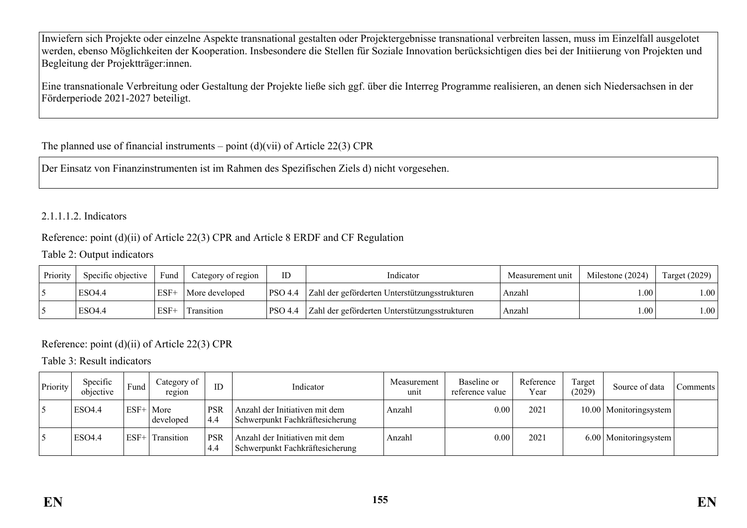Inwiefern sich Projekte oder einzelne Aspekte transnational gestalten oder Projektergebnisse transnational verbreiten lassen, muss im Einzelfall ausgelotet werden, ebenso Möglichkeiten der Kooperation. Insbesondere die Stellen für Soziale Innovation berücksichtigen dies bei der Initiierung von Projekten und Begleitung der Projektträger:innen.

Eine transnationale Verbreitung oder Gestaltung der Projekte ließe sich ggf. über die Interreg Programme realisieren, an denen sich Niedersachsen in der Förderperiode 2021-2027 beteiligt.

The planned use of financial instruments – point (d)(vii) of Article 22(3) CPR

Der Einsatz von Finanzinstrumenten ist im Rahmen des Spezifischen Ziels d) nicht vorgesehen.

#### 2.1.1.1.2. Indicators

Reference: point (d)(ii) of Article 22(3) CPR and Article 8 ERDF and CF Regulation

Table 2: Output indicators

| Priority | Specific objective | Fund | Category of region | ID | Indicator | Measurement unit | Milestone (2024) | Target (2029) |
|---|---|---|---|---|---|---|---|---|
| 5 | ESO4.4 | ESF+ | More developed | PSO 4.4 | Zahl der geförderten Unterstützungsstrukturen | Anzahl | 1.00 | 1.00 |
| 5 | ESO4.4 | ESF+ | Transition | PSO 4.4 | Zahl der geförderten Unterstützungsstrukturen | Anzahl | 1.00 | 1.00 |

Reference: point (d)(ii) of Article 22(3) CPR

Table 3: Result indicators

| Priority | Specific objective | Fund | Category of region | ID | Indicator | Measurement unit | Baseline or reference value | Reference Year | Target (2029) | Source of data | Comments |
|---|---|---|---|---|---|---|---|---|---|---|---|
| 5 | ESO4.4 | ESF+ | More developed | PSR 4.4 | Anzahl der Initiativen mit dem Schwerpunkt Fachkräftesicherung | Anzahl | 0.00 | 2021 | 10.00 | Monitoringsystem | |
| 5 | ESO4.4 | ESF+ | Transition | PSR 4.4 | Anzahl der Initiativen mit dem Schwerpunkt Fachkräftesicherung | Anzahl | 0.00 | 2021 | 6.00 | Monitoringsystem | |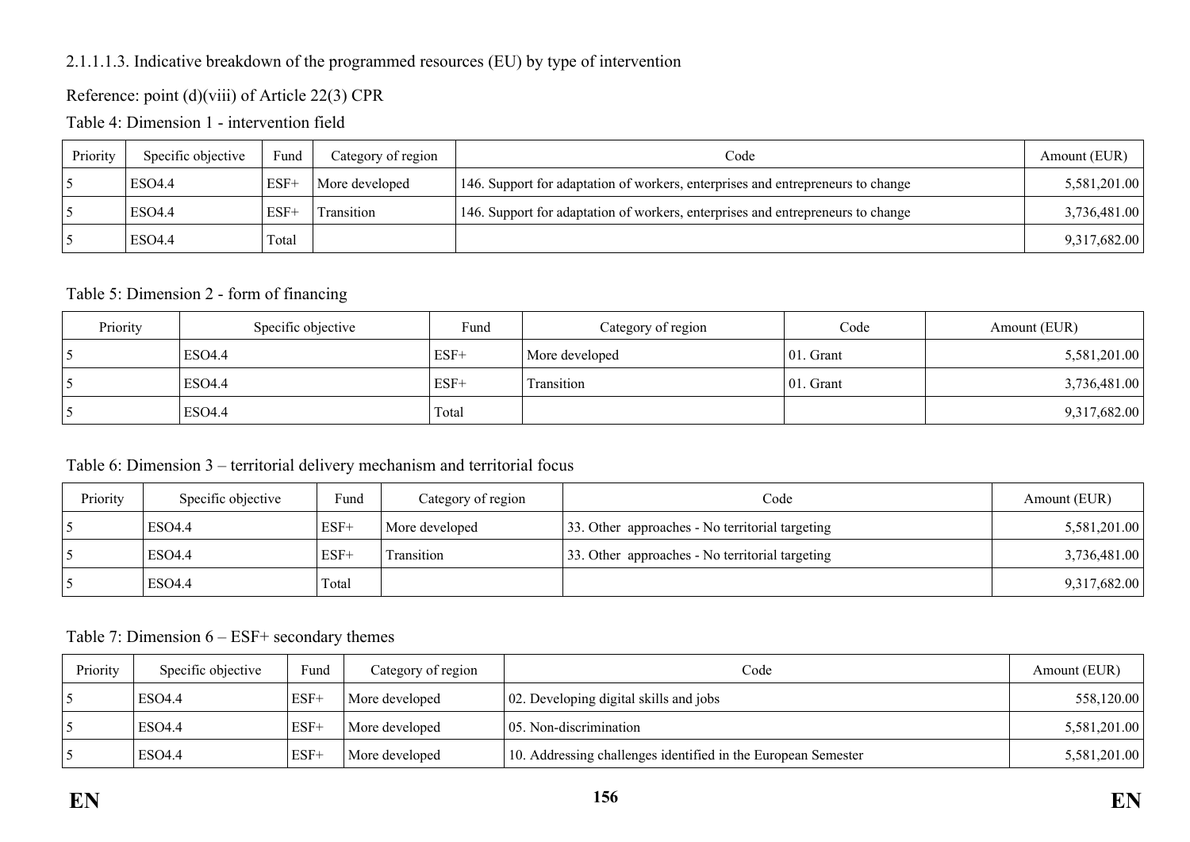2.1.1.1.3. Indicative breakdown of the programmed resources (EU) by type of intervention

Reference: point (d)(viii) of Article 22(3) CPR

Table 4: Dimension 1 - intervention field

| Priority | Specific objective | Fund | Category of region | Code | Amount (EUR) |
|---|---|---|---|---|---|
| 5 | ESO4.4 | ESF+ | More developed | 146. Support for adaptation of workers, enterprises and entrepreneurs to change | 5,581,201.00 |
| 5 | ESO4.4 | ESF+ | Transition | 146. Support for adaptation of workers, enterprises and entrepreneurs to change | 3,736,481.00 |
| 5 | ESO4.4 | Total | | | 9,317,682.00 |

Table 5: Dimension 2 - form of financing

| Priority | Specific objective | Fund | Category of region | Code | Amount (EUR) |
|---|---|---|---|---|---|
| 5 | ESO4.4 | ESF+ | More developed | 01. Grant | 5,581,201.00 |
| 5 | ESO4.4 | ESF+ | Transition | 01. Grant | 3,736,481.00 |
| 5 | ESO4.4 | Total | | | 9,317,682.00 |

Table 6: Dimension 3 – territorial delivery mechanism and territorial focus

| Priority | Specific objective | Fund | Category of region | Code | Amount (EUR) |
|---|---|---|---|---|---|
| 5 | ESO4.4 | ESF+ | More developed | 33. Other approaches - No territorial targeting | 5,581,201.00 |
| 5 | ESO4.4 | ESF+ | Transition | 33. Other approaches - No territorial targeting | 3,736,481.00 |
| 5 | ESO4.4 | Total | | | 9,317,682.00 |

Table 7: Dimension 6 – ESF+ secondary themes

| Priority | Specific objective | Fund | Category of region | Code | Amount (EUR) |
|---|---|---|---|---|---|
| 5 | ESO4.4 | ESF+ | More developed | 02. Developing digital skills and jobs | 558,120.00 |
| 5 | ESO4.4 | ESF+ | More developed | 05. Non-discrimination | 5,581,201.00 |
| 5 | ESO4.4 | ESF+ | More developed | 10. Addressing challenges identified in the European Semester | 5,581,201.00 |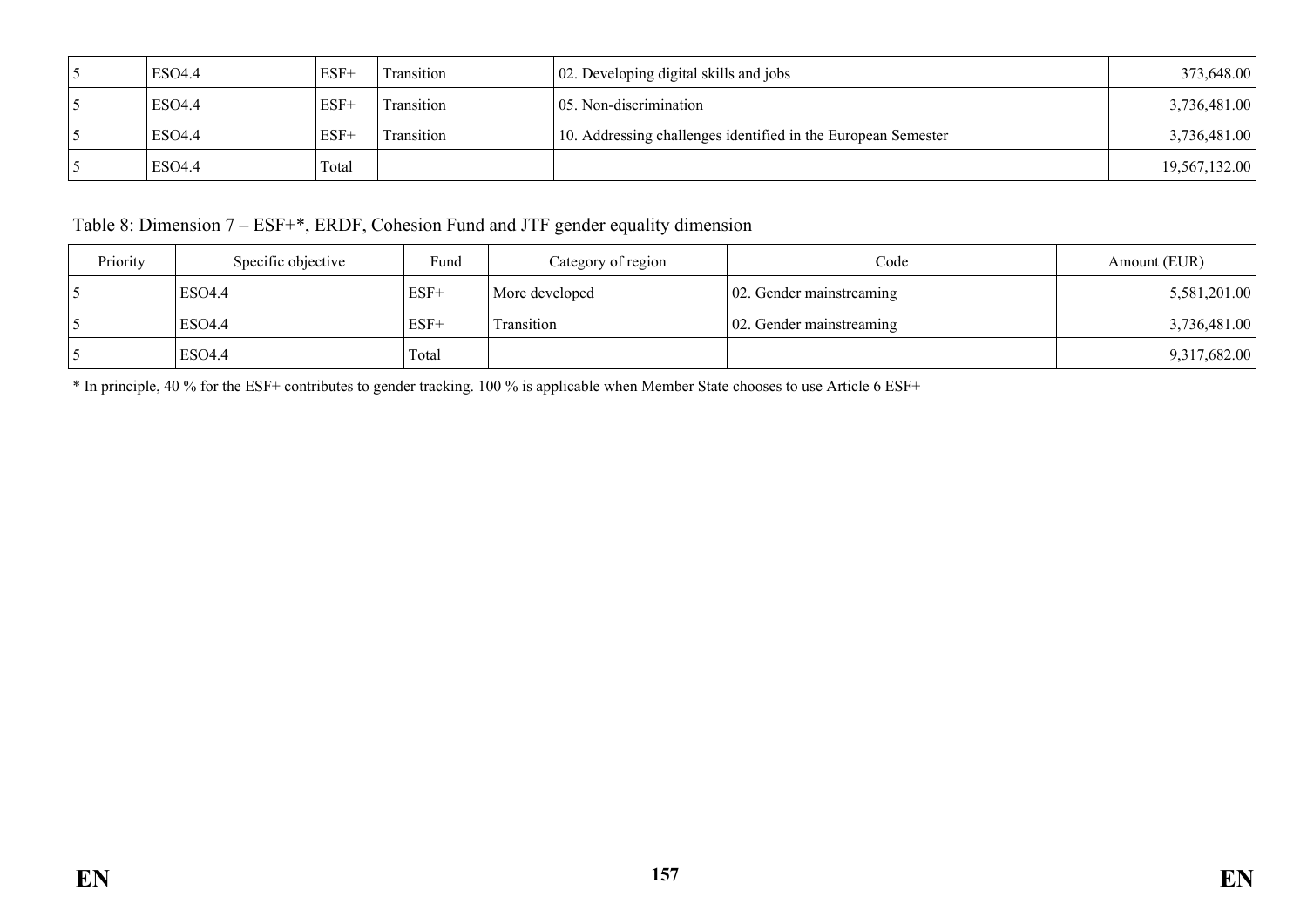| | | | | | |
|---|---|---|---|---|---|
| 5 | ESO4.4 | ESF+ | Transition | 02. Developing digital skills and jobs | 373,648.00 |
| 5 | ESO4.4 | ESF+ | Transition | 05. Non-discrimination | 3,736,481.00 |
| 5 | ESO4.4 | ESF+ | Transition | 10. Addressing challenges identified in the European Semester | 3,736,481.00 |
| 5 | ESO4.4 | Total | | | 19,567,132.00 |

Table 8: Dimension 7 – ESF+*, ERDF, Cohesion Fund and JTF gender equality dimension

| Priority | Specific objective | Fund | Category of region | Code | Amount (EUR) |
|---|---|---|---|---|---|
| 5 | ESO4.4 | ESF+ | More developed | 02. Gender mainstreaming | 5,581,201.00 |
| 5 | ESO4.4 | ESF+ | Transition | 02. Gender mainstreaming | 3,736,481.00 |
| 5 | ESO4.4 | Total | | | 9,317,682.00 |

* In principle, 40 % for the ESF+ contributes to gender tracking. 100 % is applicable when Member State chooses to use Article 6 ESF+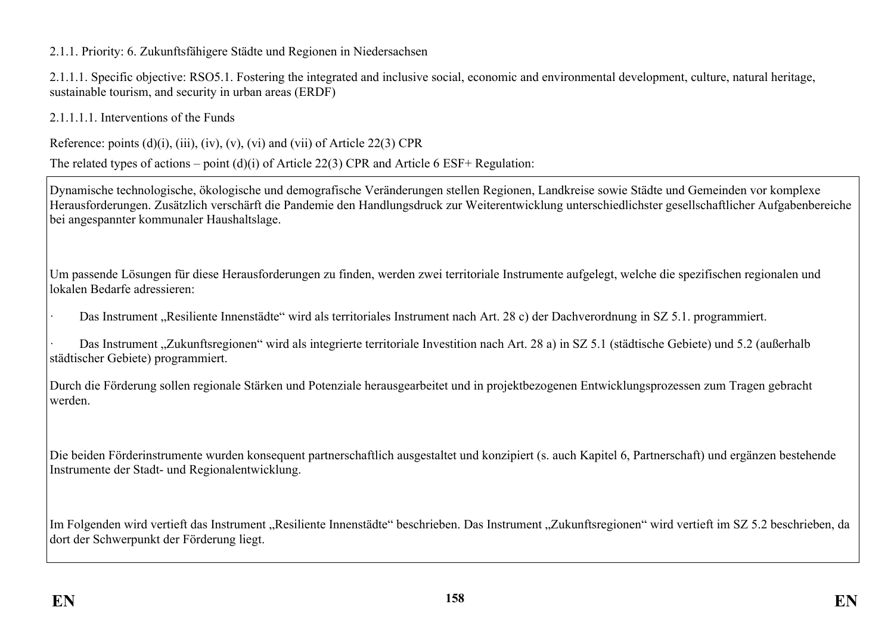2.1.1. Priority: 6. Zukunftsfähigere Städte und Regionen in Niedersachsen

2.1.1.1. Specific objective: RSO5.1. Fostering the integrated and inclusive social, economic and environmental development, culture, natural heritage, sustainable tourism, and security in urban areas (ERDF)

2.1.1.1.1. Interventions of the Funds

Reference: points (d)(i), (iii), (iv), (v), (vi) and (vii) of Article 22(3) CPR

The related types of actions – point (d)(i) of Article 22(3) CPR and Article 6 ESF+ Regulation:

Dynamische technologische, ökologische und demografische Veränderungen stellen Regionen, Landkreise sowie Städte und Gemeinden vor komplexe Herausforderungen. Zusätzlich verschärft die Pandemie den Handlungsdruck zur Weiterentwicklung unterschiedlichster gesellschaftlicher Aufgabenbereiche bei angespannter kommunaler Haushaltslage.

Um passende Lösungen für diese Herausforderungen zu finden, werden zwei territoriale Instrumente aufgelegt, welche die spezifischen regionalen und lokalen Bedarfe adressieren:

- Das Instrument „Resiliente Innenstädte" wird als territoriales Instrument nach Art. 28 c) der Dachverordnung in SZ 5.1. programmiert.
- Das Instrument „Zukunftsregionen" wird als integrierte territoriale Investition nach Art. 28 a) in SZ 5.1 (städtische Gebiete) und 5.2 (außerhalb städtischer Gebiete) programmiert.

Durch die Förderung sollen regionale Stärken und Potenziale herausgearbeitet und in projektbezogenen Entwicklungsprozessen zum Tragen gebracht werden.

Die beiden Förderinstrumente wurden konsequent partnerschaftlich ausgestaltet und konzipiert (s. auch Kapitel 6, Partnerschaft) und ergänzen bestehende Instrumente der Stadt- und Regionalentwicklung.

Im Folgenden wird vertieft das Instrument „Resiliente Innenstädte" beschrieben. Das Instrument „Zukunftsregionen" wird vertieft im SZ 5.2 beschrieben, da dort der Schwerpunkt der Förderung liegt.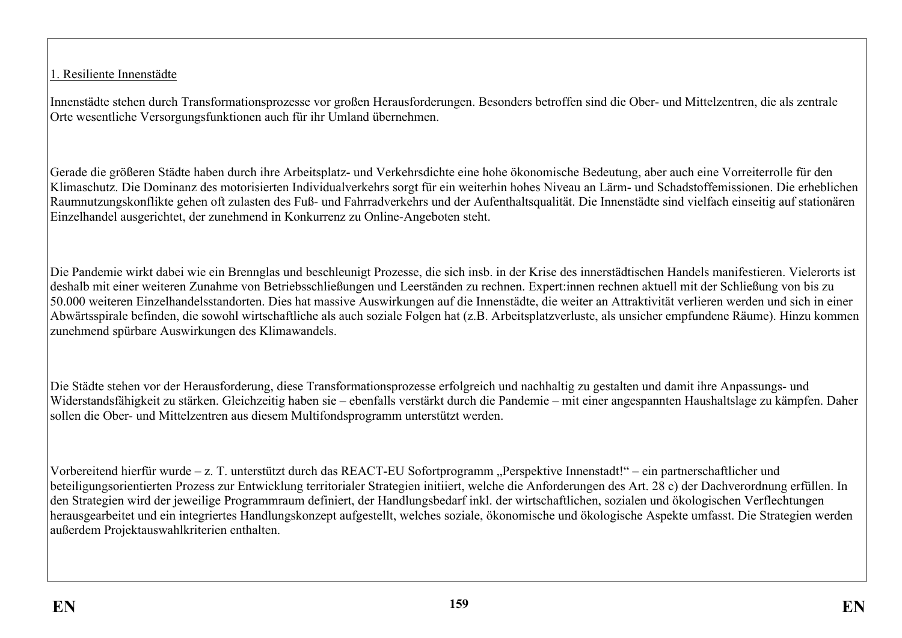1. Resiliente Innenstädte

Innenstädte stehen durch Transformationsprozesse vor großen Herausforderungen. Besonders betroffen sind die Ober- und Mittelzentren, die als zentrale Orte wesentliche Versorgungsfunktionen auch für ihr Umland übernehmen.

Gerade die größeren Städte haben durch ihre Arbeitsplatz- und Verkehrsdichte eine hohe ökonomische Bedeutung, aber auch eine Vorreiterrolle für den Klimaschutz. Die Dominanz des motorisierten Individualverkehrs sorgt für ein weiterhin hohes Niveau an Lärm- und Schadstoffemissionen. Die erheblichen Raumnutzungskonflikte gehen oft zulasten des Fuß- und Fahrradverkehrs und der Aufenthaltsqualität. Die Innenstädte sind vielfach einseitig auf stationären Einzelhandel ausgerichtet, der zunehmend in Konkurrenz zu Online-Angeboten steht.

Die Pandemie wirkt dabei wie ein Brennglas und beschleunigt Prozesse, die sich insb. in der Krise des innerstädtischen Handels manifestieren. Vielerorts ist deshalb mit einer weiteren Zunahme von Betriebsschließungen und Leerständen zu rechnen. Expert:innen rechnen aktuell mit der Schließung von bis zu 50.000 weiteren Einzelhandelsstandorten. Dies hat massive Auswirkungen auf die Innenstädte, die weiter an Attraktivität verlieren werden und sich in einer Abwärtsspirale befinden, die sowohl wirtschaftliche als auch soziale Folgen hat (z.B. Arbeitsplatzverluste, als unsicher empfundene Räume). Hinzu kommen zunehmend spürbare Auswirkungen des Klimawandels.

Die Städte stehen vor der Herausforderung, diese Transformationsprozesse erfolgreich und nachhaltig zu gestalten und damit ihre Anpassungs- und Widerstandsfähigkeit zu stärken. Gleichzeitig haben sie – ebenfalls verstärkt durch die Pandemie – mit einer angespannten Haushaltslage zu kämpfen. Daher sollen die Ober- und Mittelzentren aus diesem Multifondsprogramm unterstützt werden.

Vorbereitend hierfür wurde – z. T. unterstützt durch das REACT-EU Sofortprogramm „Perspektive Innenstadt!“ – ein partnerschaftlicher und beteiligungsorientierten Prozess zur Entwicklung territorialer Strategien initiiert, welche die Anforderungen des Art. 28 c) der Dachverordnung erfüllen. In den Strategien wird der jeweilige Programmraum definiert, der Handlungsbedarf inkl. der wirtschaftlichen, sozialen und ökologischen Verflechtungen herausgearbeitet und ein integriertes Handlungskonzept aufgestellt, welches soziale, ökonomische und ökologische Aspekte umfasst. Die Strategien werden außerdem Projektauswahlkriterien enthalten.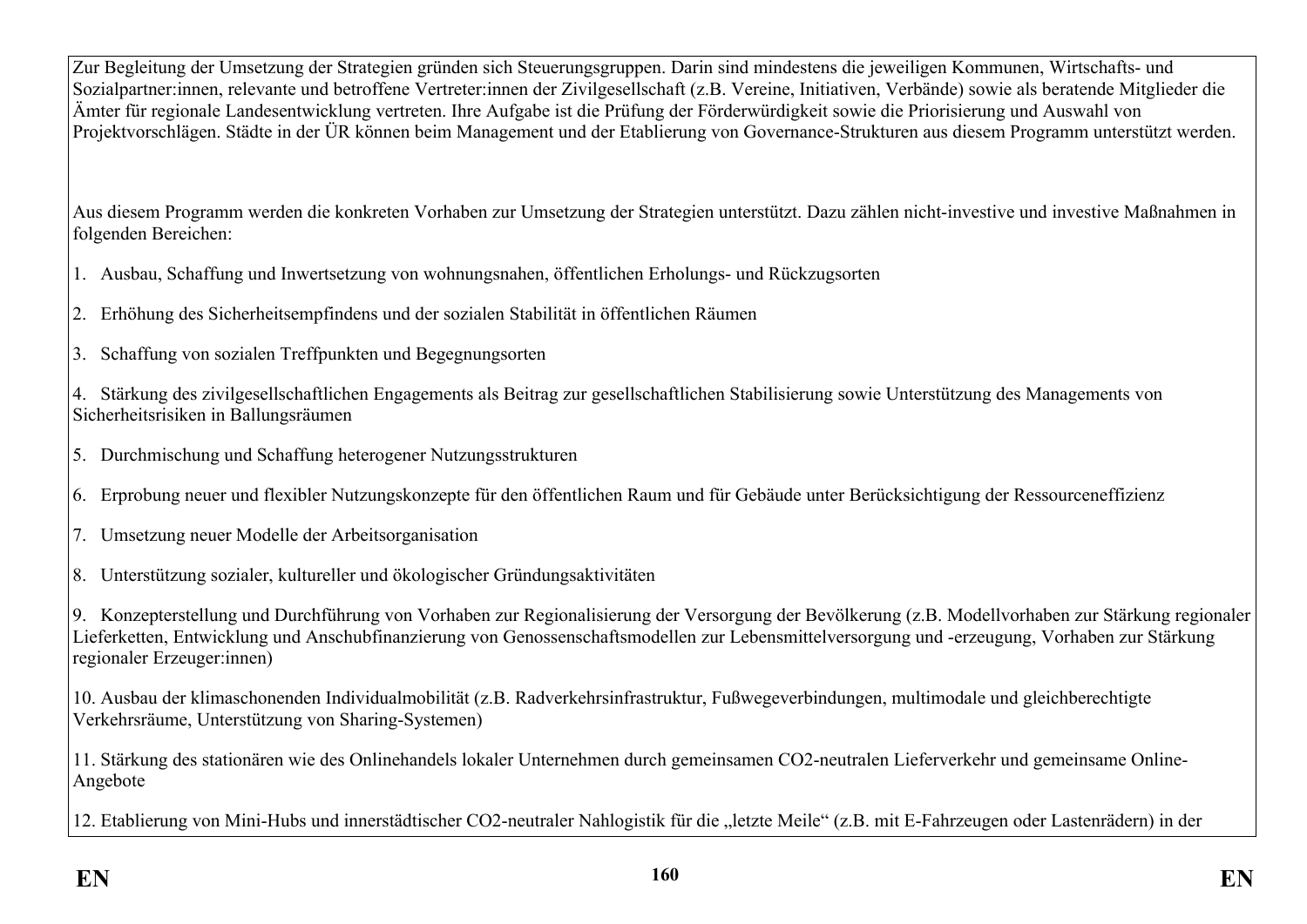Zur Begleitung der Umsetzung der Strategien gründen sich Steuerungsgruppen. Darin sind mindestens die jeweiligen Kommunen, Wirtschafts- und Sozialpartner:innen, relevante und betroffene Vertreter:innen der Zivilgesellschaft (z.B. Vereine, Initiativen, Verbände) sowie als beratende Mitglieder die Ämter für regionale Landesentwicklung vertreten. Ihre Aufgabe ist die Prüfung der Förderwürdigkeit sowie die Priorisierung und Auswahl von Projektvorschlägen. Städte in der ÜR können beim Management und der Etablierung von Governance-Strukturen aus diesem Programm unterstützt werden.

Aus diesem Programm werden die konkreten Vorhaben zur Umsetzung der Strategien unterstützt. Dazu zählen nicht-investive und investive Maßnahmen in folgenden Bereichen:

1. Ausbau, Schaffung und Inwertsetzung von wohnungsnahen, öffentlichen Erholungs- und Rückzugsorten

2. Erhöhung des Sicherheitsempfindens und der sozialen Stabilität in öffentlichen Räumen

3. Schaffung von sozialen Treffpunkten und Begegnungsorten

4. Stärkung des zivilgesellschaftlichen Engagements als Beitrag zur gesellschaftlichen Stabilisierung sowie Unterstützung des Managements von Sicherheitsrisiken in Ballungsräumen

5. Durchmischung und Schaffung heterogener Nutzungsstrukturen

6. Erprobung neuer und flexibler Nutzungskonzepte für den öffentlichen Raum und für Gebäude unter Berücksichtigung der Ressourceneffizienz

7. Umsetzung neuer Modelle der Arbeitsorganisation

8. Unterstützung sozialer, kultureller und ökologischer Gründungsaktivitäten

9. Konzepterstellung und Durchführung von Vorhaben zur Regionalisierung der Versorgung der Bevölkerung (z.B. Modellvorhaben zur Stärkung regionaler Lieferketten, Entwicklung und Anschubfinanzierung von Genossenschaftsmodellen zur Lebensmittelversorgung und -erzeugung, Vorhaben zur Stärkung regionaler Erzeuger:innen)

10. Ausbau der klimaschonenden Individualmobilität (z.B. Radverkehrsinfrastruktur, Fußwegeverbindungen, multimodale und gleichberechtigte Verkehrsräume, Unterstützung von Sharing-Systemen)

11. Stärkung des stationären wie des Onlinehandels lokaler Unternehmen durch gemeinsamen $CO_2$-neutralen Lieferverkehr und gemeinsame Online-Angebote

12. Etablierung von Mini-Hubs und innerstädtischer $CO_2$-neutraler Nahlogistik für die „letzte Meile" (z.B. mit E-Fahrzeugen oder Lastenrädern) in der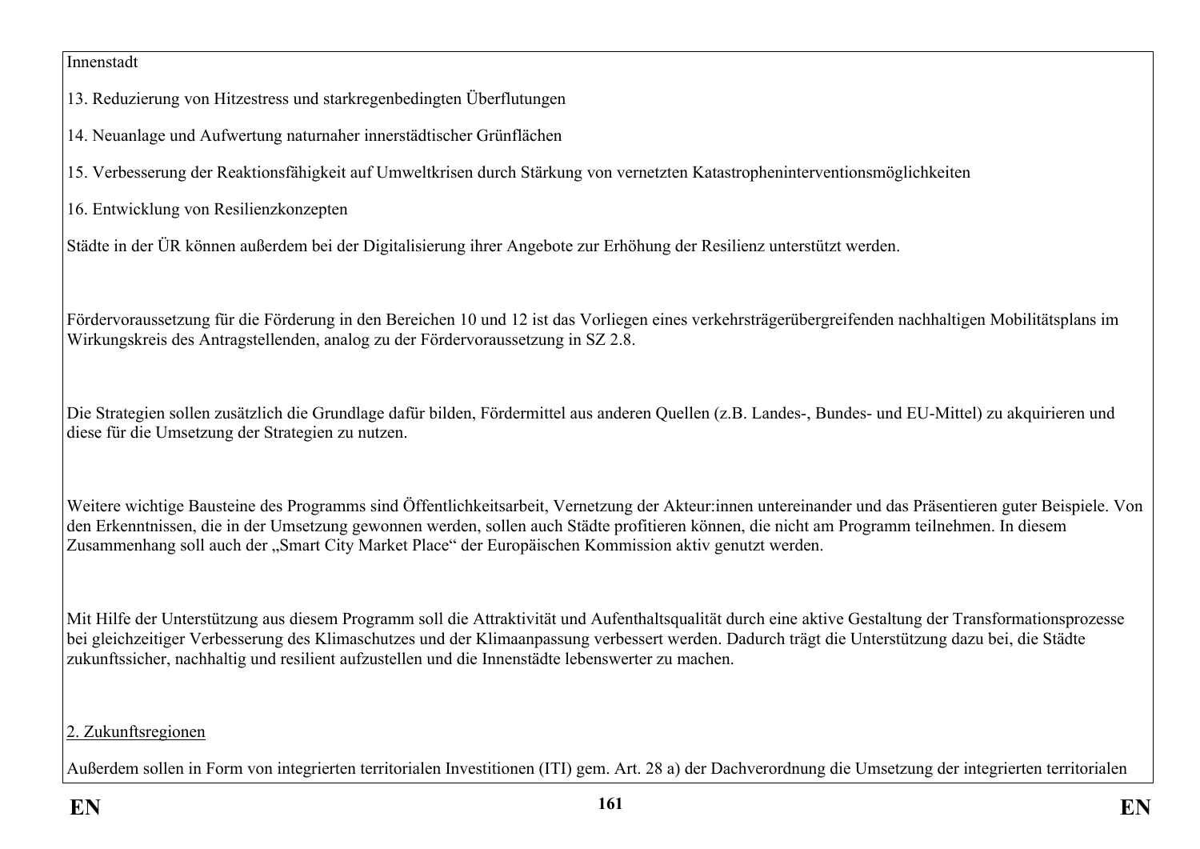Innenstadt

13. Reduzierung von Hitzestress und starkregenbedingten Überflutungen

14. Neuanlage und Aufwertung naturnaher innerstädtischer Grünflächen

15. Verbesserung der Reaktionsfähigkeit auf Umweltkrisen durch Stärkung von vernetzten Katastropheninterventionsmöglichkeiten

16. Entwicklung von Resilienzkonzepten

Städte in der ÜR können außerdem bei der Digitalisierung ihrer Angebote zur Erhöhung der Resilienz unterstützt werden.

Fördervoraussetzung für die Förderung in den Bereichen 10 und 12 ist das Vorliegen eines verkehrsträgerübergreifenden nachhaltigen Mobilitätsplans im Wirkungskreis des Antragstellenden, analog zu der Fördervoraussetzung in SZ 2.8.

Die Strategien sollen zusätzlich die Grundlage dafür bilden, Fördermittel aus anderen Quellen (z.B. Landes-, Bundes- und EU-Mittel) zu akquirieren und diese für die Umsetzung der Strategien zu nutzen.

Weitere wichtige Bausteine des Programms sind Öffentlichkeitsarbeit, Vernetzung der Akteur:innen untereinander und das Präsentieren guter Beispiele. Von den Erkenntnissen, die in der Umsetzung gewonnen werden, sollen auch Städte profitieren können, die nicht am Programm teilnehmen. In diesem Zusammenhang soll auch der „Smart City Market Place" der Europäischen Kommission aktiv genutzt werden.

Mit Hilfe der Unterstützung aus diesem Programm soll die Attraktivität und Aufenthaltsqualität durch eine aktive Gestaltung der Transformationsprozesse bei gleichzeitiger Verbesserung des Klimaschutzes und der Klimaanpassung verbessert werden. Dadurch trägt die Unterstützung dazu bei, die Städte zukunftssicher, nachhaltig und resilient aufzustellen und die Innenstädte lebenswerter zu machen.

2. Zukunftsregionen

Außerdem sollen in Form von integrierten territorialen Investitionen (ITI) gem. Art. 28 a) der Dachverordnung die Umsetzung der integrierten territorialen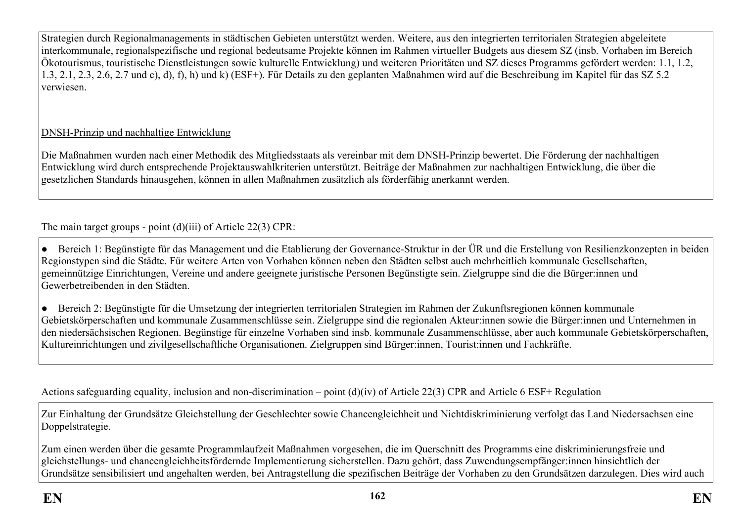Strategien durch Regionalmanagements in städtischen Gebieten unterstützt werden. Weitere, aus den integrierten territorialen Strategien abgeleitete interkommunale, regionalspezifische und regional bedeutsame Projekte können im Rahmen virtueller Budgets aus diesem SZ (insb. Vorhaben im Bereich Ökotourismus, touristische Dienstleistungen sowie kulturelle Entwicklung) und weiteren Prioritäten und SZ dieses Programms gefördert werden: 1.1, 1.2, 1.3, 2.1, 2.3, 2.6, 2.7 und c), d), f), h) und k) (ESF+). Für Details zu den geplanten Maßnahmen wird auf die Beschreibung im Kapitel für das SZ 5.2 verwiesen.

DNSH-Prinzip und nachhaltige Entwicklung

Die Maßnahmen wurden nach einer Methodik des Mitgliedsstaats als vereinbar mit dem DNSH-Prinzip bewertet. Die Förderung der nachhaltigen Entwicklung wird durch entsprechende Projektauswahlkriterien unterstützt. Beiträge der Maßnahmen zur nachhaltigen Entwicklung, die über die gesetzlichen Standards hinausgehen, können in allen Maßnahmen zusätzlich als förderfähig anerkannt werden.

The main target groups - point (d)(iii) of Article 22(3) CPR:

- Bereich 1: Begünstigte für das Management und die Etablierung der Governance-Struktur in der ÜR und die Erstellung von Resilienzkonzepten in beiden Regionstypen sind die Städte. Für weitere Arten von Vorhaben können neben den Städten selbst auch mehrheitlich kommunale Gesellschaften, gemeinnützige Einrichtungen, Vereine und andere geeignete juristische Personen Begünstigte sein. Zielgruppe sind die die Bürger:innen und Gewerbetreibenden in den Städten.

- Bereich 2: Begünstigte für die Umsetzung der integrierten territorialen Strategien im Rahmen der Zukunftsregionen können kommunale Gebietskörperschaften und kommunale Zusammenschlüsse sein. Zielgruppe sind die regionalen Akteur:innen sowie die Bürger:innen und Unternehmen in den niedersächsischen Regionen. Begünstige für einzelne Vorhaben sind insb. kommunale Zusammenschlüsse, aber auch kommunale Gebietskörperschaften, Kultureinrichtungen und zivilgesellschaftliche Organisationen. Zielgruppen sind Bürger:innen, Tourist:innen und Fachkräfte.

Actions safeguarding equality, inclusion and non-discrimination – point (d)(iv) of Article 22(3) CPR and Article 6 ESF+ Regulation

Zur Einhaltung der Grundsätze Gleichstellung der Geschlechter sowie Chancengleichheit und Nichtdiskriminierung verfolgt das Land Niedersachsen eine Doppelstrategie.

Zum einen werden über die gesamte Programmlaufzeit Maßnahmen vorgesehen, die im Querschnitt des Programms eine diskriminierungsfreie und gleichstellungs- und chancengleichheitsfördernde Implementierung sicherstellen. Dazu gehört, dass Zuwendungsempfänger:innen hinsichtlich der Grundsätze sensibilisiert und angehalten werden, bei Antragstellung die spezifischen Beiträge der Vorhaben zu den Grundsätzen darzulegen. Dies wird auch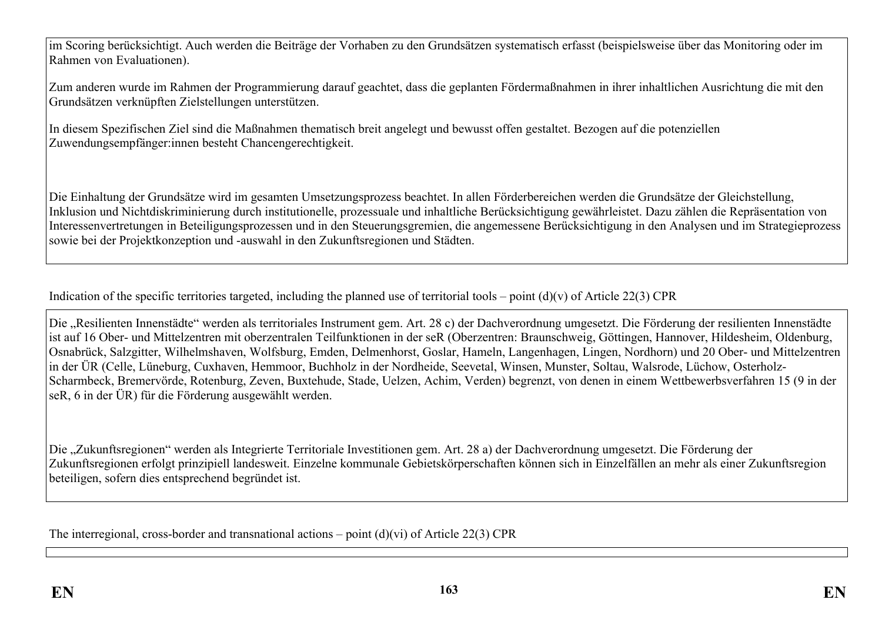im Scoring berücksichtigt. Auch werden die Beiträge der Vorhaben zu den Grundsätzen systematisch erfasst (beispielsweise über das Monitoring oder im Rahmen von Evaluationen).

Zum anderen wurde im Rahmen der Programmierung darauf geachtet, dass die geplanten Fördermaßnahmen in ihrer inhaltlichen Ausrichtung die mit den Grundsätzen verknüpften Zielstellungen unterstützen.

In diesem Spezifischen Ziel sind die Maßnahmen thematisch breit angelegt und bewusst offen gestaltet. Bezogen auf die potenziellen Zuwendungsempfänger:innen besteht Chancengerechtigkeit.

Die Einhaltung der Grundsätze wird im gesamten Umsetzungsprozess beachtet. In allen Förderbereichen werden die Grundsätze der Gleichstellung, Inklusion und Nichtdiskriminierung durch institutionelle, prozessuale und inhaltliche Berücksichtigung gewährleistet. Dazu zählen die Repräsentation von Interessenvertretungen in Beteiligungsprozessen und in den Steuerungsgremien, die angemessene Berücksichtigung in den Analysen und im Strategieprozess sowie bei der Projektkonzeption und -auswahl in den Zukunftsregionen und Städten.

Indication of the specific territories targeted, including the planned use of territorial tools – point (d)(v) of Article 22(3) CPR

Die „Resilienten Innenstädte" werden als territoriales Instrument gem. Art. 28 c) der Dachverordnung umgesetzt. Die Förderung der resilienten Innenstädte ist auf 16 Ober- und Mittelzentren mit oberzentralen Teilfunktionen in der seR (Oberzentren: Braunschweig, Göttingen, Hannover, Hildesheim, Oldenburg, Osnabrück, Salzgitter, Wilhelmshaven, Wolfsburg, Emden, Delmenhorst, Goslar, Hameln, Langenhagen, Lingen, Nordhorn) und 20 Ober- und Mittelzentren in der ÜR (Celle, Lüneburg, Cuxhaven, Hemmoor, Buchholz in der Nordheide, Seevetal, Winsen, Munster, Soltau, Walsrode, Lüchow, Osterholz-Scharmbeck, Bremervörde, Rotenburg, Zeven, Buxtehude, Stade, Uelzen, Achim, Verden) begrenzt, von denen in einem Wettbewerbsverfahren 15 (9 in der seR, 6 in der ÜR) für die Förderung ausgewählt werden.

Die „Zukunftsregionen" werden als Integrierte Territoriale Investitionen gem. Art. 28 a) der Dachverordnung umgesetzt. Die Förderung der Zukunftsregionen erfolgt prinzipiell landesweit. Einzelne kommunale Gebietskörperschaften können sich in Einzelfällen an mehr als einer Zukunftsregion beteiligen, sofern dies entsprechend begründet ist.

The interregional, cross-border and transnational actions – point (d)(vi) of Article 22(3) CPR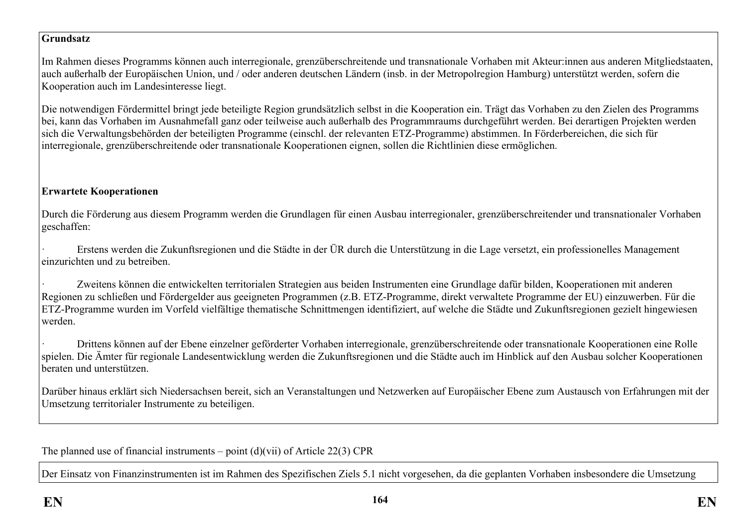**Grundsatz**

Im Rahmen dieses Programms können auch interregionale, grenzüberschreitende und transnationale Vorhaben mit Akteur:innen aus anderen Mitgliedstaaten, auch außerhalb der Europäischen Union, und / oder anderen deutschen Ländern (insb. in der Metropolregion Hamburg) unterstützt werden, sofern die Kooperation auch im Landesinteresse liegt.

Die notwendigen Fördermittel bringt jede beteiligte Region grundsätzlich selbst in die Kooperation ein. Trägt das Vorhaben zu den Zielen des Programms bei, kann das Vorhaben im Ausnahmefall ganz oder teilweise auch außerhalb des Programmraums durchgeführt werden. Bei derartigen Projekten werden sich die Verwaltungsbehörden der beteiligten Programme (einschl. der relevanten ETZ-Programme) abstimmen. In Förderbereichen, die sich für interregionale, grenzüberschreitende oder transnationale Kooperationen eignen, sollen die Richtlinien diese ermöglichen.

**Erwartete Kooperationen**

Durch die Förderung aus diesem Programm werden die Grundlagen für einen Ausbau interregionaler, grenzüberschreitender und transnationaler Vorhaben geschaffen:

- Erstens werden die Zukunftsregionen und die Städte in der ÜR durch die Unterstützung in die Lage versetzt, ein professionelles Management einzurichten und zu betreiben.
- Zweitens können die entwickelten territorialen Strategien aus beiden Instrumenten eine Grundlage dafür bilden, Kooperationen mit anderen Regionen zu schließen und Fördergelder aus geeigneten Programmen (z.B. ETZ-Programme, direkt verwaltete Programme der EU) einzuwerben. Für die ETZ-Programme wurden im Vorfeld vielfältige thematische Schnittmengen identifiziert, auf welche die Städte und Zukunftsregionen gezielt hingewiesen werden.
- Drittens können auf der Ebene einzelner geförderter Vorhaben interregionale, grenzüberschreitende oder transnationale Kooperationen eine Rolle spielen. Die Ämter für regionale Landesentwicklung werden die Zukunftsregionen und die Städte auch im Hinblick auf den Ausbau solcher Kooperationen beraten und unterstützen.

Darüber hinaus erklärt sich Niedersachsen bereit, sich an Veranstaltungen und Netzwerken auf Europäischer Ebene zum Austausch von Erfahrungen mit der Umsetzung territorialer Instrumente zu beteiligen.

The planned use of financial instruments – point (d)(vii) of Article 22(3) CPR

Der Einsatz von Finanzinstrumenten ist im Rahmen des Spezifischen Ziels 5.1 nicht vorgesehen, da die geplanten Vorhaben insbesondere die Umsetzung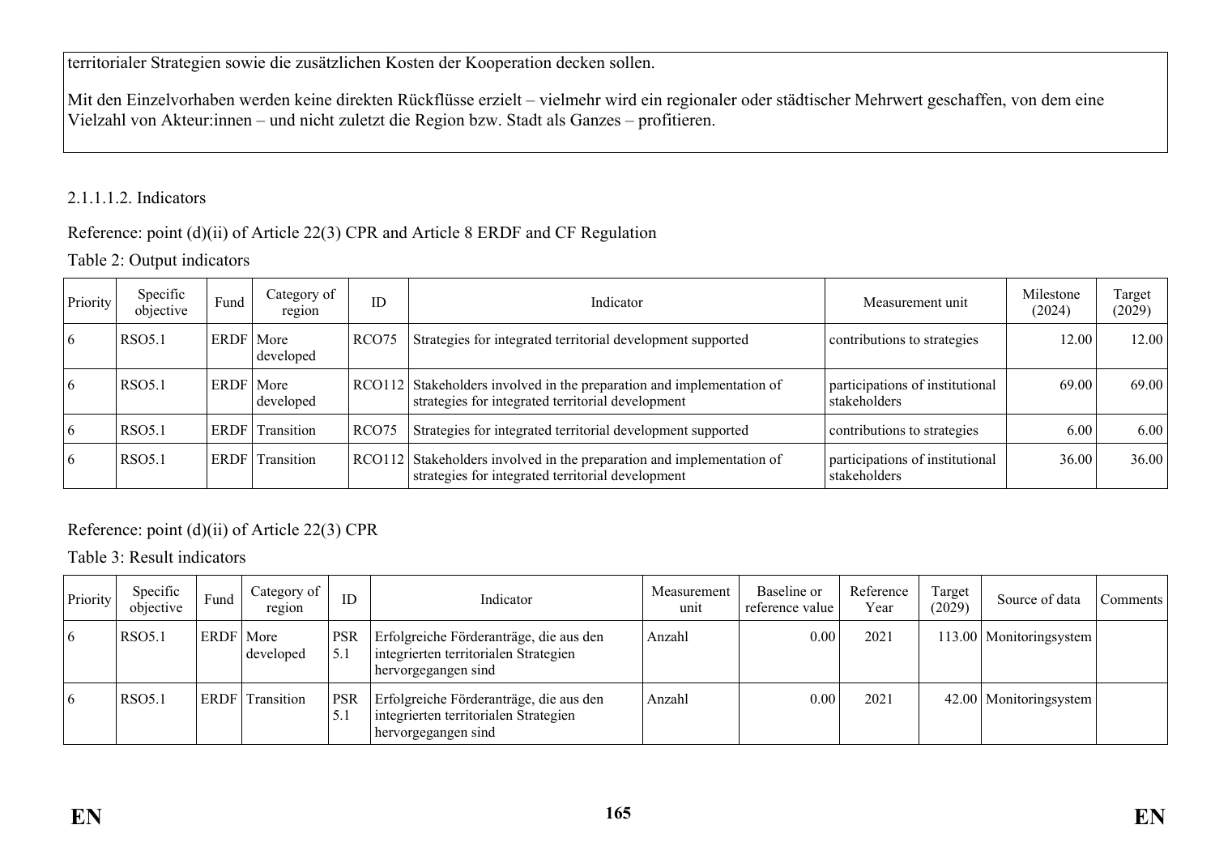territorialer Strategien sowie die zusätzlichen Kosten der Kooperation decken sollen.

Mit den Einzelvorhaben werden keine direkten Rückflüsse erzielt – vielmehr wird ein regionaler oder städtischer Mehrwert geschaffen, von dem eine Vielzahl von Akteur:innen – und nicht zuletzt die Region bzw. Stadt als Ganzes – profitieren.

2.1.1.1.2. Indicators

Reference: point (d)(ii) of Article 22(3) CPR and Article 8 ERDF and CF Regulation

Table 2: Output indicators

| Priority | Specific objective | Fund | Category of region | ID | Indicator | Measurement unit | Milestone (2024) | Target (2029) |
|---|---|---|---|---|---|---|---|---|
| 6 | RSO5.1 | ERDF | More developed | RCO75 | Strategies for integrated territorial development supported | contributions to strategies | 12.00 | 12.00 |
| 6 | RSO5.1 | ERDF | More developed | RCO112 | Stakeholders involved in the preparation and implementation of strategies for integrated territorial development | participations of institutional stakeholders | 69.00 | 69.00 |
| 6 | RSO5.1 | ERDF | Transition | RCO75 | Strategies for integrated territorial development supported | contributions to strategies | 6.00 | 6.00 |
| 6 | RSO5.1 | ERDF | Transition | RCO112 | Stakeholders involved in the preparation and implementation of strategies for integrated territorial development | participations of institutional stakeholders | 36.00 | 36.00 |

Reference: point (d)(ii) of Article 22(3) CPR

Table 3: Result indicators

| Priority | Specific objective | Fund | Category of region | ID | Indicator | Measurement unit | Baseline or reference value | Reference Year | Target (2029) | Source of data | Comments |
|---|---|---|---|---|---|---|---|---|---|---|---|
| 6 | RSO5.1 | ERDF | More developed | PSR 5.1 | Erfolgreiche Förderanträge, die aus den integrierten territorialen Strategien hervorgegangen sind | Anzahl | 0.00 | 2021 | 113.00 | Monitoringsystem | |
| 6 | RSO5.1 | ERDF | Transition | PSR 5.1 | Erfolgreiche Förderanträge, die aus den integrierten territorialen Strategien hervorgegangen sind | Anzahl | 0.00 | 2021 | 42.00 | Monitoringsystem | |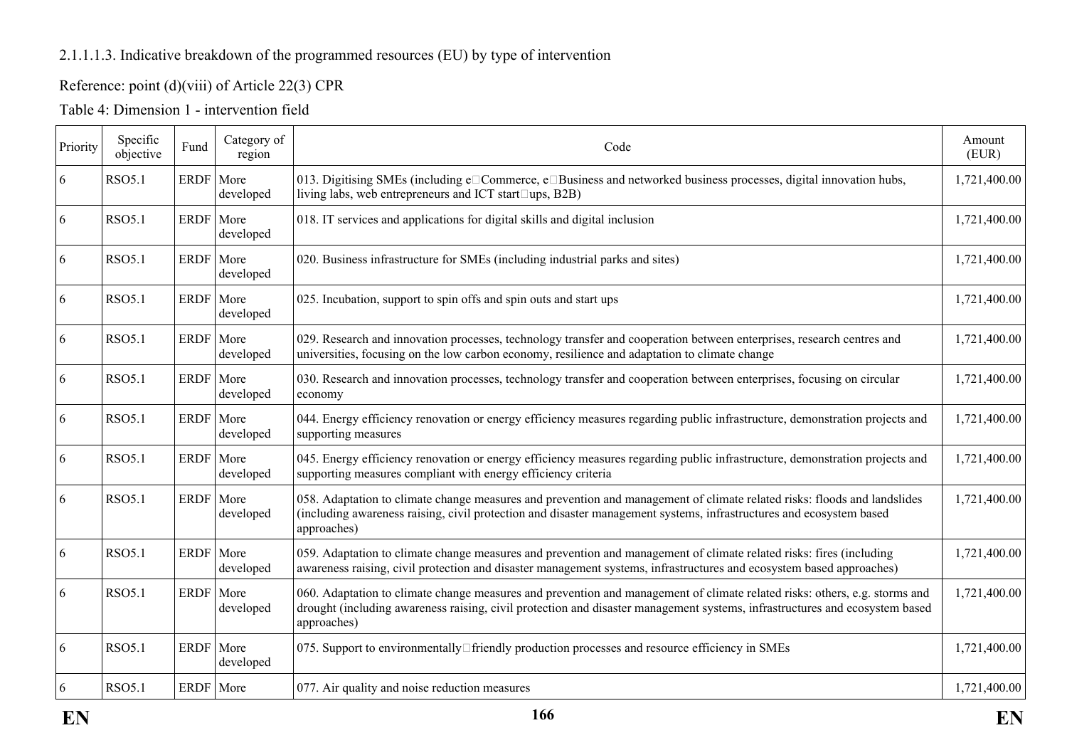2.1.1.1.3. Indicative breakdown of the programmed resources (EU) by type of intervention

Reference: point (d)(viii) of Article 22(3) CPR

Table 4: Dimension 1 - intervention field

| Priority | Specific objective | Fund | Category of region | Code | Amount (EUR) |
|---|---|---|---|---|---|
| 6 | RSO5.1 | ERDF | More developed | 013. Digitising SMEs (including e‑Commerce, e‑Business and networked business processes, digital innovation hubs, living labs, web entrepreneurs and ICT start‑ups, B2B) | 1,721,400.00 |
| 6 | RSO5.1 | ERDF | More developed | 018. IT services and applications for digital skills and digital inclusion | 1,721,400.00 |
| 6 | RSO5.1 | ERDF | More developed | 020. Business infrastructure for SMEs (including industrial parks and sites) | 1,721,400.00 |
| 6 | RSO5.1 | ERDF | More developed | 025. Incubation, support to spin offs and spin outs and start ups | 1,721,400.00 |
| 6 | RSO5.1 | ERDF | More developed | 029. Research and innovation processes, technology transfer and cooperation between enterprises, research centres and universities, focusing on the low carbon economy, resilience and adaptation to climate change | 1,721,400.00 |
| 6 | RSO5.1 | ERDF | More developed | 030. Research and innovation processes, technology transfer and cooperation between enterprises, focusing on circular economy | 1,721,400.00 |
| 6 | RSO5.1 | ERDF | More developed | 044. Energy efficiency renovation or energy efficiency measures regarding public infrastructure, demonstration projects and supporting measures | 1,721,400.00 |
| 6 | RSO5.1 | ERDF | More developed | 045. Energy efficiency renovation or energy efficiency measures regarding public infrastructure, demonstration projects and supporting measures compliant with energy efficiency criteria | 1,721,400.00 |
| 6 | RSO5.1 | ERDF | More developed | 058. Adaptation to climate change measures and prevention and management of climate related risks: floods and landslides (including awareness raising, civil protection and disaster management systems, infrastructures and ecosystem based approaches) | 1,721,400.00 |
| 6 | RSO5.1 | ERDF | More developed | 059. Adaptation to climate change measures and prevention and management of climate related risks: fires (including awareness raising, civil protection and disaster management systems, infrastructures and ecosystem based approaches) | 1,721,400.00 |
| 6 | RSO5.1 | ERDF | More developed | 060. Adaptation to climate change measures and prevention and management of climate related risks: others, e.g. storms and drought (including awareness raising, civil protection and disaster management systems, infrastructures and ecosystem based approaches) | 1,721,400.00 |
| 6 | RSO5.1 | ERDF | More developed | 075. Support to environmentally‑friendly production processes and resource efficiency in SMEs | 1,721,400.00 |
| 6 | RSO5.1 | ERDF | More | 077. Air quality and noise reduction measures | 1,721,400.00 |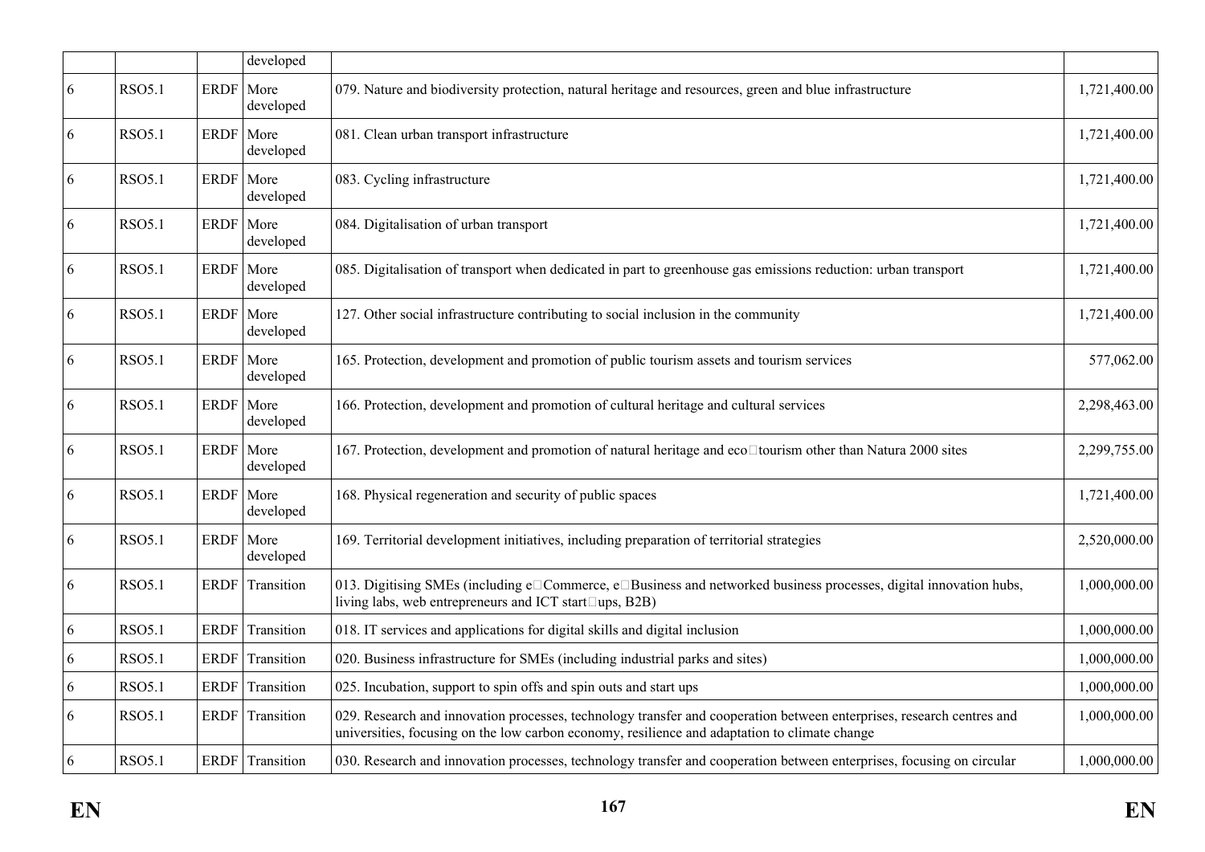| | | | | | |
|---|---|---|---|---|---|
| | | | developed | | |
| 6 | RSO5.1 | ERDF | More developed | 079. Nature and biodiversity protection, natural heritage and resources, green and blue infrastructure | 1,721,400.00 |
| 6 | RSO5.1 | ERDF | More developed | 081. Clean urban transport infrastructure | 1,721,400.00 |
| 6 | RSO5.1 | ERDF | More developed | 083. Cycling infrastructure | 1,721,400.00 |
| 6 | RSO5.1 | ERDF | More developed | 084. Digitalisation of urban transport | 1,721,400.00 |
| 6 | RSO5.1 | ERDF | More developed | 085. Digitalisation of transport when dedicated in part to greenhouse gas emissions reduction: urban transport | 1,721,400.00 |
| 6 | RSO5.1 | ERDF | More developed | 127. Other social infrastructure contributing to social inclusion in the community | 1,721,400.00 |
| 6 | RSO5.1 | ERDF | More developed | 165. Protection, development and promotion of public tourism assets and tourism services | 577,062.00 |
| 6 | RSO5.1 | ERDF | More developed | 166. Protection, development and promotion of cultural heritage and cultural services | 2,298,463.00 |
| 6 | RSO5.1 | ERDF | More developed | 167. Protection, development and promotion of natural heritage and eco-tourism other than Natura 2000 sites | 2,299,755.00 |
| 6 | RSO5.1 | ERDF | More developed | 168. Physical regeneration and security of public spaces | 1,721,400.00 |
| 6 | RSO5.1 | ERDF | More developed | 169. Territorial development initiatives, including preparation of territorial strategies | 2,520,000.00 |
| 6 | RSO5.1 | ERDF | Transition | 013. Digitising SMEs (including e-Commerce, e-Business and networked business processes, digital innovation hubs, living labs, web entrepreneurs and ICT start-ups, B2B) | 1,000,000.00 |
| 6 | RSO5.1 | ERDF | Transition | 018. IT services and applications for digital skills and digital inclusion | 1,000,000.00 |
| 6 | RSO5.1 | ERDF | Transition | 020. Business infrastructure for SMEs (including industrial parks and sites) | 1,000,000.00 |
| 6 | RSO5.1 | ERDF | Transition | 025. Incubation, support to spin offs and spin outs and start ups | 1,000,000.00 |
| 6 | RSO5.1 | ERDF | Transition | 029. Research and innovation processes, technology transfer and cooperation between enterprises, research centres and universities, focusing on the low carbon economy, resilience and adaptation to climate change | 1,000,000.00 |
| 6 | RSO5.1 | ERDF | Transition | 030. Research and innovation processes, technology transfer and cooperation between enterprises, focusing on circular | 1,000,000.00 |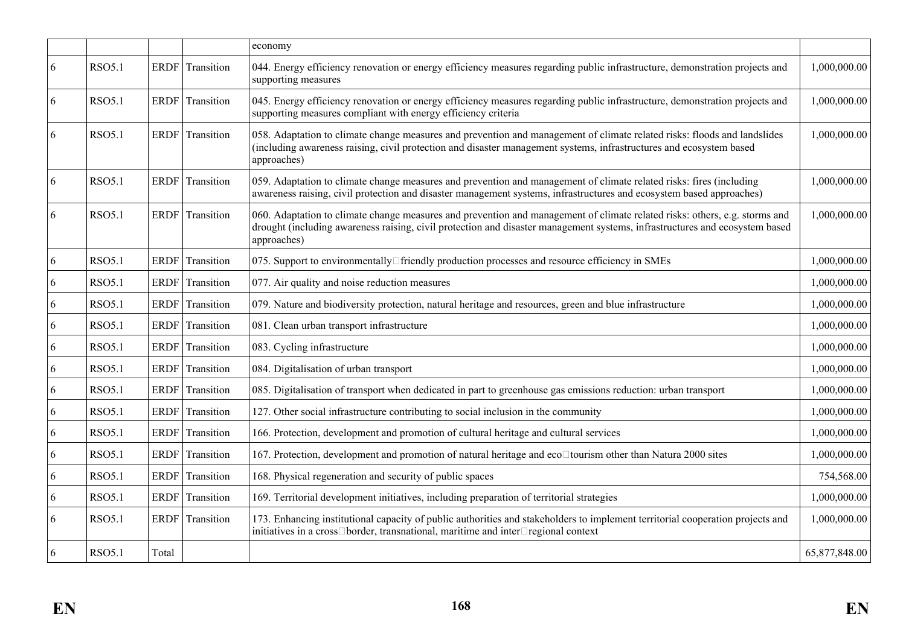| | | | | economy | |
|---|---|---|---|---|---|
| 6 | RSO5.1 | ERDF | Transition | 044. Energy efficiency renovation or energy efficiency measures regarding public infrastructure, demonstration projects and supporting measures | 1,000,000.00 |
| 6 | RSO5.1 | ERDF | Transition | 045. Energy efficiency renovation or energy efficiency measures regarding public infrastructure, demonstration projects and supporting measures compliant with energy efficiency criteria | 1,000,000.00 |
| 6 | RSO5.1 | ERDF | Transition | 058. Adaptation to climate change measures and prevention and management of climate related risks: floods and landslides (including awareness raising, civil protection and disaster management systems, infrastructures and ecosystem based approaches) | 1,000,000.00 |
| 6 | RSO5.1 | ERDF | Transition | 059. Adaptation to climate change measures and prevention and management of climate related risks: fires (including awareness raising, civil protection and disaster management systems, infrastructures and ecosystem based approaches) | 1,000,000.00 |
| 6 | RSO5.1 | ERDF | Transition | 060. Adaptation to climate change measures and prevention and management of climate related risks: others, e.g. storms and drought (including awareness raising, civil protection and disaster management systems, infrastructures and ecosystem based approaches) | 1,000,000.00 |
| 6 | RSO5.1 | ERDF | Transition | 075. Support to environmentally-friendly production processes and resource efficiency in SMEs | 1,000,000.00 |
| 6 | RSO5.1 | ERDF | Transition | 077. Air quality and noise reduction measures | 1,000,000.00 |
| 6 | RSO5.1 | ERDF | Transition | 079. Nature and biodiversity protection, natural heritage and resources, green and blue infrastructure | 1,000,000.00 |
| 6 | RSO5.1 | ERDF | Transition | 081. Clean urban transport infrastructure | 1,000,000.00 |
| 6 | RSO5.1 | ERDF | Transition | 083. Cycling infrastructure | 1,000,000.00 |
| 6 | RSO5.1 | ERDF | Transition | 084. Digitalisation of urban transport | 1,000,000.00 |
| 6 | RSO5.1 | ERDF | Transition | 085. Digitalisation of transport when dedicated in part to greenhouse gas emissions reduction: urban transport | 1,000,000.00 |
| 6 | RSO5.1 | ERDF | Transition | 127. Other social infrastructure contributing to social inclusion in the community | 1,000,000.00 |
| 6 | RSO5.1 | ERDF | Transition | 166. Protection, development and promotion of cultural heritage and cultural services | 1,000,000.00 |
| 6 | RSO5.1 | ERDF | Transition | 167. Protection, development and promotion of natural heritage and eco-tourism other than Natura 2000 sites | 1,000,000.00 |
| 6 | RSO5.1 | ERDF | Transition | 168. Physical regeneration and security of public spaces | 754,568.00 |
| 6 | RSO5.1 | ERDF | Transition | 169. Territorial development initiatives, including preparation of territorial strategies | 1,000,000.00 |
| 6 | RSO5.1 | ERDF | Transition | 173. Enhancing institutional capacity of public authorities and stakeholders to implement territorial cooperation projects and initiatives in a cross-border, transnational, maritime and inter-regional context | 1,000,000.00 |
| 6 | RSO5.1 | Total | | | 65,877,848.00 |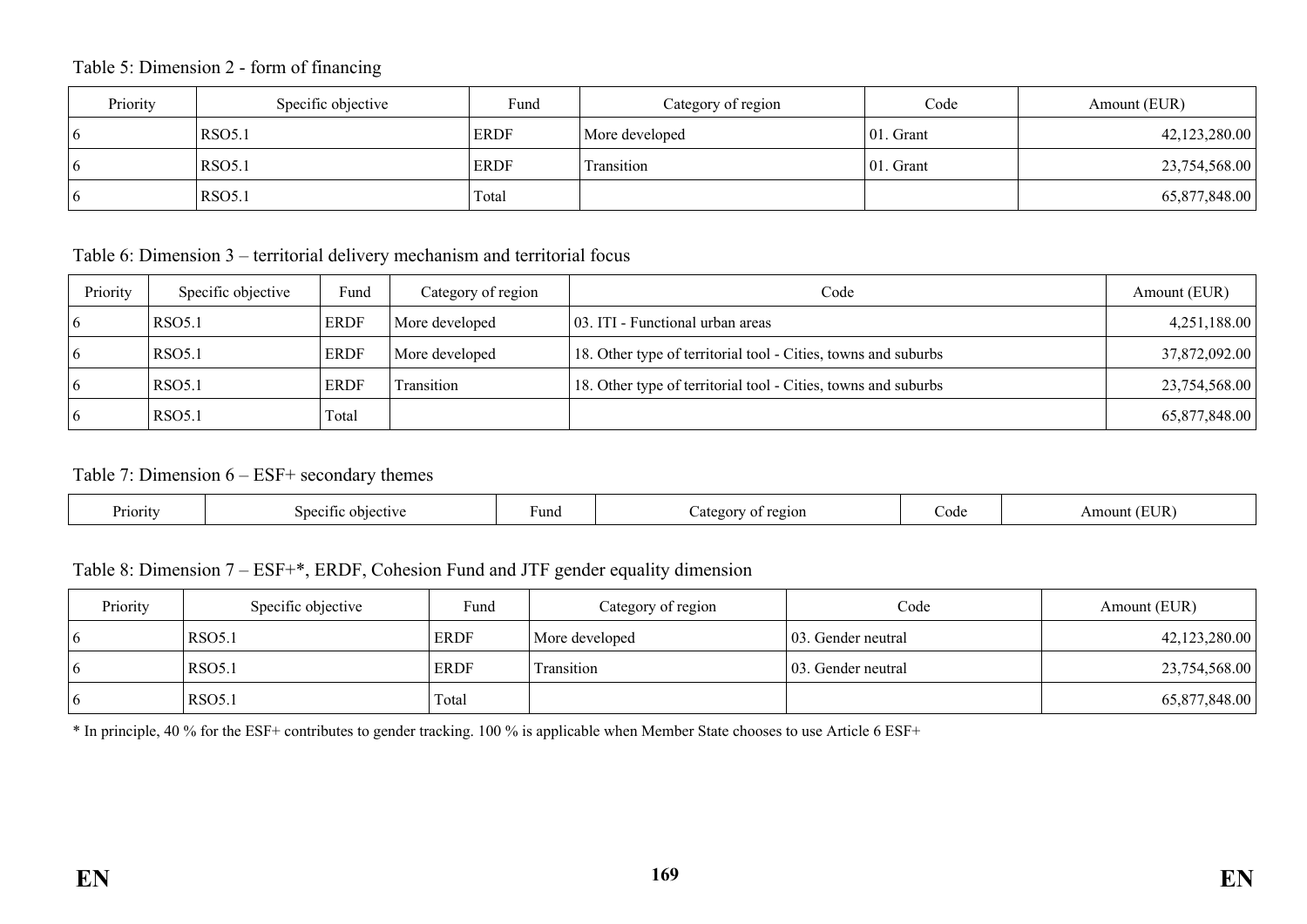Table 5: Dimension 2 - form of financing

| Priority | Specific objective | Fund | Category of region | Code | Amount (EUR) |
|---|---|---|---|---|---|
| 6 | RSO5.1 | ERDF | More developed | 01. Grant | 42,123,280.00 |
| 6 | RSO5.1 | ERDF | Transition | 01. Grant | 23,754,568.00 |
| 6 | RSO5.1 | Total | | | 65,877,848.00 |

Table 6: Dimension 3 – territorial delivery mechanism and territorial focus

| Priority | Specific objective | Fund | Category of region | Code | Amount (EUR) |
|---|---|---|---|---|---|
| 6 | RSO5.1 | ERDF | More developed | 03. ITI - Functional urban areas | 4,251,188.00 |
| 6 | RSO5.1 | ERDF | More developed | 18. Other type of territorial tool - Cities, towns and suburbs | 37,872,092.00 |
| 6 | RSO5.1 | ERDF | Transition | 18. Other type of territorial tool - Cities, towns and suburbs | 23,754,568.00 |
| 6 | RSO5.1 | Total | | | 65,877,848.00 |

Table 7: Dimension 6 – ESF+ secondary themes

| Priority | Specific objective | Fund | Category of region | Code | Amount (EUR) |
|---|---|---|---|---|---|

Table 8: Dimension 7 – ESF+*, ERDF, Cohesion Fund and JTF gender equality dimension

| Priority | Specific objective | Fund | Category of region | Code | Amount (EUR) |
|---|---|---|---|---|---|
| 6 | RSO5.1 | ERDF | More developed | 03. Gender neutral | 42,123,280.00 |
| 6 | RSO5.1 | ERDF | Transition | 03. Gender neutral | 23,754,568.00 |
| 6 | RSO5.1 | Total | | | 65,877,848.00 |

* In principle, 40 % for the ESF+ contributes to gender tracking. 100 % is applicable when Member State chooses to use Article 6 ESF+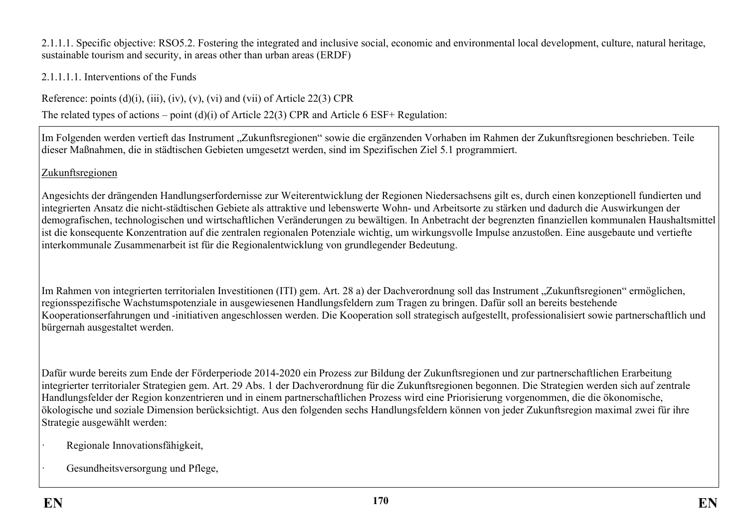2.1.1.1. Specific objective: RSO5.2. Fostering the integrated and inclusive social, economic and environmental local development, culture, natural heritage, sustainable tourism and security, in areas other than urban areas (ERDF)

2.1.1.1.1. Interventions of the Funds

Reference: points (d)(i), (iii), (iv), (v), (vi) and (vii) of Article 22(3) CPR

The related types of actions – point (d)(i) of Article 22(3) CPR and Article 6 ESF+ Regulation:

Im Folgenden werden vertieft das Instrument „Zukunftsregionen" sowie die ergänzenden Vorhaben im Rahmen der Zukunftsregionen beschrieben. Teile dieser Maßnahmen, die in städtischen Gebieten umgesetzt werden, sind im Spezifischen Ziel 5.1 programmiert.

Zukunftsregionen

Angesichts der drängenden Handlungserfordernisse zur Weiterentwicklung der Regionen Niedersachsens gilt es, durch einen konzeptionell fundierten und integrierten Ansatz die nicht-städtischen Gebiete als attraktive und lebenswerte Wohn- und Arbeitsorte zu stärken und dadurch die Auswirkungen der demografischen, technologischen und wirtschaftlichen Veränderungen zu bewältigen. In Anbetracht der begrenzten finanziellen kommunalen Haushaltsmittel ist die konsequente Konzentration auf die zentralen regionalen Potenziale wichtig, um wirkungsvolle Impulse anzustoßen. Eine ausgebaute und vertiefte interkommunale Zusammenarbeit ist für die Regionalentwicklung von grundlegender Bedeutung.

Im Rahmen von integrierten territorialen Investitionen (ITI) gem. Art. 28 a) der Dachverordnung soll das Instrument „Zukunftsregionen" ermöglichen, regionsspezifische Wachstumspotenziale in ausgewiesenen Handlungsfeldern zum Tragen zu bringen. Dafür soll an bereits bestehende Kooperationserfahrungen und -initiativen angeschlossen werden. Die Kooperation soll strategisch aufgestellt, professionalisiert sowie partnerschaftlich und bürgernah ausgestaltet werden.

Dafür wurde bereits zum Ende der Förderperiode 2014-2020 ein Prozess zur Bildung der Zukunftsregionen und zur partnerschaftlichen Erarbeitung integrierter territorialer Strategien gem. Art. 29 Abs. 1 der Dachverordnung für die Zukunftsregionen begonnen. Die Strategien werden sich auf zentrale Handlungsfelder der Region konzentrieren und in einem partnerschaftlichen Prozess wird eine Priorisierung vorgenommen, die die ökonomische, ökologische und soziale Dimension berücksichtigt. Aus den folgenden sechs Handlungsfeldern können von jeder Zukunftsregion maximal zwei für ihre Strategie ausgewählt werden:

- Regionale Innovationsfähigkeit,
- Gesundheitsversorgung und Pflege,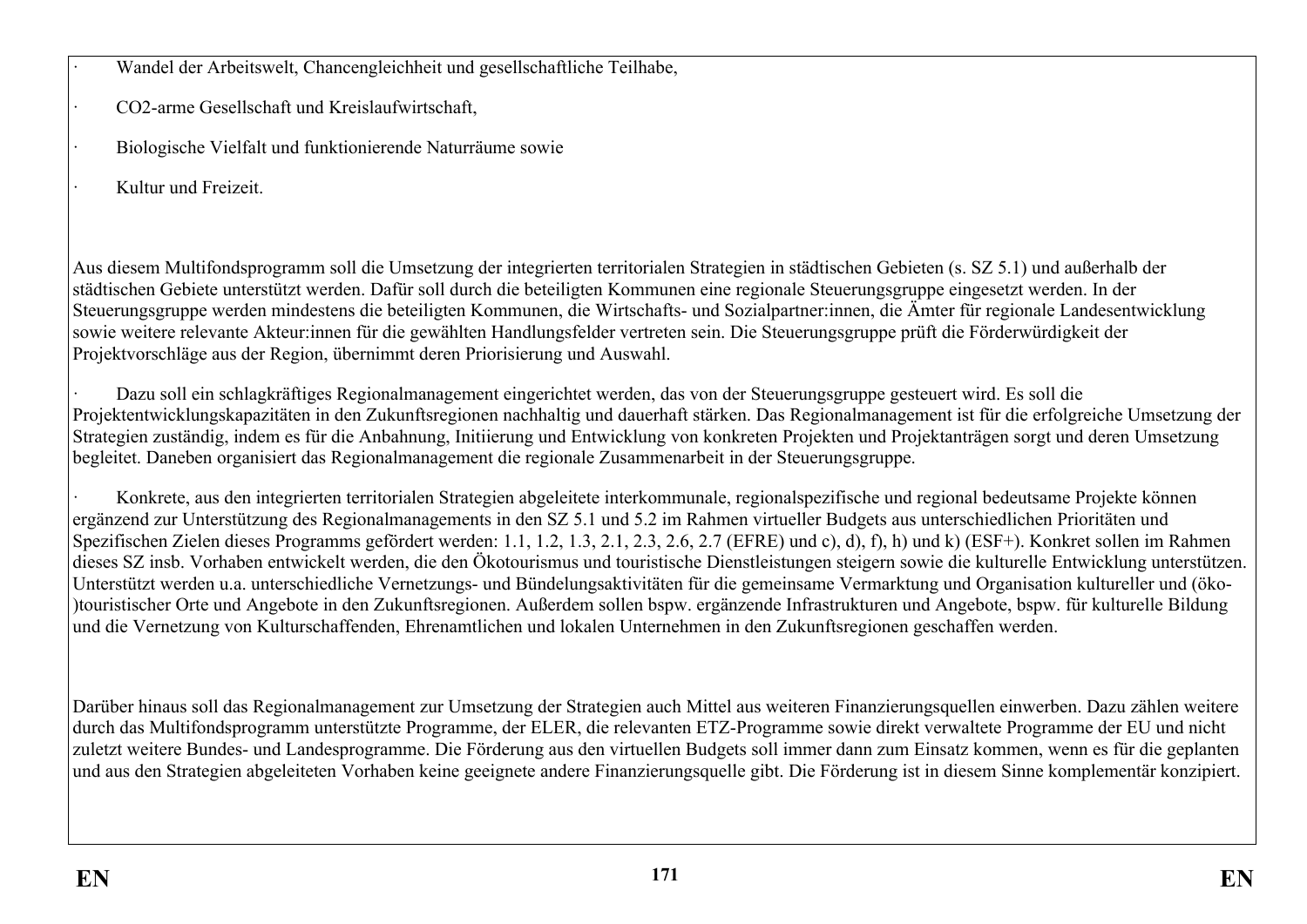- Wandel der Arbeitswelt, Chancengleichheit und gesellschaftliche Teilhabe,
- CO2-arme Gesellschaft und Kreislaufwirtschaft,
- Biologische Vielfalt und funktionierende Naturräume sowie
- Kultur und Freizeit.

Aus diesem Multifondsprogramm soll die Umsetzung der integrierten territorialen Strategien in städtischen Gebieten (s. SZ 5.1) und außerhalb der städtischen Gebiete unterstützt werden. Dafür soll durch die beteiligten Kommunen eine regionale Steuerungsgruppe eingesetzt werden. In der Steuerungsgruppe werden mindestens die beteiligten Kommunen, die Wirtschafts- und Sozialpartner:innen, die Ämter für regionale Landesentwicklung sowie weitere relevante Akteur:innen für die gewählten Handlungsfelder vertreten sein. Die Steuerungsgruppe prüft die Förderwürdigkeit der Projektvorschläge aus der Region, übernimmt deren Priorisierung und Auswahl.

- Dazu soll ein schlagkräftiges Regionalmanagement eingerichtet werden, das von der Steuerungsgruppe gesteuert wird. Es soll die Projektentwicklungskapazitäten in den Zukunftsregionen nachhaltig und dauerhaft stärken. Das Regionalmanagement ist für die erfolgreiche Umsetzung der Strategien zuständig, indem es für die Anbahnung, Initiierung und Entwicklung von konkreten Projekten und Projektanträgen sorgt und deren Umsetzung begleitet. Daneben organisiert das Regionalmanagement die regionale Zusammenarbeit in der Steuerungsgruppe.

- Konkrete, aus den integrierten territorialen Strategien abgeleitete interkommunale, regionalspezifische und regional bedeutsame Projekte können ergänzend zur Unterstützung des Regionalmanagements in den SZ 5.1 und 5.2 im Rahmen virtueller Budgets aus unterschiedlichen Prioritäten und Spezifischen Zielen dieses Programms gefördert werden: 1.1, 1.2, 1.3, 2.1, 2.3, 2.6, 2.7 (EFRE) und c), d), f), h) und k) (ESF+). Konkret sollen im Rahmen dieses SZ insb. Vorhaben entwickelt werden, die den Ökotourismus und touristische Dienstleistungen steigern sowie die kulturelle Entwicklung unterstützen. Unterstützt werden u.a. unterschiedliche Vernetzungs- und Bündelungsaktivitäten für die gemeinsame Vermarktung und Organisation kultureller und (öko-)touristischer Orte und Angebote in den Zukunftsregionen. Außerdem sollen bspw. ergänzende Infrastrukturen und Angebote, bspw. für kulturelle Bildung und die Vernetzung von Kulturschaffenden, Ehrenamtlichen und lokalen Unternehmen in den Zukunftsregionen geschaffen werden.

Darüber hinaus soll das Regionalmanagement zur Umsetzung der Strategien auch Mittel aus weiteren Finanzierungsquellen einwerben. Dazu zählen weitere durch das Multifondsprogramm unterstützte Programme, der ELER, die relevanten ETZ-Programme sowie direkt verwaltete Programme der EU und nicht zuletzt weitere Bundes- und Landesprogramme. Die Förderung aus den virtuellen Budgets soll immer dann zum Einsatz kommen, wenn es für die geplanten und aus den Strategien abgeleiteten Vorhaben keine geeignete andere Finanzierungsquelle gibt. Die Förderung ist in diesem Sinne komplementär konzipiert.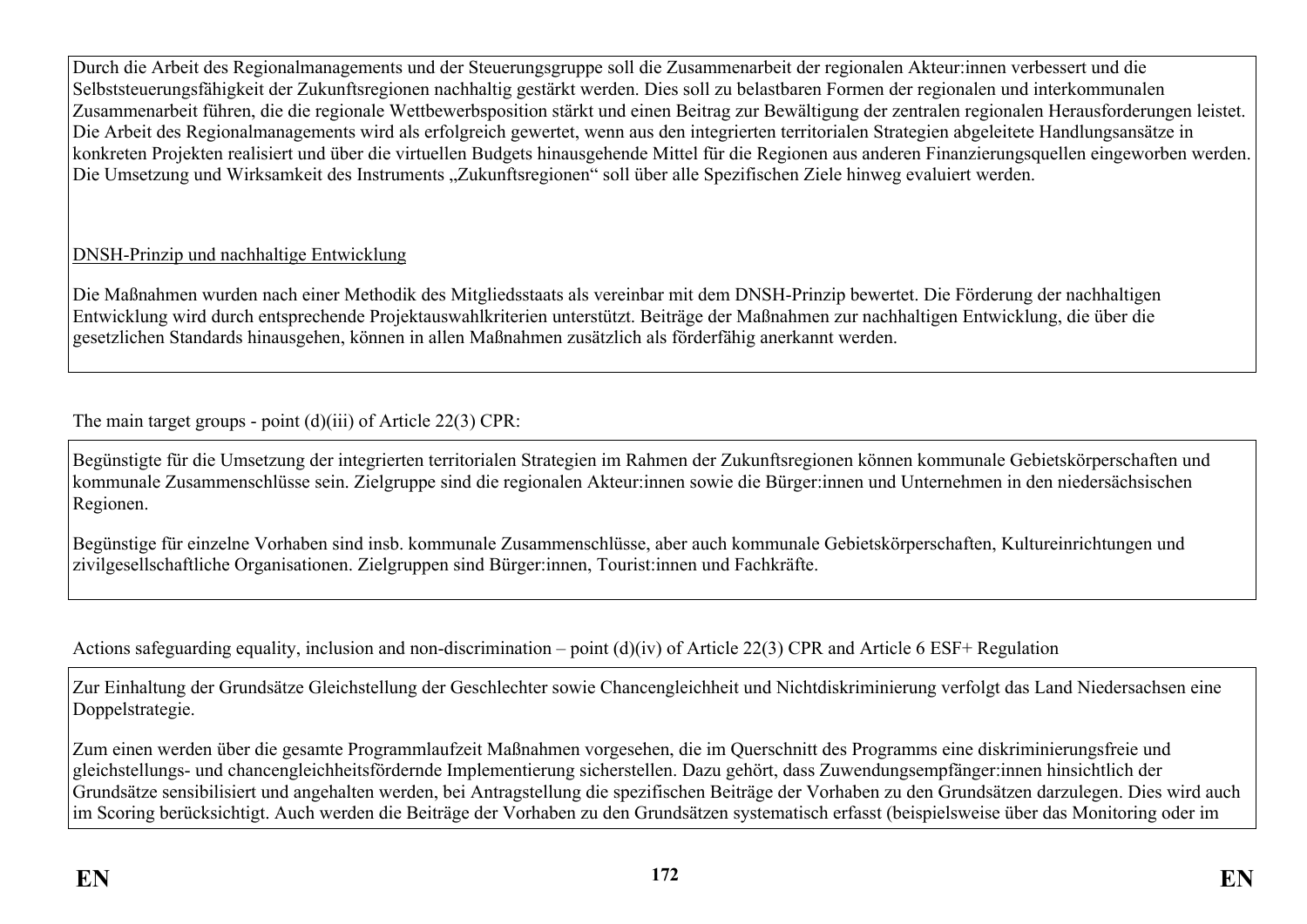Durch die Arbeit des Regionalmanagements und der Steuerungsgruppe soll die Zusammenarbeit der regionalen Akteur:innen verbessert und die Selbststeuerungsfähigkeit der Zukunftsregionen nachhaltig gestärkt werden. Dies soll zu belastbaren Formen der regionalen und interkommunalen Zusammenarbeit führen, die die regionale Wettbewerbsposition stärkt und einen Beitrag zur Bewältigung der zentralen regionalen Herausforderungen leistet. Die Arbeit des Regionalmanagements wird als erfolgreich gewertet, wenn aus den integrierten territorialen Strategien abgeleitete Handlungsansätze in konkreten Projekten realisiert und über die virtuellen Budgets hinausgehende Mittel für die Regionen aus anderen Finanzierungsquellen eingeworben werden. Die Umsetzung und Wirksamkeit des Instruments „Zukunftsregionen" soll über alle Spezifischen Ziele hinweg evaluiert werden.

<u>DNSH-Prinzip und nachhaltige Entwicklung</u>

Die Maßnahmen wurden nach einer Methodik des Mitgliedsstaats als vereinbar mit dem DNSH-Prinzip bewertet. Die Förderung der nachhaltigen Entwicklung wird durch entsprechende Projektauswahlkriterien unterstützt. Beiträge der Maßnahmen zur nachhaltigen Entwicklung, die über die gesetzlichen Standards hinausgehen, können in allen Maßnahmen zusätzlich als förderfähig anerkannt werden.

The main target groups - point (d)(iii) of Article 22(3) CPR:

Begünstigte für die Umsetzung der integrierten territorialen Strategien im Rahmen der Zukunftsregionen können kommunale Gebietskörperschaften und kommunale Zusammenschlüsse sein. Zielgruppe sind die regionalen Akteur:innen sowie die Bürger:innen und Unternehmen in den niedersächsischen Regionen.

Begünstige für einzelne Vorhaben sind insb. kommunale Zusammenschlüsse, aber auch kommunale Gebietskörperschaften, Kultureinrichtungen und zivilgesellschaftliche Organisationen. Zielgruppen sind Bürger:innen, Tourist:innen und Fachkräfte.

Actions safeguarding equality, inclusion and non-discrimination – point (d)(iv) of Article 22(3) CPR and Article 6 ESF+ Regulation

Zur Einhaltung der Grundsätze Gleichstellung der Geschlechter sowie Chancengleichheit und Nichtdiskriminierung verfolgt das Land Niedersachsen eine Doppelstrategie.

Zum einen werden über die gesamte Programmlaufzeit Maßnahmen vorgesehen, die im Querschnitt des Programms eine diskriminierungsfreie und gleichstellungs- und chancengleichheitsfördernde Implementierung sicherstellen. Dazu gehört, dass Zuwendungsempfänger:innen hinsichtlich der Grundsätze sensibilisiert und angehalten werden, bei Antragstellung die spezifischen Beiträge der Vorhaben zu den Grundsätzen darzulegen. Dies wird auch im Scoring berücksichtigt. Auch werden die Beiträge der Vorhaben zu den Grundsätzen systematisch erfasst (beispielsweise über das Monitoring oder im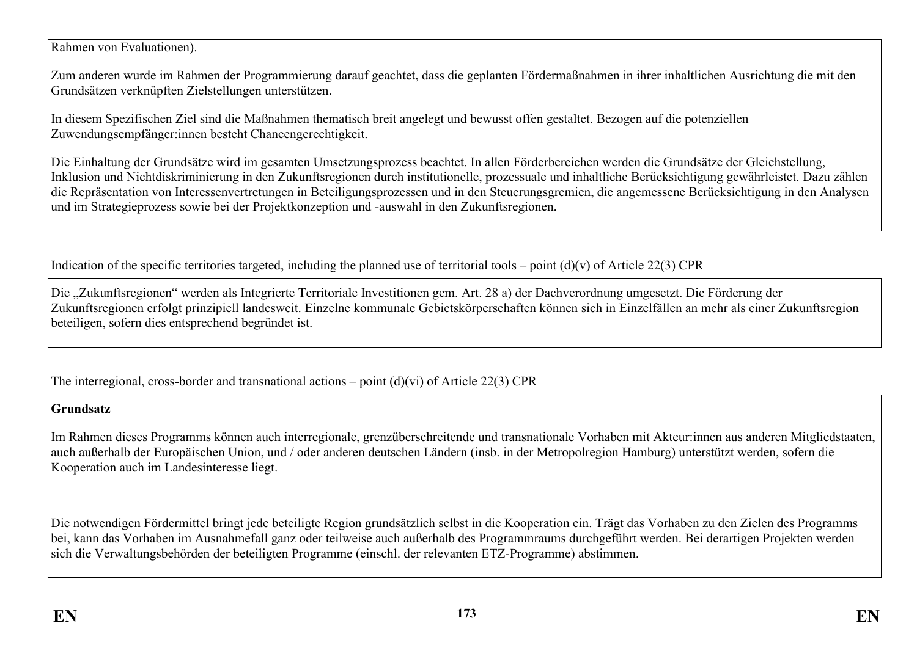Rahmen von Evaluationen).

Zum anderen wurde im Rahmen der Programmierung darauf geachtet, dass die geplanten Fördermaßnahmen in ihrer inhaltlichen Ausrichtung die mit den Grundsätzen verknüpften Zielstellungen unterstützen.

In diesem Spezifischen Ziel sind die Maßnahmen thematisch breit angelegt und bewusst offen gestaltet. Bezogen auf die potenziellen Zuwendungsempfänger:innen besteht Chancengerechtigkeit.

Die Einhaltung der Grundsätze wird im gesamten Umsetzungsprozess beachtet. In allen Förderbereichen werden die Grundsätze der Gleichstellung, Inklusion und Nichtdiskriminierung in den Zukunftsregionen durch institutionelle, prozessuale und inhaltliche Berücksichtigung gewährleistet. Dazu zählen die Repräsentation von Interessenvertretungen in Beteiligungsprozessen und in den Steuerungsgremien, die angemessene Berücksichtigung in den Analysen und im Strategieprozess sowie bei der Projektkonzeption und -auswahl in den Zukunftsregionen.

Indication of the specific territories targeted, including the planned use of territorial tools – point (d)(v) of Article 22(3) CPR

Die „Zukunftsregionen" werden als Integrierte Territoriale Investitionen gem. Art. 28 a) der Dachverordnung umgesetzt. Die Förderung der Zukunftsregionen erfolgt prinzipiell landesweit. Einzelne kommunale Gebietskörperschaften können sich in Einzelfällen an mehr als einer Zukunftsregion beteiligen, sofern dies entsprechend begründet ist.

The interregional, cross-border and transnational actions – point (d)(vi) of Article 22(3) CPR

**Grundsatz**

Im Rahmen dieses Programms können auch interregionale, grenzüberschreitende und transnationale Vorhaben mit Akteur:innen aus anderen Mitgliedstaaten, auch außerhalb der Europäischen Union, und / oder anderen deutschen Ländern (insb. in der Metropolregion Hamburg) unterstützt werden, sofern die Kooperation auch im Landesinteresse liegt.

Die notwendigen Fördermittel bringt jede beteiligte Region grundsätzlich selbst in die Kooperation ein. Trägt das Vorhaben zu den Zielen des Programms bei, kann das Vorhaben im Ausnahmefall ganz oder teilweise auch außerhalb des Programmraums durchgeführt werden. Bei derartigen Projekten werden sich die Verwaltungsbehörden der beteiligten Programme (einschl. der relevanten ETZ-Programme) abstimmen.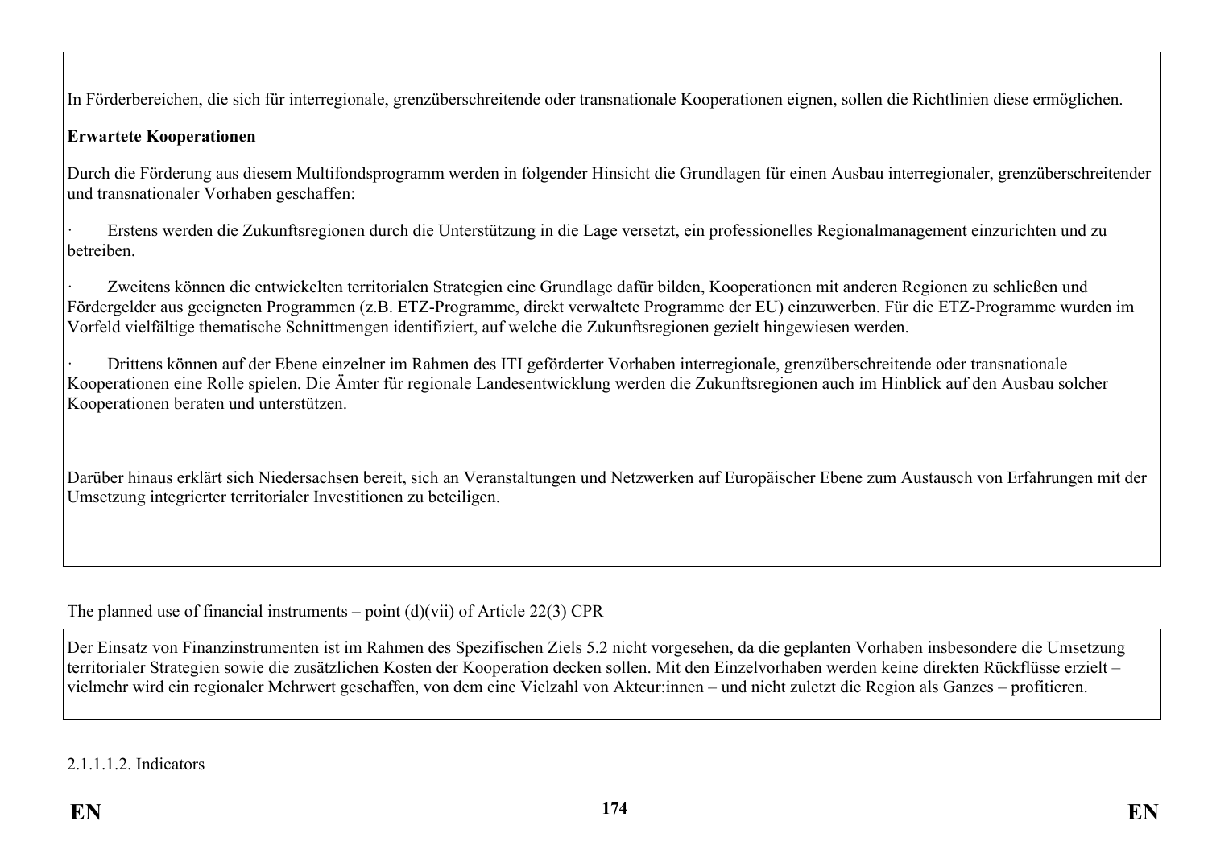In Förderbereichen, die sich für interregionale, grenzüberschreitende oder transnationale Kooperationen eignen, sollen die Richtlinien diese ermöglichen.

**Erwartete Kooperationen**

Durch die Förderung aus diesem Multifondsprogramm werden in folgender Hinsicht die Grundlagen für einen Ausbau interregionaler, grenzüberschreitender und transnationaler Vorhaben geschaffen:

- Erstens werden die Zukunftsregionen durch die Unterstützung in die Lage versetzt, ein professionelles Regionalmanagement einzurichten und zu betreiben.
- Zweitens können die entwickelten territorialen Strategien eine Grundlage dafür bilden, Kooperationen mit anderen Regionen zu schließen und Fördergelder aus geeigneten Programmen (z.B. ETZ-Programme, direkt verwaltete Programme der EU) einzuwerben. Für die ETZ-Programme wurden im Vorfeld vielfältige thematische Schnittmengen identifiziert, auf welche die Zukunftsregionen gezielt hingewiesen werden.
- Drittens können auf der Ebene einzelner im Rahmen des ITI geförderter Vorhaben interregionale, grenzüberschreitende oder transnationale Kooperationen eine Rolle spielen. Die Ämter für regionale Landesentwicklung werden die Zukunftsregionen auch im Hinblick auf den Ausbau solcher Kooperationen beraten und unterstützen.

Darüber hinaus erklärt sich Niedersachsen bereit, sich an Veranstaltungen und Netzwerken auf Europäischer Ebene zum Austausch von Erfahrungen mit der Umsetzung integrierter territorialer Investitionen zu beteiligen.

The planned use of financial instruments – point (d)(vii) of Article 22(3) CPR

Der Einsatz von Finanzinstrumenten ist im Rahmen des Spezifischen Ziels 5.2 nicht vorgesehen, da die geplanten Vorhaben insbesondere die Umsetzung territorialer Strategien sowie die zusätzlichen Kosten der Kooperation decken sollen. Mit den Einzelvorhaben werden keine direkten Rückflüsse erzielt – vielmehr wird ein regionaler Mehrwert geschaffen, von dem eine Vielzahl von Akteur:innen – und nicht zuletzt die Region als Ganzes – profitieren.

2.1.1.1.2. Indicators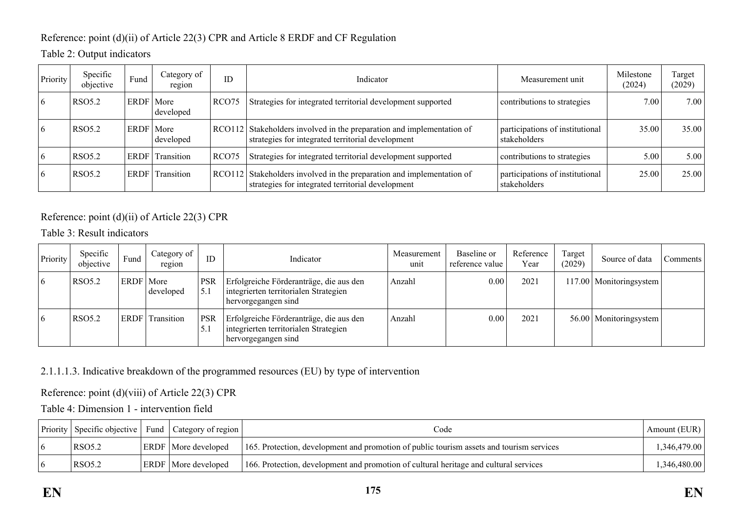Reference: point (d)(ii) of Article 22(3) CPR and Article 8 ERDF and CF Regulation

Table 2: Output indicators

| Priority | Specific objective | Fund | Category of region | ID | Indicator | Measurement unit | Milestone (2024) | Target (2029) |
|---|---|---|---|---|---|---|---|---|
| 6 | RSO5.2 | ERDF | More developed | RCO75 | Strategies for integrated territorial development supported | contributions to strategies | 7.00 | 7.00 |
| 6 | RSO5.2 | ERDF | More developed | RCO112 | Stakeholders involved in the preparation and implementation of strategies for integrated territorial development | participations of institutional stakeholders | 35.00 | 35.00 |
| 6 | RSO5.2 | ERDF | Transition | RCO75 | Strategies for integrated territorial development supported | contributions to strategies | 5.00 | 5.00 |
| 6 | RSO5.2 | ERDF | Transition | RCO112 | Stakeholders involved in the preparation and implementation of strategies for integrated territorial development | participations of institutional stakeholders | 25.00 | 25.00 |

Reference: point (d)(ii) of Article 22(3) CPR

Table 3: Result indicators

| Priority | Specific objective | Fund | Category of region | ID | Indicator | Measurement unit | Baseline or reference value | Reference Year | Target (2029) | Source of data | Comments |
|---|---|---|---|---|---|---|---|---|---|---|---|
| 6 | RSO5.2 | ERDF | More developed | PSR 5.1 | Erfolgreiche Förderanträge, die aus den integrierten territorialen Strategien hervorgegangen sind | Anzahl | 0.00 | 2021 | 117.00 | Monitoringsystem | |
| 6 | RSO5.2 | ERDF | Transition | PSR 5.1 | Erfolgreiche Förderanträge, die aus den integrierten territorialen Strategien hervorgegangen sind | Anzahl | 0.00 | 2021 | 56.00 | Monitoringsystem | |

2.1.1.1.3. Indicative breakdown of the programmed resources (EU) by type of intervention

Reference: point (d)(viii) of Article 22(3) CPR

Table 4: Dimension 1 - intervention field

| Priority | Specific objective | Fund | Category of region | Code | Amount (EUR) |
|---|---|---|---|---|---|
| 6 | RSO5.2 | ERDF | More developed | 165. Protection, development and promotion of public tourism assets and tourism services | 1,346,479.00 |
| 6 | RSO5.2 | ERDF | More developed | 166. Protection, development and promotion of cultural heritage and cultural services | 1,346,480.00 |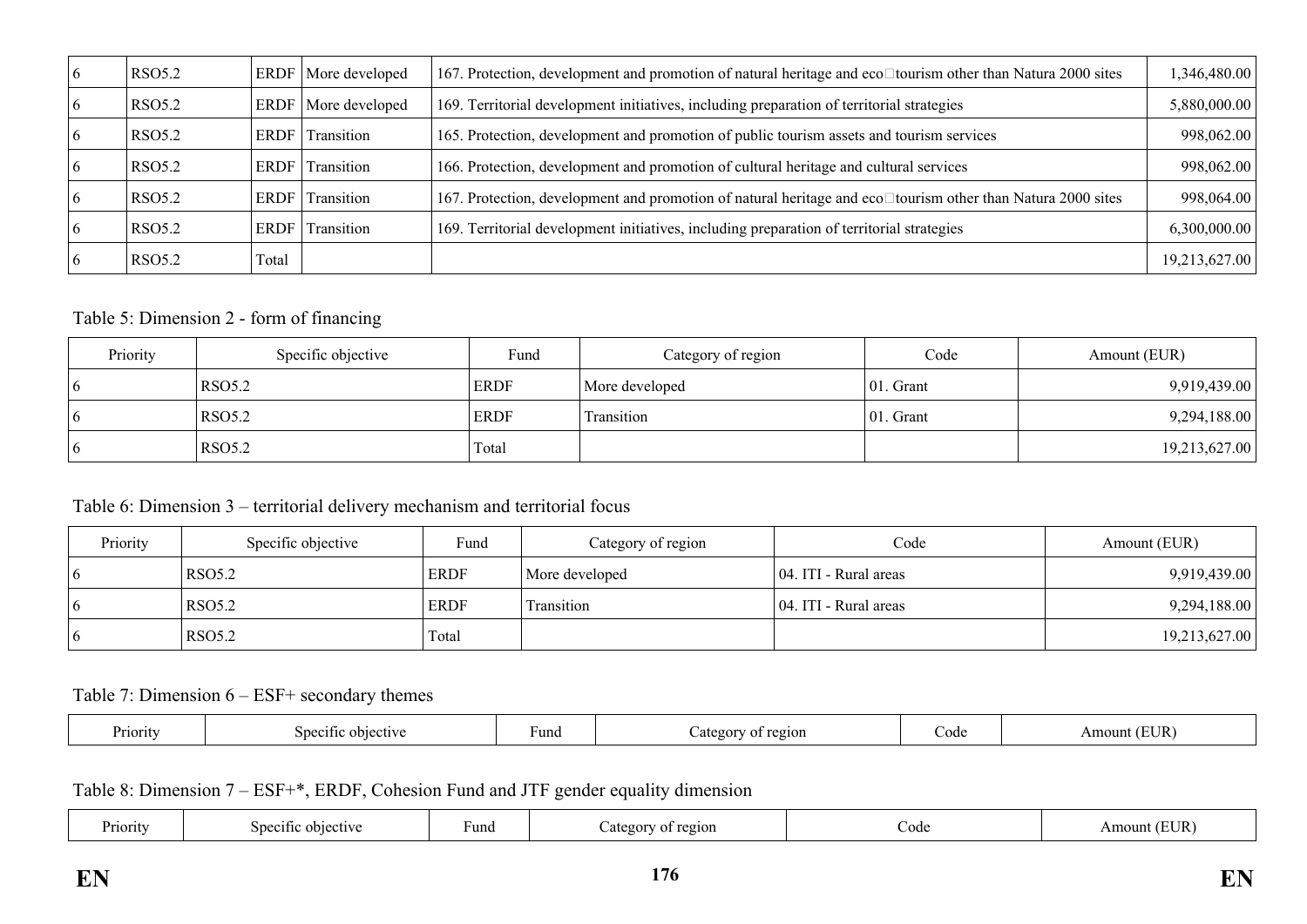| 6 | RSO5.2 | ERDF | More developed | 167. Protection, development and promotion of natural heritage and eco tourism other than Natura 2000 sites | 1,346,480.00 |
|---|---|---|---|---|---|
| 6 | RSO5.2 | ERDF | More developed | 169. Territorial development initiatives, including preparation of territorial strategies | 5,880,000.00 |
| 6 | RSO5.2 | ERDF | Transition | 165. Protection, development and promotion of public tourism assets and tourism services | 998,062.00 |
| 6 | RSO5.2 | ERDF | Transition | 166. Protection, development and promotion of cultural heritage and cultural services | 998,062.00 |
| 6 | RSO5.2 | ERDF | Transition | 167. Protection, development and promotion of natural heritage and eco tourism other than Natura 2000 sites | 998,064.00 |
| 6 | RSO5.2 | ERDF | Transition | 169. Territorial development initiatives, including preparation of territorial strategies | 6,300,000.00 |
| 6 | RSO5.2 | Total | | | 19,213,627.00 |

Table 5: Dimension 2 - form of financing

| Priority | Specific objective | Fund | Category of region | Code | Amount (EUR) |
|---|---|---|---|---|---|
| 6 | RSO5.2 | ERDF | More developed | 01. Grant | 9,919,439.00 |
| 6 | RSO5.2 | ERDF | Transition | 01. Grant | 9,294,188.00 |
| 6 | RSO5.2 | Total | | | 19,213,627.00 |

Table 6: Dimension 3 – territorial delivery mechanism and territorial focus

| Priority | Specific objective | Fund | Category of region | Code | Amount (EUR) |
|---|---|---|---|---|---|
| 6 | RSO5.2 | ERDF | More developed | 04. ITI - Rural areas | 9,919,439.00 |
| 6 | RSO5.2 | ERDF | Transition | 04. ITI - Rural areas | 9,294,188.00 |
| 6 | RSO5.2 | Total | | | 19,213,627.00 |

Table 7: Dimension 6 – ESF+ secondary themes

| Priority | Specific objective | Fund | Category of region | Code | Amount (EUR) |
|---|---|---|---|---|---|

Table 8: Dimension 7 – ESF+*, ERDF, Cohesion Fund and JTF gender equality dimension

| Priority | Specific objective | Fund | Category of region | Code | Amount (EUR) |
|---|---|---|---|---|---|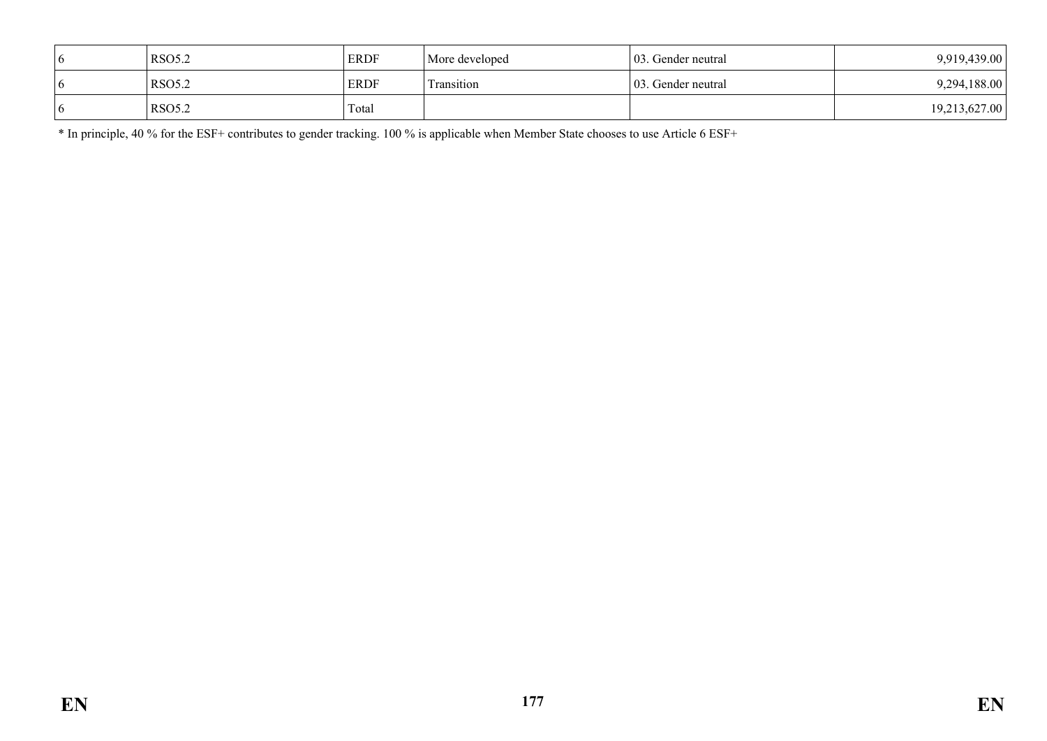| 6 | RSO5.2 | ERDF | More developed | 03. Gender neutral | 9,919,439.00 |
|---|---|---|---|---|---|
| 6 | RSO5.2 | ERDF | Transition | 03. Gender neutral | 9,294,188.00 |
| 6 | RSO5.2 | Total | | | 19,213,627.00 |

* In principle, 40 % for the ESF+ contributes to gender tracking. 100 % is applicable when Member State chooses to use Article 6 ESF+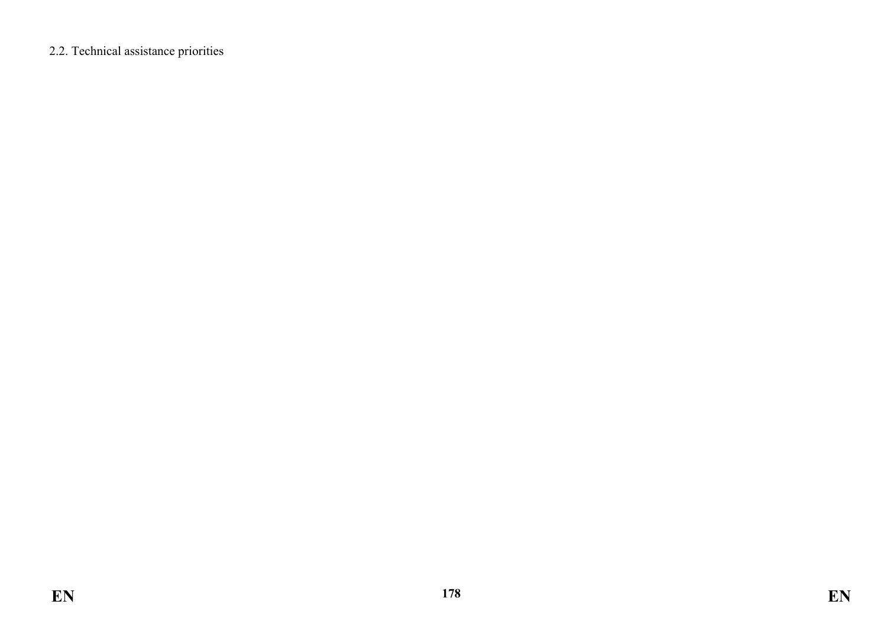2.2. Technical assistance priorities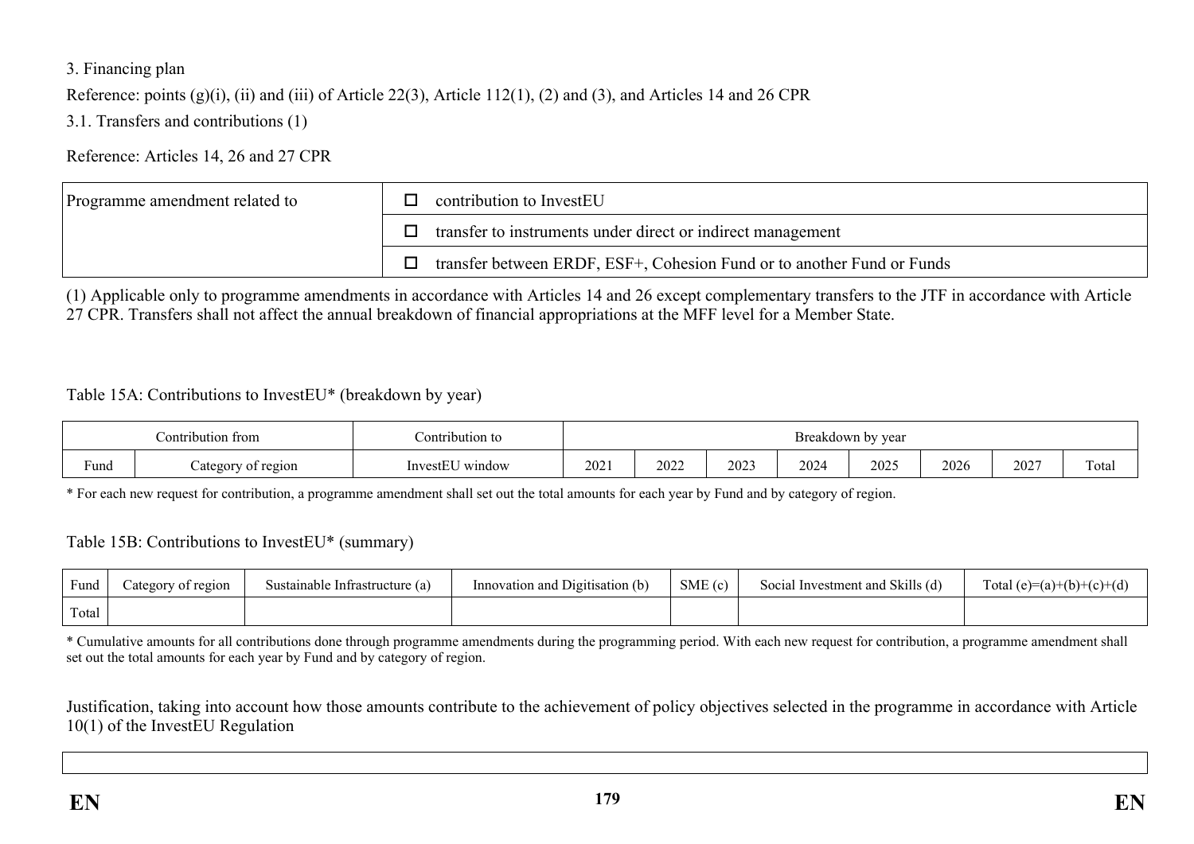3. Financing plan

Reference: points (g)(i), (ii) and (iii) of Article 22(3), Article 112(1), (2) and (3), and Articles 14 and 26 CPR

3.1. Transfers and contributions (1)

Reference: Articles 14, 26 and 27 CPR

| Programme amendment related to | ☐ contribution to InvestEU |
|---|---|
| | ☐ transfer to instruments under direct or indirect management |
| | ☐ transfer between ERDF, ESF+, Cohesion Fund or to another Fund or Funds |

(1) Applicable only to programme amendments in accordance with Articles 14 and 26 except complementary transfers to the JTF in accordance with Article 27 CPR. Transfers shall not affect the annual breakdown of financial appropriations at the MFF level for a Member State.

Table 15A: Contributions to InvestEU* (breakdown by year)

| Contribution from | | Contribution to | Breakdown by year | | | | | | | |
|---|---|---|---|---|---|---|---|---|---|---|
| Fund | Category of region | InvestEU window | 2021 | 2022 | 2023 | 2024 | 2025 | 2026 | 2027 | Total |

\* For each new request for contribution, a programme amendment shall set out the total amounts for each year by Fund and by category of region.

Table 15B: Contributions to InvestEU* (summary)

| Fund | Category of region | Sustainable Infrastructure (a) | Innovation and Digitisation (b) | SME (c) | Social Investment and Skills (d) | Total (e)=(a)+(b)+(c)+(d) |
|---|---|---|---|---|---|---|
| Total | | | | | | |

\* Cumulative amounts for all contributions done through programme amendments during the programming period. With each new request for contribution, a programme amendment shall set out the total amounts for each year by Fund and by category of region.

Justification, taking into account how those amounts contribute to the achievement of policy objectives selected in the programme in accordance with Article 10(1) of the InvestEU Regulation

| |
|---|
| |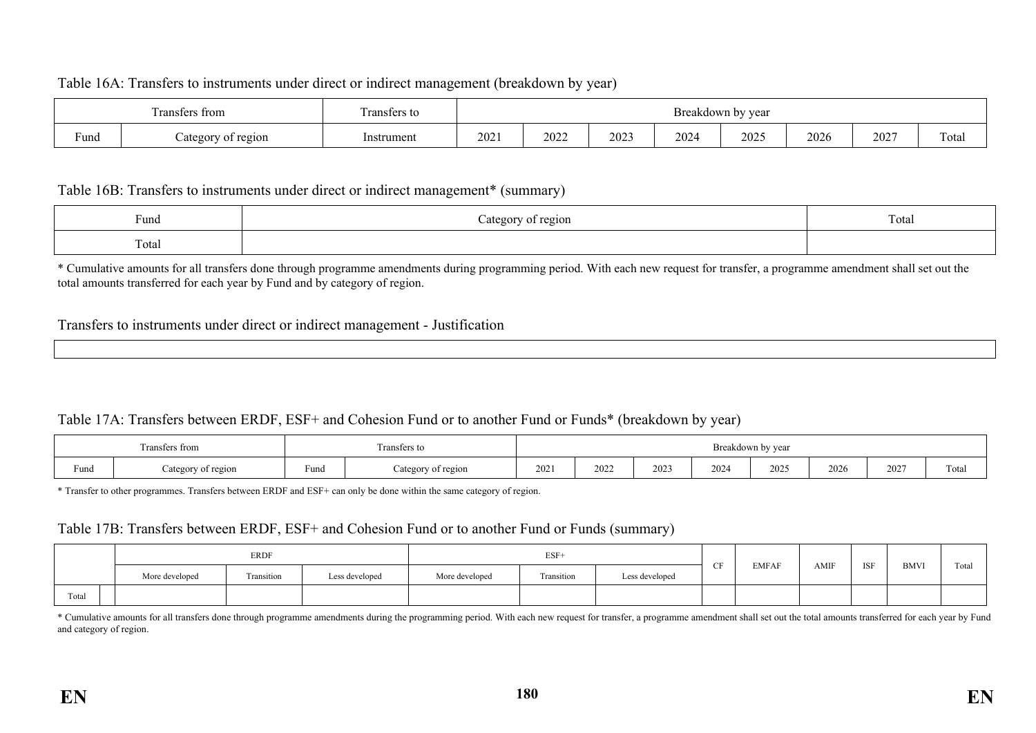Table 16A: Transfers to instruments under direct or indirect management (breakdown by year)

| Transfers from | | Transfers to | Breakdown by year | | | | | | | |
|---|---|---|---|---|---|---|---|---|---|---|
| Fund | Category of region | Instrument | 2021 | 2022 | 2023 | 2024 | 2025 | 2026 | 2027 | Total |

Table 16B: Transfers to instruments under direct or indirect management* (summary)

| Fund | Category of region | Total |
|---|---|---|
| Total | | |

* Cumulative amounts for all transfers done through programme amendments during programming period. With each new request for transfer, a programme amendment shall set out the total amounts transferred for each year by Fund and by category of region.

Transfers to instruments under direct or indirect management - Justification

| |
|---|

Table 17A: Transfers between ERDF, ESF+ and Cohesion Fund or to another Fund or Funds* (breakdown by year)

| Transfers from | | Transfers to | | Breakdown by year | | | | | | | |
|---|---|---|---|---|---|---|---|---|---|---|---|
| Fund | Category of region | Fund | Category of region | 2021 | 2022 | 2023 | 2024 | 2025 | 2026 | 2027 | Total |

* Transfer to other programmes. Transfers between ERDF and ESF+ can only be done within the same category of region.

Table 17B: Transfers between ERDF, ESF+ and Cohesion Fund or to another Fund or Funds (summary)

| | | ERDF | | | ESF+ | | | CF | EMFAF | AMIF | ISF | BMVI | Total |
|---|---|---|---|---|---|---|---|---|---|---|---|---|---|
| | | More developed | Transition | Less developed | More developed | Transition | Less developed | | | | | | |
| Total | | | | | | | | | | | | | |

* Cumulative amounts for all transfers done through programme amendments during the programming period. With each new request for transfer, a programme amendment shall set out the total amounts transferred for each year by Fund and category of region.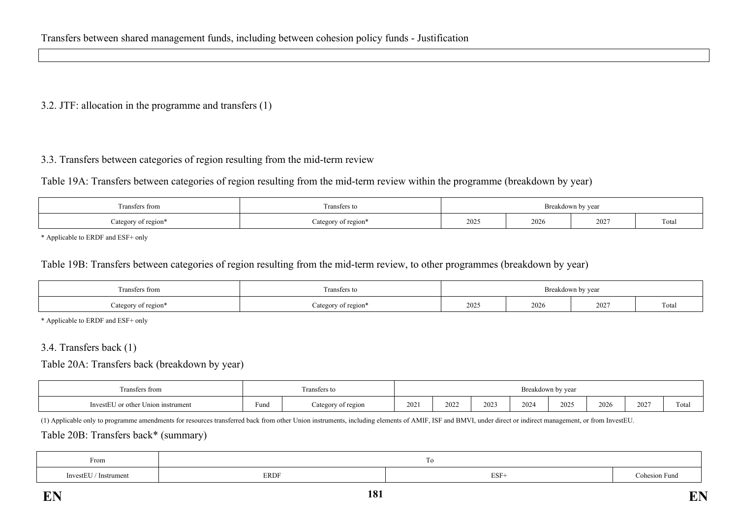Transfers between shared management funds, including between cohesion policy funds - Justification

| |
|---|
| |

3.2. JTF: allocation in the programme and transfers (1)

3.3. Transfers between categories of region resulting from the mid-term review

Table 19A: Transfers between categories of region resulting from the mid-term review within the programme (breakdown by year)

| Transfers from | Transfers to | Breakdown by year | | | |
|---|---|---|---|---|---|
| Category of region* | Category of region* | 2025 | 2026 | 2027 | Total |

* Applicable to ERDF and ESF+ only

Table 19B: Transfers between categories of region resulting from the mid-term review, to other programmes (breakdown by year)

| Transfers from | Transfers to | Breakdown by year | | | |
|---|---|---|---|---|---|
| Category of region* | Category of region* | 2025 | 2026 | 2027 | Total |

* Applicable to ERDF and ESF+ only

3.4. Transfers back (1)

Table 20A: Transfers back (breakdown by year)

| Transfers from | Transfers to | | Breakdown by year | | | | | | | |
|---|---|---|---|---|---|---|---|---|---|---|
| InvestEU or other Union instrument | Fund | Category of region | 2021 | 2022 | 2023 | 2024 | 2025 | 2026 | 2027 | Total |

(1) Applicable only to programme amendments for resources transferred back from other Union instruments, including elements of AMIF, ISF and BMVI, under direct or indirect management, or from InvestEU.

Table 20B: Transfers back* (summary)

| From | To | | |
|---|---|---|---|
| InvestEU / Instrument | ERDF | ESF+ | Cohesion Fund |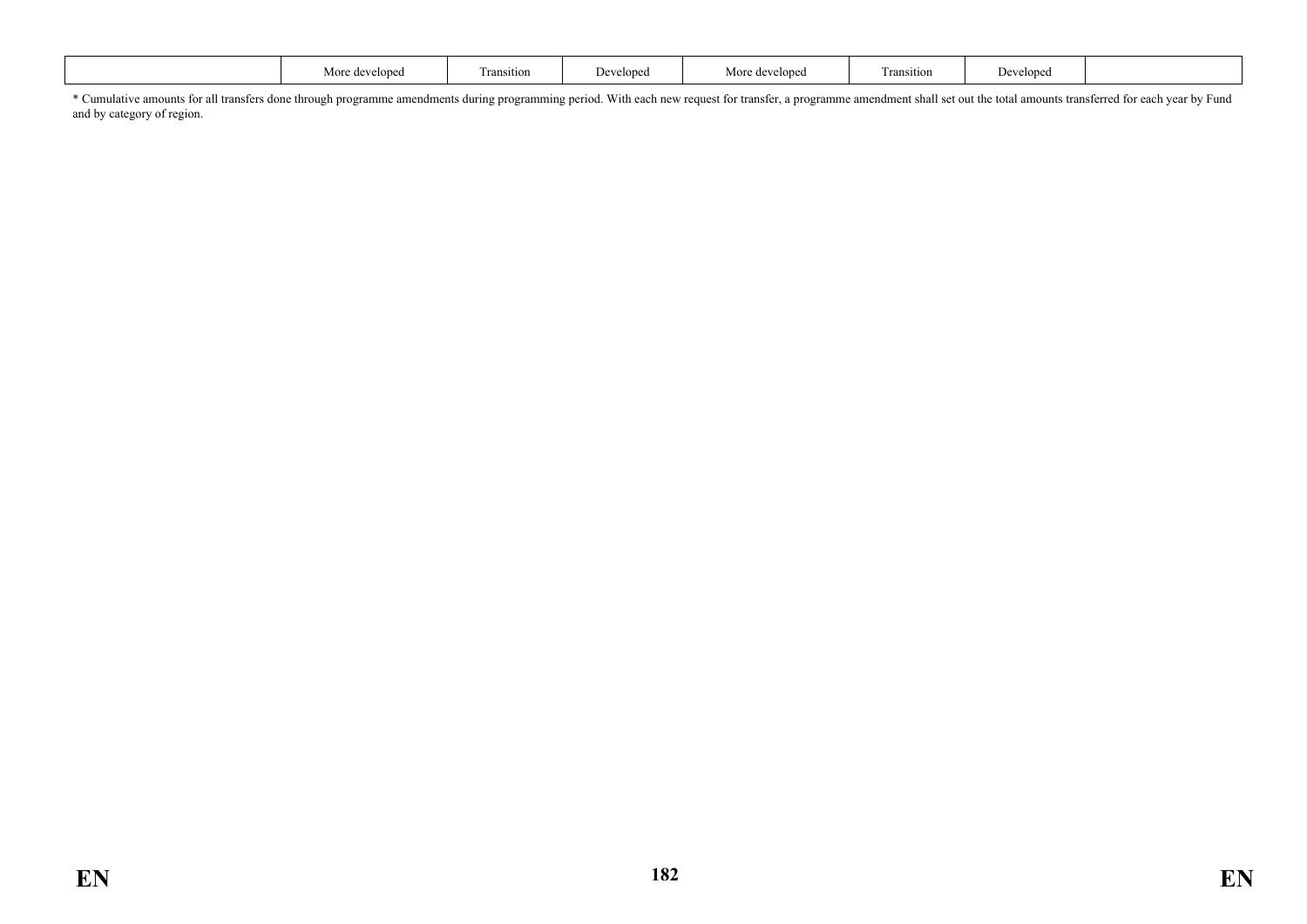|  | More developed | Transition | Developed | More developed | Transition | Developed |  |
|---|---|---|---|---|---|---|---|

* Cumulative amounts for all transfers done through programme amendments during programming period. With each new request for transfer, a programme amendment shall set out the total amounts transferred for each year by Fund and by category of region.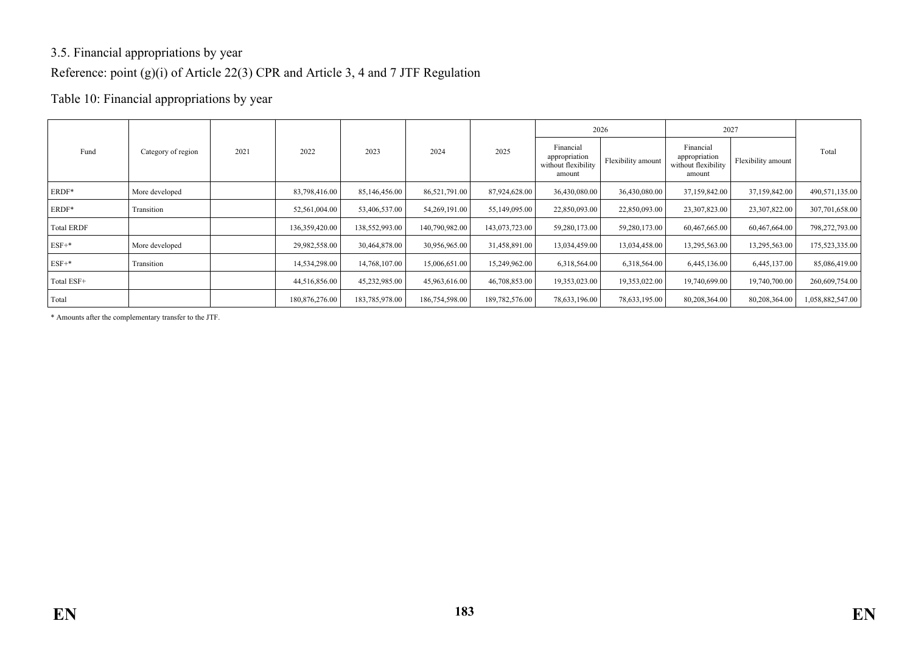3.5. Financial appropriations by year

Reference: point (g)(i) of Article 22(3) CPR and Article 3, 4 and 7 JTF Regulation

Table 10: Financial appropriations by year

| Fund | Category of region | 2021 | 2022 | 2023 | 2024 | 2025 | 2026 | | 2027 | | Total |
|---|---|---|---|---|---|---|---|---|---|---|---|
| | | | | | | | Financial appropriation without flexibility amount | Flexibility amount | Financial appropriation without flexibility amount | Flexibility amount | |
| ERDF* | More developed | | 83,798,416.00 | 85,146,456.00 | 86,521,791.00 | 87,924,628.00 | 36,430,080.00 | 36,430,080.00 | 37,159,842.00 | 37,159,842.00 | 490,571,135.00 |
| ERDF* | Transition | | 52,561,004.00 | 53,406,537.00 | 54,269,191.00 | 55,149,095.00 | 22,850,093.00 | 22,850,093.00 | 23,307,823.00 | 23,307,822.00 | 307,701,658.00 |
| Total ERDF | | | 136,359,420.00 | 138,552,993.00 | 140,790,982.00 | 143,073,723.00 | 59,280,173.00 | 59,280,173.00 | 60,467,665.00 | 60,467,664.00 | 798,272,793.00 |
| ESF+* | More developed | | 29,982,558.00 | 30,464,878.00 | 30,956,965.00 | 31,458,891.00 | 13,034,459.00 | 13,034,458.00 | 13,295,563.00 | 13,295,563.00 | 175,523,335.00 |
| ESF+* | Transition | | 14,534,298.00 | 14,768,107.00 | 15,006,651.00 | 15,249,962.00 | 6,318,564.00 | 6,318,564.00 | 6,445,136.00 | 6,445,137.00 | 85,086,419.00 |
| Total ESF+ | | | 44,516,856.00 | 45,232,985.00 | 45,963,616.00 | 46,708,853.00 | 19,353,023.00 | 19,353,022.00 | 19,740,699.00 | 19,740,700.00 | 260,609,754.00 |
| Total | | | 180,876,276.00 | 183,785,978.00 | 186,754,598.00 | 189,782,576.00 | 78,633,196.00 | 78,633,195.00 | 80,208,364.00 | 80,208,364.00 | 1,058,882,547.00 |

* Amounts after the complementary transfer to the JTF.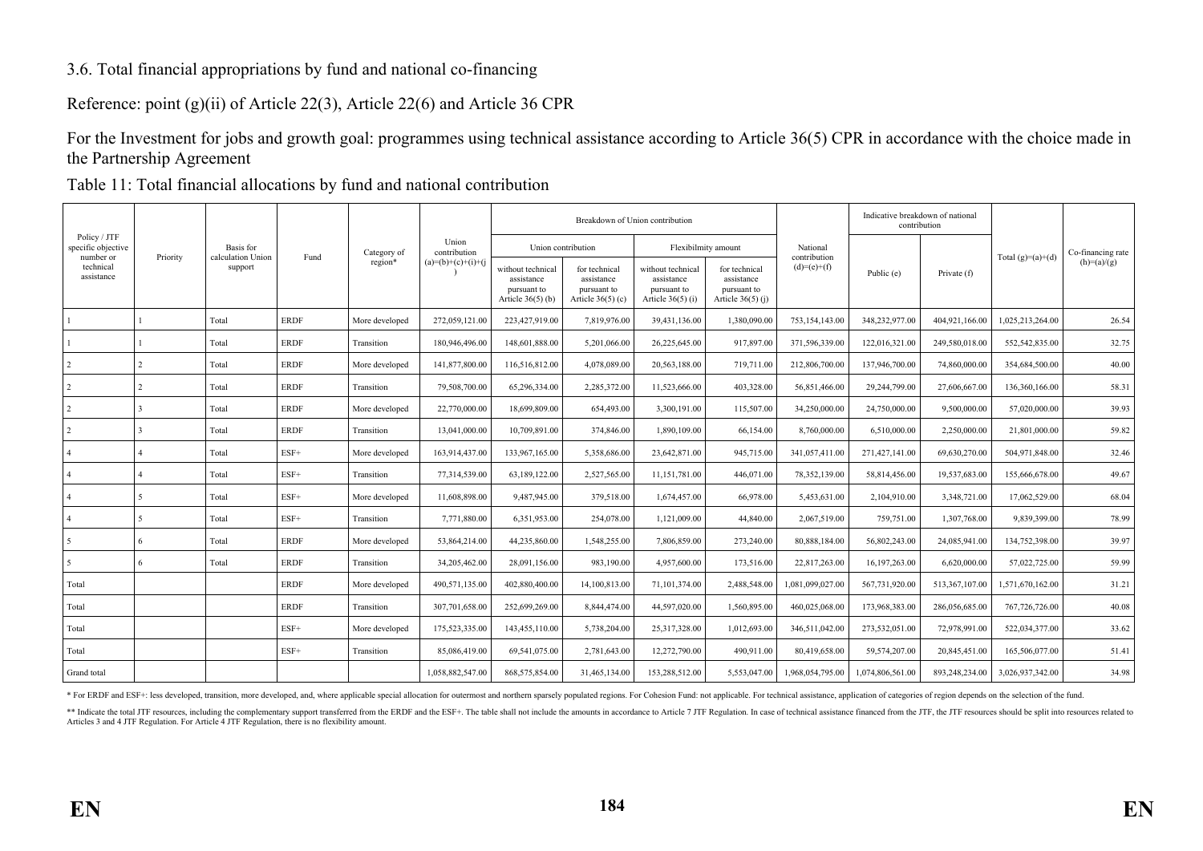3.6. Total financial appropriations by fund and national co-financing

Reference: point (g)(ii) of Article 22(3), Article 22(6) and Article 36 CPR

For the Investment for jobs and growth goal: programmes using technical assistance according to Article 36(5) CPR in accordance with the choice made in the Partnership Agreement

Table 11: Total financial allocations by fund and national contribution

| Policy / JTF specific objective number or technical assistance | Priority | Basis for calculation Union support | Fund | Category of region* | Union contribution (a)=(b)+(c)+(i)+(j) | Breakdown of Union contribution | | | | National contribution (d)=(e)+(f) | Indicative breakdown of national contribution | | Total (g)=(a)+(d) | Co-financing rate (h)=(a)/(g) |
|---|---|---|---|---|---|---|---|---|---|---|---|---|---|---|
| | | | | | | Union contribution | | Flexibilmity amount | | | | | | |
| | | | | | | without technical assistance pursuant to Article 36(5) (b) | for technical assistance pursuant to Article 36(5) (c) | without technical assistance pursuant to Article 36(5) (i) | for technical assistance pursuant to Article 36(5) (j) | | Public (e) | Private (f) | | |
| 1 | 1 | Total | ERDF | More developed | 272,059,121.00 | 223,427,919.00 | 7,819,976.00 | 39,431,136.00 | 1,380,090.00 | 753,154,143.00 | 348,232,977.00 | 404,921,166.00 | 1,025,213,264.00 | 26.54 |
| 1 | 1 | Total | ERDF | Transition | 180,946,496.00 | 148,601,888.00 | 5,201,066.00 | 26,225,645.00 | 917,897.00 | 371,596,339.00 | 122,016,321.00 | 249,580,018.00 | 552,542,835.00 | 32.75 |
| 2 | 2 | Total | ERDF | More developed | 141,877,800.00 | 116,516,812.00 | 4,078,089.00 | 20,563,188.00 | 719,711.00 | 212,806,700.00 | 137,946,700.00 | 74,860,000.00 | 354,684,500.00 | 40.00 |
| 2 | 2 | Total | ERDF | Transition | 79,508,700.00 | 65,296,334.00 | 2,285,372.00 | 11,523,666.00 | 403,328.00 | 56,851,466.00 | 29,244,799.00 | 27,606,667.00 | 136,360,166.00 | 58.31 |
| 2 | 3 | Total | ERDF | More developed | 22,770,000.00 | 18,699,809.00 | 654,493.00 | 3,300,191.00 | 115,507.00 | 34,250,000.00 | 24,750,000.00 | 9,500,000.00 | 57,020,000.00 | 39.93 |
| 2 | 3 | Total | ERDF | Transition | 13,041,000.00 | 10,709,891.00 | 374,846.00 | 1,890,109.00 | 66,154.00 | 8,760,000.00 | 6,510,000.00 | 2,250,000.00 | 21,801,000.00 | 59.82 |
| 4 | 4 | Total | ESF+ | More developed | 163,914,437.00 | 133,967,165.00 | 5,358,686.00 | 23,642,871.00 | 945,715.00 | 341,057,411.00 | 271,427,141.00 | 69,630,270.00 | 504,971,848.00 | 32.46 |
| 4 | 4 | Total | ESF+ | Transition | 77,314,539.00 | 63,189,122.00 | 2,527,565.00 | 11,151,781.00 | 446,071.00 | 78,352,139.00 | 58,814,456.00 | 19,537,683.00 | 155,666,678.00 | 49.67 |
| 4 | 5 | Total | ESF+ | More developed | 11,608,898.00 | 9,487,945.00 | 379,518.00 | 1,674,457.00 | 66,978.00 | 5,453,631.00 | 2,104,910.00 | 3,348,721.00 | 17,062,529.00 | 68.04 |
| 4 | 5 | Total | ESF+ | Transition | 7,771,880.00 | 6,351,953.00 | 254,078.00 | 1,121,009.00 | 44,840.00 | 2,067,519.00 | 759,751.00 | 1,307,768.00 | 9,839,399.00 | 78.99 |
| 5 | 6 | Total | ERDF | More developed | 53,864,214.00 | 44,235,860.00 | 1,548,255.00 | 7,806,859.00 | 273,240.00 | 80,888,184.00 | 56,802,243.00 | 24,085,941.00 | 134,752,398.00 | 39.97 |
| 5 | 6 | Total | ERDF | Transition | 34,205,462.00 | 28,091,156.00 | 983,190.00 | 4,957,600.00 | 173,516.00 | 22,817,263.00 | 16,197,263.00 | 6,620,000.00 | 57,022,725.00 | 59.99 |
| Total | | | ERDF | More developed | 490,571,135.00 | 402,880,400.00 | 14,100,813.00 | 71,101,374.00 | 2,488,548.00 | 1,081,099,027.00 | 567,731,920.00 | 513,367,107.00 | 1,571,670,162.00 | 31.21 |
| Total | | | ERDF | Transition | 307,701,658.00 | 252,699,269.00 | 8,844,474.00 | 44,597,020.00 | 1,560,895.00 | 460,025,068.00 | 173,968,383.00 | 286,056,685.00 | 767,726,726.00 | 40.08 |
| Total | | | ESF+ | More developed | 175,523,335.00 | 143,455,110.00 | 5,738,204.00 | 25,317,328.00 | 1,012,693.00 | 346,511,042.00 | 273,532,051.00 | 72,978,991.00 | 522,034,377.00 | 33.62 |
| Total | | | ESF+ | Transition | 85,086,419.00 | 69,541,075.00 | 2,781,643.00 | 12,272,790.00 | 490,911.00 | 80,419,658.00 | 59,574,207.00 | 20,845,451.00 | 165,506,077.00 | 51.41 |
| Grand total | | | | | 1,058,882,547.00 | 868,575,854.00 | 31,465,134.00 | 153,288,512.00 | 5,553,047.00 | 1,968,054,795.00 | 1,074,806,561.00 | 893,248,234.00 | 3,026,937,342.00 | 34.98 |

\* For ERDF and ESF+: less developed, transition, more developed, and, where applicable special allocation for outermost and northern sparsely populated regions. For Cohesion Fund: not applicable. For technical assistance, application of categories of region depends on the selection of the fund.

\*\* Indicate the total JTF resources, including the complementary support transferred from the ERDF and the ESF+. The table shall not include the amounts in accordance to Article 7 JTF Regulation. In case of technical assistance financed from the JTF, the JTF resources should be split into resources related to Articles 3 and 4 JTF Regulation. For Article 4 JTF Regulation, there is no flexibility amount.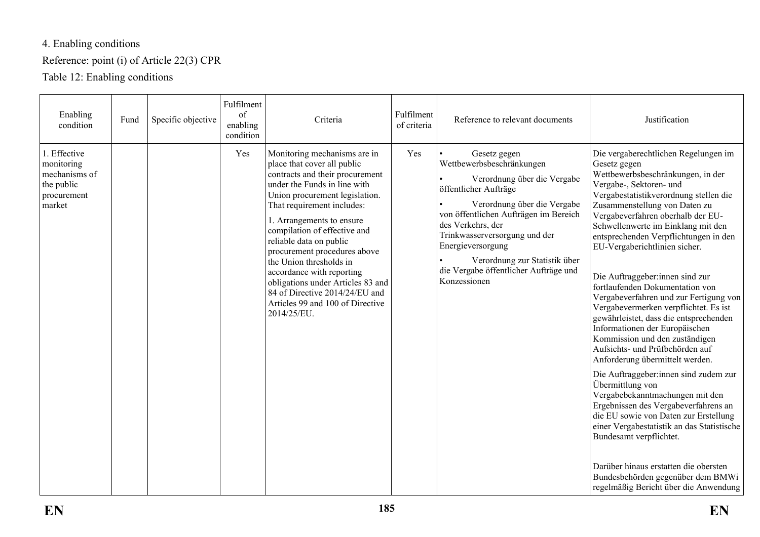4. Enabling conditions

Reference: point (i) of Article 22(3) CPR

Table 12: Enabling conditions

| Enabling condition | Fund | Specific objective | Fulfilment of enabling condition | Criteria | Fulfilment of criteria | Reference to relevant documents | Justification |
|---|---|---|---|---|---|---|---|
| 1. Effective monitoring mechanisms of the public procurement market | | | Yes | Monitoring mechanisms are in place that cover all public contracts and their procurement under the Funds in line with Union procurement legislation. That requirement includes:<br><br>1. Arrangements to ensure compilation of effective and reliable data on public procurement procedures above the Union thresholds in accordance with reporting obligations under Articles 83 and 84 of Directive 2014/24/EU and Articles 99 and 100 of Directive 2014/25/EU. | Yes | • Gesetz gegen Wettbewerbsbeschränkungen<br><br>• Verordnung über die Vergabe öffentlicher Aufträge<br><br>• Verordnung über die Vergabe von öffentlichen Aufträgen im Bereich des Verkehrs, der Trinkwasserversorgung und der Energieversorgung<br><br>• Verordnung zur Statistik über die Vergabe öffentlicher Aufträge und Konzessionen | Die vergaberechtlichen Regelungen im Gesetz gegen Wettbewerbsbeschränkungen, in der Vergabe-, Sektoren- und Vergabestatistikverordnung stellen die Zusammenstellung von Daten zu Vergabeverfahren oberhalb der EU-Schwellenwerte im Einklang mit den entsprechenden Verpflichtungen in den EU-Vergaberichtlinien sicher.<br><br>Die Auftraggeber:innen sind zur fortlaufenden Dokumentation von Vergabeverfahren und zur Fertigung von Vergabevermerken verpflichtet. Es ist gewährleistet, dass die entsprechenden Informationen der Europäischen Kommission und den zuständigen Aufsichts- und Prüfbehörden auf Anforderung übermittelt werden.<br><br>Die Auftraggeber:innen sind zudem zur Übermittlung von Vergabebekanntmachungen mit den Ergebnissen des Vergabeverfahrens an die EU sowie von Daten zur Erstellung einer Vergabestatistik an das Statistische Bundesamt verpflichtet.<br><br>Darüber hinaus erstatten die obersten Bundesbehörden gegenüber dem BMWi regelmäßig Bericht über die Anwendung |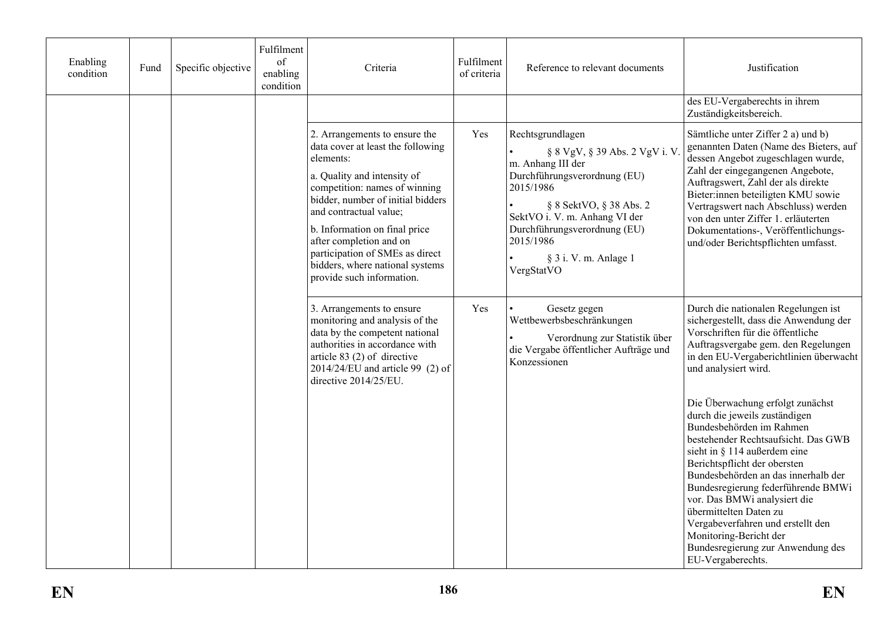| Enabling condition | Fund | Specific objective | Fulfilment of enabling condition | Criteria | Fulfilment of criteria | Reference to relevant documents | Justification |
|---|---|---|---|---|---|---|---|
| | | | | | | | des EU-Vergaberechts in ihrem Zuständigkeitsbereich. |
| | | | | 2. Arrangements to ensure the data cover at least the following elements:<br><br>a. Quality and intensity of competition: names of winning bidder, number of initial bidders and contractual value;<br><br>b. Information on final price after completion and on participation of SMEs as direct bidders, where national systems provide such information. | Yes | Rechtsgrundlagen<br><br>• § 8 VgV, § 39 Abs. 2 VgV i. V. m. Anhang III der Durchführungsverordnung (EU) 2015/1986<br><br>• § 8 SektVO, § 38 Abs. 2 SektVO i. V. m. Anhang VI der Durchführungsverordnung (EU) 2015/1986<br><br>• § 3 i. V. m. Anlage 1 VergStatVO | Sämtliche unter Ziffer 2 a) und b) genannten Daten (Name des Bieters, auf dessen Angebot zugeschlagen wurde, Zahl der eingegangenen Angebote, Auftragswert, Zahl der als direkte Bieter:innen beteiligten KMU sowie Vertragswert nach Abschluss) werden von den unter Ziffer 1. erläuterten Dokumentations-, Veröffentlichungs- und/oder Berichtspflichten umfasst. |
| | | | | 3. Arrangements to ensure monitoring and analysis of the data by the competent national authorities in accordance with article 83 (2) of directive 2014/24/EU and article 99 (2) of directive 2014/25/EU. | Yes | • Gesetz gegen Wettbewerbsbeschränkungen<br><br>• Verordnung zur Statistik über die Vergabe öffentlicher Aufträge und Konzessionen | Durch die nationalen Regelungen ist sichergestellt, dass die Anwendung der Vorschriften für die öffentliche Auftragsvergabe gem. den Regelungen in den EU-Vergaberichtlinien überwacht und analysiert wird.<br><br>Die Überwachung erfolgt zunächst durch die jeweils zuständigen Bundesbehörden im Rahmen bestehender Rechtsaufsicht. Das GWB sieht in § 114 außerdem eine Berichtspflicht der obersten Bundesbehörden an das innerhalb der Bundesregierung federführende BMWi vor. Das BMWi analysiert die übermittelten Daten zu Vergabeverfahren und erstellt den Monitoring-Bericht der Bundesregierung zur Anwendung des EU-Vergaberechts. |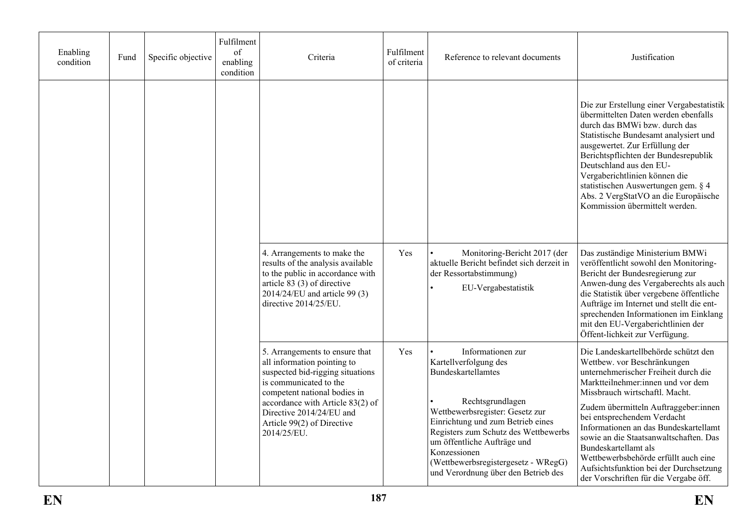| Enabling condition | Fund | Specific objective | Fulfilment of enabling condition | Criteria | Fulfilment of criteria | Reference to relevant documents | Justification |
|---|---|---|---|---|---|---|---|
| | | | | | | | Die zur Erstellung einer Vergabestatistik übermittelten Daten werden ebenfalls durch das BMWi bzw. durch das Statistische Bundesamt analysiert und ausgewertet. Zur Erfüllung der Berichtspflichten der Bundesrepublik Deutschland aus den EU-Vergaberichtlinien können die statistischen Auswertungen gem. § 4 Abs. 2 VergStatVO an die Europäische Kommission übermittelt werden. |
| | | | | 4. Arrangements to make the results of the analysis available to the public in accordance with article 83 (3) of directive 2014/24/EU and article 99 (3) directive 2014/25/EU. | Yes | • Monitoring-Bericht 2017 (der aktuelle Bericht befindet sich derzeit in der Ressortabstimmung)<br>• EU-Vergabestatistik | Das zuständige Ministerium BMWi veröffentlicht sowohl den Monitoring-Bericht der Bundesregierung zur Anwen-dung des Vergaberechts als auch die Statistik über vergebene öffentliche Aufträge im Internet und stellt die ent-sprechenden Informationen im Einklang mit den EU-Vergaberichtlinien der Öffent-lichkeit zur Verfügung. |
| | | | | 5. Arrangements to ensure that all information pointing to suspected bid-rigging situations is communicated to the competent national bodies in accordance with Article 83(2) of Directive 2014/24/EU and Article 99(2) of Directive 2014/25/EU. | Yes | • Informationen zur Kartellverfolgung des Bundeskartellamtes<br><br>• Rechtsgrundlagen Wettbewerbsregister: Gesetz zur Einrichtung und zum Betrieb eines Registers zum Schutz des Wettbewerbs um öffentliche Aufträge und Konzessionen (Wettbewerbsregistergesetz - WRegG) und Verordnung über den Betrieb des | Die Landeskartellbehörde schützt den Wettbew. vor Beschränkungen unternehmerischer Freiheit durch die Marktteilnehmer:innen und vor dem Missbrauch wirtschaftl. Macht.<br>Zudem übermitteln Auftraggeber:innen bei entsprechendem Verdacht Informationen an das Bundeskartellamt sowie an die Staatsanwaltschaften. Das Bundeskartellamt als Wettbewerbsbehörde erfüllt auch eine Aufsichtsfunktion bei der Durchsetzung der Vorschriften für die Vergabe öff. |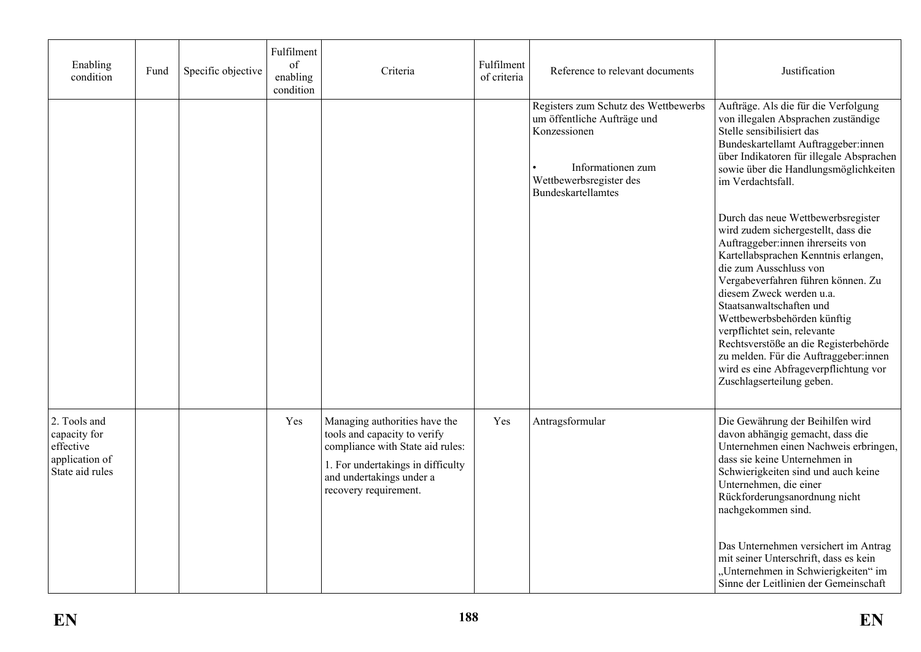| Enabling condition | Fund | Specific objective | Fulfilment of enabling condition | Criteria | Fulfilment of criteria | Reference to relevant documents | Justification |
|---|---|---|---|---|---|---|---|
| | | | | | | Registers zum Schutz des Wettbewerbs um öffentliche Aufträge und Konzessionen<br><br>• Informationen zum Wettbewerbsregister des Bundeskartellamtes | Aufträge. Als die für die Verfolgung von illegalen Absprachen zuständige Stelle sensibilisiert das Bundeskartellamt Auftraggeber:innen über Indikatoren für illegale Absprachen sowie über die Handlungsmöglichkeiten im Verdachtsfall.<br><br>Durch das neue Wettbewerbsregister wird zudem sichergestellt, dass die Auftraggeber:innen ihrerseits von Kartellabsprachen Kenntnis erlangen, die zum Ausschluss von Vergabeverfahren führen können. Zu diesem Zweck werden u.a. Staatsanwaltschaften und Wettbewerbsbehörden künftig verpflichtet sein, relevante Rechtsverstöße an die Registerbehörde zu melden. Für die Auftraggeber:innen wird es eine Abfrageverpflichtung vor Zuschlagserteilung geben. |
| 2. Tools and capacity for effective application of State aid rules | | | Yes | Managing authorities have the tools and capacity to verify compliance with State aid rules:<br><br>1. For undertakings in difficulty and undertakings under a recovery requirement. | Yes | Antragsformular | Die Gewährung der Beihilfen wird davon abhängig gemacht, dass die Unternehmen einen Nachweis erbringen, dass sie keine Unternehmen in Schwierigkeiten sind und auch keine Unternehmen, die einer Rückforderungsanordnung nicht nachgekommen sind.<br><br>Das Unternehmen versichert im Antrag mit seiner Unterschrift, dass es kein „Unternehmen in Schwierigkeiten" im Sinne der Leitlinien der Gemeinschaft |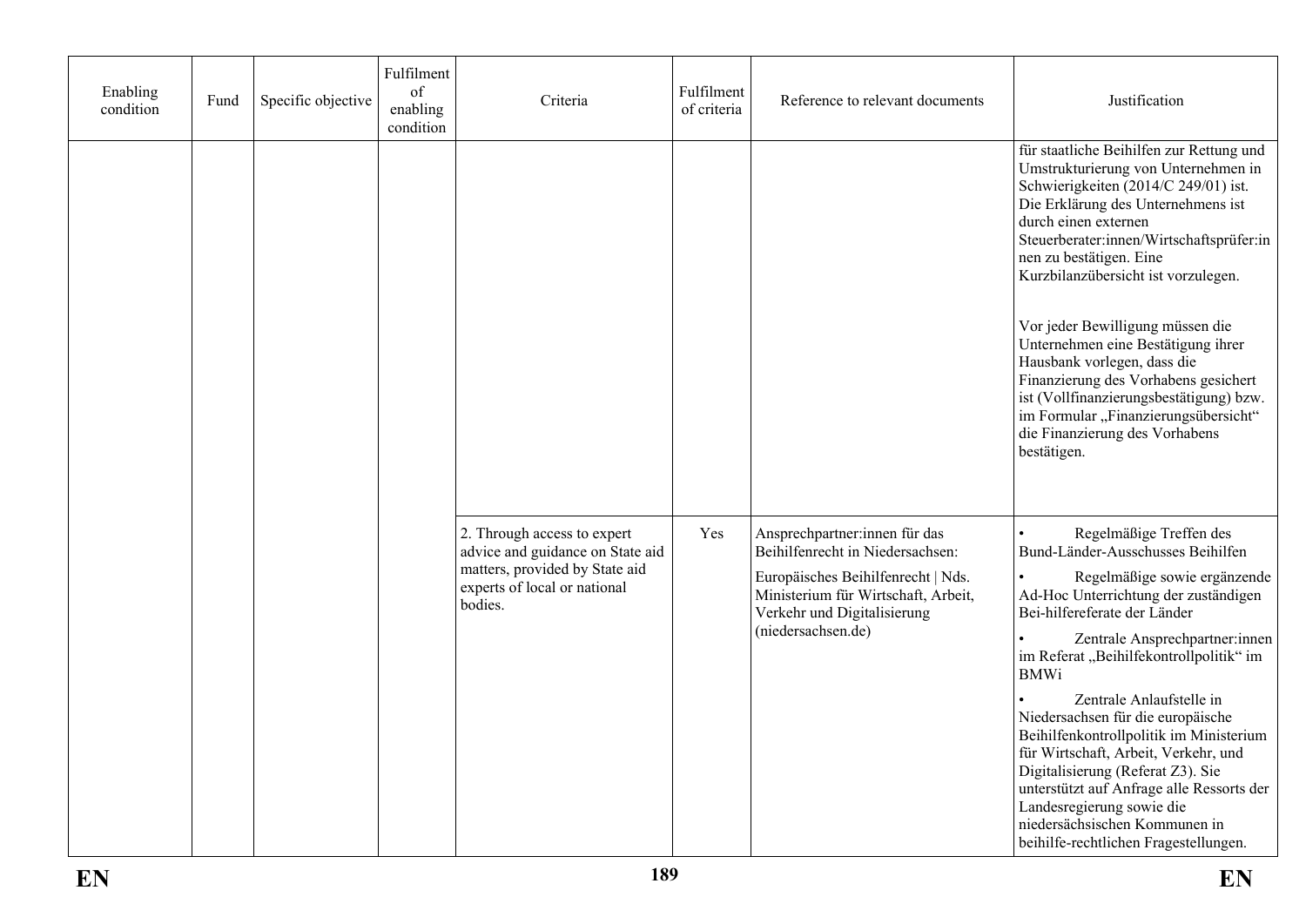| Enabling condition | Fund | Specific objective | Fulfilment of enabling condition | Criteria | Fulfilment of criteria | Reference to relevant documents | Justification |
|---|---|---|---|---|---|---|---|
| | | | | | | | für staatliche Beihilfen zur Rettung und Umstrukturierung von Unternehmen in Schwierigkeiten (2014/C 249/01) ist. Die Erklärung des Unternehmens ist durch einen externen Steuerberater:innen/Wirtschaftsprüfer:innen zu bestätigen. Eine Kurzbilanzübersicht ist vorzulegen.<br><br>Vor jeder Bewilligung müssen die Unternehmen eine Bestätigung ihrer Hausbank vorlegen, dass die Finanzierung des Vorhabens gesichert ist (Vollfinanzierungsbestätigung) bzw. im Formular „Finanzierungsübersicht" die Finanzierung des Vorhabens bestätigen. |
| | | | | 2. Through access to expert advice and guidance on State aid matters, provided by State aid experts of local or national bodies. | Yes | Ansprechpartner:innen für das Beihilfenrecht in Niedersachsen:<br><br>Europäisches Beihilfenrecht \| Nds. Ministerium für Wirtschaft, Arbeit, Verkehr und Digitalisierung (niedersachsen.de) | • Regelmäßige Treffen des Bund-Länder-Ausschusses Beihilfen<br>• Regelmäßige sowie ergänzende Ad-Hoc Unterrichtung der zuständigen Bei-hilfereferate der Länder<br>• Zentrale Ansprechpartner:innen im Referat „Beihilfekontrollpolitik" im BMWi<br>• Zentrale Anlaufstelle in Niedersachsen für die europäische Beihilfenkontrollpolitik im Ministerium für Wirtschaft, Arbeit, Verkehr, und Digitalisierung (Referat Z3). Sie unterstützt auf Anfrage alle Ressorts der Landesregierung sowie die niedersächsischen Kommunen in beihilfe-rechtlichen Fragestellungen. |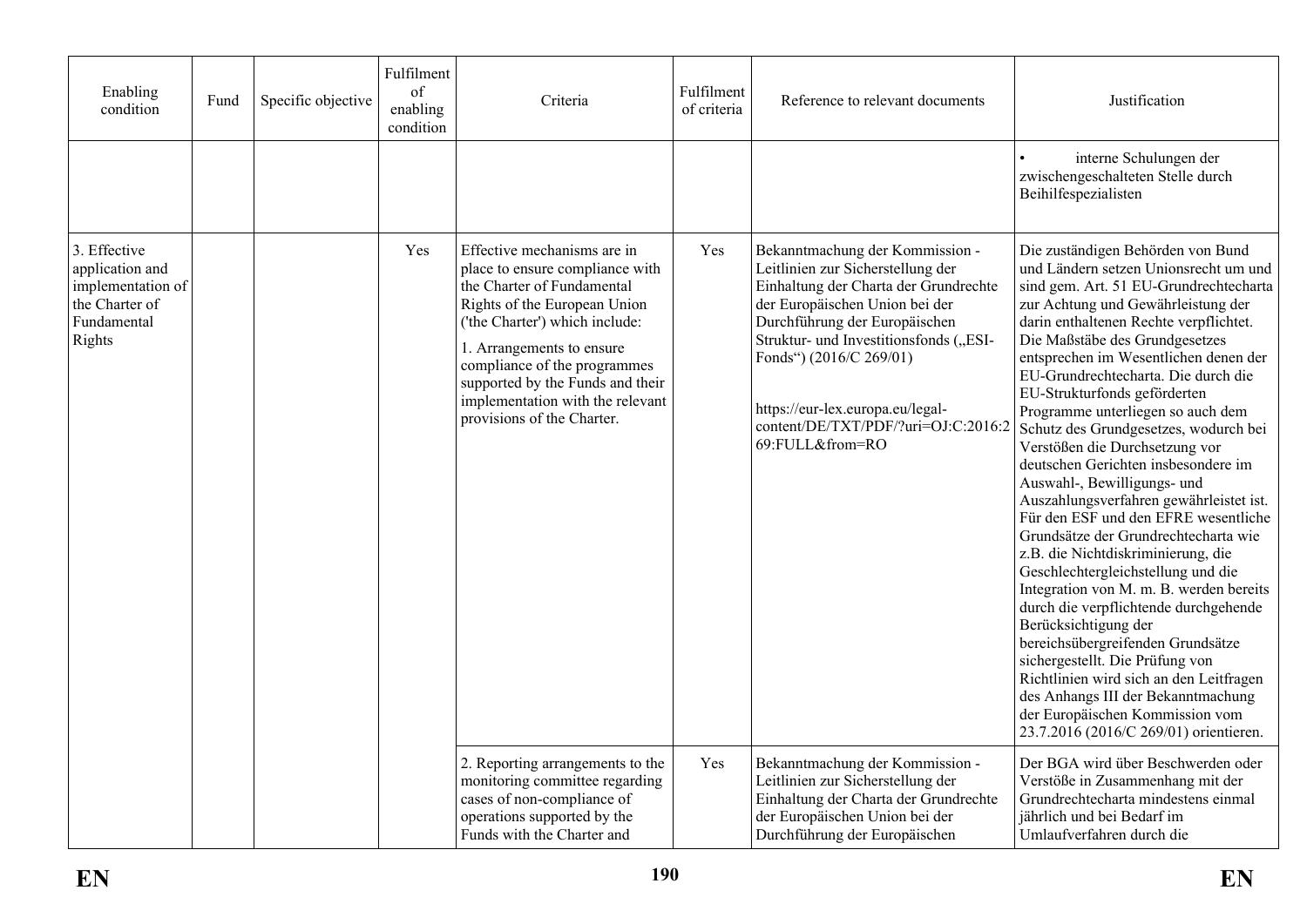| Enabling condition | Fund | Specific objective | Fulfilment of enabling condition | Criteria | Fulfilment of criteria | Reference to relevant documents | Justification |
|---|---|---|---|---|---|---|---|
| | | | | | | | • interne Schulungen der zwischengeschalteten Stelle durch Beihilfespezialisten |
| 3. Effective application and implementation of the Charter of Fundamental Rights | | | Yes | Effective mechanisms are in place to ensure compliance with the Charter of Fundamental Rights of the European Union ('the Charter') which include:<br><br>1. Arrangements to ensure compliance of the programmes supported by the Funds and their implementation with the relevant provisions of the Charter. | Yes | Bekanntmachung der Kommission - Leitlinien zur Sicherstellung der Einhaltung der Charta der Grundrechte der Europäischen Union bei der Durchführung der Europäischen Struktur- und Investitionsfonds („ESI-Fonds") (2016/C 269/01)<br><br>https://eur-lex.europa.eu/legal-content/DE/TXT/PDF/?uri=OJ:C:2016:269:FULL&from=RO | Die zuständigen Behörden von Bund und Ländern setzen Unionsrecht um und sind gem. Art. 51 EU-Grundrechtecharta zur Achtung und Gewährleistung der darin enthaltenen Rechte verpflichtet. Die Maßstäbe des Grundgesetzes entsprechen im Wesentlichen denen der EU-Grundrechtecharta. Die durch die EU-Strukturfonds geförderten Programme unterliegen so auch dem Schutz des Grundgesetzes, wodurch bei Verstößen die Durchsetzung vor deutschen Gerichten insbesondere im Auswahl-, Bewilligungs- und Auszahlungsverfahren gewährleistet ist. Für den ESF und den EFRE wesentliche Grundsätze der Grundrechtecharta wie z.B. die Nichtdiskriminierung, die Geschlechtergleichstellung und die Integration von M. m. B. werden bereits durch die verpflichtende durchgehende Berücksichtigung der bereichsübergreifenden Grundsätze sichergestellt. Die Prüfung von Richtlinien wird sich an den Leitfragen des Anhangs III der Bekanntmachung der Europäischen Kommission vom 23.7.2016 (2016/C 269/01) orientieren. |
| | | | | 2. Reporting arrangements to the monitoring committee regarding cases of non-compliance of operations supported by the Funds with the Charter and | Yes | Bekanntmachung der Kommission - Leitlinien zur Sicherstellung der Einhaltung der Charta der Grundrechte der Europäischen Union bei der Durchführung der Europäischen | Der BGA wird über Beschwerden oder Verstöße in Zusammenhang mit der Grundrechtecharta mindestens einmal jährlich und bei Bedarf im Umlaufverfahren durch die |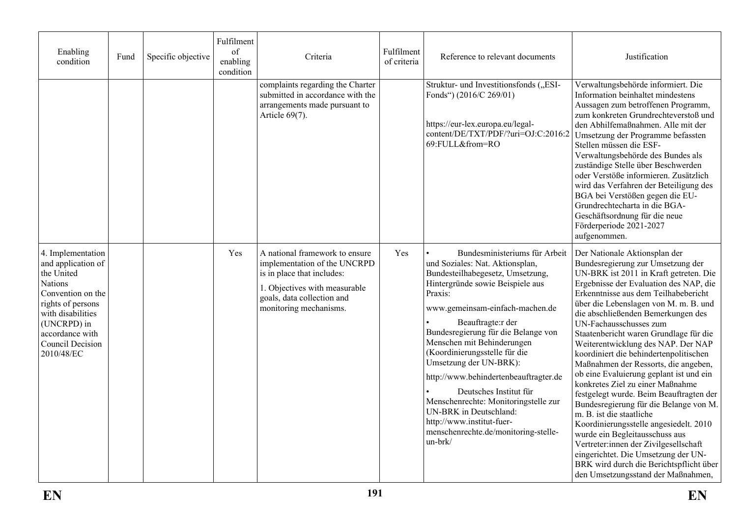| Enabling condition | Fund | Specific objective | Fulfilment of enabling condition | Criteria | Fulfilment of criteria | Reference to relevant documents | Justification |
|---|---|---|---|---|---|---|---|
| | | | | complaints regarding the Charter submitted in accordance with the arrangements made pursuant to Article 69(7). | | Struktur- und Investitionsfonds („ESI-Fonds") (2016/C 269/01)<br><br>https://eur-lex.europa.eu/legal-content/DE/TXT/PDF/?uri=OJ:C:2016:269:FULL&from=RO | Verwaltungsbehörde informiert. Die Information beinhaltet mindestens Aussagen zum betroffenen Programm, zum konkreten Grundrechteverstoß und den Abhilfemaßnahmen. Alle mit der Umsetzung der Programme befassten Stellen müssen die ESF-Verwaltungsbehörde des Bundes als zuständige Stelle über Beschwerden oder Verstöße informieren. Zusätzlich wird das Verfahren der Beteiligung des BGA bei Verstößen gegen die EU-Grundrechtecharta in die BGA-Geschäftsordnung für die neue Förderperiode 2021-2027 aufgenommen. |
| 4. Implementation and application of the United Nations Convention on the rights of persons with disabilities (UNCRPD) in accordance with Council Decision 2010/48/EC | | | Yes | A national framework to ensure implementation of the UNCRPD is in place that includes:<br><br>1. Objectives with measurable goals, data collection and monitoring mechanisms. | Yes | • Bundesministeriums für Arbeit und Soziales: Nat. Aktionsplan, Bundesteilhabegesetz, Umsetzung, Hintergründe sowie Beispiele aus Praxis:<br><br>www.gemeinsam-einfach-machen.de<br><br>• Beauftragte:r der Bundesregierung für die Belange von Menschen mit Behinderungen (Koordinierungsstelle für die Umsetzung der UN-BRK):<br><br>http://www.behindertenbeauftragter.de<br><br>• Deutsches Institut für Menschenrechte: Monitoringstelle zur UN-BRK in Deutschland: http://www.institut-fuer-menschenrechte.de/monitoring-stelle-un-brk/ | Der Nationale Aktionsplan der Bundesregierung zur Umsetzung der UN-BRK ist 2011 in Kraft getreten. Die Ergebnisse der Evaluation des NAP, die Erkenntnisse aus dem Teilhabebericht über die Lebenslagen von M. m. B. und die abschließenden Bemerkungen des UN-Fachausschusses zum Staatenbericht waren Grundlage für die Weiterentwicklung des NAP. Der NAP koordiniert die behindertenpolitischen Maßnahmen der Ressorts, die angeben, ob eine Evaluierung geplant ist und ein konkretes Ziel zu einer Maßnahme festgelegt wurde. Beim Beauftragten der Bundesregierung für die Belange von M. m. B. ist die staatliche Koordinierungsstelle angesiedelt. 2010 wurde ein Begleitausschuss aus Vertreter:innen der Zivilgesellschaft eingerichtet. Die Umsetzung der UN-BRK wird durch die Berichtspflicht über den Umsetzungsstand der Maßnahmen, |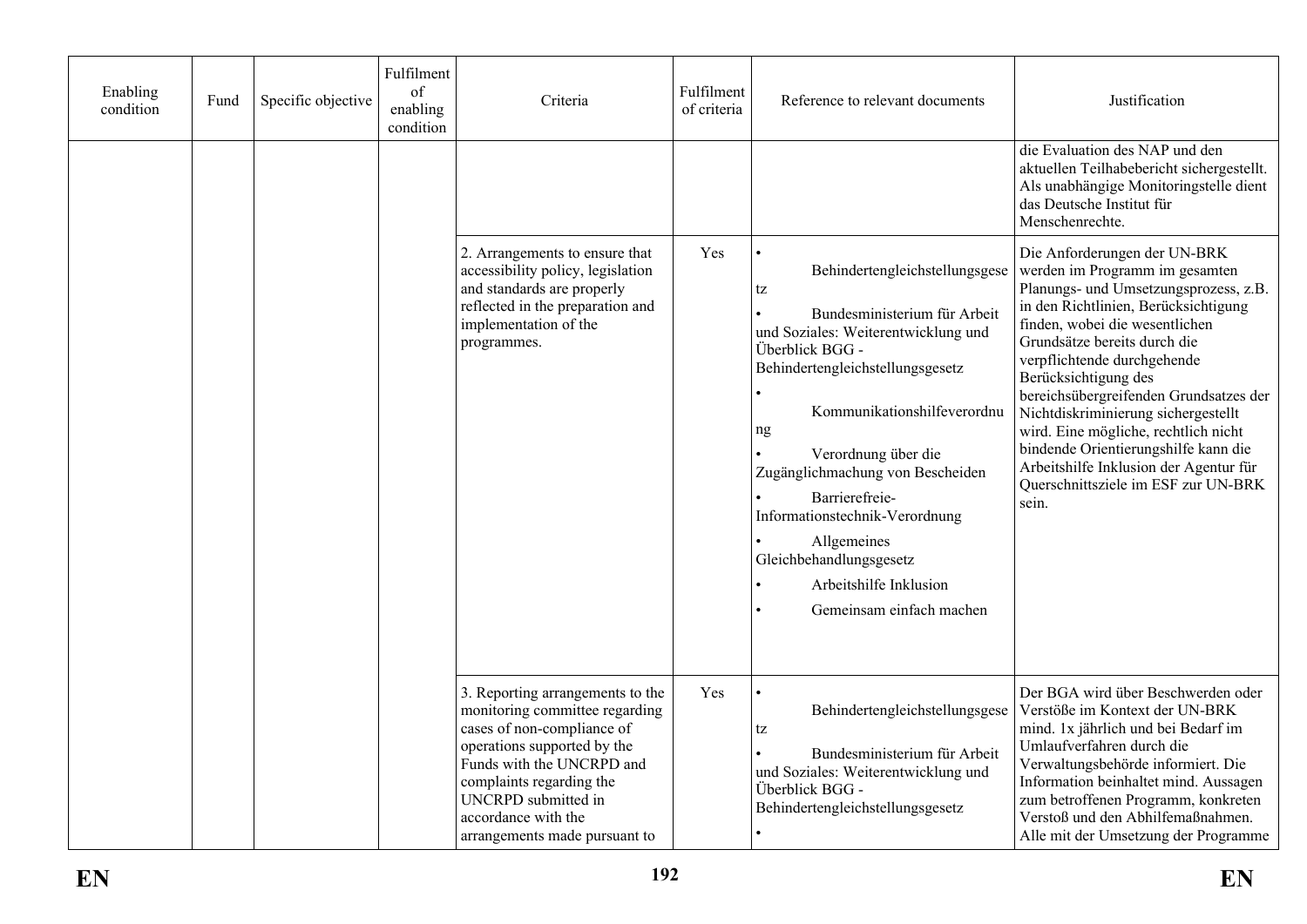| Enabling condition | Fund | Specific objective | Fulfilment of enabling condition | Criteria | Fulfilment of criteria | Reference to relevant documents | Justification |
|---|---|---|---|---|---|---|---|
| | | | | | | | die Evaluation des NAP und den aktuellen Teilhabebericht sichergestellt. Als unabhängige Monitoringstelle dient das Deutsche Institut für Menschenrechte. |
| | | | | 2. Arrangements to ensure that accessibility policy, legislation and standards are properly reflected in the preparation and implementation of the programmes. | Yes | • Behindertengleichstellungsgesetz<br>• Bundesministerium für Arbeit und Soziales: Weiterentwicklung und Überblick BGG - Behindertengleichstellungsgesetz<br>• Kommunikationshilfeverordnung<br>• Verordnung über die Zugänglichmachung von Bescheiden<br>• Barrierefreie-Informationstechnik-Verordnung<br>• Allgemeines Gleichbehandlungsgesetz<br>• Arbeitshilfe Inklusion<br>• Gemeinsam einfach machen | Die Anforderungen der UN-BRK werden im Programm im gesamten Planungs- und Umsetzungsprozess, z.B. in den Richtlinien, Berücksichtigung finden, wobei die wesentlichen Grundsätze bereits durch die verpflichtende durchgehende Berücksichtigung des bereichsübergreifenden Grundsatzes der Nichtdiskriminierung sichergestellt wird. Eine mögliche, rechtlich nicht bindende Orientierungshilfe kann die Arbeitshilfe Inklusion der Agentur für Querschnittsziele im ESF zur UN-BRK sein. |
| | | | | 3. Reporting arrangements to the monitoring committee regarding cases of non-compliance of operations supported by the Funds with the UNCRPD and complaints regarding the UNCRPD submitted in accordance with the arrangements made pursuant to | Yes | • Behindertengleichstellungsgesetz<br>• Bundesministerium für Arbeit und Soziales: Weiterentwicklung und Überblick BGG - Behindertengleichstellungsgesetz<br>• | Der BGA wird über Beschwerden oder Verstöße im Kontext der UN-BRK mind. 1x jährlich und bei Bedarf im Umlaufverfahren durch die Verwaltungsbehörde informiert. Die Information beinhaltet mind. Aussagen zum betroffenen Programm, konkreten Verstoß und den Abhilfemaßnahmen. Alle mit der Umsetzung der Programme |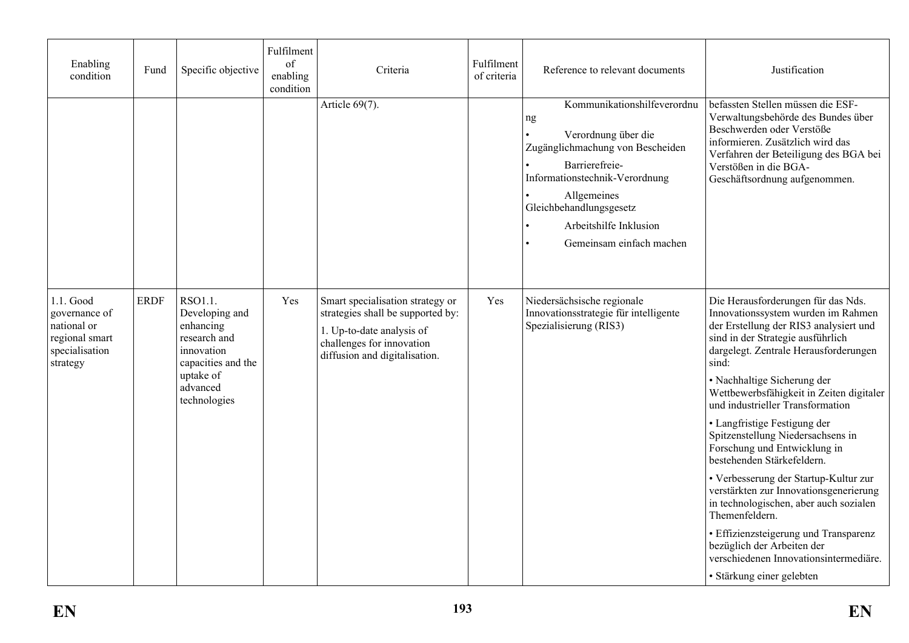| Enabling condition | Fund | Specific objective | Fulfilment of enabling condition | Criteria | Fulfilment of criteria | Reference to relevant documents | Justification |
|---|---|---|---|---|---|---|---|
| | | | | Article 69(7). | | Kommunikationshilfeverordnung<br>• Verordnung über die Zugänglichmachung von Bescheiden<br>• Barrierefreie-Informationstechnik-Verordnung<br>• Allgemeines Gleichbehandlungsgesetz<br>• Arbeitshilfe Inklusion<br>• Gemeinsam einfach machen | befassten Stellen müssen die ESF-Verwaltungsbehörde des Bundes über Beschwerden oder Verstöße informieren. Zusätzlich wird das Verfahren der Beteiligung des BGA bei Verstößen in die BGA-Geschäftsordnung aufgenommen. |
| 1.1. Good governance of national or regional smart specialisation strategy | ERDF | RSO1.1. Developing and enhancing research and innovation capacities and the uptake of advanced technologies | Yes | Smart specialisation strategy or strategies shall be supported by:<br>1. Up-to-date analysis of challenges for innovation diffusion and digitalisation. | Yes | Niedersächsische regionale Innovationsstrategie für intelligente Spezialisierung (RIS3) | Die Herausforderungen für das Nds. Innovationssystem wurden im Rahmen der Erstellung der RIS3 analysiert und sind in der Strategie ausführlich dargelegt. Zentrale Herausforderungen sind:<br>• Nachhaltige Sicherung der Wettbewerbsfähigkeit in Zeiten digitaler und industrieller Transformation<br>• Langfristige Festigung der Spitzenstellung Niedersachsens in Forschung und Entwicklung in bestehenden Stärkefeldern.<br>• Verbesserung der Startup-Kultur zur verstärkten zur Innovationsgenerierung in technologischen, aber auch sozialen Themenfeldern.<br>• Effizienzsteigerung und Transparenz bezüglich der Arbeiten der verschiedenen Innovationsintermediäre.<br>• Stärkung einer gelebten |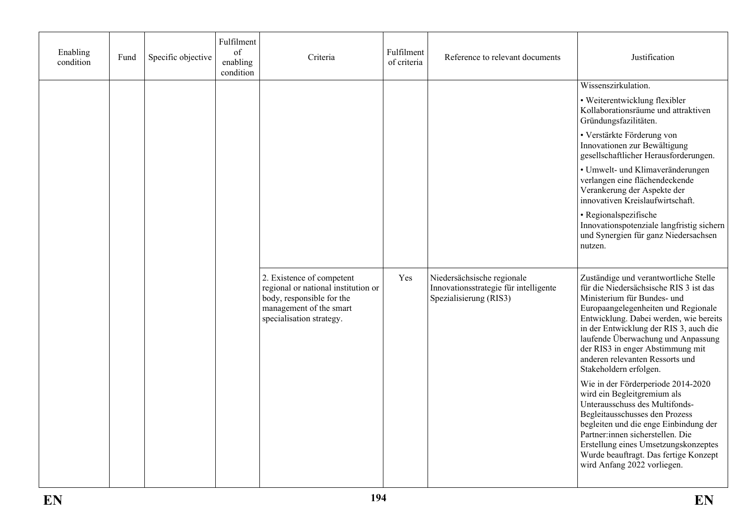| Enabling condition | Fund | Specific objective | Fulfilment of enabling condition | Criteria | Fulfilment of criteria | Reference to relevant documents | Justification |
|---|---|---|---|---|---|---|---|
| | | | | | | | Wissenszirkulation.<br><br>• Weiterentwicklung flexibler Kollaborationsräume und attraktiven Gründungsfazilitäten.<br><br>• Verstärkte Förderung von Innovationen zur Bewältigung gesellschaftlicher Herausforderungen.<br><br>• Umwelt- und Klimaveränderungen verlangen eine flächendeckende Verankerung der Aspekte der innovativen Kreislaufwirtschaft.<br><br>• Regionalspezifische Innovationspotenziale langfristig sichern und Synergien für ganz Niedersachsen nutzen. |
| | | | | 2. Existence of competent regional or national institution or body, responsible for the management of the smart specialisation strategy. | Yes | Niedersächsische regionale Innovationsstrategie für intelligente Spezialisierung (RIS3) | Zuständige und verantwortliche Stelle für die Niedersächsische RIS 3 ist das Ministerium für Bundes- und Europaangelegenheiten und Regionale Entwicklung. Dabei werden, wie bereits in der Entwicklung der RIS 3, auch die laufende Überwachung und Anpassung der RIS3 in enger Abstimmung mit anderen relevanten Ressorts und Stakeholdern erfolgen.<br><br>Wie in der Förderperiode 2014-2020 wird ein Begleitgremium als Unterausschuss des Multifonds-Begleitausschusses den Prozess begleiten und die enge Einbindung der Partner:innen sicherstellen. Die Erstellung eines Umsetzungskonzeptes Wurde beauftragt. Das fertige Konzept wird Anfang 2022 vorliegen. |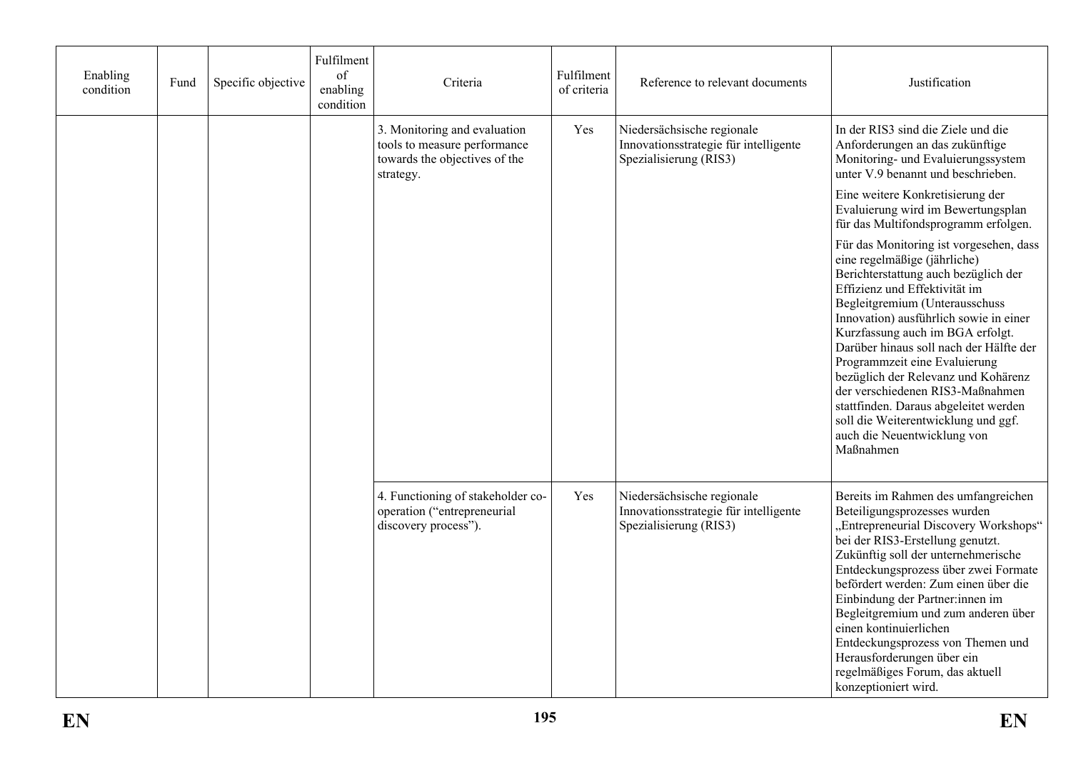| Enabling condition | Fund | Specific objective | Fulfilment of enabling condition | Criteria | Fulfilment of criteria | Reference to relevant documents | Justification |
|---|---|---|---|---|---|---|---|
| | | | | 3. Monitoring and evaluation tools to measure performance towards the objectives of the strategy. | Yes | Niedersächsische regionale Innovationsstrategie für intelligente Spezialisierung (RIS3) | In der RIS3 sind die Ziele und die Anforderungen an das zukünftige Monitoring- und Evaluierungssystem unter V.9 benannt und beschrieben.<br><br>Eine weitere Konkretisierung der Evaluierung wird im Bewertungsplan für das Multifondsprogramm erfolgen.<br><br>Für das Monitoring ist vorgesehen, dass eine regelmäßige (jährliche) Berichterstattung auch bezüglich der Effizienz und Effektivität im Begleitgremium (Unterausschuss Innovation) ausführlich sowie in einer Kurzfassung auch im BGA erfolgt. Darüber hinaus soll nach der Hälfte der Programmzeit eine Evaluierung bezüglich der Relevanz und Kohärenz der verschiedenen RIS3-Maßnahmen stattfinden. Daraus abgeleitet werden soll die Weiterentwicklung und ggf. auch die Neuentwicklung von Maßnahmen |
| | | | | 4. Functioning of stakeholder co-operation ("entrepreneurial discovery process"). | Yes | Niedersächsische regionale Innovationsstrategie für intelligente Spezialisierung (RIS3) | Bereits im Rahmen des umfangreichen Beteiligungsprozesses wurden „Entrepreneurial Discovery Workshops" bei der RIS3-Erstellung genutzt. Zukünftig soll der unternehmerische Entdeckungsprozess über zwei Formate befördert werden: Zum einen über die Einbindung der Partner:innen im Begleitgremium und zum anderen über einen kontinuierlichen Entdeckungsprozess von Themen und Herausforderungen über ein regelmäßiges Forum, das aktuell konzeptioniert wird. |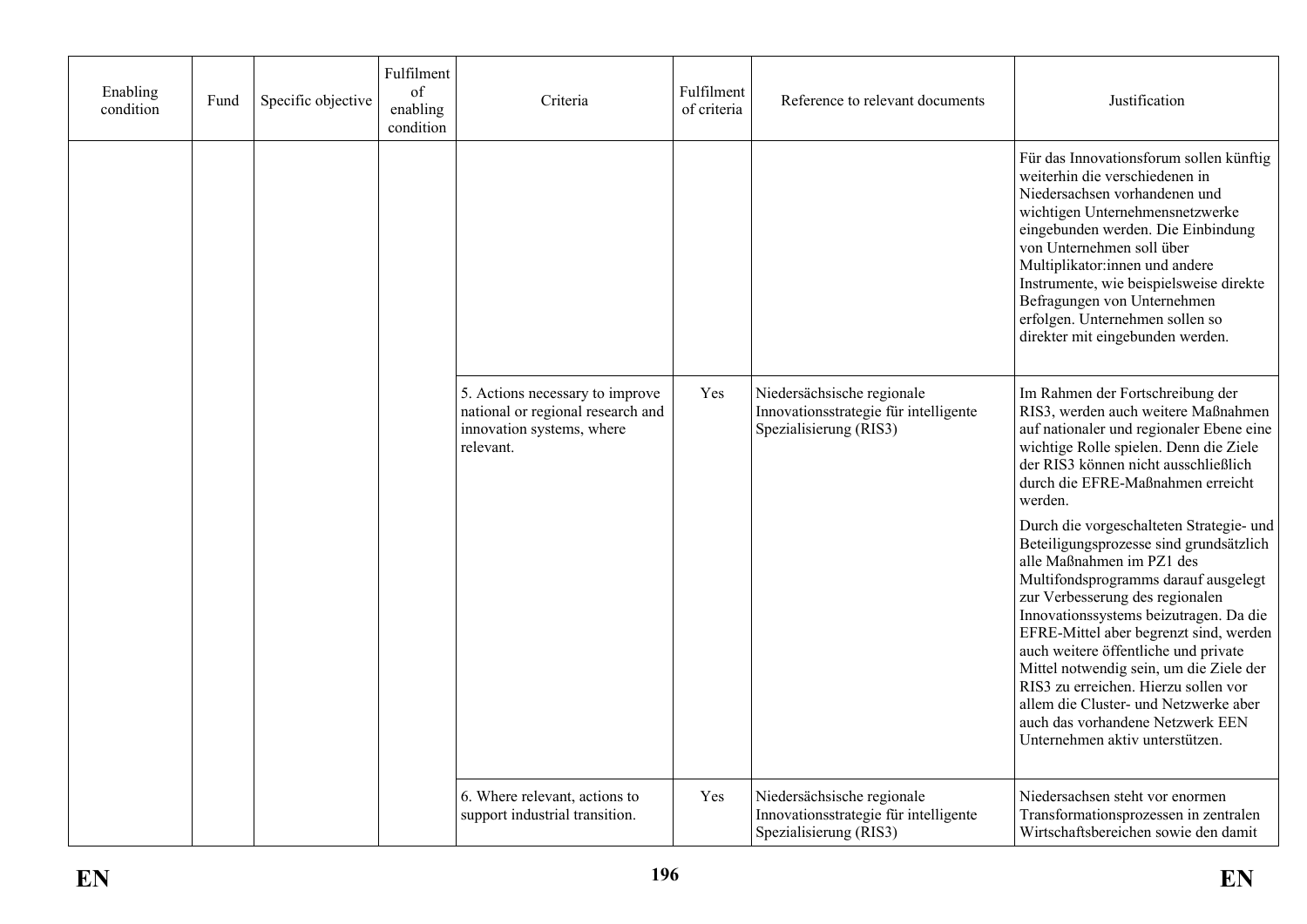| Enabling condition | Fund | Specific objective | Fulfilment of enabling condition | Criteria | Fulfilment of criteria | Reference to relevant documents | Justification |
|---|---|---|---|---|---|---|---|
| | | | | | | | Für das Innovationsforum sollen künftig weiterhin die verschiedenen in Niedersachsen vorhandenen und wichtigen Unternehmensnetzwerke eingebunden werden. Die Einbindung von Unternehmen soll über Multiplikator:innen und andere Instrumente, wie beispielsweise direkte Befragungen von Unternehmen erfolgen. Unternehmen sollen so direkter mit eingebunden werden. |
| | | | | 5. Actions necessary to improve national or regional research and innovation systems, where relevant. | Yes | Niedersächsische regionale Innovationsstrategie für intelligente Spezialisierung (RIS3) | Im Rahmen der Fortschreibung der RIS3, werden auch weitere Maßnahmen auf nationaler und regionaler Ebene eine wichtige Rolle spielen. Denn die Ziele der RIS3 können nicht ausschließlich durch die EFRE-Maßnahmen erreicht werden.<br><br>Durch die vorgeschalteten Strategie- und Beteiligungsprozesse sind grundsätzlich alle Maßnahmen im PZ1 des Multifondsprogramms darauf ausgelegt zur Verbesserung des regionalen Innovationssystems beizutragen. Da die EFRE-Mittel aber begrenzt sind, werden auch weitere öffentliche und private Mittel notwendig sein, um die Ziele der RIS3 zu erreichen. Hierzu sollen vor allem die Cluster- und Netzwerke aber auch das vorhandene Netzwerk EEN Unternehmen aktiv unterstützen. |
| | | | | 6. Where relevant, actions to support industrial transition. | Yes | Niedersächsische regionale Innovationsstrategie für intelligente Spezialisierung (RIS3) | Niedersachsen steht vor enormen Transformationsprozessen in zentralen Wirtschaftsbereichen sowie den damit |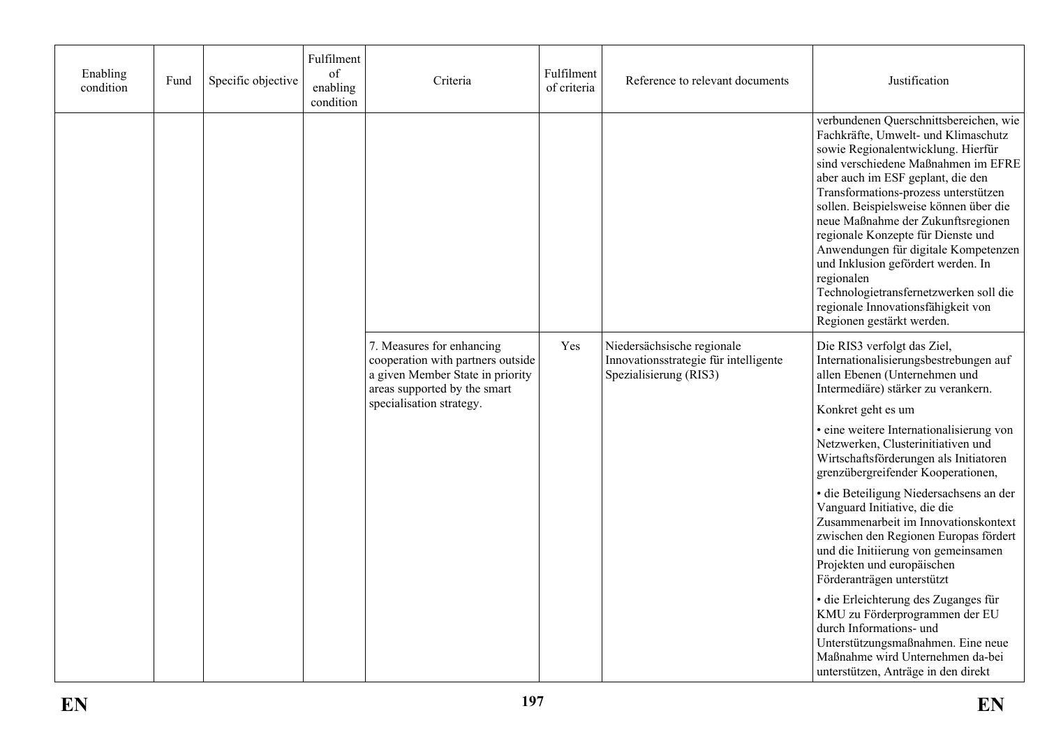| Enabling condition | Fund | Specific objective | Fulfilment of enabling condition | Criteria | Fulfilment of criteria | Reference to relevant documents | Justification |
|---|---|---|---|---|---|---|---|
| | | | | | | | verbundenen Querschnittsbereichen, wie Fachkräfte, Umwelt- und Klimaschutz sowie Regionalentwicklung. Hierfür sind verschiedene Maßnahmen im EFRE aber auch im ESF geplant, die den Transformations-prozess unterstützen sollen. Beispielsweise können über die neue Maßnahme der Zukunftsregionen regionale Konzepte für Dienste und Anwendungen für digitale Kompetenzen und Inklusion gefördert werden. In regionalen Technologietransfernetzwerken soll die regionale Innovationsfähigkeit von Regionen gestärkt werden. |
| | | | | 7. Measures for enhancing cooperation with partners outside a given Member State in priority areas supported by the smart specialisation strategy. | Yes | Niedersächsische regionale Innovationsstrategie für intelligente Spezialisierung (RIS3) | Die RIS3 verfolgt das Ziel, Internationalisierungsbestrebungen auf allen Ebenen (Unternehmen und Intermediäre) stärker zu verankern.<br><br>Konkret geht es um<br><br>• eine weitere Internationalisierung von Netzwerken, Clusterinitiativen und Wirtschaftsförderungen als Initiatoren grenzübergreifender Kooperationen,<br><br>• die Beteiligung Niedersachsens an der Vanguard Initiative, die die Zusammenarbeit im Innovationskontext zwischen den Regionen Europas fördert und die Initiierung von gemeinsamen Projekten und europäischen Förderanträgen unterstützt<br><br>• die Erleichterung des Zuganges für KMU zu Förderprogrammen der EU durch Informations- und Unterstützungsmaßnahmen. Eine neue Maßnahme wird Unternehmen da-bei unterstützen, Anträge in den direkt |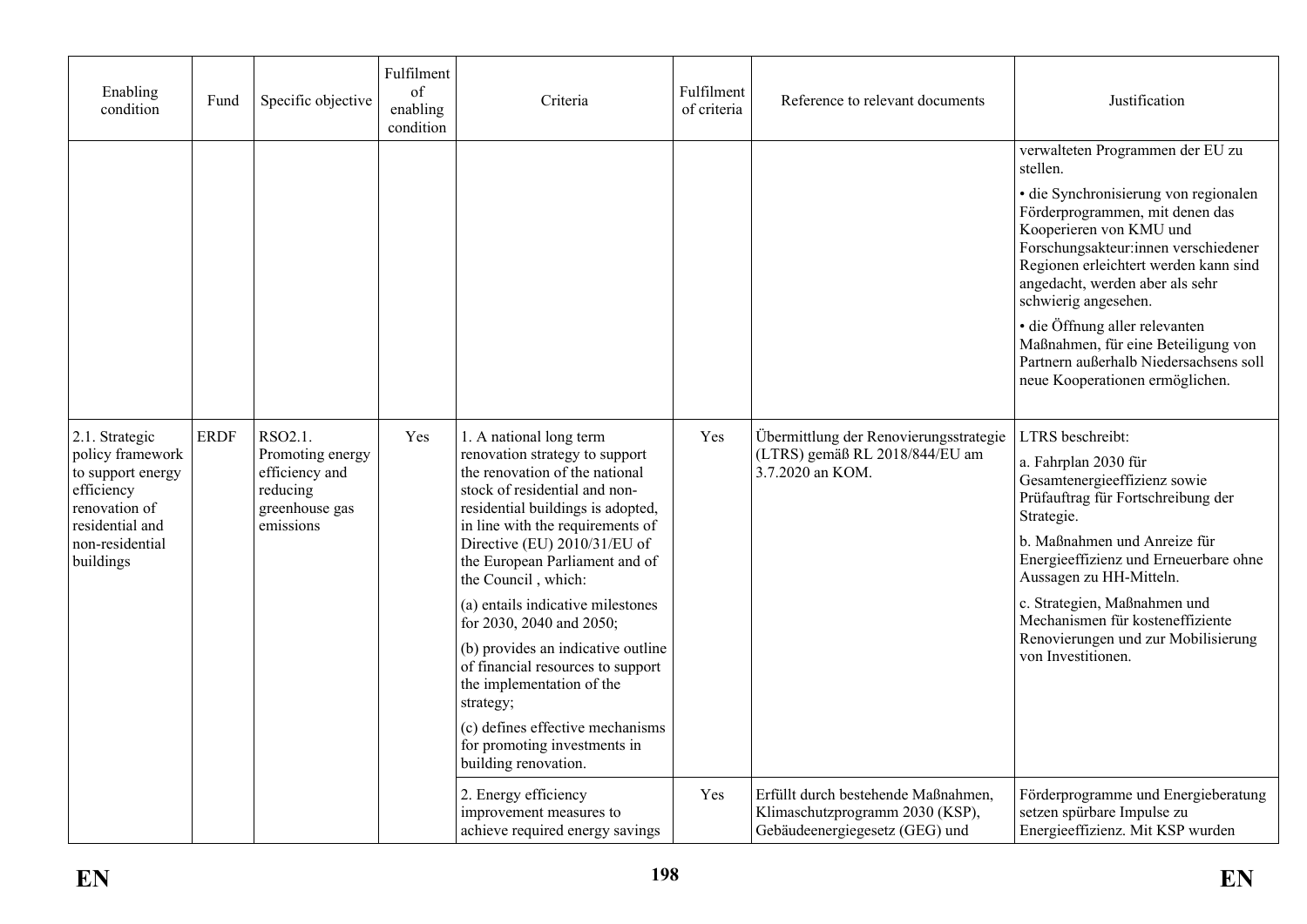| Enabling condition | Fund | Specific objective | Fulfilment of enabling condition | Criteria | Fulfilment of criteria | Reference to relevant documents | Justification |
|---|---|---|---|---|---|---|---|
| | | | | | | | verwalteten Programmen der EU zu stellen.<br><br>• die Synchronisierung von regionalen Förderprogrammen, mit denen das Kooperieren von KMU und Forschungsakteur:innen verschiedener Regionen erleichtert werden kann sind angedacht, werden aber als sehr schwierig angesehen.<br><br>• die Öffnung aller relevanten Maßnahmen, für eine Beteiligung von Partnern außerhalb Niedersachsens soll neue Kooperationen ermöglichen. |
| 2.1. Strategic policy framework to support energy efficiency renovation of residential and non-residential buildings | ERDF | RSO2.1. Promoting energy efficiency and reducing greenhouse gas emissions | Yes | 1. A national long term renovation strategy to support the renovation of the national stock of residential and non-residential buildings is adopted, in line with the requirements of Directive (EU) 2010/31/EU of the European Parliament and of the Council , which:<br><br>(a) entails indicative milestones for 2030, 2040 and 2050;<br><br>(b) provides an indicative outline of financial resources to support the implementation of the strategy;<br><br>(c) defines effective mechanisms for promoting investments in building renovation. | Yes | Übermittlung der Renovierungsstrategie (LTRS) gemäß RL 2018/844/EU am 3.7.2020 an KOM. | LTRS beschreibt:<br><br>a. Fahrplan 2030 für Gesamtenergieeffizienz sowie Prüfauftrag für Fortschreibung der Strategie.<br><br>b. Maßnahmen und Anreize für Energieeffizienz und Erneuerbare ohne Aussagen zu HH-Mitteln.<br><br>c. Strategien, Maßnahmen und Mechanismen für kosteneffiziente Renovierungen und zur Mobilisierung von Investitionen. |
| | | | | 2. Energy efficiency improvement measures to achieve required energy savings | Yes | Erfüllt durch bestehende Maßnahmen, Klimaschutzprogramm 2030 (KSP), Gebäudeenergiegesetz (GEG) und | Förderprogramme und Energieberatung setzen spürbare Impulse zu Energieeffizienz. Mit KSP wurden |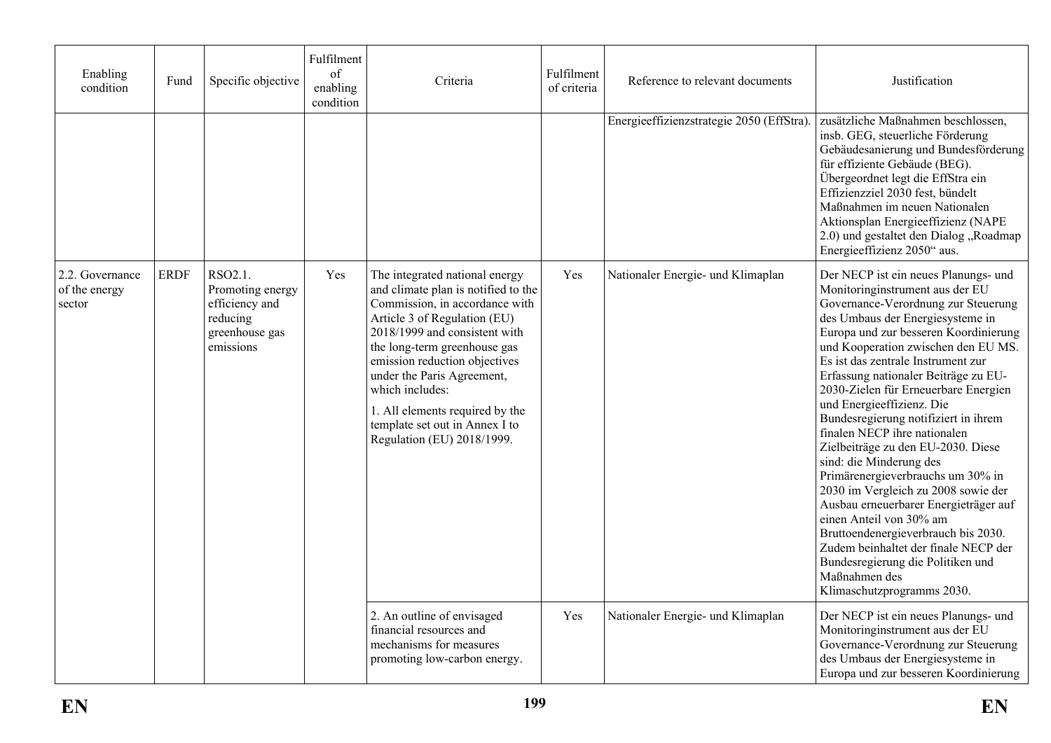| Enabling condition | Fund | Specific objective | Fulfilment of enabling condition | Criteria | Fulfilment of criteria | Reference to relevant documents | Justification |
|---|---|---|---|---|---|---|---|
| | | | | | | Energieeffizienzstrategie 2050 (EffStra). | zusätzliche Maßnahmen beschlossen, insb. GEG, steuerliche Förderung Gebäudesanierung und Bundesförderung für effiziente Gebäude (BEG). Übergeordnet legt die EffStra ein Effizienzziel 2030 fest, bündelt Maßnahmen im neuen Nationalen Aktionsplan Energieeffizienz (NAPE 2.0) und gestaltet den Dialog „Roadmap Energieeffizienz 2050" aus. |
| 2.2. Governance of the energy sector | ERDF | RSO2.1. Promoting energy efficiency and reducing greenhouse gas emissions | Yes | The integrated national energy and climate plan is notified to the Commission, in accordance with Article 3 of Regulation (EU) 2018/1999 and consistent with the long-term greenhouse gas emission reduction objectives under the Paris Agreement, which includes:<br><br>1. All elements required by the template set out in Annex I to Regulation (EU) 2018/1999. | Yes | Nationaler Energie- und Klimaplan | Der NECP ist ein neues Planungs- und Monitoringinstrument aus der EU Governance-Verordnung zur Steuerung des Umbaus der Energiesysteme in Europa und zur besseren Koordinierung und Kooperation zwischen den EU MS. Es ist das zentrale Instrument zur Erfassung nationaler Beiträge zu EU-2030-Zielen für Erneuerbare Energien und Energieeffizienz. Die Bundesregierung notifiziert in ihrem finalen NECP ihre nationalen Zielbeiträge zu den EU-2030. Diese sind: die Minderung des Primärenergieverbrauchs um 30% in 2030 im Vergleich zu 2008 sowie der Ausbau erneuerbarer Energieträger auf einen Anteil von 30% am Bruttoendenergieverbrauch bis 2030. Zudem beinhaltet der finale NECP der Bundesregierung die Politiken und Maßnahmen des Klimaschutzprogramms 2030. |
| | | | | 2. An outline of envisaged financial resources and mechanisms for measures promoting low-carbon energy. | Yes | Nationaler Energie- und Klimaplan | Der NECP ist ein neues Planungs- und Monitoringinstrument aus der EU Governance-Verordnung zur Steuerung des Umbaus der Energiesysteme in Europa und zur besseren Koordinierung |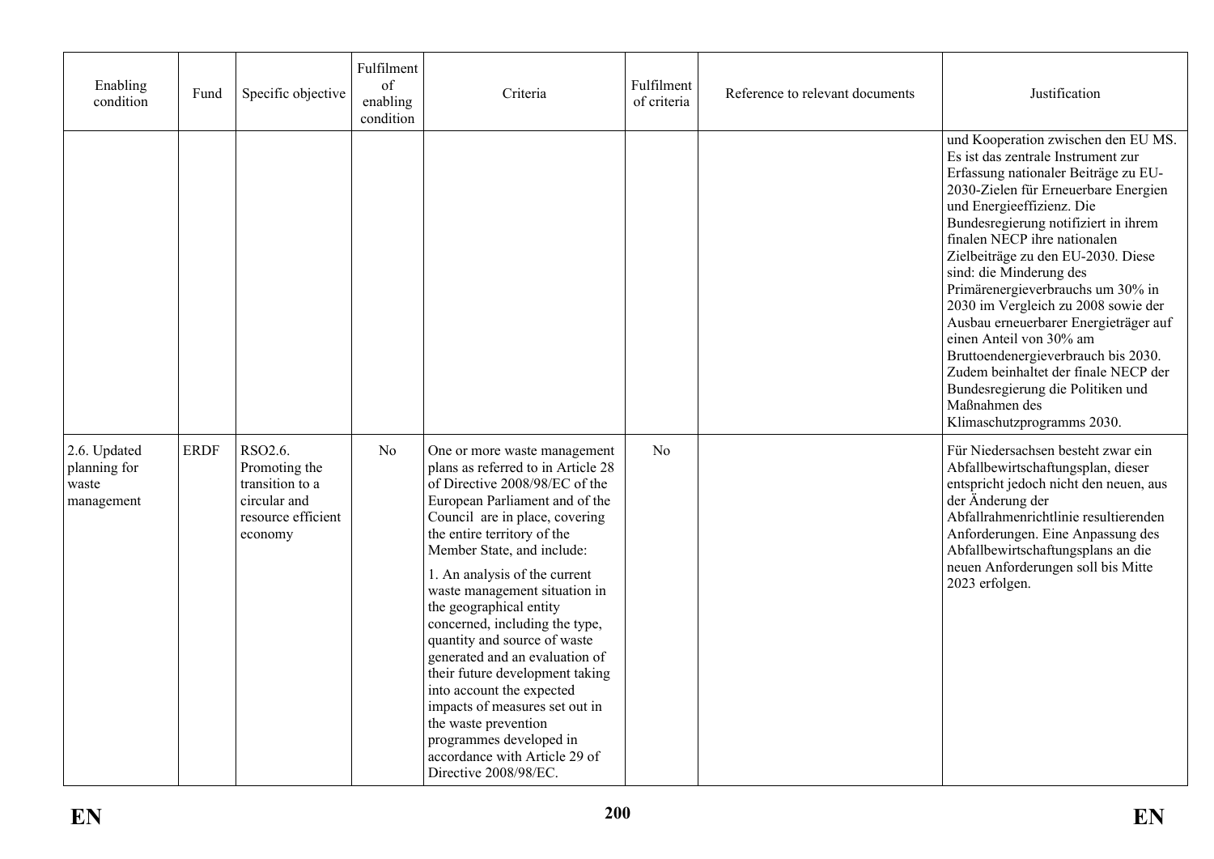| Enabling condition | Fund | Specific objective | Fulfilment of enabling condition | Criteria | Fulfilment of criteria | Reference to relevant documents | Justification |
|---|---|---|---|---|---|---|---|
| | | | | | | | und Kooperation zwischen den EU MS. Es ist das zentrale Instrument zur Erfassung nationaler Beiträge zu EU-2030-Zielen für Erneuerbare Energien und Energieeffizienz. Die Bundesregierung notifiziert in ihrem finalen NECP ihre nationalen Zielbeiträge zu den EU-2030. Diese sind: die Minderung des Primärenergieverbrauchs um 30% in 2030 im Vergleich zu 2008 sowie der Ausbau erneuerbarer Energieträger auf einen Anteil von 30% am Bruttoendenergieverbrauch bis 2030. Zudem beinhaltet der finale NECP der Bundesregierung die Politiken und Maßnahmen des Klimaschutzprogramms 2030. |
| 2.6. Updated planning for waste management | ERDF | RSO2.6. Promoting the transition to a circular and resource efficient economy | No | One or more waste management plans as referred to in Article 28 of Directive 2008/98/EC of the European Parliament and of the Council are in place, covering the entire territory of the Member State, and include:<br><br>1. An analysis of the current waste management situation in the geographical entity concerned, including the type, quantity and source of waste generated and an evaluation of their future development taking into account the expected impacts of measures set out in the waste prevention programmes developed in accordance with Article 29 of Directive 2008/98/EC. | No | | Für Niedersachsen besteht zwar ein Abfallbewirtschaftungsplan, dieser entspricht jedoch nicht den neuen, aus der Änderung der Abfallrahmenrichtlinie resultierenden Anforderungen. Eine Anpassung des Abfallbewirtschaftungsplans an die neuen Anforderungen soll bis Mitte 2023 erfolgen. |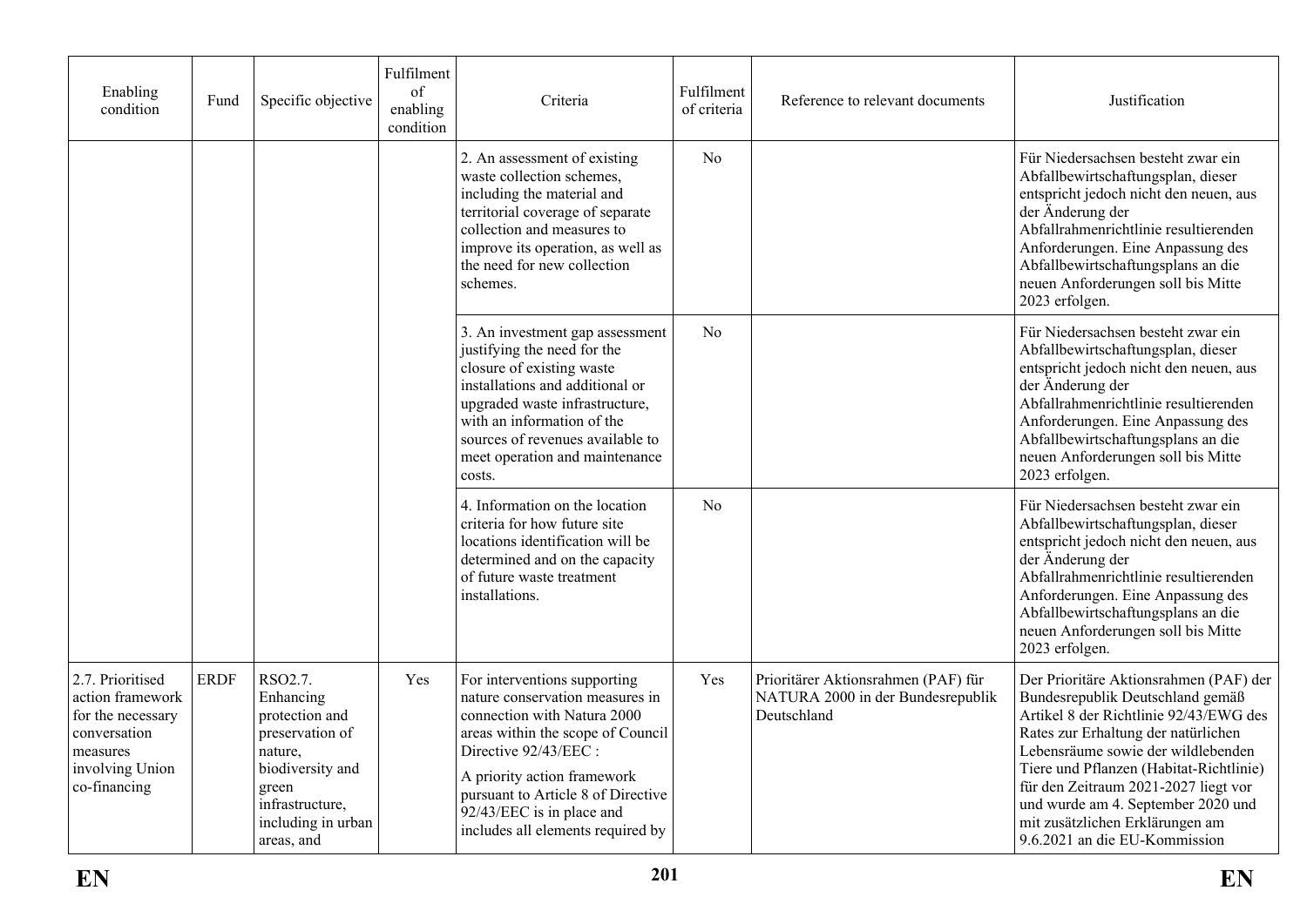| Enabling condition | Fund | Specific objective | Fulfilment of enabling condition | Criteria | Fulfilment of criteria | Reference to relevant documents | Justification |
|---|---|---|---|---|---|---|---|
| | | | | 2. An assessment of existing waste collection schemes, including the material and territorial coverage of separate collection and measures to improve its operation, as well as the need for new collection schemes. | No | | Für Niedersachsen besteht zwar ein Abfallbewirtschaftungsplan, dieser entspricht jedoch nicht den neuen, aus der Änderung der Abfallrahmenrichtlinie resultierenden Anforderungen. Eine Anpassung des Abfallbewirtschaftungsplans an die neuen Anforderungen soll bis Mitte 2023 erfolgen. |
| | | | | 3. An investment gap assessment justifying the need for the closure of existing waste installations and additional or upgraded waste infrastructure, with an information of the sources of revenues available to meet operation and maintenance costs. | No | | Für Niedersachsen besteht zwar ein Abfallbewirtschaftungsplan, dieser entspricht jedoch nicht den neuen, aus der Änderung der Abfallrahmenrichtlinie resultierenden Anforderungen. Eine Anpassung des Abfallbewirtschaftungsplans an die neuen Anforderungen soll bis Mitte 2023 erfolgen. |
| | | | | 4. Information on the location criteria for how future site locations identification will be determined and on the capacity of future waste treatment installations. | No | | Für Niedersachsen besteht zwar ein Abfallbewirtschaftungsplan, dieser entspricht jedoch nicht den neuen, aus der Änderung der Abfallrahmenrichtlinie resultierenden Anforderungen. Eine Anpassung des Abfallbewirtschaftungsplans an die neuen Anforderungen soll bis Mitte 2023 erfolgen. |
| 2.7. Prioritised action framework for the necessary conversation measures involving Union co-financing | ERDF | RSO2.7. Enhancing protection and preservation of nature, biodiversity and green infrastructure, including in urban areas, and | Yes | For interventions supporting nature conservation measures in connection with Natura 2000 areas within the scope of Council Directive 92/43/EEC :<br><br>A priority action framework pursuant to Article 8 of Directive 92/43/EEC is in place and includes all elements required by | Yes | Prioritärer Aktionsrahmen (PAF) für NATURA 2000 in der Bundesrepublik Deutschland | Der Prioritäre Aktionsrahmen (PAF) der Bundesrepublik Deutschland gemäß Artikel 8 der Richtlinie 92/43/EWG des Rates zur Erhaltung der natürlichen Lebensräume sowie der wildlebenden Tiere und Pflanzen (Habitat-Richtlinie) für den Zeitraum 2021-2027 liegt vor und wurde am 4. September 2020 und mit zusätzlichen Erklärungen am 9.6.2021 an die EU-Kommission |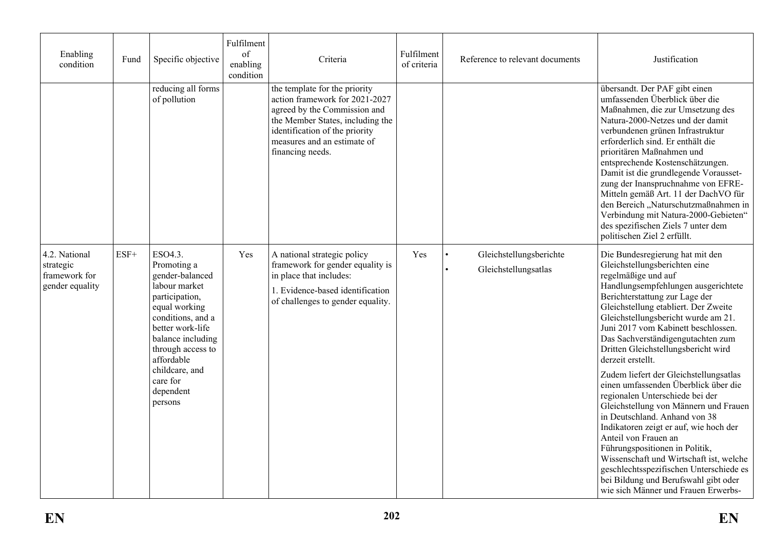| Enabling condition | Fund | Specific objective | Fulfilment of enabling condition | Criteria | Fulfilment of criteria | Reference to relevant documents | Justification |
|---|---|---|---|---|---|---|---|
| | | reducing all forms of pollution | | the template for the priority action framework for 2021-2027 agreed by the Commission and the Member States, including the identification of the priority measures and an estimate of financing needs. | | | übersandt. Der PAF gibt einen umfassenden Überblick über die Maßnahmen, die zur Umsetzung des Natura-2000-Netzes und der damit verbundenen grünen Infrastruktur erforderlich sind. Er enthält die prioritären Maßnahmen und entsprechende Kostenschätzungen. Damit ist die grundlegende Voraussetzung der Inanspruchnahme von EFRE-Mitteln gemäß Art. 11 der DachVO für den Bereich „Naturschutzmaßnahmen in Verbindung mit Natura-2000-Gebieten" des spezifischen Ziels 7 unter dem politischen Ziel 2 erfüllt. |
| 4.2. National strategic framework for gender equality | ESF+ | ESO4.3. Promoting a gender-balanced labour market participation, equal working conditions, and a better work-life balance including through access to affordable childcare, and care for dependent persons | Yes | A national strategic policy framework for gender equality is in place that includes:<br>1. Evidence-based identification of challenges to gender equality. | Yes | • Gleichstellungsberichte<br>• Gleichstellungsatlas | Die Bundesregierung hat mit den Gleichstellungsberichten eine regelmäßige und auf Handlungsempfehlungen ausgerichtete Berichterstattung zur Lage der Gleichstellung etabliert. Der Zweite Gleichstellungsbericht wurde am 21. Juni 2017 vom Kabinett beschlossen. Das Sachverständigengutachten zum Dritten Gleichstellungsbericht wird derzeit erstellt.<br>Zudem liefert der Gleichstellungsatlas einen umfassenden Überblick über die regionalen Unterschiede bei der Gleichstellung von Männern und Frauen in Deutschland. Anhand von 38 Indikatoren zeigt er auf, wie hoch der Anteil von Frauen an Führungspositionen in Politik, Wissenschaft und Wirtschaft ist, welche geschlechtsspezifischen Unterschiede es bei Bildung und Berufswahl gibt oder wie sich Männer und Frauen Erwerbs- |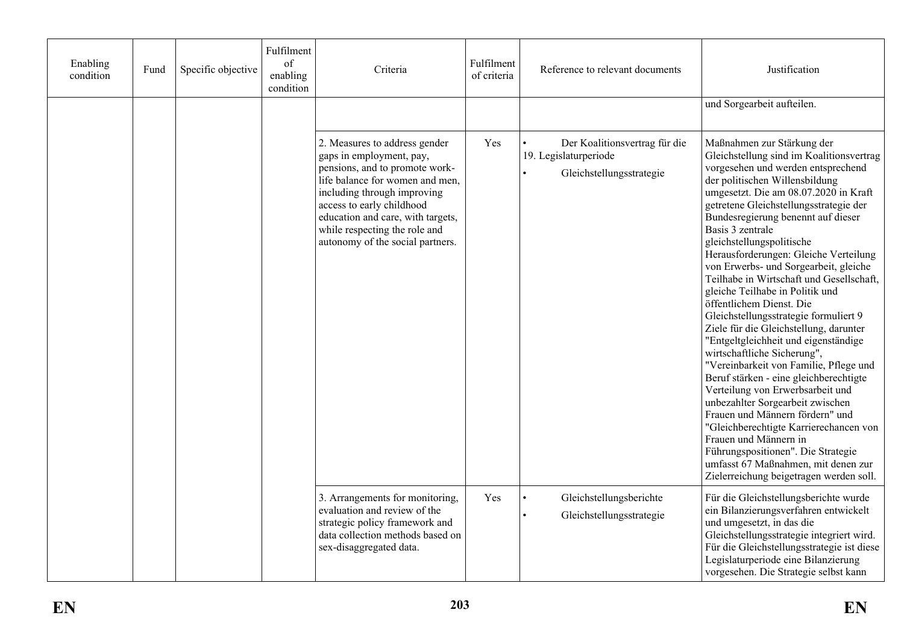| Enabling condition | Fund | Specific objective | Fulfilment of enabling condition | Criteria | Fulfilment of criteria | Reference to relevant documents | Justification |
|---|---|---|---|---|---|---|---|
| | | | | | | | und Sorgearbeit aufteilen. |
| | | | | 2. Measures to address gender gaps in employment, pay, pensions, and to promote work-life balance for women and men, including through improving access to early childhood education and care, with targets, while respecting the role and autonomy of the social partners. | Yes | • Der Koalitionsvertrag für die 19. Legislaturperiode<br>• Gleichstellungsstrategie | Maßnahmen zur Stärkung der Gleichstellung sind im Koalitionsvertrag vorgesehen und werden entsprechend der politischen Willensbildung umgesetzt. Die am 08.07.2020 in Kraft getretene Gleichstellungsstrategie der Bundesregierung benennt auf dieser Basis 3 zentrale gleichstellungspolitische Herausforderungen: Gleiche Verteilung von Erwerbs- und Sorgearbeit, gleiche Teilhabe in Wirtschaft und Gesellschaft, gleiche Teilhabe in Politik und öffentlichem Dienst. Die Gleichstellungsstrategie formuliert 9 Ziele für die Gleichstellung, darunter "Entgeltgleichheit und eigenständige wirtschaftliche Sicherung", "Vereinbarkeit von Familie, Pflege und Beruf stärken - eine gleichberechtigte Verteilung von Erwerbsarbeit und unbezahlter Sorgearbeit zwischen Frauen und Männern fördern" und "Gleichberechtigte Karrierechancen von Frauen und Männern in Führungspositionen". Die Strategie umfasst 67 Maßnahmen, mit denen zur Zielerreichung beigetragen werden soll. |
| | | | | 3. Arrangements for monitoring, evaluation and review of the strategic policy framework and data collection methods based on sex-disaggregated data. | Yes | • Gleichstellungsberichte<br>• Gleichstellungsstrategie | Für die Gleichstellungsberichte wurde ein Bilanzierungsverfahren entwickelt und umgesetzt, in das die Gleichstellungsstrategie integriert wird. Für die Gleichstellungsstrategie ist diese Legislaturperiode eine Bilanzierung vorgesehen. Die Strategie selbst kann |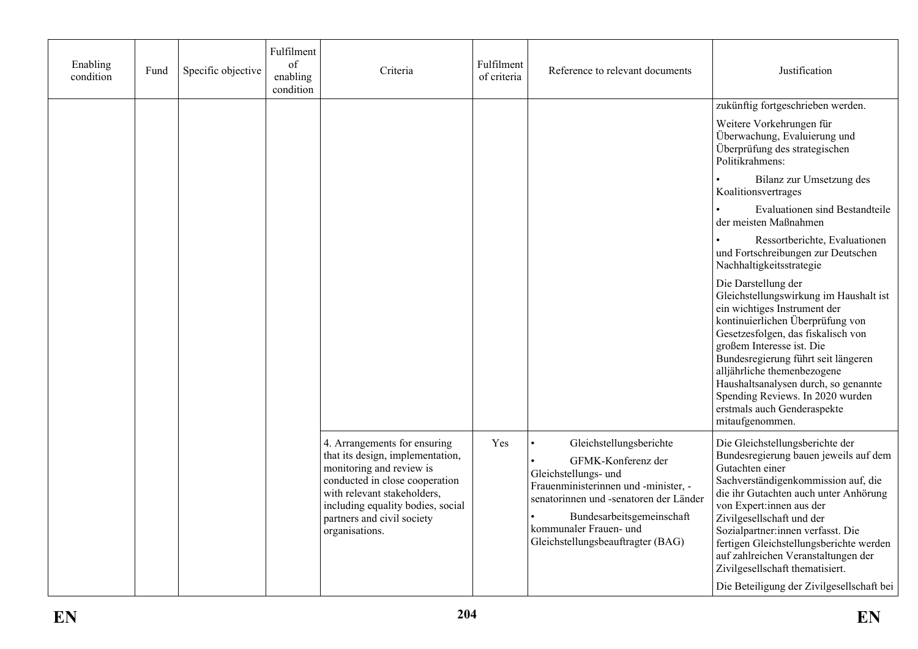| Enabling condition | Fund | Specific objective | Fulfilment of enabling condition | Criteria | Fulfilment of criteria | Reference to relevant documents | Justification |
|---|---|---|---|---|---|---|---|
| | | | | | | | zukünftig fortgeschrieben werden.<br>Weitere Vorkehrungen für Überwachung, Evaluierung und Überprüfung des strategischen Politikrahmens:<br>• Bilanz zur Umsetzung des Koalitionsvertrages<br>• Evaluationen sind Bestandteile der meisten Maßnahmen<br>• Ressortberichte, Evaluationen und Fortschreibungen zur Deutschen Nachhaltigkeitsstrategie<br>Die Darstellung der Gleichstellungswirkung im Haushalt ist ein wichtiges Instrument der kontinuierlichen Überprüfung von Gesetzesfolgen, das fiskalisch von großem Interesse ist. Die Bundesregierung führt seit längeren alljährliche themenbezogene Haushaltsanalysen durch, so genannte Spending Reviews. In 2020 wurden erstmals auch Genderaspekte mitaufgenommen. |
| | | | | 4. Arrangements for ensuring that its design, implementation, monitoring and review is conducted in close cooperation with relevant stakeholders, including equality bodies, social partners and civil society organisations. | Yes | • Gleichstellungsberichte<br>• GFMK-Konferenz der Gleichstellungs- und Frauenministerinnen und -minister, -senatorinnen und -senatoren der Länder<br>• Bundesarbeitsgemeinschaft kommunaler Frauen- und Gleichstellungsbeauftragter (BAG) | Die Gleichstellungsberichte der Bundesregierung bauen jeweils auf dem Gutachten einer Sachverständigenkommission auf, die die ihr Gutachten auch unter Anhörung von Expert:innen aus der Zivilgesellschaft und der Sozialpartner:innen verfasst. Die fertigen Gleichstellungsberichte werden auf zahlreichen Veranstaltungen der Zivilgesellschaft thematisiert.<br>Die Beteiligung der Zivilgesellschaft bei |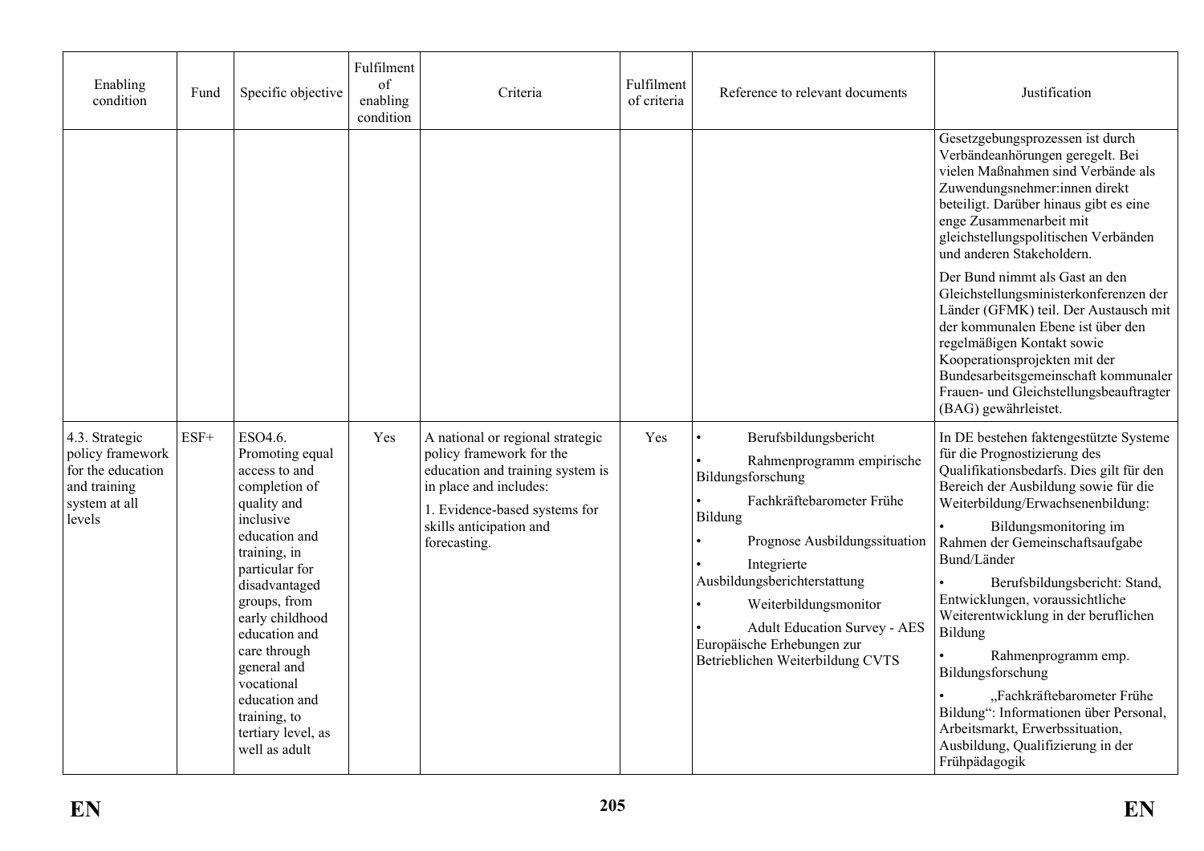| Enabling condition | Fund | Specific objective | Fulfilment of enabling condition | Criteria | Fulfilment of criteria | Reference to relevant documents | Justification |
|---|---|---|---|---|---|---|---|
| | | | | | | | Gesetzgebungsprozessen ist durch Verbändeanhörungen geregelt. Bei vielen Maßnahmen sind Verbände als Zuwendungsnehmer:innen direkt beteiligt. Darüber hinaus gibt es eine enge Zusammenarbeit mit gleichstellungspolitischen Verbänden und anderen Stakeholdern.<br><br>Der Bund nimmt als Gast an den Gleichstellungsministerkonferenzen der Länder (GFMK) teil. Der Austausch mit der kommunalen Ebene ist über den regelmäßigen Kontakt sowie Kooperationsprojekten mit der Bundesarbeitsgemeinschaft kommunaler Frauen- und Gleichstellungsbeauftragter (BAG) gewährleistet. |
| 4.3. Strategic policy framework for the education and training system at all levels | ESF+ | ESO4.6. Promoting equal access to and completion of quality and inclusive education and training, in particular for disadvantaged groups, from early childhood education and care through general and vocational education and training, to tertiary level, as well as adult | Yes | A national or regional strategic policy framework for the education and training system is in place and includes:<br><br>1. Evidence-based systems for skills anticipation and forecasting. | Yes | • Berufsbildungsbericht<br>• Rahmenprogramm empirische Bildungsforschung<br>• Fachkräftebarometer Frühe Bildung<br>• Prognose Ausbildungssituation<br>• Integrierte Ausbildungsberichterstattung<br>• Weiterbildungsmonitor<br>• Adult Education Survey - AES Europäische Erhebungen zur Betrieblichen Weiterbildung CVTS | In DE bestehen faktengestützte Systeme für die Prognostizierung des Qualifikationsbedarfs. Dies gilt für den Bereich der Ausbildung sowie für die Weiterbildung/Erwachsenenbildung:<br>• Bildungsmonitoring im Rahmen der Gemeinschaftsaufgabe Bund/Länder<br>• Berufsbildungsbericht: Stand, Entwicklungen, voraussichtliche Weiterentwicklung in der beruflichen Bildung<br>• Rahmenprogramm emp. Bildungsforschung<br>• „Fachkräftebarometer Frühe Bildung": Informationen über Personal, Arbeitsmarkt, Erwerbssituation, Ausbildung, Qualifizierung in der Frühpädagogik |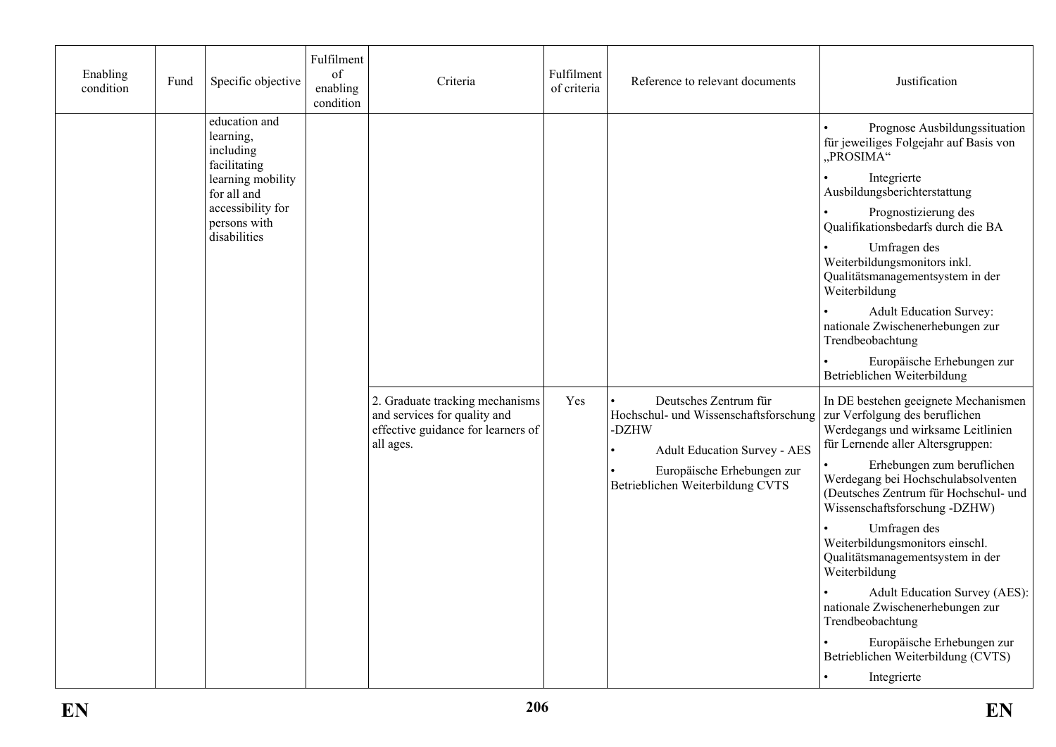| Enabling condition | Fund | Specific objective | Fulfilment of enabling condition | Criteria | Fulfilment of criteria | Reference to relevant documents | Justification |
|---|---|---|---|---|---|---|---|
| | | education and learning, including facilitating learning mobility for all and accessibility for persons with disabilities | | | | | • Prognose Ausbildungssituation für jeweiliges Folgejahr auf Basis von „PROSIMA“<br>• Integrierte Ausbildungsberichterstattung<br>• Prognostizierung des Qualifikationsbedarfs durch die BA<br>• Umfragen des Weiterbildungsmonitors inkl. Qualitätsmanagementsystem in der Weiterbildung<br>• Adult Education Survey: nationale Zwischenerhebungen zur Trendbeobachtung<br>• Europäische Erhebungen zur Betrieblichen Weiterbildung |
| | | | | 2. Graduate tracking mechanisms and services for quality and effective guidance for learners of all ages. | Yes | • Deutsches Zentrum für Hochschul- und Wissenschaftsforschung -DZHW<br>• Adult Education Survey - AES<br>• Europäische Erhebungen zur Betrieblichen Weiterbildung CVTS | In DE bestehen geeignete Mechanismen zur Verfolgung des beruflichen Werdegangs und wirksame Leitlinien für Lernende aller Altersgruppen:<br>• Erhebungen zum beruflichen Werdegang bei Hochschulabsolventen (Deutsches Zentrum für Hochschul- und Wissenschaftsforschung -DZHW)<br>• Umfragen des Weiterbildungsmonitors einschl. Qualitätsmanagementsystem in der Weiterbildung<br>• Adult Education Survey (AES): nationale Zwischenerhebungen zur Trendbeobachtung<br>• Europäische Erhebungen zur Betrieblichen Weiterbildung (CVTS)<br>• Integrierte |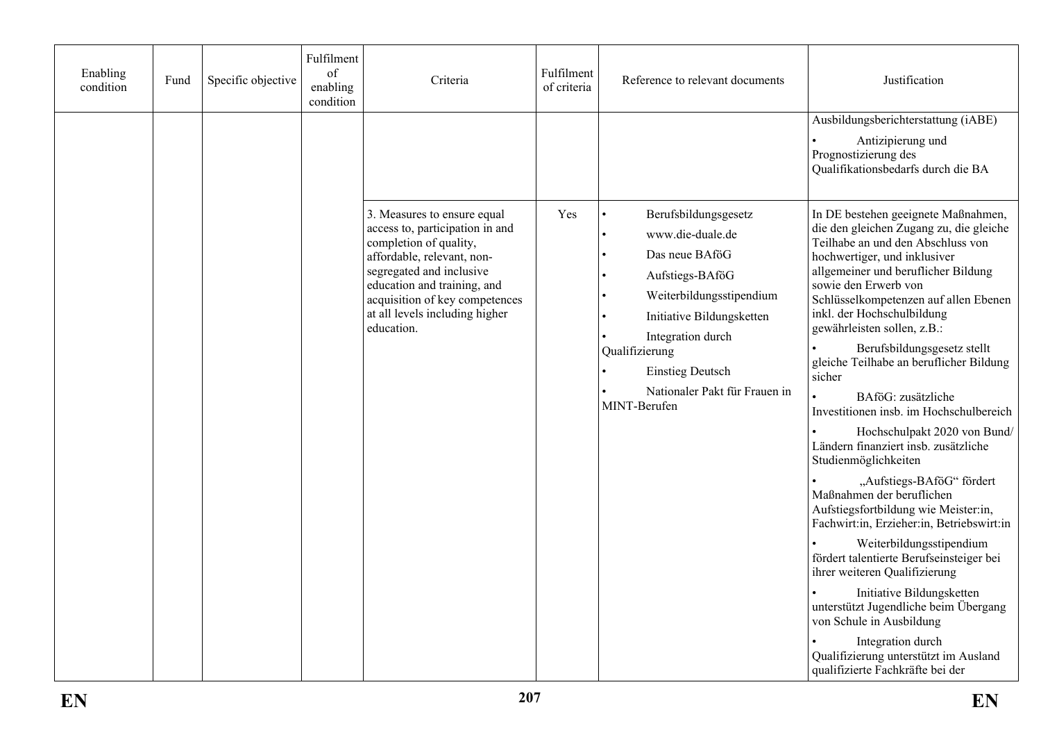| Enabling condition | Fund | Specific objective | Fulfilment of enabling condition | Criteria | Fulfilment of criteria | Reference to relevant documents | Justification |
|---|---|---|---|---|---|---|---|
| | | | | | | | Ausbildungsberichterstattung (iABE)<br>• Antizipierung und Prognostizierung des Qualifikationsbedarfs durch die BA |
| | | | | 3. Measures to ensure equal access to, participation in and completion of quality, affordable, relevant, non-segregated and inclusive education and training, and acquisition of key competences at all levels including higher education. | Yes | • Berufsbildungsgesetz<br>• www.die-duale.de<br>• Das neue BAföG<br>• Aufstiegs-BAföG<br>• Weiterbildungsstipendium<br>• Initiative Bildungsketten<br>• Integration durch Qualifizierung<br>• Einstieg Deutsch<br>• Nationaler Pakt für Frauen in MINT-Berufen | In DE bestehen geeignete Maßnahmen, die den gleichen Zugang zu, die gleiche Teilhabe an und den Abschluss von hochwertiger, und inklusiver allgemeiner und beruflicher Bildung sowie den Erwerb von Schlüsselkompetenzen auf allen Ebenen inkl. der Hochschulbildung gewährleisten sollen, z.B.:<br>• Berufsbildungsgesetz stellt gleiche Teilhabe an beruflicher Bildung sicher<br>• BAföG: zusätzliche Investitionen insb. im Hochschulbereich<br>• Hochschulpakt 2020 von Bund/ Ländern finanziert insb. zusätzliche Studienmöglichkeiten<br>• „Aufstiegs-BAföG" fördert Maßnahmen der beruflichen Aufstiegsfortbildung wie Meister:in, Fachwirt:in, Erzieher:in, Betriebswirt:in<br>• Weiterbildungsstipendium fördert talentierte Berufseinsteiger bei ihrer weiteren Qualifizierung<br>• Initiative Bildungsketten unterstützt Jugendliche beim Übergang von Schule in Ausbildung<br>• Integration durch Qualifizierung unterstützt im Ausland qualifizierte Fachkräfte bei der |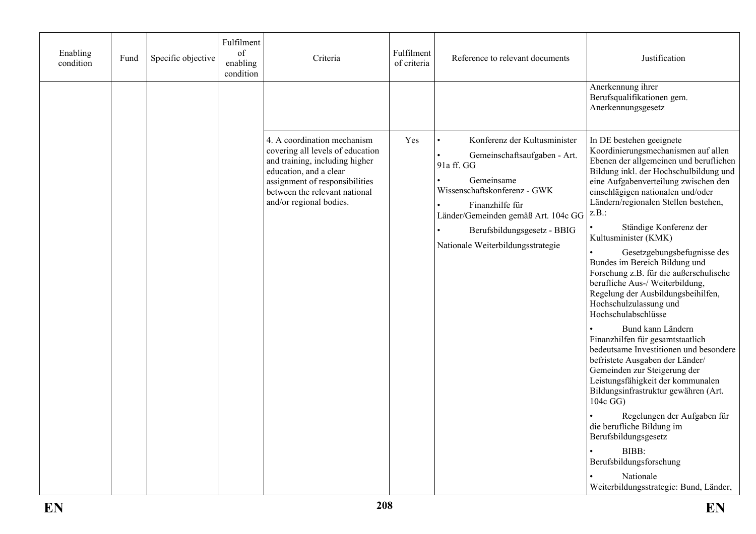| Enabling condition | Fund | Specific objective | Fulfilment of enabling condition | Criteria | Fulfilment of criteria | Reference to relevant documents | Justification |
|---|---|---|---|---|---|---|---|
| | | | | | | | Anerkennung ihrer Berufsqualifikationen gem. Anerkennungsgesetz |
| | | | | 4. A coordination mechanism covering all levels of education and training, including higher education, and a clear assignment of responsibilities between the relevant national and/or regional bodies. | Yes | • Konferenz der Kultusminister<br>• Gemeinschaftsaufgaben - Art. 91a ff. GG<br>• Gemeinsame Wissenschaftskonferenz - GWK<br>• Finanzhilfe für Länder/Gemeinden gemäß Art. 104c GG<br>• Berufsbildungsgesetz - BBIG<br>Nationale Weiterbildungsstrategie | In DE bestehen geeignete Koordinierungsmechanismen auf allen Ebenen der allgemeinen und beruflichen Bildung inkl. der Hochschulbildung und eine Aufgabenverteilung zwischen den einschlägigen nationalen und/oder Ländern/regionalen Stellen bestehen, z.B.:<br>• Ständige Konferenz der Kultusminister (KMK)<br>• Gesetzgebungsbefugnisse des Bundes im Bereich Bildung und Forschung z.B. für die außerschulische berufliche Aus-/ Weiterbildung, Regelung der Ausbildungsbeihilfen, Hochschulzulassung und Hochschulabschlüsse<br>• Bund kann Ländern Finanzhilfen für gesamtstaatlich bedeutsame Investitionen und besondere befristete Ausgaben der Länder/ Gemeinden zur Steigerung der Leistungsfähigkeit der kommunalen Bildungsinfrastruktur gewähren (Art. 104c GG)<br>• Regelungen der Aufgaben für die berufliche Bildung im Berufsbildungsgesetz<br>• BIBB: Berufsbildungsforschung<br>• Nationale Weiterbildungsstrategie: Bund, Länder, |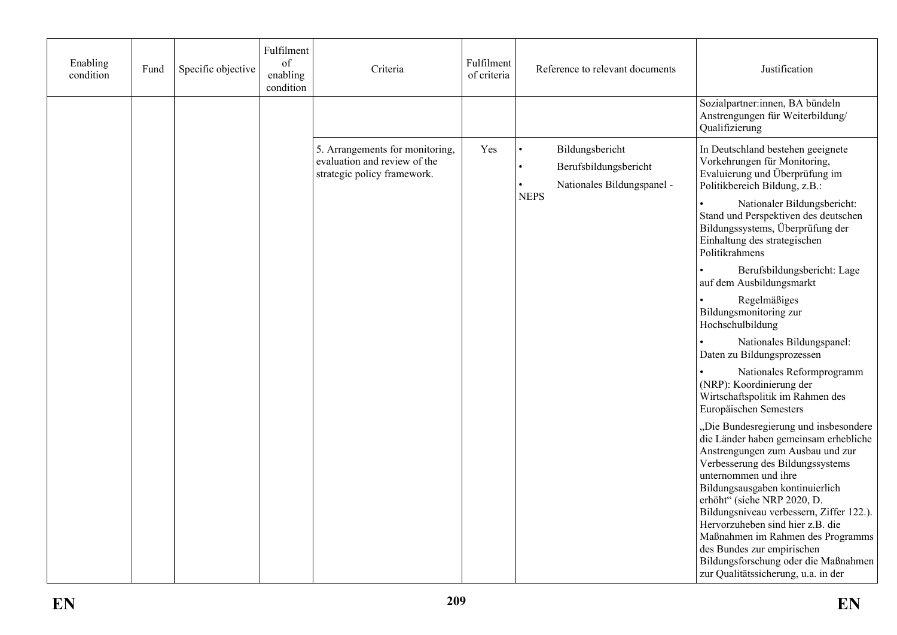| Enabling condition | Fund | Specific objective | Fulfilment of enabling condition | Criteria | Fulfilment of criteria | Reference to relevant documents | Justification |
|---|---|---|---|---|---|---|---|
| | | | | | | | Sozialpartner:innen, BA bündeln Anstrengungen für Weiterbildung/ Qualifizierung |
| | | | | 5. Arrangements for monitoring, evaluation and review of the strategic policy framework. | Yes | • Bildungsbericht<br>• Berufsbildungsbericht<br>• Nationales Bildungspanel - NEPS | In Deutschland bestehen geeignete Vorkehrungen für Monitoring, Evaluierung und Überprüfung im Politikbereich Bildung, z.B.:<br>• Nationaler Bildungsbericht: Stand und Perspektiven des deutschen Bildungssystems, Überprüfung der Einhaltung des strategischen Politikrahmens<br>• Berufsbildungsbericht: Lage auf dem Ausbildungsmarkt<br>• Regelmäßiges Bildungsmonitoring zur Hochschulbildung<br>• Nationales Bildungspanel: Daten zu Bildungsprozessen<br>• Nationales Reformprogramm (NRP): Koordinierung der Wirtschaftspolitik im Rahmen des Europäischen Semesters<br>„Die Bundesregierung und insbesondere die Länder haben gemeinsam erhebliche Anstrengungen zum Ausbau und zur Verbesserung des Bildungssystems unternommen und ihre Bildungsausgaben kontinuierlich erhöht" (siehe NRP 2020, D. Bildungsniveau verbessern, Ziffer 122.). Hervorzuheben sind hier z.B. die Maßnahmen im Rahmen des Programms des Bundes zur empirischen Bildungsforschung oder die Maßnahmen zur Qualitätssicherung, u.a. in der |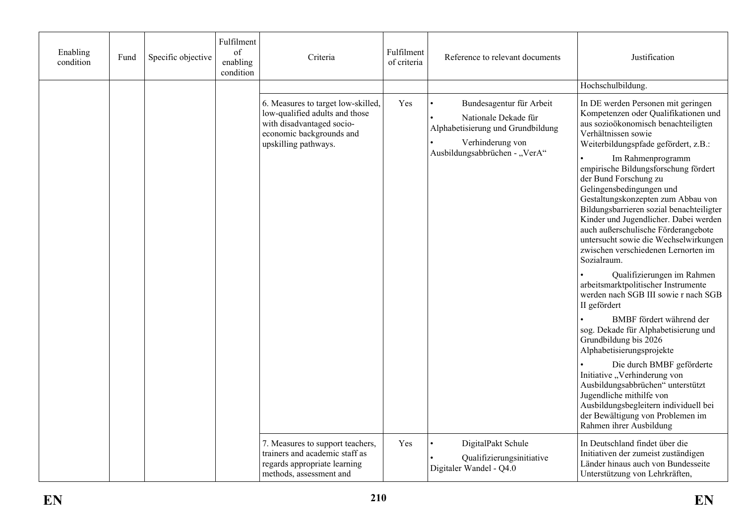| Enabling condition | Fund | Specific objective | Fulfilment of enabling condition | Criteria | Fulfilment of criteria | Reference to relevant documents | Justification |
|---|---|---|---|---|---|---|---|
| | | | | | | | Hochschulbildung. |
| | | | | 6. Measures to target low-skilled, low-qualified adults and those with disadvantaged socio-economic backgrounds and upskilling pathways. | Yes | • Bundesagentur für Arbeit<br>• Nationale Dekade für Alphabetisierung und Grundbildung<br>• Verhinderung von Ausbildungsabbrüchen - „VerA“ | In DE werden Personen mit geringen Kompetenzen oder Qualifikationen und aus sozioökonomisch benachteiligten Verhältnissen sowie Weiterbildungspfade gefördert, z.B.:<br>• Im Rahmenprogramm empirische Bildungsforschung fördert der Bund Forschung zu Gelingensbedingungen und Gestaltungskonzepten zum Abbau von Bildungsbarrieren sozial benachteiligter Kinder und Jugendlicher. Dabei werden auch außerschulische Förderangebote untersucht sowie die Wechselwirkungen zwischen verschiedenen Lernorten im Sozialraum.<br>• Qualifizierungen im Rahmen arbeitsmarktpolitischer Instrumente werden nach SGB III sowie r nach SGB II gefördert<br>• BMBF fördert während der sog. Dekade für Alphabetisierung und Grundbildung bis 2026 Alphabetisierungsprojekte<br>• Die durch BMBF geförderte Initiative „Verhinderung von Ausbildungsabbrüchen“ unterstützt Jugendliche mithilfe von Ausbildungsbegleitern individuell bei der Bewältigung von Problemen im Rahmen ihrer Ausbildung |
| | | | | 7. Measures to support teachers, trainers and academic staff as regards appropriate learning methods, assessment and | Yes | • DigitalPakt Schule<br>• Qualifizierungsinitiative Digitaler Wandel - Q4.0 | In Deutschland findet über die Initiativen der zumeist zuständigen Länder hinaus auch von Bundesseite Unterstützung von Lehrkräften, |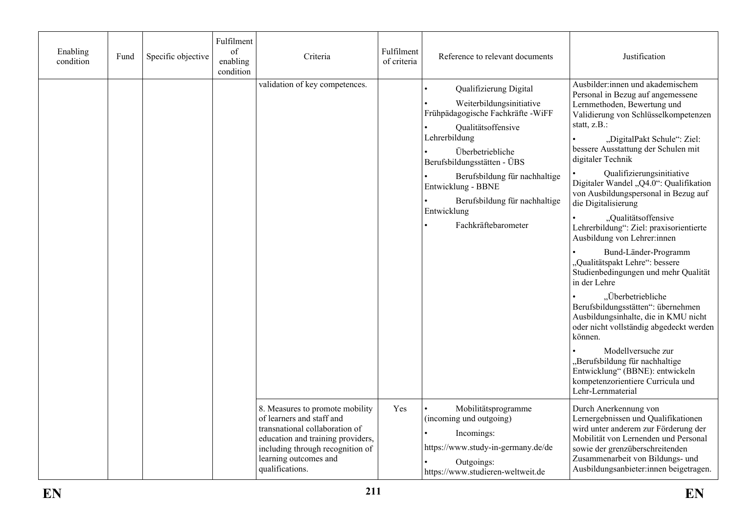| Enabling condition | Fund | Specific objective | Fulfilment of enabling condition | Criteria | Fulfilment of criteria | Reference to relevant documents | Justification |
|---|---|---|---|---|---|---|---|
| | | | | validation of key competences. | | • Qualifizierung Digital<br>• Weiterbildungsinitiative Frühpädagogische Fachkräfte -WiFF<br>• Qualitätsoffensive Lehrerbildung<br>• Überbetriebliche Berufsbildungsstätten - ÜBS<br>• Berufsbildung für nachhaltige Entwicklung - BBNE<br>• Berufsbildung für nachhaltige Entwicklung<br>• Fachkräftebarometer | Ausbilder:innen und akademischem Personal in Bezug auf angemessene Lernmethoden, Bewertung und Validierung von Schlüsselkompetenzen statt, z.B.:<br>• „DigitalPakt Schule“: Ziel: bessere Ausstattung der Schulen mit digitaler Technik<br>• Qualifizierungsinitiative Digitaler Wandel „Q4.0“: Qualifikation von Ausbildungspersonal in Bezug auf die Digitalisierung<br>• „Qualitätsoffensive Lehrerbildung“: Ziel: praxisorientierte Ausbildung von Lehrer:innen<br>• Bund-Länder-Programm „Qualitätspakt Lehre“: bessere Studienbedingungen und mehr Qualität in der Lehre<br>• „Überbetriebliche Berufsbildungsstätten“: übernehmen Ausbildungsinhalte, die in KMU nicht oder nicht vollständig abgedeckt werden können.<br>• Modellversuche zur „Berufsbildung für nachhaltige Entwicklung“ (BBNE): entwickeln kompetenzorientiere Curricula und Lehr-Lernmaterial |
| | | | | 8. Measures to promote mobility of learners and staff and transnational collaboration of education and training providers, including through recognition of learning outcomes and qualifications. | Yes | • Mobilitätsprogramme (incoming und outgoing)<br>• Incomings:<br>https://www.study-in-germany.de/de<br>• Outgoings: https://www.studieren-weltweit.de | Durch Anerkennung von Lernergebnissen und Qualifikationen wird unter anderem zur Förderung der Mobilität von Lernenden und Personal sowie der grenzüberschreitenden Zusammenarbeit von Bildungs- und Ausbildungsanbieter:innen beigetragen. |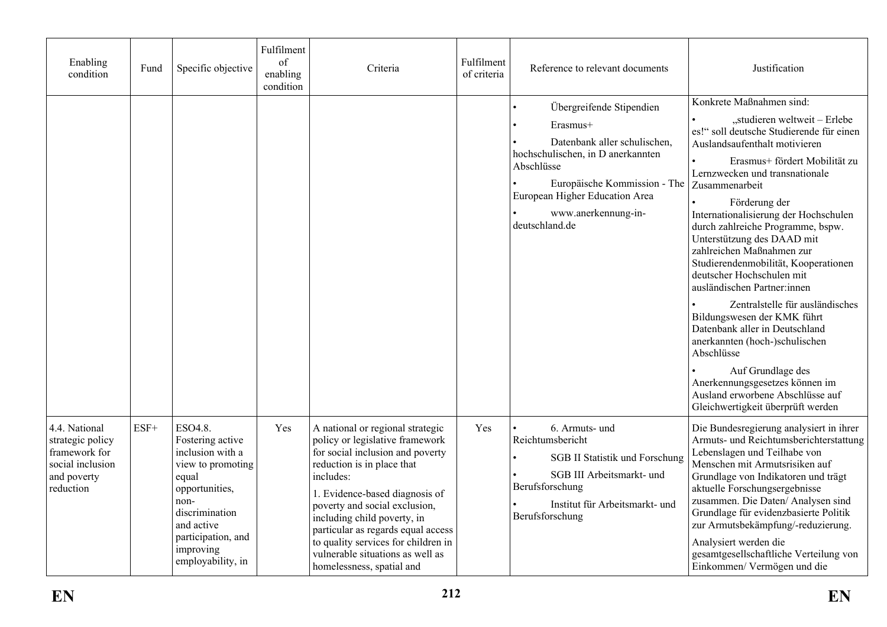| Enabling condition | Fund | Specific objective | Fulfilment of enabling condition | Criteria | Fulfilment of criteria | Reference to relevant documents | Justification |
|---|---|---|---|---|---|---|---|
| | | | | | | • Übergreifende Stipendien<br>• Erasmus+<br>• Datenbank aller schulischen, hochschulischen, in D anerkannten Abschlüsse<br>• Europäische Kommission - The European Higher Education Area<br>• www.anerkennung-in-deutschland.de | Konkrete Maßnahmen sind:<br>• „studieren weltweit – Erlebe es!" soll deutsche Studierende für einen Auslandsaufenthalt motivieren<br>• Erasmus+ fördert Mobilität zu Lernzwecken und transnationale Zusammenarbeit<br>• Förderung der Internationalisierung der Hochschulen durch zahlreiche Programme, bspw. Unterstützung des DAAD mit zahlreichen Maßnahmen zur Studierendenmobilität, Kooperationen deutscher Hochschulen mit ausländischen Partner:innen<br>• Zentralstelle für ausländisches Bildungswesen der KMK führt Datenbank aller in Deutschland anerkannten (hoch-)schulischen Abschlüsse<br>• Auf Grundlage des Anerkennungsgesetzes können im Ausland erworbene Abschlüsse auf Gleichwertigkeit überprüft werden |
| 4.4. National strategic policy framework for social inclusion and poverty reduction | ESF+ | ESO4.8. Fostering active inclusion with a view to promoting equal opportunities, non-discrimination and active participation, and improving employability, in | Yes | A national or regional strategic policy or legislative framework for social inclusion and poverty reduction is in place that includes:<br>1. Evidence-based diagnosis of poverty and social exclusion, including child poverty, in particular as regards equal access to quality services for children in vulnerable situations as well as homelessness, spatial and | Yes | • 6. Armuts- und Reichtumsbericht<br>• SGB II Statistik und Forschung<br>• SGB III Arbeitsmarkt- und Berufsforschung<br>• Institut für Arbeitsmarkt- und Berufsforschung | Die Bundesregierung analysiert in ihrer Armuts- und Reichtumsberichterstattung Lebenslagen und Teilhabe von Menschen mit Armutsrisiken auf Grundlage von Indikatoren und trägt aktuelle Forschungsergebnisse zusammen. Die Daten/ Analysen sind Grundlage für evidenzbasierte Politik zur Armutsbekämpfung/-reduzierung.<br>Analysiert werden die gesamtgesellschaftliche Verteilung von Einkommen/ Vermögen und die |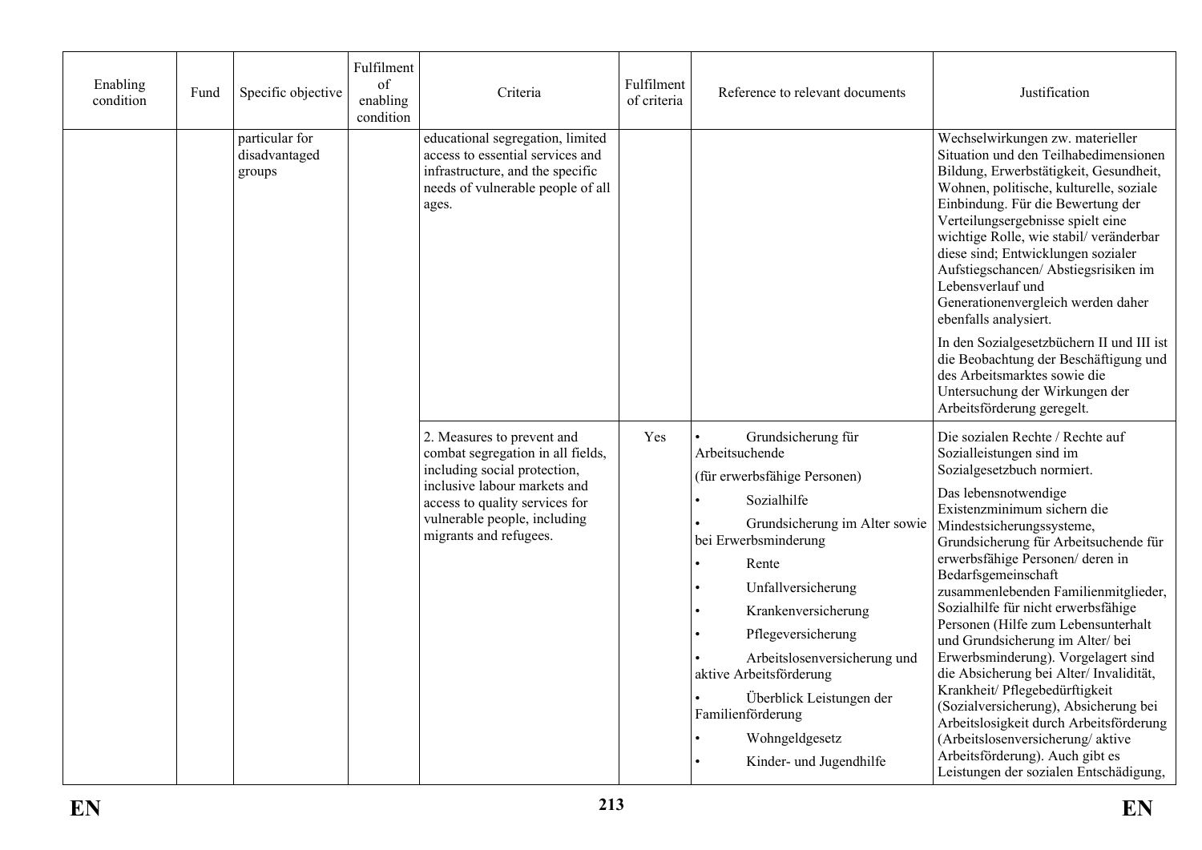| Enabling condition | Fund | Specific objective | Fulfilment of enabling condition | Criteria | Fulfilment of criteria | Reference to relevant documents | Justification |
|---|---|---|---|---|---|---|---|
| | | particular for disadvantaged groups | | educational segregation, limited access to essential services and infrastructure, and the specific needs of vulnerable people of all ages. | | | Wechselwirkungen zw. materieller Situation und den Teilhabedimensionen Bildung, Erwerbstätigkeit, Gesundheit, Wohnen, politische, kulturelle, soziale Einbindung. Für die Bewertung der Verteilungsergebnisse spielt eine wichtige Rolle, wie stabil/ veränderbar diese sind; Entwicklungen sozialer Aufstiegschancen/ Abstiegsrisiken im Lebensverlauf und Generationenvergleich werden daher ebenfalls analysiert.<br><br>In den Sozialgesetzbüchern II und III ist die Beobachtung der Beschäftigung und des Arbeitsmarktes sowie die Untersuchung der Wirkungen der Arbeitsförderung geregelt. |
| | | | | 2. Measures to prevent and combat segregation in all fields, including social protection, inclusive labour markets and access to quality services for vulnerable people, including migrants and refugees. | Yes | • Grundsicherung für Arbeitsuchende<br>(für erwerbsfähige Personen)<br>• Sozialhilfe<br>• Grundsicherung im Alter sowie bei Erwerbsminderung<br>• Rente<br>• Unfallversicherung<br>• Krankenversicherung<br>• Pflegeversicherung<br>• Arbeitslosenversicherung und aktive Arbeitsförderung<br>• Überblick Leistungen der Familienförderung<br>• Wohngeldgesetz<br>• Kinder- und Jugendhilfe | Die sozialen Rechte / Rechte auf Sozialleistungen sind im Sozialgesetzbuch normiert.<br><br>Das lebensnotwendige Existenzminimum sichern die Mindestsicherungssysteme, Grundsicherung für Arbeitsuchende für erwerbsfähige Personen/ deren in Bedarfsgemeinschaft zusammenlebenden Familienmitglieder, Sozialhilfe für nicht erwerbsfähige Personen (Hilfe zum Lebensunterhalt und Grundsicherung im Alter/ bei Erwerbsminderung). Vorgelagert sind die Absicherung bei Alter/ Invalidität, Krankheit/ Pflegebedürftigkeit (Sozialversicherung), Absicherung bei Arbeitslosigkeit durch Arbeitsförderung (Arbeitslosenversicherung/ aktive Arbeitsförderung). Auch gibt es Leistungen der sozialen Entschädigung, |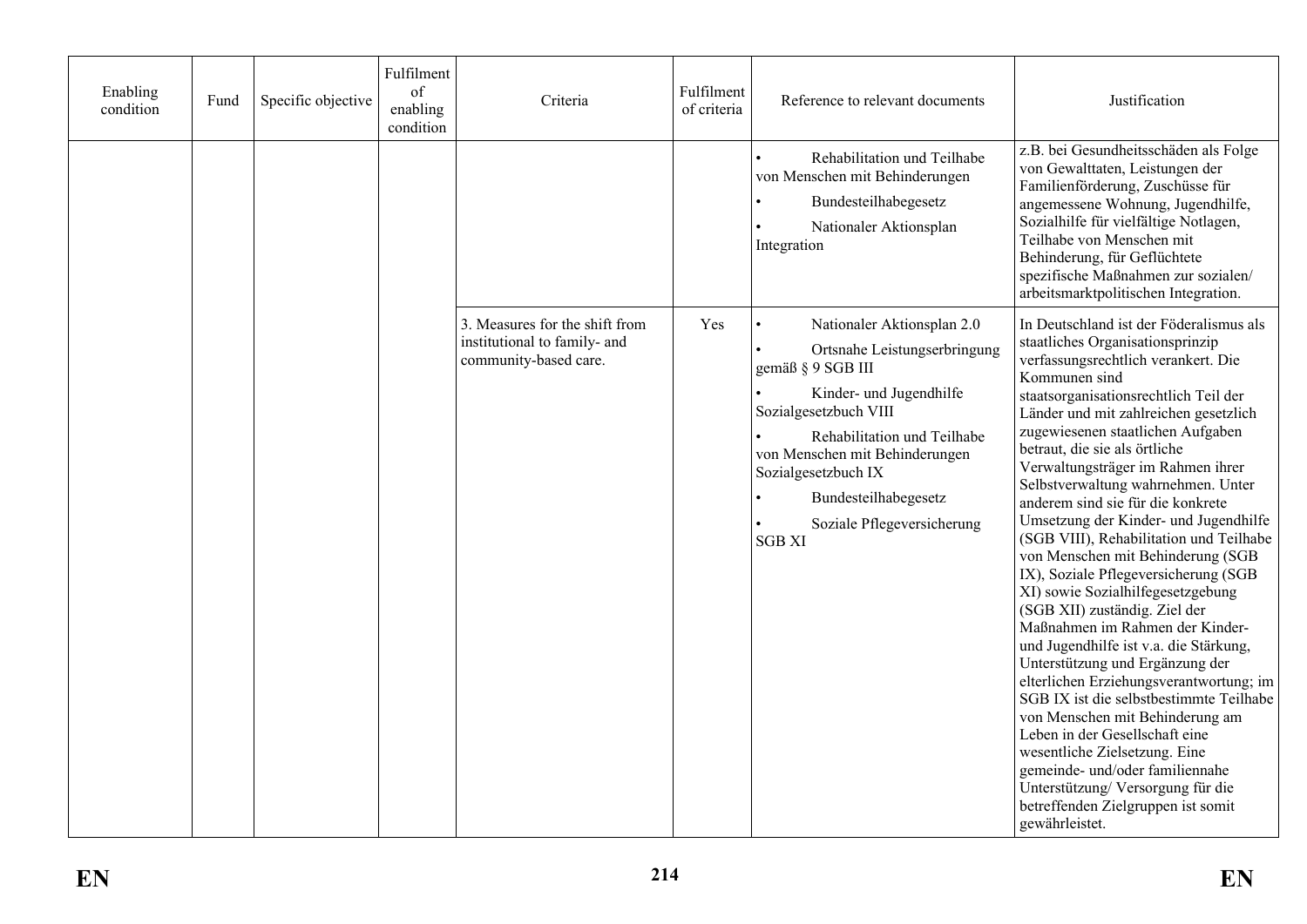| Enabling condition | Fund | Specific objective | Fulfilment of enabling condition | Criteria | Fulfilment of criteria | Reference to relevant documents | Justification |
|---|---|---|---|---|---|---|---|
| | | | | | | • Rehabilitation und Teilhabe von Menschen mit Behinderungen<br>• Bundesteilhabegesetz<br>• Nationaler Aktionsplan Integration | z.B. bei Gesundheitsschäden als Folge von Gewalttaten, Leistungen der Familienförderung, Zuschüsse für angemessene Wohnung, Jugendhilfe, Sozialhilfe für vielfältige Notlagen, Teilhabe von Menschen mit Behinderung, für Geflüchtete spezifische Maßnahmen zur sozialen/ arbeitsmarktpolitischen Integration. |
| | | | | 3. Measures for the shift from institutional to family- and community-based care. | Yes | • Nationaler Aktionsplan 2.0<br>• Ortsnahe Leistungserbringung gemäß § 9 SGB III<br>• Kinder- und Jugendhilfe Sozialgesetzbuch VIII<br>• Rehabilitation und Teilhabe von Menschen mit Behinderungen Sozialgesetzbuch IX<br>• Bundesteilhabegesetz<br>• Soziale Pflegeversicherung SGB XI | In Deutschland ist der Föderalismus als staatliches Organisationsprinzip verfassungsrechtlich verankert. Die Kommunen sind staatsorganisationsrechtlich Teil der Länder und mit zahlreichen gesetzlich zugewiesenen staatlichen Aufgaben betraut, die sie als örtliche Verwaltungsträger im Rahmen ihrer Selbstverwaltung wahrnehmen. Unter anderem sind sie für die konkrete Umsetzung der Kinder- und Jugendhilfe (SGB VIII), Rehabilitation und Teilhabe von Menschen mit Behinderung (SGB IX), Soziale Pflegeversicherung (SGB XI) sowie Sozialhilfegesetzgebung (SGB XII) zuständig. Ziel der Maßnahmen im Rahmen der Kinder- und Jugendhilfe ist v.a. die Stärkung, Unterstützung und Ergänzung der elterlichen Erziehungsverantwortung; im SGB IX ist die selbstbestimmte Teilhabe von Menschen mit Behinderung am Leben in der Gesellschaft eine wesentliche Zielsetzung. Eine gemeinde- und/oder familiennahe Unterstützung/ Versorgung für die betreffenden Zielgruppen ist somit gewährleistet. |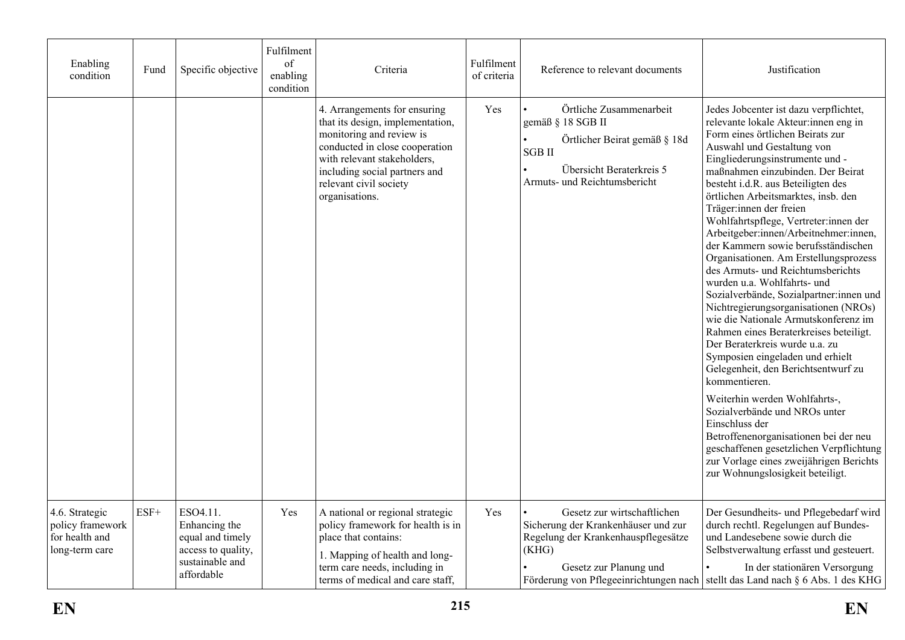| Enabling condition | Fund | Specific objective | Fulfilment of enabling condition | Criteria | Fulfilment of criteria | Reference to relevant documents | Justification |
|---|---|---|---|---|---|---|---|
| | | | | 4. Arrangements for ensuring that its design, implementation, monitoring and review is conducted in close cooperation with relevant stakeholders, including social partners and relevant civil society organisations. | Yes | • Örtliche Zusammenarbeit gemäß § 18 SGB II<br>• Örtlicher Beirat gemäß § 18d SGB II<br>• Übersicht Beraterkreis 5 Armuts- und Reichtumsbericht | Jedes Jobcenter ist dazu verpflichtet, relevante lokale Akteur:innen eng in Form eines örtlichen Beirats zur Auswahl und Gestaltung von Eingliederungsinstrumente und -maßnahmen einzubinden. Der Beirat besteht i.d.R. aus Beteiligten des örtlichen Arbeitsmarktes, insb. den Träger:innen der freien Wohlfahrtspflege, Vertreter:innen der Arbeitgeber:innen/Arbeitnehmer:innen, der Kammern sowie berufsständischen Organisationen. Am Erstellungsprozess des Armuts- und Reichtumsberichts wurden u.a. Wohlfahrts- und Sozialverbände, Sozialpartner:innen und Nichtregierungsorganisationen (NROs) wie die Nationale Armutskonferenz im Rahmen eines Beraterkreises beteiligt. Der Beraterkreis wurde u.a. zu Symposien eingeladen und erhielt Gelegenheit, den Berichtsentwurf zu kommentieren.<br><br>Weiterhin werden Wohlfahrts-, Sozialverbände und NROs unter Einschluss der Betroffenenorganisationen bei der neu geschaffenen gesetzlichen Verpflichtung zur Vorlage eines zweijährigen Berichts zur Wohnungslosigkeit beteiligt. |
| 4.6. Strategic policy framework for health and long-term care | ESF+ | ESO4.11. Enhancing the equal and timely access to quality, sustainable and affordable | Yes | A national or regional strategic policy framework for health is in place that contains:<br><br>1. Mapping of health and long-term care needs, including in terms of medical and care staff, | Yes | • Gesetz zur wirtschaftlichen Sicherung der Krankenhäuser und zur Regelung der Krankenhauspflegesätze (KHG)<br>• Gesetz zur Planung und Förderung von Pflegeeinrichtungen nach | Der Gesundheits- und Pflegebedarf wird durch rechtl. Regelungen auf Bundes- und Landesebene sowie durch die Selbstverwaltung erfasst und gesteuert.<br>• In der stationären Versorgung stellt das Land nach § 6 Abs. 1 des KHG |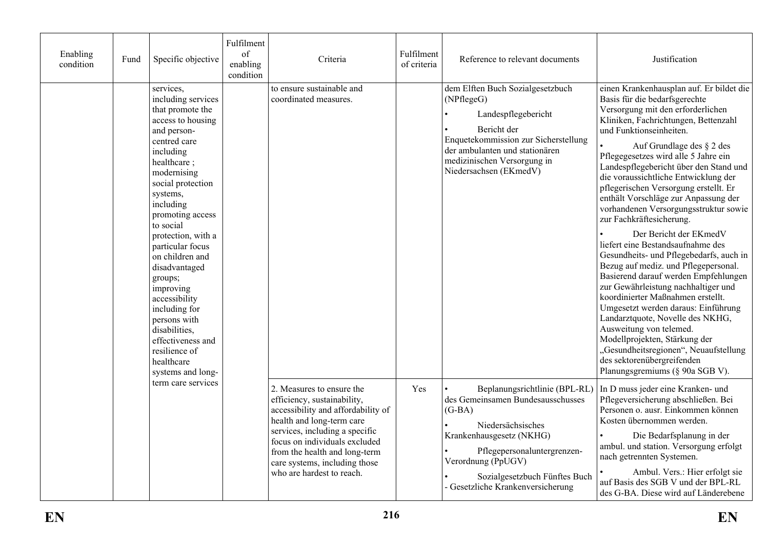| Enabling condition | Fund | Specific objective | Fulfilment of enabling condition | Criteria | Fulfilment of criteria | Reference to relevant documents | Justification |
|---|---|---|---|---|---|---|---|
| | | services, including services that promote the access to housing and person-centred care including healthcare ; modernising social protection systems, including promoting access to social protection, with a particular focus on children and disadvantaged groups; improving accessibility including for persons with disabilities, effectiveness and resilience of healthcare systems and long-term care services | | to ensure sustainable and coordinated measures. | | dem Elften Buch Sozialgesetzbuch (NPflegeG)<br>• Landespflegebericht<br>• Bericht der Enquetekommission zur Sicherstellung der ambulanten und stationären medizinischen Versorgung in Niedersachsen (EKmedV) | einen Krankenhausplan auf. Er bildet die Basis für die bedarfsgerechte Versorgung mit den erforderlichen Kliniken, Fachrichtungen, Bettenzahl und Funktionseinheiten.<br>• Auf Grundlage des § 2 des Pflegegesetzes wird alle 5 Jahre ein Landespflegebericht über den Stand und die voraussichtliche Entwicklung der pflegerischen Versorgung erstellt. Er enthält Vorschläge zur Anpassung der vorhandenen Versorgungsstruktur sowie zur Fachkräftesicherung.<br>• Der Bericht der EKmedV liefert eine Bestandsaufnahme des Gesundheits- und Pflegebedarfs, auch in Bezug auf mediz. und Pflegepersonal. Basierend darauf werden Empfehlungen zur Gewährleistung nachhaltiger und koordinierter Maßnahmen erstellt. Umgesetzt werden daraus: Einführung Landarztquote, Novelle des NKHG, Ausweitung von telemed. Modellprojekten, Stärkung der „Gesundheitsregionen", Neuaufstellung des sektorenübergreifenden Planungsgremiums (§ 90a SGB V). |
| | | | | 2. Measures to ensure the efficiency, sustainability, accessibility and affordability of health and long-term care services, including a specific focus on individuals excluded from the health and long-term care systems, including those who are hardest to reach. | Yes | • Beplanungsrichtlinie (BPL-RL) des Gemeinsamen Bundesausschusses (G-BA)<br>• Niedersächsisches Krankenhausgesetz (NKHG)<br>• Pflegepersonaluntergrenzen-Verordnung (PpUGV)<br>• Sozialgesetzbuch Fünftes Buch - Gesetzliche Krankenversicherung | In D muss jeder eine Kranken- und Pflegeversicherung abschließen. Bei Personen o. ausr. Einkommen können Kosten übernommen werden.<br>• Die Bedarfsplanung in der ambul. und station. Versorgung erfolgt nach getrennten Systemen.<br>• Ambul. Vers.: Hier erfolgt sie auf Basis des SGB V und der BPL-RL des G-BA. Diese wird auf Länderebene |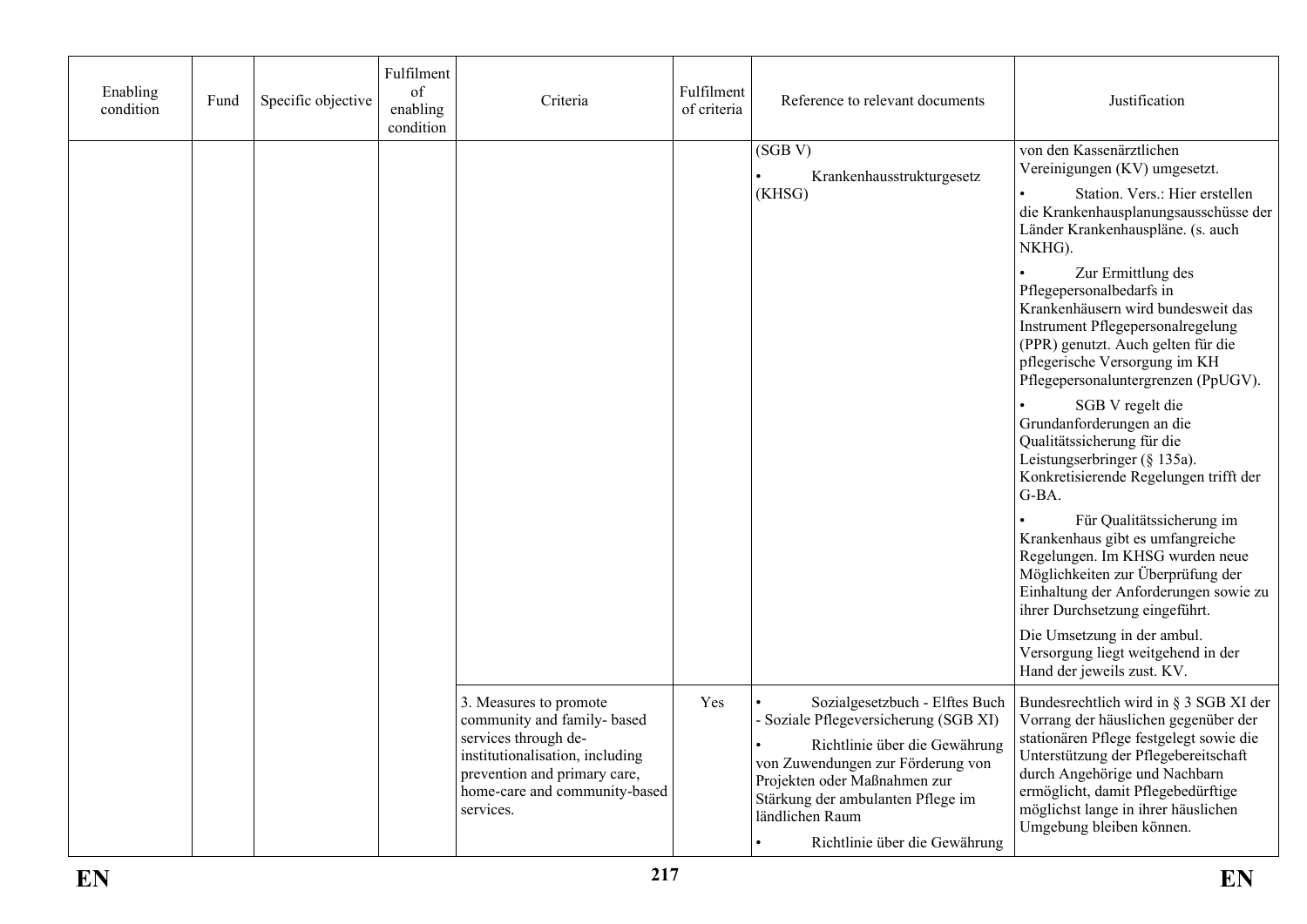| Enabling condition | Fund | Specific objective | Fulfilment of enabling condition | Criteria | Fulfilment of criteria | Reference to relevant documents | Justification |
|---|---|---|---|---|---|---|---|
| | | | | | | (SGB V)<br>• Krankenhausstrukturgesetz (KHSG) | von den Kassenärztlichen Vereinigungen (KV) umgesetzt.<br>• Station. Vers.: Hier erstellen die Krankenhausplanungsausschüsse der Länder Krankenhauspläne. (s. auch NKHG).<br>• Zur Ermittlung des Pflegepersonalbedarfs in Krankenhäusern wird bundesweit das Instrument Pflegepersonalregelung (PPR) genutzt. Auch gelten für die pflegerische Versorgung im KH Pflegepersonaluntergrenzen (PpUGV).<br>• SGB V regelt die Grundanforderungen an die Qualitätssicherung für die Leistungserbringer (§ 135a). Konkretisierende Regelungen trifft der G-BA.<br>• Für Qualitätssicherung im Krankenhaus gibt es umfangreiche Regelungen. Im KHSG wurden neue Möglichkeiten zur Überprüfung der Einhaltung der Anforderungen sowie zu ihrer Durchsetzung eingeführt.<br>Die Umsetzung in der ambul. Versorgung liegt weitgehend in der Hand der jeweils zust. KV. |
| | | | | 3. Measures to promote community and family- based services through de-institutionalisation, including prevention and primary care, home-care and community-based services. | Yes | • Sozialgesetzbuch - Elftes Buch - Soziale Pflegeversicherung (SGB XI)<br>• Richtlinie über die Gewährung von Zuwendungen zur Förderung von Projekten oder Maßnahmen zur Stärkung der ambulanten Pflege im ländlichen Raum<br>• Richtlinie über die Gewährung | Bundesrechtlich wird in § 3 SGB XI der Vorrang der häuslichen gegenüber der stationären Pflege festgelegt sowie die Unterstützung der Pflegebereitschaft durch Angehörige und Nachbarn ermöglicht, damit Pflegebedürftige möglichst lange in ihrer häuslichen Umgebung bleiben können. |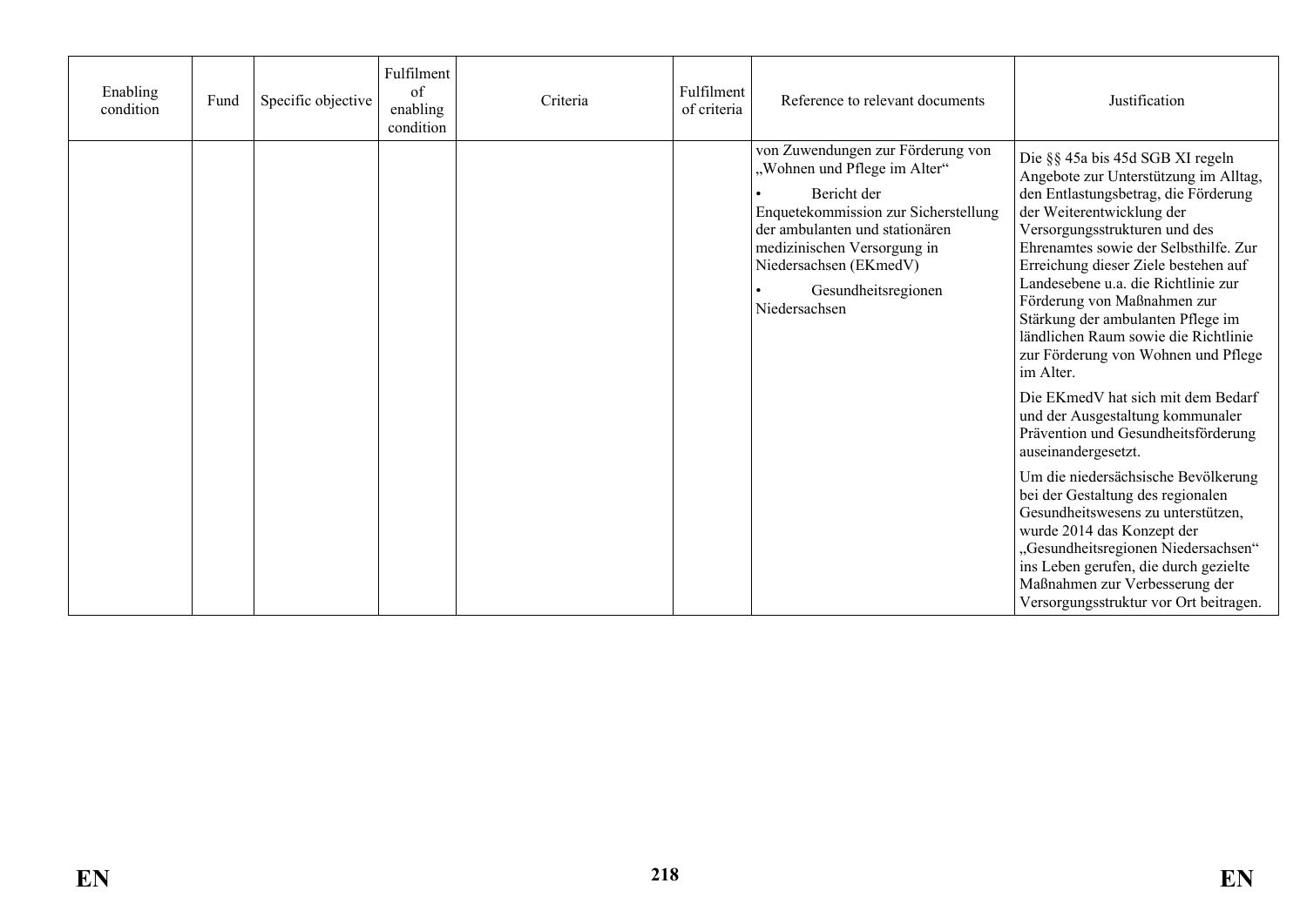| Enabling condition | Fund | Specific objective | Fulfilment of enabling condition | Criteria | Fulfilment of criteria | Reference to relevant documents | Justification |
|---|---|---|---|---|---|---|---|
| | | | | | | von Zuwendungen zur Förderung von „Wohnen und Pflege im Alter“<br>• Bericht der Enquetekommission zur Sicherstellung der ambulanten und stationären medizinischen Versorgung in Niedersachsen (EKmedV)<br>• Gesundheitsregionen Niedersachsen | Die §§ 45a bis 45d SGB XI regeln Angebote zur Unterstützung im Alltag, den Entlastungsbetrag, die Förderung der Weiterentwicklung der Versorgungsstrukturen und des Ehrenamtes sowie der Selbsthilfe. Zur Erreichung dieser Ziele bestehen auf Landesebene u.a. die Richtlinie zur Förderung von Maßnahmen zur Stärkung der ambulanten Pflege im ländlichen Raum sowie die Richtlinie zur Förderung von Wohnen und Pflege im Alter.<br>Die EKmedV hat sich mit dem Bedarf und der Ausgestaltung kommunaler Prävention und Gesundheitsförderung auseinandergesetzt.<br>Um die niedersächsische Bevölkerung bei der Gestaltung des regionalen Gesundheitswesens zu unterstützen, wurde 2014 das Konzept der „Gesundheitsregionen Niedersachsen“ ins Leben gerufen, die durch gezielte Maßnahmen zur Verbesserung der Versorgungsstruktur vor Ort beitragen. |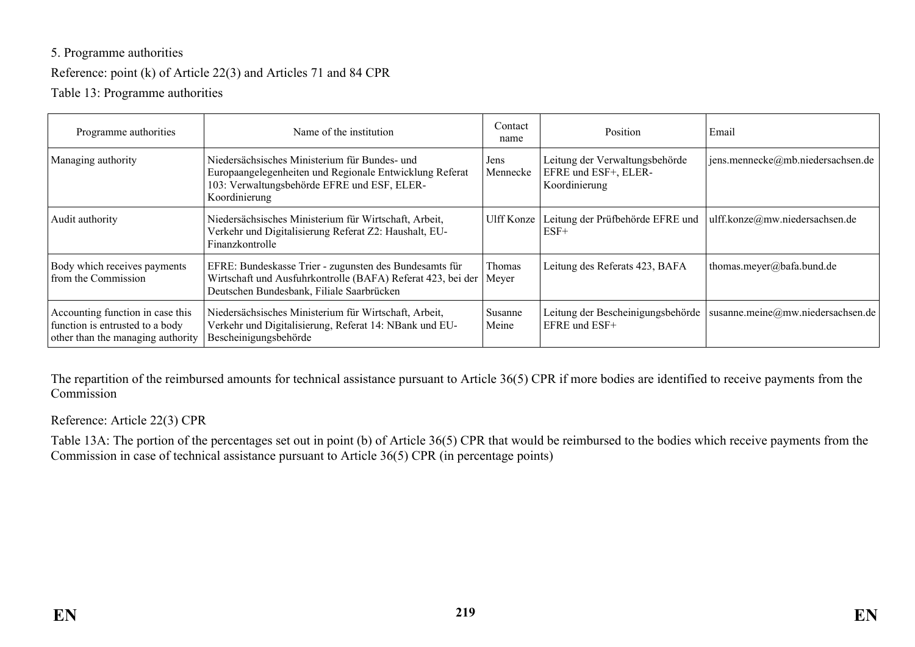5. Programme authorities

Reference: point (k) of Article 22(3) and Articles 71 and 84 CPR

Table 13: Programme authorities

| Programme authorities | Name of the institution | Contact name | Position | Email |
|---|---|---|---|---|
| Managing authority | Niedersächsisches Ministerium für Bundes- und Europaangelegenheiten und Regionale Entwicklung Referat 103: Verwaltungsbehörde EFRE und ESF, ELER-Koordinierung | Jens Mennecke | Leitung der Verwaltungsbehörde EFRE und ESF+, ELER-Koordinierung | jens.mennecke@mb.niedersachsen.de |
| Audit authority | Niedersächsisches Ministerium für Wirtschaft, Arbeit, Verkehr und Digitalisierung Referat Z2: Haushalt, EU-Finanzkontrolle | Ulff Konze | Leitung der Prüfbehörde EFRE und ESF+ | ulff.konze@mw.niedersachsen.de |
| Body which receives payments from the Commission | EFRE: Bundeskasse Trier - zugunsten des Bundesamts für Wirtschaft und Ausfuhrkontrolle (BAFA) Referat 423, bei der Deutschen Bundesbank, Filiale Saarbrücken | Thomas Meyer | Leitung des Referats 423, BAFA | thomas.meyer@bafa.bund.de |
| Accounting function in case this function is entrusted to a body other than the managing authority | Niedersächsisches Ministerium für Wirtschaft, Arbeit, Verkehr und Digitalisierung, Referat 14: NBank und EU-Bescheinigungsbehörde | Susanne Meine | Leitung der Bescheinigungsbehörde EFRE und ESF+ | susanne.meine@mw.niedersachsen.de |

The repartition of the reimbursed amounts for technical assistance pursuant to Article 36(5) CPR if more bodies are identified to receive payments from the Commission

Reference: Article 22(3) CPR

Table 13A: The portion of the percentages set out in point (b) of Article 36(5) CPR that would be reimbursed to the bodies which receive payments from the Commission in case of technical assistance pursuant to Article 36(5) CPR (in percentage points)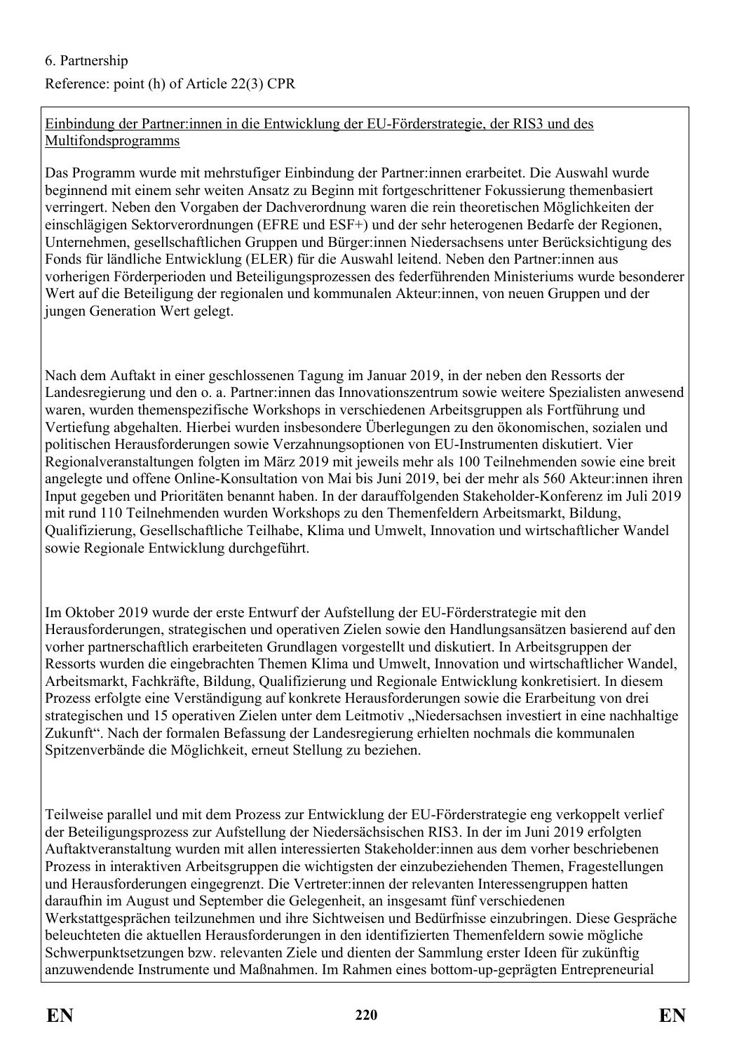6. Partnership

Reference: point (h) of Article 22(3) CPR

Einbindung der Partner:innen in die Entwicklung der EU-Förderstrategie, der RIS3 und des Multifondsprogramms

Das Programm wurde mit mehrstufiger Einbindung der Partner:innen erarbeitet. Die Auswahl wurde beginnend mit einem sehr weiten Ansatz zu Beginn mit fortgeschrittener Fokussierung themenbasiert verringert. Neben den Vorgaben der Dachverordnung waren die rein theoretischen Möglichkeiten der einschlägigen Sektorverordnungen (EFRE und ESF+) und der sehr heterogenen Bedarfe der Regionen, Unternehmen, gesellschaftlichen Gruppen und Bürger:innen Niedersachsens unter Berücksichtigung des Fonds für ländliche Entwicklung (ELER) für die Auswahl leitend. Neben den Partner:innen aus vorherigen Förderperioden und Beteiligungsprozessen des federführenden Ministeriums wurde besonderer Wert auf die Beteiligung der regionalen und kommunalen Akteur:innen, von neuen Gruppen und der jungen Generation Wert gelegt.

Nach dem Auftakt in einer geschlossenen Tagung im Januar 2019, in der neben den Ressorts der Landesregierung und den o. a. Partner:innen das Innovationszentrum sowie weitere Spezialisten anwesend waren, wurden themenspezifische Workshops in verschiedenen Arbeitsgruppen als Fortführung und Vertiefung abgehalten. Hierbei wurden insbesondere Überlegungen zu den ökonomischen, sozialen und politischen Herausforderungen sowie Verzahnungsoptionen von EU-Instrumenten diskutiert. Vier Regionalveranstaltungen folgten im März 2019 mit jeweils mehr als 100 Teilnehmenden sowie eine breit angelegte und offene Online-Konsultation von Mai bis Juni 2019, bei der mehr als 560 Akteur:innen ihren Input gegeben und Prioritäten benannt haben. In der darauffolgenden Stakeholder-Konferenz im Juli 2019 mit rund 110 Teilnehmenden wurden Workshops zu den Themenfeldern Arbeitsmarkt, Bildung, Qualifizierung, Gesellschaftliche Teilhabe, Klima und Umwelt, Innovation und wirtschaftlicher Wandel sowie Regionale Entwicklung durchgeführt.

Im Oktober 2019 wurde der erste Entwurf der Aufstellung der EU-Förderstrategie mit den Herausforderungen, strategischen und operativen Zielen sowie den Handlungsansätzen basierend auf den vorher partnerschaftlich erarbeiteten Grundlagen vorgestellt und diskutiert. In Arbeitsgruppen der Ressorts wurden die eingebrachten Themen Klima und Umwelt, Innovation und wirtschaftlicher Wandel, Arbeitsmarkt, Fachkräfte, Bildung, Qualifizierung und Regionale Entwicklung konkretisiert. In diesem Prozess erfolgte eine Verständigung auf konkrete Herausforderungen sowie die Erarbeitung von drei strategischen und 15 operativen Zielen unter dem Leitmotiv „Niedersachsen investiert in eine nachhaltige Zukunft". Nach der formalen Befassung der Landesregierung erhielten nochmals die kommunalen Spitzenverbände die Möglichkeit, erneut Stellung zu beziehen.

Teilweise parallel und mit dem Prozess zur Entwicklung der EU-Förderstrategie eng verkoppelt verlief der Beteiligungsprozess zur Aufstellung der Niedersächsischen RIS3. In der im Juni 2019 erfolgten Auftaktveranstaltung wurden mit allen interessierten Stakeholder:innen aus dem vorher beschriebenen Prozess in interaktiven Arbeitsgruppen die wichtigsten der einzubeziehenden Themen, Fragestellungen und Herausforderungen eingegrenzt. Die Vertreter:innen der relevanten Interessengruppen hatten daraufhin im August und September die Gelegenheit, an insgesamt fünf verschiedenen Werkstattgesprächen teilzunehmen und ihre Sichtweisen und Bedürfnisse einzubringen. Diese Gespräche beleuchteten die aktuellen Herausforderungen in den identifizierten Themenfeldern sowie mögliche Schwerpunktsetzungen bzw. relevanten Ziele und dienten der Sammlung erster Ideen für zukünftig anzuwendende Instrumente und Maßnahmen. Im Rahmen eines bottom-up-geprägten Entrepreneurial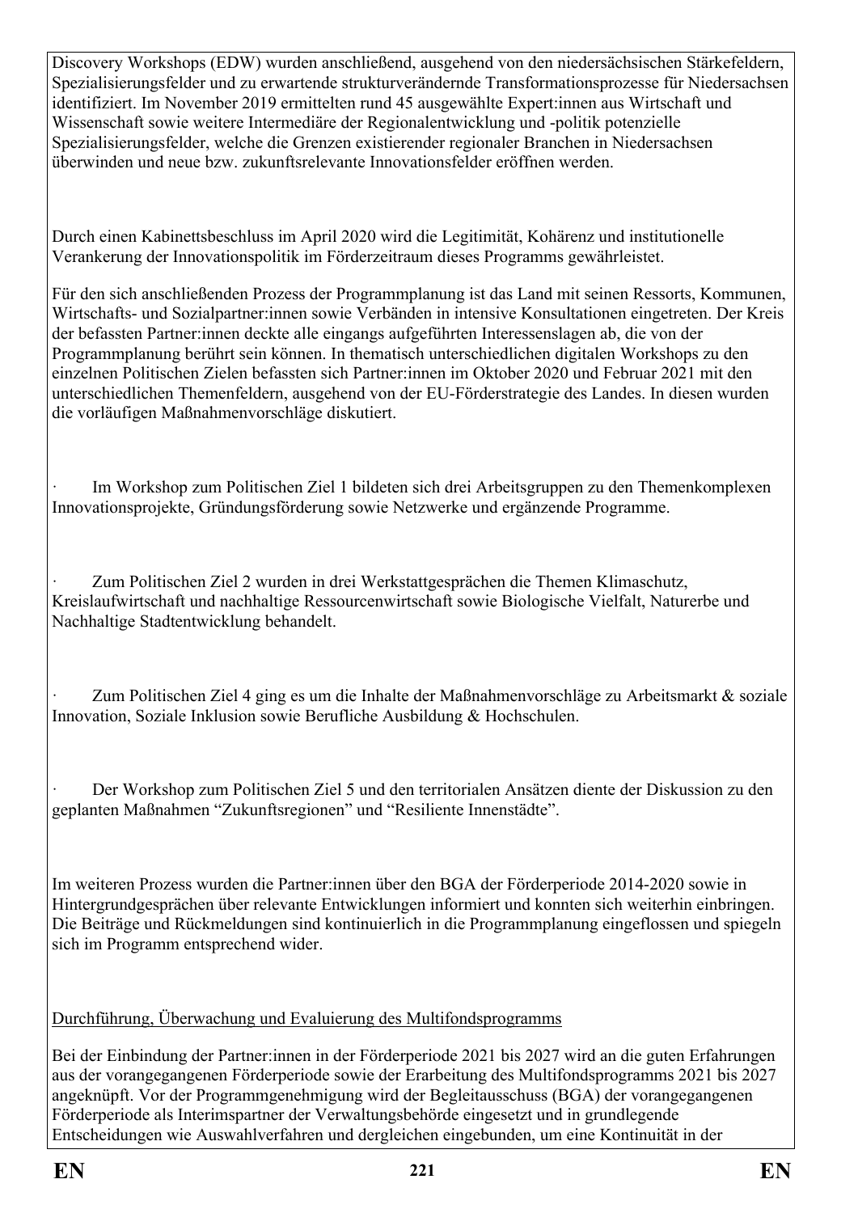Discovery Workshops (EDW) wurden anschließend, ausgehend von den niedersächsischen Stärkefeldern, Spezialisierungsfelder und zu erwartende strukturverändernde Transformationsprozesse für Niedersachsen identifiziert. Im November 2019 ermittelten rund 45 ausgewählte Expert:innen aus Wirtschaft und Wissenschaft sowie weitere Intermediäre der Regionalentwicklung und -politik potenzielle Spezialisierungsfelder, welche die Grenzen existierender regionaler Branchen in Niedersachsen überwinden und neue bzw. zukunftsrelevante Innovationsfelder eröffnen werden.

Durch einen Kabinettsbeschluss im April 2020 wird die Legitimität, Kohärenz und institutionelle Verankerung der Innovationspolitik im Förderzeitraum dieses Programms gewährleistet.

Für den sich anschließenden Prozess der Programmplanung ist das Land mit seinen Ressorts, Kommunen, Wirtschafts- und Sozialpartner:innen sowie Verbänden in intensive Konsultationen eingetreten. Der Kreis der befassten Partner:innen deckte alle eingangs aufgeführten Interessenslagen ab, die von der Programmplanung berührt sein können. In thematisch unterschiedlichen digitalen Workshops zu den einzelnen Politischen Zielen befassten sich Partner:innen im Oktober 2020 und Februar 2021 mit den unterschiedlichen Themenfeldern, ausgehend von der EU-Förderstrategie des Landes. In diesen wurden die vorläufigen Maßnahmenvorschläge diskutiert.

- Im Workshop zum Politischen Ziel 1 bildeten sich drei Arbeitsgruppen zu den Themenkomplexen Innovationsprojekte, Gründungsförderung sowie Netzwerke und ergänzende Programme.

- Zum Politischen Ziel 2 wurden in drei Werkstattgesprächen die Themen Klimaschutz, Kreislaufwirtschaft und nachhaltige Ressourcenwirtschaft sowie Biologische Vielfalt, Naturerbe und Nachhaltige Stadtentwicklung behandelt.

- Zum Politischen Ziel 4 ging es um die Inhalte der Maßnahmenvorschläge zu Arbeitsmarkt & soziale Innovation, Soziale Inklusion sowie Berufliche Ausbildung & Hochschulen.

- Der Workshop zum Politischen Ziel 5 und den territorialen Ansätzen diente der Diskussion zu den geplanten Maßnahmen "Zukunftsregionen" und "Resiliente Innenstädte".

Im weiteren Prozess wurden die Partner:innen über den BGA der Förderperiode 2014-2020 sowie in Hintergrundgesprächen über relevante Entwicklungen informiert und konnten sich weiterhin einbringen. Die Beiträge und Rückmeldungen sind kontinuierlich in die Programmplanung eingeflossen und spiegeln sich im Programm entsprechend wider.

<u>Durchführung, Überwachung und Evaluierung des Multifondsprogramms</u>

Bei der Einbindung der Partner:innen in der Förderperiode 2021 bis 2027 wird an die guten Erfahrungen aus der vorangegangenen Förderperiode sowie der Erarbeitung des Multifondsprogramms 2021 bis 2027 angeknüpft. Vor der Programmgenehmigung wird der Begleitausschuss (BGA) der vorangegangenen Förderperiode als Interimspartner der Verwaltungsbehörde eingesetzt und in grundlegende Entscheidungen wie Auswahlverfahren und dergleichen eingebunden, um eine Kontinuität in der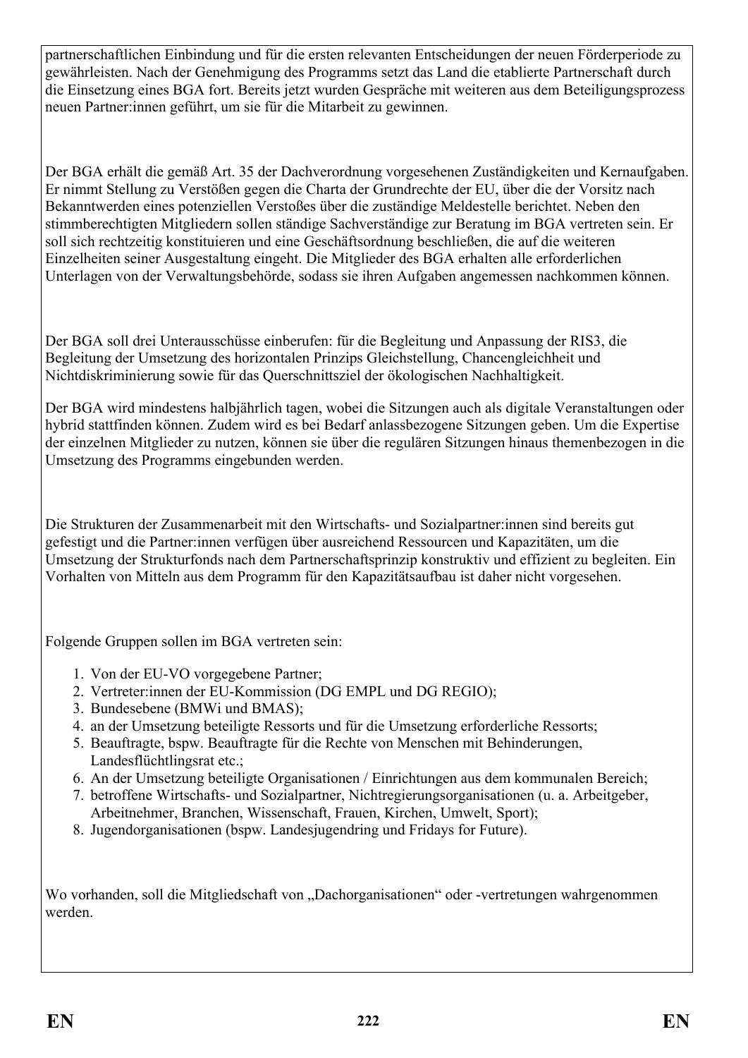partnerschaftlichen Einbindung und für die ersten relevanten Entscheidungen der neuen Förderperiode zu gewährleisten. Nach der Genehmigung des Programms setzt das Land die etablierte Partnerschaft durch die Einsetzung eines BGA fort. Bereits jetzt wurden Gespräche mit weiteren aus dem Beteiligungsprozess neuen Partner:innen geführt, um sie für die Mitarbeit zu gewinnen.

Der BGA erhält die gemäß Art. 35 der Dachverordnung vorgesehenen Zuständigkeiten und Kernaufgaben. Er nimmt Stellung zu Verstößen gegen die Charta der Grundrechte der EU, über die der Vorsitz nach Bekanntwerden eines potenziellen Verstoßes über die zuständige Meldestelle berichtet. Neben den stimmberechtigten Mitgliedern sollen ständige Sachverständige zur Beratung im BGA vertreten sein. Er soll sich rechtzeitig konstituieren und eine Geschäftsordnung beschließen, die auf die weiteren Einzelheiten seiner Ausgestaltung eingeht. Die Mitglieder des BGA erhalten alle erforderlichen Unterlagen von der Verwaltungsbehörde, sodass sie ihren Aufgaben angemessen nachkommen können.

Der BGA soll drei Unterausschüsse einberufen: für die Begleitung und Anpassung der RIS3, die Begleitung der Umsetzung des horizontalen Prinzips Gleichstellung, Chancengleichheit und Nichtdiskriminierung sowie für das Querschnittsziel der ökologischen Nachhaltigkeit.

Der BGA wird mindestens halbjährlich tagen, wobei die Sitzungen auch als digitale Veranstaltungen oder hybrid stattfinden können. Zudem wird es bei Bedarf anlassbezogene Sitzungen geben. Um die Expertise der einzelnen Mitglieder zu nutzen, können sie über die regulären Sitzungen hinaus themenbezogen in die Umsetzung des Programms eingebunden werden.

Die Strukturen der Zusammenarbeit mit den Wirtschafts- und Sozialpartner:innen sind bereits gut gefestigt und die Partner:innen verfügen über ausreichend Ressourcen und Kapazitäten, um die Umsetzung der Strukturfonds nach dem Partnerschaftsprinzip konstruktiv und effizient zu begleiten. Ein Vorhalten von Mitteln aus dem Programm für den Kapazitätsaufbau ist daher nicht vorgesehen.

Folgende Gruppen sollen im BGA vertreten sein:

1. Von der EU-VO vorgegebene Partner;
2. Vertreter:innen der EU-Kommission (DG EMPL und DG REGIO);
3. Bundesebene (BMWi und BMAS);
4. an der Umsetzung beteiligte Ressorts und für die Umsetzung erforderliche Ressorts;
5. Beauftragte, bspw. Beauftragte für die Rechte von Menschen mit Behinderungen, Landesflüchtlingsrat etc.;
6. An der Umsetzung beteiligte Organisationen / Einrichtungen aus dem kommunalen Bereich;
7. betroffene Wirtschafts- und Sozialpartner, Nichtregierungsorganisationen (u. a. Arbeitgeber, Arbeitnehmer, Branchen, Wissenschaft, Frauen, Kirchen, Umwelt, Sport);
8. Jugendorganisationen (bspw. Landesjugendring und Fridays for Future).

Wo vorhanden, soll die Mitgliedschaft von „Dachorganisationen" oder -vertretungen wahrgenommen werden.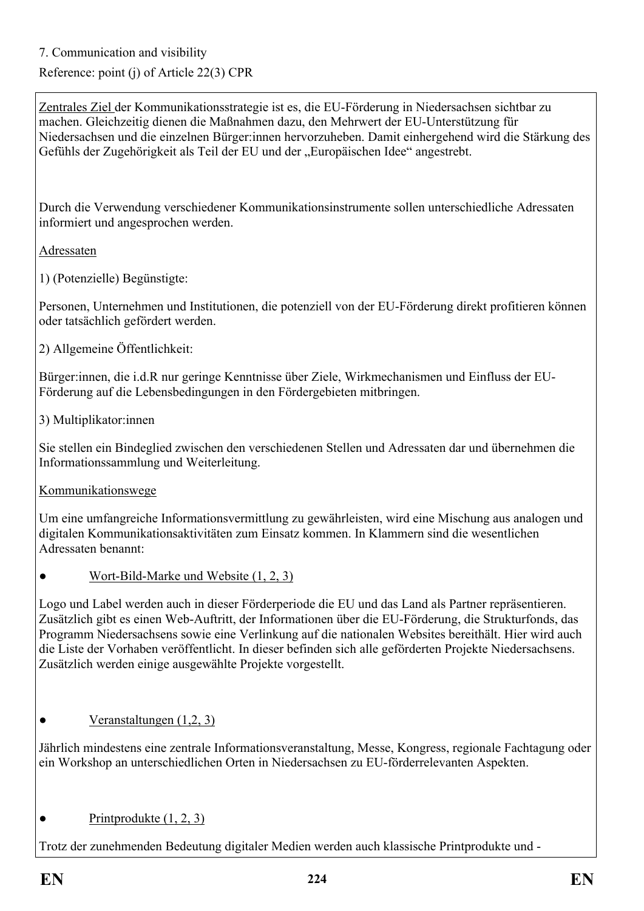7. Communication and visibility

Reference: point (j) of Article 22(3) CPR

Zentrales Ziel der Kommunikationsstrategie ist es, die EU-Förderung in Niedersachsen sichtbar zu machen. Gleichzeitig dienen die Maßnahmen dazu, den Mehrwert der EU-Unterstützung für Niedersachsen und die einzelnen Bürger:innen hervorzuheben. Damit einhergehend wird die Stärkung des Gefühls der Zugehörigkeit als Teil der EU und der „Europäischen Idee" angestrebt.

Durch die Verwendung verschiedener Kommunikationsinstrumente sollen unterschiedliche Adressaten informiert und angesprochen werden.

Adressaten

1) (Potenzielle) Begünstigte:

Personen, Unternehmen und Institutionen, die potenziell von der EU-Förderung direkt profitieren können oder tatsächlich gefördert werden.

2) Allgemeine Öffentlichkeit:

Bürger:innen, die i.d.R nur geringe Kenntnisse über Ziele, Wirkmechanismen und Einfluss der EU-Förderung auf die Lebensbedingungen in den Fördergebieten mitbringen.

3) Multiplikator:innen

Sie stellen ein Bindeglied zwischen den verschiedenen Stellen und Adressaten dar und übernehmen die Informationssammlung und Weiterleitung.

Kommunikationswege

Um eine umfangreiche Informationsvermittlung zu gewährleisten, wird eine Mischung aus analogen und digitalen Kommunikationsaktivitäten zum Einsatz kommen. In Klammern sind die wesentlichen Adressaten benannt:

- Wort-Bild-Marke und Website (1, 2, 3)

Logo und Label werden auch in dieser Förderperiode die EU und das Land als Partner repräsentieren. Zusätzlich gibt es einen Web-Auftritt, der Informationen über die EU-Förderung, die Strukturfonds, das Programm Niedersachsens sowie eine Verlinkung auf die nationalen Websites bereithält. Hier wird auch die Liste der Vorhaben veröffentlicht. In dieser befinden sich alle geförderten Projekte Niedersachsens. Zusätzlich werden einige ausgewählte Projekte vorgestellt.

- Veranstaltungen (1,2, 3)

Jährlich mindestens eine zentrale Informationsveranstaltung, Messe, Kongress, regionale Fachtagung oder ein Workshop an unterschiedlichen Orten in Niedersachsen zu EU-förderrelevanten Aspekten.

- Printprodukte (1, 2, 3)

Trotz der zunehmenden Bedeutung digitaler Medien werden auch klassische Printprodukte und -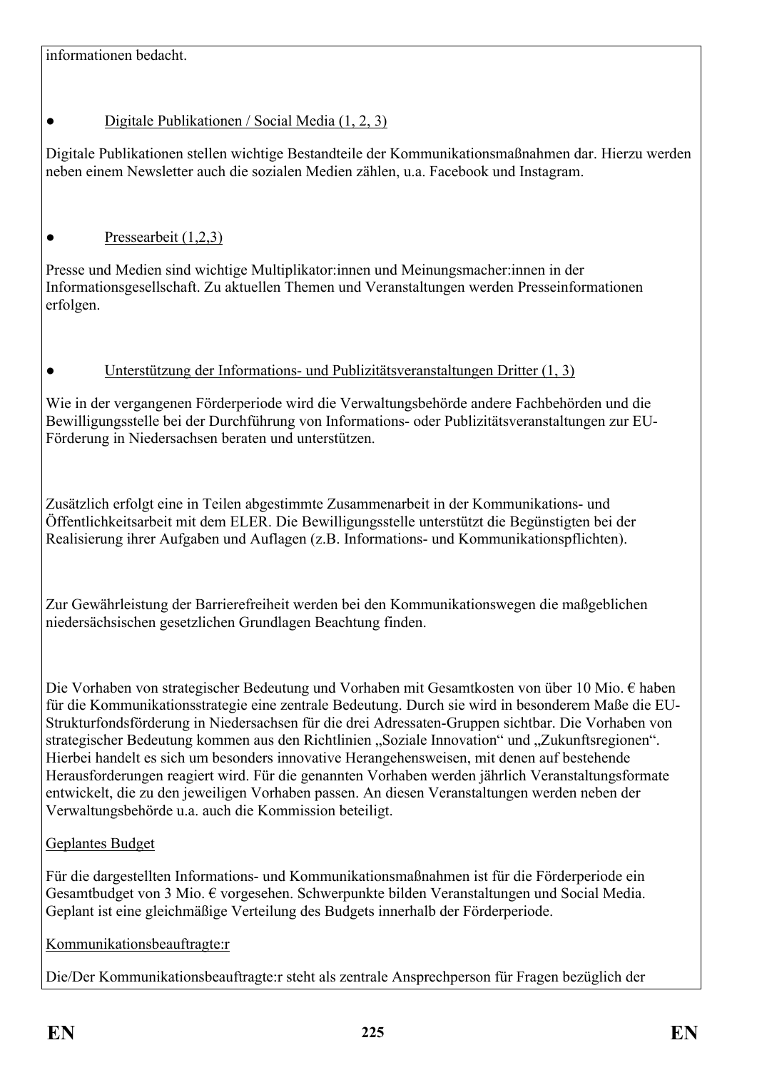informationen bedacht.

- Digitale Publikationen / Social Media (1, 2, 3)

Digitale Publikationen stellen wichtige Bestandteile der Kommunikationsmaßnahmen dar. Hierzu werden neben einem Newsletter auch die sozialen Medien zählen, u.a. Facebook und Instagram.

- Pressearbeit (1,2,3)

Presse und Medien sind wichtige Multiplikator:innen und Meinungsmacher:innen in der Informationsgesellschaft. Zu aktuellen Themen und Veranstaltungen werden Presseinformationen erfolgen.

- Unterstützung der Informations- und Publizitätsveranstaltungen Dritter (1, 3)

Wie in der vergangenen Förderperiode wird die Verwaltungsbehörde andere Fachbehörden und die Bewilligungsstelle bei der Durchführung von Informations- oder Publizitätsveranstaltungen zur EU-Förderung in Niedersachsen beraten und unterstützen.

Zusätzlich erfolgt eine in Teilen abgestimmte Zusammenarbeit in der Kommunikations- und Öffentlichkeitsarbeit mit dem ELER. Die Bewilligungsstelle unterstützt die Begünstigten bei der Realisierung ihrer Aufgaben und Auflagen (z.B. Informations- und Kommunikationspflichten).

Zur Gewährleistung der Barrierefreiheit werden bei den Kommunikationswegen die maßgeblichen niedersächsischen gesetzlichen Grundlagen Beachtung finden.

Die Vorhaben von strategischer Bedeutung und Vorhaben mit Gesamtkosten von über 10 Mio. € haben für die Kommunikationsstrategie eine zentrale Bedeutung. Durch sie wird in besonderem Maße die EU-Strukturfondsförderung in Niedersachsen für die drei Adressaten-Gruppen sichtbar. Die Vorhaben von strategischer Bedeutung kommen aus den Richtlinien „Soziale Innovation" und „Zukunftsregionen". Hierbei handelt es sich um besonders innovative Herangehensweisen, mit denen auf bestehende Herausforderungen reagiert wird. Für die genannten Vorhaben werden jährlich Veranstaltungsformate entwickelt, die zu den jeweiligen Vorhaben passen. An diesen Veranstaltungen werden neben der Verwaltungsbehörde u.a. auch die Kommission beteiligt.

Geplantes Budget

Für die dargestellten Informations- und Kommunikationsmaßnahmen ist für die Förderperiode ein Gesamtbudget von 3 Mio. € vorgesehen. Schwerpunkte bilden Veranstaltungen und Social Media. Geplant ist eine gleichmäßige Verteilung des Budgets innerhalb der Förderperiode.

Kommunikationsbeauftragte:r

Die/Der Kommunikationsbeauftragte:r steht als zentrale Ansprechperson für Fragen bezüglich der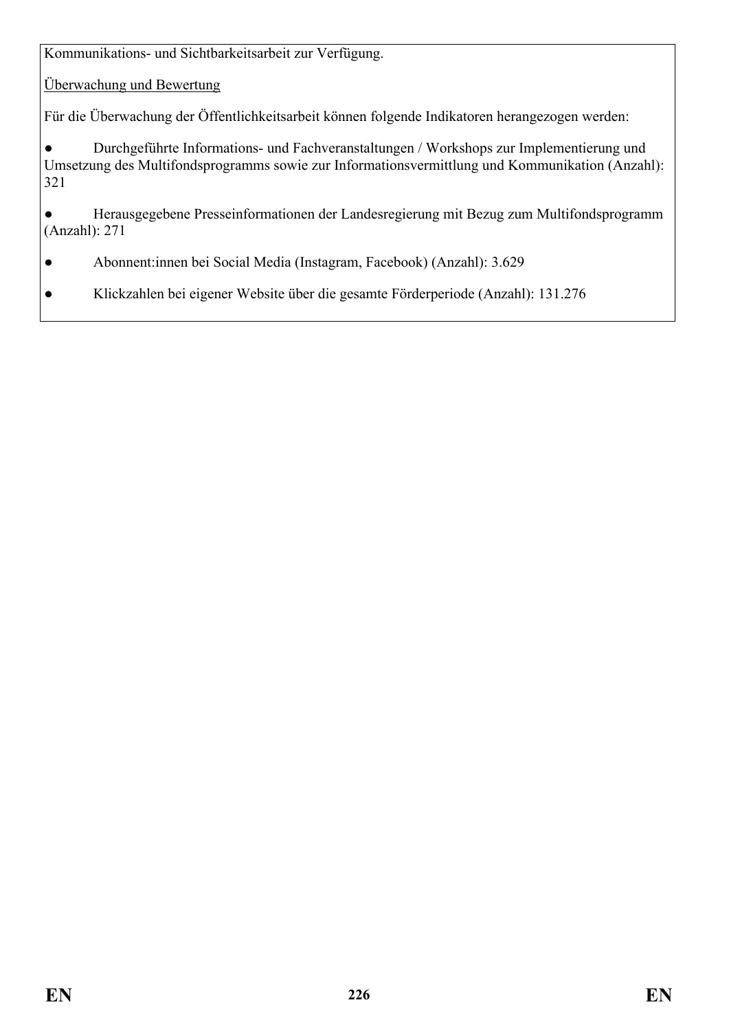Kommunikations- und Sichtbarkeitsarbeit zur Verfügung.

Überwachung und Bewertung

Für die Überwachung der Öffentlichkeitsarbeit können folgende Indikatoren herangezogen werden:

- Durchgeführte Informations- und Fachveranstaltungen / Workshops zur Implementierung und Umsetzung des Multifondsprogramms sowie zur Informationsvermittlung und Kommunikation (Anzahl): 321
- Herausgegebene Presseinformationen der Landesregierung mit Bezug zum Multifondsprogramm (Anzahl): 271
- Abonnent:innen bei Social Media (Instagram, Facebook) (Anzahl): 3.629
- Klickzahlen bei eigener Website über die gesamte Förderperiode (Anzahl): 131.276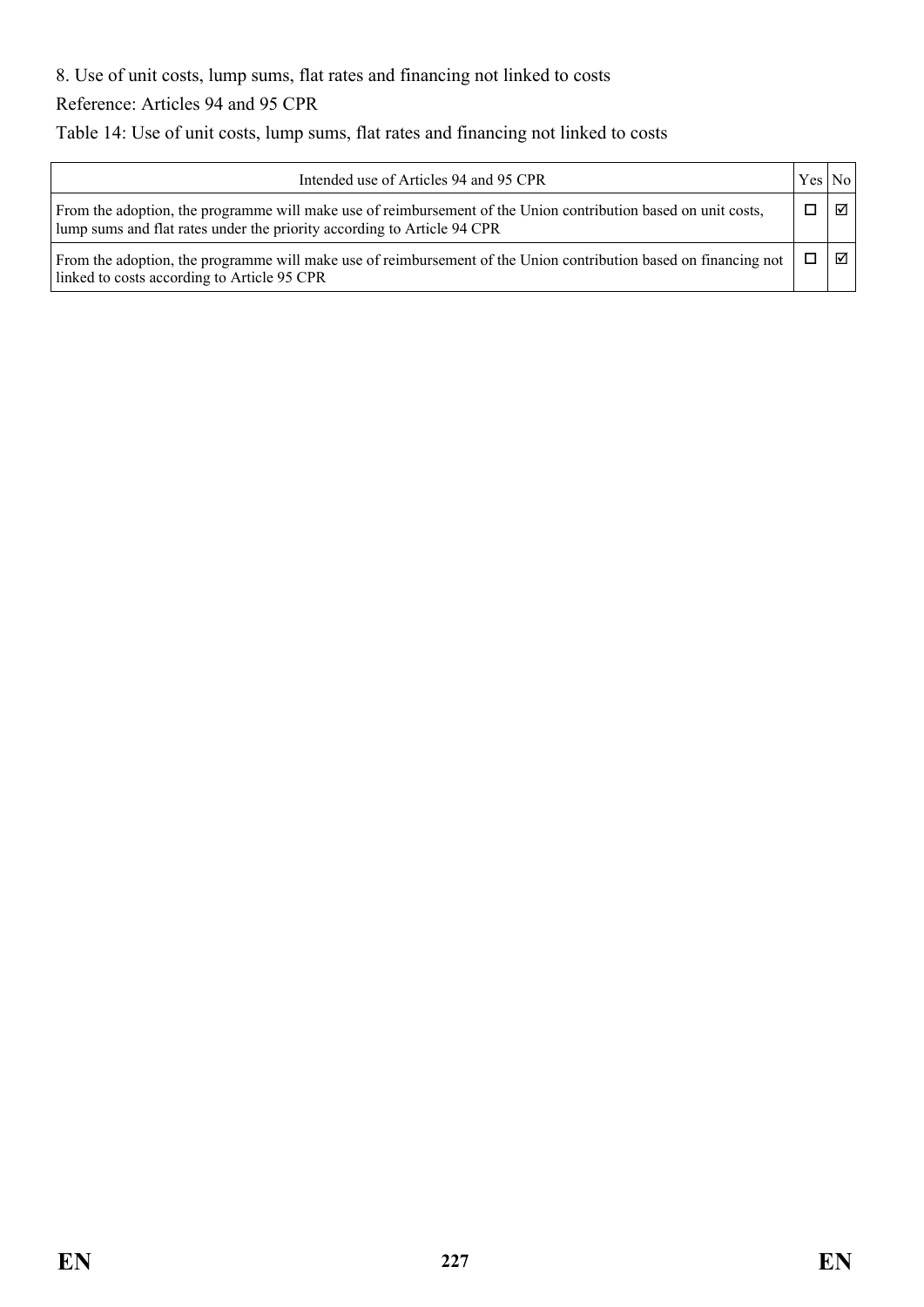8. Use of unit costs, lump sums, flat rates and financing not linked to costs

Reference: Articles 94 and 95 CPR

Table 14: Use of unit costs, lump sums, flat rates and financing not linked to costs

| Intended use of Articles 94 and 95 CPR | Yes | No |
| --- | --- | --- |
| From the adoption, the programme will make use of reimbursement of the Union contribution based on unit costs, lump sums and flat rates under the priority according to Article 94 CPR | ☐ | ☑ |
| From the adoption, the programme will make use of reimbursement of the Union contribution based on financing not linked to costs according to Article 95 CPR | ☐ | ☑ |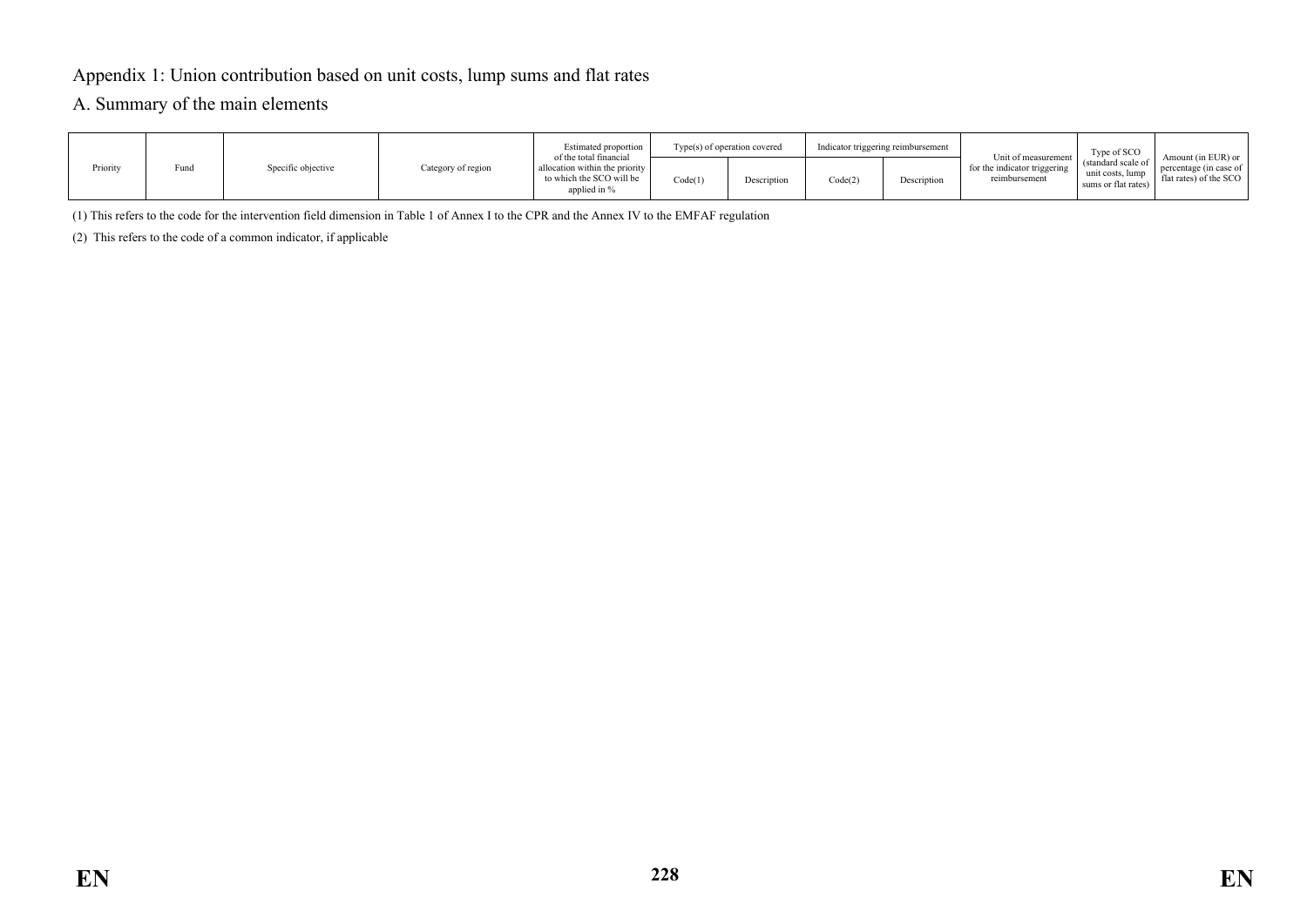## Appendix 1: Union contribution based on unit costs, lump sums and flat rates

### A. Summary of the main elements

| Priority | Fund | Specific objective | Category of region | Estimated proportion of the total financial allocation within the priority to which the SCO will be applied in % | Type(s) of operation covered | | Indicator triggering reimbursement | | Unit of measurement for the indicator triggering reimbursement | Type of SCO (standard scale of unit costs, lump sums or flat rates) | Amount (in EUR) or percentage (in case of flat rates) of the SCO |
|---|---|---|---|---|---|---|---|---|---|---|---|
| | | | | | Code(1) | Description | Code(2) | Description | | | |

(1) This refers to the code for the intervention field dimension in Table 1 of Annex I to the CPR and the Annex IV to the EMFAF regulation

(2) This refers to the code of a common indicator, if applicable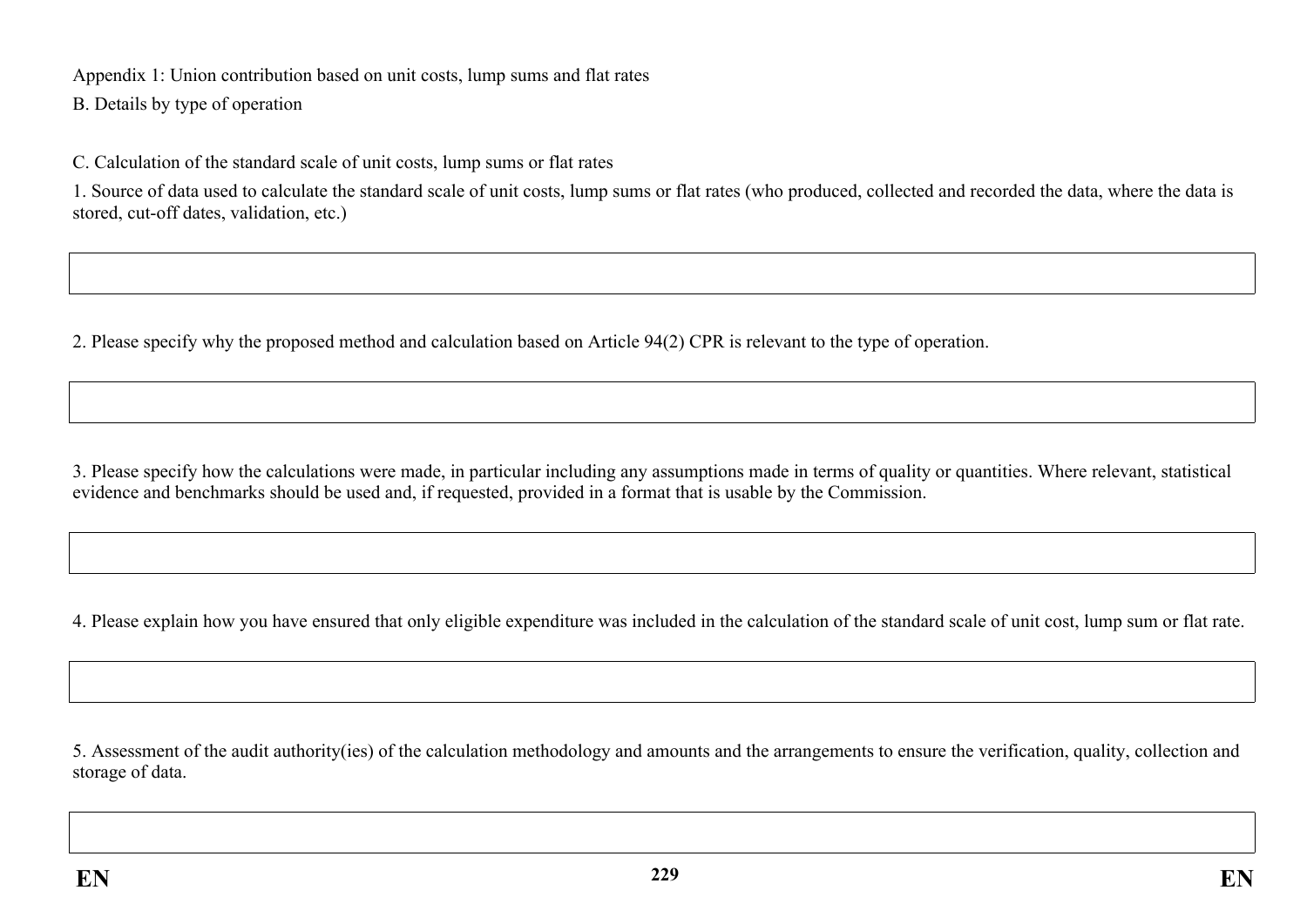Appendix 1: Union contribution based on unit costs, lump sums and flat rates

B. Details by type of operation

C. Calculation of the standard scale of unit costs, lump sums or flat rates

1. Source of data used to calculate the standard scale of unit costs, lump sums or flat rates (who produced, collected and recorded the data, where the data is stored, cut-off dates, validation, etc.)

| |
|---|
| |

2. Please specify why the proposed method and calculation based on Article 94(2) CPR is relevant to the type of operation.

| |
|---|
| |

3. Please specify how the calculations were made, in particular including any assumptions made in terms of quality or quantities. Where relevant, statistical evidence and benchmarks should be used and, if requested, provided in a format that is usable by the Commission.

| |
|---|
| |

4. Please explain how you have ensured that only eligible expenditure was included in the calculation of the standard scale of unit cost, lump sum or flat rate.

| |
|---|
| |

5. Assessment of the audit authority(ies) of the calculation methodology and amounts and the arrangements to ensure the verification, quality, collection and storage of data.

| |
|---|
| |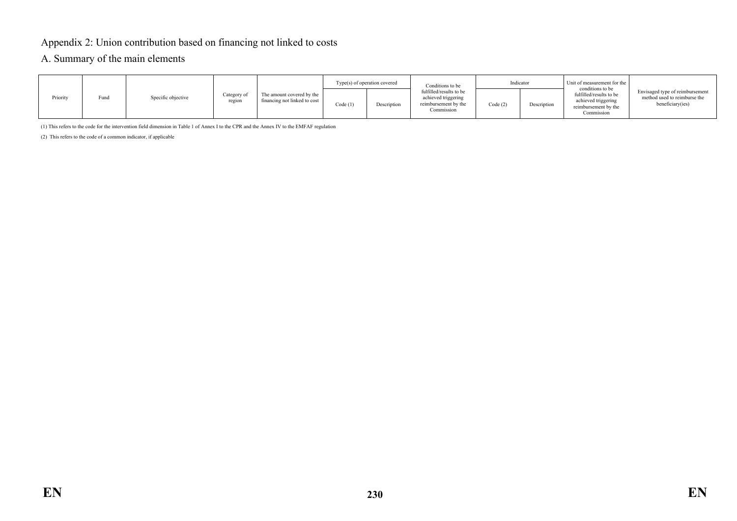## Appendix 2: Union contribution based on financing not linked to costs

### A. Summary of the main elements

| Priority | Fund | Specific objective | Category of region | The amount covered by the financing not linked to cost | Type(s) of operation covered | | Conditions to be fulfilled/results to be achieved triggering reimbursement by the Commission | Indicator | | Unit of measurement for the conditions to be fulfilled/results to be achieved triggering reimbursement by the Commission | Envisaged type of reimbursement method used to reimburse the beneficiary(ies) |
|---|---|---|---|---|---|---|---|---|---|---|---|
| | | | | | Code (1) | Description | | Code (2) | Description | | |

(1) This refers to the code for the intervention field dimension in Table 1 of Annex I to the CPR and the Annex IV to the EMFAF regulation

(2) This refers to the code of a common indicator, if applicable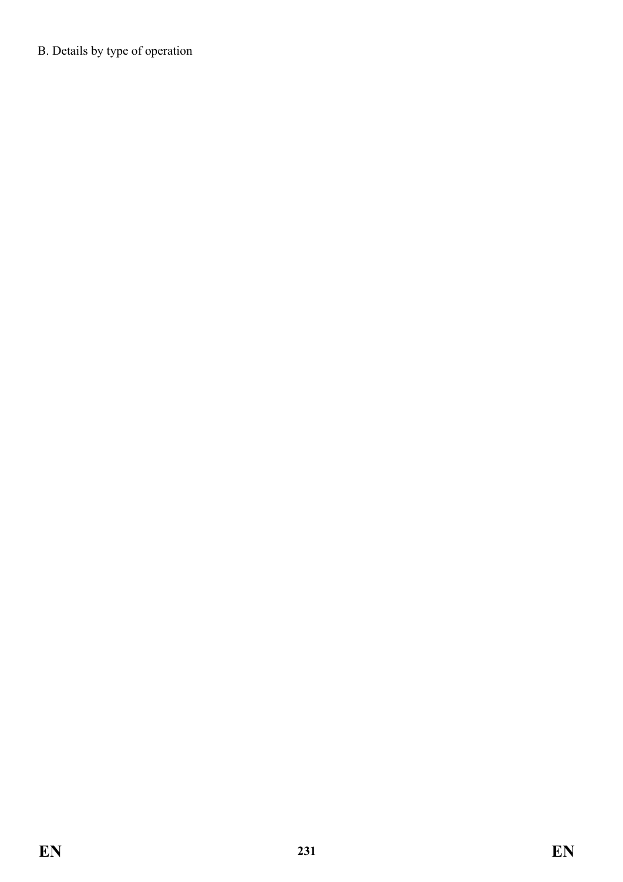B. Details by type of operation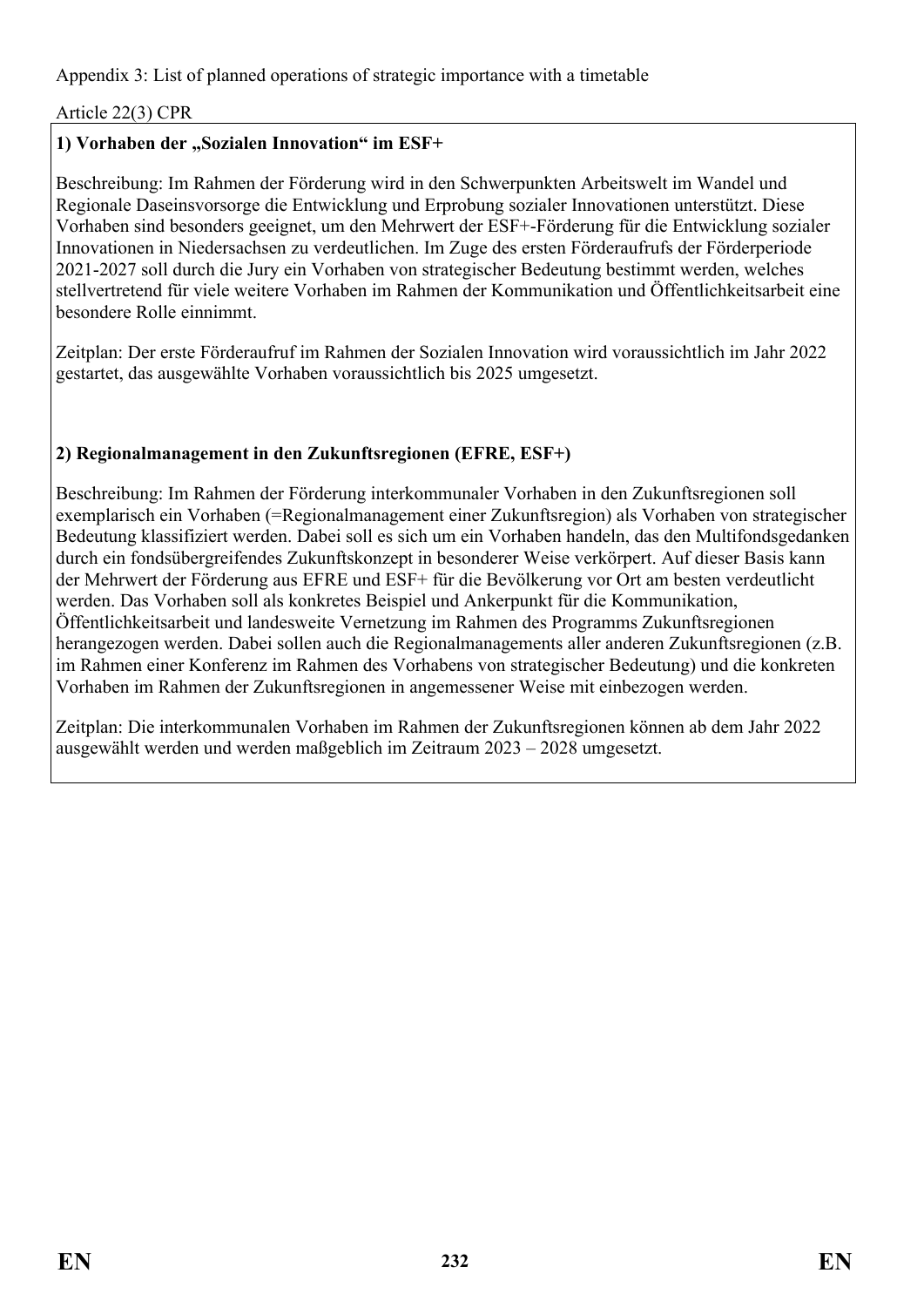Appendix 3: List of planned operations of strategic importance with a timetable

Article 22(3) CPR

**1) Vorhaben der „Sozialen Innovation“ im ESF+**

Beschreibung: Im Rahmen der Förderung wird in den Schwerpunkten Arbeitswelt im Wandel und Regionale Daseinsvorsorge die Entwicklung und Erprobung sozialer Innovationen unterstützt. Diese Vorhaben sind besonders geeignet, um den Mehrwert der ESF+-Förderung für die Entwicklung sozialer Innovationen in Niedersachsen zu verdeutlichen. Im Zuge des ersten Förderaufrufs der Förderperiode 2021-2027 soll durch die Jury ein Vorhaben von strategischer Bedeutung bestimmt werden, welches stellvertretend für viele weitere Vorhaben im Rahmen der Kommunikation und Öffentlichkeitsarbeit eine besondere Rolle einnimmt.

Zeitplan: Der erste Förderaufruf im Rahmen der Sozialen Innovation wird voraussichtlich im Jahr 2022 gestartet, das ausgewählte Vorhaben voraussichtlich bis 2025 umgesetzt.

**2) Regionalmanagement in den Zukunftsregionen (EFRE, ESF+)**

Beschreibung: Im Rahmen der Förderung interkommunaler Vorhaben in den Zukunftsregionen soll exemplarisch ein Vorhaben (=Regionalmanagement einer Zukunftsregion) als Vorhaben von strategischer Bedeutung klassifiziert werden. Dabei soll es sich um ein Vorhaben handeln, das den Multifondsgedanken durch ein fondsübergreifendes Zukunftskonzept in besonderer Weise verkörpert. Auf dieser Basis kann der Mehrwert der Förderung aus EFRE und ESF+ für die Bevölkerung vor Ort am besten verdeutlicht werden. Das Vorhaben soll als konkretes Beispiel und Ankerpunkt für die Kommunikation, Öffentlichkeitsarbeit und landesweite Vernetzung im Rahmen des Programms Zukunftsregionen herangezogen werden. Dabei sollen auch die Regionalmanagements aller anderen Zukunftsregionen (z.B. im Rahmen einer Konferenz im Rahmen des Vorhabens von strategischer Bedeutung) und die konkreten Vorhaben im Rahmen der Zukunftsregionen in angemessener Weise mit einbezogen werden.

Zeitplan: Die interkommunalen Vorhaben im Rahmen der Zukunftsregionen können ab dem Jahr 2022 ausgewählt werden und werden maßgeblich im Zeitraum 2023 – 2028 umgesetzt.